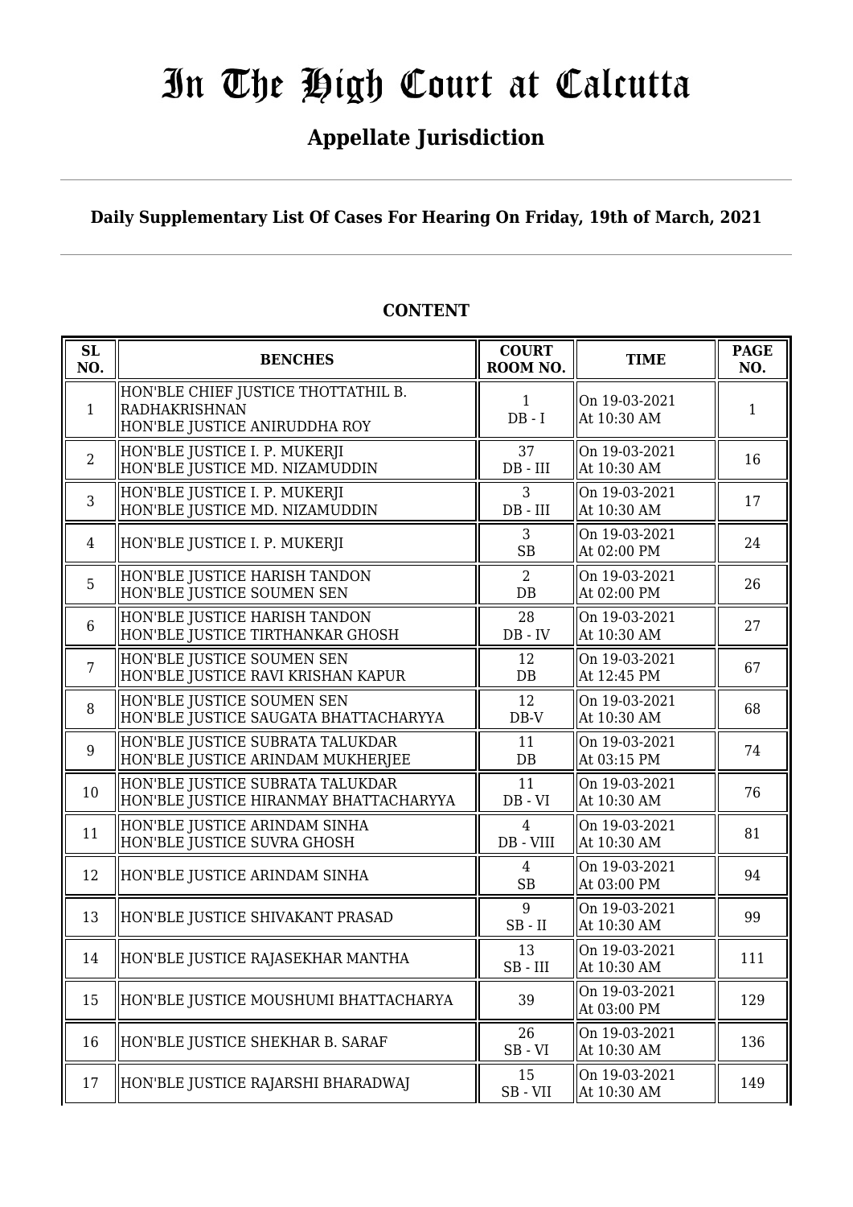# In The High Court at Calcutta

## Appellate Jurisdiction

**Daily Supplementary List Of Cases For Hearing On Friday, 19th of March, 2021**

**CONTENT**

| SL NO. | BENCHES | COURT ROOM NO. | TIME | PAGE NO. |
|---|---|---|---|---|
| 1 | HON'BLE CHIEF JUSTICE THOTTATHIL B. RADHAKRISHNAN<br>HON'BLE JUSTICE ANIRUDDHA ROY | 1<br>DB - I | On 19-03-2021<br>At 10:30 AM | 1 |
| 2 | HON'BLE JUSTICE I. P. MUKERJI<br>HON'BLE JUSTICE MD. NIZAMUDDIN | 37<br>DB - III | On 19-03-2021<br>At 10:30 AM | 16 |
| 3 | HON'BLE JUSTICE I. P. MUKERJI<br>HON'BLE JUSTICE MD. NIZAMUDDIN | 3<br>DB - III | On 19-03-2021<br>At 10:30 AM | 17 |
| 4 | HON'BLE JUSTICE I. P. MUKERJI | 3<br>SB | On 19-03-2021<br>At 02:00 PM | 24 |
| 5 | HON'BLE JUSTICE HARISH TANDON<br>HON'BLE JUSTICE SOUMEN SEN | 2<br>DB | On 19-03-2021<br>At 02:00 PM | 26 |
| 6 | HON'BLE JUSTICE HARISH TANDON<br>HON'BLE JUSTICE TIRTHANKAR GHOSH | 28<br>DB - IV | On 19-03-2021<br>At 10:30 AM | 27 |
| 7 | HON'BLE JUSTICE SOUMEN SEN<br>HON'BLE JUSTICE RAVI KRISHAN KAPUR | 12<br>DB | On 19-03-2021<br>At 12:45 PM | 67 |
| 8 | HON'BLE JUSTICE SOUMEN SEN<br>HON'BLE JUSTICE SAUGATA BHATTACHARYYA | 12<br>DB-V | On 19-03-2021<br>At 10:30 AM | 68 |
| 9 | HON'BLE JUSTICE SUBRATA TALUKDAR<br>HON'BLE JUSTICE ARINDAM MUKHERJEE | 11<br>DB | On 19-03-2021<br>At 03:15 PM | 74 |
| 10 | HON'BLE JUSTICE SUBRATA TALUKDAR<br>HON'BLE JUSTICE HIRANMAY BHATTACHARYYA | 11<br>DB - VI | On 19-03-2021<br>At 10:30 AM | 76 |
| 11 | HON'BLE JUSTICE ARINDAM SINHA<br>HON'BLE JUSTICE SUVRA GHOSH | 4<br>DB - VIII | On 19-03-2021<br>At 10:30 AM | 81 |
| 12 | HON'BLE JUSTICE ARINDAM SINHA | 4<br>SB | On 19-03-2021<br>At 03:00 PM | 94 |
| 13 | HON'BLE JUSTICE SHIVAKANT PRASAD | 9<br>SB - II | On 19-03-2021<br>At 10:30 AM | 99 |
| 14 | HON'BLE JUSTICE RAJASEKHAR MANTHA | 13<br>SB - III | On 19-03-2021<br>At 10:30 AM | 111 |
| 15 | HON'BLE JUSTICE MOUSHUMI BHATTACHARYA | 39 | On 19-03-2021<br>At 03:00 PM | 129 |
| 16 | HON'BLE JUSTICE SHEKHAR B. SARAF | 26<br>SB - VI | On 19-03-2021<br>At 10:30 AM | 136 |
| 17 | HON'BLE JUSTICE RAJARSHI BHARADWAJ | 15<br>SB - VII | On 19-03-2021<br>At 10:30 AM | 149 |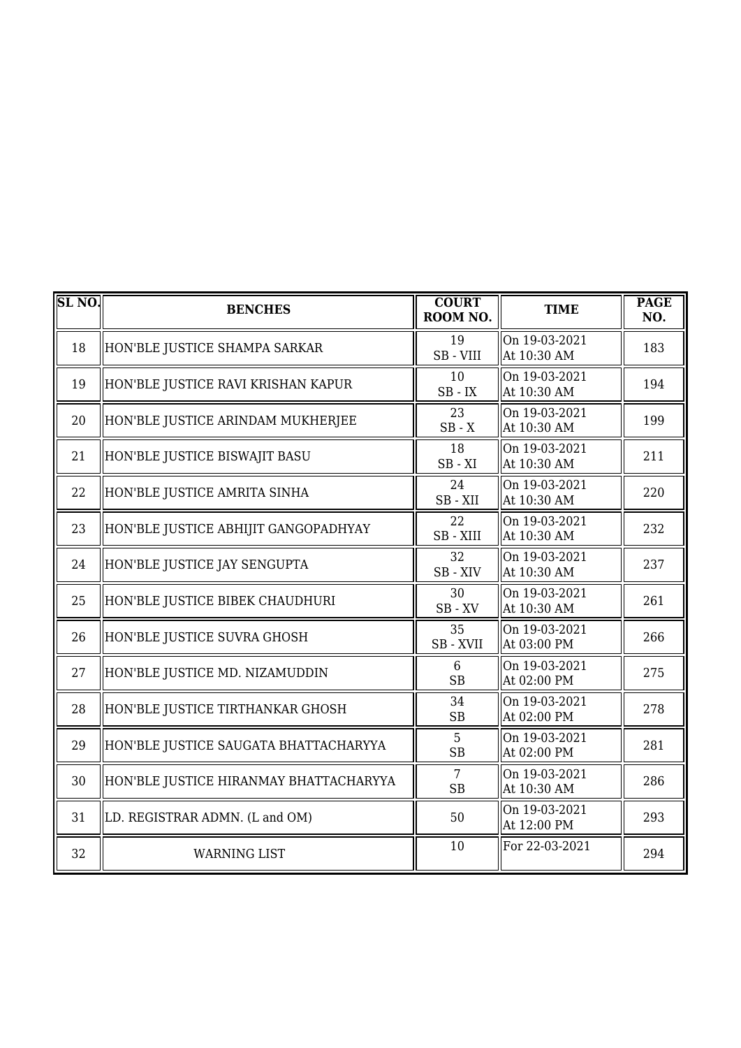| SL NO. | BENCHES | COURT ROOM NO. | TIME | PAGE NO. |
| --- | --- | --- | --- | --- |
| 18 | HON'BLE JUSTICE SHAMPA SARKAR | 19<br>SB - VIII | On 19-03-2021<br>At 10:30 AM | 183 |
| 19 | HON'BLE JUSTICE RAVI KRISHAN KAPUR | 10<br>SB - IX | On 19-03-2021<br>At 10:30 AM | 194 |
| 20 | HON'BLE JUSTICE ARINDAM MUKHERJEE | 23<br>SB - X | On 19-03-2021<br>At 10:30 AM | 199 |
| 21 | HON'BLE JUSTICE BISWAJIT BASU | 18<br>SB - XI | On 19-03-2021<br>At 10:30 AM | 211 |
| 22 | HON'BLE JUSTICE AMRITA SINHA | 24<br>SB - XII | On 19-03-2021<br>At 10:30 AM | 220 |
| 23 | HON'BLE JUSTICE ABHIJIT GANGOPADHYAY | 22<br>SB - XIII | On 19-03-2021<br>At 10:30 AM | 232 |
| 24 | HON'BLE JUSTICE JAY SENGUPTA | 32<br>SB - XIV | On 19-03-2021<br>At 10:30 AM | 237 |
| 25 | HON'BLE JUSTICE BIBEK CHAUDHURI | 30<br>SB - XV | On 19-03-2021<br>At 10:30 AM | 261 |
| 26 | HON'BLE JUSTICE SUVRA GHOSH | 35<br>SB - XVII | On 19-03-2021<br>At 03:00 PM | 266 |
| 27 | HON'BLE JUSTICE MD. NIZAMUDDIN | 6<br>SB | On 19-03-2021<br>At 02:00 PM | 275 |
| 28 | HON'BLE JUSTICE TIRTHANKAR GHOSH | 34<br>SB | On 19-03-2021<br>At 02:00 PM | 278 |
| 29 | HON'BLE JUSTICE SAUGATA BHATTACHARYYA | 5<br>SB | On 19-03-2021<br>At 02:00 PM | 281 |
| 30 | HON'BLE JUSTICE HIRANMAY BHATTACHARYYA | 7<br>SB | On 19-03-2021<br>At 10:30 AM | 286 |
| 31 | LD. REGISTRAR ADMN. (L and OM) | 50 | On 19-03-2021<br>At 12:00 PM | 293 |
| 32 | WARNING LIST | 10 | For 22-03-2021 | 294 |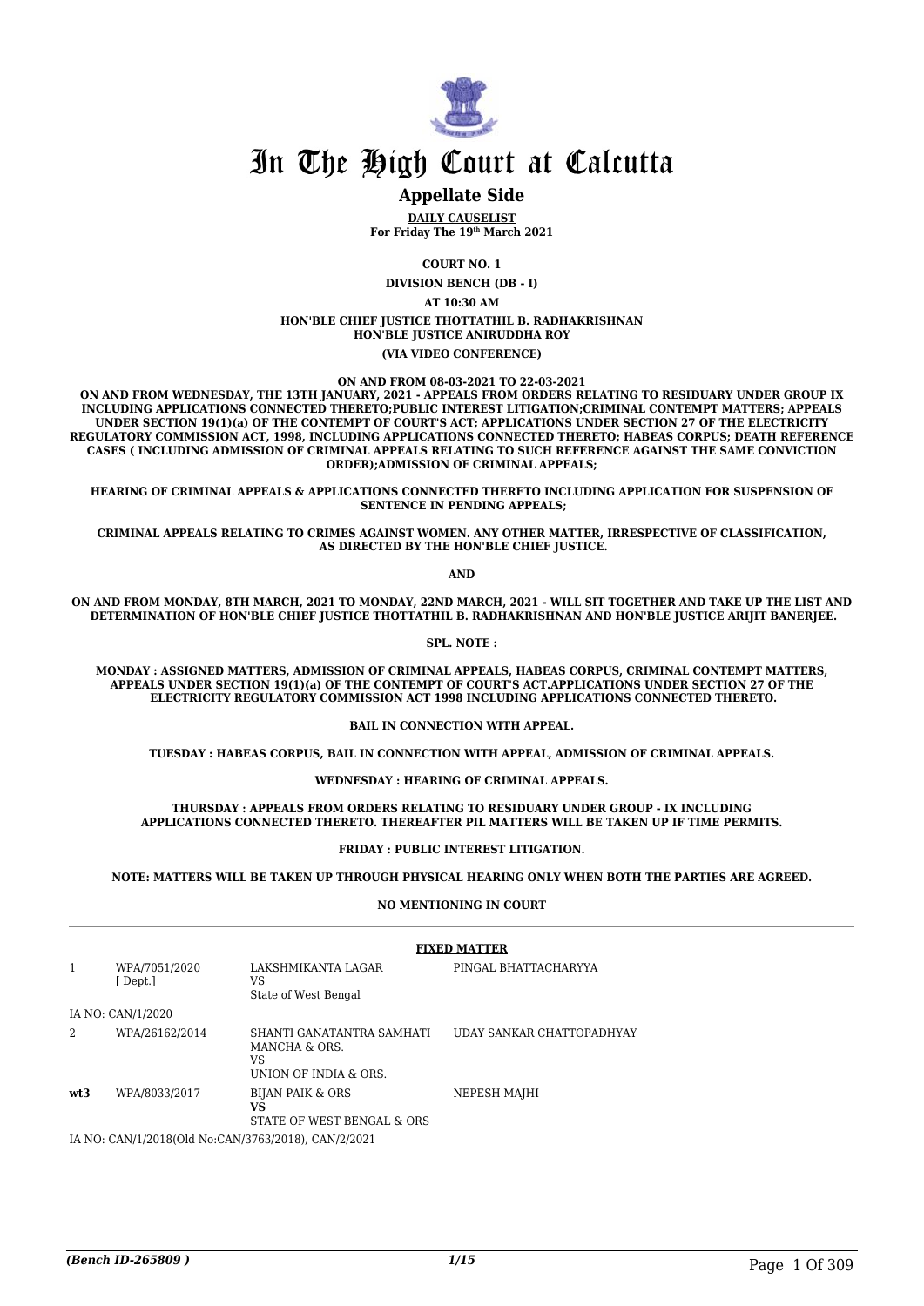# In The High Court at Calcutta

## Appellate Side

**DAILY CAUSELIST**
**For Friday The 19th March 2021**

**COURT NO. 1**

**DIVISION BENCH (DB - I)**

**AT 10:30 AM**

**HON'BLE CHIEF JUSTICE THOTTATHIL B. RADHAKRISHNAN**
**HON'BLE JUSTICE ANIRUDDHA ROY**

**(VIA VIDEO CONFERENCE)**

**ON AND FROM 08-03-2021 TO 22-03-2021**

**ON AND FROM WEDNESDAY, THE 13TH JANUARY, 2021 - APPEALS FROM ORDERS RELATING TO RESIDUARY UNDER GROUP IX INCLUDING APPLICATIONS CONNECTED THERETO;PUBLIC INTEREST LITIGATION;CRIMINAL CONTEMPT MATTERS; APPEALS UNDER SECTION 19(1)(a) OF THE CONTEMPT OF COURT'S ACT; APPLICATIONS UNDER SECTION 27 OF THE ELECTRICITY REGULATORY COMMISSION ACT, 1998, INCLUDING APPLICATIONS CONNECTED THERETO; HABEAS CORPUS; DEATH REFERENCE CASES ( INCLUDING ADMISSION OF CRIMINAL APPEALS RELATING TO SUCH REFERENCE AGAINST THE SAME CONVICTION ORDER);ADMISSION OF CRIMINAL APPEALS;**

**HEARING OF CRIMINAL APPEALS & APPLICATIONS CONNECTED THERETO INCLUDING APPLICATION FOR SUSPENSION OF SENTENCE IN PENDING APPEALS;**

**CRIMINAL APPEALS RELATING TO CRIMES AGAINST WOMEN. ANY OTHER MATTER, IRRESPECTIVE OF CLASSIFICATION, AS DIRECTED BY THE HON'BLE CHIEF JUSTICE.**

**AND**

**ON AND FROM MONDAY, 8TH MARCH, 2021 TO MONDAY, 22ND MARCH, 2021 - WILL SIT TOGETHER AND TAKE UP THE LIST AND DETERMINATION OF HON'BLE CHIEF JUSTICE THOTTATHIL B. RADHAKRISHNAN AND HON'BLE JUSTICE ARIJIT BANERJEE.**

**SPL. NOTE :**

**MONDAY : ASSIGNED MATTERS, ADMISSION OF CRIMINAL APPEALS, HABEAS CORPUS, CRIMINAL CONTEMPT MATTERS, APPEALS UNDER SECTION 19(1)(a) OF THE CONTEMPT OF COURT'S ACT.APPLICATIONS UNDER SECTION 27 OF THE ELECTRICITY REGULATORY COMMISSION ACT 1998 INCLUDING APPLICATIONS CONNECTED THERETO.**

**BAIL IN CONNECTION WITH APPEAL.**

**TUESDAY : HABEAS CORPUS, BAIL IN CONNECTION WITH APPEAL, ADMISSION OF CRIMINAL APPEALS.**

**WEDNESDAY : HEARING OF CRIMINAL APPEALS.**

**THURSDAY : APPEALS FROM ORDERS RELATING TO RESIDUARY UNDER GROUP - IX INCLUDING APPLICATIONS CONNECTED THERETO. THEREAFTER PIL MATTERS WILL BE TAKEN UP IF TIME PERMITS.**

**FRIDAY : PUBLIC INTEREST LITIGATION.**

**NOTE: MATTERS WILL BE TAKEN UP THROUGH PHYSICAL HEARING ONLY WHEN BOTH THE PARTIES ARE AGREED.**

**NO MENTIONING IN COURT**

**FIXED MATTER**

| | | | |
|---|---|---|---|
| 1 | WPA/7051/2020 [ Dept.] | LAKSHMIKANTA LAGAR VS State of West Bengal | PINGAL BHATTACHARYYA |
| IA NO: CAN/1/2020 | | | |
| 2 | WPA/26162/2014 | SHANTI GANATANTRA SAMHATI MANCHA & ORS. VS UNION OF INDIA & ORS. | UDAY SANKAR CHATTOPADHYAY |
| **wt3** | WPA/8033/2017 | BIJAN PAIK & ORS **VS** STATE OF WEST BENGAL & ORS | NEPESH MAJHI |
| IA NO: CAN/1/2018(Old No:CAN/3763/2018), CAN/2/2021 | | | |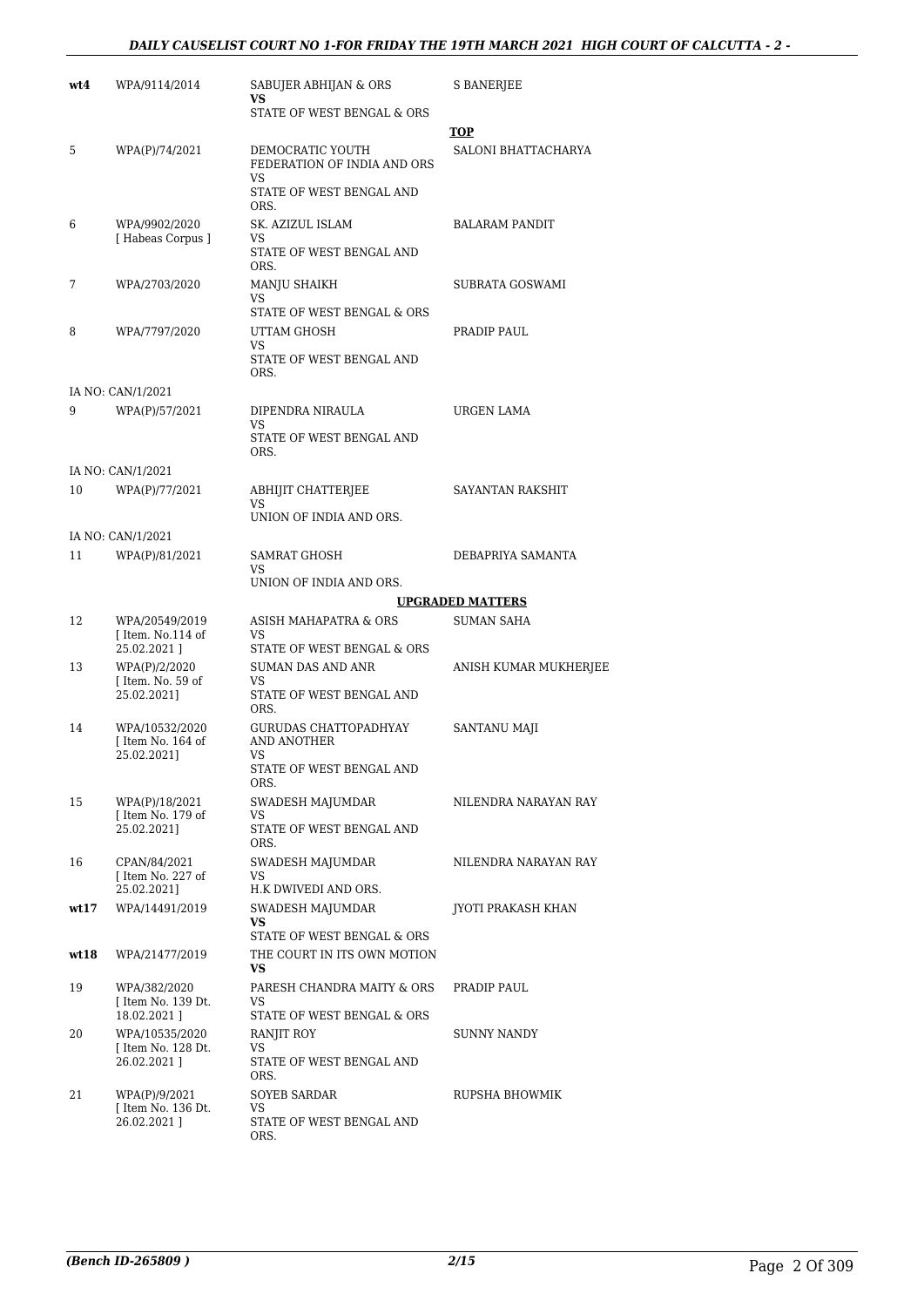| | | | |
|---|---|---|---|
| wt4 | WPA/9114/2014 | SABUJER ABHIJAN & ORS<br>**VS**<br>STATE OF WEST BENGAL & ORS | S BANERJEE |

**TOP**

| | | | |
|---|---|---|---|
| 5 | WPA(P)/74/2021 | DEMOCRATIC YOUTH FEDERATION OF INDIA AND ORS<br>VS<br>STATE OF WEST BENGAL AND ORS. | SALONI BHATTACHARYA |
| 6 | WPA/9902/2020<br>[ Habeas Corpus ] | SK. AZIZUL ISLAM<br>VS<br>STATE OF WEST BENGAL AND ORS. | BALARAM PANDIT |
| 7 | WPA/2703/2020 | MANJU SHAIKH<br>VS<br>STATE OF WEST BENGAL & ORS | SUBRATA GOSWAMI |
| 8 | WPA/7797/2020 | UTTAM GHOSH<br>VS<br>STATE OF WEST BENGAL AND ORS. | PRADIP PAUL |
| | IA NO: CAN/1/2021 | | |
| 9 | WPA(P)/57/2021 | DIPENDRA NIRAULA<br>VS<br>STATE OF WEST BENGAL AND ORS. | URGEN LAMA |
| | IA NO: CAN/1/2021 | | |
| 10 | WPA(P)/77/2021 | ABHIJIT CHATTERJEE<br>VS<br>UNION OF INDIA AND ORS. | SAYANTAN RAKSHIT |
| | IA NO: CAN/1/2021 | | |
| 11 | WPA(P)/81/2021 | SAMRAT GHOSH<br>VS<br>UNION OF INDIA AND ORS. | DEBAPRIYA SAMANTA |

**UPGRADED MATTERS**

| | | | |
|---|---|---|---|
| 12 | WPA/20549/2019<br>[ Item. No.114 of 25.02.2021 ] | ASISH MAHAPATRA & ORS<br>VS<br>STATE OF WEST BENGAL & ORS | SUMAN SAHA |
| 13 | WPA(P)/2/2020<br>[ Item. No. 59 of 25.02.2021] | SUMAN DAS AND ANR<br>VS<br>STATE OF WEST BENGAL AND ORS. | ANISH KUMAR MUKHERJEE |
| 14 | WPA/10532/2020<br>[ Item No. 164 of 25.02.2021] | GURUDAS CHATTOPADHYAY AND ANOTHER<br>VS<br>STATE OF WEST BENGAL AND ORS. | SANTANU MAJI |
| 15 | WPA(P)/18/2021<br>[ Item No. 179 of 25.02.2021] | SWADESH MAJUMDAR<br>VS<br>STATE OF WEST BENGAL AND ORS. | NILENDRA NARAYAN RAY |
| 16 | CPAN/84/2021<br>[ Item No. 227 of 25.02.2021] | SWADESH MAJUMDAR<br>VS<br>H.K DWIVEDI AND ORS. | NILENDRA NARAYAN RAY |
| wt17 | WPA/14491/2019 | SWADESH MAJUMDAR<br>**VS**<br>STATE OF WEST BENGAL & ORS | JYOTI PRAKASH KHAN |
| wt18 | WPA/21477/2019 | THE COURT IN ITS OWN MOTION<br>**VS** | |
| 19 | WPA/382/2020<br>[ Item No. 139 Dt. 18.02.2021 ] | PARESH CHANDRA MAITY & ORS<br>VS<br>STATE OF WEST BENGAL & ORS | PRADIP PAUL |
| 20 | WPA/10535/2020<br>[ Item No. 128 Dt. 26.02.2021 ] | RANJIT ROY<br>VS<br>STATE OF WEST BENGAL AND ORS. | SUNNY NANDY |
| 21 | WPA(P)/9/2021<br>[ Item No. 136 Dt. 26.02.2021 ] | SOYEB SARDAR<br>VS<br>STATE OF WEST BENGAL AND ORS. | RUPSHA BHOWMIK |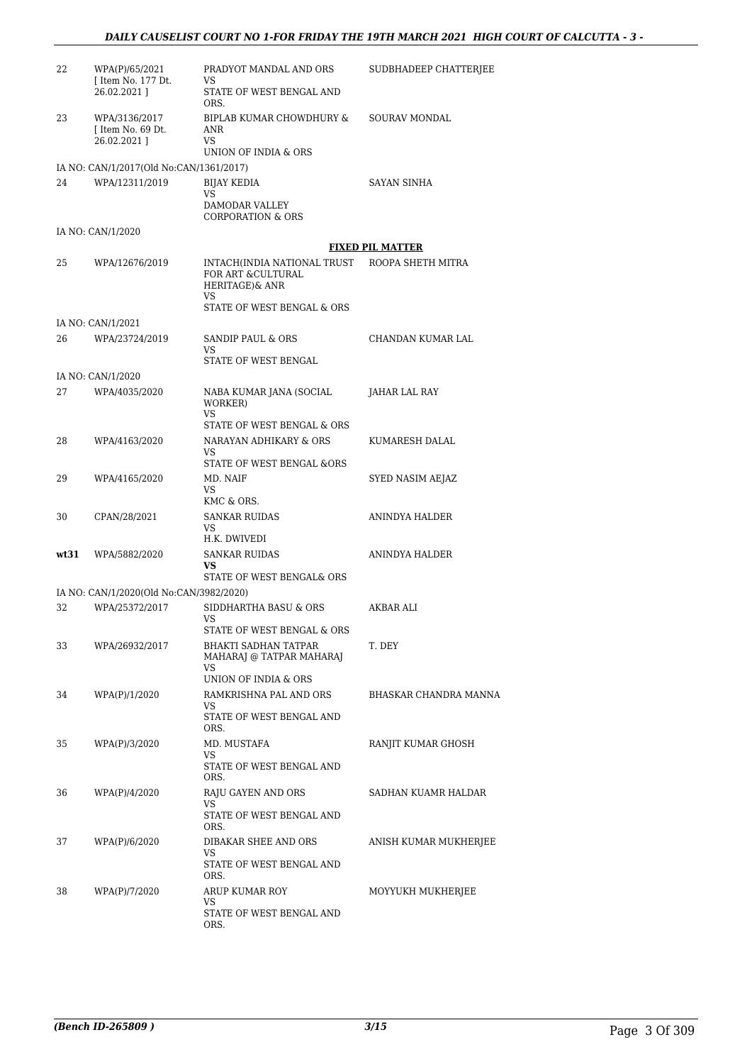| | | | |
|---|---|---|---|
| 22 | WPA(P)/65/2021 [ Item No. 177 Dt. 26.02.2021 ] | PRADYOT MANDAL AND ORS VS STATE OF WEST BENGAL AND ORS. | SUDBHADEEP CHATTERJEE |
| 23 | WPA/3136/2017 [ Item No. 69 Dt. 26.02.2021 ] | BIPLAB KUMAR CHOWDHURY & ANR VS UNION OF INDIA & ORS | SOURAV MONDAL |
| | IA NO: CAN/1/2017(Old No:CAN/1361/2017) | | |
| 24 | WPA/12311/2019 | BIJAY KEDIA VS DAMODAR VALLEY CORPORATION & ORS | SAYAN SINHA |
| | IA NO: CAN/1/2020 | | |

**FIXED PIL MATTER**

| | | | |
|---|---|---|---|
| 25 | WPA/12676/2019 | INTACH(INDIA NATIONAL TRUST FOR ART &CULTURAL HERITAGE)& ANR VS STATE OF WEST BENGAL & ORS | ROOPA SHETH MITRA |
| | IA NO: CAN/1/2021 | | |
| 26 | WPA/23724/2019 | SANDIP PAUL & ORS VS STATE OF WEST BENGAL | CHANDAN KUMAR LAL |
| | IA NO: CAN/1/2020 | | |
| 27 | WPA/4035/2020 | NABA KUMAR JANA (SOCIAL WORKER) VS STATE OF WEST BENGAL & ORS | JAHAR LAL RAY |
| 28 | WPA/4163/2020 | NARAYAN ADHIKARY & ORS VS STATE OF WEST BENGAL &ORS | KUMARESH DALAL |
| 29 | WPA/4165/2020 | MD. NAIF VS KMC & ORS. | SYED NASIM AEJAZ |
| 30 | CPAN/28/2021 | SANKAR RUIDAS VS H.K. DWIVEDI | ANINDYA HALDER |
| **wt31** | WPA/5882/2020 | SANKAR RUIDAS **VS** STATE OF WEST BENGAL& ORS | ANINDYA HALDER |
| | IA NO: CAN/1/2020(Old No:CAN/3982/2020) | | |
| 32 | WPA/25372/2017 | SIDDHARTHA BASU & ORS VS STATE OF WEST BENGAL & ORS | AKBAR ALI |
| 33 | WPA/26932/2017 | BHAKTI SADHAN TATPAR MAHARAJ @ TATPAR MAHARAJ VS UNION OF INDIA & ORS | T. DEY |
| 34 | WPA(P)/1/2020 | RAMKRISHNA PAL AND ORS VS STATE OF WEST BENGAL AND ORS. | BHASKAR CHANDRA MANNA |
| 35 | WPA(P)/3/2020 | MD. MUSTAFA VS STATE OF WEST BENGAL AND ORS. | RANJIT KUMAR GHOSH |
| 36 | WPA(P)/4/2020 | RAJU GAYEN AND ORS VS STATE OF WEST BENGAL AND ORS. | SADHAN KUAMR HALDAR |
| 37 | WPA(P)/6/2020 | DIBAKAR SHEE AND ORS VS STATE OF WEST BENGAL AND ORS. | ANISH KUMAR MUKHERJEE |
| 38 | WPA(P)/7/2020 | ARUP KUMAR ROY VS STATE OF WEST BENGAL AND ORS. | MOYYUKH MUKHERJEE |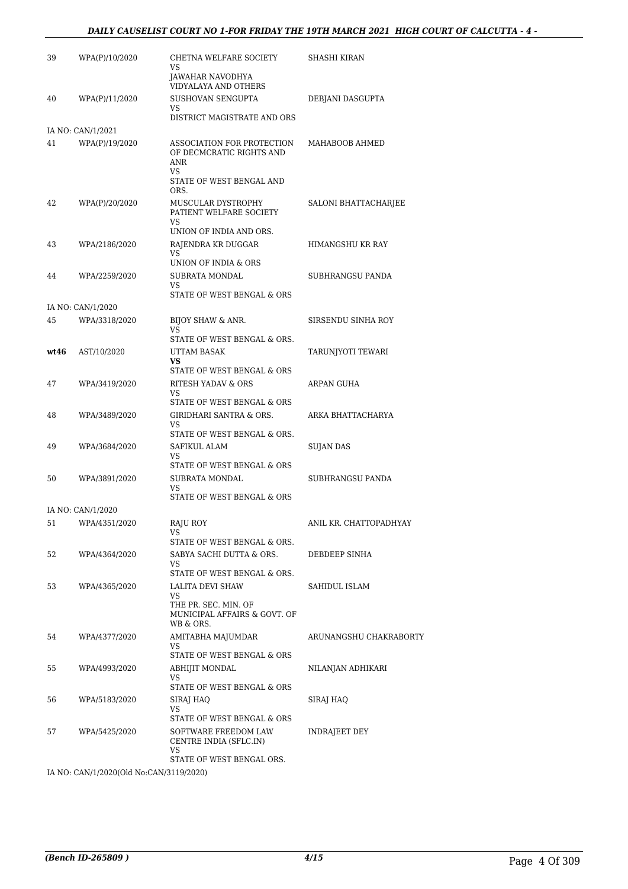| | | | |
|---|---|---|---|
| 39 | WPA(P)/10/2020 | CHETNA WELFARE SOCIETY<br>VS<br>JAWAHAR NAVODHYA VIDYALAYA AND OTHERS | SHASHI KIRAN |
| 40 | WPA(P)/11/2020 | SUSHOVAN SENGUPTA<br>VS<br>DISTRICT MAGISTRATE AND ORS | DEBJANI DASGUPTA |
| | IA NO: CAN/1/2021 | | |
| 41 | WPA(P)/19/2020 | ASSOCIATION FOR PROTECTION OF DECMCRATIC RIGHTS AND ANR<br>VS<br>STATE OF WEST BENGAL AND ORS. | MAHABOOB AHMED |
| 42 | WPA(P)/20/2020 | MUSCULAR DYSTROPHY PATIENT WELFARE SOCIETY<br>VS<br>UNION OF INDIA AND ORS. | SALONI BHATTACHARJEE |
| 43 | WPA/2186/2020 | RAJENDRA KR DUGGAR<br>VS<br>UNION OF INDIA & ORS | HIMANGSHU KR RAY |
| 44 | WPA/2259/2020 | SUBRATA MONDAL<br>VS<br>STATE OF WEST BENGAL & ORS | SUBHRANGSU PANDA |
| | IA NO: CAN/1/2020 | | |
| 45 | WPA/3318/2020 | BIJOY SHAW & ANR.<br>VS<br>STATE OF WEST BENGAL & ORS. | SIRSENDU SINHA ROY |
| **wt46** | AST/10/2020 | UTTAM BASAK<br>**VS**<br>STATE OF WEST BENGAL & ORS | TARUNJYOTI TEWARI |
| 47 | WPA/3419/2020 | RITESH YADAV & ORS<br>VS<br>STATE OF WEST BENGAL & ORS | ARPAN GUHA |
| 48 | WPA/3489/2020 | GIRIDHARI SANTRA & ORS.<br>VS<br>STATE OF WEST BENGAL & ORS. | ARKA BHATTACHARYA |
| 49 | WPA/3684/2020 | SAFIKUL ALAM<br>VS<br>STATE OF WEST BENGAL & ORS | SUJAN DAS |
| 50 | WPA/3891/2020 | SUBRATA MONDAL<br>VS<br>STATE OF WEST BENGAL & ORS | SUBHRANGSU PANDA |
| | IA NO: CAN/1/2020 | | |
| 51 | WPA/4351/2020 | RAJU ROY<br>VS<br>STATE OF WEST BENGAL & ORS. | ANIL KR. CHATTOPADHYAY |
| 52 | WPA/4364/2020 | SABYA SACHI DUTTA & ORS.<br>VS<br>STATE OF WEST BENGAL & ORS. | DEBDEEP SINHA |
| 53 | WPA/4365/2020 | LALITA DEVI SHAW<br>VS<br>THE PR. SEC. MIN. OF MUNICIPAL AFFAIRS & GOVT. OF WB & ORS. | SAHIDUL ISLAM |
| 54 | WPA/4377/2020 | AMITABHA MAJUMDAR<br>VS<br>STATE OF WEST BENGAL & ORS | ARUNANGSHU CHAKRABORTY |
| 55 | WPA/4993/2020 | ABHIJIT MONDAL<br>VS<br>STATE OF WEST BENGAL & ORS | NILANJAN ADHIKARI |
| 56 | WPA/5183/2020 | SIRAJ HAQ<br>VS<br>STATE OF WEST BENGAL & ORS | SIRAJ HAQ |
| 57 | WPA/5425/2020 | SOFTWARE FREEDOM LAW CENTRE INDIA (SFLC.IN)<br>VS<br>STATE OF WEST BENGAL ORS. | INDRAJEET DEY |
| | IA NO: CAN/1/2020(Old No:CAN/3119/2020) | | |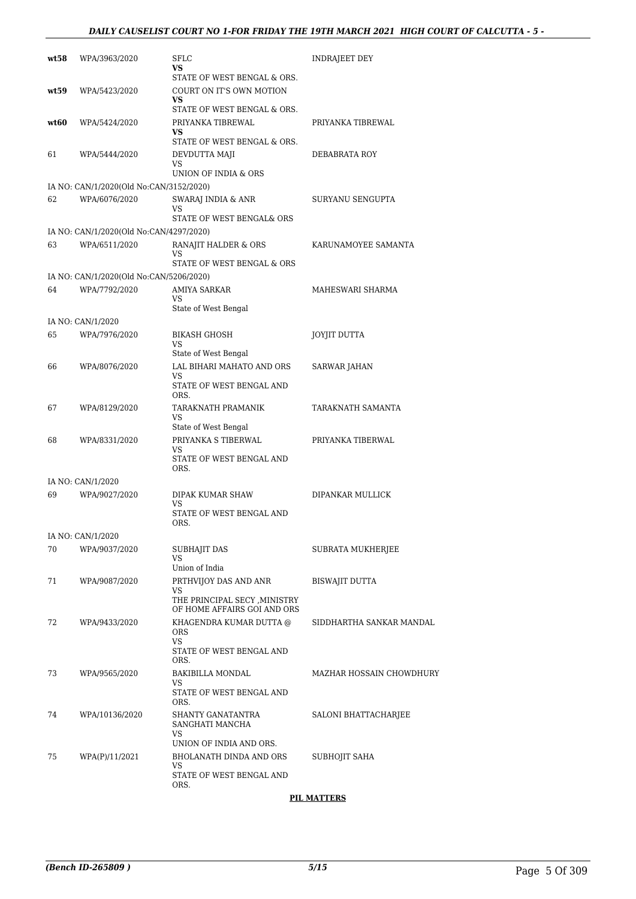| | | | |
|---|---|---|---|
| **wt58** | WPA/3963/2020 | SFLC<br>**VS**<br>STATE OF WEST BENGAL & ORS. | INDRAJEET DEY |
| **wt59** | WPA/5423/2020 | COURT ON IT'S OWN MOTION<br>**VS**<br>STATE OF WEST BENGAL & ORS. | |
| **wt60** | WPA/5424/2020 | PRIYANKA TIBREWAL<br>**VS**<br>STATE OF WEST BENGAL & ORS. | PRIYANKA TIBREWAL |
| 61 | WPA/5444/2020 | DEVDUTTA MAJI<br>VS<br>UNION OF INDIA & ORS | DEBABRATA ROY |
| IA NO: CAN/1/2020(Old No:CAN/3152/2020) | | | |
| 62 | WPA/6076/2020 | SWARAJ INDIA & ANR<br>VS<br>STATE OF WEST BENGAL& ORS | SURYANU SENGUPTA |
| IA NO: CAN/1/2020(Old No:CAN/4297/2020) | | | |
| 63 | WPA/6511/2020 | RANAJIT HALDER & ORS<br>VS<br>STATE OF WEST BENGAL & ORS | KARUNAMOYEE SAMANTA |
| IA NO: CAN/1/2020(Old No:CAN/5206/2020) | | | |
| 64 | WPA/7792/2020 | AMIYA SARKAR<br>VS<br>State of West Bengal | MAHESWARI SHARMA |
| IA NO: CAN/1/2020 | | | |
| 65 | WPA/7976/2020 | BIKASH GHOSH<br>VS<br>State of West Bengal | JOYJIT DUTTA |
| 66 | WPA/8076/2020 | LAL BIHARI MAHATO AND ORS<br>VS<br>STATE OF WEST BENGAL AND ORS. | SARWAR JAHAN |
| 67 | WPA/8129/2020 | TARAKNATH PRAMANIK<br>VS<br>State of West Bengal | TARAKNATH SAMANTA |
| 68 | WPA/8331/2020 | PRIYANKA S TIBERWAL<br>VS<br>STATE OF WEST BENGAL AND ORS. | PRIYANKA TIBERWAL |
| IA NO: CAN/1/2020 | | | |
| 69 | WPA/9027/2020 | DIPAK KUMAR SHAW<br>VS<br>STATE OF WEST BENGAL AND ORS. | DIPANKAR MULLICK |
| IA NO: CAN/1/2020 | | | |
| 70 | WPA/9037/2020 | SUBHAJIT DAS<br>VS<br>Union of India | SUBRATA MUKHERJEE |
| 71 | WPA/9087/2020 | PRTHVIJOY DAS AND ANR<br>VS<br>THE PRINCIPAL SECY ,MINISTRY OF HOME AFFAIRS GOI AND ORS | BISWAJIT DUTTA |
| 72 | WPA/9433/2020 | KHAGENDRA KUMAR DUTTA @ ORS<br>VS<br>STATE OF WEST BENGAL AND ORS. | SIDDHARTHA SANKAR MANDAL |
| 73 | WPA/9565/2020 | BAKIBILLA MONDAL<br>VS<br>STATE OF WEST BENGAL AND ORS. | MAZHAR HOSSAIN CHOWDHURY |
| 74 | WPA/10136/2020 | SHANTY GANATANTRA SANGHATI MANCHA<br>VS<br>UNION OF INDIA AND ORS. | SALONI BHATTACHARJEE |
| 75 | WPA(P)/11/2021 | BHOLANATH DINDA AND ORS<br>VS<br>STATE OF WEST BENGAL AND ORS. | SUBHOJIT SAHA |

**PIL MATTERS**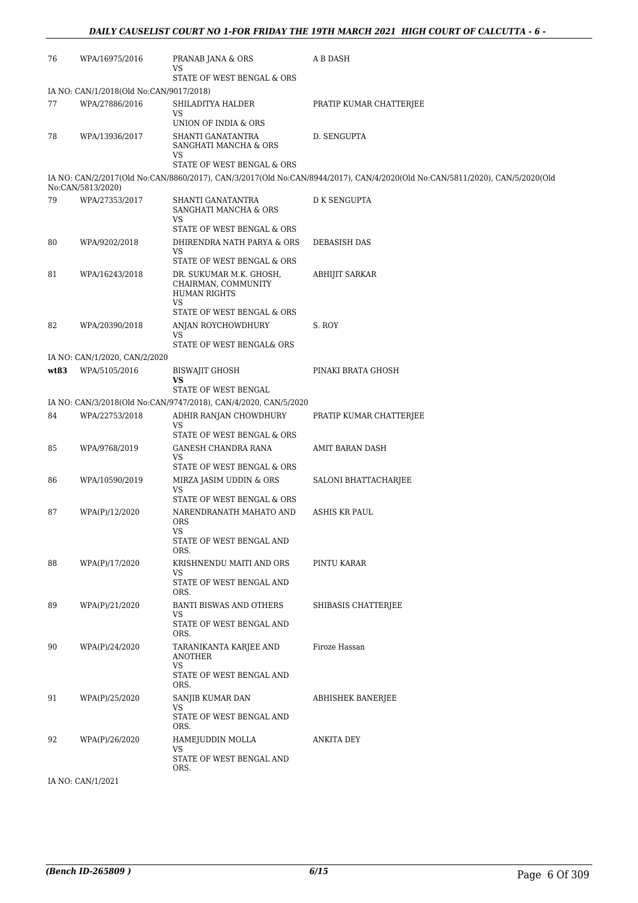| | | | |
|---|---|---|---|
| 76 | WPA/16975/2016 | PRANAB JANA & ORS<br>VS<br>STATE OF WEST BENGAL & ORS | A B DASH |
| IA NO: CAN/1/2018(Old No:CAN/9017/2018) | | | |
| 77 | WPA/27886/2016 | SHILADITYA HALDER<br>VS<br>UNION OF INDIA & ORS | PRATIP KUMAR CHATTERJEE |
| 78 | WPA/13936/2017 | SHANTI GANATANTRA SANGHATI MANCHA & ORS<br>VS<br>STATE OF WEST BENGAL & ORS | D. SENGUPTA |
| IA NO: CAN/2/2017(Old No:CAN/8860/2017), CAN/3/2017(Old No:CAN/8944/2017), CAN/4/2020(Old No:CAN/5811/2020), CAN/5/2020(Old No:CAN/5813/2020) | | | |
| 79 | WPA/27353/2017 | SHANTI GANATANTRA SANGHATI MANCHA & ORS<br>VS<br>STATE OF WEST BENGAL & ORS | D K SENGUPTA |
| 80 | WPA/9202/2018 | DHIRENDRA NATH PARYA & ORS<br>VS<br>STATE OF WEST BENGAL & ORS | DEBASISH DAS |
| 81 | WPA/16243/2018 | DR. SUKUMAR M.K. GHOSH, CHAIRMAN, COMMUNITY HUMAN RIGHTS<br>VS<br>STATE OF WEST BENGAL & ORS | ABHIJIT SARKAR |
| 82 | WPA/20390/2018 | ANJAN ROYCHOWDHURY<br>VS<br>STATE OF WEST BENGAL& ORS | S. ROY |
| IA NO: CAN/1/2020, CAN/2/2020 | | | |
| **wt83** | WPA/5105/2016 | BISWAJIT GHOSH<br>**VS**<br>STATE OF WEST BENGAL | PINAKI BRATA GHOSH |
| IA NO: CAN/3/2018(Old No:CAN/9747/2018), CAN/4/2020, CAN/5/2020 | | | |
| 84 | WPA/22753/2018 | ADHIR RANJAN CHOWDHURY<br>VS<br>STATE OF WEST BENGAL & ORS | PRATIP KUMAR CHATTERJEE |
| 85 | WPA/9768/2019 | GANESH CHANDRA RANA<br>VS<br>STATE OF WEST BENGAL & ORS | AMIT BARAN DASH |
| 86 | WPA/10590/2019 | MIRZA JASIM UDDIN & ORS<br>VS<br>STATE OF WEST BENGAL & ORS | SALONI BHATTACHARJEE |
| 87 | WPA(P)/12/2020 | NARENDRANATH MAHATO AND ORS<br>VS<br>STATE OF WEST BENGAL AND ORS. | ASHIS KR PAUL |
| 88 | WPA(P)/17/2020 | KRISHNENDU MAITI AND ORS<br>VS<br>STATE OF WEST BENGAL AND ORS. | PINTU KARAR |
| 89 | WPA(P)/21/2020 | BANTI BISWAS AND OTHERS<br>VS<br>STATE OF WEST BENGAL AND ORS. | SHIBASIS CHATTERJEE |
| 90 | WPA(P)/24/2020 | TARANIKANTA KARJEE AND ANOTHER<br>VS<br>STATE OF WEST BENGAL AND ORS. | Firoze Hassan |
| 91 | WPA(P)/25/2020 | SANJIB KUMAR DAN<br>VS<br>STATE OF WEST BENGAL AND ORS. | ABHISHEK BANERJEE |
| 92 | WPA(P)/26/2020 | HAMEJUDDIN MOLLA<br>VS<br>STATE OF WEST BENGAL AND ORS. | ANKITA DEY |
| IA NO: CAN/1/2021 | | | |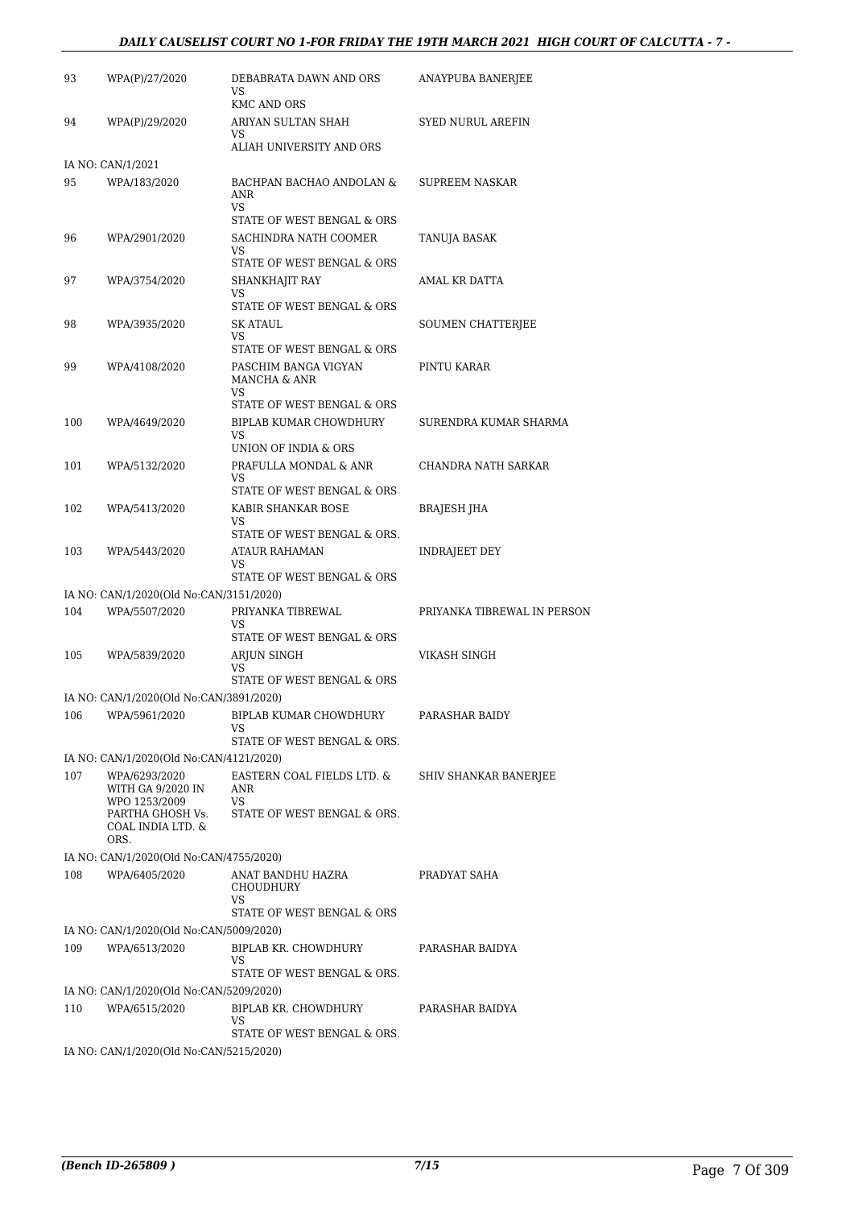| | | | |
|---|---|---|---|
| 93 | WPA(P)/27/2020 | DEBABRATA DAWN AND ORS<br>VS<br>KMC AND ORS | ANAYPUBA BANERJEE |
| 94 | WPA(P)/29/2020 | ARIYAN SULTAN SHAH<br>VS<br>ALIAH UNIVERSITY AND ORS | SYED NURUL AREFIN |
| IA NO: CAN/1/2021 | | | |
| 95 | WPA/183/2020 | BACHPAN BACHAO ANDOLAN & ANR<br>VS<br>STATE OF WEST BENGAL & ORS | SUPREEM NASKAR |
| 96 | WPA/2901/2020 | SACHINDRA NATH COOMER<br>VS<br>STATE OF WEST BENGAL & ORS | TANUJA BASAK |
| 97 | WPA/3754/2020 | SHANKHAJIT RAY<br>VS<br>STATE OF WEST BENGAL & ORS | AMAL KR DATTA |
| 98 | WPA/3935/2020 | SK ATAUL<br>VS<br>STATE OF WEST BENGAL & ORS | SOUMEN CHATTERJEE |
| 99 | WPA/4108/2020 | PASCHIM BANGA VIGYAN MANCHA & ANR<br>VS<br>STATE OF WEST BENGAL & ORS | PINTU KARAR |
| 100 | WPA/4649/2020 | BIPLAB KUMAR CHOWDHURY<br>VS<br>UNION OF INDIA & ORS | SURENDRA KUMAR SHARMA |
| 101 | WPA/5132/2020 | PRAFULLA MONDAL & ANR<br>VS<br>STATE OF WEST BENGAL & ORS | CHANDRA NATH SARKAR |
| 102 | WPA/5413/2020 | KABIR SHANKAR BOSE<br>VS<br>STATE OF WEST BENGAL & ORS. | BRAJESH JHA |
| 103 | WPA/5443/2020 | ATAUR RAHAMAN<br>VS<br>STATE OF WEST BENGAL & ORS | INDRAJEET DEY |
| IA NO: CAN/1/2020(Old No:CAN/3151/2020) | | | |
| 104 | WPA/5507/2020 | PRIYANKA TIBREWAL<br>VS<br>STATE OF WEST BENGAL & ORS | PRIYANKA TIBREWAL IN PERSON |
| 105 | WPA/5839/2020 | ARJUN SINGH<br>VS<br>STATE OF WEST BENGAL & ORS | VIKASH SINGH |
| IA NO: CAN/1/2020(Old No:CAN/3891/2020) | | | |
| 106 | WPA/5961/2020 | BIPLAB KUMAR CHOWDHURY<br>VS<br>STATE OF WEST BENGAL & ORS. | PARASHAR BAIDY |
| IA NO: CAN/1/2020(Old No:CAN/4121/2020) | | | |
| 107 | WPA/6293/2020<br>WITH GA 9/2020 IN<br>WPO 1253/2009<br>PARTHA GHOSH Vs.<br>COAL INDIA LTD. &<br>ORS. | EASTERN COAL FIELDS LTD. & ANR<br>VS<br>STATE OF WEST BENGAL & ORS. | SHIV SHANKAR BANERJEE |
| IA NO: CAN/1/2020(Old No:CAN/4755/2020) | | | |
| 108 | WPA/6405/2020 | ANAT BANDHU HAZRA CHOUDHURY<br>VS<br>STATE OF WEST BENGAL & ORS | PRADYAT SAHA |
| IA NO: CAN/1/2020(Old No:CAN/5009/2020) | | | |
| 109 | WPA/6513/2020 | BIPLAB KR. CHOWDHURY<br>VS<br>STATE OF WEST BENGAL & ORS. | PARASHAR BAIDYA |
| IA NO: CAN/1/2020(Old No:CAN/5209/2020) | | | |
| 110 | WPA/6515/2020 | BIPLAB KR. CHOWDHURY<br>VS<br>STATE OF WEST BENGAL & ORS. | PARASHAR BAIDYA |
| IA NO: CAN/1/2020(Old No:CAN/5215/2020) | | | |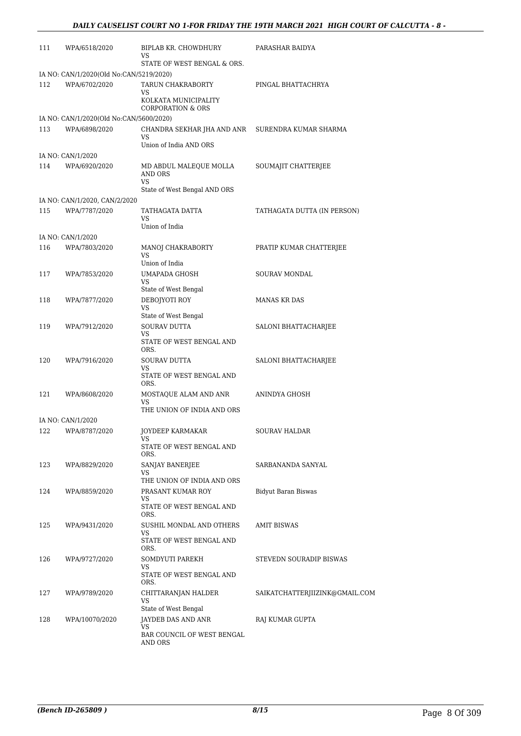| | | | |
|---|---|---|---|
| 111 | WPA/6518/2020 | BIPLAB KR. CHOWDHURY<br>VS<br>STATE OF WEST BENGAL & ORS. | PARASHAR BAIDYA |
| IA NO: CAN/1/2020(Old No:CAN/5219/2020) | | | |
| 112 | WPA/6702/2020 | TARUN CHAKRABORTY<br>VS<br>KOLKATA MUNICIPALITY CORPORATION & ORS | PINGAL BHATTACHRYA |
| IA NO: CAN/1/2020(Old No:CAN/5600/2020) | | | |
| 113 | WPA/6898/2020 | CHANDRA SEKHAR JHA AND ANR<br>VS<br>Union of India AND ORS | SURENDRA KUMAR SHARMA |
| IA NO: CAN/1/2020 | | | |
| 114 | WPA/6920/2020 | MD ABDUL MALEQUE MOLLA AND ORS<br>VS<br>State of West Bengal AND ORS | SOUMAJIT CHATTERJEE |
| IA NO: CAN/1/2020, CAN/2/2020 | | | |
| 115 | WPA/7787/2020 | TATHAGATA DATTA<br>VS<br>Union of India | TATHAGATA DUTTA (IN PERSON) |
| IA NO: CAN/1/2020 | | | |
| 116 | WPA/7803/2020 | MANOJ CHAKRABORTY<br>VS<br>Union of India | PRATIP KUMAR CHATTERJEE |
| 117 | WPA/7853/2020 | UMAPADA GHOSH<br>VS<br>State of West Bengal | SOURAV MONDAL |
| 118 | WPA/7877/2020 | DEBOJYOTI ROY<br>VS<br>State of West Bengal | MANAS KR DAS |
| 119 | WPA/7912/2020 | SOURAV DUTTA<br>VS<br>STATE OF WEST BENGAL AND ORS. | SALONI BHATTACHARJEE |
| 120 | WPA/7916/2020 | SOURAV DUTTA<br>VS<br>STATE OF WEST BENGAL AND ORS. | SALONI BHATTACHARJEE |
| 121 | WPA/8608/2020 | MOSTAQUE ALAM AND ANR<br>VS<br>THE UNION OF INDIA AND ORS | ANINDYA GHOSH |
| IA NO: CAN/1/2020 | | | |
| 122 | WPA/8787/2020 | JOYDEEP KARMAKAR<br>VS<br>STATE OF WEST BENGAL AND ORS. | SOURAV HALDAR |
| 123 | WPA/8829/2020 | SANJAY BANERJEE<br>VS<br>THE UNION OF INDIA AND ORS | SARBANANDA SANYAL |
| 124 | WPA/8859/2020 | PRASANT KUMAR ROY<br>VS<br>STATE OF WEST BENGAL AND ORS. | Bidyut Baran Biswas |
| 125 | WPA/9431/2020 | SUSHIL MONDAL AND OTHERS<br>VS<br>STATE OF WEST BENGAL AND ORS. | AMIT BISWAS |
| 126 | WPA/9727/2020 | SOMDYUTI PAREKH<br>VS<br>STATE OF WEST BENGAL AND ORS. | STEVEDN SOURADIP BISWAS |
| 127 | WPA/9789/2020 | CHITTARANJAN HALDER<br>VS<br>State of West Bengal | SAIKATCHATTERJIIZINK@GMAIL.COM |
| 128 | WPA/10070/2020 | JAYDEB DAS AND ANR<br>VS<br>BAR COUNCIL OF WEST BENGAL AND ORS | RAJ KUMAR GUPTA |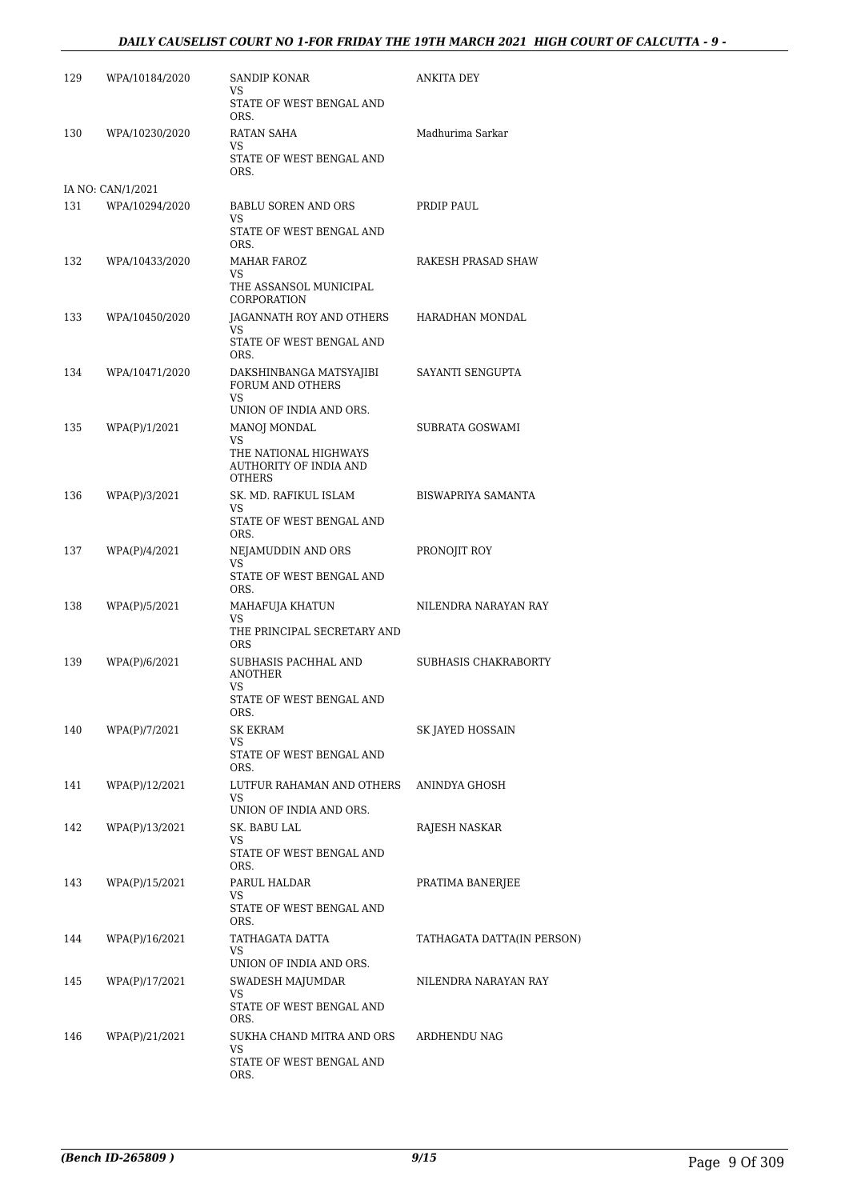| | | | |
|---|---|---|---|
| 129 | WPA/10184/2020 | SANDIP KONAR<br>VS<br>STATE OF WEST BENGAL AND ORS. | ANKITA DEY |
| 130 | WPA/10230/2020 | RATAN SAHA<br>VS<br>STATE OF WEST BENGAL AND ORS. | Madhurima Sarkar |
| | IA NO: CAN/1/2021 | | |
| 131 | WPA/10294/2020 | BABLU SOREN AND ORS<br>VS<br>STATE OF WEST BENGAL AND ORS. | PRDIP PAUL |
| 132 | WPA/10433/2020 | MAHAR FAROZ<br>VS<br>THE ASSANSOL MUNICIPAL CORPORATION | RAKESH PRASAD SHAW |
| 133 | WPA/10450/2020 | JAGANNATH ROY AND OTHERS<br>VS<br>STATE OF WEST BENGAL AND ORS. | HARADHAN MONDAL |
| 134 | WPA/10471/2020 | DAKSHINBANGA MATSYAJIBI FORUM AND OTHERS<br>VS<br>UNION OF INDIA AND ORS. | SAYANTI SENGUPTA |
| 135 | WPA(P)/1/2021 | MANOJ MONDAL<br>VS<br>THE NATIONAL HIGHWAYS AUTHORITY OF INDIA AND OTHERS | SUBRATA GOSWAMI |
| 136 | WPA(P)/3/2021 | SK. MD. RAFIKUL ISLAM<br>VS<br>STATE OF WEST BENGAL AND ORS. | BISWAPRIYA SAMANTA |
| 137 | WPA(P)/4/2021 | NEJAMUDDIN AND ORS<br>VS<br>STATE OF WEST BENGAL AND ORS. | PRONOJIT ROY |
| 138 | WPA(P)/5/2021 | MAHAFUJA KHATUN<br>VS<br>THE PRINCIPAL SECRETARY AND ORS | NILENDRA NARAYAN RAY |
| 139 | WPA(P)/6/2021 | SUBHASIS PACHHAL AND ANOTHER<br>VS<br>STATE OF WEST BENGAL AND ORS. | SUBHASIS CHAKRABORTY |
| 140 | WPA(P)/7/2021 | SK EKRAM<br>VS<br>STATE OF WEST BENGAL AND ORS. | SK JAYED HOSSAIN |
| 141 | WPA(P)/12/2021 | LUTFUR RAHAMAN AND OTHERS<br>VS<br>UNION OF INDIA AND ORS. | ANINDYA GHOSH |
| 142 | WPA(P)/13/2021 | SK. BABU LAL<br>VS<br>STATE OF WEST BENGAL AND ORS. | RAJESH NASKAR |
| 143 | WPA(P)/15/2021 | PARUL HALDAR<br>VS<br>STATE OF WEST BENGAL AND ORS. | PRATIMA BANERJEE |
| 144 | WPA(P)/16/2021 | TATHAGATA DATTA<br>VS<br>UNION OF INDIA AND ORS. | TATHAGATA DATTA(IN PERSON) |
| 145 | WPA(P)/17/2021 | SWADESH MAJUMDAR<br>VS<br>STATE OF WEST BENGAL AND ORS. | NILENDRA NARAYAN RAY |
| 146 | WPA(P)/21/2021 | SUKHA CHAND MITRA AND ORS<br>VS<br>STATE OF WEST BENGAL AND ORS. | ARDHENDU NAG |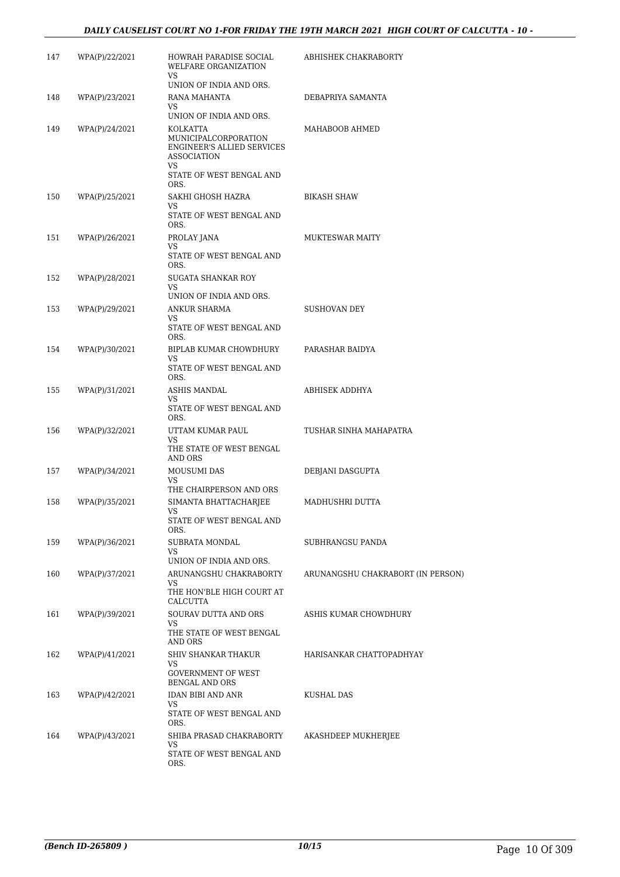| | | | |
|---|---|---|---|
| 147 | WPA(P)/22/2021 | HOWRAH PARADISE SOCIAL WELFARE ORGANIZATION<br>VS<br>UNION OF INDIA AND ORS. | ABHISHEK CHAKRABORTY |
| 148 | WPA(P)/23/2021 | RANA MAHANTA<br>VS<br>UNION OF INDIA AND ORS. | DEBAPRIYA SAMANTA |
| 149 | WPA(P)/24/2021 | KOLKATTA MUNICIPALCORPORATION ENGINEER'S ALLIED SERVICES ASSOCIATION<br>VS<br>STATE OF WEST BENGAL AND ORS. | MAHABOOB AHMED |
| 150 | WPA(P)/25/2021 | SAKHI GHOSH HAZRA<br>VS<br>STATE OF WEST BENGAL AND ORS. | BIKASH SHAW |
| 151 | WPA(P)/26/2021 | PROLAY JANA<br>VS<br>STATE OF WEST BENGAL AND ORS. | MUKTESWAR MAITY |
| 152 | WPA(P)/28/2021 | SUGATA SHANKAR ROY<br>VS<br>UNION OF INDIA AND ORS. | |
| 153 | WPA(P)/29/2021 | ANKUR SHARMA<br>VS<br>STATE OF WEST BENGAL AND ORS. | SUSHOVAN DEY |
| 154 | WPA(P)/30/2021 | BIPLAB KUMAR CHOWDHURY<br>VS<br>STATE OF WEST BENGAL AND ORS. | PARASHAR BAIDYA |
| 155 | WPA(P)/31/2021 | ASHIS MANDAL<br>VS<br>STATE OF WEST BENGAL AND ORS. | ABHISEK ADDHYA |
| 156 | WPA(P)/32/2021 | UTTAM KUMAR PAUL<br>VS<br>THE STATE OF WEST BENGAL AND ORS | TUSHAR SINHA MAHAPATRA |
| 157 | WPA(P)/34/2021 | MOUSUMI DAS<br>VS<br>THE CHAIRPERSON AND ORS | DEBJANI DASGUPTA |
| 158 | WPA(P)/35/2021 | SIMANTA BHATTACHARJEE<br>VS<br>STATE OF WEST BENGAL AND ORS. | MADHUSHRI DUTTA |
| 159 | WPA(P)/36/2021 | SUBRATA MONDAL<br>VS<br>UNION OF INDIA AND ORS. | SUBHRANGSU PANDA |
| 160 | WPA(P)/37/2021 | ARUNANGSHU CHAKRABORTY<br>VS<br>THE HON'BLE HIGH COURT AT CALCUTTA | ARUNANGSHU CHAKRABORT (IN PERSON) |
| 161 | WPA(P)/39/2021 | SOURAV DUTTA AND ORS<br>VS<br>THE STATE OF WEST BENGAL AND ORS | ASHIS KUMAR CHOWDHURY |
| 162 | WPA(P)/41/2021 | SHIV SHANKAR THAKUR<br>VS<br>GOVERNMENT OF WEST BENGAL AND ORS | HARISANKAR CHATTOPADHYAY |
| 163 | WPA(P)/42/2021 | IDAN BIBI AND ANR<br>VS<br>STATE OF WEST BENGAL AND ORS. | KUSHAL DAS |
| 164 | WPA(P)/43/2021 | SHIBA PRASAD CHAKRABORTY<br>VS<br>STATE OF WEST BENGAL AND ORS. | AKASHDEEP MUKHERJEE |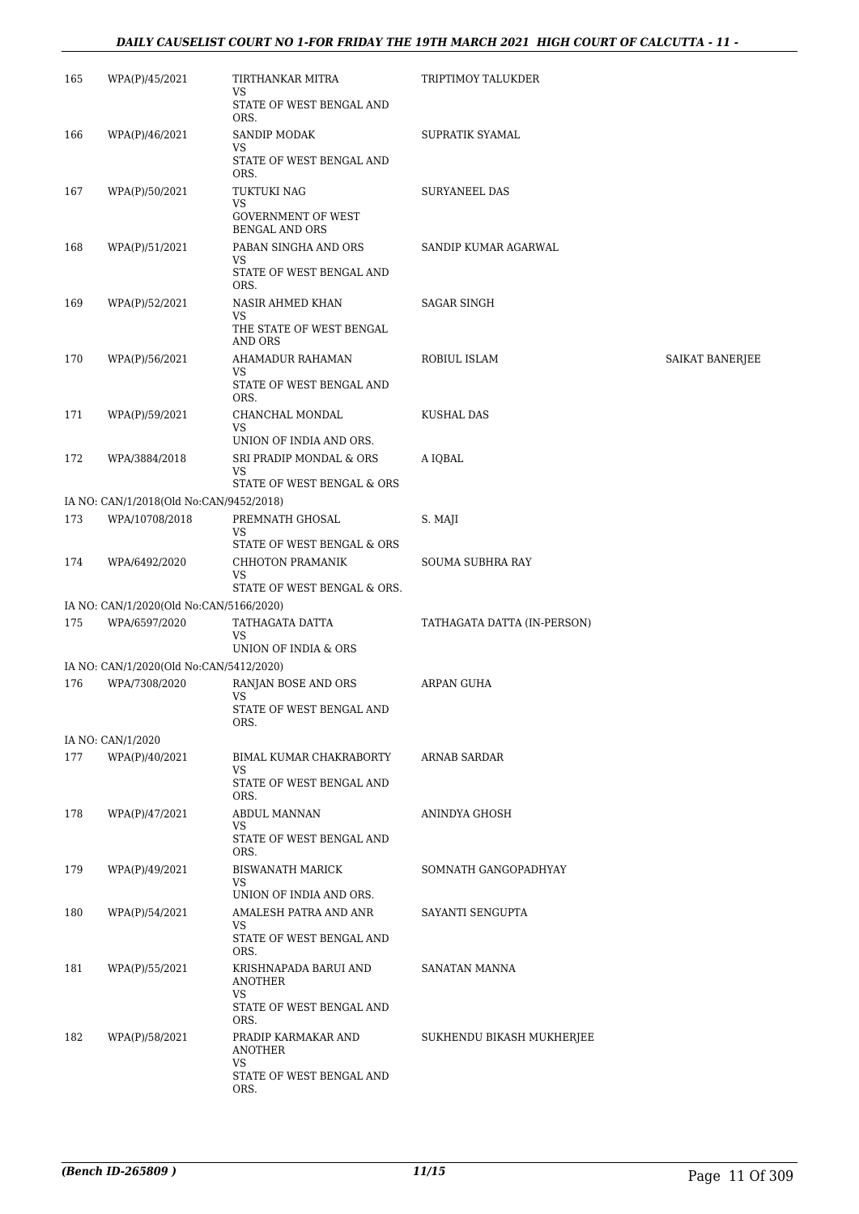| | | | | |
|---|---|---|---|---|
| 165 | WPA(P)/45/2021 | TIRTHANKAR MITRA<br>VS<br>STATE OF WEST BENGAL AND ORS. | TRIPTIMOY TALUKDER | |
| 166 | WPA(P)/46/2021 | SANDIP MODAK<br>VS<br>STATE OF WEST BENGAL AND ORS. | SUPRATIK SYAMAL | |
| 167 | WPA(P)/50/2021 | TUKTUKI NAG<br>VS<br>GOVERNMENT OF WEST BENGAL AND ORS | SURYANEEL DAS | |
| 168 | WPA(P)/51/2021 | PABAN SINGHA AND ORS<br>VS<br>STATE OF WEST BENGAL AND ORS. | SANDIP KUMAR AGARWAL | |
| 169 | WPA(P)/52/2021 | NASIR AHMED KHAN<br>VS<br>THE STATE OF WEST BENGAL AND ORS | SAGAR SINGH | |
| 170 | WPA(P)/56/2021 | AHAMADUR RAHAMAN<br>VS<br>STATE OF WEST BENGAL AND ORS. | ROBIUL ISLAM | SAIKAT BANERJEE |
| 171 | WPA(P)/59/2021 | CHANCHAL MONDAL<br>VS<br>UNION OF INDIA AND ORS. | KUSHAL DAS | |
| 172 | WPA/3884/2018 | SRI PRADIP MONDAL & ORS<br>VS<br>STATE OF WEST BENGAL & ORS | A IQBAL | |
| | IA NO: CAN/1/2018(Old No:CAN/9452/2018) | | | |
| 173 | WPA/10708/2018 | PREMNATH GHOSAL<br>VS<br>STATE OF WEST BENGAL & ORS | S. MAJI | |
| 174 | WPA/6492/2020 | CHHOTON PRAMANIK<br>VS<br>STATE OF WEST BENGAL & ORS. | SOUMA SUBHRA RAY | |
| | IA NO: CAN/1/2020(Old No:CAN/5166/2020) | | | |
| 175 | WPA/6597/2020 | TATHAGATA DATTA<br>VS<br>UNION OF INDIA & ORS | TATHAGATA DATTA (IN-PERSON) | |
| | IA NO: CAN/1/2020(Old No:CAN/5412/2020) | | | |
| 176 | WPA/7308/2020 | RANJAN BOSE AND ORS<br>VS<br>STATE OF WEST BENGAL AND ORS. | ARPAN GUHA | |
| | IA NO: CAN/1/2020 | | | |
| 177 | WPA(P)/40/2021 | BIMAL KUMAR CHAKRABORTY<br>VS<br>STATE OF WEST BENGAL AND ORS. | ARNAB SARDAR | |
| 178 | WPA(P)/47/2021 | ABDUL MANNAN<br>VS<br>STATE OF WEST BENGAL AND ORS. | ANINDYA GHOSH | |
| 179 | WPA(P)/49/2021 | BISWANATH MARICK<br>VS<br>UNION OF INDIA AND ORS. | SOMNATH GANGOPADHYAY | |
| 180 | WPA(P)/54/2021 | AMALESH PATRA AND ANR<br>VS<br>STATE OF WEST BENGAL AND ORS. | SAYANTI SENGUPTA | |
| 181 | WPA(P)/55/2021 | KRISHNAPADA BARUI AND ANOTHER<br>VS<br>STATE OF WEST BENGAL AND ORS. | SANATAN MANNA | |
| 182 | WPA(P)/58/2021 | PRADIP KARMAKAR AND ANOTHER<br>VS<br>STATE OF WEST BENGAL AND ORS. | SUKHENDU BIKASH MUKHERJEE | |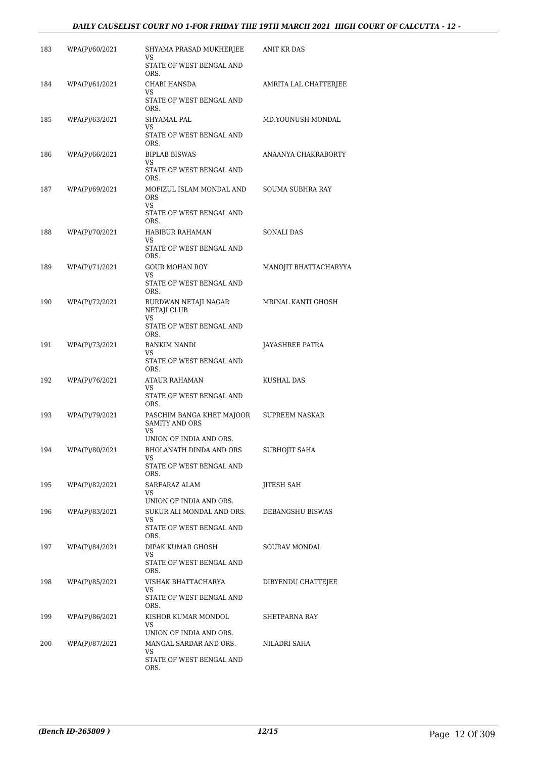| | | | |
|---|---|---|---|
| 183 | WPA(P)/60/2021 | SHYAMA PRASAD MUKHERJEE<br>VS<br>STATE OF WEST BENGAL AND ORS. | ANIT KR DAS |
| 184 | WPA(P)/61/2021 | CHABI HANSDA<br>VS<br>STATE OF WEST BENGAL AND ORS. | AMRITA LAL CHATTERJEE |
| 185 | WPA(P)/63/2021 | SHYAMAL PAL<br>VS<br>STATE OF WEST BENGAL AND ORS. | MD.YOUNUSH MONDAL |
| 186 | WPA(P)/66/2021 | BIPLAB BISWAS<br>VS<br>STATE OF WEST BENGAL AND ORS. | ANAANYA CHAKRABORTY |
| 187 | WPA(P)/69/2021 | MOFIZUL ISLAM MONDAL AND ORS<br>VS<br>STATE OF WEST BENGAL AND ORS. | SOUMA SUBHRA RAY |
| 188 | WPA(P)/70/2021 | HABIBUR RAHAMAN<br>VS<br>STATE OF WEST BENGAL AND ORS. | SONALI DAS |
| 189 | WPA(P)/71/2021 | GOUR MOHAN ROY<br>VS<br>STATE OF WEST BENGAL AND ORS. | MANOJIT BHATTACHARYYA |
| 190 | WPA(P)/72/2021 | BURDWAN NETAJI NAGAR NETAJI CLUB<br>VS<br>STATE OF WEST BENGAL AND ORS. | MRINAL KANTI GHOSH |
| 191 | WPA(P)/73/2021 | BANKIM NANDI<br>VS<br>STATE OF WEST BENGAL AND ORS. | JAYASHREE PATRA |
| 192 | WPA(P)/76/2021 | ATAUR RAHAMAN<br>VS<br>STATE OF WEST BENGAL AND ORS. | KUSHAL DAS |
| 193 | WPA(P)/79/2021 | PASCHIM BANGA KHET MAJOOR SAMITY AND ORS<br>VS<br>UNION OF INDIA AND ORS. | SUPREEM NASKAR |
| 194 | WPA(P)/80/2021 | BHOLANATH DINDA AND ORS<br>VS<br>STATE OF WEST BENGAL AND ORS. | SUBHOJIT SAHA |
| 195 | WPA(P)/82/2021 | SARFARAZ ALAM<br>VS<br>UNION OF INDIA AND ORS. | JITESH SAH |
| 196 | WPA(P)/83/2021 | SUKUR ALI MONDAL AND ORS.<br>VS<br>STATE OF WEST BENGAL AND ORS. | DEBANGSHU BISWAS |
| 197 | WPA(P)/84/2021 | DIPAK KUMAR GHOSH<br>VS<br>STATE OF WEST BENGAL AND ORS. | SOURAV MONDAL |
| 198 | WPA(P)/85/2021 | VISHAK BHATTACHARYA<br>VS<br>STATE OF WEST BENGAL AND ORS. | DIBYENDU CHATTEJEE |
| 199 | WPA(P)/86/2021 | KISHOR KUMAR MONDOL<br>VS<br>UNION OF INDIA AND ORS. | SHETPARNA RAY |
| 200 | WPA(P)/87/2021 | MANGAL SARDAR AND ORS.<br>VS<br>STATE OF WEST BENGAL AND ORS. | NILADRI SAHA |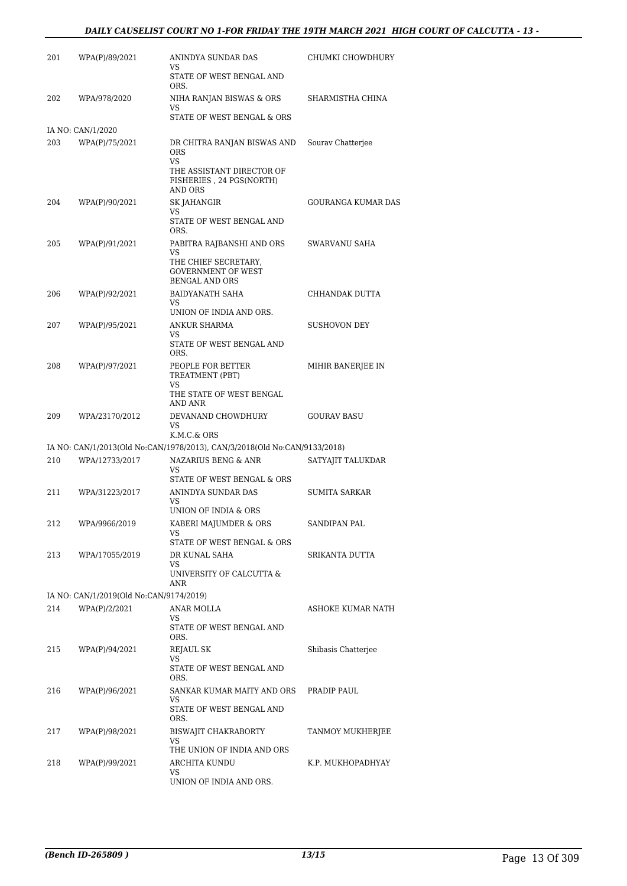| | | | |
|---|---|---|---|
| 201 | WPA(P)/89/2021 | ANINDYA SUNDAR DAS<br>VS<br>STATE OF WEST BENGAL AND ORS. | CHUMKI CHOWDHURY |
| 202 | WPA/978/2020 | NIHA RANJAN BISWAS & ORS<br>VS<br>STATE OF WEST BENGAL & ORS | SHARMISTHA CHINA |
| | IA NO: CAN/1/2020 | | |
| 203 | WPA(P)/75/2021 | DR CHITRA RANJAN BISWAS AND ORS<br>VS<br>THE ASSISTANT DIRECTOR OF FISHERIES , 24 PGS(NORTH) AND ORS | Sourav Chatterjee |
| 204 | WPA(P)/90/2021 | SK JAHANGIR<br>VS<br>STATE OF WEST BENGAL AND ORS. | GOURANGA KUMAR DAS |
| 205 | WPA(P)/91/2021 | PABITRA RAJBANSHI AND ORS<br>VS<br>THE CHIEF SECRETARY, GOVERNMENT OF WEST BENGAL AND ORS | SWARVANU SAHA |
| 206 | WPA(P)/92/2021 | BAIDYANATH SAHA<br>VS<br>UNION OF INDIA AND ORS. | CHHANDAK DUTTA |
| 207 | WPA(P)/95/2021 | ANKUR SHARMA<br>VS<br>STATE OF WEST BENGAL AND ORS. | SUSHOVON DEY |
| 208 | WPA(P)/97/2021 | PEOPLE FOR BETTER TREATMENT (PBT)<br>VS<br>THE STATE OF WEST BENGAL AND ANR | MIHIR BANERJEE IN |
| 209 | WPA/23170/2012 | DEVANAND CHOWDHURY<br>VS<br>K.M.C.& ORS | GOURAV BASU |
| | IA NO: CAN/1/2013(Old No:CAN/1978/2013), CAN/3/2018(Old No:CAN/9133/2018) | | |
| 210 | WPA/12733/2017 | NAZARIUS BENG & ANR<br>VS<br>STATE OF WEST BENGAL & ORS | SATYAJIT TALUKDAR |
| 211 | WPA/31223/2017 | ANINDYA SUNDAR DAS<br>VS<br>UNION OF INDIA & ORS | SUMITA SARKAR |
| 212 | WPA/9966/2019 | KABERI MAJUMDER & ORS<br>VS<br>STATE OF WEST BENGAL & ORS | SANDIPAN PAL |
| 213 | WPA/17055/2019 | DR KUNAL SAHA<br>VS<br>UNIVERSITY OF CALCUTTA & ANR | SRIKANTA DUTTA |
| | IA NO: CAN/1/2019(Old No:CAN/9174/2019) | | |
| 214 | WPA(P)/2/2021 | ANAR MOLLA<br>VS<br>STATE OF WEST BENGAL AND ORS. | ASHOKE KUMAR NATH |
| 215 | WPA(P)/94/2021 | REJAUL SK<br>VS<br>STATE OF WEST BENGAL AND ORS. | Shibasis Chatterjee |
| 216 | WPA(P)/96/2021 | SANKAR KUMAR MAITY AND ORS<br>VS<br>STATE OF WEST BENGAL AND ORS. | PRADIP PAUL |
| 217 | WPA(P)/98/2021 | BISWAJIT CHAKRABORTY<br>VS<br>THE UNION OF INDIA AND ORS | TANMOY MUKHERJEE |
| 218 | WPA(P)/99/2021 | ARCHITA KUNDU<br>VS<br>UNION OF INDIA AND ORS. | K.P. MUKHOPADHYAY |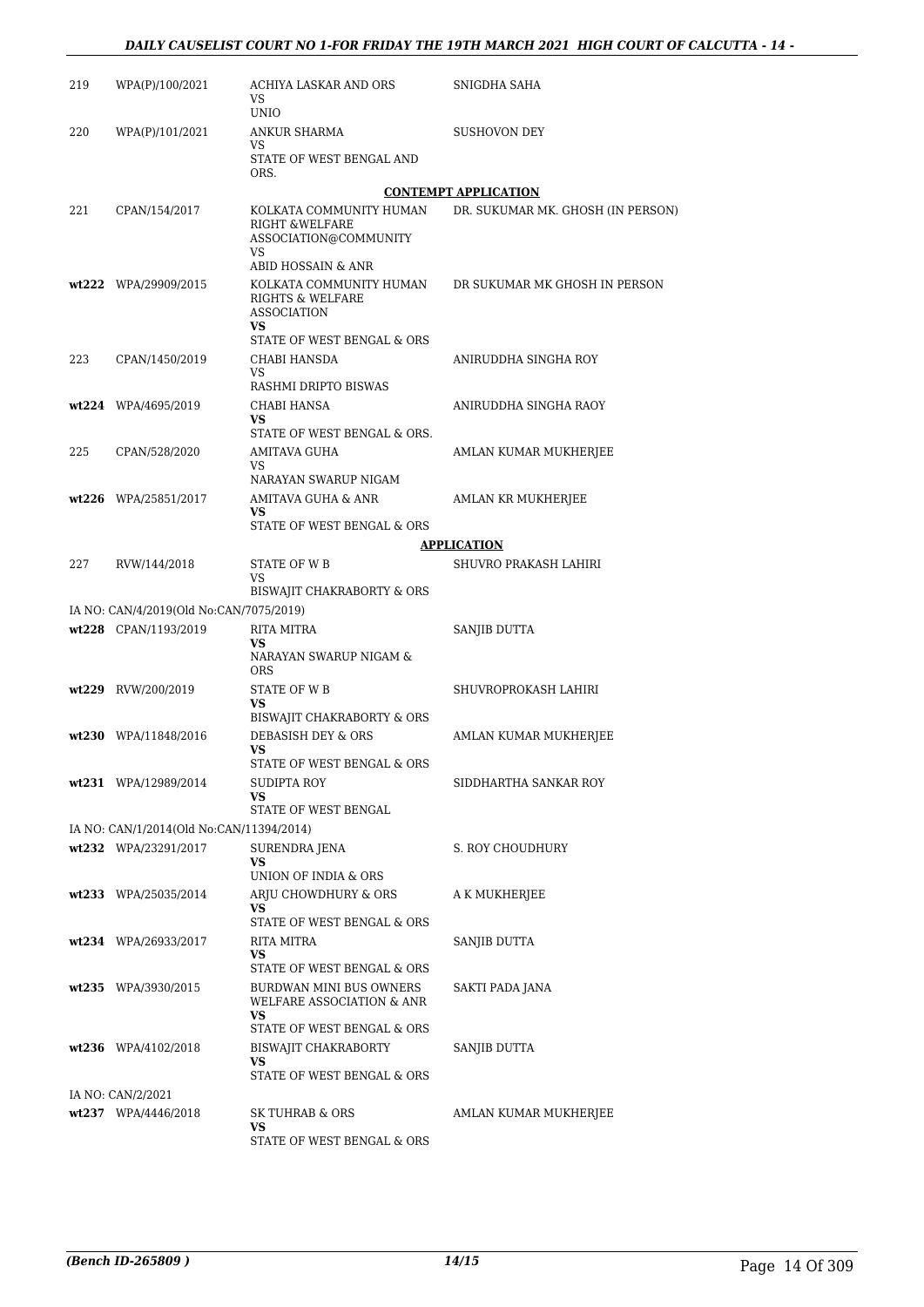| | | | |
|---|---|---|---|
| 219 | WPA(P)/100/2021 | ACHIYA LASKAR AND ORS<br>VS<br>UNIO | SNIGDHA SAHA |
| 220 | WPA(P)/101/2021 | ANKUR SHARMA<br>VS<br>STATE OF WEST BENGAL AND ORS. | SUSHOVON DEY |

**CONTEMPT APPLICATION**

| | | | |
|---|---|---|---|
| 221 | CPAN/154/2017 | KOLKATA COMMUNITY HUMAN RIGHT &WELFARE ASSOCIATION@COMMUNITY<br>VS<br>ABID HOSSAIN & ANR | DR. SUKUMAR MK. GHOSH (IN PERSON) |
| wt222 | WPA/29909/2015 | KOLKATA COMMUNITY HUMAN RIGHTS & WELFARE ASSOCIATION<br>**VS**<br>STATE OF WEST BENGAL & ORS | DR SUKUMAR MK GHOSH IN PERSON |
| 223 | CPAN/1450/2019 | CHABI HANSDA<br>VS<br>RASHMI DRIPTO BISWAS | ANIRUDDHA SINGHA ROY |
| wt224 | WPA/4695/2019 | CHABI HANSA<br>**VS**<br>STATE OF WEST BENGAL & ORS. | ANIRUDDHA SINGHA RAOY |
| 225 | CPAN/528/2020 | AMITAVA GUHA<br>VS<br>NARAYAN SWARUP NIGAM | AMLAN KUMAR MUKHERJEE |
| wt226 | WPA/25851/2017 | AMITAVA GUHA & ANR<br>**VS**<br>STATE OF WEST BENGAL & ORS | AMLAN KR MUKHERJEE |

**APPLICATION**

| | | | |
|---|---|---|---|
| 227 | RVW/144/2018 | STATE OF W B<br>VS<br>BISWAJIT CHAKRABORTY & ORS | SHUVRO PRAKASH LAHIRI |
| | IA NO: CAN/4/2019(Old No:CAN/7075/2019) | | |
| wt228 | CPAN/1193/2019 | RITA MITRA<br>**VS**<br>NARAYAN SWARUP NIGAM & ORS | SANJIB DUTTA |
| wt229 | RVW/200/2019 | STATE OF W B<br>**VS**<br>BISWAJIT CHAKRABORTY & ORS | SHUVROPROKASH LAHIRI |
| wt230 | WPA/11848/2016 | DEBASISH DEY & ORS<br>**VS**<br>STATE OF WEST BENGAL & ORS | AMLAN KUMAR MUKHERJEE |
| wt231 | WPA/12989/2014 | SUDIPTA ROY<br>**VS**<br>STATE OF WEST BENGAL | SIDDHARTHA SANKAR ROY |
| | IA NO: CAN/1/2014(Old No:CAN/11394/2014) | | |
| wt232 | WPA/23291/2017 | SURENDRA JENA<br>**VS**<br>UNION OF INDIA & ORS | S. ROY CHOUDHURY |
| wt233 | WPA/25035/2014 | ARJU CHOWDHURY & ORS<br>**VS**<br>STATE OF WEST BENGAL & ORS | A K MUKHERJEE |
| wt234 | WPA/26933/2017 | RITA MITRA<br>**VS**<br>STATE OF WEST BENGAL & ORS | SANJIB DUTTA |
| wt235 | WPA/3930/2015 | BURDWAN MINI BUS OWNERS WELFARE ASSOCIATION & ANR<br>**VS**<br>STATE OF WEST BENGAL & ORS | SAKTI PADA JANA |
| wt236 | WPA/4102/2018 | BISWAJIT CHAKRABORTY<br>**VS**<br>STATE OF WEST BENGAL & ORS | SANJIB DUTTA |
| | IA NO: CAN/2/2021 | | |
| wt237 | WPA/4446/2018 | SK TUHRAB & ORS<br>**VS**<br>STATE OF WEST BENGAL & ORS | AMLAN KUMAR MUKHERJEE |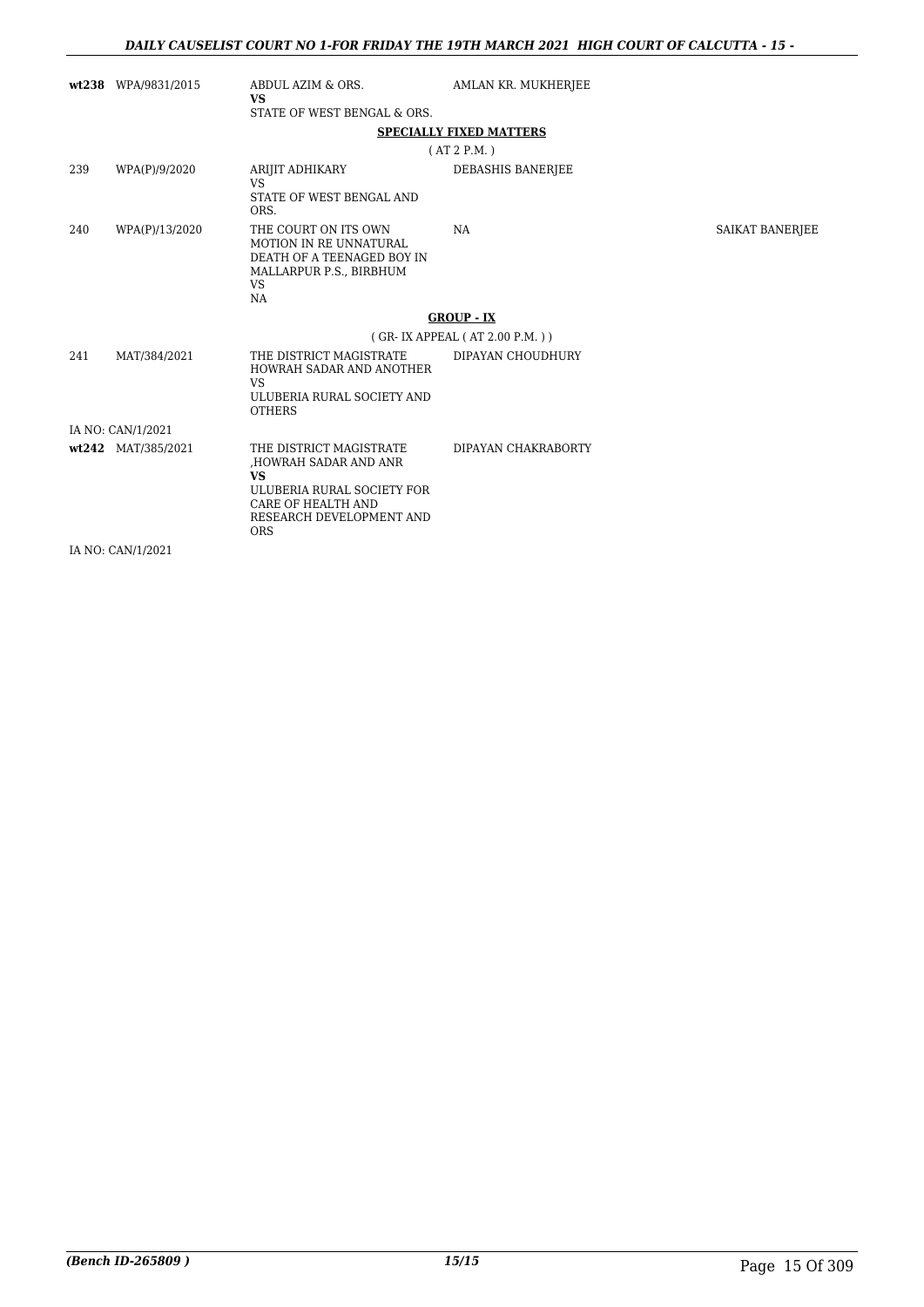| | | | | |
|---|---|---|---|---|
| **wt238** | WPA/9831/2015 | ABDUL AZIM & ORS.<br>**VS**<br>STATE OF WEST BENGAL & ORS. | AMLAN KR. MUKHERJEE | |

**SPECIALLY FIXED MATTERS**

( AT 2 P.M. )

| | | | | |
|---|---|---|---|---|
| 239 | WPA(P)/9/2020 | ARIJIT ADHIKARY<br>VS<br>STATE OF WEST BENGAL AND ORS. | DEBASHIS BANERJEE | |
| 240 | WPA(P)/13/2020 | THE COURT ON ITS OWN MOTION IN RE UNNATURAL DEATH OF A TEENAGED BOY IN MALLARPUR P.S., BIRBHUM<br>VS<br>NA | NA | SAIKAT BANERJEE |

**GROUP - IX**

( GR- IX APPEAL ( AT 2.00 P.M. ) )

| | | | | |
|---|---|---|---|---|
| 241 | MAT/384/2021 | THE DISTRICT MAGISTRATE HOWRAH SADAR AND ANOTHER<br>VS<br>ULUBERIA RURAL SOCIETY AND OTHERS | DIPAYAN CHOUDHURY | |
| IA NO: CAN/1/2021 | | | | |
| **wt242** | MAT/385/2021 | THE DISTRICT MAGISTRATE ,HOWRAH SADAR AND ANR<br>**VS**<br>ULUBERIA RURAL SOCIETY FOR CARE OF HEALTH AND RESEARCH DEVELOPMENT AND ORS | DIPAYAN CHAKRABORTY | |
| IA NO: CAN/1/2021 | | | | |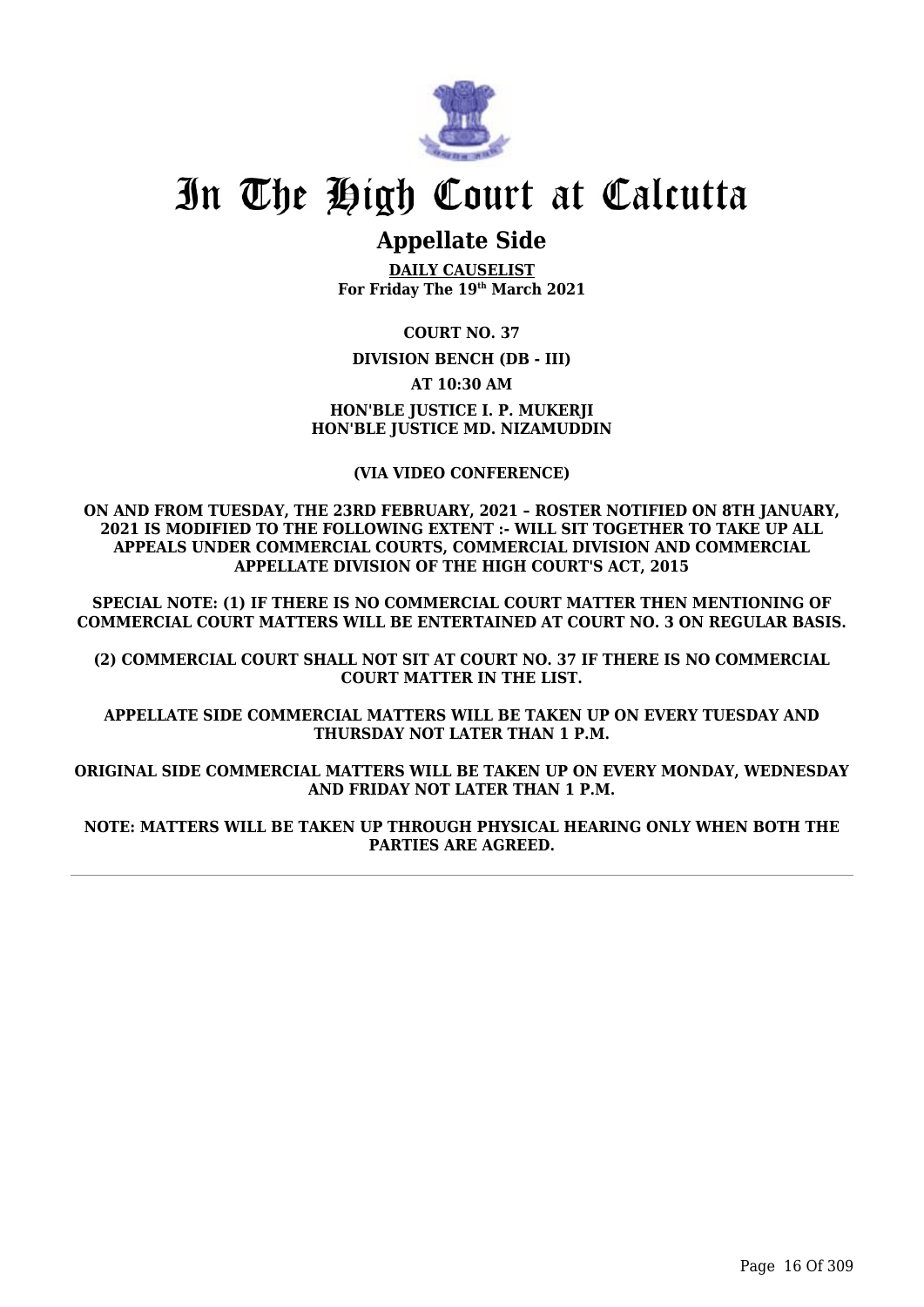# In The High Court at Calcutta

## Appellate Side

**DAILY CAUSELIST**
**For Friday The 19th March 2021**

**COURT NO. 37**

**DIVISION BENCH (DB - III)**

**AT 10:30 AM**

**HON'BLE JUSTICE I. P. MUKERJI**
**HON'BLE JUSTICE MD. NIZAMUDDIN**

**(VIA VIDEO CONFERENCE)**

**ON AND FROM TUESDAY, THE 23RD FEBRUARY, 2021 – ROSTER NOTIFIED ON 8TH JANUARY, 2021 IS MODIFIED TO THE FOLLOWING EXTENT :- WILL SIT TOGETHER TO TAKE UP ALL APPEALS UNDER COMMERCIAL COURTS, COMMERCIAL DIVISION AND COMMERCIAL APPELLATE DIVISION OF THE HIGH COURT'S ACT, 2015**

**SPECIAL NOTE: (1) IF THERE IS NO COMMERCIAL COURT MATTER THEN MENTIONING OF COMMERCIAL COURT MATTERS WILL BE ENTERTAINED AT COURT NO. 3 ON REGULAR BASIS.**

**(2) COMMERCIAL COURT SHALL NOT SIT AT COURT NO. 37 IF THERE IS NO COMMERCIAL COURT MATTER IN THE LIST.**

**APPELLATE SIDE COMMERCIAL MATTERS WILL BE TAKEN UP ON EVERY TUESDAY AND THURSDAY NOT LATER THAN 1 P.M.**

**ORIGINAL SIDE COMMERCIAL MATTERS WILL BE TAKEN UP ON EVERY MONDAY, WEDNESDAY AND FRIDAY NOT LATER THAN 1 P.M.**

**NOTE: MATTERS WILL BE TAKEN UP THROUGH PHYSICAL HEARING ONLY WHEN BOTH THE PARTIES ARE AGREED.**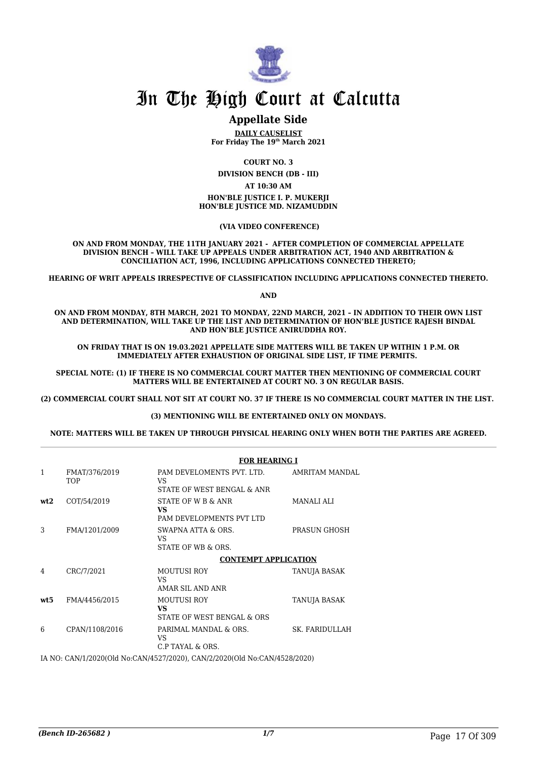# In The High Court at Calcutta

## Appellate Side

**DAILY CAUSELIST**
**For Friday The 19th March 2021**

**COURT NO. 3**

**DIVISION BENCH (DB - III)**

**AT 10:30 AM**

**HON'BLE JUSTICE I. P. MUKERJI**
**HON'BLE JUSTICE MD. NIZAMUDDIN**

**(VIA VIDEO CONFERENCE)**

**ON AND FROM MONDAY, THE 11TH JANUARY 2021 - AFTER COMPLETION OF COMMERCIAL APPELLATE DIVISION BENCH – WILL TAKE UP APPEALS UNDER ARBITRATION ACT, 1940 AND ARBITRATION & CONCILIATION ACT, 1996, INCLUDING APPLICATIONS CONNECTED THERETO;**

**HEARING OF WRIT APPEALS IRRESPECTIVE OF CLASSIFICATION INCLUDING APPLICATIONS CONNECTED THERETO.**

**AND**

**ON AND FROM MONDAY, 8TH MARCH, 2021 TO MONDAY, 22ND MARCH, 2021 – IN ADDITION TO THEIR OWN LIST AND DETERMINATION, WILL TAKE UP THE LIST AND DETERMINATION OF HON'BLE JUSTICE RAJESH BINDAL AND HON'BLE JUSTICE ANIRUDDHA ROY.**

**ON FRIDAY THAT IS ON 19.03.2021 APPELLATE SIDE MATTERS WILL BE TAKEN UP WITHIN 1 P.M. OR IMMEDIATELY AFTER EXHAUSTION OF ORIGINAL SIDE LIST, IF TIME PERMITS.**

**SPECIAL NOTE: (1) IF THERE IS NO COMMERCIAL COURT MATTER THEN MENTIONING OF COMMERCIAL COURT MATTERS WILL BE ENTERTAINED AT COURT NO. 3 ON REGULAR BASIS.**

**(2) COMMERCIAL COURT SHALL NOT SIT AT COURT NO. 37 IF THERE IS NO COMMERCIAL COURT MATTER IN THE LIST.**

**(3) MENTIONING WILL BE ENTERTAINED ONLY ON MONDAYS.**

**NOTE: MATTERS WILL BE TAKEN UP THROUGH PHYSICAL HEARING ONLY WHEN BOTH THE PARTIES ARE AGREED.**

**FOR HEARING I**

| | | | |
|---|---|---|---|
| 1 | FMAT/376/2019 TOP | PAM DEVELOMENTS PVT. LTD. VS STATE OF WEST BENGAL & ANR | AMRITAM MANDAL |
| **wt2** | COT/54/2019 | STATE OF W B & ANR **VS** PAM DEVELOPMENTS PVT LTD | MANALI ALI |
| 3 | FMA/1201/2009 | SWAPNA ATTA & ORS. VS STATE OF WB & ORS. | PRASUN GHOSH |

**CONTEMPT APPLICATION**

| | | | |
|---|---|---|---|
| 4 | CRC/7/2021 | MOUTUSI ROY VS AMAR SIL AND ANR | TANUJA BASAK |
| **wt5** | FMA/4456/2015 | MOUTUSI ROY **VS** STATE OF WEST BENGAL & ORS | TANUJA BASAK |
| 6 | CPAN/1108/2016 | PARIMAL MANDAL & ORS. VS C.P TAYAL & ORS. | SK. FARIDULLAH |

IA NO: CAN/1/2020(Old No:CAN/4527/2020), CAN/2/2020(Old No:CAN/4528/2020)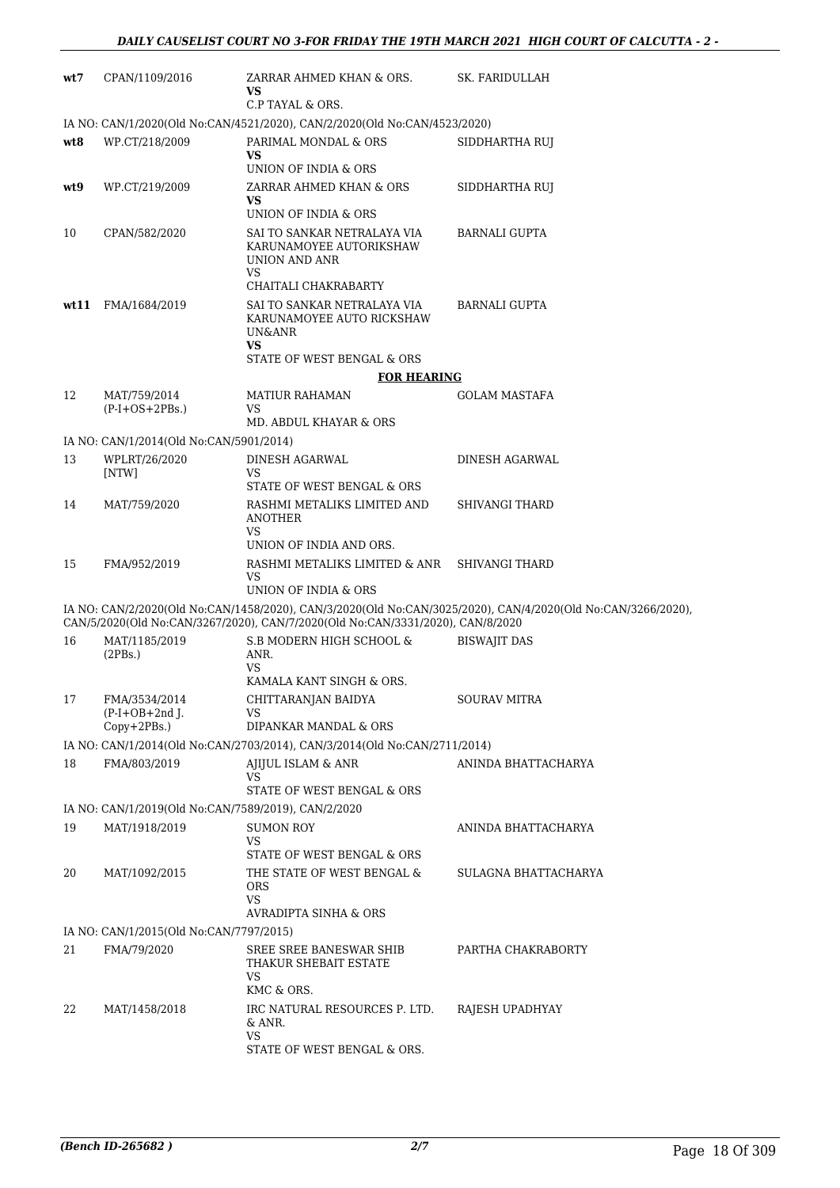| | | | |
|---|---|---|---|
| **wt7** | CPAN/1109/2016 | ZARRAR AHMED KHAN & ORS.<br>**VS**<br>C.P TAYAL & ORS. | SK. FARIDULLAH |
| IA NO: CAN/1/2020(Old No:CAN/4521/2020), CAN/2/2020(Old No:CAN/4523/2020) | | | |
| **wt8** | WP.CT/218/2009 | PARIMAL MONDAL & ORS<br>**VS**<br>UNION OF INDIA & ORS | SIDDHARTHA RUJ |
| **wt9** | WP.CT/219/2009 | ZARRAR AHMED KHAN & ORS<br>**VS**<br>UNION OF INDIA & ORS | SIDDHARTHA RUJ |
| 10 | CPAN/582/2020 | SAI TO SANKAR NETRALAYA VIA KARUNAMOYEE AUTORIKSHAW UNION AND ANR<br>VS<br>CHAITALI CHAKRABARTY | BARNALI GUPTA |
| **wt11** | FMA/1684/2019 | SAI TO SANKAR NETRALAYA VIA KARUNAMOYEE AUTO RICKSHAW UN&ANR<br>**VS**<br>STATE OF WEST BENGAL & ORS | BARNALI GUPTA |
| | | **FOR HEARING** | |
| 12 | MAT/759/2014<br>(P-I+OS+2PBs.) | MATIUR RAHAMAN<br>VS<br>MD. ABDUL KHAYAR & ORS | GOLAM MASTAFA |
| IA NO: CAN/1/2014(Old No:CAN/5901/2014) | | | |
| 13 | WPLRT/26/2020<br>[NTW] | DINESH AGARWAL<br>VS<br>STATE OF WEST BENGAL & ORS | DINESH AGARWAL |
| 14 | MAT/759/2020 | RASHMI METALIKS LIMITED AND ANOTHER<br>VS<br>UNION OF INDIA AND ORS. | SHIVANGI THARD |
| 15 | FMA/952/2019 | RASHMI METALIKS LIMITED & ANR<br>VS<br>UNION OF INDIA & ORS | SHIVANGI THARD |
| IA NO: CAN/2/2020(Old No:CAN/1458/2020), CAN/3/2020(Old No:CAN/3025/2020), CAN/4/2020(Old No:CAN/3266/2020), CAN/5/2020(Old No:CAN/3267/2020), CAN/7/2020(Old No:CAN/3331/2020), CAN/8/2020 | | | |
| 16 | MAT/1185/2019<br>(2PBs.) | S.B MODERN HIGH SCHOOL & ANR.<br>VS<br>KAMALA KANT SINGH & ORS. | BISWAJIT DAS |
| 17 | FMA/3534/2014<br>(P-I+OB+2nd J. Copy+2PBs.) | CHITTARANJAN BAIDYA<br>VS<br>DIPANKAR MANDAL & ORS | SOURAV MITRA |
| IA NO: CAN/1/2014(Old No:CAN/2703/2014), CAN/3/2014(Old No:CAN/2711/2014) | | | |
| 18 | FMA/803/2019 | AJIJUL ISLAM & ANR<br>VS<br>STATE OF WEST BENGAL & ORS | ANINDA BHATTACHARYA |
| IA NO: CAN/1/2019(Old No:CAN/7589/2019), CAN/2/2020 | | | |
| 19 | MAT/1918/2019 | SUMON ROY<br>VS<br>STATE OF WEST BENGAL & ORS | ANINDA BHATTACHARYA |
| 20 | MAT/1092/2015 | THE STATE OF WEST BENGAL & ORS<br>VS<br>AVRADIPTA SINHA & ORS | SULAGNA BHATTACHARYA |
| IA NO: CAN/1/2015(Old No:CAN/7797/2015) | | | |
| 21 | FMA/79/2020 | SREE SREE BANESWAR SHIB THAKUR SHEBAIT ESTATE<br>VS<br>KMC & ORS. | PARTHA CHAKRABORTY |
| 22 | MAT/1458/2018 | IRC NATURAL RESOURCES P. LTD. & ANR.<br>VS<br>STATE OF WEST BENGAL & ORS. | RAJESH UPADHYAY |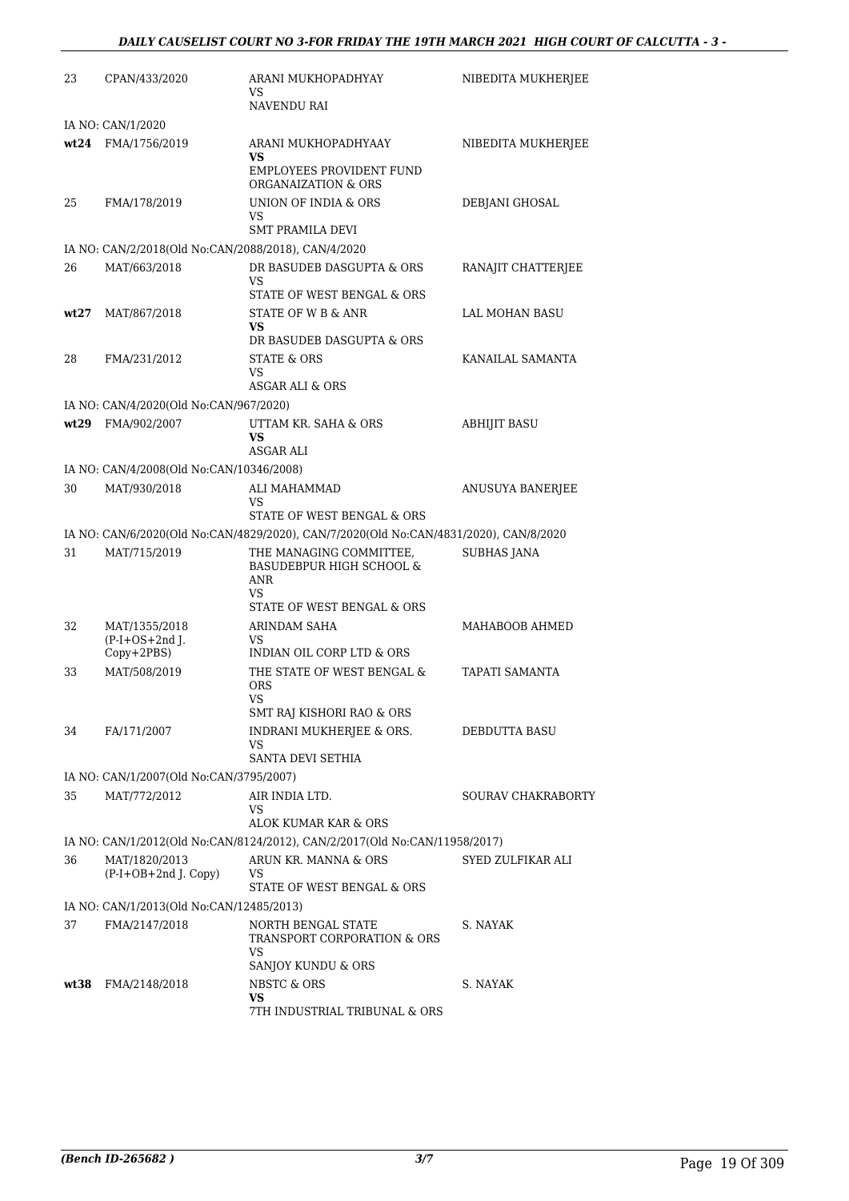| | | | |
|---|---|---|---|
| 23 | CPAN/433/2020 | ARANI MUKHOPADHYAY<br>VS<br>NAVENDU RAI | NIBEDITA MUKHERJEE |
| | IA NO: CAN/1/2020 | | |
| wt24 | FMA/1756/2019 | ARANI MUKHOPADHYAAY<br>**VS**<br>EMPLOYEES PROVIDENT FUND ORGANAIZATION & ORS | NIBEDITA MUKHERJEE |
| 25 | FMA/178/2019 | UNION OF INDIA & ORS<br>VS<br>SMT PRAMILA DEVI | DEBJANI GHOSAL |
| | IA NO: CAN/2/2018(Old No:CAN/2088/2018), CAN/4/2020 | | |
| 26 | MAT/663/2018 | DR BASUDEB DASGUPTA & ORS<br>VS<br>STATE OF WEST BENGAL & ORS | RANAJIT CHATTERJEE |
| wt27 | MAT/867/2018 | STATE OF W B & ANR<br>**VS**<br>DR BASUDEB DASGUPTA & ORS | LAL MOHAN BASU |
| 28 | FMA/231/2012 | STATE & ORS<br>VS<br>ASGAR ALI & ORS | KANAILAL SAMANTA |
| | IA NO: CAN/4/2020(Old No:CAN/967/2020) | | |
| wt29 | FMA/902/2007 | UTTAM KR. SAHA & ORS<br>**VS**<br>ASGAR ALI | ABHIJIT BASU |
| | IA NO: CAN/4/2008(Old No:CAN/10346/2008) | | |
| 30 | MAT/930/2018 | ALI MAHAMMAD<br>VS<br>STATE OF WEST BENGAL & ORS | ANUSUYA BANERJEE |
| | IA NO: CAN/6/2020(Old No:CAN/4829/2020), CAN/7/2020(Old No:CAN/4831/2020), CAN/8/2020 | | |
| 31 | MAT/715/2019 | THE MANAGING COMMITTEE, BASUDEBPUR HIGH SCHOOL & ANR<br>VS<br>STATE OF WEST BENGAL & ORS | SUBHAS JANA |
| 32 | MAT/1355/2018<br>(P-I+OS+2nd J. Copy+2PBS) | ARINDAM SAHA<br>VS<br>INDIAN OIL CORP LTD & ORS | MAHABOOB AHMED |
| 33 | MAT/508/2019 | THE STATE OF WEST BENGAL & ORS<br>VS<br>SMT RAJ KISHORI RAO & ORS | TAPATI SAMANTA |
| 34 | FA/171/2007 | INDRANI MUKHERJEE & ORS.<br>VS<br>SANTA DEVI SETHIA | DEBDUTTA BASU |
| | IA NO: CAN/1/2007(Old No:CAN/3795/2007) | | |
| 35 | MAT/772/2012 | AIR INDIA LTD.<br>VS<br>ALOK KUMAR KAR & ORS | SOURAV CHAKRABORTY |
| | IA NO: CAN/1/2012(Old No:CAN/8124/2012), CAN/2/2017(Old No:CAN/11958/2017) | | |
| 36 | MAT/1820/2013<br>(P-I+OB+2nd J. Copy) | ARUN KR. MANNA & ORS<br>VS<br>STATE OF WEST BENGAL & ORS | SYED ZULFIKAR ALI |
| | IA NO: CAN/1/2013(Old No:CAN/12485/2013) | | |
| 37 | FMA/2147/2018 | NORTH BENGAL STATE TRANSPORT CORPORATION & ORS<br>VS<br>SANJOY KUNDU & ORS | S. NAYAK |
| wt38 | FMA/2148/2018 | NBSTC & ORS<br>**VS**<br>7TH INDUSTRIAL TRIBUNAL & ORS | S. NAYAK |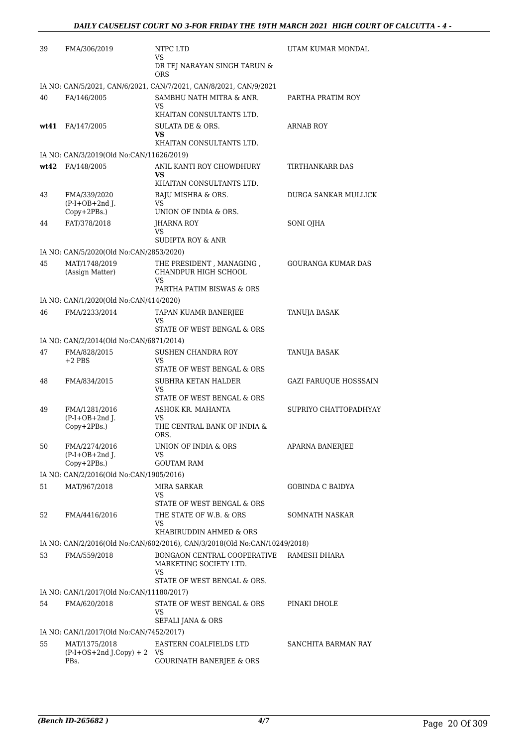| | | | |
|---|---|---|---|
| 39 | FMA/306/2019 | NTPC LTD<br>VS<br>DR TEJ NARAYAN SINGH TARUN & ORS | UTAM KUMAR MONDAL |
| | IA NO: CAN/5/2021, CAN/6/2021, CAN/7/2021, CAN/8/2021, CAN/9/2021 | | |
| 40 | FA/146/2005 | SAMBHU NATH MITRA & ANR.<br>VS<br>KHAITAN CONSULTANTS LTD. | PARTHA PRATIM ROY |
| wt41 | FA/147/2005 | SULATA DE & ORS.<br>**VS**<br>KHAITAN CONSULTANTS LTD. | ARNAB ROY |
| | IA NO: CAN/3/2019(Old No:CAN/11626/2019) | | |
| wt42 | FA/148/2005 | ANIL KANTI ROY CHOWDHURY<br>**VS**<br>KHAITAN CONSULTANTS LTD. | TIRTHANKARR DAS |
| 43 | FMA/339/2020<br>(P-I+OB+2nd J.<br>Copy+2PBs.) | RAJU MISHRA & ORS.<br>VS<br>UNION OF INDIA & ORS. | DURGA SANKAR MULLICK |
| 44 | FAT/378/2018 | JHARNA ROY<br>VS<br>SUDIPTA ROY & ANR | SONI OJHA |
| | IA NO: CAN/5/2020(Old No:CAN/2853/2020) | | |
| 45 | MAT/1748/2019<br>(Assign Matter) | THE PRESIDENT , MANAGING , CHANDPUR HIGH SCHOOL<br>VS<br>PARTHA PATIM BISWAS & ORS | GOURANGA KUMAR DAS |
| | IA NO: CAN/1/2020(Old No:CAN/414/2020) | | |
| 46 | FMA/2233/2014 | TAPAN KUAMR BANERJEE<br>VS<br>STATE OF WEST BENGAL & ORS | TANUJA BASAK |
| | IA NO: CAN/2/2014(Old No:CAN/6871/2014) | | |
| 47 | FMA/828/2015<br>+2 PBS | SUSHEN CHANDRA ROY<br>VS<br>STATE OF WEST BENGAL & ORS | TANUJA BASAK |
| 48 | FMA/834/2015 | SUBHRA KETAN HALDER<br>VS<br>STATE OF WEST BENGAL & ORS | GAZI FARUQUE HOSSSAIN |
| 49 | FMA/1281/2016<br>(P-I+OB+2nd J.<br>Copy+2PBs.) | ASHOK KR. MAHANTA<br>VS<br>THE CENTRAL BANK OF INDIA & ORS. | SUPRIYO CHATTOPADHYAY |
| 50 | FMA/2274/2016<br>(P-I+OB+2nd J.<br>Copy+2PBs.) | UNION OF INDIA & ORS<br>VS<br>GOUTAM RAM | APARNA BANERJEE |
| | IA NO: CAN/2/2016(Old No:CAN/1905/2016) | | |
| 51 | MAT/967/2018 | MIRA SARKAR<br>VS<br>STATE OF WEST BENGAL & ORS | GOBINDA C BAIDYA |
| 52 | FMA/4416/2016 | THE STATE OF W.B. & ORS<br>VS<br>KHABIRUDDIN AHMED & ORS | SOMNATH NASKAR |
| | IA NO: CAN/2/2016(Old No:CAN/602/2016), CAN/3/2018(Old No:CAN/10249/2018) | | |
| 53 | FMA/559/2018 | BONGAON CENTRAL COOPERATIVE MARKETING SOCIETY LTD.<br>VS<br>STATE OF WEST BENGAL & ORS. | RAMESH DHARA |
| | IA NO: CAN/1/2017(Old No:CAN/11180/2017) | | |
| 54 | FMA/620/2018 | STATE OF WEST BENGAL & ORS<br>VS<br>SEFALI JANA & ORS | PINAKI DHOLE |
| | IA NO: CAN/1/2017(Old No:CAN/7452/2017) | | |
| 55 | MAT/1375/2018<br>(P-I+OS+2nd J.Copy) + 2<br>PBs. | EASTERN COALFIELDS LTD<br>VS<br>GOURINATH BANERJEE & ORS | SANCHITA BARMAN RAY |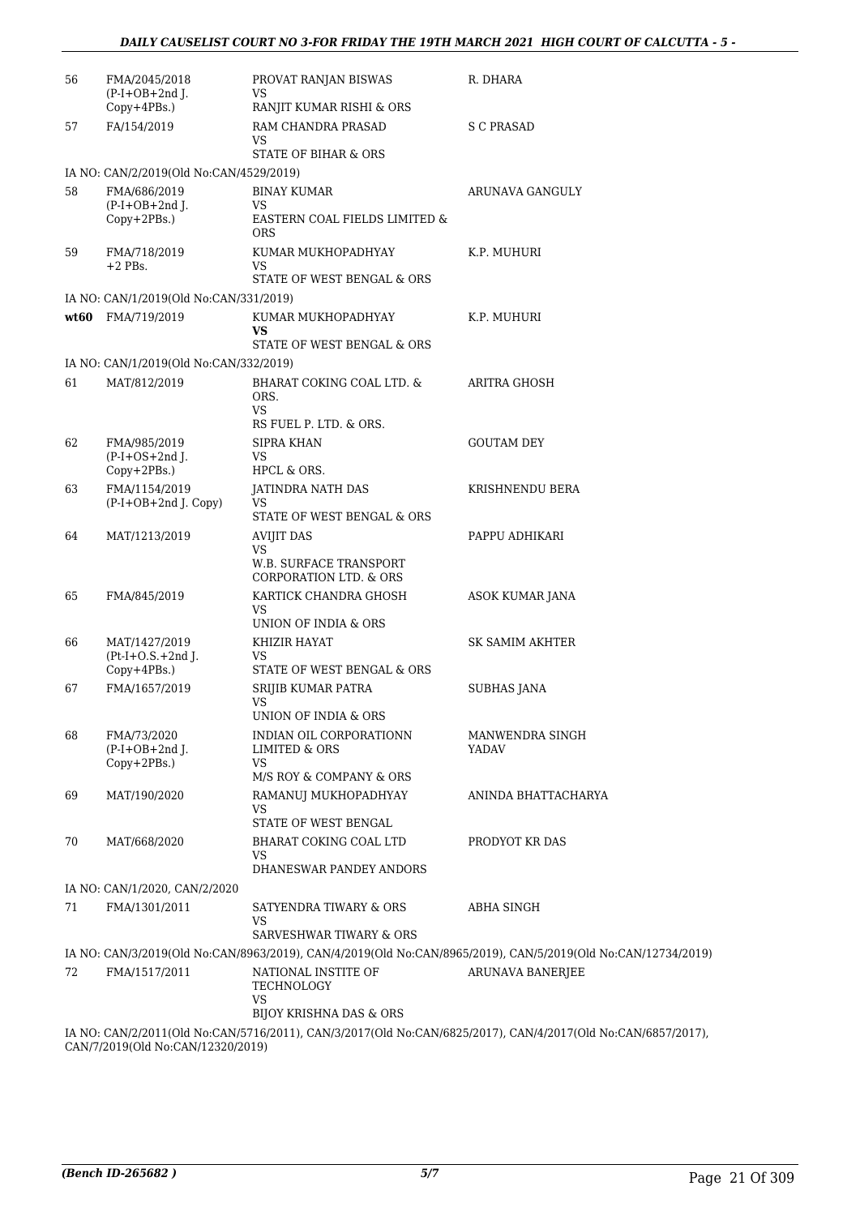| | | | |
|---|---|---|---|
| 56 | FMA/2045/2018 (P-I+OB+2nd J. Copy+4PBs.) | PROVAT RANJAN BISWAS VS RANJIT KUMAR RISHI & ORS | R. DHARA |
| 57 | FA/154/2019 | RAM CHANDRA PRASAD VS STATE OF BIHAR & ORS | S C PRASAD |
| | IA NO: CAN/2/2019(Old No:CAN/4529/2019) | | |
| 58 | FMA/686/2019 (P-I+OB+2nd J. Copy+2PBs.) | BINAY KUMAR VS EASTERN COAL FIELDS LIMITED & ORS | ARUNAVA GANGULY |
| 59 | FMA/718/2019 +2 PBs. | KUMAR MUKHOPADHYAY VS STATE OF WEST BENGAL & ORS | K.P. MUHURI |
| | IA NO: CAN/1/2019(Old No:CAN/331/2019) | | |
| **wt60** | FMA/719/2019 | KUMAR MUKHOPADHYAY **VS** STATE OF WEST BENGAL & ORS | K.P. MUHURI |
| | IA NO: CAN/1/2019(Old No:CAN/332/2019) | | |
| 61 | MAT/812/2019 | BHARAT COKING COAL LTD. & ORS. VS RS FUEL P. LTD. & ORS. | ARITRA GHOSH |
| 62 | FMA/985/2019 (P-I+OS+2nd J. Copy+2PBs.) | SIPRA KHAN VS HPCL & ORS. | GOUTAM DEY |
| 63 | FMA/1154/2019 (P-I+OB+2nd J. Copy) | JATINDRA NATH DAS VS STATE OF WEST BENGAL & ORS | KRISHNENDU BERA |
| 64 | MAT/1213/2019 | AVIJIT DAS VS W.B. SURFACE TRANSPORT CORPORATION LTD. & ORS | PAPPU ADHIKARI |
| 65 | FMA/845/2019 | KARTICK CHANDRA GHOSH VS UNION OF INDIA & ORS | ASOK KUMAR JANA |
| 66 | MAT/1427/2019 (Pt-I+O.S.+2nd J. Copy+4PBs.) | KHIZIR HAYAT VS STATE OF WEST BENGAL & ORS | SK SAMIM AKHTER |
| 67 | FMA/1657/2019 | SRIJIB KUMAR PATRA VS UNION OF INDIA & ORS | SUBHAS JANA |
| 68 | FMA/73/2020 (P-I+OB+2nd J. Copy+2PBs.) | INDIAN OIL CORPORATIONN LIMITED & ORS VS M/S ROY & COMPANY & ORS | MANWENDRA SINGH YADAV |
| 69 | MAT/190/2020 | RAMANUJ MUKHOPADHYAY VS STATE OF WEST BENGAL | ANINDA BHATTACHARYA |
| 70 | MAT/668/2020 | BHARAT COKING COAL LTD VS DHANESWAR PANDEY ANDORS | PRODYOT KR DAS |
| | IA NO: CAN/1/2020, CAN/2/2020 | | |
| 71 | FMA/1301/2011 | SATYENDRA TIWARY & ORS VS SARVESHWAR TIWARY & ORS | ABHA SINGH |
| | IA NO: CAN/3/2019(Old No:CAN/8963/2019), CAN/4/2019(Old No:CAN/8965/2019), CAN/5/2019(Old No:CAN/12734/2019) | | |
| 72 | FMA/1517/2011 | NATIONAL INSTITE OF TECHNOLOGY VS BIJOY KRISHNA DAS & ORS | ARUNAVA BANERJEE |
| | IA NO: CAN/2/2011(Old No:CAN/5716/2011), CAN/3/2017(Old No:CAN/6825/2017), CAN/4/2017(Old No:CAN/6857/2017), CAN/7/2019(Old No:CAN/12320/2019) | | |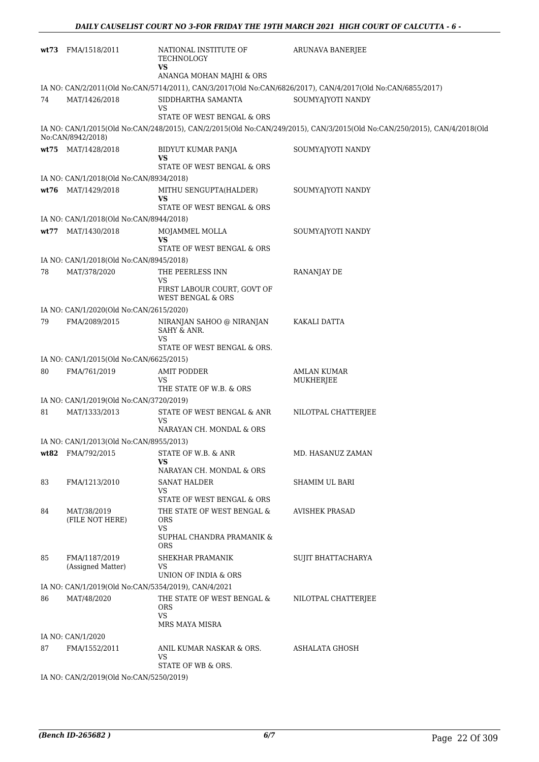| | | | |
|---|---|---|---|
| wt73 | FMA/1518/2011 | NATIONAL INSTITUTE OF TECHNOLOGY<br>VS<br>ANANGA MOHAN MAJHI & ORS | ARUNAVA BANERJEE |
| | IA NO: CAN/2/2011(Old No:CAN/5714/2011), CAN/3/2017(Old No:CAN/6826/2017), CAN/4/2017(Old No:CAN/6855/2017) | | |
| 74 | MAT/1426/2018 | SIDDHARTHA SAMANTA<br>VS<br>STATE OF WEST BENGAL & ORS | SOUMYAJYOTI NANDY |
| | IA NO: CAN/1/2015(Old No:CAN/248/2015), CAN/2/2015(Old No:CAN/249/2015), CAN/3/2015(Old No:CAN/250/2015), CAN/4/2018(Old No:CAN/8942/2018) | | |
| wt75 | MAT/1428/2018 | BIDYUT KUMAR PANJA<br>VS<br>STATE OF WEST BENGAL & ORS | SOUMYAJYOTI NANDY |
| | IA NO: CAN/1/2018(Old No:CAN/8934/2018) | | |
| wt76 | MAT/1429/2018 | MITHU SENGUPTA(HALDER)<br>VS<br>STATE OF WEST BENGAL & ORS | SOUMYAJYOTI NANDY |
| | IA NO: CAN/1/2018(Old No:CAN/8944/2018) | | |
| wt77 | MAT/1430/2018 | MOJAMMEL MOLLA<br>VS<br>STATE OF WEST BENGAL & ORS | SOUMYAJYOTI NANDY |
| | IA NO: CAN/1/2018(Old No:CAN/8945/2018) | | |
| 78 | MAT/378/2020 | THE PEERLESS INN<br>VS<br>FIRST LABOUR COURT, GOVT OF WEST BENGAL & ORS | RANANJAY DE |
| | IA NO: CAN/1/2020(Old No:CAN/2615/2020) | | |
| 79 | FMA/2089/2015 | NIRANJAN SAHOO @ NIRANJAN SAHY & ANR.<br>VS<br>STATE OF WEST BENGAL & ORS. | KAKALI DATTA |
| | IA NO: CAN/1/2015(Old No:CAN/6625/2015) | | |
| 80 | FMA/761/2019 | AMIT PODDER<br>VS<br>THE STATE OF W.B. & ORS | AMLAN KUMAR MUKHERJEE |
| | IA NO: CAN/1/2019(Old No:CAN/3720/2019) | | |
| 81 | MAT/1333/2013 | STATE OF WEST BENGAL & ANR<br>VS<br>NARAYAN CH. MONDAL & ORS | NILOTPAL CHATTERJEE |
| | IA NO: CAN/1/2013(Old No:CAN/8955/2013) | | |
| wt82 | FMA/792/2015 | STATE OF W.B. & ANR<br>VS<br>NARAYAN CH. MONDAL & ORS | MD. HASANUZ ZAMAN |
| 83 | FMA/1213/2010 | SANAT HALDER<br>VS<br>STATE OF WEST BENGAL & ORS | SHAMIM UL BARI |
| 84 | MAT/38/2019<br>(FILE NOT HERE) | THE STATE OF WEST BENGAL & ORS<br>VS<br>SUPHAL CHANDRA PRAMANIK & ORS | AVISHEK PRASAD |
| 85 | FMA/1187/2019<br>(Assigned Matter) | SHEKHAR PRAMANIK<br>VS<br>UNION OF INDIA & ORS | SUJIT BHATTACHARYA |
| | IA NO: CAN/1/2019(Old No:CAN/5354/2019), CAN/4/2021 | | |
| 86 | MAT/48/2020 | THE STATE OF WEST BENGAL & ORS<br>VS<br>MRS MAYA MISRA | NILOTPAL CHATTERJEE |
| | IA NO: CAN/1/2020 | | |
| 87 | FMA/1552/2011 | ANIL KUMAR NASKAR & ORS.<br>VS<br>STATE OF WB & ORS. | ASHALATA GHOSH |
| | IA NO: CAN/2/2019(Old No:CAN/5250/2019) | | |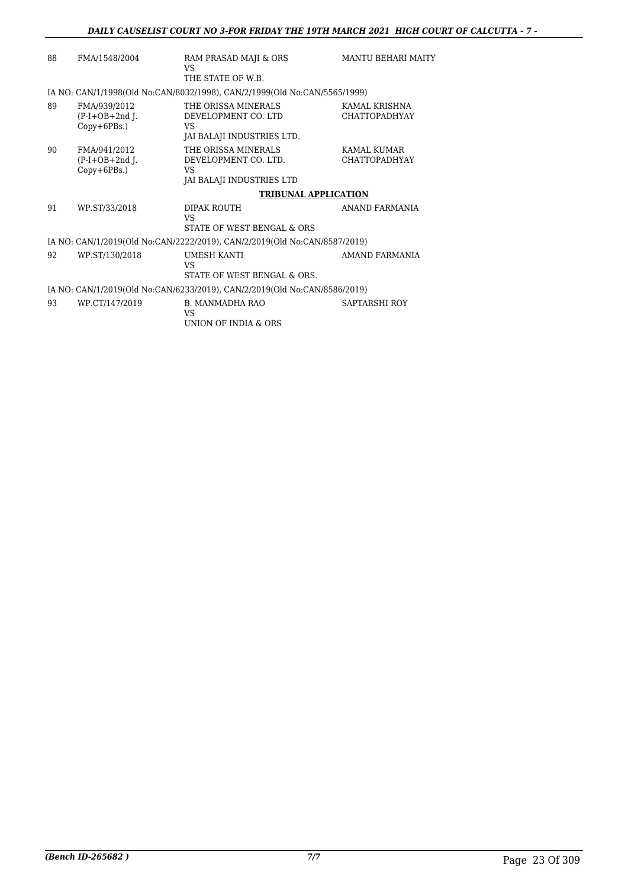| | | | |
|---|---|---|---|
| 88 | FMA/1548/2004 | RAM PRASAD MAJI & ORS<br>VS<br>THE STATE OF W.B. | MANTU BEHARI MAITY |

IA NO: CAN/1/1998(Old No:CAN/8032/1998), CAN/2/1999(Old No:CAN/5565/1999)

| | | | |
|---|---|---|---|
| 89 | FMA/939/2012<br>(P-I+OB+2nd J. Copy+6PBs.) | THE ORISSA MINERALS DEVELOPMENT CO. LTD<br>VS<br>JAI BALAJI INDUSTRIES LTD. | KAMAL KRISHNA CHATTOPADHYAY |
| 90 | FMA/941/2012<br>(P-I+OB+2nd J. Copy+6PBs.) | THE ORISSA MINERALS DEVELOPMENT CO. LTD.<br>VS<br>JAI BALAJI INDUSTRIES LTD | KAMAL KUMAR CHATTOPADHYAY |

**TRIBUNAL APPLICATION**

| | | | |
|---|---|---|---|
| 91 | WP.ST/33/2018 | DIPAK ROUTH<br>VS<br>STATE OF WEST BENGAL & ORS | ANAND FARMANIA |

IA NO: CAN/1/2019(Old No:CAN/2222/2019), CAN/2/2019(Old No:CAN/8587/2019)

| | | | |
|---|---|---|---|
| 92 | WP.ST/130/2018 | UMESH KANTI<br>VS<br>STATE OF WEST BENGAL & ORS. | AMAND FARMANIA |

IA NO: CAN/1/2019(Old No:CAN/6233/2019), CAN/2/2019(Old No:CAN/8586/2019)

| | | | |
|---|---|---|---|
| 93 | WP.CT/147/2019 | B. MANMADHA RAO<br>VS<br>UNION OF INDIA & ORS | SAPTARSHI ROY |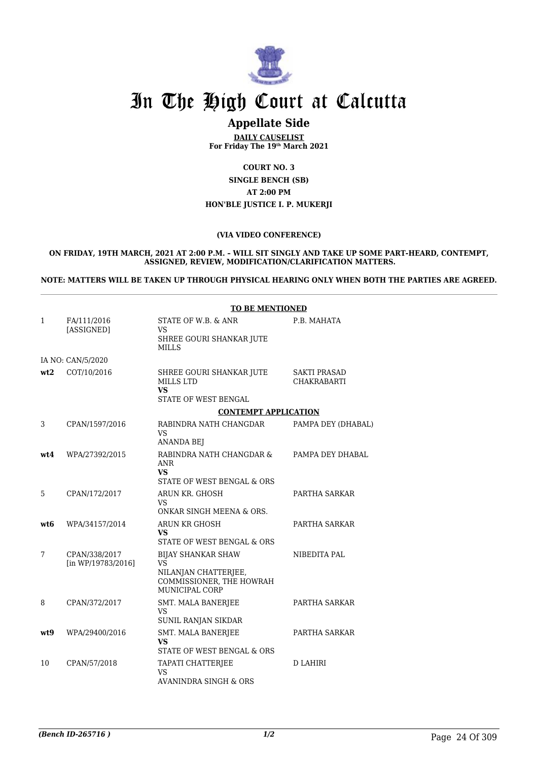# In The High Court at Calcutta

## Appellate Side

**DAILY CAUSELIST**
**For Friday The 19th March 2021**

**COURT NO. 3**
**SINGLE BENCH (SB)**
**AT 2:00 PM**
**HON'BLE JUSTICE I. P. MUKERJI**

**(VIA VIDEO CONFERENCE)**

**ON FRIDAY, 19TH MARCH, 2021 AT 2:00 P.M. – WILL SIT SINGLY AND TAKE UP SOME PART-HEARD, CONTEMPT, ASSIGNED, REVIEW, MODIFICATION/CLARIFICATION MATTERS.**

**NOTE: MATTERS WILL BE TAKEN UP THROUGH PHYSICAL HEARING ONLY WHEN BOTH THE PARTIES ARE AGREED.**

**TO BE MENTIONED**

| | | | |
|---|---|---|---|
| 1 | FA/111/2016 [ASSIGNED] | STATE OF W.B. & ANR VS SHREE GOURI SHANKAR JUTE MILLS | P.B. MAHATA |
| | IA NO: CAN/5/2020 | | |
| **wt2** | COT/10/2016 | SHREE GOURI SHANKAR JUTE MILLS LTD **VS** STATE OF WEST BENGAL | SAKTI PRASAD CHAKRABARTI |

**CONTEMPT APPLICATION**

| | | | |
|---|---|---|---|
| 3 | CPAN/1597/2016 | RABINDRA NATH CHANGDAR VS ANANDA BEJ | PAMPA DEY (DHABAL) |
| **wt4** | WPA/27392/2015 | RABINDRA NATH CHANGDAR & ANR **VS** STATE OF WEST BENGAL & ORS | PAMPA DEY DHABAL |
| 5 | CPAN/172/2017 | ARUN KR. GHOSH VS ONKAR SINGH MEENA & ORS. | PARTHA SARKAR |
| **wt6** | WPA/34157/2014 | ARUN KR GHOSH **VS** STATE OF WEST BENGAL & ORS | PARTHA SARKAR |
| 7 | CPAN/338/2017 [in WP/19783/2016] | BIJAY SHANKAR SHAW VS NILANJAN CHATTERJEE, COMMISSIONER, THE HOWRAH MUNICIPAL CORP | NIBEDITA PAL |
| 8 | CPAN/372/2017 | SMT. MALA BANERJEE VS SUNIL RANJAN SIKDAR | PARTHA SARKAR |
| **wt9** | WPA/29400/2016 | SMT. MALA BANERJEE **VS** STATE OF WEST BENGAL & ORS | PARTHA SARKAR |
| 10 | CPAN/57/2018 | TAPATI CHATTERJEE VS AVANINDRA SINGH & ORS | D LAHIRI |

*(Bench ID-265716 )*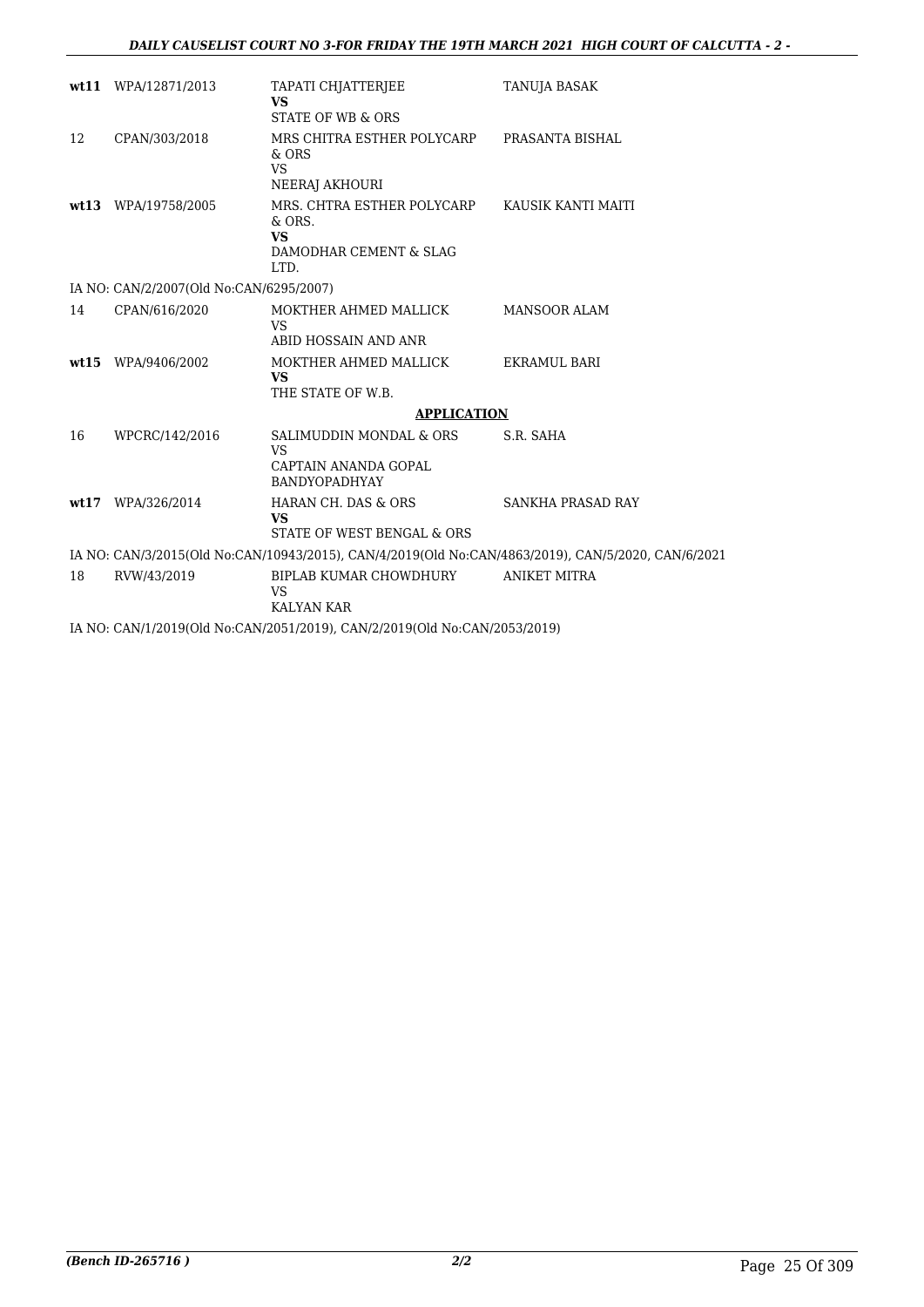| | | | |
|---|---|---|---|
| **wt11** | WPA/12871/2013 | TAPATI CHJATTERJEE<br>**VS**<br>STATE OF WB & ORS | TANUJA BASAK |
| 12 | CPAN/303/2018 | MRS CHITRA ESTHER POLYCARP & ORS<br>VS<br>NEERAJ AKHOURI | PRASANTA BISHAL |
| **wt13** | WPA/19758/2005 | MRS. CHTRA ESTHER POLYCARP & ORS.<br>**VS**<br>DAMODHAR CEMENT & SLAG LTD. | KAUSIK KANTI MAITI |

IA NO: CAN/2/2007(Old No:CAN/6295/2007)

| | | | |
|---|---|---|---|
| 14 | CPAN/616/2020 | MOKTHER AHMED MALLICK<br>VS<br>ABID HOSSAIN AND ANR | MANSOOR ALAM |
| **wt15** | WPA/9406/2002 | MOKTHER AHMED MALLICK<br>**VS**<br>THE STATE OF W.B. | EKRAMUL BARI |

**APPLICATION**

| | | | |
|---|---|---|---|
| 16 | WPCRC/142/2016 | SALIMUDDIN MONDAL & ORS<br>VS<br>CAPTAIN ANANDA GOPAL BANDYOPADHYAY | S.R. SAHA |
| **wt17** | WPA/326/2014 | HARAN CH. DAS & ORS<br>**VS**<br>STATE OF WEST BENGAL & ORS | SANKHA PRASAD RAY |

IA NO: CAN/3/2015(Old No:CAN/10943/2015), CAN/4/2019(Old No:CAN/4863/2019), CAN/5/2020, CAN/6/2021

| | | | |
|---|---|---|---|
| 18 | RVW/43/2019 | BIPLAB KUMAR CHOWDHURY<br>VS<br>KALYAN KAR | ANIKET MITRA |

IA NO: CAN/1/2019(Old No:CAN/2051/2019), CAN/2/2019(Old No:CAN/2053/2019)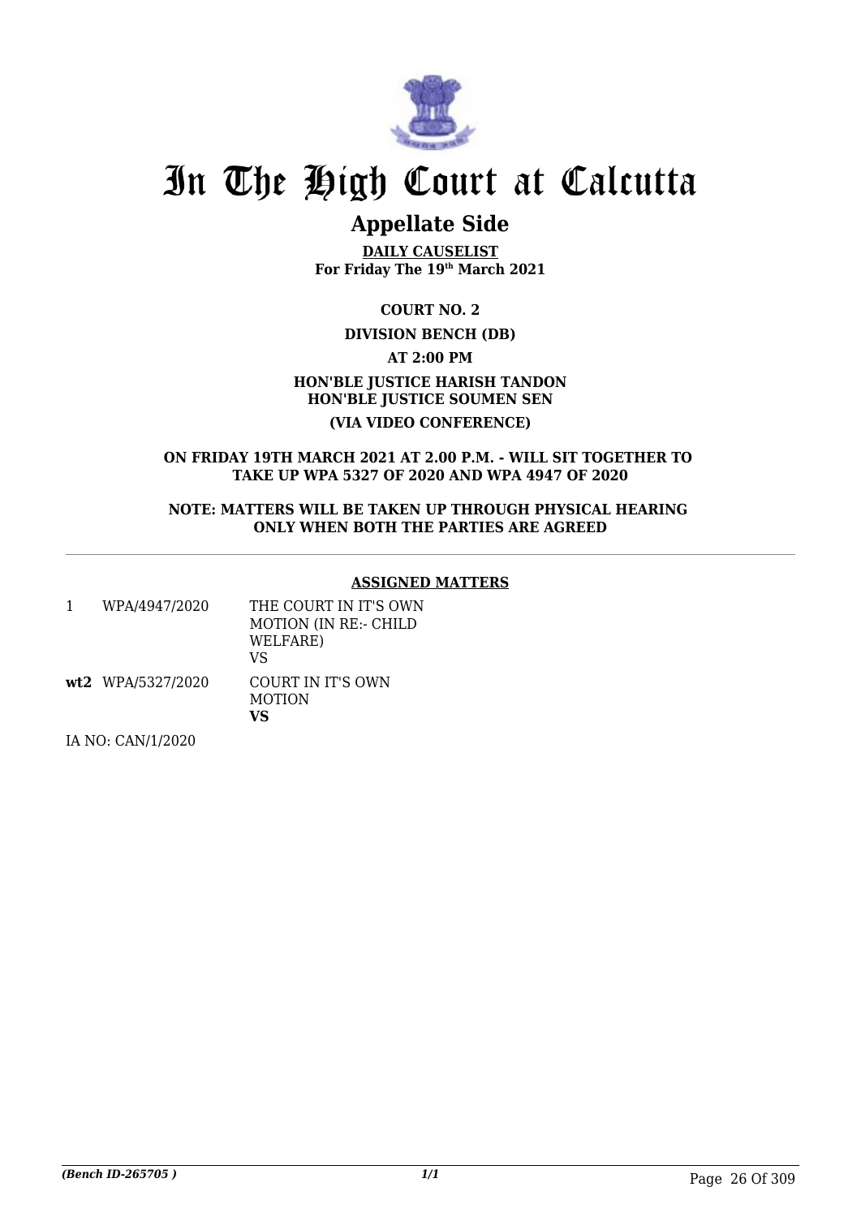# In The High Court at Calcutta

## Appellate Side

**DAILY CAUSELIST**
**For Friday The 19th March 2021**

**COURT NO. 2**

**DIVISION BENCH (DB)**

**AT 2:00 PM**

**HON'BLE JUSTICE HARISH TANDON**
**HON'BLE JUSTICE SOUMEN SEN**

**(VIA VIDEO CONFERENCE)**

**ON FRIDAY 19TH MARCH 2021 AT 2.00 P.M. - WILL SIT TOGETHER TO TAKE UP WPA 5327 OF 2020 AND WPA 4947 OF 2020**

**NOTE: MATTERS WILL BE TAKEN UP THROUGH PHYSICAL HEARING ONLY WHEN BOTH THE PARTIES ARE AGREED**

---

**ASSIGNED MATTERS**

| | | |
|---|---|---|
| 1 | WPA/4947/2020 | THE COURT IN IT'S OWN MOTION (IN RE:- CHILD WELFARE)<br>VS |
| **wt2** | WPA/5327/2020 | COURT IN IT'S OWN MOTION<br>**VS** |

IA NO: CAN/1/2020

*(Bench ID-265705 )*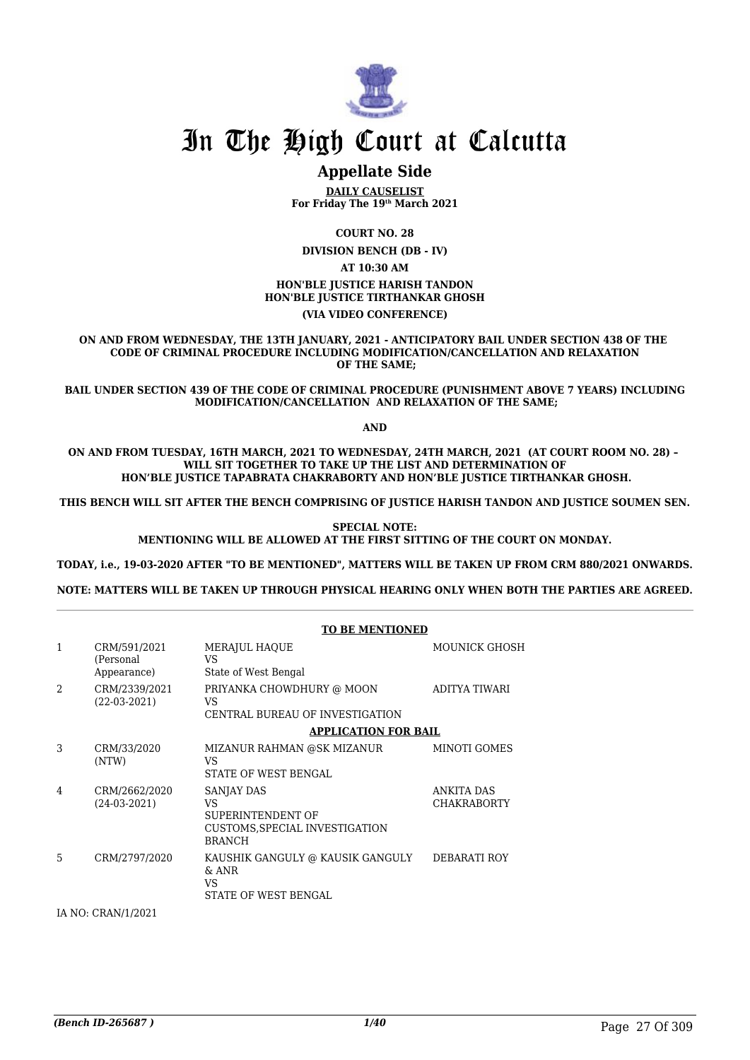# In The High Court at Calcutta

## Appellate Side

**DAILY CAUSELIST**
**For Friday The 19th March 2021**

**COURT NO. 28**

**DIVISION BENCH (DB - IV)**

**AT 10:30 AM**

**HON'BLE JUSTICE HARISH TANDON**
**HON'BLE JUSTICE TIRTHANKAR GHOSH**

**(VIA VIDEO CONFERENCE)**

**ON AND FROM WEDNESDAY, THE 13TH JANUARY, 2021 - ANTICIPATORY BAIL UNDER SECTION 438 OF THE CODE OF CRIMINAL PROCEDURE INCLUDING MODIFICATION/CANCELLATION AND RELAXATION OF THE SAME;**

**BAIL UNDER SECTION 439 OF THE CODE OF CRIMINAL PROCEDURE (PUNISHMENT ABOVE 7 YEARS) INCLUDING MODIFICATION/CANCELLATION AND RELAXATION OF THE SAME;**

**AND**

**ON AND FROM TUESDAY, 16TH MARCH, 2021 TO WEDNESDAY, 24TH MARCH, 2021 (AT COURT ROOM NO. 28) – WILL SIT TOGETHER TO TAKE UP THE LIST AND DETERMINATION OF HON'BLE JUSTICE TAPABRATA CHAKRABORTY AND HON'BLE JUSTICE TIRTHANKAR GHOSH.**

**THIS BENCH WILL SIT AFTER THE BENCH COMPRISING OF JUSTICE HARISH TANDON AND JUSTICE SOUMEN SEN.**

**SPECIAL NOTE:**
**MENTIONING WILL BE ALLOWED AT THE FIRST SITTING OF THE COURT ON MONDAY.**

**TODAY, i.e., 19-03-2020 AFTER "TO BE MENTIONED", MATTERS WILL BE TAKEN UP FROM CRM 880/2021 ONWARDS.**

**NOTE: MATTERS WILL BE TAKEN UP THROUGH PHYSICAL HEARING ONLY WHEN BOTH THE PARTIES ARE AGREED.**

**TO BE MENTIONED**

| | | | |
|---|---|---|---|
| 1 | CRM/591/2021 (Personal Appearance) | MERAJUL HAQUE VS State of West Bengal | MOUNICK GHOSH |
| 2 | CRM/2339/2021 (22-03-2021) | PRIYANKA CHOWDHURY @ MOON VS CENTRAL BUREAU OF INVESTIGATION | ADITYA TIWARI |

**APPLICATION FOR BAIL**

| | | | |
|---|---|---|---|
| 3 | CRM/33/2020 (NTW) | MIZANUR RAHMAN @SK MIZANUR VS STATE OF WEST BENGAL | MINOTI GOMES |
| 4 | CRM/2662/2020 (24-03-2021) | SANJAY DAS VS SUPERINTENDENT OF CUSTOMS,SPECIAL INVESTIGATION BRANCH | ANKITA DAS CHAKRABORTY |
| 5 | CRM/2797/2020 | KAUSHIK GANGULY @ KAUSIK GANGULY & ANR VS STATE OF WEST BENGAL | DEBARATI ROY |

IA NO: CRAN/1/2021

*(Bench ID-265687 )*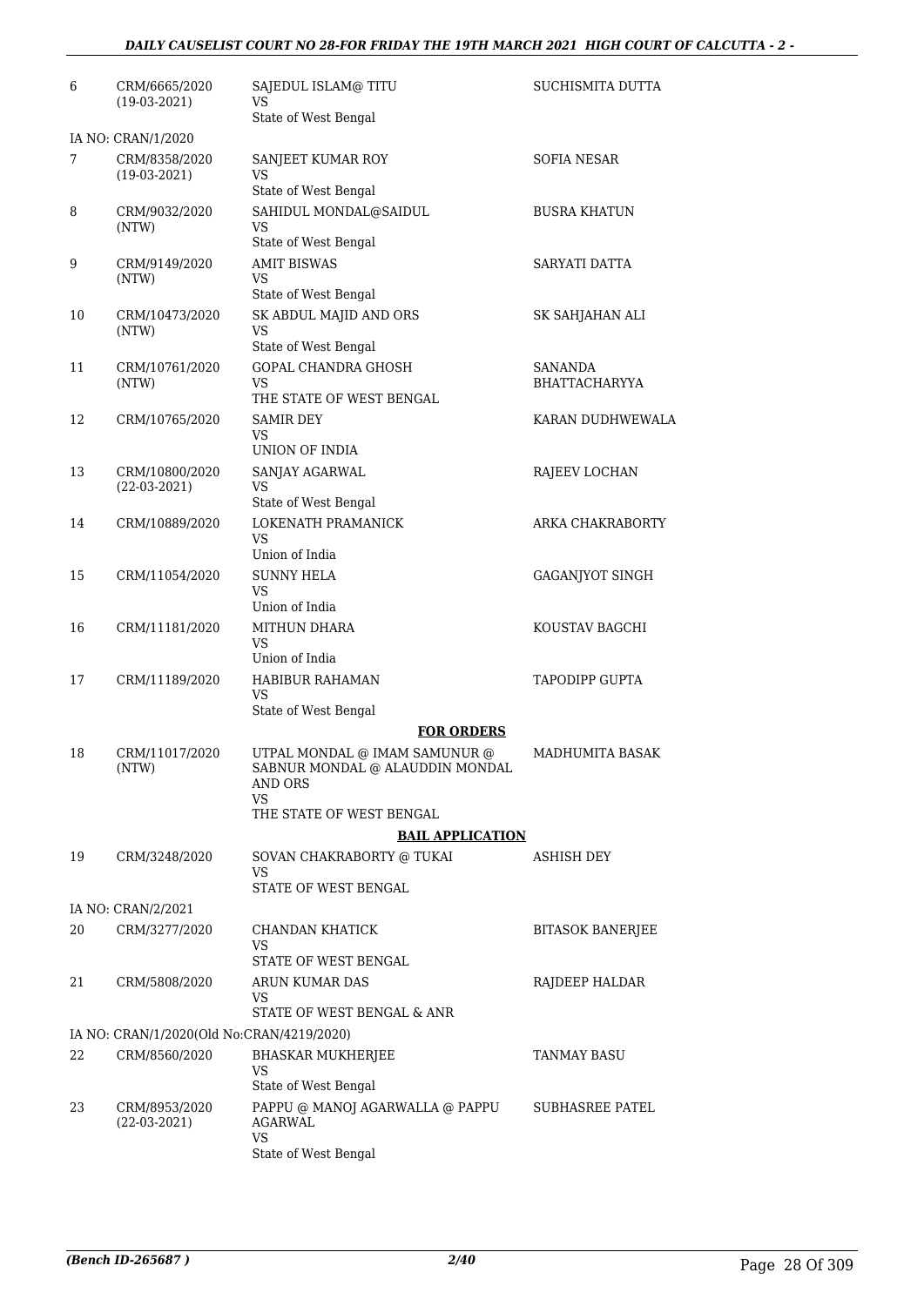| | | | |
|---|---|---|---|
| 6 | CRM/6665/2020 (19-03-2021) | SAJEDUL ISLAM@ TITU<br>VS<br>State of West Bengal | SUCHISMITA DUTTA |
| IA NO: CRAN/1/2020 | | | |
| 7 | CRM/8358/2020 (19-03-2021) | SANJEET KUMAR ROY<br>VS<br>State of West Bengal | SOFIA NESAR |
| 8 | CRM/9032/2020 (NTW) | SAHIDUL MONDAL@SAIDUL<br>VS<br>State of West Bengal | BUSRA KHATUN |
| 9 | CRM/9149/2020 (NTW) | AMIT BISWAS<br>VS<br>State of West Bengal | SARYATI DATTA |
| 10 | CRM/10473/2020 (NTW) | SK ABDUL MAJID AND ORS<br>VS<br>State of West Bengal | SK SAHJAHAN ALI |
| 11 | CRM/10761/2020 (NTW) | GOPAL CHANDRA GHOSH<br>VS<br>THE STATE OF WEST BENGAL | SANANDA BHATTACHARYYA |
| 12 | CRM/10765/2020 | SAMIR DEY<br>VS<br>UNION OF INDIA | KARAN DUDHWEWALA |
| 13 | CRM/10800/2020 (22-03-2021) | SANJAY AGARWAL<br>VS<br>State of West Bengal | RAJEEV LOCHAN |
| 14 | CRM/10889/2020 | LOKENATH PRAMANICK<br>VS<br>Union of India | ARKA CHAKRABORTY |
| 15 | CRM/11054/2020 | SUNNY HELA<br>VS<br>Union of India | GAGANJYOT SINGH |
| 16 | CRM/11181/2020 | MITHUN DHARA<br>VS<br>Union of India | KOUSTAV BAGCHI |
| 17 | CRM/11189/2020 | HABIBUR RAHAMAN<br>VS<br>State of West Bengal | TAPODIPP GUPTA |
| | | **FOR ORDERS** | |
| 18 | CRM/11017/2020 (NTW) | UTPAL MONDAL @ IMAM SAMUNUR @ SABNUR MONDAL @ ALAUDDIN MONDAL AND ORS<br>VS<br>THE STATE OF WEST BENGAL | MADHUMITA BASAK |
| | | **BAIL APPLICATION** | |
| 19 | CRM/3248/2020 | SOVAN CHAKRABORTY @ TUKAI<br>VS<br>STATE OF WEST BENGAL | ASHISH DEY |
| IA NO: CRAN/2/2021 | | | |
| 20 | CRM/3277/2020 | CHANDAN KHATICK<br>VS<br>STATE OF WEST BENGAL | BITASOK BANERJEE |
| 21 | CRM/5808/2020 | ARUN KUMAR DAS<br>VS<br>STATE OF WEST BENGAL & ANR | RAJDEEP HALDAR |
| IA NO: CRAN/1/2020(Old No:CRAN/4219/2020) | | | |
| 22 | CRM/8560/2020 | BHASKAR MUKHERJEE<br>VS<br>State of West Bengal | TANMAY BASU |
| 23 | CRM/8953/2020 (22-03-2021) | PAPPU @ MANOJ AGARWALLA @ PAPPU AGARWAL<br>VS<br>State of West Bengal | SUBHASREE PATEL |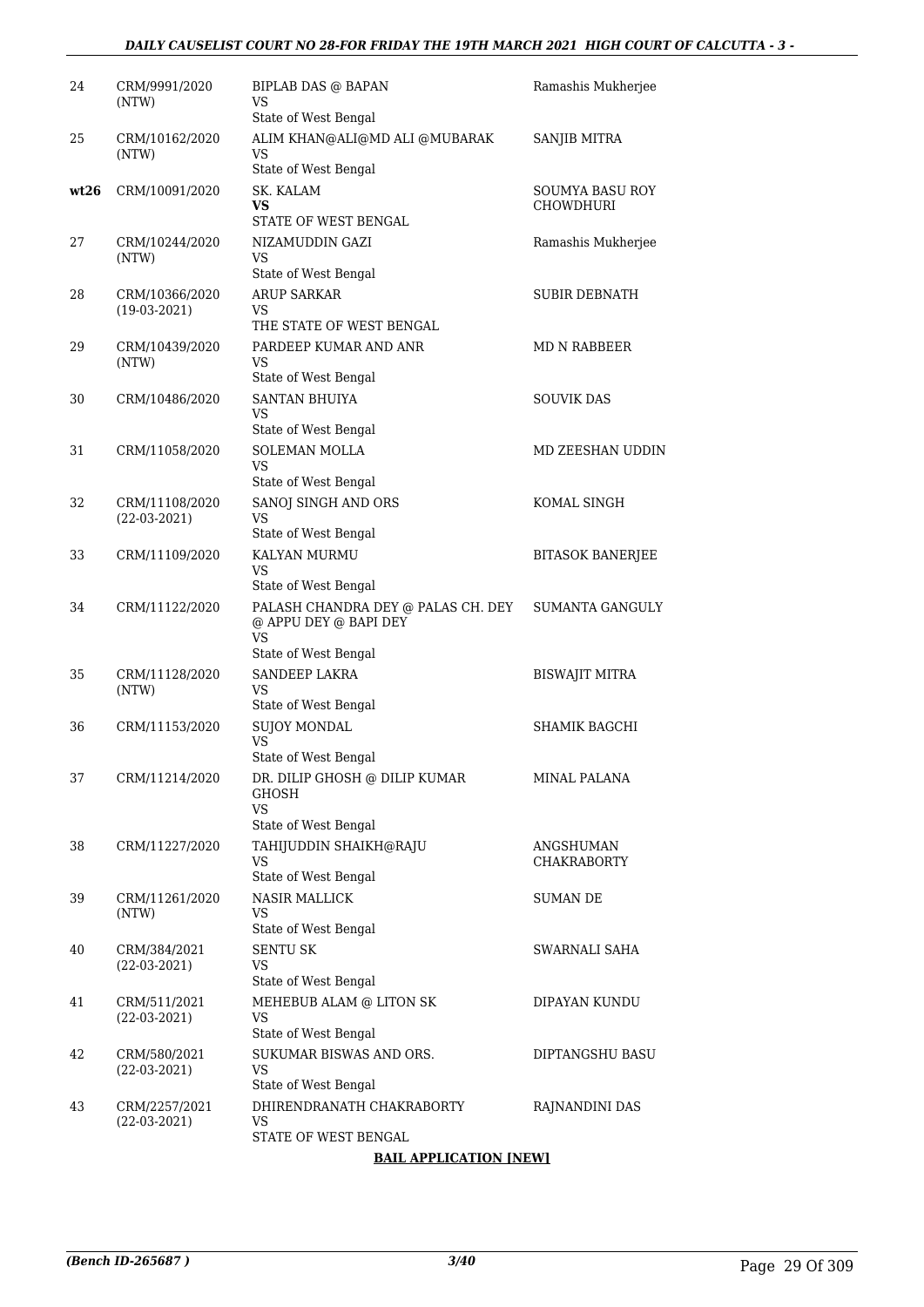| | | | |
|---|---|---|---|
| 24 | CRM/9991/2020 (NTW) | BIPLAB DAS @ BAPAN VS State of West Bengal | Ramashis Mukherjee |
| 25 | CRM/10162/2020 (NTW) | ALIM KHAN@ALI@MD ALI @MUBARAK VS State of West Bengal | SANJIB MITRA |
| **wt26** | CRM/10091/2020 | SK. KALAM **VS** STATE OF WEST BENGAL | SOUMYA BASU ROY CHOWDHURI |
| 27 | CRM/10244/2020 (NTW) | NIZAMUDDIN GAZI VS State of West Bengal | Ramashis Mukherjee |
| 28 | CRM/10366/2020 (19-03-2021) | ARUP SARKAR VS THE STATE OF WEST BENGAL | SUBIR DEBNATH |
| 29 | CRM/10439/2020 (NTW) | PARDEEP KUMAR AND ANR VS State of West Bengal | MD N RABBEER |
| 30 | CRM/10486/2020 | SANTAN BHUIYA VS State of West Bengal | SOUVIK DAS |
| 31 | CRM/11058/2020 | SOLEMAN MOLLA VS State of West Bengal | MD ZEESHAN UDDIN |
| 32 | CRM/11108/2020 (22-03-2021) | SANOJ SINGH AND ORS VS State of West Bengal | KOMAL SINGH |
| 33 | CRM/11109/2020 | KALYAN MURMU VS State of West Bengal | BITASOK BANERJEE |
| 34 | CRM/11122/2020 | PALASH CHANDRA DEY @ PALAS CH. DEY @ APPU DEY @ BAPI DEY VS State of West Bengal | SUMANTA GANGULY |
| 35 | CRM/11128/2020 (NTW) | SANDEEP LAKRA VS State of West Bengal | BISWAJIT MITRA |
| 36 | CRM/11153/2020 | SUJOY MONDAL VS State of West Bengal | SHAMIK BAGCHI |
| 37 | CRM/11214/2020 | DR. DILIP GHOSH @ DILIP KUMAR GHOSH VS State of West Bengal | MINAL PALANA |
| 38 | CRM/11227/2020 | TAHIJUDDIN SHAIKH@RAJU VS State of West Bengal | ANGSHUMAN CHAKRABORTY |
| 39 | CRM/11261/2020 (NTW) | NASIR MALLICK VS State of West Bengal | SUMAN DE |
| 40 | CRM/384/2021 (22-03-2021) | SENTU SK VS State of West Bengal | SWARNALI SAHA |
| 41 | CRM/511/2021 (22-03-2021) | MEHEBUB ALAM @ LITON SK VS State of West Bengal | DIPAYAN KUNDU |
| 42 | CRM/580/2021 (22-03-2021) | SUKUMAR BISWAS AND ORS. VS State of West Bengal | DIPTANGSHU BASU |
| 43 | CRM/2257/2021 (22-03-2021) | DHIRENDRANATH CHAKRABORTY VS STATE OF WEST BENGAL | RAJNANDINI DAS |

**BAIL APPLICATION [NEW]**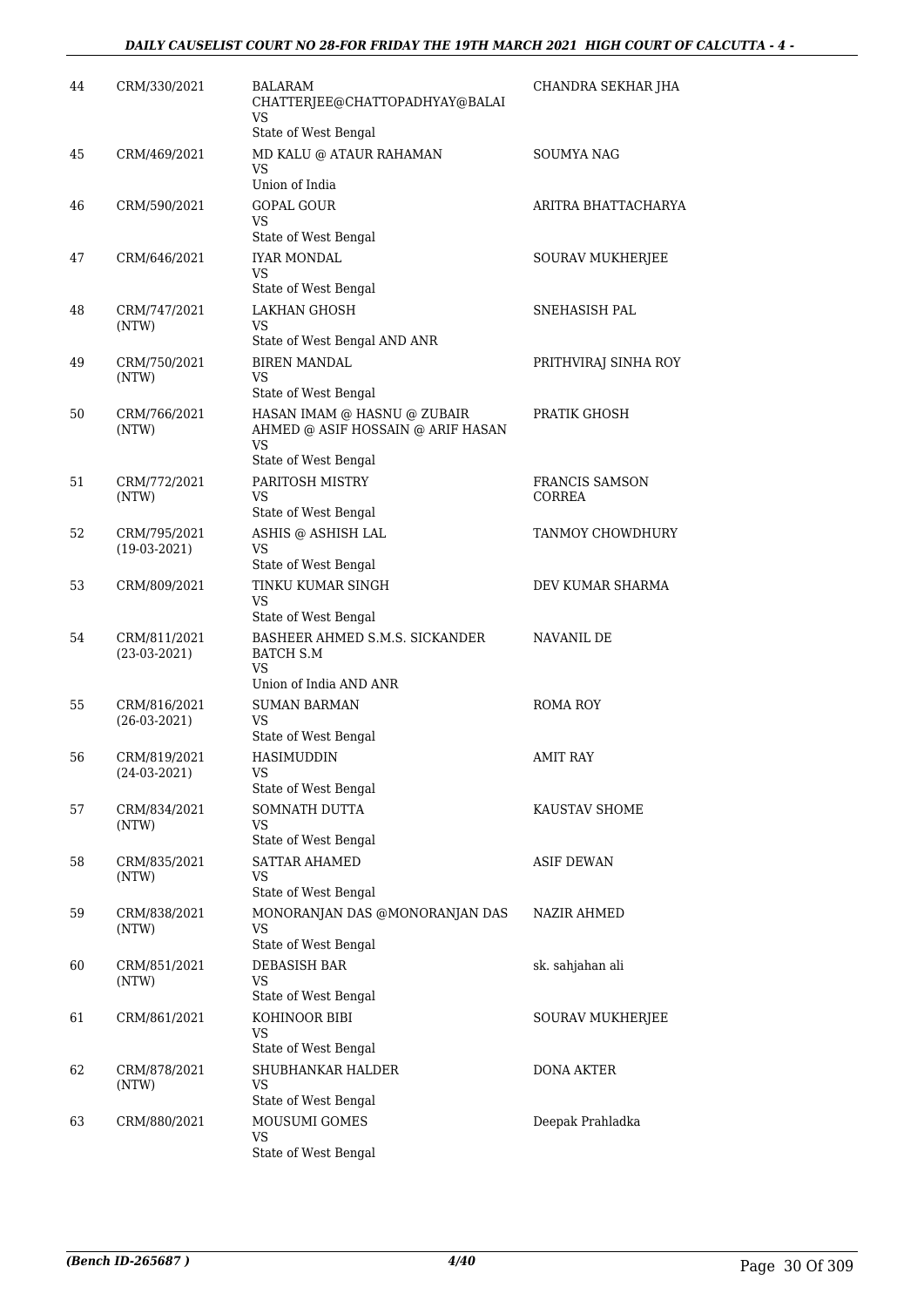| | | | |
|---|---|---|---|
| 44 | CRM/330/2021 | BALARAM CHATTERJEE@CHATTOPADHYAY@BALAI<br>VS<br>State of West Bengal | CHANDRA SEKHAR JHA |
| 45 | CRM/469/2021 | MD KALU @ ATAUR RAHAMAN<br>VS<br>Union of India | SOUMYA NAG |
| 46 | CRM/590/2021 | GOPAL GOUR<br>VS<br>State of West Bengal | ARITRA BHATTACHARYA |
| 47 | CRM/646/2021 | IYAR MONDAL<br>VS<br>State of West Bengal | SOURAV MUKHERJEE |
| 48 | CRM/747/2021 (NTW) | LAKHAN GHOSH<br>VS<br>State of West Bengal AND ANR | SNEHASISH PAL |
| 49 | CRM/750/2021 (NTW) | BIREN MANDAL<br>VS<br>State of West Bengal | PRITHVIRAJ SINHA ROY |
| 50 | CRM/766/2021 (NTW) | HASAN IMAM @ HASNU @ ZUBAIR AHMED @ ASIF HOSSAIN @ ARIF HASAN<br>VS<br>State of West Bengal | PRATIK GHOSH |
| 51 | CRM/772/2021 (NTW) | PARITOSH MISTRY<br>VS<br>State of West Bengal | FRANCIS SAMSON CORREA |
| 52 | CRM/795/2021 (19-03-2021) | ASHIS @ ASHISH LAL<br>VS<br>State of West Bengal | TANMOY CHOWDHURY |
| 53 | CRM/809/2021 | TINKU KUMAR SINGH<br>VS<br>State of West Bengal | DEV KUMAR SHARMA |
| 54 | CRM/811/2021 (23-03-2021) | BASHEER AHMED S.M.S. SICKANDER BATCH S.M<br>VS<br>Union of India AND ANR | NAVANIL DE |
| 55 | CRM/816/2021 (26-03-2021) | SUMAN BARMAN<br>VS<br>State of West Bengal | ROMA ROY |
| 56 | CRM/819/2021 (24-03-2021) | HASIMUDDIN<br>VS<br>State of West Bengal | AMIT RAY |
| 57 | CRM/834/2021 (NTW) | SOMNATH DUTTA<br>VS<br>State of West Bengal | KAUSTAV SHOME |
| 58 | CRM/835/2021 (NTW) | SATTAR AHAMED<br>VS<br>State of West Bengal | ASIF DEWAN |
| 59 | CRM/838/2021 (NTW) | MONORANJAN DAS @MONORANJAN DAS<br>VS<br>State of West Bengal | NAZIR AHMED |
| 60 | CRM/851/2021 (NTW) | DEBASISH BAR<br>VS<br>State of West Bengal | sk. sahjahan ali |
| 61 | CRM/861/2021 | KOHINOOR BIBI<br>VS<br>State of West Bengal | SOURAV MUKHERJEE |
| 62 | CRM/878/2021 (NTW) | SHUBHANKAR HALDER<br>VS<br>State of West Bengal | DONA AKTER |
| 63 | CRM/880/2021 | MOUSUMI GOMES<br>VS<br>State of West Bengal | Deepak Prahladka |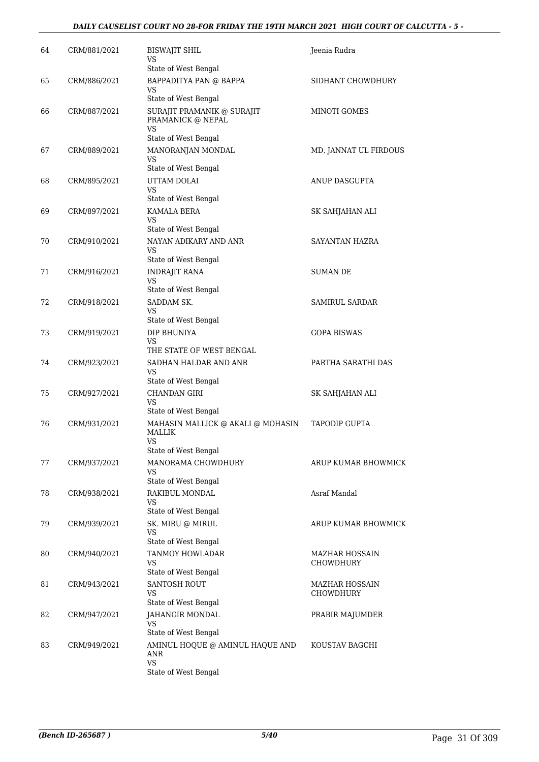| | | | |
|---|---|---|---|
| 64 | CRM/881/2021 | BISWAJIT SHIL<br>VS<br>State of West Bengal | Jeenia Rudra |
| 65 | CRM/886/2021 | BAPPADITYA PAN @ BAPPA<br>VS<br>State of West Bengal | SIDHANT CHOWDHURY |
| 66 | CRM/887/2021 | SURAJIT PRAMANIK @ SURAJIT PRAMANICK @ NEPAL<br>VS<br>State of West Bengal | MINOTI GOMES |
| 67 | CRM/889/2021 | MANORANJAN MONDAL<br>VS<br>State of West Bengal | MD. JANNAT UL FIRDOUS |
| 68 | CRM/895/2021 | UTTAM DOLAI<br>VS<br>State of West Bengal | ANUP DASGUPTA |
| 69 | CRM/897/2021 | KAMALA BERA<br>VS<br>State of West Bengal | SK SAHJAHAN ALI |
| 70 | CRM/910/2021 | NAYAN ADIKARY AND ANR<br>VS<br>State of West Bengal | SAYANTAN HAZRA |
| 71 | CRM/916/2021 | INDRAJIT RANA<br>VS<br>State of West Bengal | SUMAN DE |
| 72 | CRM/918/2021 | SADDAM SK.<br>VS<br>State of West Bengal | SAMIRUL SARDAR |
| 73 | CRM/919/2021 | DIP BHUNIYA<br>VS<br>THE STATE OF WEST BENGAL | GOPA BISWAS |
| 74 | CRM/923/2021 | SADHAN HALDAR AND ANR<br>VS<br>State of West Bengal | PARTHA SARATHI DAS |
| 75 | CRM/927/2021 | CHANDAN GIRI<br>VS<br>State of West Bengal | SK SAHJAHAN ALI |
| 76 | CRM/931/2021 | MAHASIN MALLICK @ AKALI @ MOHASIN MALLIK<br>VS<br>State of West Bengal | TAPODIP GUPTA |
| 77 | CRM/937/2021 | MANORAMA CHOWDHURY<br>VS<br>State of West Bengal | ARUP KUMAR BHOWMICK |
| 78 | CRM/938/2021 | RAKIBUL MONDAL<br>VS<br>State of West Bengal | Asraf Mandal |
| 79 | CRM/939/2021 | SK. MIRU @ MIRUL<br>VS<br>State of West Bengal | ARUP KUMAR BHOWMICK |
| 80 | CRM/940/2021 | TANMOY HOWLADAR<br>VS<br>State of West Bengal | MAZHAR HOSSAIN CHOWDHURY |
| 81 | CRM/943/2021 | SANTOSH ROUT<br>VS<br>State of West Bengal | MAZHAR HOSSAIN CHOWDHURY |
| 82 | CRM/947/2021 | JAHANGIR MONDAL<br>VS<br>State of West Bengal | PRABIR MAJUMDER |
| 83 | CRM/949/2021 | AMINUL HOQUE @ AMINUL HAQUE AND ANR<br>VS<br>State of West Bengal | KOUSTAV BAGCHI |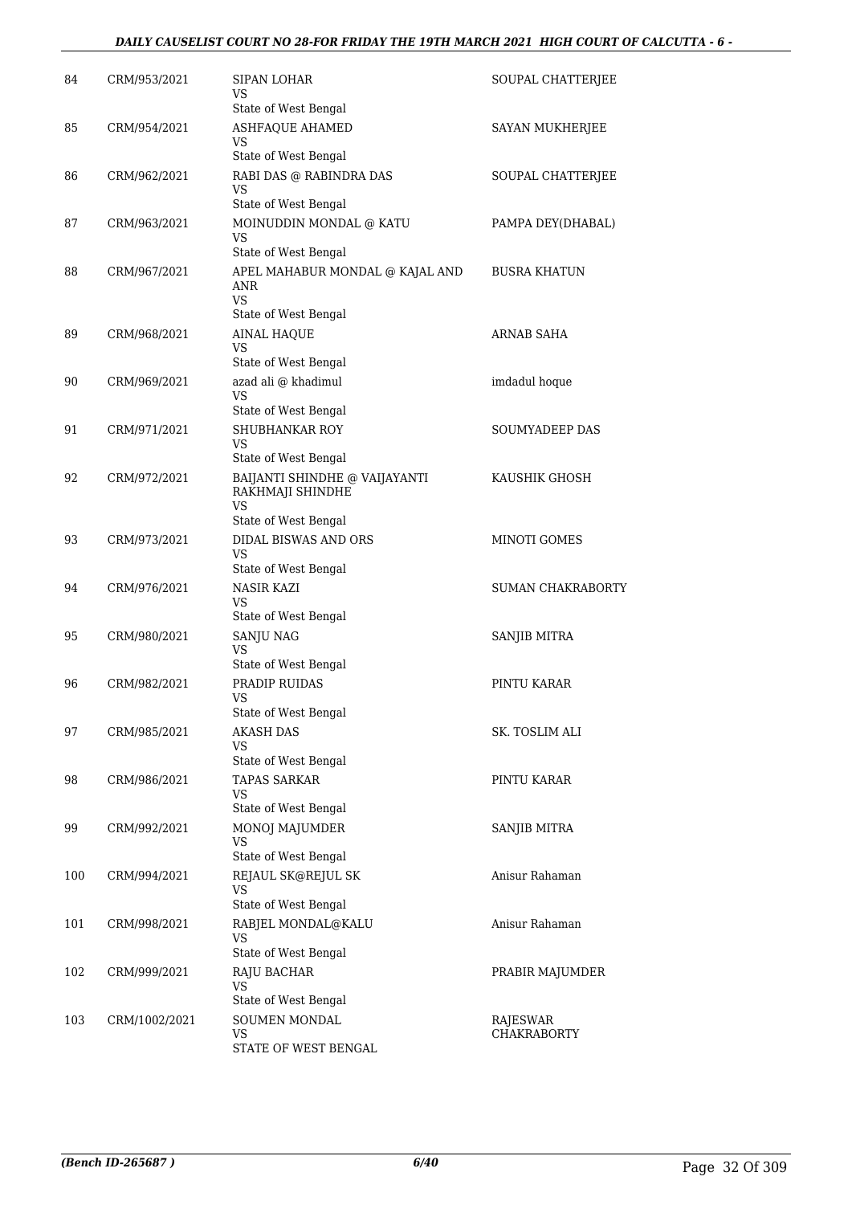| | | | |
|---|---|---|---|
| 84 | CRM/953/2021 | SIPAN LOHAR<br>VS<br>State of West Bengal | SOUPAL CHATTERJEE |
| 85 | CRM/954/2021 | ASHFAQUE AHAMED<br>VS<br>State of West Bengal | SAYAN MUKHERJEE |
| 86 | CRM/962/2021 | RABI DAS @ RABINDRA DAS<br>VS<br>State of West Bengal | SOUPAL CHATTERJEE |
| 87 | CRM/963/2021 | MOINUDDIN MONDAL @ KATU<br>VS<br>State of West Bengal | PAMPA DEY(DHABAL) |
| 88 | CRM/967/2021 | APEL MAHABUR MONDAL @ KAJAL AND ANR<br>VS<br>State of West Bengal | BUSRA KHATUN |
| 89 | CRM/968/2021 | AINAL HAQUE<br>VS<br>State of West Bengal | ARNAB SAHA |
| 90 | CRM/969/2021 | azad ali @ khadimul<br>VS<br>State of West Bengal | imdadul hoque |
| 91 | CRM/971/2021 | SHUBHANKAR ROY<br>VS<br>State of West Bengal | SOUMYADEEP DAS |
| 92 | CRM/972/2021 | BAIJANTI SHINDHE @ VAIJAYANTI RAKHMAJI SHINDHE<br>VS<br>State of West Bengal | KAUSHIK GHOSH |
| 93 | CRM/973/2021 | DIDAL BISWAS AND ORS<br>VS<br>State of West Bengal | MINOTI GOMES |
| 94 | CRM/976/2021 | NASIR KAZI<br>VS<br>State of West Bengal | SUMAN CHAKRABORTY |
| 95 | CRM/980/2021 | SANJU NAG<br>VS<br>State of West Bengal | SANJIB MITRA |
| 96 | CRM/982/2021 | PRADIP RUIDAS<br>VS<br>State of West Bengal | PINTU KARAR |
| 97 | CRM/985/2021 | AKASH DAS<br>VS<br>State of West Bengal | SK. TOSLIM ALI |
| 98 | CRM/986/2021 | TAPAS SARKAR<br>VS<br>State of West Bengal | PINTU KARAR |
| 99 | CRM/992/2021 | MONOJ MAJUMDER<br>VS<br>State of West Bengal | SANJIB MITRA |
| 100 | CRM/994/2021 | REJAUL SK@REJUL SK<br>VS<br>State of West Bengal | Anisur Rahaman |
| 101 | CRM/998/2021 | RABJEL MONDAL@KALU<br>VS<br>State of West Bengal | Anisur Rahaman |
| 102 | CRM/999/2021 | RAJU BACHAR<br>VS<br>State of West Bengal | PRABIR MAJUMDER |
| 103 | CRM/1002/2021 | SOUMEN MONDAL<br>VS<br>STATE OF WEST BENGAL | RAJESWAR CHAKRABORTY |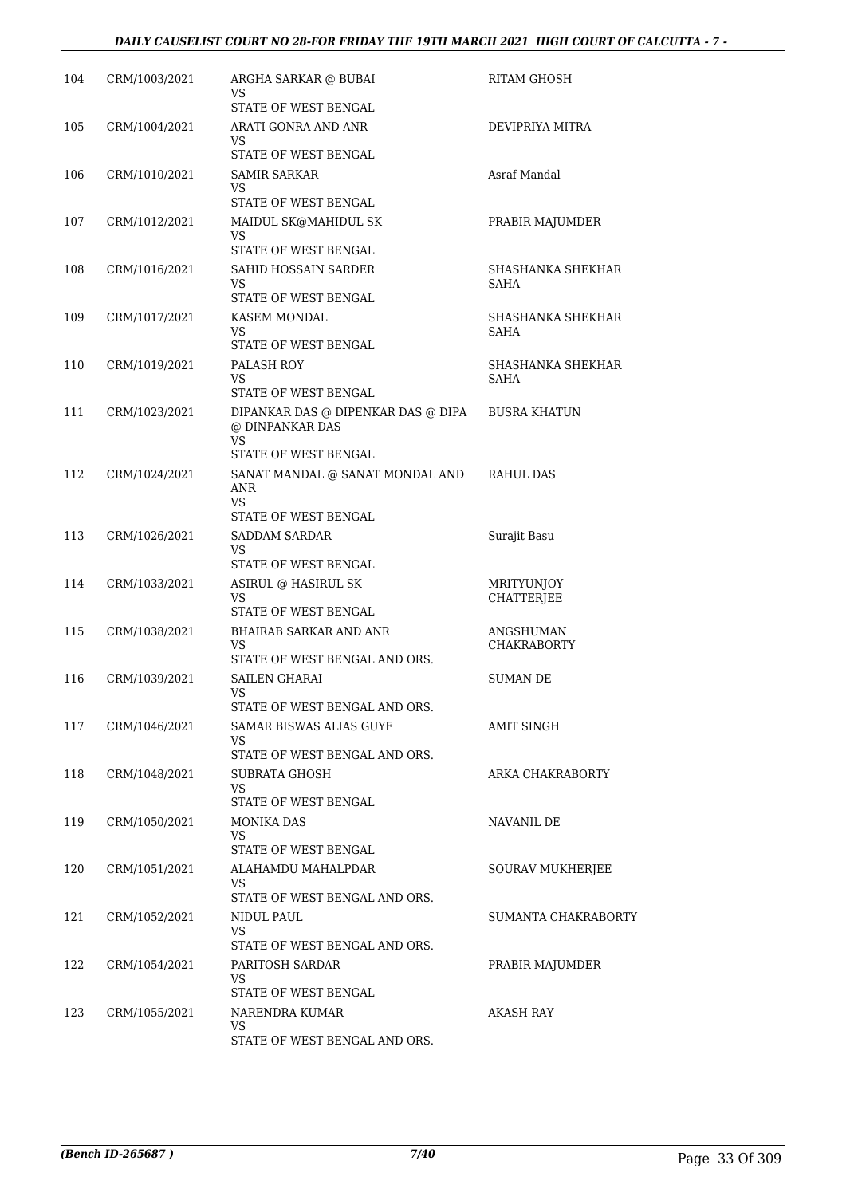| | | | |
|---|---|---|---|
| 104 | CRM/1003/2021 | ARGHA SARKAR @ BUBAI<br>VS<br>STATE OF WEST BENGAL | RITAM GHOSH |
| 105 | CRM/1004/2021 | ARATI GONRA AND ANR<br>VS<br>STATE OF WEST BENGAL | DEVIPRIYA MITRA |
| 106 | CRM/1010/2021 | SAMIR SARKAR<br>VS<br>STATE OF WEST BENGAL | Asraf Mandal |
| 107 | CRM/1012/2021 | MAIDUL SK@MAHIDUL SK<br>VS<br>STATE OF WEST BENGAL | PRABIR MAJUMDER |
| 108 | CRM/1016/2021 | SAHID HOSSAIN SARDER<br>VS<br>STATE OF WEST BENGAL | SHASHANKA SHEKHAR SAHA |
| 109 | CRM/1017/2021 | KASEM MONDAL<br>VS<br>STATE OF WEST BENGAL | SHASHANKA SHEKHAR SAHA |
| 110 | CRM/1019/2021 | PALASH ROY<br>VS<br>STATE OF WEST BENGAL | SHASHANKA SHEKHAR SAHA |
| 111 | CRM/1023/2021 | DIPANKAR DAS @ DIPENKAR DAS @ DIPA @ DINPANKAR DAS<br>VS<br>STATE OF WEST BENGAL | BUSRA KHATUN |
| 112 | CRM/1024/2021 | SANAT MANDAL @ SANAT MONDAL AND ANR<br>VS<br>STATE OF WEST BENGAL | RAHUL DAS |
| 113 | CRM/1026/2021 | SADDAM SARDAR<br>VS<br>STATE OF WEST BENGAL | Surajit Basu |
| 114 | CRM/1033/2021 | ASIRUL @ HASIRUL SK<br>VS<br>STATE OF WEST BENGAL | MRITYUNJOY CHATTERJEE |
| 115 | CRM/1038/2021 | BHAIRAB SARKAR AND ANR<br>VS<br>STATE OF WEST BENGAL AND ORS. | ANGSHUMAN CHAKRABORTY |
| 116 | CRM/1039/2021 | SAILEN GHARAI<br>VS<br>STATE OF WEST BENGAL AND ORS. | SUMAN DE |
| 117 | CRM/1046/2021 | SAMAR BISWAS ALIAS GUYE<br>VS<br>STATE OF WEST BENGAL AND ORS. | AMIT SINGH |
| 118 | CRM/1048/2021 | SUBRATA GHOSH<br>VS<br>STATE OF WEST BENGAL | ARKA CHAKRABORTY |
| 119 | CRM/1050/2021 | MONIKA DAS<br>VS<br>STATE OF WEST BENGAL | NAVANIL DE |
| 120 | CRM/1051/2021 | ALAHAMDU MAHALPDAR<br>VS<br>STATE OF WEST BENGAL AND ORS. | SOURAV MUKHERJEE |
| 121 | CRM/1052/2021 | NIDUL PAUL<br>VS<br>STATE OF WEST BENGAL AND ORS. | SUMANTA CHAKRABORTY |
| 122 | CRM/1054/2021 | PARITOSH SARDAR<br>VS<br>STATE OF WEST BENGAL | PRABIR MAJUMDER |
| 123 | CRM/1055/2021 | NARENDRA KUMAR<br>VS<br>STATE OF WEST BENGAL AND ORS. | AKASH RAY |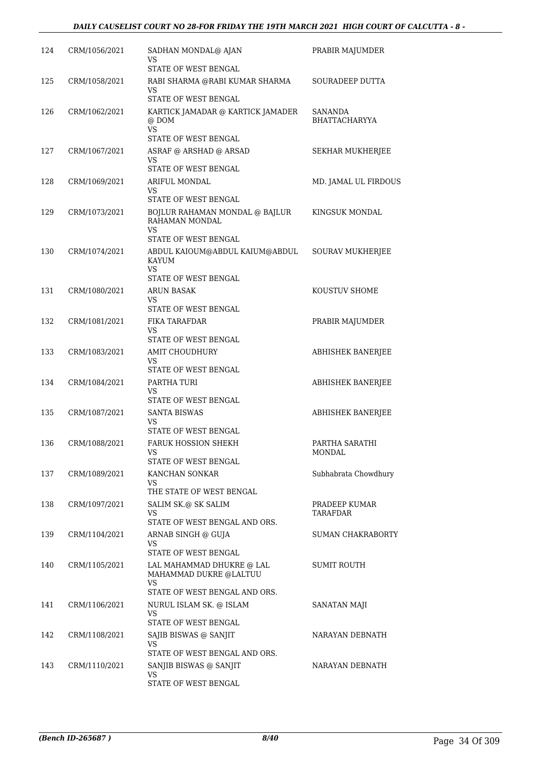| | | | |
|---|---|---|---|
| 124 | CRM/1056/2021 | SADHAN MONDAL@ AJAN<br>VS<br>STATE OF WEST BENGAL | PRABIR MAJUMDER |
| 125 | CRM/1058/2021 | RABI SHARMA @RABI KUMAR SHARMA<br>VS<br>STATE OF WEST BENGAL | SOURADEEP DUTTA |
| 126 | CRM/1062/2021 | KARTICK JAMADAR @ KARTICK JAMADER @ DOM<br>VS<br>STATE OF WEST BENGAL | SANANDA BHATTACHARYYA |
| 127 | CRM/1067/2021 | ASRAF @ ARSHAD @ ARSAD<br>VS<br>STATE OF WEST BENGAL | SEKHAR MUKHERJEE |
| 128 | CRM/1069/2021 | ARIFUL MONDAL<br>VS<br>STATE OF WEST BENGAL | MD. JAMAL UL FIRDOUS |
| 129 | CRM/1073/2021 | BOJLUR RAHAMAN MONDAL @ BAJLUR RAHAMAN MONDAL<br>VS<br>STATE OF WEST BENGAL | KINGSUK MONDAL |
| 130 | CRM/1074/2021 | ABDUL KAIOUM@ABDUL KAIUM@ABDUL KAYUM<br>VS<br>STATE OF WEST BENGAL | SOURAV MUKHERJEE |
| 131 | CRM/1080/2021 | ARUN BASAK<br>VS<br>STATE OF WEST BENGAL | KOUSTUV SHOME |
| 132 | CRM/1081/2021 | FIKA TARAFDAR<br>VS<br>STATE OF WEST BENGAL | PRABIR MAJUMDER |
| 133 | CRM/1083/2021 | AMIT CHOUDHURY<br>VS<br>STATE OF WEST BENGAL | ABHISHEK BANERJEE |
| 134 | CRM/1084/2021 | PARTHA TURI<br>VS<br>STATE OF WEST BENGAL | ABHISHEK BANERJEE |
| 135 | CRM/1087/2021 | SANTA BISWAS<br>VS<br>STATE OF WEST BENGAL | ABHISHEK BANERJEE |
| 136 | CRM/1088/2021 | FARUK HOSSION SHEKH<br>VS<br>STATE OF WEST BENGAL | PARTHA SARATHI MONDAL |
| 137 | CRM/1089/2021 | KANCHAN SONKAR<br>VS<br>THE STATE OF WEST BENGAL | Subhabrata Chowdhury |
| 138 | CRM/1097/2021 | SALIM SK.@ SK SALIM<br>VS<br>STATE OF WEST BENGAL AND ORS. | PRADEEP KUMAR TARAFDAR |
| 139 | CRM/1104/2021 | ARNAB SINGH @ GUJA<br>VS<br>STATE OF WEST BENGAL | SUMAN CHAKRABORTY |
| 140 | CRM/1105/2021 | LAL MAHAMMAD DHUKRE @ LAL MAHAMMAD DUKRE @LALTUU<br>VS<br>STATE OF WEST BENGAL AND ORS. | SUMIT ROUTH |
| 141 | CRM/1106/2021 | NURUL ISLAM SK. @ ISLAM<br>VS<br>STATE OF WEST BENGAL | SANATAN MAJI |
| 142 | CRM/1108/2021 | SAJIB BISWAS @ SANJIT<br>VS<br>STATE OF WEST BENGAL AND ORS. | NARAYAN DEBNATH |
| 143 | CRM/1110/2021 | SANJIB BISWAS @ SANJIT<br>VS<br>STATE OF WEST BENGAL | NARAYAN DEBNATH |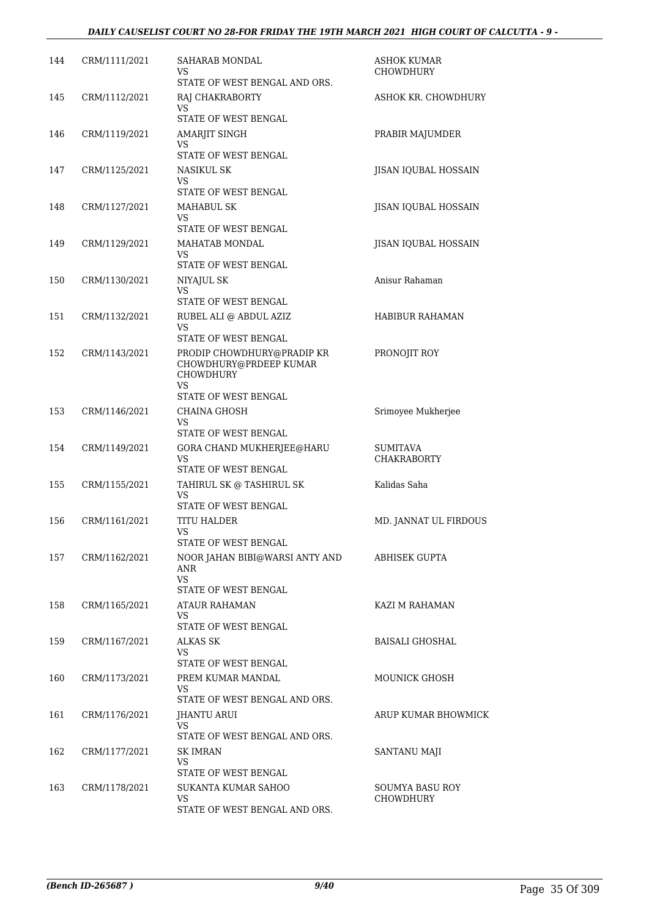| | | | |
|---|---|---|---|
| 144 | CRM/1111/2021 | SAHARAB MONDAL<br>VS<br>STATE OF WEST BENGAL AND ORS. | ASHOK KUMAR CHOWDHURY |
| 145 | CRM/1112/2021 | RAJ CHAKRABORTY<br>VS<br>STATE OF WEST BENGAL | ASHOK KR. CHOWDHURY |
| 146 | CRM/1119/2021 | AMARJIT SINGH<br>VS<br>STATE OF WEST BENGAL | PRABIR MAJUMDER |
| 147 | CRM/1125/2021 | NASIKUL SK<br>VS<br>STATE OF WEST BENGAL | JISAN IQUBAL HOSSAIN |
| 148 | CRM/1127/2021 | MAHABUL SK<br>VS<br>STATE OF WEST BENGAL | JISAN IQUBAL HOSSAIN |
| 149 | CRM/1129/2021 | MAHATAB MONDAL<br>VS<br>STATE OF WEST BENGAL | JISAN IQUBAL HOSSAIN |
| 150 | CRM/1130/2021 | NIYAJUL SK<br>VS<br>STATE OF WEST BENGAL | Anisur Rahaman |
| 151 | CRM/1132/2021 | RUBEL ALI @ ABDUL AZIZ<br>VS<br>STATE OF WEST BENGAL | HABIBUR RAHAMAN |
| 152 | CRM/1143/2021 | PRODIP CHOWDHURY@PRADIP KR CHOWDHURY@PRDEEP KUMAR CHOWDHURY<br>VS<br>STATE OF WEST BENGAL | PRONOJIT ROY |
| 153 | CRM/1146/2021 | CHAINA GHOSH<br>VS<br>STATE OF WEST BENGAL | Srimoyee Mukherjee |
| 154 | CRM/1149/2021 | GORA CHAND MUKHERJEE@HARU<br>VS<br>STATE OF WEST BENGAL | SUMITAVA CHAKRABORTY |
| 155 | CRM/1155/2021 | TAHIRUL SK @ TASHIRUL SK<br>VS<br>STATE OF WEST BENGAL | Kalidas Saha |
| 156 | CRM/1161/2021 | TITU HALDER<br>VS<br>STATE OF WEST BENGAL | MD. JANNAT UL FIRDOUS |
| 157 | CRM/1162/2021 | NOOR JAHAN BIBI@WARSI ANTY AND ANR<br>VS<br>STATE OF WEST BENGAL | ABHISEK GUPTA |
| 158 | CRM/1165/2021 | ATAUR RAHAMAN<br>VS<br>STATE OF WEST BENGAL | KAZI M RAHAMAN |
| 159 | CRM/1167/2021 | ALKAS SK<br>VS<br>STATE OF WEST BENGAL | BAISALI GHOSHAL |
| 160 | CRM/1173/2021 | PREM KUMAR MANDAL<br>VS<br>STATE OF WEST BENGAL AND ORS. | MOUNICK GHOSH |
| 161 | CRM/1176/2021 | JHANTU ARUI<br>VS<br>STATE OF WEST BENGAL AND ORS. | ARUP KUMAR BHOWMICK |
| 162 | CRM/1177/2021 | SK IMRAN<br>VS<br>STATE OF WEST BENGAL | SANTANU MAJI |
| 163 | CRM/1178/2021 | SUKANTA KUMAR SAHOO<br>VS<br>STATE OF WEST BENGAL AND ORS. | SOUMYA BASU ROY CHOWDHURY |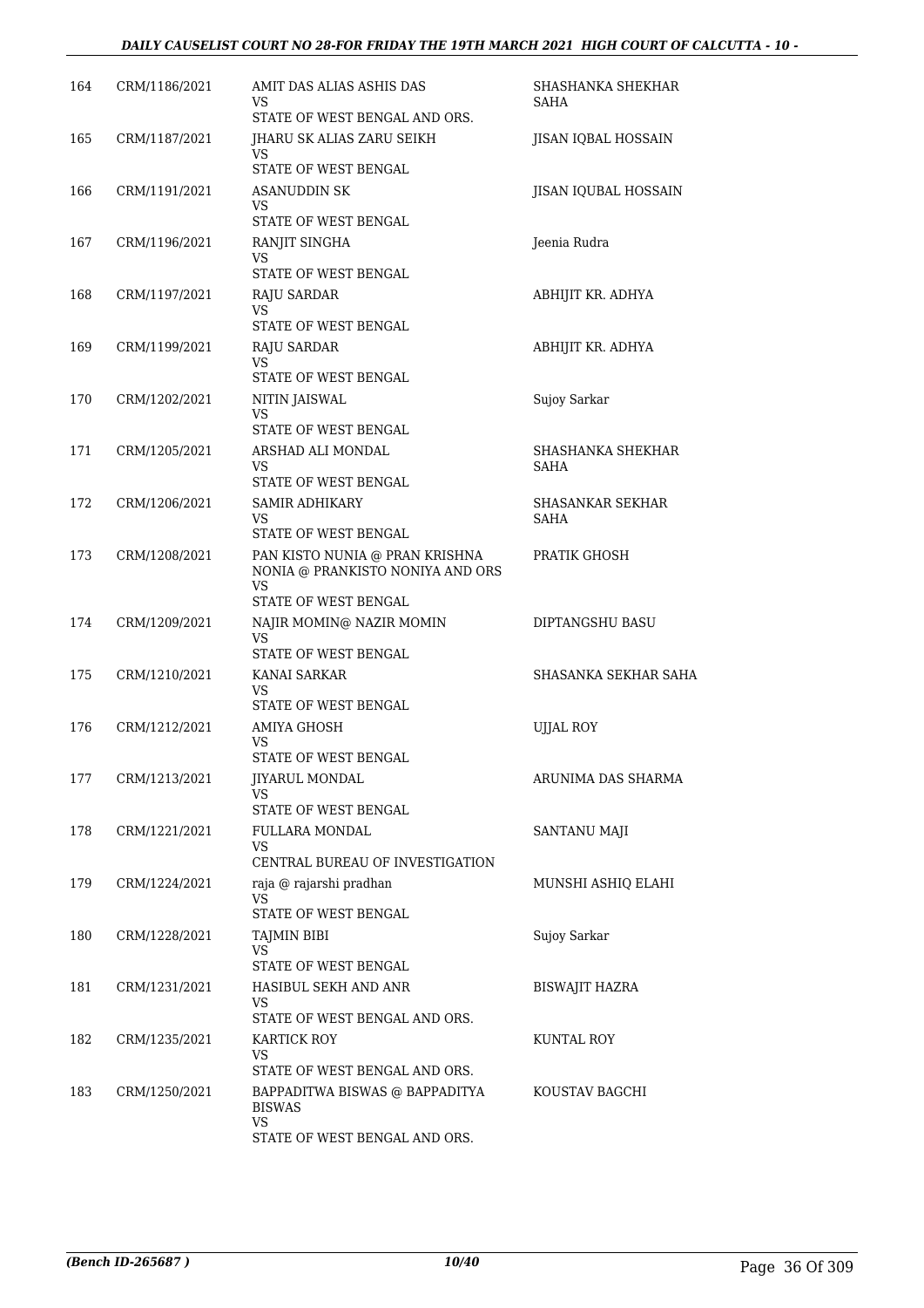| | | | |
|---|---|---|---|
| 164 | CRM/1186/2021 | AMIT DAS ALIAS ASHIS DAS<br>VS<br>STATE OF WEST BENGAL AND ORS. | SHASHANKA SHEKHAR SAHA |
| 165 | CRM/1187/2021 | JHARU SK ALIAS ZARU SEIKH<br>VS<br>STATE OF WEST BENGAL | JISAN IQBAL HOSSAIN |
| 166 | CRM/1191/2021 | ASANUDDIN SK<br>VS<br>STATE OF WEST BENGAL | JISAN IQUBAL HOSSAIN |
| 167 | CRM/1196/2021 | RANJIT SINGHA<br>VS<br>STATE OF WEST BENGAL | Jeenia Rudra |
| 168 | CRM/1197/2021 | RAJU SARDAR<br>VS<br>STATE OF WEST BENGAL | ABHIJIT KR. ADHYA |
| 169 | CRM/1199/2021 | RAJU SARDAR<br>VS<br>STATE OF WEST BENGAL | ABHIJIT KR. ADHYA |
| 170 | CRM/1202/2021 | NITIN JAISWAL<br>VS<br>STATE OF WEST BENGAL | Sujoy Sarkar |
| 171 | CRM/1205/2021 | ARSHAD ALI MONDAL<br>VS<br>STATE OF WEST BENGAL | SHASHANKA SHEKHAR SAHA |
| 172 | CRM/1206/2021 | SAMIR ADHIKARY<br>VS<br>STATE OF WEST BENGAL | SHASANKAR SEKHAR SAHA |
| 173 | CRM/1208/2021 | PAN KISTO NUNIA @ PRAN KRISHNA NONIA @ PRANKISTO NONIYA AND ORS<br>VS<br>STATE OF WEST BENGAL | PRATIK GHOSH |
| 174 | CRM/1209/2021 | NAJIR MOMIN@ NAZIR MOMIN<br>VS<br>STATE OF WEST BENGAL | DIPTANGSHU BASU |
| 175 | CRM/1210/2021 | KANAI SARKAR<br>VS<br>STATE OF WEST BENGAL | SHASANKA SEKHAR SAHA |
| 176 | CRM/1212/2021 | AMIYA GHOSH<br>VS<br>STATE OF WEST BENGAL | UJJAL ROY |
| 177 | CRM/1213/2021 | JIYARUL MONDAL<br>VS<br>STATE OF WEST BENGAL | ARUNIMA DAS SHARMA |
| 178 | CRM/1221/2021 | FULLARA MONDAL<br>VS<br>CENTRAL BUREAU OF INVESTIGATION | SANTANU MAJI |
| 179 | CRM/1224/2021 | raja @ rajarshi pradhan<br>VS<br>STATE OF WEST BENGAL | MUNSHI ASHIQ ELAHI |
| 180 | CRM/1228/2021 | TAJMIN BIBI<br>VS<br>STATE OF WEST BENGAL | Sujoy Sarkar |
| 181 | CRM/1231/2021 | HASIBUL SEKH AND ANR<br>VS<br>STATE OF WEST BENGAL AND ORS. | BISWAJIT HAZRA |
| 182 | CRM/1235/2021 | KARTICK ROY<br>VS<br>STATE OF WEST BENGAL AND ORS. | KUNTAL ROY |
| 183 | CRM/1250/2021 | BAPPADITWA BISWAS @ BAPPADITYA BISWAS<br>VS<br>STATE OF WEST BENGAL AND ORS. | KOUSTAV BAGCHI |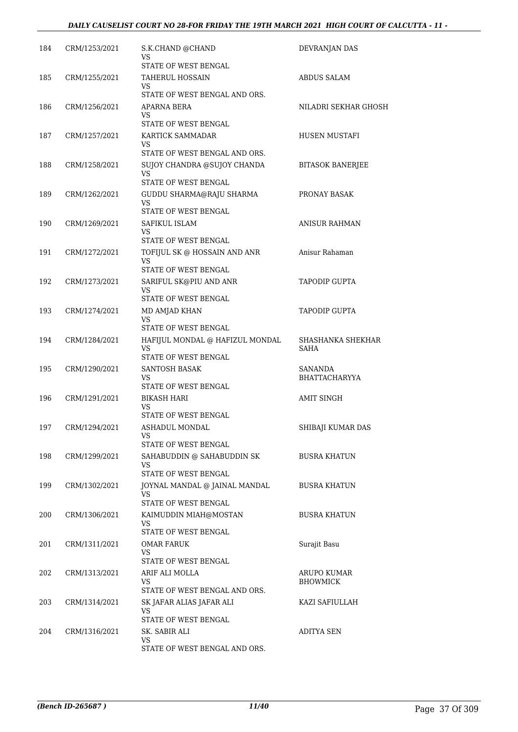| | | | |
|---|---|---|---|
| 184 | CRM/1253/2021 | S.K.CHAND @CHAND<br>VS<br>STATE OF WEST BENGAL | DEVRANJAN DAS |
| 185 | CRM/1255/2021 | TAHERUL HOSSAIN<br>VS<br>STATE OF WEST BENGAL AND ORS. | ABDUS SALAM |
| 186 | CRM/1256/2021 | APARNA BERA<br>VS<br>STATE OF WEST BENGAL | NILADRI SEKHAR GHOSH |
| 187 | CRM/1257/2021 | KARTICK SAMMADAR<br>VS<br>STATE OF WEST BENGAL AND ORS. | HUSEN MUSTAFI |
| 188 | CRM/1258/2021 | SUJOY CHANDRA @SUJOY CHANDA<br>VS<br>STATE OF WEST BENGAL | BITASOK BANERJEE |
| 189 | CRM/1262/2021 | GUDDU SHARMA@RAJU SHARMA<br>VS<br>STATE OF WEST BENGAL | PRONAY BASAK |
| 190 | CRM/1269/2021 | SAFIKUL ISLAM<br>VS<br>STATE OF WEST BENGAL | ANISUR RAHMAN |
| 191 | CRM/1272/2021 | TOFIJUL SK @ HOSSAIN AND ANR<br>VS<br>STATE OF WEST BENGAL | Anisur Rahaman |
| 192 | CRM/1273/2021 | SARIFUL SK@PIU AND ANR<br>VS<br>STATE OF WEST BENGAL | TAPODIP GUPTA |
| 193 | CRM/1274/2021 | MD AMJAD KHAN<br>VS<br>STATE OF WEST BENGAL | TAPODIP GUPTA |
| 194 | CRM/1284/2021 | HAFIJUL MONDAL @ HAFIZUL MONDAL<br>VS<br>STATE OF WEST BENGAL | SHASHANKA SHEKHAR SAHA |
| 195 | CRM/1290/2021 | SANTOSH BASAK<br>VS<br>STATE OF WEST BENGAL | SANANDA BHATTACHARYYA |
| 196 | CRM/1291/2021 | BIKASH HARI<br>VS<br>STATE OF WEST BENGAL | AMIT SINGH |
| 197 | CRM/1294/2021 | ASHADUL MONDAL<br>VS<br>STATE OF WEST BENGAL | SHIBAJI KUMAR DAS |
| 198 | CRM/1299/2021 | SAHABUDDIN @ SAHABUDDIN SK<br>VS<br>STATE OF WEST BENGAL | BUSRA KHATUN |
| 199 | CRM/1302/2021 | JOYNAL MANDAL @ JAINAL MANDAL<br>VS<br>STATE OF WEST BENGAL | BUSRA KHATUN |
| 200 | CRM/1306/2021 | KAIMUDDIN MIAH@MOSTAN<br>VS<br>STATE OF WEST BENGAL | BUSRA KHATUN |
| 201 | CRM/1311/2021 | OMAR FARUK<br>VS<br>STATE OF WEST BENGAL | Surajit Basu |
| 202 | CRM/1313/2021 | ARIF ALI MOLLA<br>VS<br>STATE OF WEST BENGAL AND ORS. | ARUPO KUMAR BHOWMICK |
| 203 | CRM/1314/2021 | SK JAFAR ALIAS JAFAR ALI<br>VS<br>STATE OF WEST BENGAL | KAZI SAFIULLAH |
| 204 | CRM/1316/2021 | SK. SABIR ALI<br>VS<br>STATE OF WEST BENGAL AND ORS. | ADITYA SEN |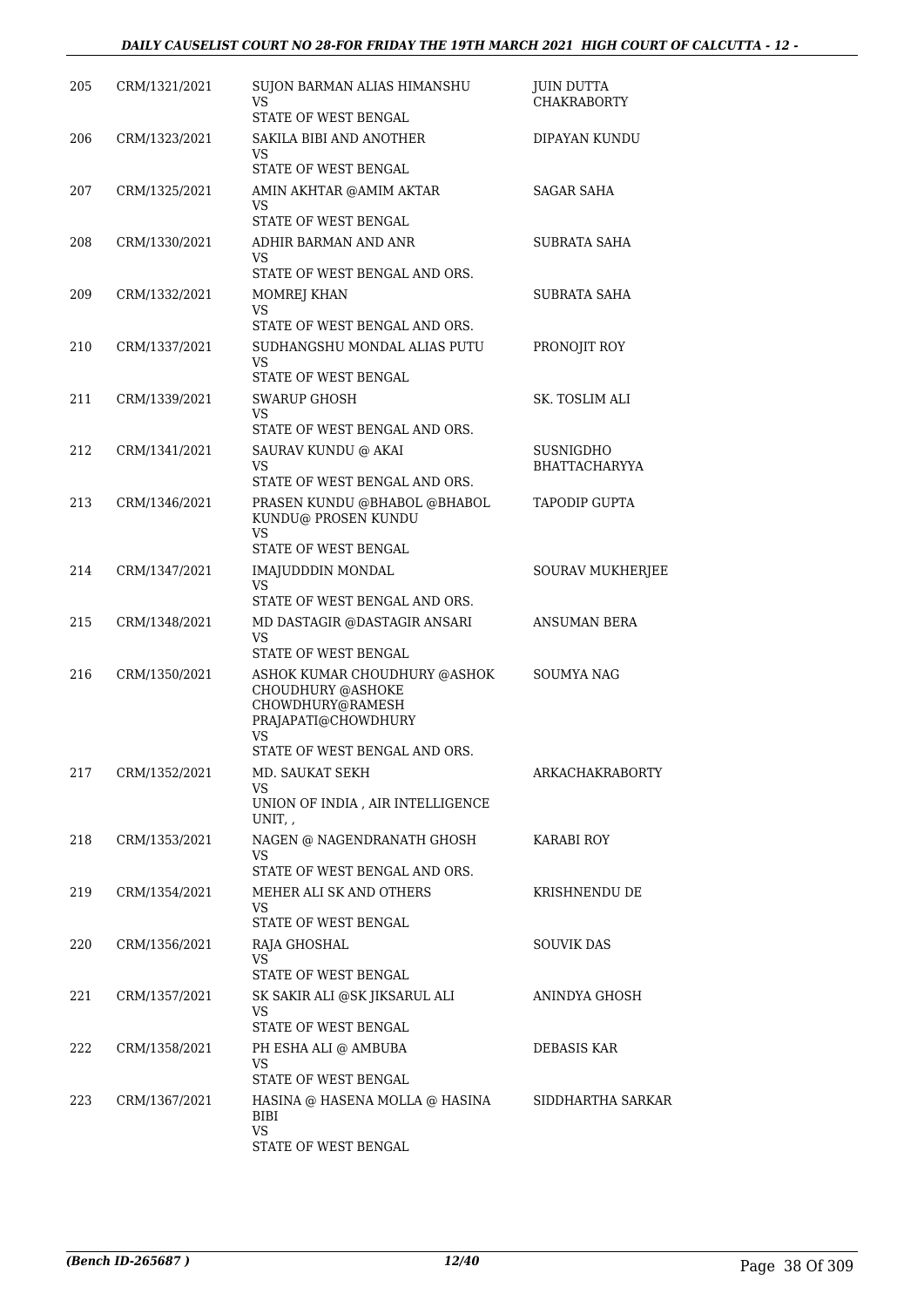| | | | |
|---|---|---|---|
| 205 | CRM/1321/2021 | SUJON BARMAN ALIAS HIMANSHU<br>VS<br>STATE OF WEST BENGAL | JUIN DUTTA CHAKRABORTY |
| 206 | CRM/1323/2021 | SAKILA BIBI AND ANOTHER<br>VS<br>STATE OF WEST BENGAL | DIPAYAN KUNDU |
| 207 | CRM/1325/2021 | AMIN AKHTAR @AMIM AKTAR<br>VS<br>STATE OF WEST BENGAL | SAGAR SAHA |
| 208 | CRM/1330/2021 | ADHIR BARMAN AND ANR<br>VS<br>STATE OF WEST BENGAL AND ORS. | SUBRATA SAHA |
| 209 | CRM/1332/2021 | MOMREJ KHAN<br>VS<br>STATE OF WEST BENGAL AND ORS. | SUBRATA SAHA |
| 210 | CRM/1337/2021 | SUDHANGSHU MONDAL ALIAS PUTU<br>VS<br>STATE OF WEST BENGAL | PRONOJIT ROY |
| 211 | CRM/1339/2021 | SWARUP GHOSH<br>VS<br>STATE OF WEST BENGAL AND ORS. | SK. TOSLIM ALI |
| 212 | CRM/1341/2021 | SAURAV KUNDU @ AKAI<br>VS<br>STATE OF WEST BENGAL AND ORS. | SUSNIGDHO BHATTACHARYYA |
| 213 | CRM/1346/2021 | PRASEN KUNDU @BHABOL @BHABOL KUNDU@ PROSEN KUNDU<br>VS<br>STATE OF WEST BENGAL | TAPODIP GUPTA |
| 214 | CRM/1347/2021 | IMAJUDDDIN MONDAL<br>VS<br>STATE OF WEST BENGAL AND ORS. | SOURAV MUKHERJEE |
| 215 | CRM/1348/2021 | MD DASTAGIR @DASTAGIR ANSARI<br>VS<br>STATE OF WEST BENGAL | ANSUMAN BERA |
| 216 | CRM/1350/2021 | ASHOK KUMAR CHOUDHURY @ASHOK CHOUDHURY @ASHOKE CHOWDHURY@RAMESH PRAJAPATI@CHOWDHURY<br>VS<br>STATE OF WEST BENGAL AND ORS. | SOUMYA NAG |
| 217 | CRM/1352/2021 | MD. SAUKAT SEKH<br>VS<br>UNION OF INDIA , AIR INTELLIGENCE UNIT, , | ARKACHAKRABORTY |
| 218 | CRM/1353/2021 | NAGEN @ NAGENDRANATH GHOSH<br>VS<br>STATE OF WEST BENGAL AND ORS. | KARABI ROY |
| 219 | CRM/1354/2021 | MEHER ALI SK AND OTHERS<br>VS<br>STATE OF WEST BENGAL | KRISHNENDU DE |
| 220 | CRM/1356/2021 | RAJA GHOSHAL<br>VS<br>STATE OF WEST BENGAL | SOUVIK DAS |
| 221 | CRM/1357/2021 | SK SAKIR ALI @SK JIKSARUL ALI<br>VS<br>STATE OF WEST BENGAL | ANINDYA GHOSH |
| 222 | CRM/1358/2021 | PH ESHA ALI @ AMBUBA<br>VS<br>STATE OF WEST BENGAL | DEBASIS KAR |
| 223 | CRM/1367/2021 | HASINA @ HASENA MOLLA @ HASINA BIBI<br>VS<br>STATE OF WEST BENGAL | SIDDHARTHA SARKAR |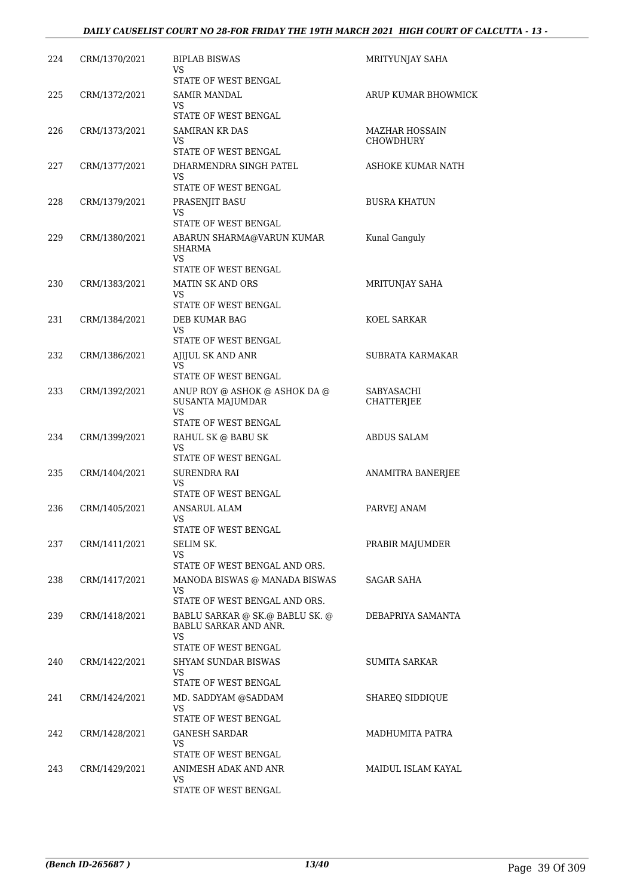| | | | |
|---|---|---|---|
| 224 | CRM/1370/2021 | BIPLAB BISWAS<br>VS<br>STATE OF WEST BENGAL | MRITYUNJAY SAHA |
| 225 | CRM/1372/2021 | SAMIR MANDAL<br>VS<br>STATE OF WEST BENGAL | ARUP KUMAR BHOWMICK |
| 226 | CRM/1373/2021 | SAMIRAN KR DAS<br>VS<br>STATE OF WEST BENGAL | MAZHAR HOSSAIN CHOWDHURY |
| 227 | CRM/1377/2021 | DHARMENDRA SINGH PATEL<br>VS<br>STATE OF WEST BENGAL | ASHOKE KUMAR NATH |
| 228 | CRM/1379/2021 | PRASENJIT BASU<br>VS<br>STATE OF WEST BENGAL | BUSRA KHATUN |
| 229 | CRM/1380/2021 | ABARUN SHARMA@VARUN KUMAR SHARMA<br>VS<br>STATE OF WEST BENGAL | Kunal Ganguly |
| 230 | CRM/1383/2021 | MATIN SK AND ORS<br>VS<br>STATE OF WEST BENGAL | MRITUNJAY SAHA |
| 231 | CRM/1384/2021 | DEB KUMAR BAG<br>VS<br>STATE OF WEST BENGAL | KOEL SARKAR |
| 232 | CRM/1386/2021 | AJIJUL SK AND ANR<br>VS<br>STATE OF WEST BENGAL | SUBRATA KARMAKAR |
| 233 | CRM/1392/2021 | ANUP ROY @ ASHOK @ ASHOK DA @ SUSANTA MAJUMDAR<br>VS<br>STATE OF WEST BENGAL | SABYASACHI CHATTERJEE |
| 234 | CRM/1399/2021 | RAHUL SK @ BABU SK<br>VS<br>STATE OF WEST BENGAL | ABDUS SALAM |
| 235 | CRM/1404/2021 | SURENDRA RAI<br>VS<br>STATE OF WEST BENGAL | ANAMITRA BANERJEE |
| 236 | CRM/1405/2021 | ANSARUL ALAM<br>VS<br>STATE OF WEST BENGAL | PARVEJ ANAM |
| 237 | CRM/1411/2021 | SELIM SK.<br>VS<br>STATE OF WEST BENGAL AND ORS. | PRABIR MAJUMDER |
| 238 | CRM/1417/2021 | MANODA BISWAS @ MANADA BISWAS<br>VS<br>STATE OF WEST BENGAL AND ORS. | SAGAR SAHA |
| 239 | CRM/1418/2021 | BABLU SARKAR @ SK.@ BABLU SK. @ BABLU SARKAR AND ANR.<br>VS<br>STATE OF WEST BENGAL | DEBAPRIYA SAMANTA |
| 240 | CRM/1422/2021 | SHYAM SUNDAR BISWAS<br>VS<br>STATE OF WEST BENGAL | SUMITA SARKAR |
| 241 | CRM/1424/2021 | MD. SADDYAM @SADDAM<br>VS<br>STATE OF WEST BENGAL | SHAREQ SIDDIQUE |
| 242 | CRM/1428/2021 | GANESH SARDAR<br>VS<br>STATE OF WEST BENGAL | MADHUMITA PATRA |
| 243 | CRM/1429/2021 | ANIMESH ADAK AND ANR<br>VS<br>STATE OF WEST BENGAL | MAIDUL ISLAM KAYAL |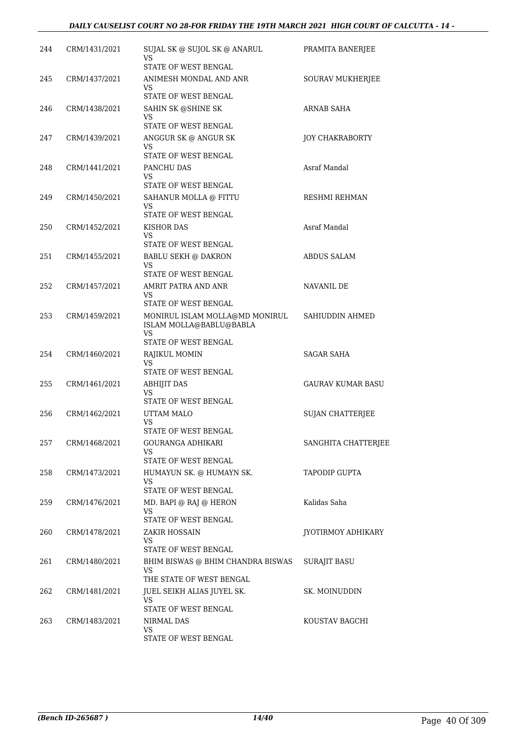| 244 | CRM/1431/2021 | SUJAL SK @ SUJOL SK @ ANARUL<br>VS<br>STATE OF WEST BENGAL | PRAMITA BANERJEE |
|---|---|---|---|
| 245 | CRM/1437/2021 | ANIMESH MONDAL AND ANR<br>VS<br>STATE OF WEST BENGAL | SOURAV MUKHERJEE |
| 246 | CRM/1438/2021 | SAHIN SK @SHINE SK<br>VS<br>STATE OF WEST BENGAL | ARNAB SAHA |
| 247 | CRM/1439/2021 | ANGGUR SK @ ANGUR SK<br>VS<br>STATE OF WEST BENGAL | JOY CHAKRABORTY |
| 248 | CRM/1441/2021 | PANCHU DAS<br>VS<br>STATE OF WEST BENGAL | Asraf Mandal |
| 249 | CRM/1450/2021 | SAHANUR MOLLA @ FITTU<br>VS<br>STATE OF WEST BENGAL | RESHMI REHMAN |
| 250 | CRM/1452/2021 | KISHOR DAS<br>VS<br>STATE OF WEST BENGAL | Asraf Mandal |
| 251 | CRM/1455/2021 | BABLU SEKH @ DAKRON<br>VS<br>STATE OF WEST BENGAL | ABDUS SALAM |
| 252 | CRM/1457/2021 | AMRIT PATRA AND ANR<br>VS<br>STATE OF WEST BENGAL | NAVANIL DE |
| 253 | CRM/1459/2021 | MONIRUL ISLAM MOLLA@MD MONIRUL ISLAM MOLLA@BABLU@BABLA<br>VS<br>STATE OF WEST BENGAL | SAHIUDDIN AHMED |
| 254 | CRM/1460/2021 | RAJIKUL MOMIN<br>VS<br>STATE OF WEST BENGAL | SAGAR SAHA |
| 255 | CRM/1461/2021 | ABHIJIT DAS<br>VS<br>STATE OF WEST BENGAL | GAURAV KUMAR BASU |
| 256 | CRM/1462/2021 | UTTAM MALO<br>VS<br>STATE OF WEST BENGAL | SUJAN CHATTERJEE |
| 257 | CRM/1468/2021 | GOURANGA ADHIKARI<br>VS<br>STATE OF WEST BENGAL | SANGHITA CHATTERJEE |
| 258 | CRM/1473/2021 | HUMAYUN SK. @ HUMAYN SK.<br>VS<br>STATE OF WEST BENGAL | TAPODIP GUPTA |
| 259 | CRM/1476/2021 | MD. BAPI @ RAJ @ HERON<br>VS<br>STATE OF WEST BENGAL | Kalidas Saha |
| 260 | CRM/1478/2021 | ZAKIR HOSSAIN<br>VS<br>STATE OF WEST BENGAL | JYOTIRMOY ADHIKARY |
| 261 | CRM/1480/2021 | BHIM BISWAS @ BHIM CHANDRA BISWAS<br>VS<br>THE STATE OF WEST BENGAL | SURAJIT BASU |
| 262 | CRM/1481/2021 | JUEL SEIKH ALIAS JUYEL SK.<br>VS<br>STATE OF WEST BENGAL | SK. MOINUDDIN |
| 263 | CRM/1483/2021 | NIRMAL DAS<br>VS<br>STATE OF WEST BENGAL | KOUSTAV BAGCHI |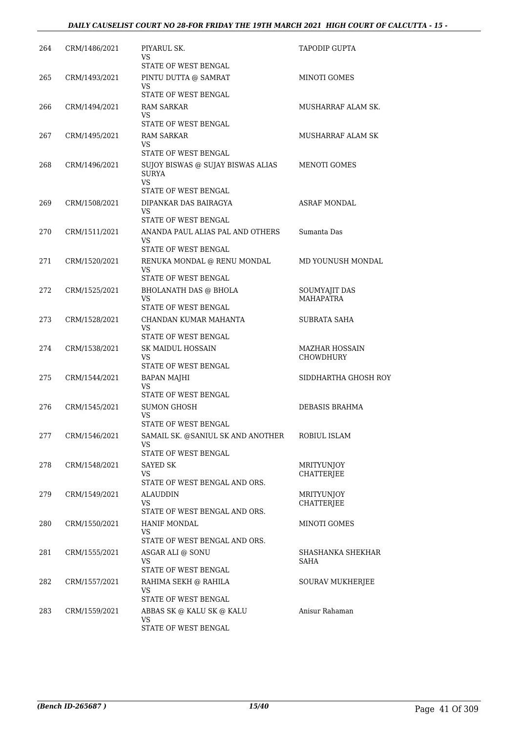| | | | |
|---|---|---|---|
| 264 | CRM/1486/2021 | PIYARUL SK.<br>VS<br>STATE OF WEST BENGAL | TAPODIP GUPTA |
| 265 | CRM/1493/2021 | PINTU DUTTA @ SAMRAT<br>VS<br>STATE OF WEST BENGAL | MINOTI GOMES |
| 266 | CRM/1494/2021 | RAM SARKAR<br>VS<br>STATE OF WEST BENGAL | MUSHARRAF ALAM SK. |
| 267 | CRM/1495/2021 | RAM SARKAR<br>VS<br>STATE OF WEST BENGAL | MUSHARRAF ALAM SK |
| 268 | CRM/1496/2021 | SUJOY BISWAS @ SUJAY BISWAS ALIAS SURYA<br>VS<br>STATE OF WEST BENGAL | MENOTI GOMES |
| 269 | CRM/1508/2021 | DIPANKAR DAS BAIRAGYA<br>VS<br>STATE OF WEST BENGAL | ASRAF MONDAL |
| 270 | CRM/1511/2021 | ANANDA PAUL ALIAS PAL AND OTHERS<br>VS<br>STATE OF WEST BENGAL | Sumanta Das |
| 271 | CRM/1520/2021 | RENUKA MONDAL @ RENU MONDAL<br>VS<br>STATE OF WEST BENGAL | MD YOUNUSH MONDAL |
| 272 | CRM/1525/2021 | BHOLANATH DAS @ BHOLA<br>VS<br>STATE OF WEST BENGAL | SOUMYAJIT DAS MAHAPATRA |
| 273 | CRM/1528/2021 | CHANDAN KUMAR MAHANTA<br>VS<br>STATE OF WEST BENGAL | SUBRATA SAHA |
| 274 | CRM/1538/2021 | SK MAIDUL HOSSAIN<br>VS<br>STATE OF WEST BENGAL | MAZHAR HOSSAIN CHOWDHURY |
| 275 | CRM/1544/2021 | BAPAN MAJHI<br>VS<br>STATE OF WEST BENGAL | SIDDHARTHA GHOSH ROY |
| 276 | CRM/1545/2021 | SUMON GHOSH<br>VS<br>STATE OF WEST BENGAL | DEBASIS BRAHMA |
| 277 | CRM/1546/2021 | SAMAIL SK. @SANIUL SK AND ANOTHER<br>VS<br>STATE OF WEST BENGAL | ROBIUL ISLAM |
| 278 | CRM/1548/2021 | SAYED SK<br>VS<br>STATE OF WEST BENGAL AND ORS. | MRITYUNJOY CHATTERJEE |
| 279 | CRM/1549/2021 | ALAUDDIN<br>VS<br>STATE OF WEST BENGAL AND ORS. | MRITYUNJOY CHATTERJEE |
| 280 | CRM/1550/2021 | HANIF MONDAL<br>VS<br>STATE OF WEST BENGAL AND ORS. | MINOTI GOMES |
| 281 | CRM/1555/2021 | ASGAR ALI @ SONU<br>VS<br>STATE OF WEST BENGAL | SHASHANKA SHEKHAR SAHA |
| 282 | CRM/1557/2021 | RAHIMA SEKH @ RAHILA<br>VS<br>STATE OF WEST BENGAL | SOURAV MUKHERJEE |
| 283 | CRM/1559/2021 | ABBAS SK @ KALU SK @ KALU<br>VS<br>STATE OF WEST BENGAL | Anisur Rahaman |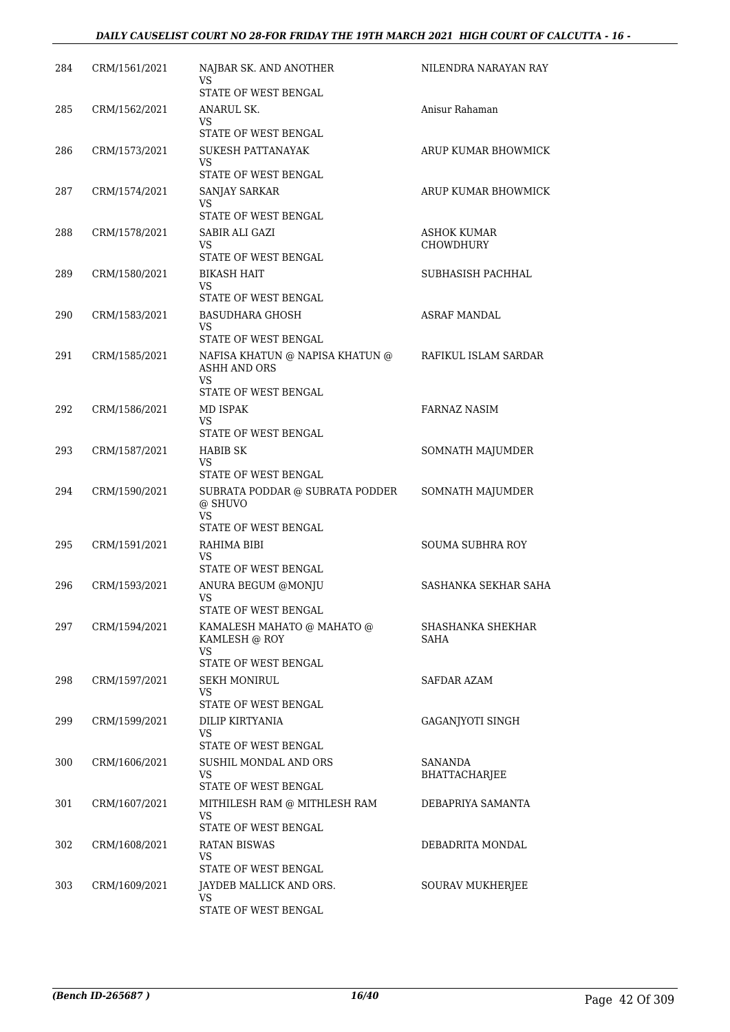| 284 | CRM/1561/2021 | NAJBAR SK. AND ANOTHER<br>VS<br>STATE OF WEST BENGAL | NILENDRA NARAYAN RAY |
|---|---|---|---|
| 285 | CRM/1562/2021 | ANARUL SK.<br>VS<br>STATE OF WEST BENGAL | Anisur Rahaman |
| 286 | CRM/1573/2021 | SUKESH PATTANAYAK<br>VS<br>STATE OF WEST BENGAL | ARUP KUMAR BHOWMICK |
| 287 | CRM/1574/2021 | SANJAY SARKAR<br>VS<br>STATE OF WEST BENGAL | ARUP KUMAR BHOWMICK |
| 288 | CRM/1578/2021 | SABIR ALI GAZI<br>VS<br>STATE OF WEST BENGAL | ASHOK KUMAR CHOWDHURY |
| 289 | CRM/1580/2021 | BIKASH HAIT<br>VS<br>STATE OF WEST BENGAL | SUBHASISH PACHHAL |
| 290 | CRM/1583/2021 | BASUDHARA GHOSH<br>VS<br>STATE OF WEST BENGAL | ASRAF MANDAL |
| 291 | CRM/1585/2021 | NAFISA KHATUN @ NAPISA KHATUN @ ASHH AND ORS<br>VS<br>STATE OF WEST BENGAL | RAFIKUL ISLAM SARDAR |
| 292 | CRM/1586/2021 | MD ISPAK<br>VS<br>STATE OF WEST BENGAL | FARNAZ NASIM |
| 293 | CRM/1587/2021 | HABIB SK<br>VS<br>STATE OF WEST BENGAL | SOMNATH MAJUMDER |
| 294 | CRM/1590/2021 | SUBRATA PODDAR @ SUBRATA PODDER @ SHUVO<br>VS<br>STATE OF WEST BENGAL | SOMNATH MAJUMDER |
| 295 | CRM/1591/2021 | RAHIMA BIBI<br>VS<br>STATE OF WEST BENGAL | SOUMA SUBHRA ROY |
| 296 | CRM/1593/2021 | ANURA BEGUM @MONJU<br>VS<br>STATE OF WEST BENGAL | SASHANKA SEKHAR SAHA |
| 297 | CRM/1594/2021 | KAMALESH MAHATO @ MAHATO @ KAMLESH @ ROY<br>VS<br>STATE OF WEST BENGAL | SHASHANKA SHEKHAR SAHA |
| 298 | CRM/1597/2021 | SEKH MONIRUL<br>VS<br>STATE OF WEST BENGAL | SAFDAR AZAM |
| 299 | CRM/1599/2021 | DILIP KIRTYANIA<br>VS<br>STATE OF WEST BENGAL | GAGANJYOTI SINGH |
| 300 | CRM/1606/2021 | SUSHIL MONDAL AND ORS<br>VS<br>STATE OF WEST BENGAL | SANANDA BHATTACHARJEE |
| 301 | CRM/1607/2021 | MITHILESH RAM @ MITHLESH RAM<br>VS<br>STATE OF WEST BENGAL | DEBAPRIYA SAMANTA |
| 302 | CRM/1608/2021 | RATAN BISWAS<br>VS<br>STATE OF WEST BENGAL | DEBADRITA MONDAL |
| 303 | CRM/1609/2021 | JAYDEB MALLICK AND ORS.<br>VS<br>STATE OF WEST BENGAL | SOURAV MUKHERJEE |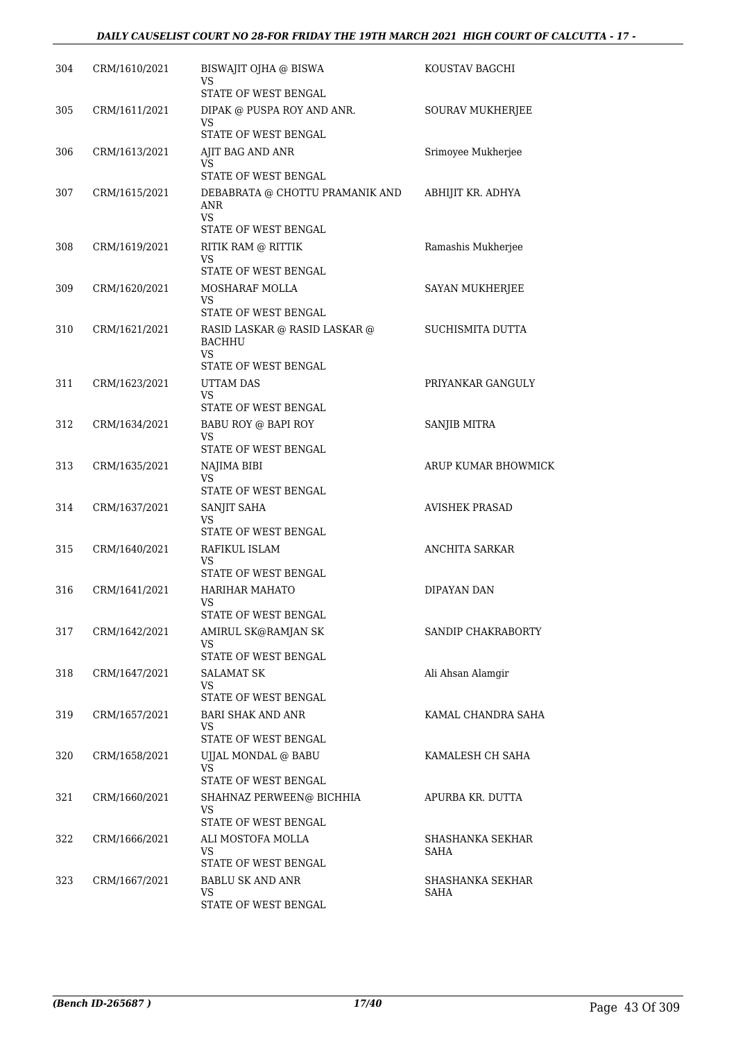| | | | |
|---|---|---|---|
| 304 | CRM/1610/2021 | BISWAJIT OJHA @ BISWA<br>VS<br>STATE OF WEST BENGAL | KOUSTAV BAGCHI |
| 305 | CRM/1611/2021 | DIPAK @ PUSPA ROY AND ANR.<br>VS<br>STATE OF WEST BENGAL | SOURAV MUKHERJEE |
| 306 | CRM/1613/2021 | AJIT BAG AND ANR<br>VS<br>STATE OF WEST BENGAL | Srimoyee Mukherjee |
| 307 | CRM/1615/2021 | DEBABRATA @ CHOTTU PRAMANIK AND ANR<br>VS<br>STATE OF WEST BENGAL | ABHIJIT KR. ADHYA |
| 308 | CRM/1619/2021 | RITIK RAM @ RITTIK<br>VS<br>STATE OF WEST BENGAL | Ramashis Mukherjee |
| 309 | CRM/1620/2021 | MOSHARAF MOLLA<br>VS<br>STATE OF WEST BENGAL | SAYAN MUKHERJEE |
| 310 | CRM/1621/2021 | RASID LASKAR @ RASID LASKAR @ BACHHU<br>VS<br>STATE OF WEST BENGAL | SUCHISMITA DUTTA |
| 311 | CRM/1623/2021 | UTTAM DAS<br>VS<br>STATE OF WEST BENGAL | PRIYANKAR GANGULY |
| 312 | CRM/1634/2021 | BABU ROY @ BAPI ROY<br>VS<br>STATE OF WEST BENGAL | SANJIB MITRA |
| 313 | CRM/1635/2021 | NAJIMA BIBI<br>VS<br>STATE OF WEST BENGAL | ARUP KUMAR BHOWMICK |
| 314 | CRM/1637/2021 | SANJIT SAHA<br>VS<br>STATE OF WEST BENGAL | AVISHEK PRASAD |
| 315 | CRM/1640/2021 | RAFIKUL ISLAM<br>VS<br>STATE OF WEST BENGAL | ANCHITA SARKAR |
| 316 | CRM/1641/2021 | HARIHAR MAHATO<br>VS<br>STATE OF WEST BENGAL | DIPAYAN DAN |
| 317 | CRM/1642/2021 | AMIRUL SK@RAMJAN SK<br>VS<br>STATE OF WEST BENGAL | SANDIP CHAKRABORTY |
| 318 | CRM/1647/2021 | SALAMAT SK<br>VS<br>STATE OF WEST BENGAL | Ali Ahsan Alamgir |
| 319 | CRM/1657/2021 | BARI SHAK AND ANR<br>VS<br>STATE OF WEST BENGAL | KAMAL CHANDRA SAHA |
| 320 | CRM/1658/2021 | UJJAL MONDAL @ BABU<br>VS<br>STATE OF WEST BENGAL | KAMALESH CH SAHA |
| 321 | CRM/1660/2021 | SHAHNAZ PERWEEN@ BICHHIA<br>VS<br>STATE OF WEST BENGAL | APURBA KR. DUTTA |
| 322 | CRM/1666/2021 | ALI MOSTOFA MOLLA<br>VS<br>STATE OF WEST BENGAL | SHASHANKA SEKHAR SAHA |
| 323 | CRM/1667/2021 | BABLU SK AND ANR<br>VS<br>STATE OF WEST BENGAL | SHASHANKA SEKHAR SAHA |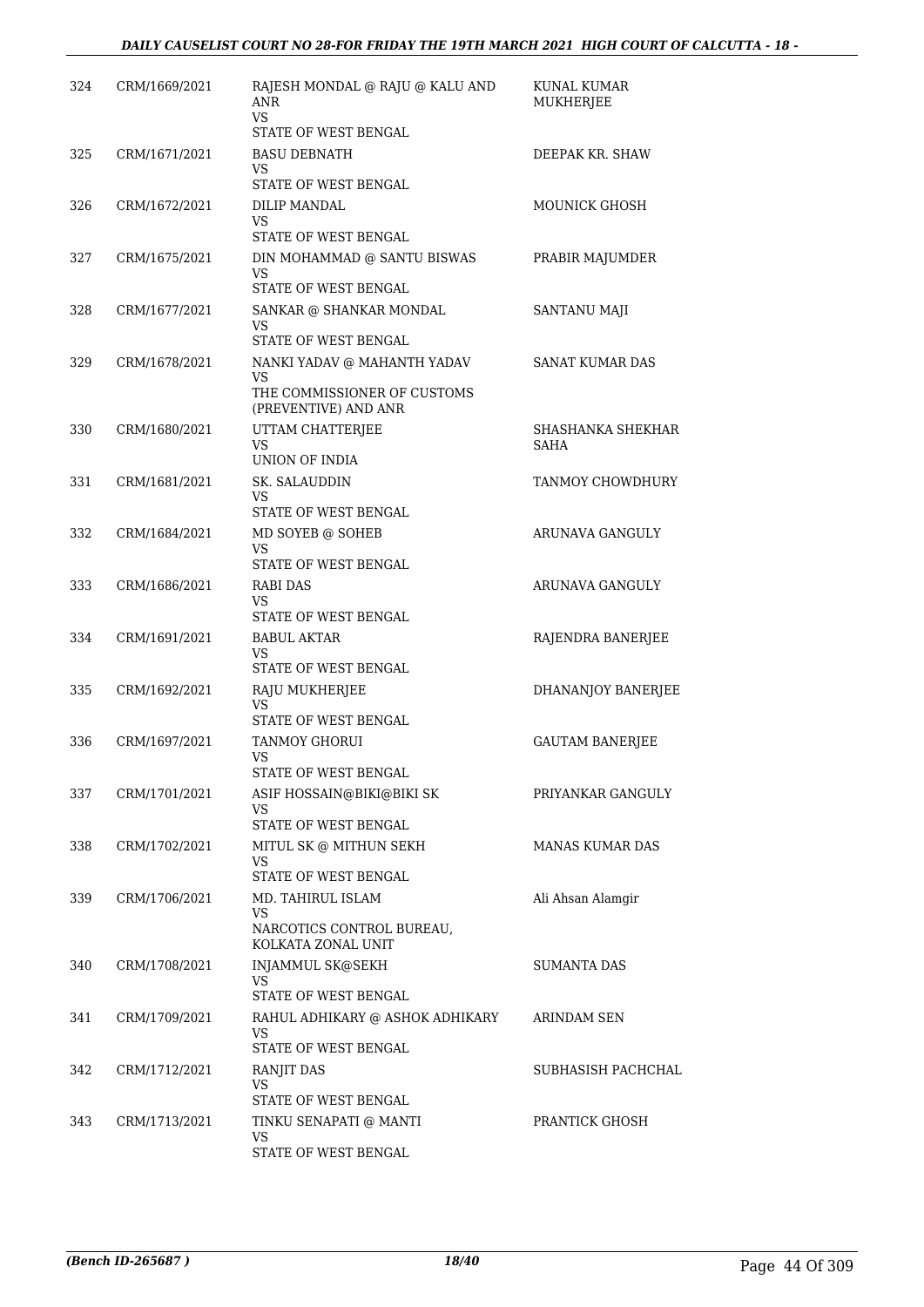| | | | |
|---|---|---|---|
| 324 | CRM/1669/2021 | RAJESH MONDAL @ RAJU @ KALU AND ANR<br>VS<br>STATE OF WEST BENGAL | KUNAL KUMAR MUKHERJEE |
| 325 | CRM/1671/2021 | BASU DEBNATH<br>VS<br>STATE OF WEST BENGAL | DEEPAK KR. SHAW |
| 326 | CRM/1672/2021 | DILIP MANDAL<br>VS<br>STATE OF WEST BENGAL | MOUNICK GHOSH |
| 327 | CRM/1675/2021 | DIN MOHAMMAD @ SANTU BISWAS<br>VS<br>STATE OF WEST BENGAL | PRABIR MAJUMDER |
| 328 | CRM/1677/2021 | SANKAR @ SHANKAR MONDAL<br>VS<br>STATE OF WEST BENGAL | SANTANU MAJI |
| 329 | CRM/1678/2021 | NANKI YADAV @ MAHANTH YADAV<br>VS<br>THE COMMISSIONER OF CUSTOMS (PREVENTIVE) AND ANR | SANAT KUMAR DAS |
| 330 | CRM/1680/2021 | UTTAM CHATTERJEE<br>VS<br>UNION OF INDIA | SHASHANKA SHEKHAR SAHA |
| 331 | CRM/1681/2021 | SK. SALAUDDIN<br>VS<br>STATE OF WEST BENGAL | TANMOY CHOWDHURY |
| 332 | CRM/1684/2021 | MD SOYEB @ SOHEB<br>VS<br>STATE OF WEST BENGAL | ARUNAVA GANGULY |
| 333 | CRM/1686/2021 | RABI DAS<br>VS<br>STATE OF WEST BENGAL | ARUNAVA GANGULY |
| 334 | CRM/1691/2021 | BABUL AKTAR<br>VS<br>STATE OF WEST BENGAL | RAJENDRA BANERJEE |
| 335 | CRM/1692/2021 | RAJU MUKHERJEE<br>VS<br>STATE OF WEST BENGAL | DHANANJOY BANERJEE |
| 336 | CRM/1697/2021 | TANMOY GHORUI<br>VS<br>STATE OF WEST BENGAL | GAUTAM BANERJEE |
| 337 | CRM/1701/2021 | ASIF HOSSAIN@BIKI@BIKI SK<br>VS<br>STATE OF WEST BENGAL | PRIYANKAR GANGULY |
| 338 | CRM/1702/2021 | MITUL SK @ MITHUN SEKH<br>VS<br>STATE OF WEST BENGAL | MANAS KUMAR DAS |
| 339 | CRM/1706/2021 | MD. TAHIRUL ISLAM<br>VS<br>NARCOTICS CONTROL BUREAU, KOLKATA ZONAL UNIT | Ali Ahsan Alamgir |
| 340 | CRM/1708/2021 | INJAMMUL SK@SEKH<br>VS<br>STATE OF WEST BENGAL | SUMANTA DAS |
| 341 | CRM/1709/2021 | RAHUL ADHIKARY @ ASHOK ADHIKARY<br>VS<br>STATE OF WEST BENGAL | ARINDAM SEN |
| 342 | CRM/1712/2021 | RANJIT DAS<br>VS<br>STATE OF WEST BENGAL | SUBHASISH PACHCHAL |
| 343 | CRM/1713/2021 | TINKU SENAPATI @ MANTI<br>VS<br>STATE OF WEST BENGAL | PRANTICK GHOSH |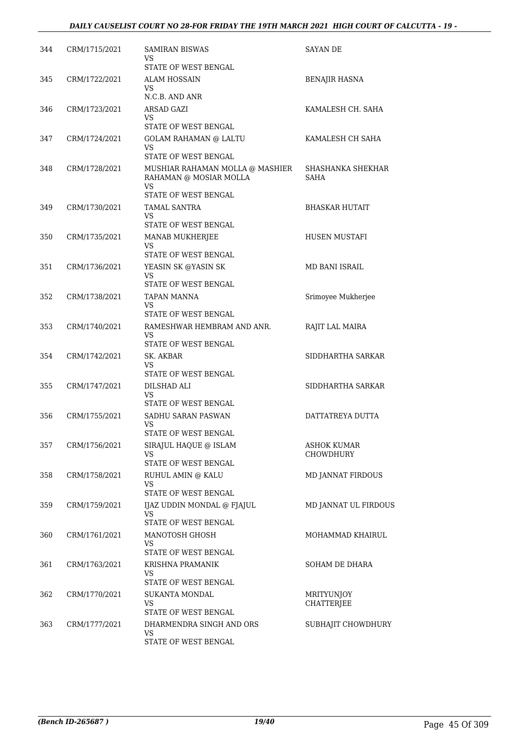| | | | |
|---|---|---|---|
| 344 | CRM/1715/2021 | SAMIRAN BISWAS<br>VS<br>STATE OF WEST BENGAL | SAYAN DE |
| 345 | CRM/1722/2021 | ALAM HOSSAIN<br>VS<br>N.C.B. AND ANR | BENAJIR HASNA |
| 346 | CRM/1723/2021 | ARSAD GAZI<br>VS<br>STATE OF WEST BENGAL | KAMALESH CH. SAHA |
| 347 | CRM/1724/2021 | GOLAM RAHAMAN @ LALTU<br>VS<br>STATE OF WEST BENGAL | KAMALESH CH SAHA |
| 348 | CRM/1728/2021 | MUSHIAR RAHAMAN MOLLA @ MASHIER RAHAMAN @ MOSIAR MOLLA<br>VS<br>STATE OF WEST BENGAL | SHASHANKA SHEKHAR SAHA |
| 349 | CRM/1730/2021 | TAMAL SANTRA<br>VS<br>STATE OF WEST BENGAL | BHASKAR HUTAIT |
| 350 | CRM/1735/2021 | MANAB MUKHERJEE<br>VS<br>STATE OF WEST BENGAL | HUSEN MUSTAFI |
| 351 | CRM/1736/2021 | YEASIN SK @YASIN SK<br>VS<br>STATE OF WEST BENGAL | MD BANI ISRAIL |
| 352 | CRM/1738/2021 | TAPAN MANNA<br>VS<br>STATE OF WEST BENGAL | Srimoyee Mukherjee |
| 353 | CRM/1740/2021 | RAMESHWAR HEMBRAM AND ANR.<br>VS<br>STATE OF WEST BENGAL | RAJIT LAL MAIRA |
| 354 | CRM/1742/2021 | SK. AKBAR<br>VS<br>STATE OF WEST BENGAL | SIDDHARTHA SARKAR |
| 355 | CRM/1747/2021 | DILSHAD ALI<br>VS<br>STATE OF WEST BENGAL | SIDDHARTHA SARKAR |
| 356 | CRM/1755/2021 | SADHU SARAN PASWAN<br>VS<br>STATE OF WEST BENGAL | DATTATREYA DUTTA |
| 357 | CRM/1756/2021 | SIRAJUL HAQUE @ ISLAM<br>VS<br>STATE OF WEST BENGAL | ASHOK KUMAR CHOWDHURY |
| 358 | CRM/1758/2021 | RUHUL AMIN @ KALU<br>VS<br>STATE OF WEST BENGAL | MD JANNAT FIRDOUS |
| 359 | CRM/1759/2021 | IJAZ UDDIN MONDAL @ FJAJUL<br>VS<br>STATE OF WEST BENGAL | MD JANNAT UL FIRDOUS |
| 360 | CRM/1761/2021 | MANOTOSH GHOSH<br>VS<br>STATE OF WEST BENGAL | MOHAMMAD KHAIRUL |
| 361 | CRM/1763/2021 | KRISHNA PRAMANIK<br>VS<br>STATE OF WEST BENGAL | SOHAM DE DHARA |
| 362 | CRM/1770/2021 | SUKANTA MONDAL<br>VS<br>STATE OF WEST BENGAL | MRITYUNJOY CHATTERJEE |
| 363 | CRM/1777/2021 | DHARMENDRA SINGH AND ORS<br>VS<br>STATE OF WEST BENGAL | SUBHAJIT CHOWDHURY |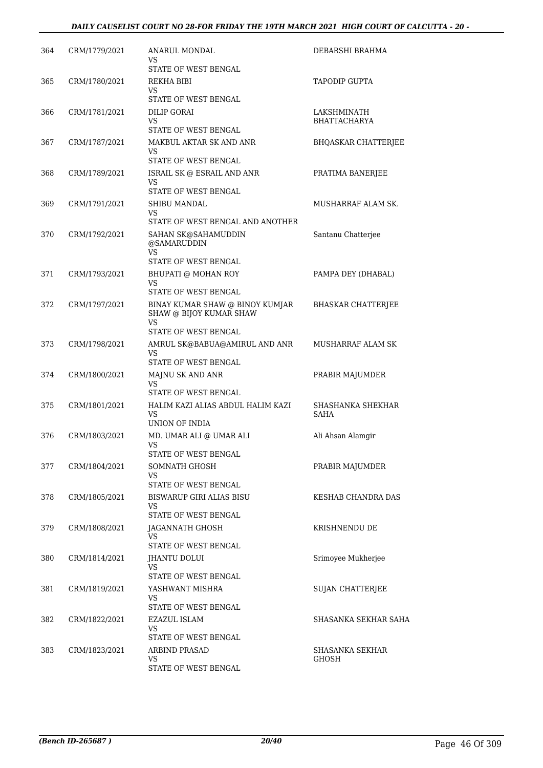| 364 | CRM/1779/2021 | ANARUL MONDAL<br>VS<br>STATE OF WEST BENGAL | DEBARSHI BRAHMA |
|---|---|---|---|
| 365 | CRM/1780/2021 | REKHA BIBI<br>VS<br>STATE OF WEST BENGAL | TAPODIP GUPTA |
| 366 | CRM/1781/2021 | DILIP GORAI<br>VS<br>STATE OF WEST BENGAL | LAKSHMINATH BHATTACHARYA |
| 367 | CRM/1787/2021 | MAKBUL AKTAR SK AND ANR<br>VS<br>STATE OF WEST BENGAL | BHQASKAR CHATTERJEE |
| 368 | CRM/1789/2021 | ISRAIL SK @ ESRAIL AND ANR<br>VS<br>STATE OF WEST BENGAL | PRATIMA BANERJEE |
| 369 | CRM/1791/2021 | SHIBU MANDAL<br>VS<br>STATE OF WEST BENGAL AND ANOTHER | MUSHARRAF ALAM SK. |
| 370 | CRM/1792/2021 | SAHAN SK@SAHAMUDDIN @SAMARUDDIN<br>VS<br>STATE OF WEST BENGAL | Santanu Chatterjee |
| 371 | CRM/1793/2021 | BHUPATI @ MOHAN ROY<br>VS<br>STATE OF WEST BENGAL | PAMPA DEY (DHABAL) |
| 372 | CRM/1797/2021 | BINAY KUMAR SHAW @ BINOY KUMJAR SHAW @ BIJOY KUMAR SHAW<br>VS<br>STATE OF WEST BENGAL | BHASKAR CHATTERJEE |
| 373 | CRM/1798/2021 | AMRUL SK@BABUA@AMIRUL AND ANR<br>VS<br>STATE OF WEST BENGAL | MUSHARRAF ALAM SK |
| 374 | CRM/1800/2021 | MAJNU SK AND ANR<br>VS<br>STATE OF WEST BENGAL | PRABIR MAJUMDER |
| 375 | CRM/1801/2021 | HALIM KAZI ALIAS ABDUL HALIM KAZI<br>VS<br>UNION OF INDIA | SHASHANKA SHEKHAR SAHA |
| 376 | CRM/1803/2021 | MD. UMAR ALI @ UMAR ALI<br>VS<br>STATE OF WEST BENGAL | Ali Ahsan Alamgir |
| 377 | CRM/1804/2021 | SOMNATH GHOSH<br>VS<br>STATE OF WEST BENGAL | PRABIR MAJUMDER |
| 378 | CRM/1805/2021 | BISWARUP GIRI ALIAS BISU<br>VS<br>STATE OF WEST BENGAL | KESHAB CHANDRA DAS |
| 379 | CRM/1808/2021 | JAGANNATH GHOSH<br>VS<br>STATE OF WEST BENGAL | KRISHNENDU DE |
| 380 | CRM/1814/2021 | JHANTU DOLUI<br>VS<br>STATE OF WEST BENGAL | Srimoyee Mukherjee |
| 381 | CRM/1819/2021 | YASHWANT MISHRA<br>VS<br>STATE OF WEST BENGAL | SUJAN CHATTERJEE |
| 382 | CRM/1822/2021 | EZAZUL ISLAM<br>VS<br>STATE OF WEST BENGAL | SHASANKA SEKHAR SAHA |
| 383 | CRM/1823/2021 | ARBIND PRASAD<br>VS<br>STATE OF WEST BENGAL | SHASANKA SEKHAR GHOSH |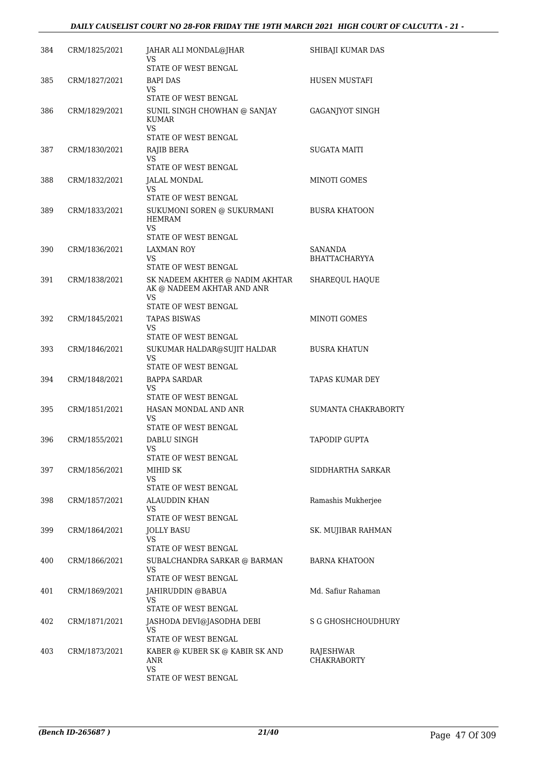| 384 | CRM/1825/2021 | JAHAR ALI MONDAL@JHAR<br>VS<br>STATE OF WEST BENGAL | SHIBAJI KUMAR DAS |
|---|---|---|---|
| 385 | CRM/1827/2021 | BAPI DAS<br>VS<br>STATE OF WEST BENGAL | HUSEN MUSTAFI |
| 386 | CRM/1829/2021 | SUNIL SINGH CHOWHAN @ SANJAY KUMAR<br>VS<br>STATE OF WEST BENGAL | GAGANJYOT SINGH |
| 387 | CRM/1830/2021 | RAJIB BERA<br>VS<br>STATE OF WEST BENGAL | SUGATA MAITI |
| 388 | CRM/1832/2021 | JALAL MONDAL<br>VS<br>STATE OF WEST BENGAL | MINOTI GOMES |
| 389 | CRM/1833/2021 | SUKUMONI SOREN @ SUKURMANI HEMRAM<br>VS<br>STATE OF WEST BENGAL | BUSRA KHATOON |
| 390 | CRM/1836/2021 | LAXMAN ROY<br>VS<br>STATE OF WEST BENGAL | SANANDA BHATTACHARYYA |
| 391 | CRM/1838/2021 | SK NADEEM AKHTER @ NADIM AKHTAR AK @ NADEEM AKHTAR AND ANR<br>VS<br>STATE OF WEST BENGAL | SHAREQUL HAQUE |
| 392 | CRM/1845/2021 | TAPAS BISWAS<br>VS<br>STATE OF WEST BENGAL | MINOTI GOMES |
| 393 | CRM/1846/2021 | SUKUMAR HALDAR@SUJIT HALDAR<br>VS<br>STATE OF WEST BENGAL | BUSRA KHATUN |
| 394 | CRM/1848/2021 | BAPPA SARDAR<br>VS<br>STATE OF WEST BENGAL | TAPAS KUMAR DEY |
| 395 | CRM/1851/2021 | HASAN MONDAL AND ANR<br>VS<br>STATE OF WEST BENGAL | SUMANTA CHAKRABORTY |
| 396 | CRM/1855/2021 | DABLU SINGH<br>VS<br>STATE OF WEST BENGAL | TAPODIP GUPTA |
| 397 | CRM/1856/2021 | MIHID SK<br>VS<br>STATE OF WEST BENGAL | SIDDHARTHA SARKAR |
| 398 | CRM/1857/2021 | ALAUDDIN KHAN<br>VS<br>STATE OF WEST BENGAL | Ramashis Mukherjee |
| 399 | CRM/1864/2021 | JOLLY BASU<br>VS<br>STATE OF WEST BENGAL | SK. MUJIBAR RAHMAN |
| 400 | CRM/1866/2021 | SUBALCHANDRA SARKAR @ BARMAN<br>VS<br>STATE OF WEST BENGAL | BARNA KHATOON |
| 401 | CRM/1869/2021 | JAHIRUDDIN @BABUA<br>VS<br>STATE OF WEST BENGAL | Md. Safiur Rahaman |
| 402 | CRM/1871/2021 | JASHODA DEVI@JASODHA DEBI<br>VS<br>STATE OF WEST BENGAL | S G GHOSHCHOUDHURY |
| 403 | CRM/1873/2021 | KABER @ KUBER SK @ KABIR SK AND ANR<br>VS<br>STATE OF WEST BENGAL | RAJESHWAR CHAKRABORTY |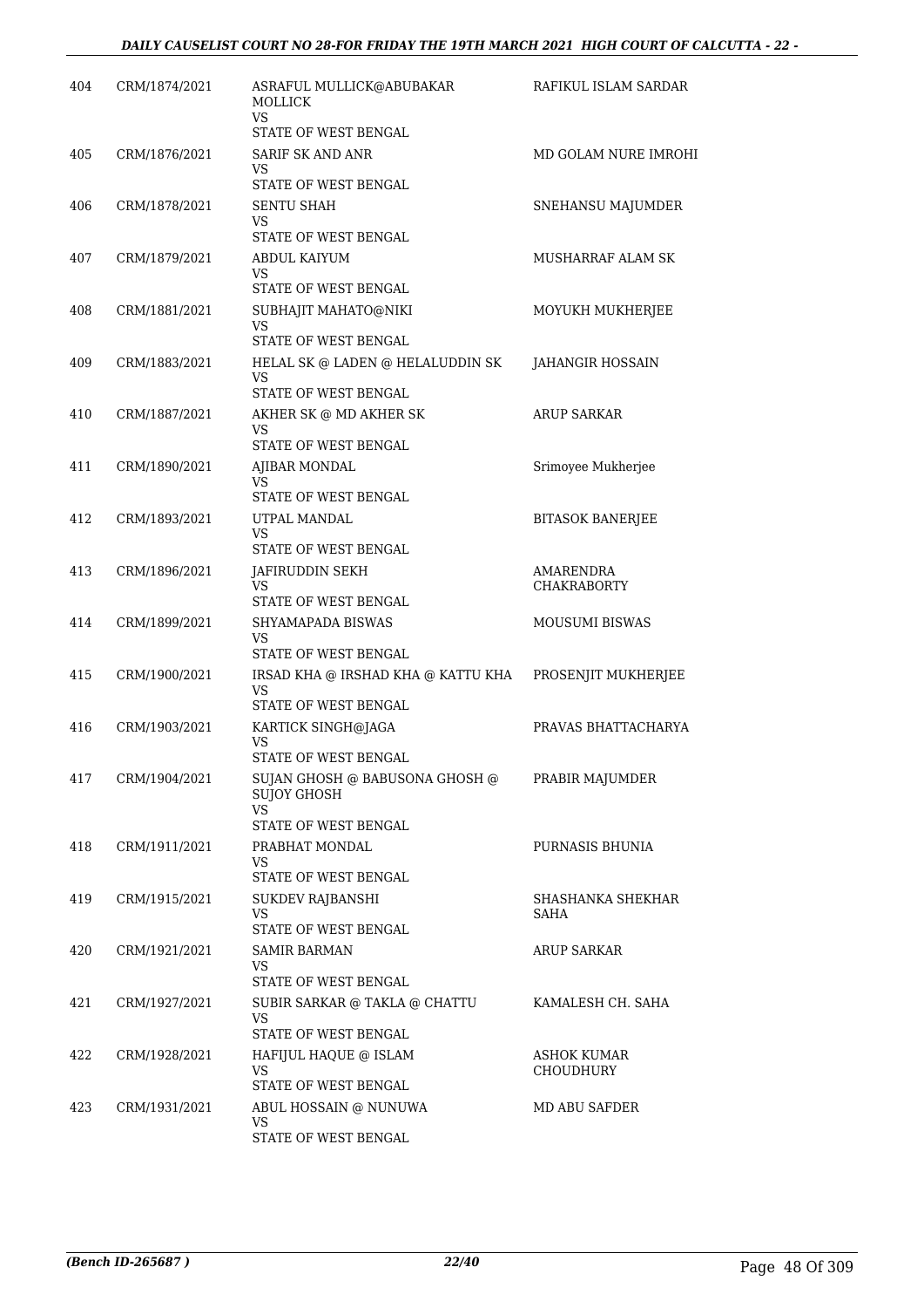| 404 | CRM/1874/2021 | ASRAFUL MULLICK@ABUBAKAR MOLLICK<br>VS<br>STATE OF WEST BENGAL | RAFIKUL ISLAM SARDAR |
|---|---|---|---|
| 405 | CRM/1876/2021 | SARIF SK AND ANR<br>VS<br>STATE OF WEST BENGAL | MD GOLAM NURE IMROHI |
| 406 | CRM/1878/2021 | SENTU SHAH<br>VS<br>STATE OF WEST BENGAL | SNEHANSU MAJUMDER |
| 407 | CRM/1879/2021 | ABDUL KAIYUM<br>VS<br>STATE OF WEST BENGAL | MUSHARRAF ALAM SK |
| 408 | CRM/1881/2021 | SUBHAJIT MAHATO@NIKI<br>VS<br>STATE OF WEST BENGAL | MOYUKH MUKHERJEE |
| 409 | CRM/1883/2021 | HELAL SK @ LADEN @ HELALUDDIN SK<br>VS<br>STATE OF WEST BENGAL | JAHANGIR HOSSAIN |
| 410 | CRM/1887/2021 | AKHER SK @ MD AKHER SK<br>VS<br>STATE OF WEST BENGAL | ARUP SARKAR |
| 411 | CRM/1890/2021 | AJIBAR MONDAL<br>VS<br>STATE OF WEST BENGAL | Srimoyee Mukherjee |
| 412 | CRM/1893/2021 | UTPAL MANDAL<br>VS<br>STATE OF WEST BENGAL | BITASOK BANERJEE |
| 413 | CRM/1896/2021 | JAFIRUDDIN SEKH<br>VS<br>STATE OF WEST BENGAL | AMARENDRA CHAKRABORTY |
| 414 | CRM/1899/2021 | SHYAMAPADA BISWAS<br>VS<br>STATE OF WEST BENGAL | MOUSUMI BISWAS |
| 415 | CRM/1900/2021 | IRSAD KHA @ IRSHAD KHA @ KATTU KHA<br>VS<br>STATE OF WEST BENGAL | PROSENJIT MUKHERJEE |
| 416 | CRM/1903/2021 | KARTICK SINGH@JAGA<br>VS<br>STATE OF WEST BENGAL | PRAVAS BHATTACHARYA |
| 417 | CRM/1904/2021 | SUJAN GHOSH @ BABUSONA GHOSH @ SUJOY GHOSH<br>VS<br>STATE OF WEST BENGAL | PRABIR MAJUMDER |
| 418 | CRM/1911/2021 | PRABHAT MONDAL<br>VS<br>STATE OF WEST BENGAL | PURNASIS BHUNIA |
| 419 | CRM/1915/2021 | SUKDEV RAJBANSHI<br>VS<br>STATE OF WEST BENGAL | SHASHANKA SHEKHAR SAHA |
| 420 | CRM/1921/2021 | SAMIR BARMAN<br>VS<br>STATE OF WEST BENGAL | ARUP SARKAR |
| 421 | CRM/1927/2021 | SUBIR SARKAR @ TAKLA @ CHATTU<br>VS<br>STATE OF WEST BENGAL | KAMALESH CH. SAHA |
| 422 | CRM/1928/2021 | HAFIJUL HAQUE @ ISLAM<br>VS<br>STATE OF WEST BENGAL | ASHOK KUMAR CHOUDHURY |
| 423 | CRM/1931/2021 | ABUL HOSSAIN @ NUNUWA<br>VS<br>STATE OF WEST BENGAL | MD ABU SAFDER |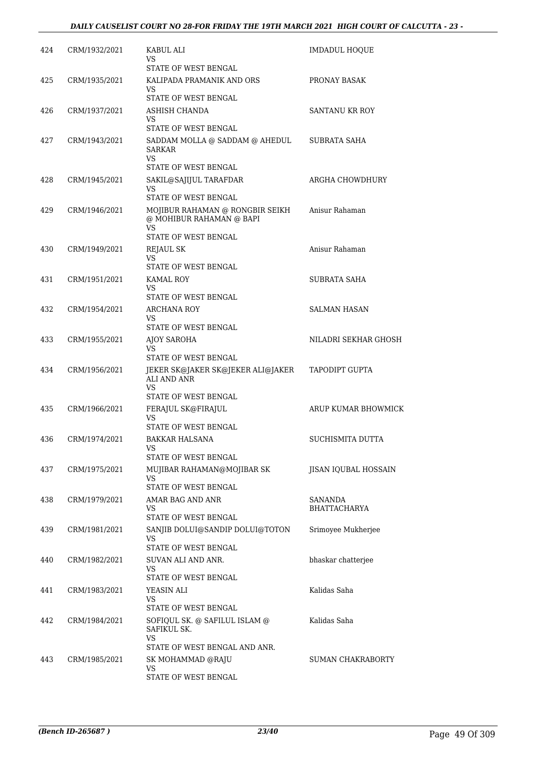| | | | |
|---|---|---|---|
| 424 | CRM/1932/2021 | KABUL ALI<br>VS<br>STATE OF WEST BENGAL | IMDADUL HOQUE |
| 425 | CRM/1935/2021 | KALIPADA PRAMANIK AND ORS<br>VS<br>STATE OF WEST BENGAL | PRONAY BASAK |
| 426 | CRM/1937/2021 | ASHISH CHANDA<br>VS<br>STATE OF WEST BENGAL | SANTANU KR ROY |
| 427 | CRM/1943/2021 | SADDAM MOLLA @ SADDAM @ AHEDUL SARKAR<br>VS<br>STATE OF WEST BENGAL | SUBRATA SAHA |
| 428 | CRM/1945/2021 | SAKIL@SAJIJUL TARAFDAR<br>VS<br>STATE OF WEST BENGAL | ARGHA CHOWDHURY |
| 429 | CRM/1946/2021 | MOJIBUR RAHAMAN @ RONGBIR SEIKH @ MOHIBUR RAHAMAN @ BAPI<br>VS<br>STATE OF WEST BENGAL | Anisur Rahaman |
| 430 | CRM/1949/2021 | REJAUL SK<br>VS<br>STATE OF WEST BENGAL | Anisur Rahaman |
| 431 | CRM/1951/2021 | KAMAL ROY<br>VS<br>STATE OF WEST BENGAL | SUBRATA SAHA |
| 432 | CRM/1954/2021 | ARCHANA ROY<br>VS<br>STATE OF WEST BENGAL | SALMAN HASAN |
| 433 | CRM/1955/2021 | AJOY SAROHA<br>VS<br>STATE OF WEST BENGAL | NILADRI SEKHAR GHOSH |
| 434 | CRM/1956/2021 | JEKER SK@JAKER SK@JEKER ALI@JAKER ALI AND ANR<br>VS<br>STATE OF WEST BENGAL | TAPODIPT GUPTA |
| 435 | CRM/1966/2021 | FERAJUL SK@FIRAJUL<br>VS<br>STATE OF WEST BENGAL | ARUP KUMAR BHOWMICK |
| 436 | CRM/1974/2021 | BAKKAR HALSANA<br>VS<br>STATE OF WEST BENGAL | SUCHISMITA DUTTA |
| 437 | CRM/1975/2021 | MUJIBAR RAHAMAN@MOJIBAR SK<br>VS<br>STATE OF WEST BENGAL | JISAN IQUBAL HOSSAIN |
| 438 | CRM/1979/2021 | AMAR BAG AND ANR<br>VS<br>STATE OF WEST BENGAL | SANANDA BHATTACHARYA |
| 439 | CRM/1981/2021 | SANJIB DOLUI@SANDIP DOLUI@TOTON<br>VS<br>STATE OF WEST BENGAL | Srimoyee Mukherjee |
| 440 | CRM/1982/2021 | SUVAN ALI AND ANR.<br>VS<br>STATE OF WEST BENGAL | bhaskar chatterjee |
| 441 | CRM/1983/2021 | YEASIN ALI<br>VS<br>STATE OF WEST BENGAL | Kalidas Saha |
| 442 | CRM/1984/2021 | SOFIQUL SK. @ SAFILUL ISLAM @ SAFIKUL SK.<br>VS<br>STATE OF WEST BENGAL AND ANR. | Kalidas Saha |
| 443 | CRM/1985/2021 | SK MOHAMMAD @RAJU<br>VS<br>STATE OF WEST BENGAL | SUMAN CHAKRABORTY |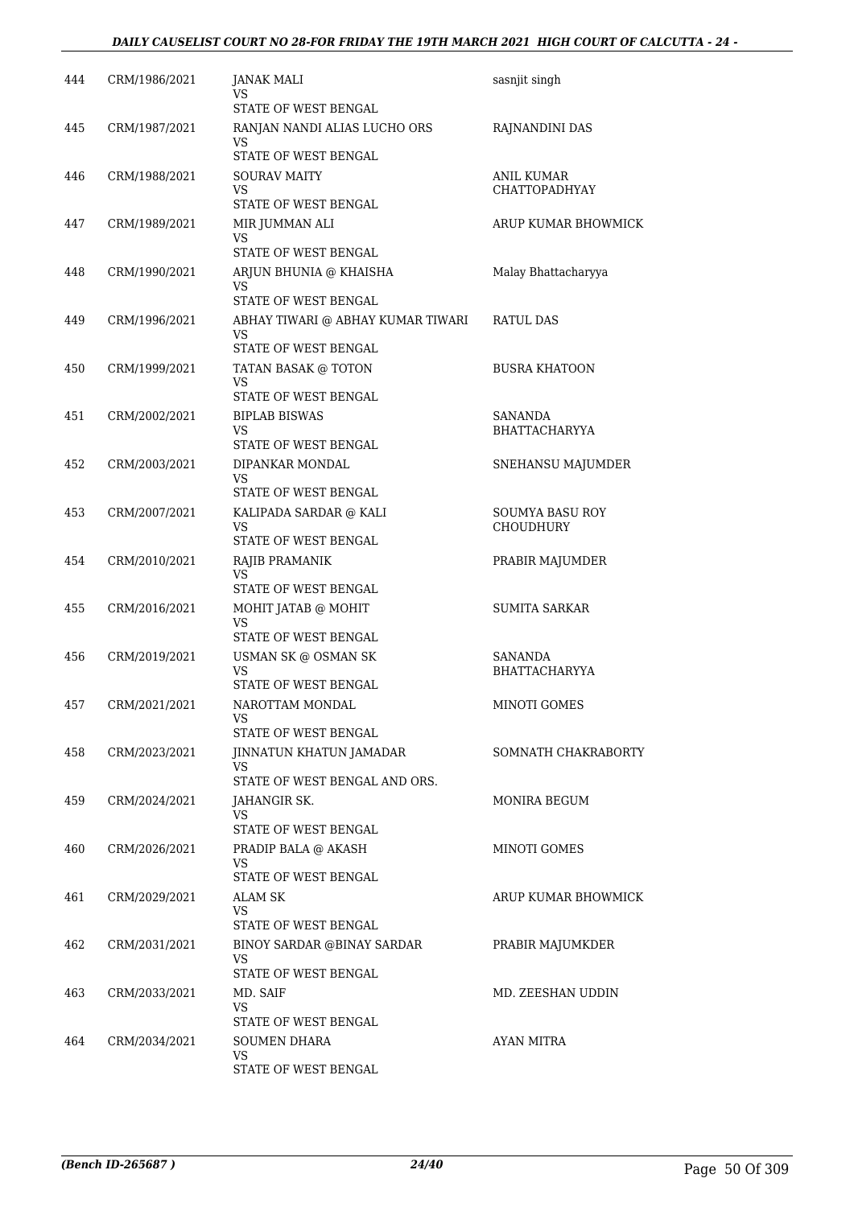| | | | |
|---|---|---|---|
| 444 | CRM/1986/2021 | JANAK MALI<br>VS<br>STATE OF WEST BENGAL | sasnjit singh |
| 445 | CRM/1987/2021 | RANJAN NANDI ALIAS LUCHO ORS<br>VS<br>STATE OF WEST BENGAL | RAJNANDINI DAS |
| 446 | CRM/1988/2021 | SOURAV MAITY<br>VS<br>STATE OF WEST BENGAL | ANIL KUMAR CHATTOPADHYAY |
| 447 | CRM/1989/2021 | MIR JUMMAN ALI<br>VS<br>STATE OF WEST BENGAL | ARUP KUMAR BHOWMICK |
| 448 | CRM/1990/2021 | ARJUN BHUNIA @ KHAISHA<br>VS<br>STATE OF WEST BENGAL | Malay Bhattacharyya |
| 449 | CRM/1996/2021 | ABHAY TIWARI @ ABHAY KUMAR TIWARI<br>VS<br>STATE OF WEST BENGAL | RATUL DAS |
| 450 | CRM/1999/2021 | TATAN BASAK @ TOTON<br>VS<br>STATE OF WEST BENGAL | BUSRA KHATOON |
| 451 | CRM/2002/2021 | BIPLAB BISWAS<br>VS<br>STATE OF WEST BENGAL | SANANDA BHATTACHARYYA |
| 452 | CRM/2003/2021 | DIPANKAR MONDAL<br>VS<br>STATE OF WEST BENGAL | SNEHANSU MAJUMDER |
| 453 | CRM/2007/2021 | KALIPADA SARDAR @ KALI<br>VS<br>STATE OF WEST BENGAL | SOUMYA BASU ROY CHOUDHURY |
| 454 | CRM/2010/2021 | RAJIB PRAMANIK<br>VS<br>STATE OF WEST BENGAL | PRABIR MAJUMDER |
| 455 | CRM/2016/2021 | MOHIT JATAB @ MOHIT<br>VS<br>STATE OF WEST BENGAL | SUMITA SARKAR |
| 456 | CRM/2019/2021 | USMAN SK @ OSMAN SK<br>VS<br>STATE OF WEST BENGAL | SANANDA BHATTACHARYYA |
| 457 | CRM/2021/2021 | NAROTTAM MONDAL<br>VS<br>STATE OF WEST BENGAL | MINOTI GOMES |
| 458 | CRM/2023/2021 | JINNATUN KHATUN JAMADAR<br>VS<br>STATE OF WEST BENGAL AND ORS. | SOMNATH CHAKRABORTY |
| 459 | CRM/2024/2021 | JAHANGIR SK.<br>VS<br>STATE OF WEST BENGAL | MONIRA BEGUM |
| 460 | CRM/2026/2021 | PRADIP BALA @ AKASH<br>VS<br>STATE OF WEST BENGAL | MINOTI GOMES |
| 461 | CRM/2029/2021 | ALAM SK<br>VS<br>STATE OF WEST BENGAL | ARUP KUMAR BHOWMICK |
| 462 | CRM/2031/2021 | BINOY SARDAR @BINAY SARDAR<br>VS<br>STATE OF WEST BENGAL | PRABIR MAJUMKDER |
| 463 | CRM/2033/2021 | MD. SAIF<br>VS<br>STATE OF WEST BENGAL | MD. ZEESHAN UDDIN |
| 464 | CRM/2034/2021 | SOUMEN DHARA<br>VS<br>STATE OF WEST BENGAL | AYAN MITRA |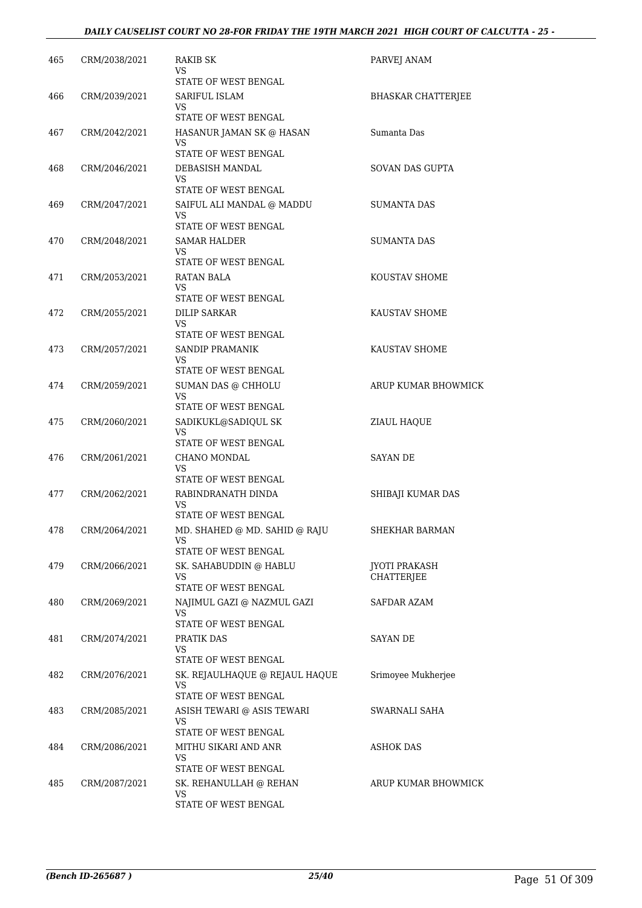| 465 | CRM/2038/2021 | RAKIB SK<br>VS<br>STATE OF WEST BENGAL | PARVEJ ANAM |
|---|---|---|---|
| 466 | CRM/2039/2021 | SARIFUL ISLAM<br>VS<br>STATE OF WEST BENGAL | BHASKAR CHATTERJEE |
| 467 | CRM/2042/2021 | HASANUR JAMAN SK @ HASAN<br>VS<br>STATE OF WEST BENGAL | Sumanta Das |
| 468 | CRM/2046/2021 | DEBASISH MANDAL<br>VS<br>STATE OF WEST BENGAL | SOVAN DAS GUPTA |
| 469 | CRM/2047/2021 | SAIFUL ALI MANDAL @ MADDU<br>VS<br>STATE OF WEST BENGAL | SUMANTA DAS |
| 470 | CRM/2048/2021 | SAMAR HALDER<br>VS<br>STATE OF WEST BENGAL | SUMANTA DAS |
| 471 | CRM/2053/2021 | RATAN BALA<br>VS<br>STATE OF WEST BENGAL | KOUSTAV SHOME |
| 472 | CRM/2055/2021 | DILIP SARKAR<br>VS<br>STATE OF WEST BENGAL | KAUSTAV SHOME |
| 473 | CRM/2057/2021 | SANDIP PRAMANIK<br>VS<br>STATE OF WEST BENGAL | KAUSTAV SHOME |
| 474 | CRM/2059/2021 | SUMAN DAS @ CHHOLU<br>VS<br>STATE OF WEST BENGAL | ARUP KUMAR BHOWMICK |
| 475 | CRM/2060/2021 | SADIKUKL@SADIQUL SK<br>VS<br>STATE OF WEST BENGAL | ZIAUL HAQUE |
| 476 | CRM/2061/2021 | CHANO MONDAL<br>VS<br>STATE OF WEST BENGAL | SAYAN DE |
| 477 | CRM/2062/2021 | RABINDRANATH DINDA<br>VS<br>STATE OF WEST BENGAL | SHIBAJI KUMAR DAS |
| 478 | CRM/2064/2021 | MD. SHAHED @ MD. SAHID @ RAJU<br>VS<br>STATE OF WEST BENGAL | SHEKHAR BARMAN |
| 479 | CRM/2066/2021 | SK. SAHABUDDIN @ HABLU<br>VS<br>STATE OF WEST BENGAL | JYOTI PRAKASH CHATTERJEE |
| 480 | CRM/2069/2021 | NAJIMUL GAZI @ NAZMUL GAZI<br>VS<br>STATE OF WEST BENGAL | SAFDAR AZAM |
| 481 | CRM/2074/2021 | PRATIK DAS<br>VS<br>STATE OF WEST BENGAL | SAYAN DE |
| 482 | CRM/2076/2021 | SK. REJAULHAQUE @ REJAUL HAQUE<br>VS<br>STATE OF WEST BENGAL | Srimoyee Mukherjee |
| 483 | CRM/2085/2021 | ASISH TEWARI @ ASIS TEWARI<br>VS<br>STATE OF WEST BENGAL | SWARNALI SAHA |
| 484 | CRM/2086/2021 | MITHU SIKARI AND ANR<br>VS<br>STATE OF WEST BENGAL | ASHOK DAS |
| 485 | CRM/2087/2021 | SK. REHANULLAH @ REHAN<br>VS<br>STATE OF WEST BENGAL | ARUP KUMAR BHOWMICK |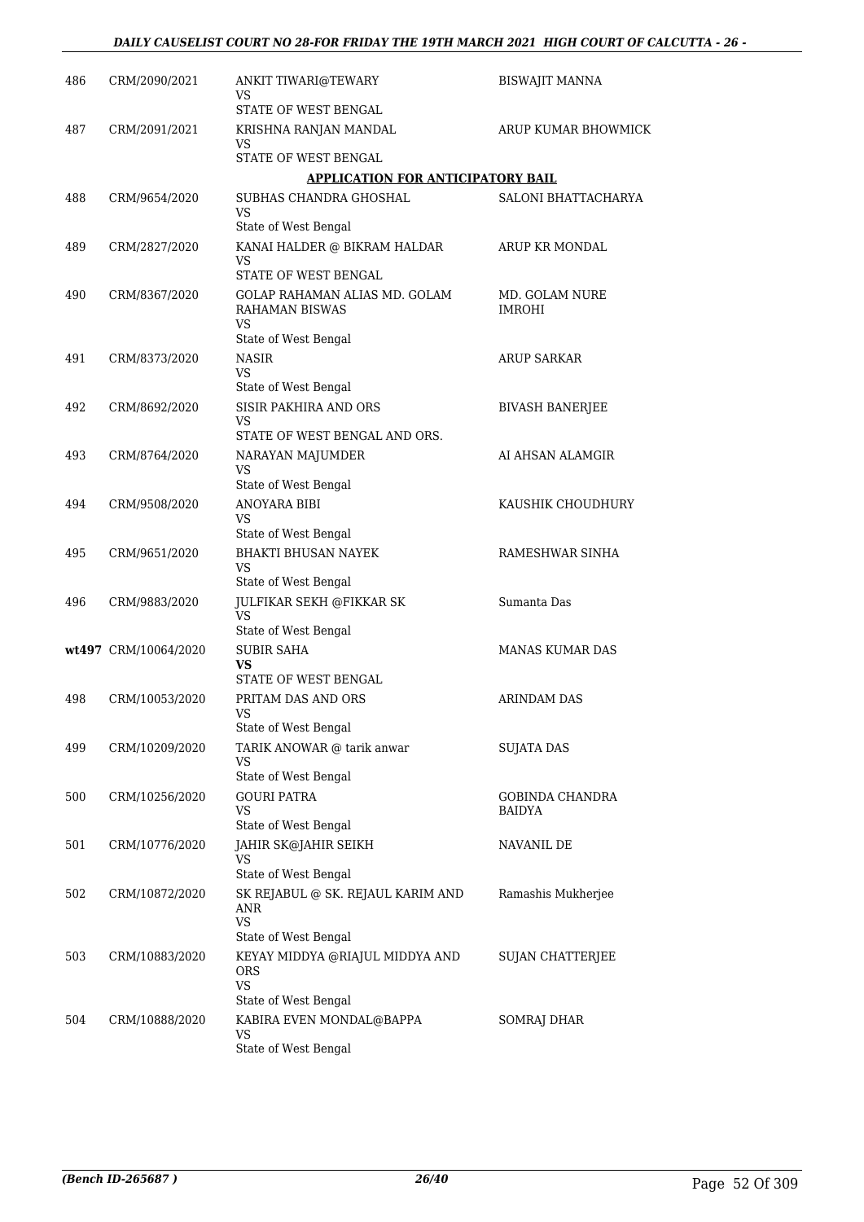| | | | |
|---|---|---|---|
| 486 | CRM/2090/2021 | ANKIT TIWARI@TEWARY<br>VS<br>STATE OF WEST BENGAL | BISWAJIT MANNA |
| 487 | CRM/2091/2021 | KRISHNA RANJAN MANDAL<br>VS<br>STATE OF WEST BENGAL | ARUP KUMAR BHOWMICK |

**APPLICATION FOR ANTICIPATORY BAIL**

| | | | |
|---|---|---|---|
| 488 | CRM/9654/2020 | SUBHAS CHANDRA GHOSHAL<br>VS<br>State of West Bengal | SALONI BHATTACHARYA |
| 489 | CRM/2827/2020 | KANAI HALDER @ BIKRAM HALDAR<br>VS<br>STATE OF WEST BENGAL | ARUP KR MONDAL |
| 490 | CRM/8367/2020 | GOLAP RAHAMAN ALIAS MD. GOLAM RAHAMAN BISWAS<br>VS<br>State of West Bengal | MD. GOLAM NURE IMROHI |
| 491 | CRM/8373/2020 | NASIR<br>VS<br>State of West Bengal | ARUP SARKAR |
| 492 | CRM/8692/2020 | SISIR PAKHIRA AND ORS<br>VS<br>STATE OF WEST BENGAL AND ORS. | BIVASH BANERJEE |
| 493 | CRM/8764/2020 | NARAYAN MAJUMDER<br>VS<br>State of West Bengal | AI AHSAN ALAMGIR |
| 494 | CRM/9508/2020 | ANOYARA BIBI<br>VS<br>State of West Bengal | KAUSHIK CHOUDHURY |
| 495 | CRM/9651/2020 | BHAKTI BHUSAN NAYEK<br>VS<br>State of West Bengal | RAMESHWAR SINHA |
| 496 | CRM/9883/2020 | JULFIKAR SEKH @FIKKAR SK<br>VS<br>State of West Bengal | Sumanta Das |
| wt497 | CRM/10064/2020 | SUBIR SAHA<br>**VS**<br>STATE OF WEST BENGAL | MANAS KUMAR DAS |
| 498 | CRM/10053/2020 | PRITAM DAS AND ORS<br>VS<br>State of West Bengal | ARINDAM DAS |
| 499 | CRM/10209/2020 | TARIK ANOWAR @ tarik anwar<br>VS<br>State of West Bengal | SUJATA DAS |
| 500 | CRM/10256/2020 | GOURI PATRA<br>VS<br>State of West Bengal | GOBINDA CHANDRA BAIDYA |
| 501 | CRM/10776/2020 | JAHIR SK@JAHIR SEIKH<br>VS<br>State of West Bengal | NAVANIL DE |
| 502 | CRM/10872/2020 | SK REJABUL @ SK. REJAUL KARIM AND ANR<br>VS<br>State of West Bengal | Ramashis Mukherjee |
| 503 | CRM/10883/2020 | KEYAY MIDDYA @RIAJUL MIDDYA AND ORS<br>VS<br>State of West Bengal | SUJAN CHATTERJEE |
| 504 | CRM/10888/2020 | KABIRA EVEN MONDAL@BAPPA<br>VS<br>State of West Bengal | SOMRAJ DHAR |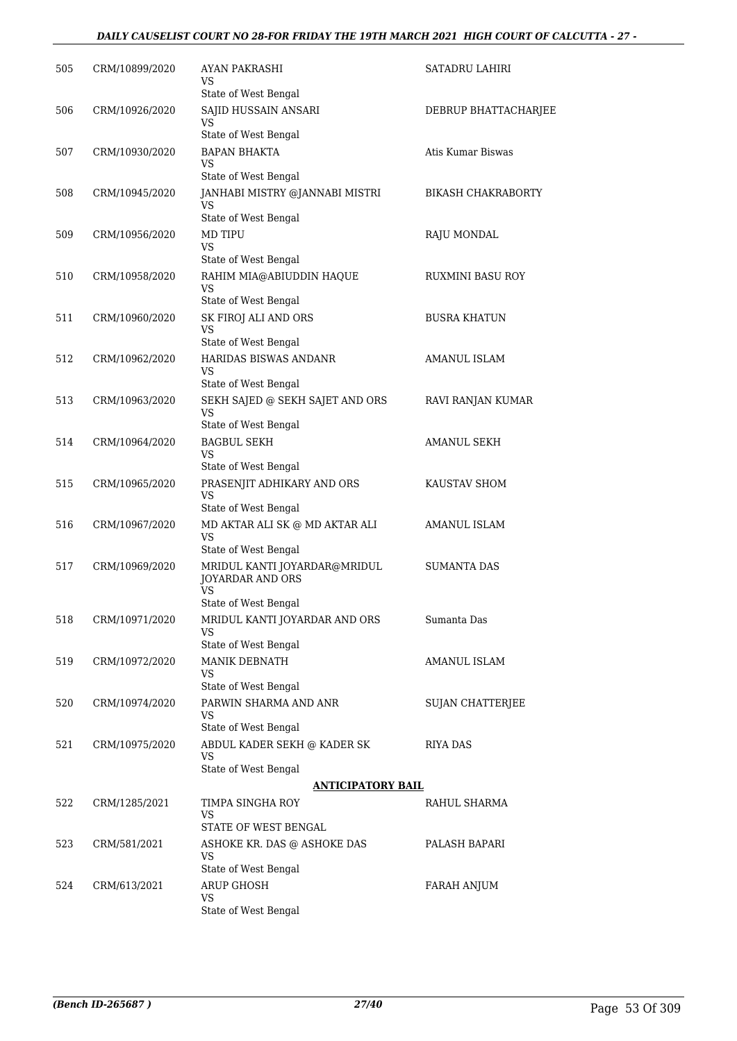| | | | |
|---|---|---|---|
| 505 | CRM/10899/2020 | AYAN PAKRASHI<br>VS<br>State of West Bengal | SATADRU LAHIRI |
| 506 | CRM/10926/2020 | SAJID HUSSAIN ANSARI<br>VS<br>State of West Bengal | DEBRUP BHATTACHARJEE |
| 507 | CRM/10930/2020 | BAPAN BHAKTA<br>VS<br>State of West Bengal | Atis Kumar Biswas |
| 508 | CRM/10945/2020 | JANHABI MISTRY @JANNABI MISTRI<br>VS<br>State of West Bengal | BIKASH CHAKRABORTY |
| 509 | CRM/10956/2020 | MD TIPU<br>VS<br>State of West Bengal | RAJU MONDAL |
| 510 | CRM/10958/2020 | RAHIM MIA@ABIUDDIN HAQUE<br>VS<br>State of West Bengal | RUXMINI BASU ROY |
| 511 | CRM/10960/2020 | SK FIROJ ALI AND ORS<br>VS<br>State of West Bengal | BUSRA KHATUN |
| 512 | CRM/10962/2020 | HARIDAS BISWAS ANDANR<br>VS<br>State of West Bengal | AMANUL ISLAM |
| 513 | CRM/10963/2020 | SEKH SAJED @ SEKH SAJET AND ORS<br>VS<br>State of West Bengal | RAVI RANJAN KUMAR |
| 514 | CRM/10964/2020 | BAGBUL SEKH<br>VS<br>State of West Bengal | AMANUL SEKH |
| 515 | CRM/10965/2020 | PRASENJIT ADHIKARY AND ORS<br>VS<br>State of West Bengal | KAUSTAV SHOM |
| 516 | CRM/10967/2020 | MD AKTAR ALI SK @ MD AKTAR ALI<br>VS<br>State of West Bengal | AMANUL ISLAM |
| 517 | CRM/10969/2020 | MRIDUL KANTI JOYARDAR@MRIDUL JOYARDAR AND ORS<br>VS<br>State of West Bengal | SUMANTA DAS |
| 518 | CRM/10971/2020 | MRIDUL KANTI JOYARDAR AND ORS<br>VS<br>State of West Bengal | Sumanta Das |
| 519 | CRM/10972/2020 | MANIK DEBNATH<br>VS<br>State of West Bengal | AMANUL ISLAM |
| 520 | CRM/10974/2020 | PARWIN SHARMA AND ANR<br>VS<br>State of West Bengal | SUJAN CHATTERJEE |
| 521 | CRM/10975/2020 | ABDUL KADER SEKH @ KADER SK<br>VS<br>State of West Bengal | RIYA DAS |

**ANTICIPATORY BAIL**

| | | | |
|---|---|---|---|
| 522 | CRM/1285/2021 | TIMPA SINGHA ROY<br>VS<br>STATE OF WEST BENGAL | RAHUL SHARMA |
| 523 | CRM/581/2021 | ASHOKE KR. DAS @ ASHOKE DAS<br>VS<br>State of West Bengal | PALASH BAPARI |
| 524 | CRM/613/2021 | ARUP GHOSH<br>VS<br>State of West Bengal | FARAH ANJUM |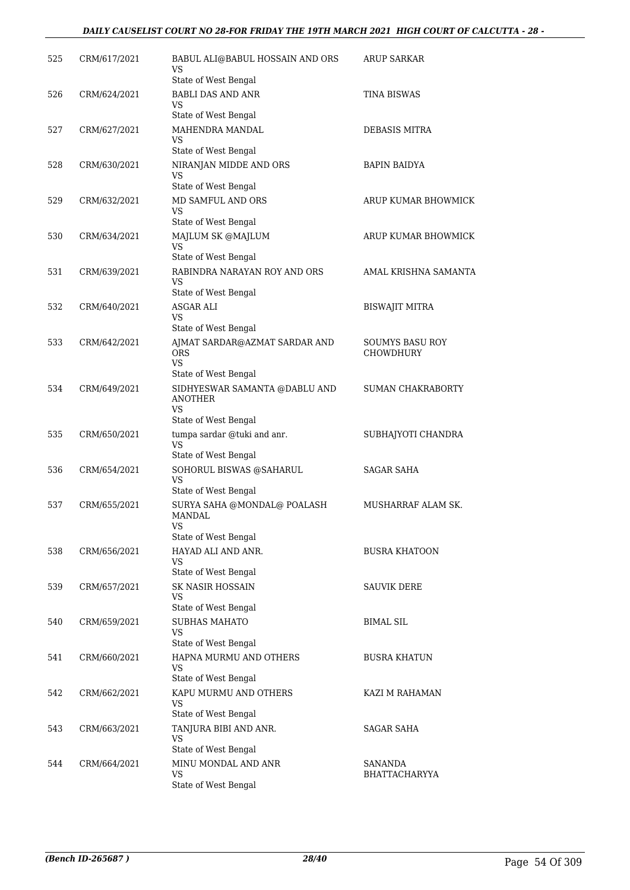| 525 | CRM/617/2021 | BABUL ALI@BABUL HOSSAIN AND ORS<br>VS<br>State of West Bengal | ARUP SARKAR |
|---|---|---|---|
| 526 | CRM/624/2021 | BABLI DAS AND ANR<br>VS<br>State of West Bengal | TINA BISWAS |
| 527 | CRM/627/2021 | MAHENDRA MANDAL<br>VS<br>State of West Bengal | DEBASIS MITRA |
| 528 | CRM/630/2021 | NIRANJAN MIDDE AND ORS<br>VS<br>State of West Bengal | BAPIN BAIDYA |
| 529 | CRM/632/2021 | MD SAMFUL AND ORS<br>VS<br>State of West Bengal | ARUP KUMAR BHOWMICK |
| 530 | CRM/634/2021 | MAJLUM SK @MAJLUM<br>VS<br>State of West Bengal | ARUP KUMAR BHOWMICK |
| 531 | CRM/639/2021 | RABINDRA NARAYAN ROY AND ORS<br>VS<br>State of West Bengal | AMAL KRISHNA SAMANTA |
| 532 | CRM/640/2021 | ASGAR ALI<br>VS<br>State of West Bengal | BISWAJIT MITRA |
| 533 | CRM/642/2021 | AJMAT SARDAR@AZMAT SARDAR AND ORS<br>VS<br>State of West Bengal | SOUMYS BASU ROY CHOWDHURY |
| 534 | CRM/649/2021 | SIDHYESWAR SAMANTA @DABLU AND ANOTHER<br>VS<br>State of West Bengal | SUMAN CHAKRABORTY |
| 535 | CRM/650/2021 | tumpa sardar @tuki and anr.<br>VS<br>State of West Bengal | SUBHAJYOTI CHANDRA |
| 536 | CRM/654/2021 | SOHORUL BISWAS @SAHARUL<br>VS<br>State of West Bengal | SAGAR SAHA |
| 537 | CRM/655/2021 | SURYA SAHA @MONDAL@ POALASH MANDAL<br>VS<br>State of West Bengal | MUSHARRAF ALAM SK. |
| 538 | CRM/656/2021 | HAYAD ALI AND ANR.<br>VS<br>State of West Bengal | BUSRA KHATOON |
| 539 | CRM/657/2021 | SK NASIR HOSSAIN<br>VS<br>State of West Bengal | SAUVIK DERE |
| 540 | CRM/659/2021 | SUBHAS MAHATO<br>VS<br>State of West Bengal | BIMAL SIL |
| 541 | CRM/660/2021 | HAPNA MURMU AND OTHERS<br>VS<br>State of West Bengal | BUSRA KHATUN |
| 542 | CRM/662/2021 | KAPU MURMU AND OTHERS<br>VS<br>State of West Bengal | KAZI M RAHAMAN |
| 543 | CRM/663/2021 | TANJURA BIBI AND ANR.<br>VS<br>State of West Bengal | SAGAR SAHA |
| 544 | CRM/664/2021 | MINU MONDAL AND ANR<br>VS<br>State of West Bengal | SANANDA BHATTACHARYYA |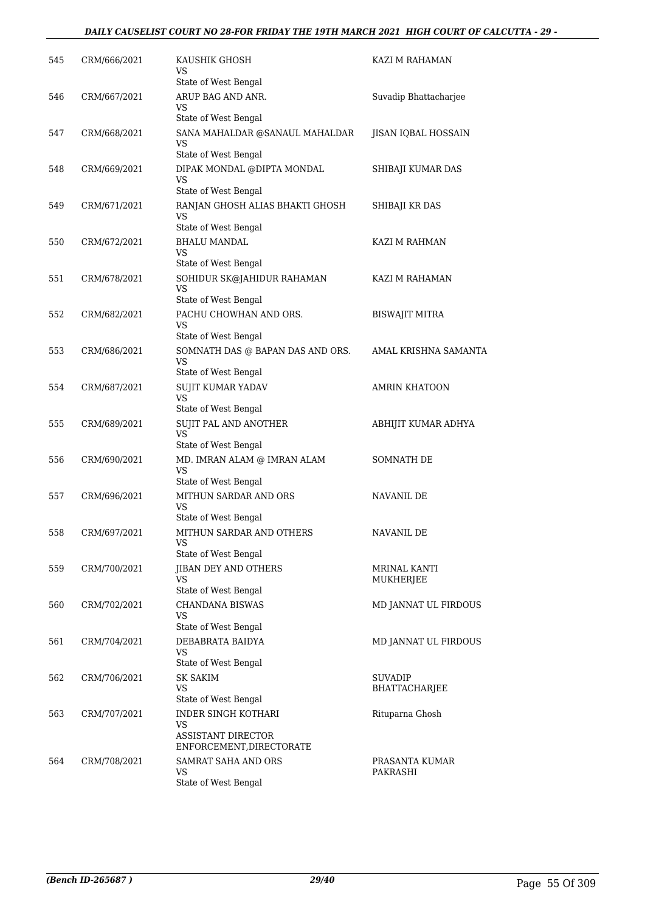| | | | |
|---|---|---|---|
| 545 | CRM/666/2021 | KAUSHIK GHOSH<br>VS<br>State of West Bengal | KAZI M RAHAMAN |
| 546 | CRM/667/2021 | ARUP BAG AND ANR.<br>VS<br>State of West Bengal | Suvadip Bhattacharjee |
| 547 | CRM/668/2021 | SANA MAHALDAR @SANAUL MAHALDAR<br>VS<br>State of West Bengal | JISAN IQBAL HOSSAIN |
| 548 | CRM/669/2021 | DIPAK MONDAL @DIPTA MONDAL<br>VS<br>State of West Bengal | SHIBAJI KUMAR DAS |
| 549 | CRM/671/2021 | RANJAN GHOSH ALIAS BHAKTI GHOSH<br>VS<br>State of West Bengal | SHIBAJI KR DAS |
| 550 | CRM/672/2021 | BHALU MANDAL<br>VS<br>State of West Bengal | KAZI M RAHMAN |
| 551 | CRM/678/2021 | SOHIDUR SK@JAHIDUR RAHAMAN<br>VS<br>State of West Bengal | KAZI M RAHAMAN |
| 552 | CRM/682/2021 | PACHU CHOWHAN AND ORS.<br>VS<br>State of West Bengal | BISWAJIT MITRA |
| 553 | CRM/686/2021 | SOMNATH DAS @ BAPAN DAS AND ORS.<br>VS<br>State of West Bengal | AMAL KRISHNA SAMANTA |
| 554 | CRM/687/2021 | SUJIT KUMAR YADAV<br>VS<br>State of West Bengal | AMRIN KHATOON |
| 555 | CRM/689/2021 | SUJIT PAL AND ANOTHER<br>VS<br>State of West Bengal | ABHIJIT KUMAR ADHYA |
| 556 | CRM/690/2021 | MD. IMRAN ALAM @ IMRAN ALAM<br>VS<br>State of West Bengal | SOMNATH DE |
| 557 | CRM/696/2021 | MITHUN SARDAR AND ORS<br>VS<br>State of West Bengal | NAVANIL DE |
| 558 | CRM/697/2021 | MITHUN SARDAR AND OTHERS<br>VS<br>State of West Bengal | NAVANIL DE |
| 559 | CRM/700/2021 | JIBAN DEY AND OTHERS<br>VS<br>State of West Bengal | MRINAL KANTI MUKHERJEE |
| 560 | CRM/702/2021 | CHANDANA BISWAS<br>VS<br>State of West Bengal | MD JANNAT UL FIRDOUS |
| 561 | CRM/704/2021 | DEBABRATA BAIDYA<br>VS<br>State of West Bengal | MD JANNAT UL FIRDOUS |
| 562 | CRM/706/2021 | SK SAKIM<br>VS<br>State of West Bengal | SUVADIP BHATTACHARJEE |
| 563 | CRM/707/2021 | INDER SINGH KOTHARI<br>VS<br>ASSISTANT DIRECTOR ENFORCEMENT,DIRECTORATE | Rituparna Ghosh |
| 564 | CRM/708/2021 | SAMRAT SAHA AND ORS<br>VS<br>State of West Bengal | PRASANTA KUMAR PAKRASHI |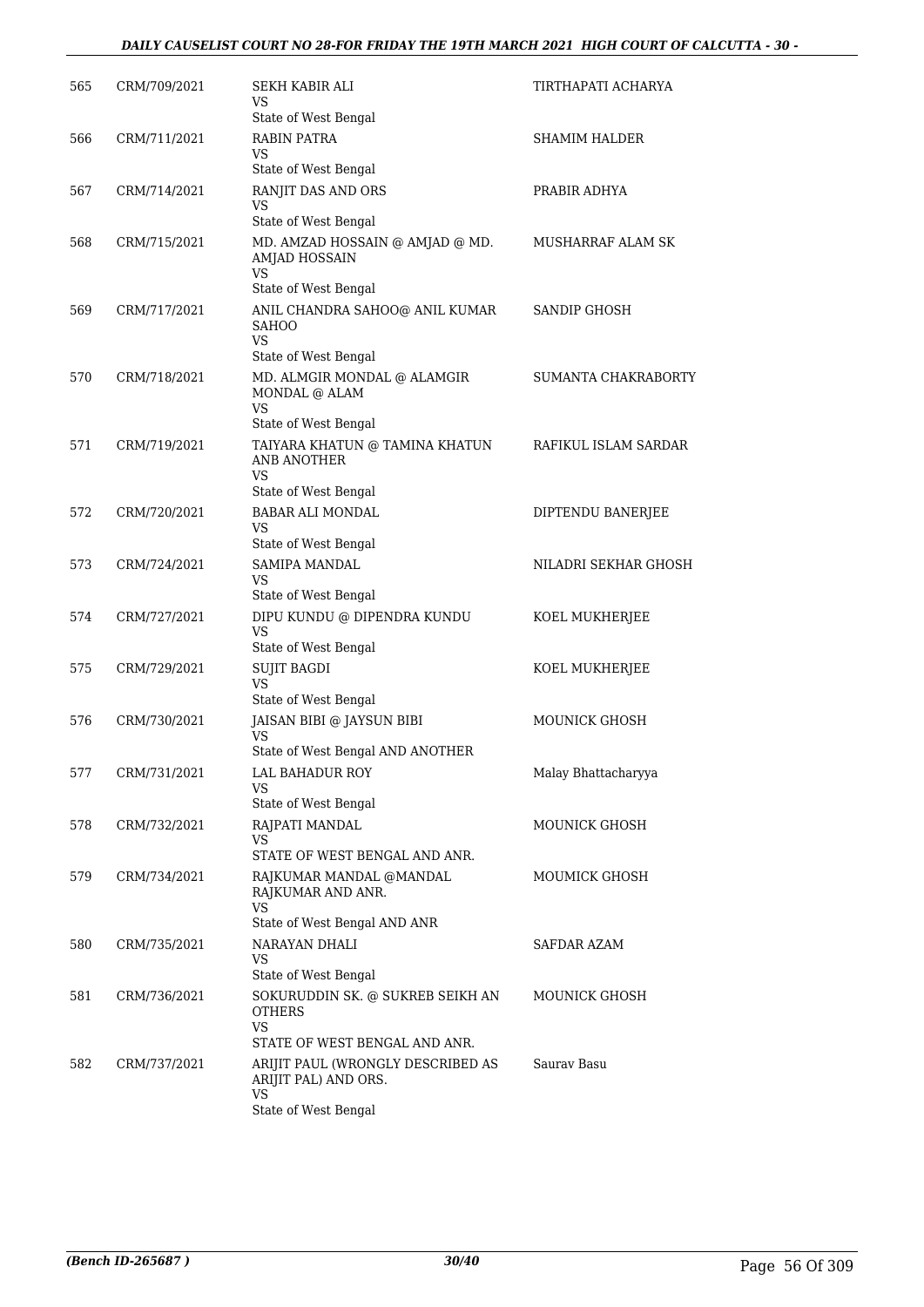| 565 | CRM/709/2021 | SEKH KABIR ALI<br>VS<br>State of West Bengal | TIRTHAPATI ACHARYA |
|---|---|---|---|
| 566 | CRM/711/2021 | RABIN PATRA<br>VS<br>State of West Bengal | SHAMIM HALDER |
| 567 | CRM/714/2021 | RANJIT DAS AND ORS<br>VS<br>State of West Bengal | PRABIR ADHYA |
| 568 | CRM/715/2021 | MD. AMZAD HOSSAIN @ AMJAD @ MD. AMJAD HOSSAIN<br>VS<br>State of West Bengal | MUSHARRAF ALAM SK |
| 569 | CRM/717/2021 | ANIL CHANDRA SAHOO@ ANIL KUMAR SAHOO<br>VS<br>State of West Bengal | SANDIP GHOSH |
| 570 | CRM/718/2021 | MD. ALMGIR MONDAL @ ALAMGIR MONDAL @ ALAM<br>VS<br>State of West Bengal | SUMANTA CHAKRABORTY |
| 571 | CRM/719/2021 | TAIYARA KHATUN @ TAMINA KHATUN ANB ANOTHER<br>VS<br>State of West Bengal | RAFIKUL ISLAM SARDAR |
| 572 | CRM/720/2021 | BABAR ALI MONDAL<br>VS<br>State of West Bengal | DIPTENDU BANERJEE |
| 573 | CRM/724/2021 | SAMIPA MANDAL<br>VS<br>State of West Bengal | NILADRI SEKHAR GHOSH |
| 574 | CRM/727/2021 | DIPU KUNDU @ DIPENDRA KUNDU<br>VS<br>State of West Bengal | KOEL MUKHERJEE |
| 575 | CRM/729/2021 | SUJIT BAGDI<br>VS<br>State of West Bengal | KOEL MUKHERJEE |
| 576 | CRM/730/2021 | JAISAN BIBI @ JAYSUN BIBI<br>VS<br>State of West Bengal AND ANOTHER | MOUNICK GHOSH |
| 577 | CRM/731/2021 | LAL BAHADUR ROY<br>VS<br>State of West Bengal | Malay Bhattacharyya |
| 578 | CRM/732/2021 | RAJPATI MANDAL<br>VS<br>STATE OF WEST BENGAL AND ANR. | MOUNICK GHOSH |
| 579 | CRM/734/2021 | RAJKUMAR MANDAL @MANDAL RAJKUMAR AND ANR.<br>VS<br>State of West Bengal AND ANR | MOUMICK GHOSH |
| 580 | CRM/735/2021 | NARAYAN DHALI<br>VS<br>State of West Bengal | SAFDAR AZAM |
| 581 | CRM/736/2021 | SOKURUDDIN SK. @ SUKREB SEIKH AN OTHERS<br>VS<br>STATE OF WEST BENGAL AND ANR. | MOUNICK GHOSH |
| 582 | CRM/737/2021 | ARIJIT PAUL (WRONGLY DESCRIBED AS ARIJIT PAL) AND ORS.<br>VS<br>State of West Bengal | Saurav Basu |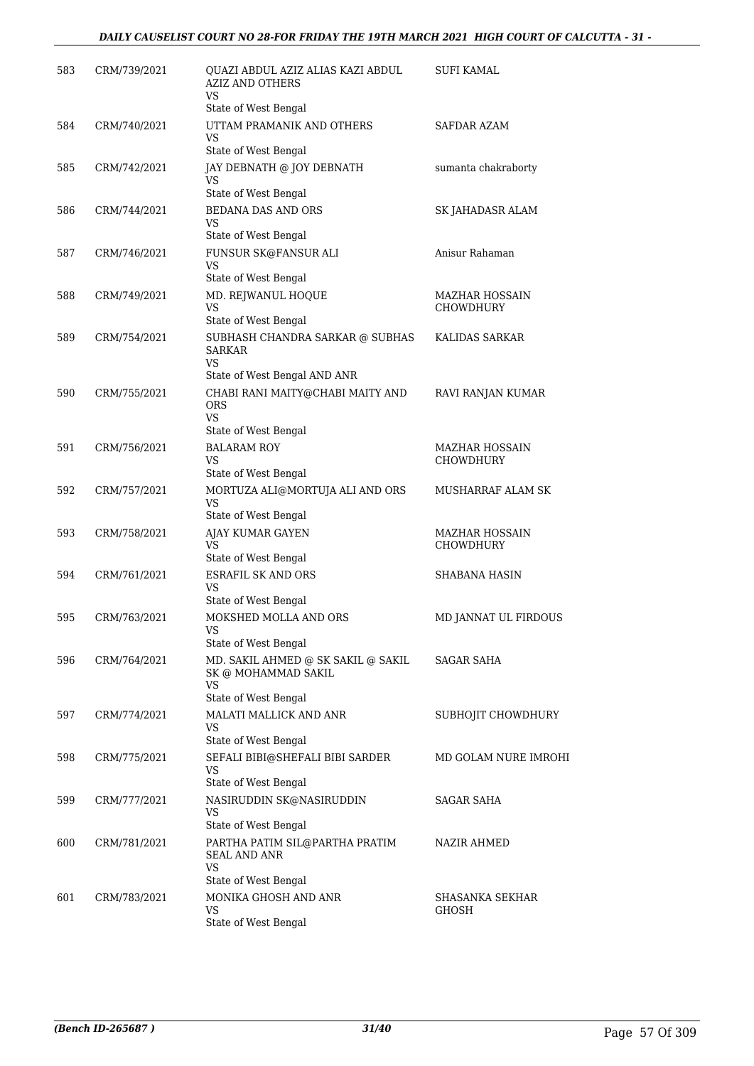| 583 | CRM/739/2021 | QUAZI ABDUL AZIZ ALIAS KAZI ABDUL AZIZ AND OTHERS<br>VS<br>State of West Bengal | SUFI KAMAL |
|---|---|---|---|
| 584 | CRM/740/2021 | UTTAM PRAMANIK AND OTHERS<br>VS<br>State of West Bengal | SAFDAR AZAM |
| 585 | CRM/742/2021 | JAY DEBNATH @ JOY DEBNATH<br>VS<br>State of West Bengal | sumanta chakraborty |
| 586 | CRM/744/2021 | BEDANA DAS AND ORS<br>VS<br>State of West Bengal | SK JAHADASR ALAM |
| 587 | CRM/746/2021 | FUNSUR SK@FANSUR ALI<br>VS<br>State of West Bengal | Anisur Rahaman |
| 588 | CRM/749/2021 | MD. REJWANUL HOQUE<br>VS<br>State of West Bengal | MAZHAR HOSSAIN CHOWDHURY |
| 589 | CRM/754/2021 | SUBHASH CHANDRA SARKAR @ SUBHAS SARKAR<br>VS<br>State of West Bengal AND ANR | KALIDAS SARKAR |
| 590 | CRM/755/2021 | CHABI RANI MAITY@CHABI MAITY AND ORS<br>VS<br>State of West Bengal | RAVI RANJAN KUMAR |
| 591 | CRM/756/2021 | BALARAM ROY<br>VS<br>State of West Bengal | MAZHAR HOSSAIN CHOWDHURY |
| 592 | CRM/757/2021 | MORTUZA ALI@MORTUJA ALI AND ORS<br>VS<br>State of West Bengal | MUSHARRAF ALAM SK |
| 593 | CRM/758/2021 | AJAY KUMAR GAYEN<br>VS<br>State of West Bengal | MAZHAR HOSSAIN CHOWDHURY |
| 594 | CRM/761/2021 | ESRAFIL SK AND ORS<br>VS<br>State of West Bengal | SHABANA HASIN |
| 595 | CRM/763/2021 | MOKSHED MOLLA AND ORS<br>VS<br>State of West Bengal | MD JANNAT UL FIRDOUS |
| 596 | CRM/764/2021 | MD. SAKIL AHMED @ SK SAKIL @ SAKIL SK @ MOHAMMAD SAKIL<br>VS<br>State of West Bengal | SAGAR SAHA |
| 597 | CRM/774/2021 | MALATI MALLICK AND ANR<br>VS<br>State of West Bengal | SUBHOJIT CHOWDHURY |
| 598 | CRM/775/2021 | SEFALI BIBI@SHEFALI BIBI SARDER<br>VS<br>State of West Bengal | MD GOLAM NURE IMROHI |
| 599 | CRM/777/2021 | NASIRUDDIN SK@NASIRUDDIN<br>VS<br>State of West Bengal | SAGAR SAHA |
| 600 | CRM/781/2021 | PARTHA PATIM SIL@PARTHA PRATIM SEAL AND ANR<br>VS<br>State of West Bengal | NAZIR AHMED |
| 601 | CRM/783/2021 | MONIKA GHOSH AND ANR<br>VS<br>State of West Bengal | SHASANKA SEKHAR GHOSH |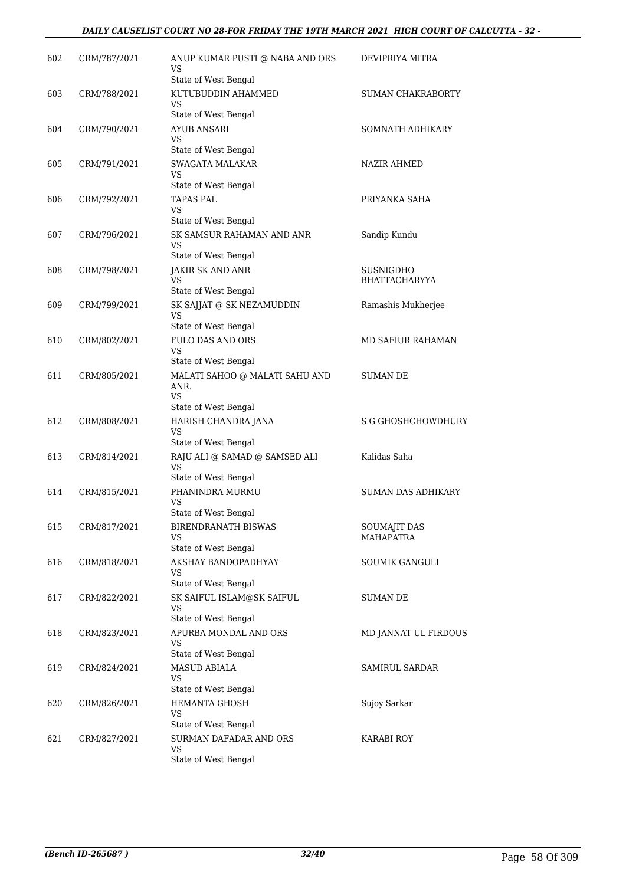| | | | |
|---|---|---|---|
| 602 | CRM/787/2021 | ANUP KUMAR PUSTI @ NABA AND ORS<br>VS<br>State of West Bengal | DEVIPRIYA MITRA |
| 603 | CRM/788/2021 | KUTUBUDDIN AHAMMED<br>VS<br>State of West Bengal | SUMAN CHAKRABORTY |
| 604 | CRM/790/2021 | AYUB ANSARI<br>VS<br>State of West Bengal | SOMNATH ADHIKARY |
| 605 | CRM/791/2021 | SWAGATA MALAKAR<br>VS<br>State of West Bengal | NAZIR AHMED |
| 606 | CRM/792/2021 | TAPAS PAL<br>VS<br>State of West Bengal | PRIYANKA SAHA |
| 607 | CRM/796/2021 | SK SAMSUR RAHAMAN AND ANR<br>VS<br>State of West Bengal | Sandip Kundu |
| 608 | CRM/798/2021 | JAKIR SK AND ANR<br>VS<br>State of West Bengal | SUSNIGDHO BHATTACHARYYA |
| 609 | CRM/799/2021 | SK SAJJAT @ SK NEZAMUDDIN<br>VS<br>State of West Bengal | Ramashis Mukherjee |
| 610 | CRM/802/2021 | FULO DAS AND ORS<br>VS<br>State of West Bengal | MD SAFIUR RAHAMAN |
| 611 | CRM/805/2021 | MALATI SAHOO @ MALATI SAHU AND ANR.<br>VS<br>State of West Bengal | SUMAN DE |
| 612 | CRM/808/2021 | HARISH CHANDRA JANA<br>VS<br>State of West Bengal | S G GHOSHCHOWDHURY |
| 613 | CRM/814/2021 | RAJU ALI @ SAMAD @ SAMSED ALI<br>VS<br>State of West Bengal | Kalidas Saha |
| 614 | CRM/815/2021 | PHANINDRA MURMU<br>VS<br>State of West Bengal | SUMAN DAS ADHIKARY |
| 615 | CRM/817/2021 | BIRENDRANATH BISWAS<br>VS<br>State of West Bengal | SOUMAJIT DAS MAHAPATRA |
| 616 | CRM/818/2021 | AKSHAY BANDOPADHYAY<br>VS<br>State of West Bengal | SOUMIK GANGULI |
| 617 | CRM/822/2021 | SK SAIFUL ISLAM@SK SAIFUL<br>VS<br>State of West Bengal | SUMAN DE |
| 618 | CRM/823/2021 | APURBA MONDAL AND ORS<br>VS<br>State of West Bengal | MD JANNAT UL FIRDOUS |
| 619 | CRM/824/2021 | MASUD ABIALA<br>VS<br>State of West Bengal | SAMIRUL SARDAR |
| 620 | CRM/826/2021 | HEMANTA GHOSH<br>VS<br>State of West Bengal | Sujoy Sarkar |
| 621 | CRM/827/2021 | SURMAN DAFADAR AND ORS<br>VS<br>State of West Bengal | KARABI ROY |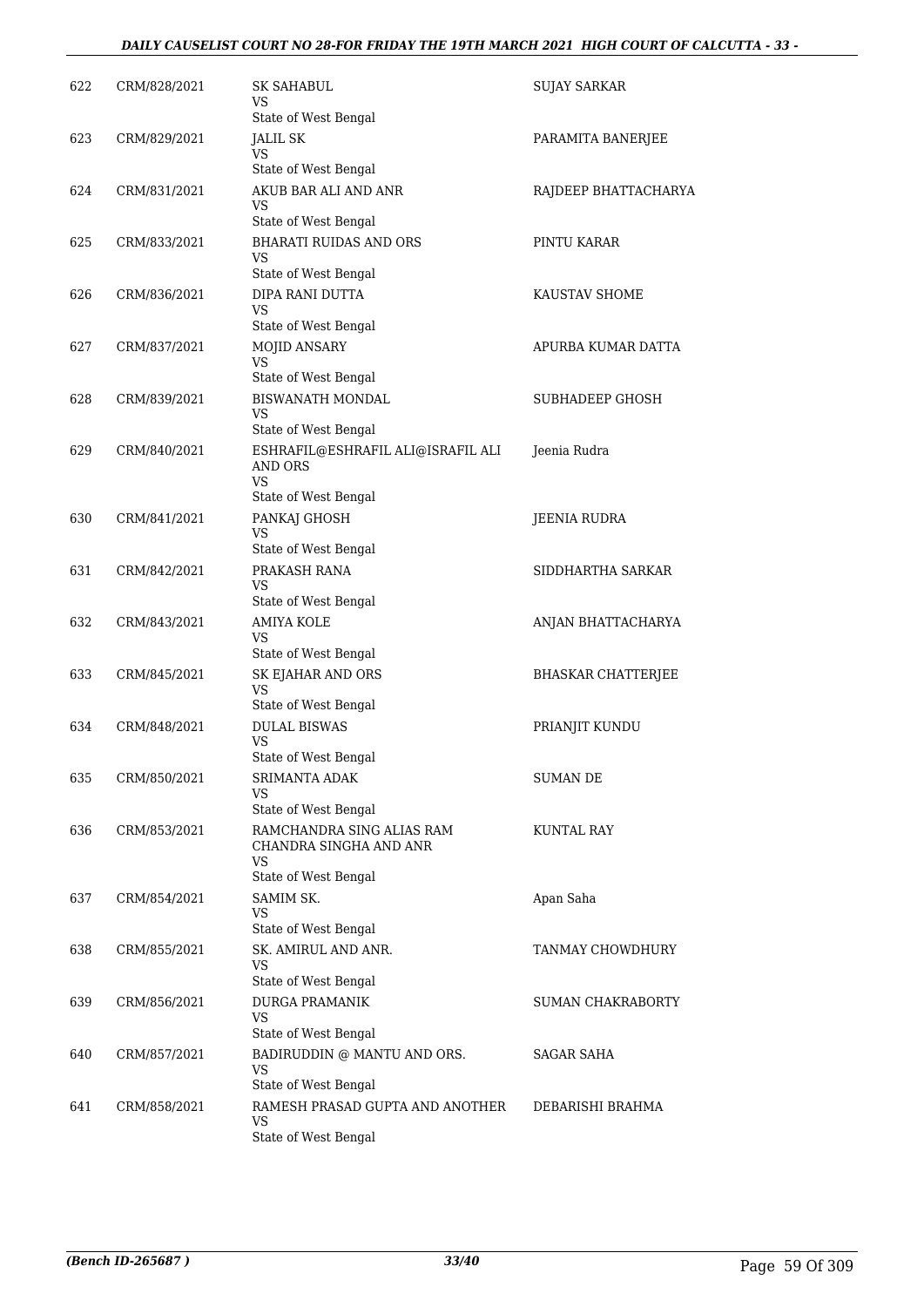| | | | |
|---|---|---|---|
| 622 | CRM/828/2021 | SK SAHABUL<br>VS<br>State of West Bengal | SUJAY SARKAR |
| 623 | CRM/829/2021 | JALIL SK<br>VS<br>State of West Bengal | PARAMITA BANERJEE |
| 624 | CRM/831/2021 | AKUB BAR ALI AND ANR<br>VS<br>State of West Bengal | RAJDEEP BHATTACHARYA |
| 625 | CRM/833/2021 | BHARATI RUIDAS AND ORS<br>VS<br>State of West Bengal | PINTU KARAR |
| 626 | CRM/836/2021 | DIPA RANI DUTTA<br>VS<br>State of West Bengal | KAUSTAV SHOME |
| 627 | CRM/837/2021 | MOJID ANSARY<br>VS<br>State of West Bengal | APURBA KUMAR DATTA |
| 628 | CRM/839/2021 | BISWANATH MONDAL<br>VS<br>State of West Bengal | SUBHADEEP GHOSH |
| 629 | CRM/840/2021 | ESHRAFIL@ESHRAFIL ALI@ISRAFIL ALI AND ORS<br>VS<br>State of West Bengal | Jeenia Rudra |
| 630 | CRM/841/2021 | PANKAJ GHOSH<br>VS<br>State of West Bengal | JEENIA RUDRA |
| 631 | CRM/842/2021 | PRAKASH RANA<br>VS<br>State of West Bengal | SIDDHARTHA SARKAR |
| 632 | CRM/843/2021 | AMIYA KOLE<br>VS<br>State of West Bengal | ANJAN BHATTACHARYA |
| 633 | CRM/845/2021 | SK EJAHAR AND ORS<br>VS<br>State of West Bengal | BHASKAR CHATTERJEE |
| 634 | CRM/848/2021 | DULAL BISWAS<br>VS<br>State of West Bengal | PRIANJIT KUNDU |
| 635 | CRM/850/2021 | SRIMANTA ADAK<br>VS<br>State of West Bengal | SUMAN DE |
| 636 | CRM/853/2021 | RAMCHANDRA SING ALIAS RAM CHANDRA SINGHA AND ANR<br>VS<br>State of West Bengal | KUNTAL RAY |
| 637 | CRM/854/2021 | SAMIM SK.<br>VS<br>State of West Bengal | Apan Saha |
| 638 | CRM/855/2021 | SK. AMIRUL AND ANR.<br>VS<br>State of West Bengal | TANMAY CHOWDHURY |
| 639 | CRM/856/2021 | DURGA PRAMANIK<br>VS<br>State of West Bengal | SUMAN CHAKRABORTY |
| 640 | CRM/857/2021 | BADIRUDDIN @ MANTU AND ORS.<br>VS<br>State of West Bengal | SAGAR SAHA |
| 641 | CRM/858/2021 | RAMESH PRASAD GUPTA AND ANOTHER<br>VS<br>State of West Bengal | DEBARISHI BRAHMA |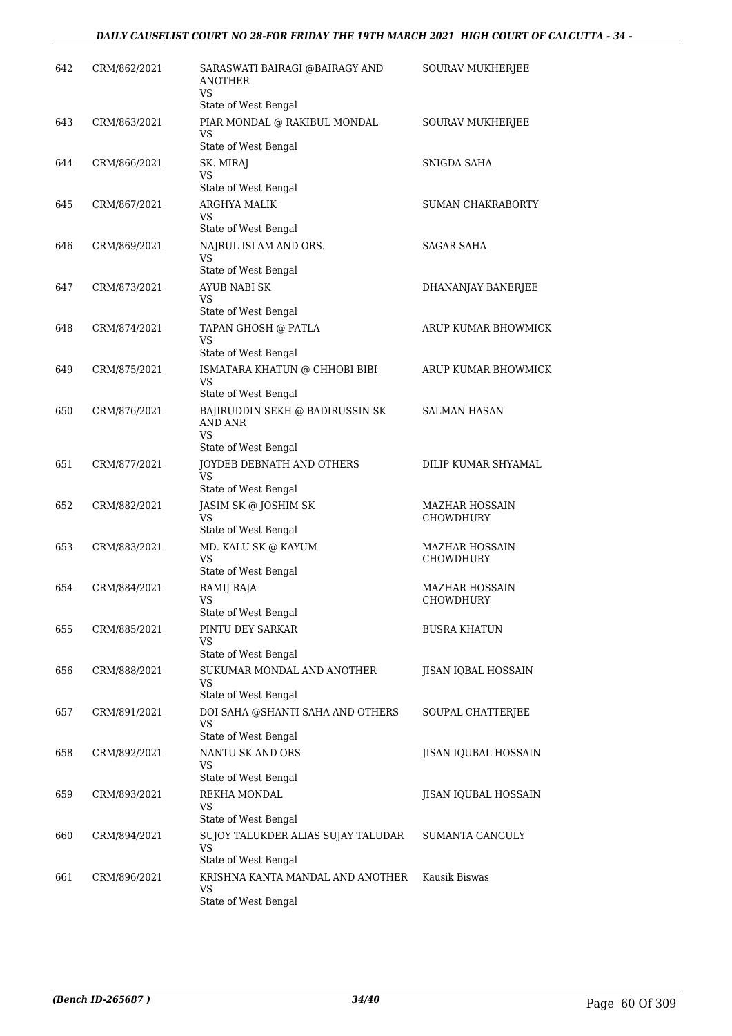| | | | |
|---|---|---|---|
| 642 | CRM/862/2021 | SARASWATI BAIRAGI @BAIRAGY AND ANOTHER<br>VS<br>State of West Bengal | SOURAV MUKHERJEE |
| 643 | CRM/863/2021 | PIAR MONDAL @ RAKIBUL MONDAL<br>VS<br>State of West Bengal | SOURAV MUKHERJEE |
| 644 | CRM/866/2021 | SK. MIRAJ<br>VS<br>State of West Bengal | SNIGDA SAHA |
| 645 | CRM/867/2021 | ARGHYA MALIK<br>VS<br>State of West Bengal | SUMAN CHAKRABORTY |
| 646 | CRM/869/2021 | NAJRUL ISLAM AND ORS.<br>VS<br>State of West Bengal | SAGAR SAHA |
| 647 | CRM/873/2021 | AYUB NABI SK<br>VS<br>State of West Bengal | DHANANJAY BANERJEE |
| 648 | CRM/874/2021 | TAPAN GHOSH @ PATLA<br>VS<br>State of West Bengal | ARUP KUMAR BHOWMICK |
| 649 | CRM/875/2021 | ISMATARA KHATUN @ CHHOBI BIBI<br>VS<br>State of West Bengal | ARUP KUMAR BHOWMICK |
| 650 | CRM/876/2021 | BAJIRUDDIN SEKH @ BADIRUSSIN SK AND ANR<br>VS<br>State of West Bengal | SALMAN HASAN |
| 651 | CRM/877/2021 | JOYDEB DEBNATH AND OTHERS<br>VS<br>State of West Bengal | DILIP KUMAR SHYAMAL |
| 652 | CRM/882/2021 | JASIM SK @ JOSHIM SK<br>VS<br>State of West Bengal | MAZHAR HOSSAIN CHOWDHURY |
| 653 | CRM/883/2021 | MD. KALU SK @ KAYUM<br>VS<br>State of West Bengal | MAZHAR HOSSAIN CHOWDHURY |
| 654 | CRM/884/2021 | RAMIJ RAJA<br>VS<br>State of West Bengal | MAZHAR HOSSAIN CHOWDHURY |
| 655 | CRM/885/2021 | PINTU DEY SARKAR<br>VS<br>State of West Bengal | BUSRA KHATUN |
| 656 | CRM/888/2021 | SUKUMAR MONDAL AND ANOTHER<br>VS<br>State of West Bengal | JISAN IQBAL HOSSAIN |
| 657 | CRM/891/2021 | DOI SAHA @SHANTI SAHA AND OTHERS<br>VS<br>State of West Bengal | SOUPAL CHATTERJEE |
| 658 | CRM/892/2021 | NANTU SK AND ORS<br>VS<br>State of West Bengal | JISAN IQUBAL HOSSAIN |
| 659 | CRM/893/2021 | REKHA MONDAL<br>VS<br>State of West Bengal | JISAN IQUBAL HOSSAIN |
| 660 | CRM/894/2021 | SUJOY TALUKDER ALIAS SUJAY TALUDAR<br>VS<br>State of West Bengal | SUMANTA GANGULY |
| 661 | CRM/896/2021 | KRISHNA KANTA MANDAL AND ANOTHER<br>VS<br>State of West Bengal | Kausik Biswas |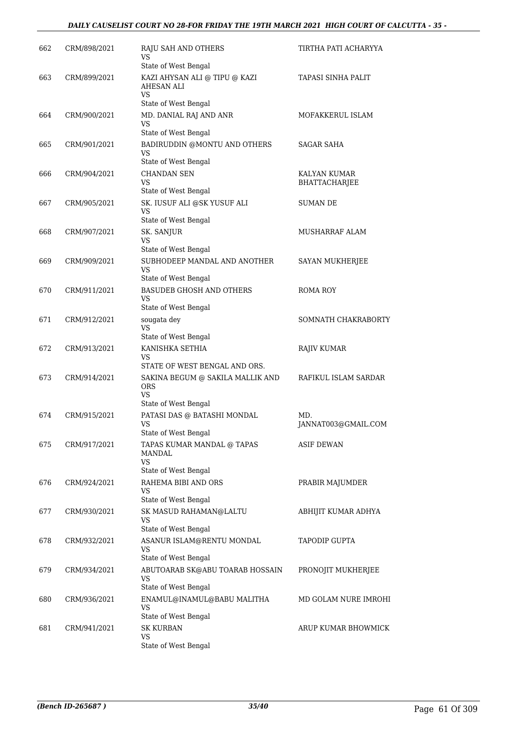| 662 | CRM/898/2021 | RAJU SAH AND OTHERS<br>VS<br>State of West Bengal | TIRTHA PATI ACHARYYA |
|---|---|---|---|
| 663 | CRM/899/2021 | KAZI AHYSAN ALI @ TIPU @ KAZI AHESAN ALI<br>VS<br>State of West Bengal | TAPASI SINHA PALIT |
| 664 | CRM/900/2021 | MD. DANIAL RAJ AND ANR<br>VS<br>State of West Bengal | MOFAKKERUL ISLAM |
| 665 | CRM/901/2021 | BADIRUDDIN @MONTU AND OTHERS<br>VS<br>State of West Bengal | SAGAR SAHA |
| 666 | CRM/904/2021 | CHANDAN SEN<br>VS<br>State of West Bengal | KALYAN KUMAR BHATTACHARJEE |
| 667 | CRM/905/2021 | SK. IUSUF ALI @SK YUSUF ALI<br>VS<br>State of West Bengal | SUMAN DE |
| 668 | CRM/907/2021 | SK. SANJUR<br>VS<br>State of West Bengal | MUSHARRAF ALAM |
| 669 | CRM/909/2021 | SUBHODEEP MANDAL AND ANOTHER<br>VS<br>State of West Bengal | SAYAN MUKHERJEE |
| 670 | CRM/911/2021 | BASUDEB GHOSH AND OTHERS<br>VS<br>State of West Bengal | ROMA ROY |
| 671 | CRM/912/2021 | sougata dey<br>VS<br>State of West Bengal | SOMNATH CHAKRABORTY |
| 672 | CRM/913/2021 | KANISHKA SETHIA<br>VS<br>STATE OF WEST BENGAL AND ORS. | RAJIV KUMAR |
| 673 | CRM/914/2021 | SAKINA BEGUM @ SAKILA MALLIK AND ORS<br>VS<br>State of West Bengal | RAFIKUL ISLAM SARDAR |
| 674 | CRM/915/2021 | PATASI DAS @ BATASHI MONDAL<br>VS<br>State of West Bengal | MD. JANNAT003@GMAIL.COM |
| 675 | CRM/917/2021 | TAPAS KUMAR MANDAL @ TAPAS MANDAL<br>VS<br>State of West Bengal | ASIF DEWAN |
| 676 | CRM/924/2021 | RAHEMA BIBI AND ORS<br>VS<br>State of West Bengal | PRABIR MAJUMDER |
| 677 | CRM/930/2021 | SK MASUD RAHAMAN@LALTU<br>VS<br>State of West Bengal | ABHIJIT KUMAR ADHYA |
| 678 | CRM/932/2021 | ASANUR ISLAM@RENTU MONDAL<br>VS<br>State of West Bengal | TAPODIP GUPTA |
| 679 | CRM/934/2021 | ABUTOARAB SK@ABU TOARAB HOSSAIN<br>VS<br>State of West Bengal | PRONOJIT MUKHERJEE |
| 680 | CRM/936/2021 | ENAMUL@INAMUL@BABU MALITHA<br>VS<br>State of West Bengal | MD GOLAM NURE IMROHI |
| 681 | CRM/941/2021 | SK KURBAN<br>VS<br>State of West Bengal | ARUP KUMAR BHOWMICK |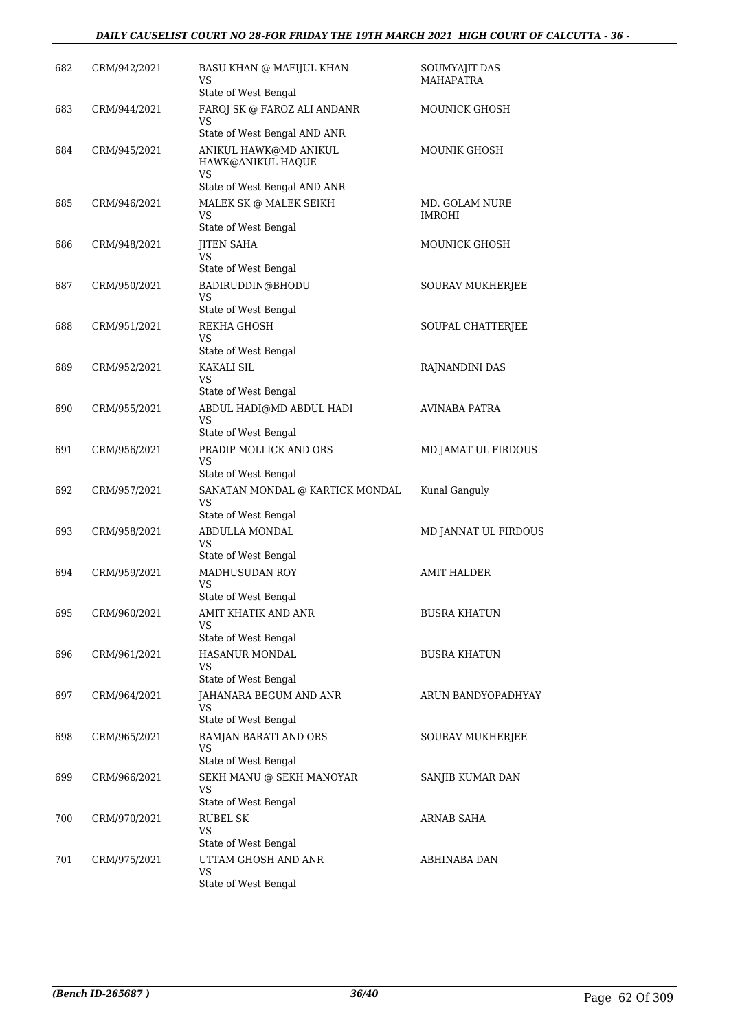| | | | |
|---|---|---|---|
| 682 | CRM/942/2021 | BASU KHAN @ MAFIJUL KHAN<br>VS<br>State of West Bengal | SOUMYAJIT DAS MAHAPATRA |
| 683 | CRM/944/2021 | FAROJ SK @ FAROZ ALI ANDANR<br>VS<br>State of West Bengal AND ANR | MOUNICK GHOSH |
| 684 | CRM/945/2021 | ANIKUL HAWK@MD ANIKUL HAWK@ANIKUL HAQUE<br>VS<br>State of West Bengal AND ANR | MOUNIK GHOSH |
| 685 | CRM/946/2021 | MALEK SK @ MALEK SEIKH<br>VS<br>State of West Bengal | MD. GOLAM NURE IMROHI |
| 686 | CRM/948/2021 | JITEN SAHA<br>VS<br>State of West Bengal | MOUNICK GHOSH |
| 687 | CRM/950/2021 | BADIRUDDIN@BHODU<br>VS<br>State of West Bengal | SOURAV MUKHERJEE |
| 688 | CRM/951/2021 | REKHA GHOSH<br>VS<br>State of West Bengal | SOUPAL CHATTERJEE |
| 689 | CRM/952/2021 | KAKALI SIL<br>VS<br>State of West Bengal | RAJNANDINI DAS |
| 690 | CRM/955/2021 | ABDUL HADI@MD ABDUL HADI<br>VS<br>State of West Bengal | AVINABA PATRA |
| 691 | CRM/956/2021 | PRADIP MOLLICK AND ORS<br>VS<br>State of West Bengal | MD JAMAT UL FIRDOUS |
| 692 | CRM/957/2021 | SANATAN MONDAL @ KARTICK MONDAL<br>VS<br>State of West Bengal | Kunal Ganguly |
| 693 | CRM/958/2021 | ABDULLA MONDAL<br>VS<br>State of West Bengal | MD JANNAT UL FIRDOUS |
| 694 | CRM/959/2021 | MADHUSUDAN ROY<br>VS<br>State of West Bengal | AMIT HALDER |
| 695 | CRM/960/2021 | AMIT KHATIK AND ANR<br>VS<br>State of West Bengal | BUSRA KHATUN |
| 696 | CRM/961/2021 | HASANUR MONDAL<br>VS<br>State of West Bengal | BUSRA KHATUN |
| 697 | CRM/964/2021 | JAHANARA BEGUM AND ANR<br>VS<br>State of West Bengal | ARUN BANDYOPADHYAY |
| 698 | CRM/965/2021 | RAMJAN BARATI AND ORS<br>VS<br>State of West Bengal | SOURAV MUKHERJEE |
| 699 | CRM/966/2021 | SEKH MANU @ SEKH MANOYAR<br>VS<br>State of West Bengal | SANJIB KUMAR DAN |
| 700 | CRM/970/2021 | RUBEL SK<br>VS<br>State of West Bengal | ARNAB SAHA |
| 701 | CRM/975/2021 | UTTAM GHOSH AND ANR<br>VS<br>State of West Bengal | ABHINABA DAN |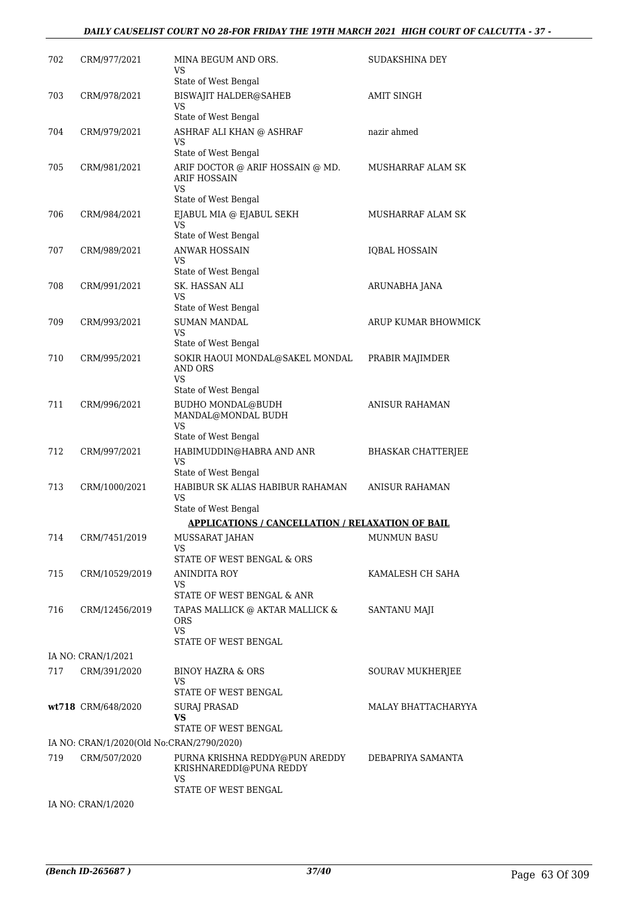| | | | |
|---|---|---|---|
| 702 | CRM/977/2021 | MINA BEGUM AND ORS.<br>VS<br>State of West Bengal | SUDAKSHINA DEY |
| 703 | CRM/978/2021 | BISWAJIT HALDER@SAHEB<br>VS<br>State of West Bengal | AMIT SINGH |
| 704 | CRM/979/2021 | ASHRAF ALI KHAN @ ASHRAF<br>VS<br>State of West Bengal | nazir ahmed |
| 705 | CRM/981/2021 | ARIF DOCTOR @ ARIF HOSSAIN @ MD. ARIF HOSSAIN<br>VS<br>State of West Bengal | MUSHARRAF ALAM SK |
| 706 | CRM/984/2021 | EJABUL MIA @ EJABUL SEKH<br>VS<br>State of West Bengal | MUSHARRAF ALAM SK |
| 707 | CRM/989/2021 | ANWAR HOSSAIN<br>VS<br>State of West Bengal | IQBAL HOSSAIN |
| 708 | CRM/991/2021 | SK. HASSAN ALI<br>VS<br>State of West Bengal | ARUNABHA JANA |
| 709 | CRM/993/2021 | SUMAN MANDAL<br>VS<br>State of West Bengal | ARUP KUMAR BHOWMICK |
| 710 | CRM/995/2021 | SOKIR HAOUI MONDAL@SAKEL MONDAL AND ORS<br>VS<br>State of West Bengal | PRABIR MAJIMDER |
| 711 | CRM/996/2021 | BUDHO MONDAL@BUDH MANDAL@MONDAL BUDH<br>VS<br>State of West Bengal | ANISUR RAHAMAN |
| 712 | CRM/997/2021 | HABIMUDDIN@HABRA AND ANR<br>VS<br>State of West Bengal | BHASKAR CHATTERJEE |
| 713 | CRM/1000/2021 | HABIBUR SK ALIAS HABIBUR RAHAMAN<br>VS<br>State of West Bengal | ANISUR RAHAMAN |

**APPLICATIONS / CANCELLATION / RELAXATION OF BAIL**

| | | | |
|---|---|---|---|
| 714 | CRM/7451/2019 | MUSSARAT JAHAN<br>VS<br>STATE OF WEST BENGAL & ORS | MUNMUN BASU |
| 715 | CRM/10529/2019 | ANINDITA ROY<br>VS<br>STATE OF WEST BENGAL & ANR | KAMALESH CH SAHA |
| 716 | CRM/12456/2019 | TAPAS MALLICK @ AKTAR MALLICK & ORS<br>VS<br>STATE OF WEST BENGAL | SANTANU MAJI |
| | IA NO: CRAN/1/2021 | | |
| 717 | CRM/391/2020 | BINOY HAZRA & ORS<br>VS<br>STATE OF WEST BENGAL | SOURAV MUKHERJEE |
| **wt**718 | CRM/648/2020 | SURAJ PRASAD<br>**VS**<br>STATE OF WEST BENGAL | MALAY BHATTACHARYYA |
| | IA NO: CRAN/1/2020(Old No:CRAN/2790/2020) | | |
| 719 | CRM/507/2020 | PURNA KRISHNA REDDY@PUN AREDDY KRISHNAREDDI@PUNA REDDY<br>VS<br>STATE OF WEST BENGAL | DEBAPRIYA SAMANTA |
| | IA NO: CRAN/1/2020 | | |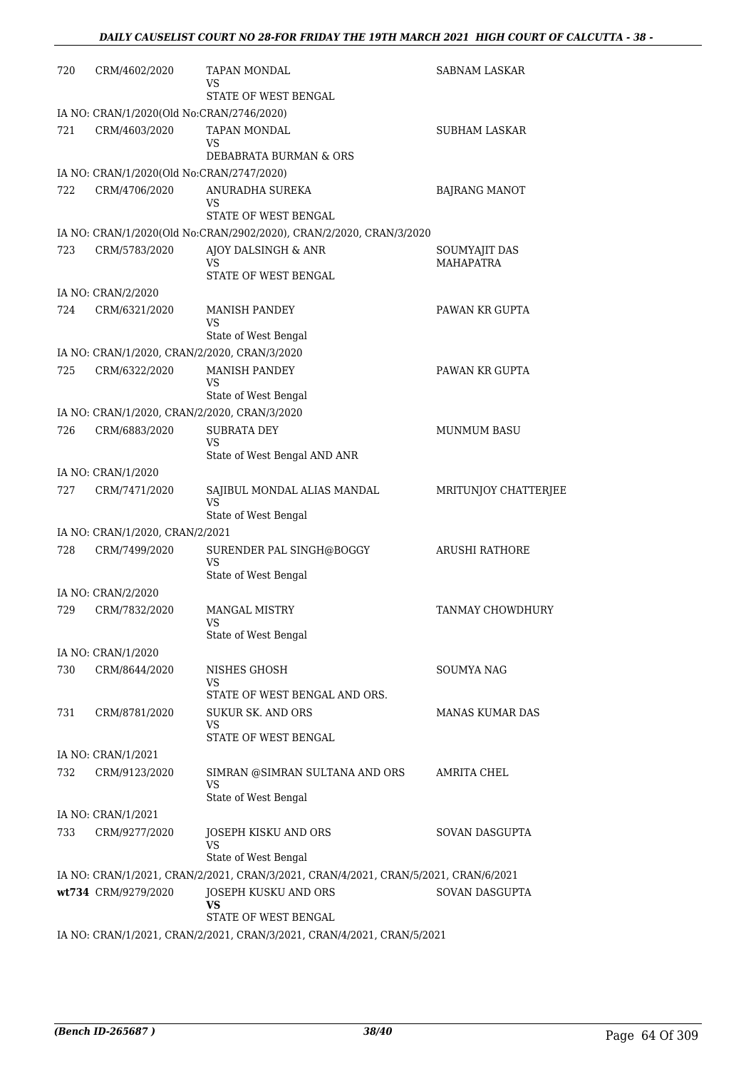| | | | |
|---|---|---|---|
| 720 | CRM/4602/2020 | TAPAN MONDAL<br>VS<br>STATE OF WEST BENGAL | SABNAM LASKAR |
| IA NO: CRAN/1/2020(Old No:CRAN/2746/2020) | | | |
| 721 | CRM/4603/2020 | TAPAN MONDAL<br>VS<br>DEBABRATA BURMAN & ORS | SUBHAM LASKAR |
| IA NO: CRAN/1/2020(Old No:CRAN/2747/2020) | | | |
| 722 | CRM/4706/2020 | ANURADHA SUREKA<br>VS<br>STATE OF WEST BENGAL | BAJRANG MANOT |
| IA NO: CRAN/1/2020(Old No:CRAN/2902/2020), CRAN/2/2020, CRAN/3/2020 | | | |
| 723 | CRM/5783/2020 | AJOY DALSINGH & ANR<br>VS<br>STATE OF WEST BENGAL | SOUMYAJIT DAS MAHAPATRA |
| IA NO: CRAN/2/2020 | | | |
| 724 | CRM/6321/2020 | MANISH PANDEY<br>VS<br>State of West Bengal | PAWAN KR GUPTA |
| IA NO: CRAN/1/2020, CRAN/2/2020, CRAN/3/2020 | | | |
| 725 | CRM/6322/2020 | MANISH PANDEY<br>VS<br>State of West Bengal | PAWAN KR GUPTA |
| IA NO: CRAN/1/2020, CRAN/2/2020, CRAN/3/2020 | | | |
| 726 | CRM/6883/2020 | SUBRATA DEY<br>VS<br>State of West Bengal AND ANR | MUNMUM BASU |
| IA NO: CRAN/1/2020 | | | |
| 727 | CRM/7471/2020 | SAJIBUL MONDAL ALIAS MANDAL<br>VS<br>State of West Bengal | MRITUNJOY CHATTERJEE |
| IA NO: CRAN/1/2020, CRAN/2/2021 | | | |
| 728 | CRM/7499/2020 | SURENDER PAL SINGH@BOGGY<br>VS<br>State of West Bengal | ARUSHI RATHORE |
| IA NO: CRAN/2/2020 | | | |
| 729 | CRM/7832/2020 | MANGAL MISTRY<br>VS<br>State of West Bengal | TANMAY CHOWDHURY |
| IA NO: CRAN/1/2020 | | | |
| 730 | CRM/8644/2020 | NISHES GHOSH<br>VS<br>STATE OF WEST BENGAL AND ORS. | SOUMYA NAG |
| 731 | CRM/8781/2020 | SUKUR SK. AND ORS<br>VS<br>STATE OF WEST BENGAL | MANAS KUMAR DAS |
| IA NO: CRAN/1/2021 | | | |
| 732 | CRM/9123/2020 | SIMRAN @SIMRAN SULTANA AND ORS<br>VS<br>State of West Bengal | AMRITA CHEL |
| IA NO: CRAN/1/2021 | | | |
| 733 | CRM/9277/2020 | JOSEPH KISKU AND ORS<br>VS<br>State of West Bengal | SOVAN DASGUPTA |
| IA NO: CRAN/1/2021, CRAN/2/2021, CRAN/3/2021, CRAN/4/2021, CRAN/5/2021, CRAN/6/2021 | | | |
| **wt734** | CRM/9279/2020 | JOSEPH KUSKU AND ORS<br>**VS**<br>STATE OF WEST BENGAL | SOVAN DASGUPTA |
| IA NO: CRAN/1/2021, CRAN/2/2021, CRAN/3/2021, CRAN/4/2021, CRAN/5/2021 | | | |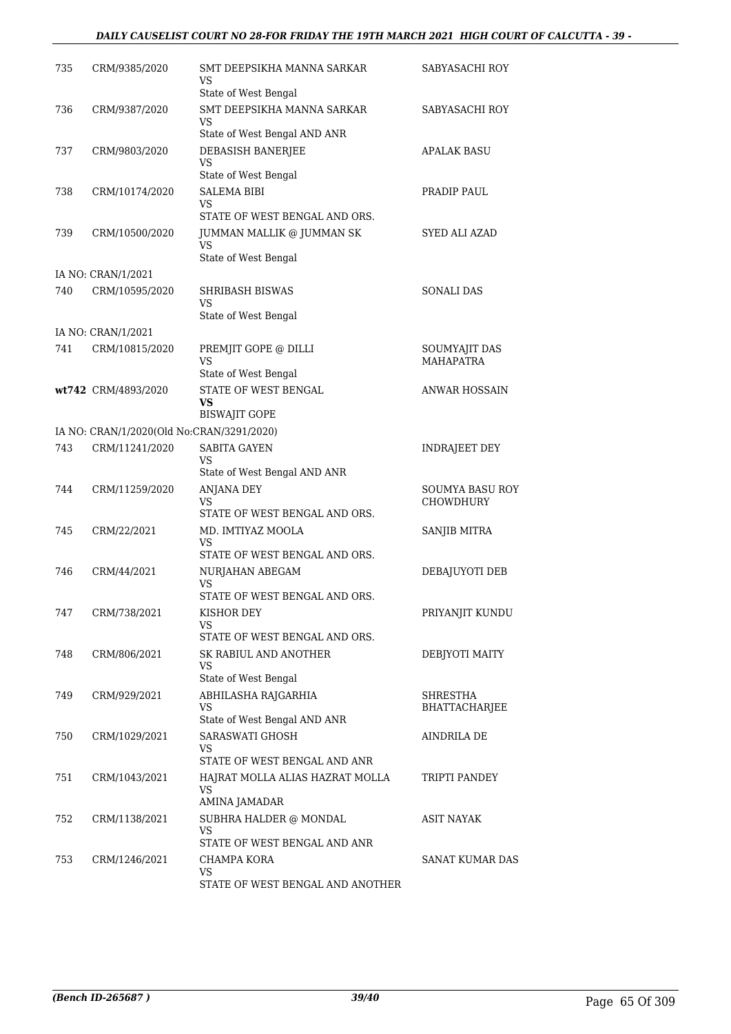| | | | |
|---|---|---|---|
| 735 | CRM/9385/2020 | SMT DEEPSIKHA MANNA SARKAR<br>VS<br>State of West Bengal | SABYASACHI ROY |
| 736 | CRM/9387/2020 | SMT DEEPSIKHA MANNA SARKAR<br>VS<br>State of West Bengal AND ANR | SABYASACHI ROY |
| 737 | CRM/9803/2020 | DEBASISH BANERJEE<br>VS<br>State of West Bengal | APALAK BASU |
| 738 | CRM/10174/2020 | SALEMA BIBI<br>VS<br>STATE OF WEST BENGAL AND ORS. | PRADIP PAUL |
| 739 | CRM/10500/2020 | JUMMAN MALLIK @ JUMMAN SK<br>VS<br>State of West Bengal | SYED ALI AZAD |
| IA NO: CRAN/1/2021 | | | |
| 740 | CRM/10595/2020 | SHRIBASH BISWAS<br>VS<br>State of West Bengal | SONALI DAS |
| IA NO: CRAN/1/2021 | | | |
| 741 | CRM/10815/2020 | PREMJIT GOPE @ DILLI<br>VS<br>State of West Bengal | SOUMYAJIT DAS MAHAPATRA |
| **wt742** | CRM/4893/2020 | STATE OF WEST BENGAL<br>**VS**<br>BISWAJIT GOPE | ANWAR HOSSAIN |
| IA NO: CRAN/1/2020(Old No:CRAN/3291/2020) | | | |
| 743 | CRM/11241/2020 | SABITA GAYEN<br>VS<br>State of West Bengal AND ANR | INDRAJEET DEY |
| 744 | CRM/11259/2020 | ANJANA DEY<br>VS<br>STATE OF WEST BENGAL AND ORS. | SOUMYA BASU ROY CHOWDHURY |
| 745 | CRM/22/2021 | MD. IMTIYAZ MOOLA<br>VS<br>STATE OF WEST BENGAL AND ORS. | SANJIB MITRA |
| 746 | CRM/44/2021 | NURJAHAN ABEGAM<br>VS<br>STATE OF WEST BENGAL AND ORS. | DEBAJUYOTI DEB |
| 747 | CRM/738/2021 | KISHOR DEY<br>VS<br>STATE OF WEST BENGAL AND ORS. | PRIYANJIT KUNDU |
| 748 | CRM/806/2021 | SK RABIUL AND ANOTHER<br>VS<br>State of West Bengal | DEBJYOTI MAITY |
| 749 | CRM/929/2021 | ABHILASHA RAJGARHIA<br>VS<br>State of West Bengal AND ANR | SHRESTHA BHATTACHARJEE |
| 750 | CRM/1029/2021 | SARASWATI GHOSH<br>VS<br>STATE OF WEST BENGAL AND ANR | AINDRILA DE |
| 751 | CRM/1043/2021 | HAJRAT MOLLA ALIAS HAZRAT MOLLA<br>VS<br>AMINA JAMADAR | TRIPTI PANDEY |
| 752 | CRM/1138/2021 | SUBHRA HALDER @ MONDAL<br>VS<br>STATE OF WEST BENGAL AND ANR | ASIT NAYAK |
| 753 | CRM/1246/2021 | CHAMPA KORA<br>VS<br>STATE OF WEST BENGAL AND ANOTHER | SANAT KUMAR DAS |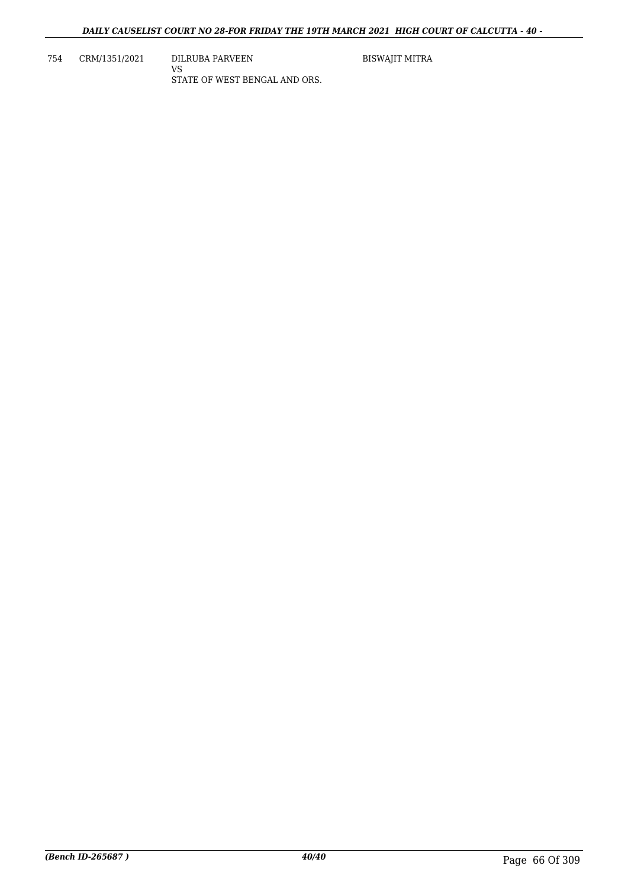| 754 | CRM/1351/2021 | DILRUBA PARVEEN<br>VS<br>STATE OF WEST BENGAL AND ORS. | BISWAJIT MITRA |
|---|---|---|---|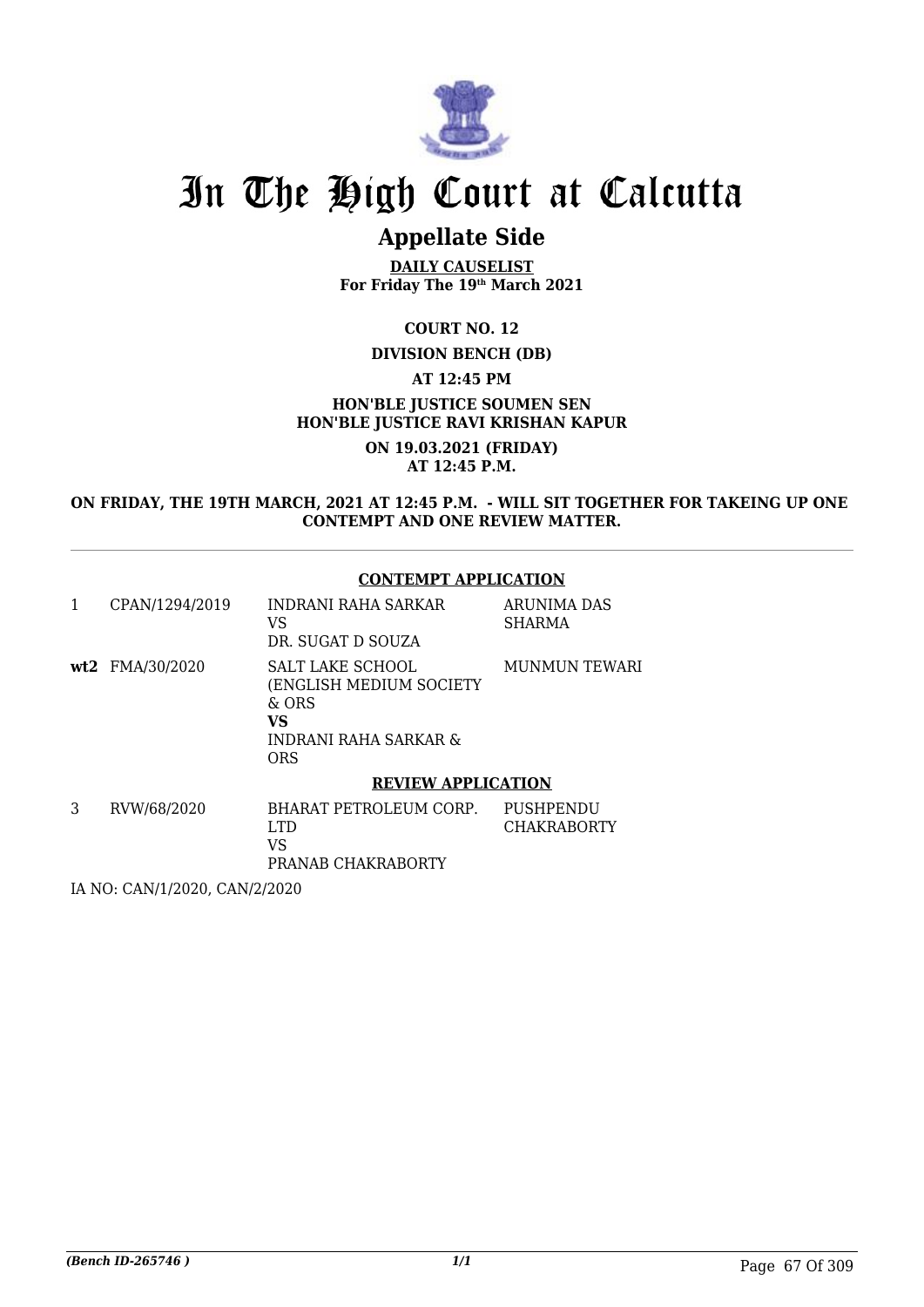# In The High Court at Calcutta

## Appellate Side

**DAILY CAUSELIST**
**For Friday The 19th March 2021**

**COURT NO. 12**

**DIVISION BENCH (DB)**

**AT 12:45 PM**

**HON'BLE JUSTICE SOUMEN SEN**
**HON'BLE JUSTICE RAVI KRISHAN KAPUR**

**ON 19.03.2021 (FRIDAY)**
**AT 12:45 P.M.**

**ON FRIDAY, THE 19TH MARCH, 2021 AT 12:45 P.M. - WILL SIT TOGETHER FOR TAKEING UP ONE CONTEMPT AND ONE REVIEW MATTER.**

---

**CONTEMPT APPLICATION**

| | | | |
|---|---|---|---|
| 1 | CPAN/1294/2019 | INDRANI RAHA SARKAR<br>VS<br>DR. SUGAT D SOUZA | ARUNIMA DAS SHARMA |
| **wt2** | FMA/30/2020 | SALT LAKE SCHOOL (ENGLISH MEDIUM SOCIETY & ORS<br>**VS**<br>INDRANI RAHA SARKAR & ORS | MUNMUN TEWARI |

**REVIEW APPLICATION**

| | | | |
|---|---|---|---|
| 3 | RVW/68/2020 | BHARAT PETROLEUM CORP. LTD<br>VS<br>PRANAB CHAKRABORTY | PUSHPENDU CHAKRABORTY |

IA NO: CAN/1/2020, CAN/2/2020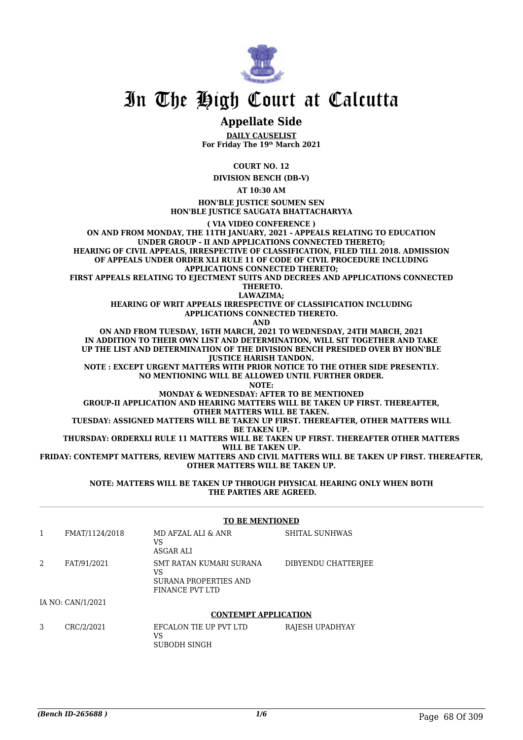# In The High Court at Calcutta

## Appellate Side

**DAILY CAUSELIST**
**For Friday The 19th March 2021**

**COURT NO. 12**

**DIVISION BENCH (DB-V)**

**AT 10:30 AM**

**HON'BLE JUSTICE SOUMEN SEN**
**HON'BLE JUSTICE SAUGATA BHATTACHARYYA**

**( VIA VIDEO CONFERENCE )**

**ON AND FROM MONDAY, THE 11TH JANUARY, 2021 - APPEALS RELATING TO EDUCATION UNDER GROUP - II AND APPLICATIONS CONNECTED THERETO;**
**HEARING OF CIVIL APPEALS, IRRESPECTIVE OF CLASSIFICATION, FILED TILL 2018. ADMISSION OF APPEALS UNDER ORDER XLI RULE 11 OF CODE OF CIVIL PROCEDURE INCLUDING APPLICATIONS CONNECTED THERETO;**
**FIRST APPEALS RELATING TO EJECTMENT SUITS AND DECREES AND APPLICATIONS CONNECTED THERETO.**
**LAWAZIMA;**
**HEARING OF WRIT APPEALS IRRESPECTIVE OF CLASSIFICATION INCLUDING APPLICATIONS CONNECTED THERETO.**
**AND**
**ON AND FROM TUESDAY, 16TH MARCH, 2021 TO WEDNESDAY, 24TH MARCH, 2021 IN ADDITION TO THEIR OWN LIST AND DETERMINATION, WILL SIT TOGETHER AND TAKE UP THE LIST AND DETERMINATION OF THE DIVISION BENCH PRESIDED OVER BY HON'BLE JUSTICE HARISH TANDON.**
**NOTE : EXCEPT URGENT MATTERS WITH PRIOR NOTICE TO THE OTHER SIDE PRESENTLY. NO MENTIONING WILL BE ALLOWED UNTIL FURTHER ORDER.**
**NOTE:**
**MONDAY & WEDNESDAY: AFTER TO BE MENTIONED**
**GROUP-II APPLICATION AND HEARING MATTERS WILL BE TAKEN UP FIRST. THEREAFTER, OTHER MATTERS WILL BE TAKEN.**
**TUESDAY: ASSIGNED MATTERS WILL BE TAKEN UP FIRST. THEREAFTER, OTHER MATTERS WILL BE TAKEN UP.**
**THURSDAY: ORDERXLI RULE 11 MATTERS WILL BE TAKEN UP FIRST. THEREAFTER OTHER MATTERS WILL BE TAKEN UP.**
**FRIDAY: CONTEMPT MATTERS, REVIEW MATTERS AND CIVIL MATTERS WILL BE TAKEN UP FIRST. THEREAFTER, OTHER MATTERS WILL BE TAKEN UP.**

**NOTE: MATTERS WILL BE TAKEN UP THROUGH PHYSICAL HEARING ONLY WHEN BOTH THE PARTIES ARE AGREED.**

**TO BE MENTIONED**

| | | | |
|---|---|---|---|
| 1 | FMAT/1124/2018 | MD AFZAL ALI & ANR<br>VS<br>ASGAR ALI | SHITAL SUNHWAS |
| 2 | FAT/91/2021 | SMT RATAN KUMARI SURANA<br>VS<br>SURANA PROPERTIES AND FINANCE PVT LTD | DIBYENDU CHATTERJEE |

IA NO: CAN/1/2021

**CONTEMPT APPLICATION**

| | | | |
|---|---|---|---|
| 3 | CRC/2/2021 | EFCALON TIE UP PVT LTD<br>VS<br>SUBODH SINGH | RAJESH UPADHYAY |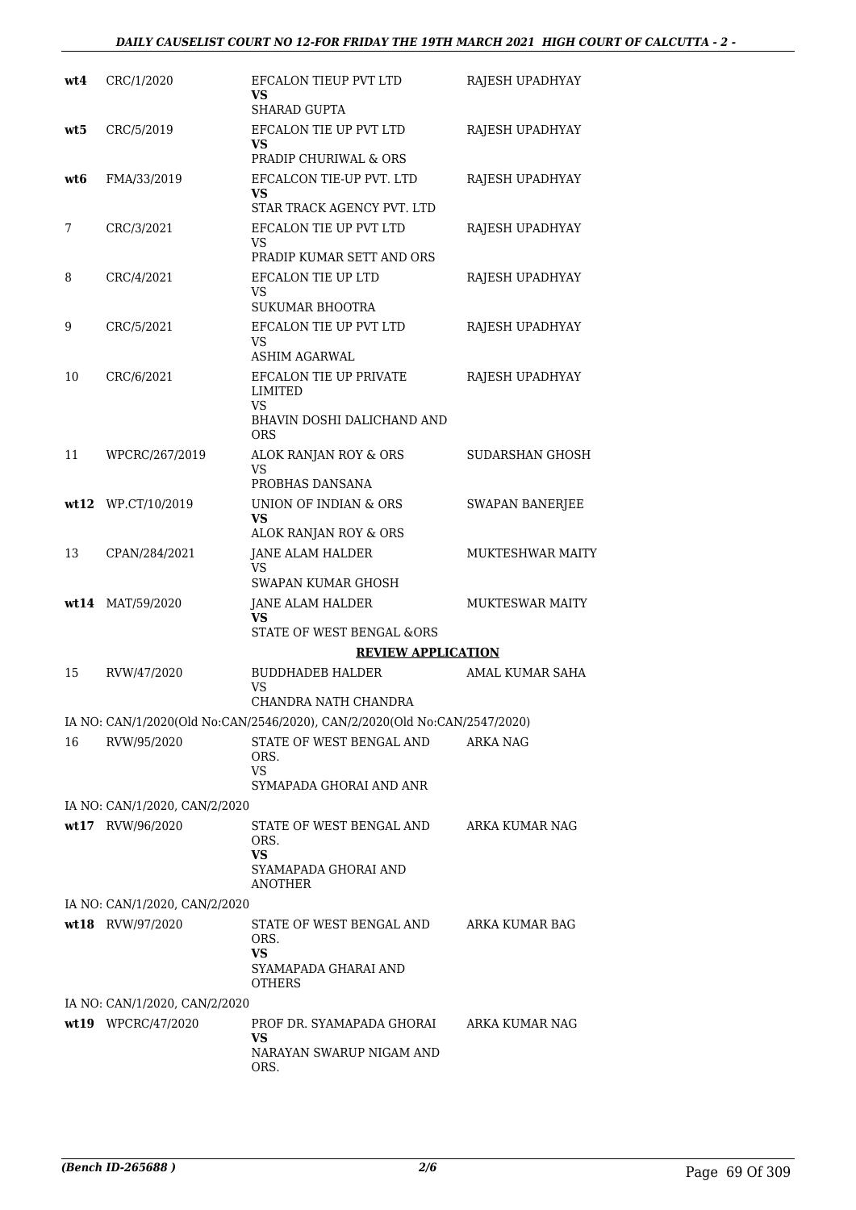| | | | |
|---|---|---|---|
| **wt4** | CRC/1/2020 | EFCALON TIEUP PVT LTD<br>**VS**<br>SHARAD GUPTA | RAJESH UPADHYAY |
| **wt5** | CRC/5/2019 | EFCALON TIE UP PVT LTD<br>**VS**<br>PRADIP CHURIWAL & ORS | RAJESH UPADHYAY |
| **wt6** | FMA/33/2019 | EFCALCON TIE-UP PVT. LTD<br>**VS**<br>STAR TRACK AGENCY PVT. LTD | RAJESH UPADHYAY |
| 7 | CRC/3/2021 | EFCALON TIE UP PVT LTD<br>VS<br>PRADIP KUMAR SETT AND ORS | RAJESH UPADHYAY |
| 8 | CRC/4/2021 | EFCALON TIE UP LTD<br>VS<br>SUKUMAR BHOOTRA | RAJESH UPADHYAY |
| 9 | CRC/5/2021 | EFCALON TIE UP PVT LTD<br>VS<br>ASHIM AGARWAL | RAJESH UPADHYAY |
| 10 | CRC/6/2021 | EFCALON TIE UP PRIVATE LIMITED<br>VS<br>BHAVIN DOSHI DALICHAND AND ORS | RAJESH UPADHYAY |
| 11 | WPCRC/267/2019 | ALOK RANJAN ROY & ORS<br>VS<br>PROBHAS DANSANA | SUDARSHAN GHOSH |
| **wt12** | WP.CT/10/2019 | UNION OF INDIAN & ORS<br>**VS**<br>ALOK RANJAN ROY & ORS | SWAPAN BANERJEE |
| 13 | CPAN/284/2021 | JANE ALAM HALDER<br>VS<br>SWAPAN KUMAR GHOSH | MUKTESHWAR MAITY |
| **wt14** | MAT/59/2020 | JANE ALAM HALDER<br>**VS**<br>STATE OF WEST BENGAL &ORS | MUKTESWAR MAITY |

**REVIEW APPLICATION**

| | | | |
|---|---|---|---|
| 15 | RVW/47/2020 | BUDDHADEB HALDER<br>VS<br>CHANDRA NATH CHANDRA | AMAL KUMAR SAHA |
| | IA NO: CAN/1/2020(Old No:CAN/2546/2020), CAN/2/2020(Old No:CAN/2547/2020) | | |
| 16 | RVW/95/2020 | STATE OF WEST BENGAL AND ORS.<br>VS<br>SYMAPADA GHORAI AND ANR | ARKA NAG |
| | IA NO: CAN/1/2020, CAN/2/2020 | | |
| **wt17** | RVW/96/2020 | STATE OF WEST BENGAL AND ORS.<br>**VS**<br>SYAMAPADA GHORAI AND ANOTHER | ARKA KUMAR NAG |
| | IA NO: CAN/1/2020, CAN/2/2020 | | |
| **wt18** | RVW/97/2020 | STATE OF WEST BENGAL AND ORS.<br>**VS**<br>SYAMAPADA GHARAI AND OTHERS | ARKA KUMAR BAG |
| | IA NO: CAN/1/2020, CAN/2/2020 | | |
| **wt19** | WPCRC/47/2020 | PROF DR. SYAMAPADA GHORAI<br>**VS**<br>NARAYAN SWARUP NIGAM AND ORS. | ARKA KUMAR NAG |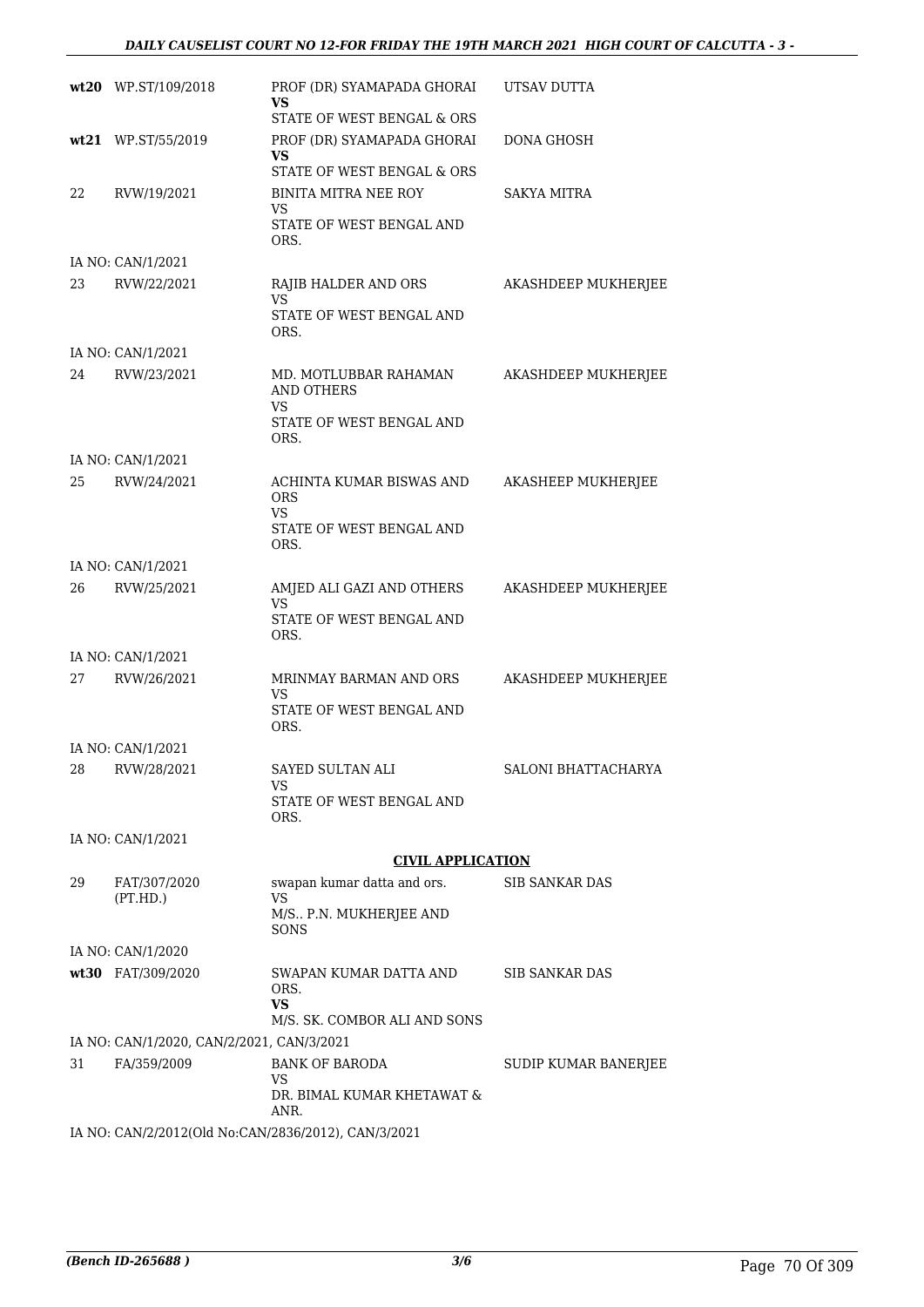| | | | |
|---|---|---|---|
| **wt20** | WP.ST/109/2018 | PROF (DR) SYAMAPADA GHORAI<br>**VS**<br>STATE OF WEST BENGAL & ORS | UTSAV DUTTA |
| **wt21** | WP.ST/55/2019 | PROF (DR) SYAMAPADA GHORAI<br>**VS**<br>STATE OF WEST BENGAL & ORS | DONA GHOSH |
| 22 | RVW/19/2021 | BINITA MITRA NEE ROY<br>VS<br>STATE OF WEST BENGAL AND ORS. | SAKYA MITRA |
| | IA NO: CAN/1/2021 | | |
| 23 | RVW/22/2021 | RAJIB HALDER AND ORS<br>VS<br>STATE OF WEST BENGAL AND ORS. | AKASHDEEP MUKHERJEE |
| | IA NO: CAN/1/2021 | | |
| 24 | RVW/23/2021 | MD. MOTLUBBAR RAHAMAN AND OTHERS<br>VS<br>STATE OF WEST BENGAL AND ORS. | AKASHDEEP MUKHERJEE |
| | IA NO: CAN/1/2021 | | |
| 25 | RVW/24/2021 | ACHINTA KUMAR BISWAS AND ORS<br>VS<br>STATE OF WEST BENGAL AND ORS. | AKASHEEP MUKHERJEE |
| | IA NO: CAN/1/2021 | | |
| 26 | RVW/25/2021 | AMJED ALI GAZI AND OTHERS<br>VS<br>STATE OF WEST BENGAL AND ORS. | AKASHDEEP MUKHERJEE |
| | IA NO: CAN/1/2021 | | |
| 27 | RVW/26/2021 | MRINMAY BARMAN AND ORS<br>VS<br>STATE OF WEST BENGAL AND ORS. | AKASHDEEP MUKHERJEE |
| | IA NO: CAN/1/2021 | | |
| 28 | RVW/28/2021 | SAYED SULTAN ALI<br>VS<br>STATE OF WEST BENGAL AND ORS. | SALONI BHATTACHARYA |
| | IA NO: CAN/1/2021 | | |

**CIVIL APPLICATION**

| | | | |
|---|---|---|---|
| 29 | FAT/307/2020 (PT.HD.) | swapan kumar datta and ors.<br>VS<br>M/S.. P.N. MUKHERJEE AND SONS | SIB SANKAR DAS |
| | IA NO: CAN/1/2020 | | |
| **wt30** | FAT/309/2020 | SWAPAN KUMAR DATTA AND ORS.<br>**VS**<br>M/S. SK. COMBOR ALI AND SONS | SIB SANKAR DAS |
| | IA NO: CAN/1/2020, CAN/2/2021, CAN/3/2021 | | |
| 31 | FA/359/2009 | BANK OF BARODA<br>VS<br>DR. BIMAL KUMAR KHETAWAT & ANR. | SUDIP KUMAR BANERJEE |
| | IA NO: CAN/2/2012(Old No:CAN/2836/2012), CAN/3/2021 | | |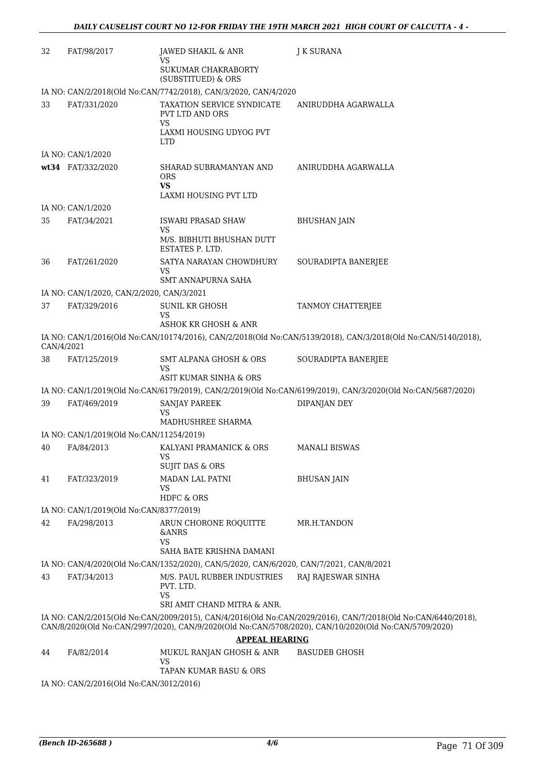| | | | |
|---|---|---|---|
| 32 | FAT/98/2017 | JAWED SHAKIL & ANR<br>VS<br>SUKUMAR CHAKRABORTY (SUBSTITUED) & ORS | J K SURANA |

IA NO: CAN/2/2018(Old No:CAN/7742/2018), CAN/3/2020, CAN/4/2020

| | | | |
|---|---|---|---|
| 33 | FAT/331/2020 | TAXATION SERVICE SYNDICATE PVT LTD AND ORS<br>VS<br>LAXMI HOUSING UDYOG PVT LTD | ANIRUDDHA AGARWALLA |

IA NO: CAN/1/2020

| | | | |
|---|---|---|---|
| wt34 | FAT/332/2020 | SHARAD SUBRAMANYAN AND ORS<br>**VS**<br>LAXMI HOUSING PVT LTD | ANIRUDDHA AGARWALLA |

IA NO: CAN/1/2020

| | | | |
|---|---|---|---|
| 35 | FAT/34/2021 | ISWARI PRASAD SHAW<br>VS<br>M/S. BIBHUTI BHUSHAN DUTT ESTATES P. LTD. | BHUSHAN JAIN |
| 36 | FAT/261/2020 | SATYA NARAYAN CHOWDHURY<br>VS<br>SMT ANNAPURNA SAHA | SOURADIPTA BANERJEE |

IA NO: CAN/1/2020, CAN/2/2020, CAN/3/2021

| | | | |
|---|---|---|---|
| 37 | FAT/329/2016 | SUNIL KR GHOSH<br>VS<br>ASHOK KR GHOSH & ANR | TANMOY CHATTERJEE |

IA NO: CAN/1/2016(Old No:CAN/10174/2016), CAN/2/2018(Old No:CAN/5139/2018), CAN/3/2018(Old No:CAN/5140/2018), CAN/4/2021

| | | | |
|---|---|---|---|
| 38 | FAT/125/2019 | SMT ALPANA GHOSH & ORS<br>VS<br>ASIT KUMAR SINHA & ORS | SOURADIPTA BANERJEE |

IA NO: CAN/1/2019(Old No:CAN/6179/2019), CAN/2/2019(Old No:CAN/6199/2019), CAN/3/2020(Old No:CAN/5687/2020)

| | | | |
|---|---|---|---|
| 39 | FAT/469/2019 | SANJAY PAREEK<br>VS<br>MADHUSHREE SHARMA | DIPANJAN DEY |

IA NO: CAN/1/2019(Old No:CAN/11254/2019)

| | | | |
|---|---|---|---|
| 40 | FA/84/2013 | KALYANI PRAMANICK & ORS<br>VS<br>SUJIT DAS & ORS | MANALI BISWAS |
| 41 | FAT/323/2019 | MADAN LAL PATNI<br>VS<br>HDFC & ORS | BHUSAN JAIN |

IA NO: CAN/1/2019(Old No:CAN/8377/2019)

| | | | |
|---|---|---|---|
| 42 | FA/298/2013 | ARUN CHORONE ROQUITTE &ANRS<br>VS<br>SAHA BATE KRISHNA DAMANI | MR.H.TANDON |

IA NO: CAN/4/2020(Old No:CAN/1352/2020), CAN/5/2020, CAN/6/2020, CAN/7/2021, CAN/8/2021

| | | | |
|---|---|---|---|
| 43 | FAT/34/2013 | M/S. PAUL RUBBER INDUSTRIES PVT. LTD.<br>VS<br>SRI AMIT CHAND MITRA & ANR. | RAJ RAJESWAR SINHA |

IA NO: CAN/2/2015(Old No:CAN/2009/2015), CAN/4/2016(Old No:CAN/2029/2016), CAN/7/2018(Old No:CAN/6440/2018), CAN/8/2020(Old No:CAN/2997/2020), CAN/9/2020(Old No:CAN/5708/2020), CAN/10/2020(Old No:CAN/5709/2020)

**APPEAL HEARING**

| | | | |
|---|---|---|---|
| 44 | FA/82/2014 | MUKUL RANJAN GHOSH & ANR<br>VS<br>TAPAN KUMAR BASU & ORS | BASUDEB GHOSH |

IA NO: CAN/2/2016(Old No:CAN/3012/2016)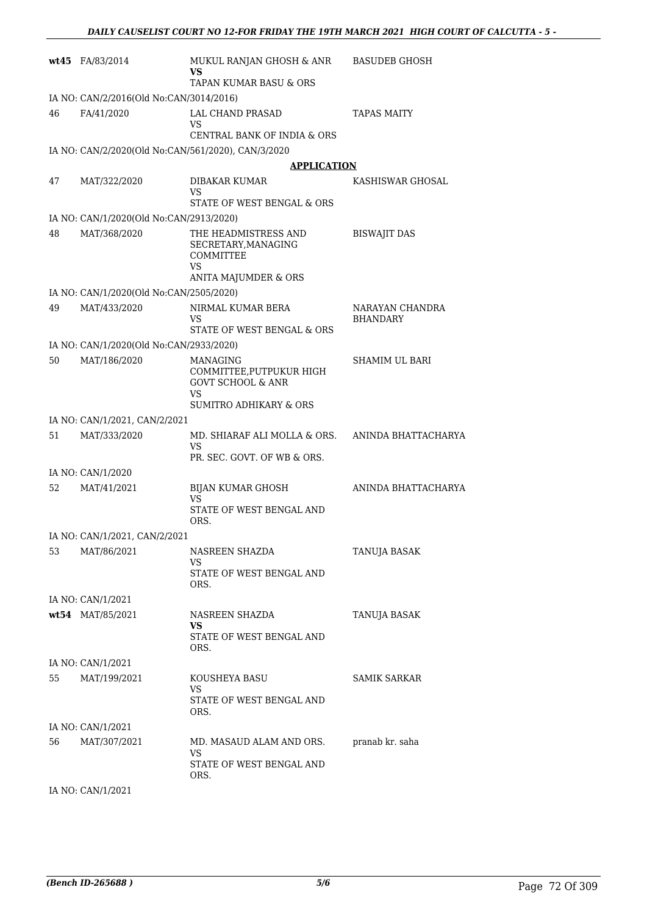| | | | |
|---|---|---|---|
| **wt45** | FA/83/2014 | MUKUL RANJAN GHOSH & ANR<br>**VS**<br>TAPAN KUMAR BASU & ORS | BASUDEB GHOSH |
| IA NO: CAN/2/2016(Old No:CAN/3014/2016) | | | |
| 46 | FA/41/2020 | LAL CHAND PRASAD<br>VS<br>CENTRAL BANK OF INDIA & ORS | TAPAS MAITY |
| IA NO: CAN/2/2020(Old No:CAN/561/2020), CAN/3/2020 | | | |

**APPLICATION**

| | | | |
|---|---|---|---|
| 47 | MAT/322/2020 | DIBAKAR KUMAR<br>VS<br>STATE OF WEST BENGAL & ORS | KASHISWAR GHOSAL |
| IA NO: CAN/1/2020(Old No:CAN/2913/2020) | | | |
| 48 | MAT/368/2020 | THE HEADMISTRESS AND SECRETARY,MANAGING COMMITTEE<br>VS<br>ANITA MAJUMDER & ORS | BISWAJIT DAS |
| IA NO: CAN/1/2020(Old No:CAN/2505/2020) | | | |
| 49 | MAT/433/2020 | NIRMAL KUMAR BERA<br>VS<br>STATE OF WEST BENGAL & ORS | NARAYAN CHANDRA BHANDARY |
| IA NO: CAN/1/2020(Old No:CAN/2933/2020) | | | |
| 50 | MAT/186/2020 | MANAGING COMMITTEE,PUTPUKUR HIGH GOVT SCHOOL & ANR<br>VS<br>SUMITRO ADHIKARY & ORS | SHAMIM UL BARI |
| IA NO: CAN/1/2021, CAN/2/2021 | | | |
| 51 | MAT/333/2020 | MD. SHIARAF ALI MOLLA & ORS.<br>VS<br>PR. SEC. GOVT. OF WB & ORS. | ANINDA BHATTACHARYA |
| IA NO: CAN/1/2020 | | | |
| 52 | MAT/41/2021 | BIJAN KUMAR GHOSH<br>VS<br>STATE OF WEST BENGAL AND ORS. | ANINDA BHATTACHARYA |
| IA NO: CAN/1/2021, CAN/2/2021 | | | |
| 53 | MAT/86/2021 | NASREEN SHAZDA<br>VS<br>STATE OF WEST BENGAL AND ORS. | TANUJA BASAK |
| IA NO: CAN/1/2021 | | | |
| **wt54** | MAT/85/2021 | NASREEN SHAZDA<br>**VS**<br>STATE OF WEST BENGAL AND ORS. | TANUJA BASAK |
| IA NO: CAN/1/2021 | | | |
| 55 | MAT/199/2021 | KOUSHEYA BASU<br>VS<br>STATE OF WEST BENGAL AND ORS. | SAMIK SARKAR |
| IA NO: CAN/1/2021 | | | |
| 56 | MAT/307/2021 | MD. MASAUD ALAM AND ORS.<br>VS<br>STATE OF WEST BENGAL AND ORS. | pranab kr. saha |
| IA NO: CAN/1/2021 | | | |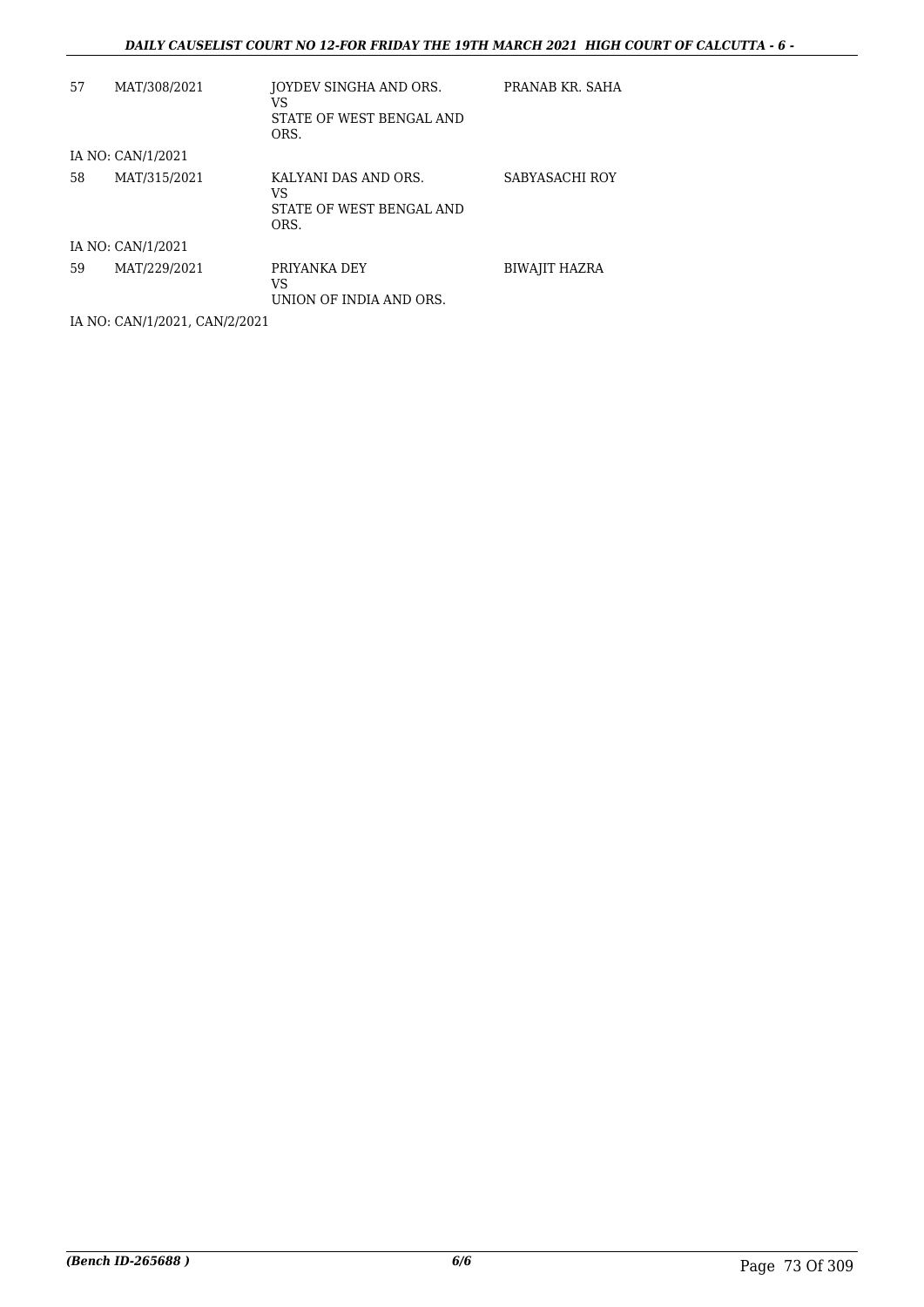| | | | |
|---|---|---|---|
| 57 | MAT/308/2021 | JOYDEV SINGHA AND ORS.<br>VS<br>STATE OF WEST BENGAL AND ORS. | PRANAB KR. SAHA |
| IA NO: CAN/1/2021 | | | |
| 58 | MAT/315/2021 | KALYANI DAS AND ORS.<br>VS<br>STATE OF WEST BENGAL AND ORS. | SABYASACHI ROY |
| IA NO: CAN/1/2021 | | | |
| 59 | MAT/229/2021 | PRIYANKA DEY<br>VS<br>UNION OF INDIA AND ORS. | BIWAJIT HAZRA |
| IA NO: CAN/1/2021, CAN/2/2021 | | | |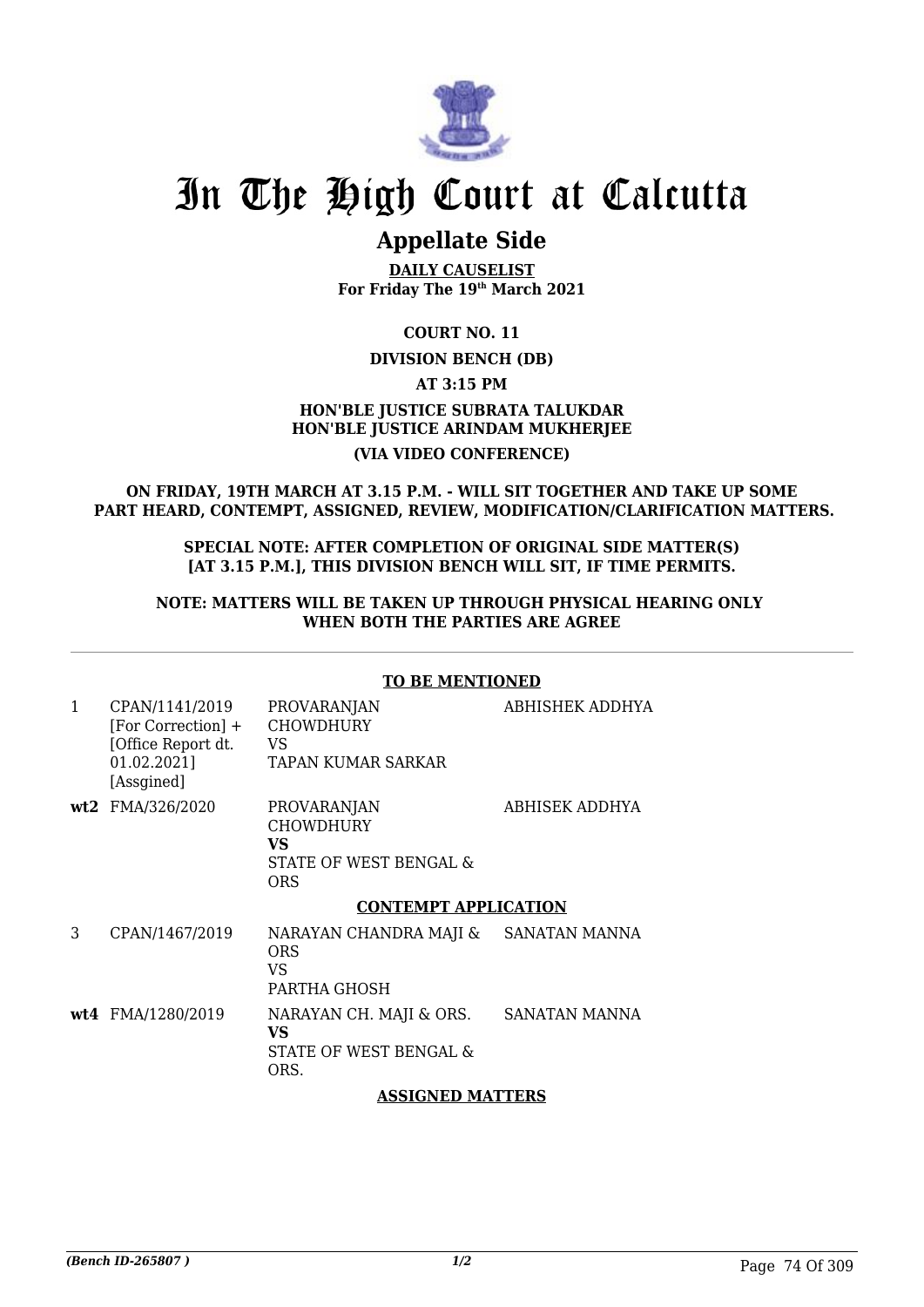# In The High Court at Calcutta

## Appellate Side

**DAILY CAUSELIST**
**For Friday The 19th March 2021**

**COURT NO. 11**

**DIVISION BENCH (DB)**

**AT 3:15 PM**

**HON'BLE JUSTICE SUBRATA TALUKDAR**
**HON'BLE JUSTICE ARINDAM MUKHERJEE**

**(VIA VIDEO CONFERENCE)**

**ON FRIDAY, 19TH MARCH AT 3.15 P.M. - WILL SIT TOGETHER AND TAKE UP SOME PART HEARD, CONTEMPT, ASSIGNED, REVIEW, MODIFICATION/CLARIFICATION MATTERS.**

**SPECIAL NOTE: AFTER COMPLETION OF ORIGINAL SIDE MATTER(S) [AT 3.15 P.M.], THIS DIVISION BENCH WILL SIT, IF TIME PERMITS.**

**NOTE: MATTERS WILL BE TAKEN UP THROUGH PHYSICAL HEARING ONLY WHEN BOTH THE PARTIES ARE AGREE**

**TO BE MENTIONED**

| | | | |
|---|---|---|---|
| 1 | CPAN/1141/2019 [For Correction] + [Office Report dt. 01.02.2021] [Assgined] | PROVARANJAN CHOWDHURY VS TAPAN KUMAR SARKAR | ABHISHEK ADDHYA |
| **wt2** | FMA/326/2020 | PROVARANJAN CHOWDHURY **VS** STATE OF WEST BENGAL & ORS | ABHISEK ADDHYA |

**CONTEMPT APPLICATION**

| | | | |
|---|---|---|---|
| 3 | CPAN/1467/2019 | NARAYAN CHANDRA MAJI & ORS VS PARTHA GHOSH | SANATAN MANNA |
| **wt4** | FMA/1280/2019 | NARAYAN CH. MAJI & ORS. **VS** STATE OF WEST BENGAL & ORS. | SANATAN MANNA |

**ASSIGNED MATTERS**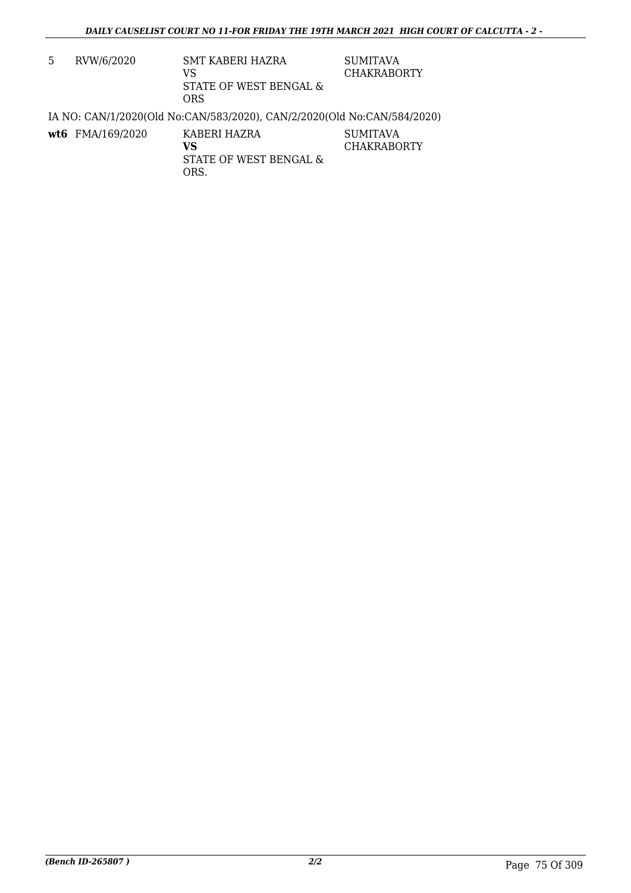| | | | |
|---|---|---|---|
| 5 | RVW/6/2020 | SMT KABERI HAZRA<br>VS<br>STATE OF WEST BENGAL & ORS | SUMITAVA CHAKRABORTY |

IA NO: CAN/1/2020(Old No:CAN/583/2020), CAN/2/2020(Old No:CAN/584/2020)

| | | | |
|---|---|---|---|
| **wt6** | FMA/169/2020 | KABERI HAZRA<br>**VS**<br>STATE OF WEST BENGAL & ORS. | SUMITAVA CHAKRABORTY |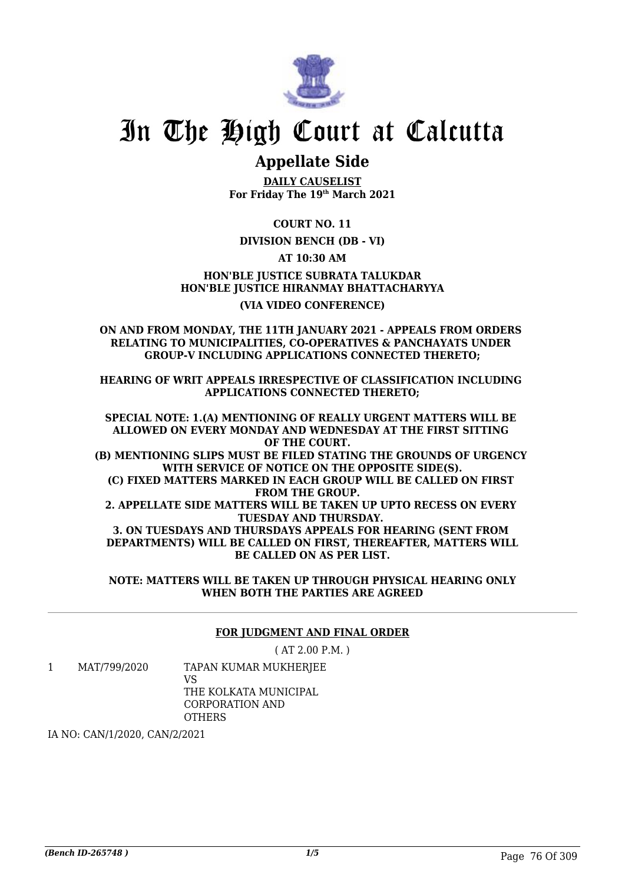# In The High Court at Calcutta

## Appellate Side

**DAILY CAUSELIST**
**For Friday The 19th March 2021**

**COURT NO. 11**

**DIVISION BENCH (DB - VI)**

**AT 10:30 AM**

**HON'BLE JUSTICE SUBRATA TALUKDAR**
**HON'BLE JUSTICE HIRANMAY BHATTACHARYYA**

**(VIA VIDEO CONFERENCE)**

**ON AND FROM MONDAY, THE 11TH JANUARY 2021 - APPEALS FROM ORDERS RELATING TO MUNICIPALITIES, CO-OPERATIVES & PANCHAYATS UNDER GROUP-V INCLUDING APPLICATIONS CONNECTED THERETO;**

**HEARING OF WRIT APPEALS IRRESPECTIVE OF CLASSIFICATION INCLUDING APPLICATIONS CONNECTED THERETO;**

**SPECIAL NOTE: 1.(A) MENTIONING OF REALLY URGENT MATTERS WILL BE ALLOWED ON EVERY MONDAY AND WEDNESDAY AT THE FIRST SITTING OF THE COURT.**
**(B) MENTIONING SLIPS MUST BE FILED STATING THE GROUNDS OF URGENCY WITH SERVICE OF NOTICE ON THE OPPOSITE SIDE(S).**
**(C) FIXED MATTERS MARKED IN EACH GROUP WILL BE CALLED ON FIRST FROM THE GROUP.**
**2. APPELLATE SIDE MATTERS WILL BE TAKEN UP UPTO RECESS ON EVERY TUESDAY AND THURSDAY.**
**3. ON TUESDAYS AND THURSDAYS APPEALS FOR HEARING (SENT FROM DEPARTMENTS) WILL BE CALLED ON FIRST, THEREAFTER, MATTERS WILL BE CALLED ON AS PER LIST.**

**NOTE: MATTERS WILL BE TAKEN UP THROUGH PHYSICAL HEARING ONLY WHEN BOTH THE PARTIES ARE AGREED**

---

**FOR JUDGMENT AND FINAL ORDER**

( AT 2.00 P.M. )

| | | |
|---|---|---|
| 1 | MAT/799/2020 | TAPAN KUMAR MUKHERJEE<br>VS<br>THE KOLKATA MUNICIPAL CORPORATION AND OTHERS |

IA NO: CAN/1/2020, CAN/2/2021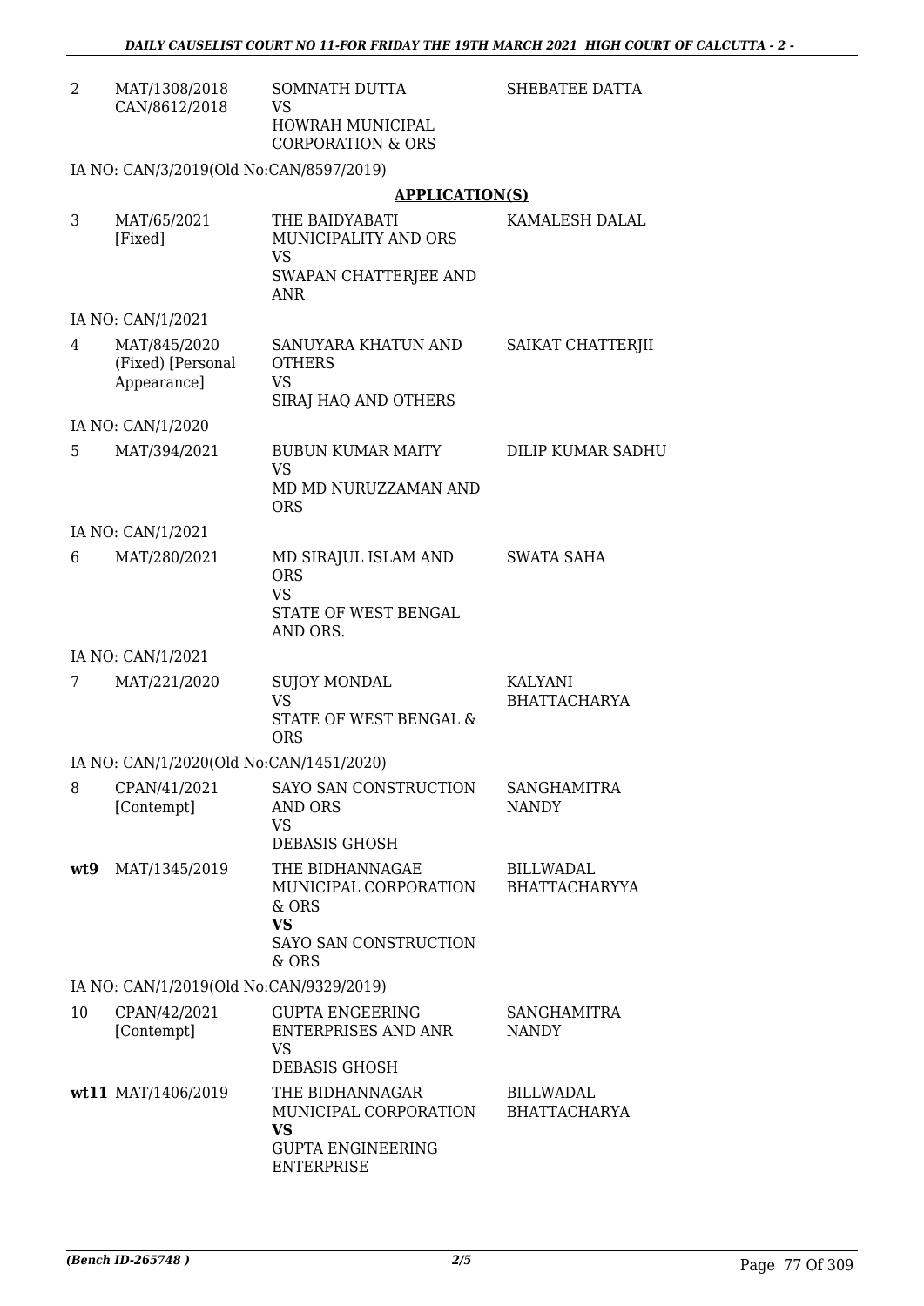| | | | |
|---|---|---|---|
| 2 | MAT/1308/2018<br>CAN/8612/2018 | SOMNATH DUTTA<br>VS<br>HOWRAH MUNICIPAL CORPORATION & ORS | SHEBATEE DATTA |

IA NO: CAN/3/2019(Old No:CAN/8597/2019)

**APPLICATION(S)**

| | | | |
|---|---|---|---|
| 3 | MAT/65/2021<br>[Fixed] | THE BAIDYABATI MUNICIPALITY AND ORS<br>VS<br>SWAPAN CHATTERJEE AND ANR | KAMALESH DALAL |

IA NO: CAN/1/2021

| | | | |
|---|---|---|---|
| 4 | MAT/845/2020<br>(Fixed) [Personal Appearance] | SANUYARA KHATUN AND OTHERS<br>VS<br>SIRAJ HAQ AND OTHERS | SAIKAT CHATTERJII |

IA NO: CAN/1/2020

| | | | |
|---|---|---|---|
| 5 | MAT/394/2021 | BUBUN KUMAR MAITY<br>VS<br>MD MD NURUZZAMAN AND ORS | DILIP KUMAR SADHU |

IA NO: CAN/1/2021

| | | | |
|---|---|---|---|
| 6 | MAT/280/2021 | MD SIRAJUL ISLAM AND ORS<br>VS<br>STATE OF WEST BENGAL AND ORS. | SWATA SAHA |

IA NO: CAN/1/2021

| | | | |
|---|---|---|---|
| 7 | MAT/221/2020 | SUJOY MONDAL<br>VS<br>STATE OF WEST BENGAL & ORS | KALYANI BHATTACHARYA |

IA NO: CAN/1/2020(Old No:CAN/1451/2020)

| | | | |
|---|---|---|---|
| 8 | CPAN/41/2021<br>[Contempt] | SAYO SAN CONSTRUCTION AND ORS<br>VS<br>DEBASIS GHOSH | SANGHAMITRA NANDY |
| **wt9** | MAT/1345/2019 | THE BIDHANNAGAE MUNICIPAL CORPORATION & ORS<br>**VS**<br>SAYO SAN CONSTRUCTION & ORS | BILLWADAL BHATTACHARYYA |

IA NO: CAN/1/2019(Old No:CAN/9329/2019)

| | | | |
|---|---|---|---|
| 10 | CPAN/42/2021<br>[Contempt] | GUPTA ENGEERING ENTERPRISES AND ANR<br>VS<br>DEBASIS GHOSH | SANGHAMITRA NANDY |
| **wt11** | MAT/1406/2019 | THE BIDHANNAGAR MUNICIPAL CORPORATION<br>**VS**<br>GUPTA ENGINEERING ENTERPRISE | BILLWADAL BHATTACHARYA |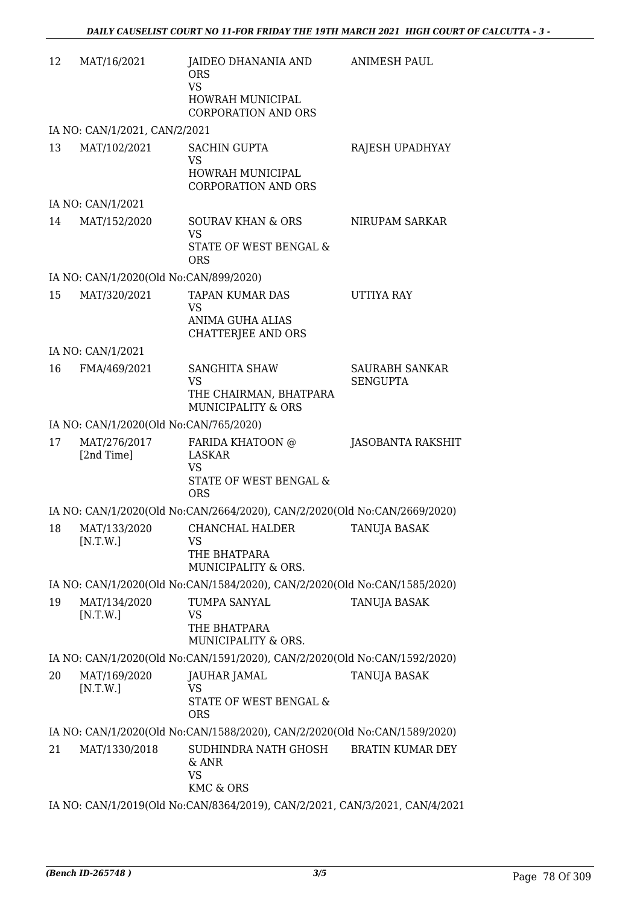| | | | |
|---|---|---|---|
| 12 | MAT/16/2021 | JAIDEO DHANANIA AND ORS<br>VS<br>HOWRAH MUNICIPAL CORPORATION AND ORS | ANIMESH PAUL |
| | IA NO: CAN/1/2021, CAN/2/2021 | | |
| 13 | MAT/102/2021 | SACHIN GUPTA<br>VS<br>HOWRAH MUNICIPAL CORPORATION AND ORS | RAJESH UPADHYAY |
| | IA NO: CAN/1/2021 | | |
| 14 | MAT/152/2020 | SOURAV KHAN & ORS<br>VS<br>STATE OF WEST BENGAL & ORS | NIRUPAM SARKAR |
| | IA NO: CAN/1/2020(Old No:CAN/899/2020) | | |
| 15 | MAT/320/2021 | TAPAN KUMAR DAS<br>VS<br>ANIMA GUHA ALIAS CHATTERJEE AND ORS | UTTIYA RAY |
| | IA NO: CAN/1/2021 | | |
| 16 | FMA/469/2021 | SANGHITA SHAW<br>VS<br>THE CHAIRMAN, BHATPARA MUNICIPALITY & ORS | SAURABH SANKAR SENGUPTA |
| | IA NO: CAN/1/2020(Old No:CAN/765/2020) | | |
| 17 | MAT/276/2017 [2nd Time] | FARIDA KHATOON @ LASKAR<br>VS<br>STATE OF WEST BENGAL & ORS | JASOBANTA RAKSHIT |
| | IA NO: CAN/1/2020(Old No:CAN/2664/2020), CAN/2/2020(Old No:CAN/2669/2020) | | |
| 18 | MAT/133/2020 [N.T.W.] | CHANCHAL HALDER<br>VS<br>THE BHATPARA MUNICIPALITY & ORS. | TANUJA BASAK |
| | IA NO: CAN/1/2020(Old No:CAN/1584/2020), CAN/2/2020(Old No:CAN/1585/2020) | | |
| 19 | MAT/134/2020 [N.T.W.] | TUMPA SANYAL<br>VS<br>THE BHATPARA MUNICIPALITY & ORS. | TANUJA BASAK |
| | IA NO: CAN/1/2020(Old No:CAN/1591/2020), CAN/2/2020(Old No:CAN/1592/2020) | | |
| 20 | MAT/169/2020 [N.T.W.] | JAUHAR JAMAL<br>VS<br>STATE OF WEST BENGAL & ORS | TANUJA BASAK |
| | IA NO: CAN/1/2020(Old No:CAN/1588/2020), CAN/2/2020(Old No:CAN/1589/2020) | | |
| 21 | MAT/1330/2018 | SUDHINDRA NATH GHOSH & ANR<br>VS<br>KMC & ORS | BRATIN KUMAR DEY |
| | IA NO: CAN/1/2019(Old No:CAN/8364/2019), CAN/2/2021, CAN/3/2021, CAN/4/2021 | | |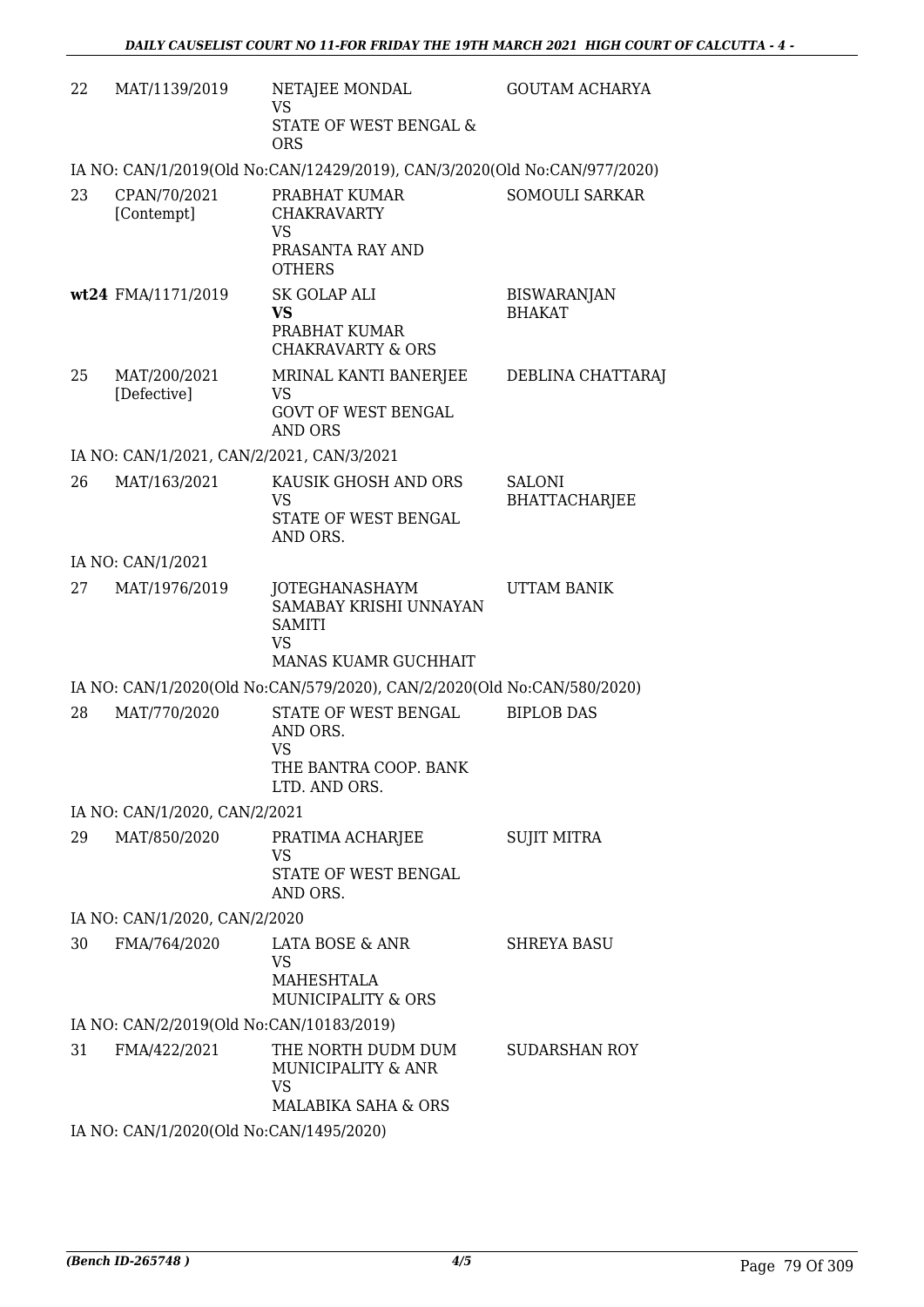| | | | |
|---|---|---|---|
| 22 | MAT/1139/2019 | NETAJEE MONDAL<br>VS<br>STATE OF WEST BENGAL & ORS | GOUTAM ACHARYA |
| | IA NO: CAN/1/2019(Old No:CAN/12429/2019), CAN/3/2020(Old No:CAN/977/2020) | | |
| 23 | CPAN/70/2021 [Contempt] | PRABHAT KUMAR CHAKRAVARTY<br>VS<br>PRASANTA RAY AND OTHERS | SOMOULI SARKAR |
| wt24 | FMA/1171/2019 | SK GOLAP ALI<br>**VS**<br>PRABHAT KUMAR CHAKRAVARTY & ORS | BISWARANJAN BHAKAT |
| 25 | MAT/200/2021 [Defective] | MRINAL KANTI BANERJEE<br>VS<br>GOVT OF WEST BENGAL AND ORS | DEBLINA CHATTARAJ |
| | IA NO: CAN/1/2021, CAN/2/2021, CAN/3/2021 | | |
| 26 | MAT/163/2021 | KAUSIK GHOSH AND ORS<br>VS<br>STATE OF WEST BENGAL AND ORS. | SALONI BHATTACHARJEE |
| | IA NO: CAN/1/2021 | | |
| 27 | MAT/1976/2019 | JOTEGHANASHAYM SAMABAY KRISHI UNNAYAN SAMITI<br>VS<br>MANAS KUAMR GUCHHAIT | UTTAM BANIK |
| | IA NO: CAN/1/2020(Old No:CAN/579/2020), CAN/2/2020(Old No:CAN/580/2020) | | |
| 28 | MAT/770/2020 | STATE OF WEST BENGAL AND ORS.<br>VS<br>THE BANTRA COOP. BANK LTD. AND ORS. | BIPLOB DAS |
| | IA NO: CAN/1/2020, CAN/2/2021 | | |
| 29 | MAT/850/2020 | PRATIMA ACHARJEE<br>VS<br>STATE OF WEST BENGAL AND ORS. | SUJIT MITRA |
| | IA NO: CAN/1/2020, CAN/2/2020 | | |
| 30 | FMA/764/2020 | LATA BOSE & ANR<br>VS<br>MAHESHTALA MUNICIPALITY & ORS | SHREYA BASU |
| | IA NO: CAN/2/2019(Old No:CAN/10183/2019) | | |
| 31 | FMA/422/2021 | THE NORTH DUDM DUM MUNICIPALITY & ANR<br>VS<br>MALABIKA SAHA & ORS | SUDARSHAN ROY |
| | IA NO: CAN/1/2020(Old No:CAN/1495/2020) | | |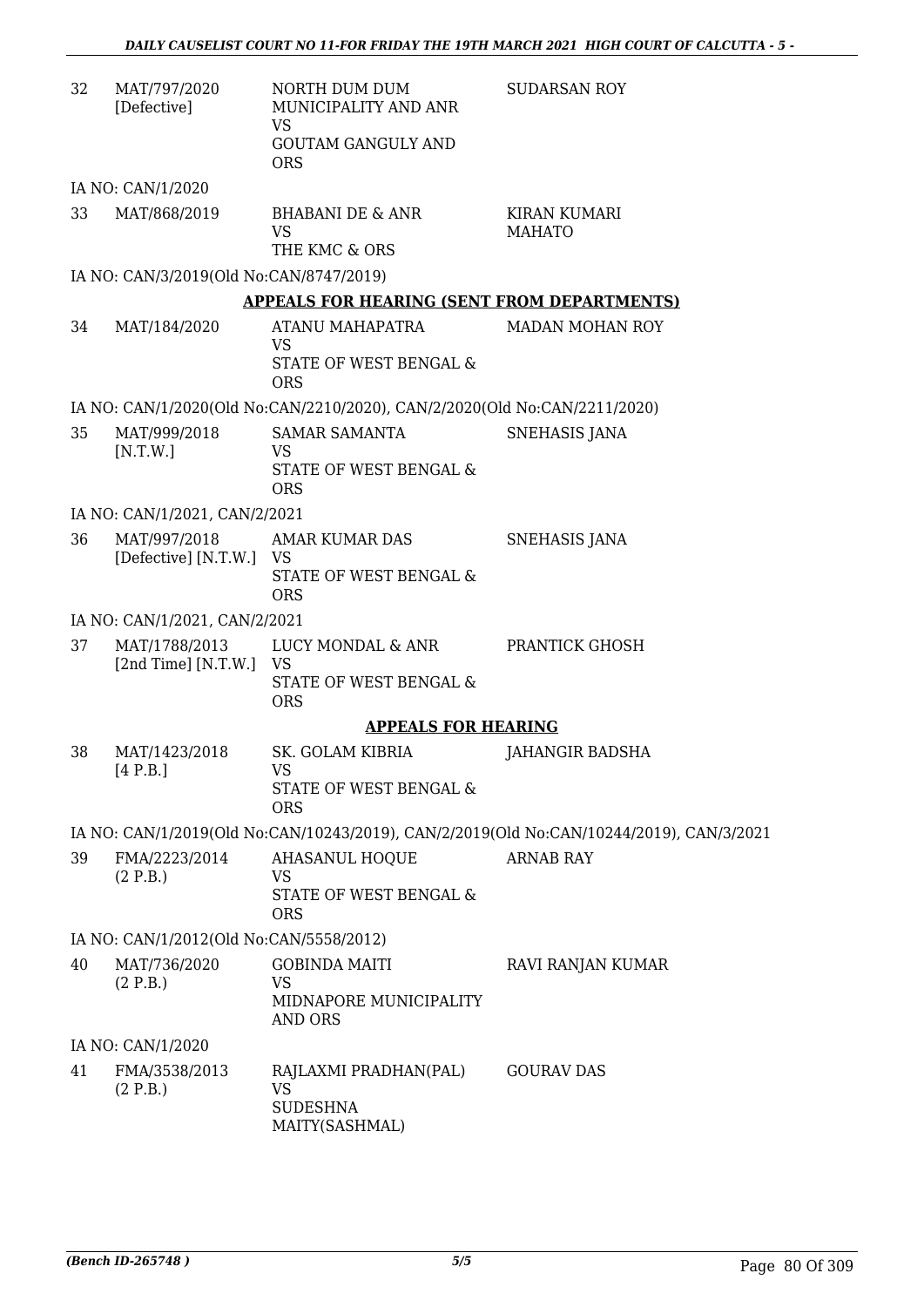| | | | |
|---|---|---|---|
| 32 | MAT/797/2020 [Defective] | NORTH DUM DUM MUNICIPALITY AND ANR VS GOUTAM GANGULY AND ORS | SUDARSAN ROY |

IA NO: CAN/1/2020

| | | | |
|---|---|---|---|
| 33 | MAT/868/2019 | BHABANI DE & ANR VS THE KMC & ORS | KIRAN KUMARI MAHATO |

IA NO: CAN/3/2019(Old No:CAN/8747/2019)

**APPEALS FOR HEARING (SENT FROM DEPARTMENTS)**

| | | | |
|---|---|---|---|
| 34 | MAT/184/2020 | ATANU MAHAPATRA VS STATE OF WEST BENGAL & ORS | MADAN MOHAN ROY |

IA NO: CAN/1/2020(Old No:CAN/2210/2020), CAN/2/2020(Old No:CAN/2211/2020)

| | | | |
|---|---|---|---|
| 35 | MAT/999/2018 [N.T.W.] | SAMAR SAMANTA VS STATE OF WEST BENGAL & ORS | SNEHASIS JANA |

IA NO: CAN/1/2021, CAN/2/2021

| | | | |
|---|---|---|---|
| 36 | MAT/997/2018 [Defective] [N.T.W.] | AMAR KUMAR DAS VS STATE OF WEST BENGAL & ORS | SNEHASIS JANA |

IA NO: CAN/1/2021, CAN/2/2021

| | | | |
|---|---|---|---|
| 37 | MAT/1788/2013 [2nd Time] [N.T.W.] | LUCY MONDAL & ANR VS STATE OF WEST BENGAL & ORS | PRANTICK GHOSH |

**APPEALS FOR HEARING**

| | | | |
|---|---|---|---|
| 38 | MAT/1423/2018 [4 P.B.] | SK. GOLAM KIBRIA VS STATE OF WEST BENGAL & ORS | JAHANGIR BADSHA |

IA NO: CAN/1/2019(Old No:CAN/10243/2019), CAN/2/2019(Old No:CAN/10244/2019), CAN/3/2021

| | | | |
|---|---|---|---|
| 39 | FMA/2223/2014 (2 P.B.) | AHASANUL HOQUE VS STATE OF WEST BENGAL & ORS | ARNAB RAY |

IA NO: CAN/1/2012(Old No:CAN/5558/2012)

| | | | |
|---|---|---|---|
| 40 | MAT/736/2020 (2 P.B.) | GOBINDA MAITI VS MIDNAPORE MUNICIPALITY AND ORS | RAVI RANJAN KUMAR |

IA NO: CAN/1/2020

| | | | |
|---|---|---|---|
| 41 | FMA/3538/2013 (2 P.B.) | RAJLAXMI PRADHAN(PAL) VS SUDESHNA MAITY(SASHMAL) | GOURAV DAS |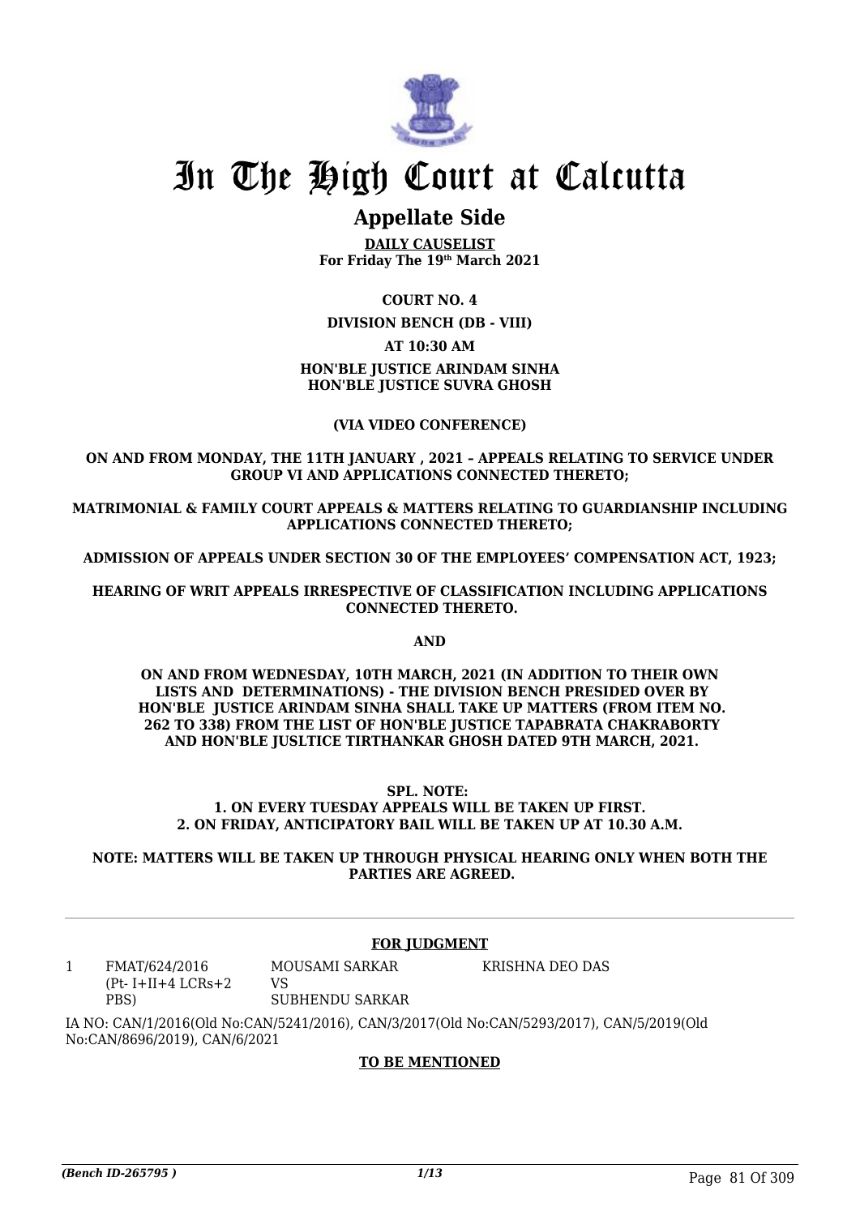# In The High Court at Calcutta

## Appellate Side

**DAILY CAUSELIST**
**For Friday The 19th March 2021**

**COURT NO. 4**

**DIVISION BENCH (DB - VIII)**

**AT 10:30 AM**

**HON'BLE JUSTICE ARINDAM SINHA**
**HON'BLE JUSTICE SUVRA GHOSH**

**(VIA VIDEO CONFERENCE)**

**ON AND FROM MONDAY, THE 11TH JANUARY , 2021 – APPEALS RELATING TO SERVICE UNDER GROUP VI AND APPLICATIONS CONNECTED THERETO;**

**MATRIMONIAL & FAMILY COURT APPEALS & MATTERS RELATING TO GUARDIANSHIP INCLUDING APPLICATIONS CONNECTED THERETO;**

**ADMISSION OF APPEALS UNDER SECTION 30 OF THE EMPLOYEES' COMPENSATION ACT, 1923;**

**HEARING OF WRIT APPEALS IRRESPECTIVE OF CLASSIFICATION INCLUDING APPLICATIONS CONNECTED THERETO.**

**AND**

**ON AND FROM WEDNESDAY, 10TH MARCH, 2021 (IN ADDITION TO THEIR OWN LISTS AND DETERMINATIONS) - THE DIVISION BENCH PRESIDED OVER BY HON'BLE JUSTICE ARINDAM SINHA SHALL TAKE UP MATTERS (FROM ITEM NO. 262 TO 338) FROM THE LIST OF HON'BLE JUSTICE TAPABRATA CHAKRABORTY AND HON'BLE JUSLTICE TIRTHANKAR GHOSH DATED 9TH MARCH, 2021.**

**SPL. NOTE:**
**1. ON EVERY TUESDAY APPEALS WILL BE TAKEN UP FIRST.**
**2. ON FRIDAY, ANTICIPATORY BAIL WILL BE TAKEN UP AT 10.30 A.M.**

**NOTE: MATTERS WILL BE TAKEN UP THROUGH PHYSICAL HEARING ONLY WHEN BOTH THE PARTIES ARE AGREED.**

**FOR JUDGMENT**

| | | | |
|---|---|---|---|
| 1 | FMAT/624/2016 (Pt- I+II+4 LCRs+2 PBS) | MOUSAMI SARKAR VS SUBHENDU SARKAR | KRISHNA DEO DAS |

IA NO: CAN/1/2016(Old No:CAN/5241/2016), CAN/3/2017(Old No:CAN/5293/2017), CAN/5/2019(Old No:CAN/8696/2019), CAN/6/2021

**TO BE MENTIONED**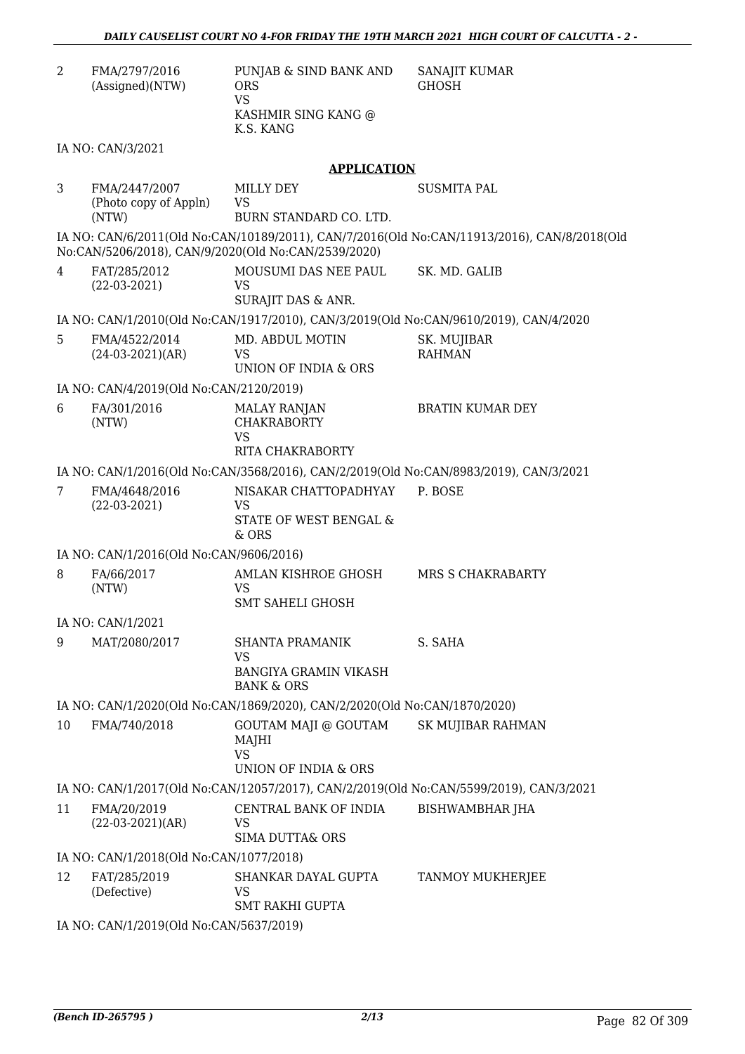| | | | |
|---|---|---|---|
| 2 | FMA/2797/2016 (Assigned)(NTW) | PUNJAB & SIND BANK AND ORS VS KASHMIR SING KANG @ K.S. KANG | SANAJIT KUMAR GHOSH |

IA NO: CAN/3/2021

**APPLICATION**

| | | | |
|---|---|---|---|
| 3 | FMA/2447/2007 (Photo copy of Appln) (NTW) | MILLY DEY VS BURN STANDARD CO. LTD. | SUSMITA PAL |

IA NO: CAN/6/2011(Old No:CAN/10189/2011), CAN/7/2016(Old No:CAN/11913/2016), CAN/8/2018(Old No:CAN/5206/2018), CAN/9/2020(Old No:CAN/2539/2020)

| | | | |
|---|---|---|---|
| 4 | FAT/285/2012 (22-03-2021) | MOUSUMI DAS NEE PAUL VS SURAJIT DAS & ANR. | SK. MD. GALIB |

IA NO: CAN/1/2010(Old No:CAN/1917/2010), CAN/3/2019(Old No:CAN/9610/2019), CAN/4/2020

| | | | |
|---|---|---|---|
| 5 | FMA/4522/2014 (24-03-2021)(AR) | MD. ABDUL MOTIN VS UNION OF INDIA & ORS | SK. MUJIBAR RAHMAN |

IA NO: CAN/4/2019(Old No:CAN/2120/2019)

| | | | |
|---|---|---|---|
| 6 | FA/301/2016 (NTW) | MALAY RANJAN CHAKRABORTY VS RITA CHAKRABORTY | BRATIN KUMAR DEY |

IA NO: CAN/1/2016(Old No:CAN/3568/2016), CAN/2/2019(Old No:CAN/8983/2019), CAN/3/2021

| | | | |
|---|---|---|---|
| 7 | FMA/4648/2016 (22-03-2021) | NISAKAR CHATTOPADHYAY VS STATE OF WEST BENGAL & & ORS | P. BOSE |

IA NO: CAN/1/2016(Old No:CAN/9606/2016)

| | | | |
|---|---|---|---|
| 8 | FA/66/2017 (NTW) | AMLAN KISHROE GHOSH VS SMT SAHELI GHOSH | MRS S CHAKRABARTY |

IA NO: CAN/1/2021

| | | | |
|---|---|---|---|
| 9 | MAT/2080/2017 | SHANTA PRAMANIK VS BANGIYA GRAMIN VIKASH BANK & ORS | S. SAHA |

IA NO: CAN/1/2020(Old No:CAN/1869/2020), CAN/2/2020(Old No:CAN/1870/2020)

| | | | |
|---|---|---|---|
| 10 | FMA/740/2018 | GOUTAM MAJI @ GOUTAM MAJHI VS UNION OF INDIA & ORS | SK MUJIBAR RAHMAN |

IA NO: CAN/1/2017(Old No:CAN/12057/2017), CAN/2/2019(Old No:CAN/5599/2019), CAN/3/2021

| | | | |
|---|---|---|---|
| 11 | FMA/20/2019 (22-03-2021)(AR) | CENTRAL BANK OF INDIA VS SIMA DUTTA& ORS | BISHWAMBHAR JHA |

IA NO: CAN/1/2018(Old No:CAN/1077/2018)

| | | | |
|---|---|---|---|
| 12 | FAT/285/2019 (Defective) | SHANKAR DAYAL GUPTA VS SMT RAKHI GUPTA | TANMOY MUKHERJEE |

IA NO: CAN/1/2019(Old No:CAN/5637/2019)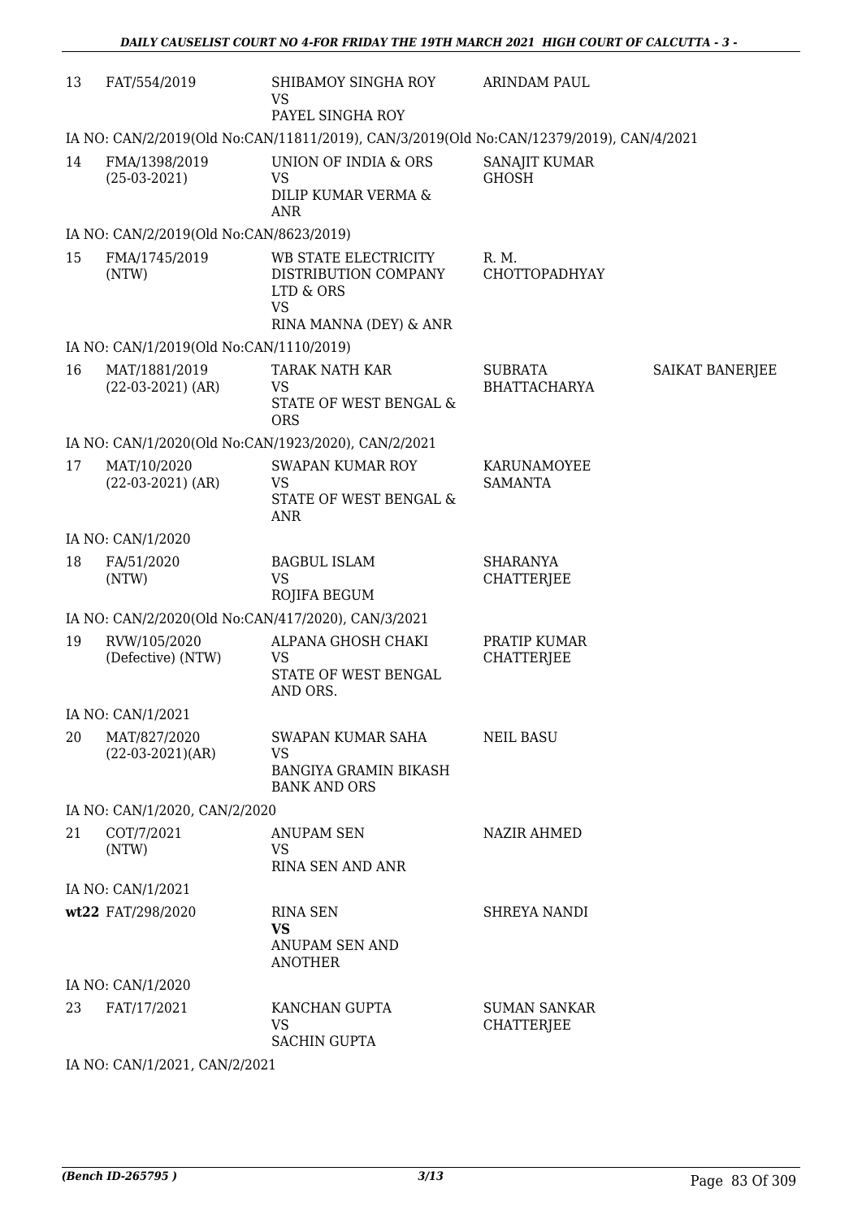| | | | | |
|---|---|---|---|---|
| 13 | FAT/554/2019 | SHIBAMOY SINGHA ROY<br>VS<br>PAYEL SINGHA ROY | ARINDAM PAUL | |

IA NO: CAN/2/2019(Old No:CAN/11811/2019), CAN/3/2019(Old No:CAN/12379/2019), CAN/4/2021

| | | | | |
|---|---|---|---|---|
| 14 | FMA/1398/2019<br>(25-03-2021) | UNION OF INDIA & ORS<br>VS<br>DILIP KUMAR VERMA & ANR | SANAJIT KUMAR GHOSH | |

IA NO: CAN/2/2019(Old No:CAN/8623/2019)

| | | | | |
|---|---|---|---|---|
| 15 | FMA/1745/2019<br>(NTW) | WB STATE ELECTRICITY DISTRIBUTION COMPANY LTD & ORS<br>VS<br>RINA MANNA (DEY) & ANR | R. M. CHOTTOPADHYAY | |

IA NO: CAN/1/2019(Old No:CAN/1110/2019)

| | | | | |
|---|---|---|---|---|
| 16 | MAT/1881/2019<br>(22-03-2021) (AR) | TARAK NATH KAR<br>VS<br>STATE OF WEST BENGAL & ORS | SUBRATA BHATTACHARYA | SAIKAT BANERJEE |

IA NO: CAN/1/2020(Old No:CAN/1923/2020), CAN/2/2021

| | | | | |
|---|---|---|---|---|
| 17 | MAT/10/2020<br>(22-03-2021) (AR) | SWAPAN KUMAR ROY<br>VS<br>STATE OF WEST BENGAL & ANR | KARUNAMOYEE SAMANTA | |

IA NO: CAN/1/2020

| | | | | |
|---|---|---|---|---|
| 18 | FA/51/2020<br>(NTW) | BAGBUL ISLAM<br>VS<br>ROJIFA BEGUM | SHARANYA CHATTERJEE | |

IA NO: CAN/2/2020(Old No:CAN/417/2020), CAN/3/2021

| | | | | |
|---|---|---|---|---|
| 19 | RVW/105/2020<br>(Defective) (NTW) | ALPANA GHOSH CHAKI<br>VS<br>STATE OF WEST BENGAL AND ORS. | PRATIP KUMAR CHATTERJEE | |

IA NO: CAN/1/2021

| | | | | |
|---|---|---|---|---|
| 20 | MAT/827/2020<br>(22-03-2021)(AR) | SWAPAN KUMAR SAHA<br>VS<br>BANGIYA GRAMIN BIKASH BANK AND ORS | NEIL BASU | |

IA NO: CAN/1/2020, CAN/2/2020

| | | | | |
|---|---|---|---|---|
| 21 | COT/7/2021<br>(NTW) | ANUPAM SEN<br>VS<br>RINA SEN AND ANR | NAZIR AHMED | |

IA NO: CAN/1/2021

| | | | | |
|---|---|---|---|---|
| wt22 | FAT/298/2020 | RINA SEN<br>**VS**<br>ANUPAM SEN AND ANOTHER | SHREYA NANDI | |

IA NO: CAN/1/2020

| | | | | |
|---|---|---|---|---|
| 23 | FAT/17/2021 | KANCHAN GUPTA<br>VS<br>SACHIN GUPTA | SUMAN SANKAR CHATTERJEE | |

IA NO: CAN/1/2021, CAN/2/2021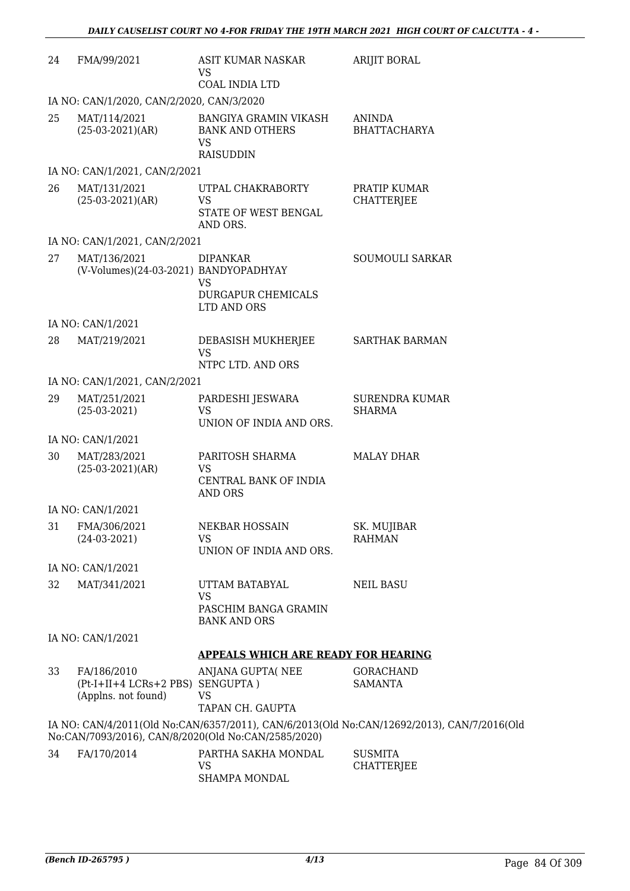| | | | |
|---|---|---|---|
| 24 | FMA/99/2021 | ASIT KUMAR NASKAR<br>VS<br>COAL INDIA LTD | ARIJIT BORAL |
| | IA NO: CAN/1/2020, CAN/2/2020, CAN/3/2020 | | |
| 25 | MAT/114/2021<br>(25-03-2021)(AR) | BANGIYA GRAMIN VIKASH BANK AND OTHERS<br>VS<br>RAISUDDIN | ANINDA BHATTACHARYA |
| | IA NO: CAN/1/2021, CAN/2/2021 | | |
| 26 | MAT/131/2021<br>(25-03-2021)(AR) | UTPAL CHAKRABORTY<br>VS<br>STATE OF WEST BENGAL AND ORS. | PRATIP KUMAR CHATTERJEE |
| | IA NO: CAN/1/2021, CAN/2/2021 | | |
| 27 | MAT/136/2021<br>(V-Volumes)(24-03-2021) | DIPANKAR BANDYOPADHYAY<br>VS<br>DURGAPUR CHEMICALS LTD AND ORS | SOUMOULI SARKAR |
| | IA NO: CAN/1/2021 | | |
| 28 | MAT/219/2021 | DEBASISH MUKHERJEE<br>VS<br>NTPC LTD. AND ORS | SARTHAK BARMAN |
| | IA NO: CAN/1/2021, CAN/2/2021 | | |
| 29 | MAT/251/2021<br>(25-03-2021) | PARDESHI JESWARA<br>VS<br>UNION OF INDIA AND ORS. | SURENDRA KUMAR SHARMA |
| | IA NO: CAN/1/2021 | | |
| 30 | MAT/283/2021<br>(25-03-2021)(AR) | PARITOSH SHARMA<br>VS<br>CENTRAL BANK OF INDIA AND ORS | MALAY DHAR |
| | IA NO: CAN/1/2021 | | |
| 31 | FMA/306/2021<br>(24-03-2021) | NEKBAR HOSSAIN<br>VS<br>UNION OF INDIA AND ORS. | SK. MUJIBAR RAHMAN |
| | IA NO: CAN/1/2021 | | |
| 32 | MAT/341/2021 | UTTAM BATABYAL<br>VS<br>PASCHIM BANGA GRAMIN BANK AND ORS | NEIL BASU |
| | IA NO: CAN/1/2021 | | |

**APPEALS WHICH ARE READY FOR HEARING**

| | | | |
|---|---|---|---|
| 33 | FA/186/2010<br>(Pt-I+II+4 LCRs+2 PBS)<br>(Applns. not found) | ANJANA GUPTA( NEE SENGUPTA )<br>VS<br>TAPAN CH. GAUPTA | GORACHAND SAMANTA |

IA NO: CAN/4/2011(Old No:CAN/6357/2011), CAN/6/2013(Old No:CAN/12692/2013), CAN/7/2016(Old No:CAN/7093/2016), CAN/8/2020(Old No:CAN/2585/2020)

| | | | |
|---|---|---|---|
| 34 | FA/170/2014 | PARTHA SAKHA MONDAL<br>VS<br>SHAMPA MONDAL | SUSMITA CHATTERJEE |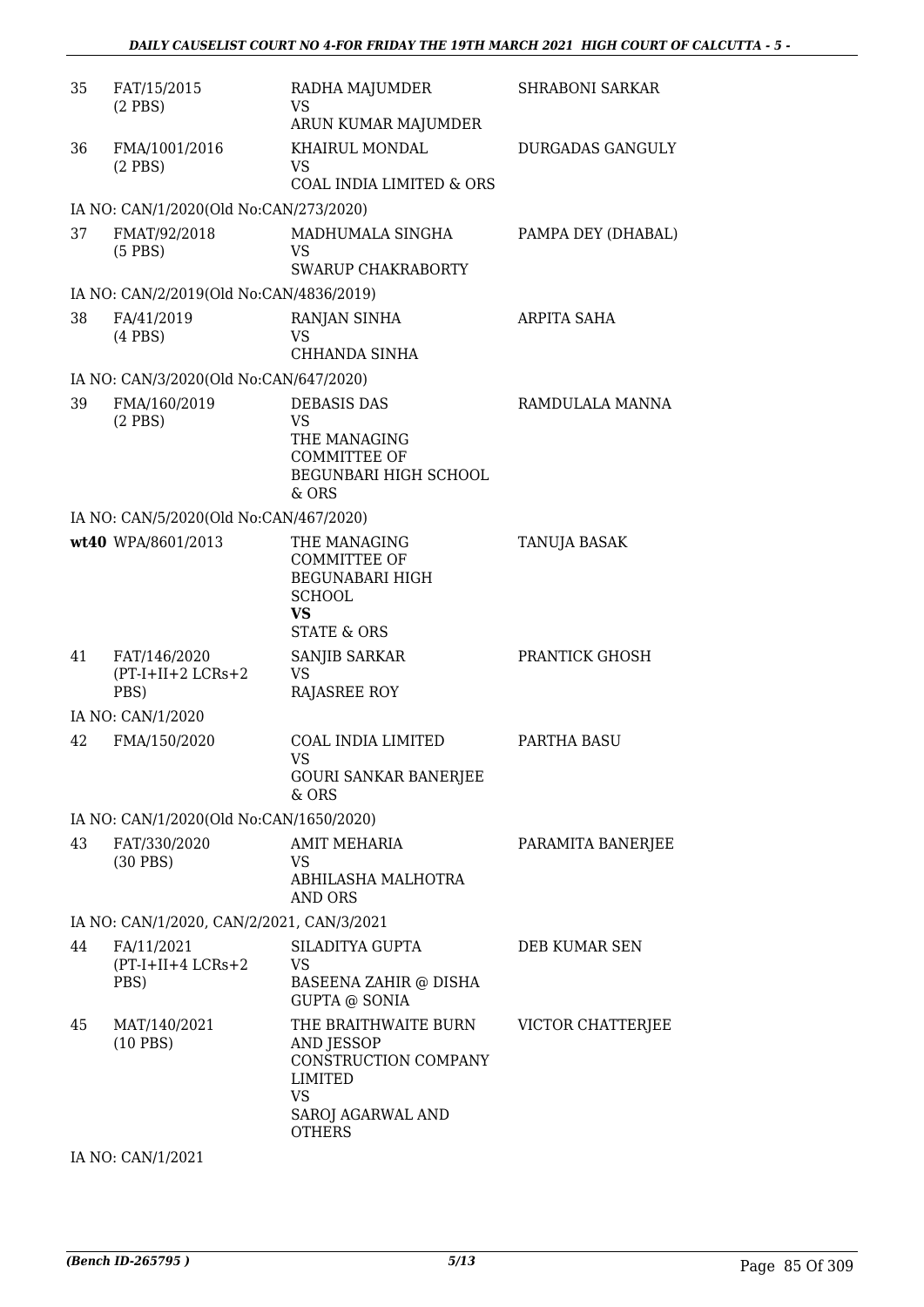| | | | |
|---|---|---|---|
| 35 | FAT/15/2015<br>(2 PBS) | RADHA MAJUMDER<br>VS<br>ARUN KUMAR MAJUMDER | SHRABONI SARKAR |
| 36 | FMA/1001/2016<br>(2 PBS) | KHAIRUL MONDAL<br>VS<br>COAL INDIA LIMITED & ORS | DURGADAS GANGULY |
| | IA NO: CAN/1/2020(Old No:CAN/273/2020) | | |
| 37 | FMAT/92/2018<br>(5 PBS) | MADHUMALA SINGHA<br>VS<br>SWARUP CHAKRABORTY | PAMPA DEY (DHABAL) |
| | IA NO: CAN/2/2019(Old No:CAN/4836/2019) | | |
| 38 | FA/41/2019<br>(4 PBS) | RANJAN SINHA<br>VS<br>CHHANDA SINHA | ARPITA SAHA |
| | IA NO: CAN/3/2020(Old No:CAN/647/2020) | | |
| 39 | FMA/160/2019<br>(2 PBS) | DEBASIS DAS<br>VS<br>THE MANAGING COMMITTEE OF BEGUNBARI HIGH SCHOOL & ORS | RAMDULALA MANNA |
| | IA NO: CAN/5/2020(Old No:CAN/467/2020) | | |
| **wt40** | WPA/8601/2013 | THE MANAGING COMMITTEE OF BEGUNABARI HIGH SCHOOL<br>**VS**<br>STATE & ORS | TANUJA BASAK |
| 41 | FAT/146/2020<br>(PT-I+II+2 LCRs+2 PBS) | SANJIB SARKAR<br>VS<br>RAJASREE ROY | PRANTICK GHOSH |
| | IA NO: CAN/1/2020 | | |
| 42 | FMA/150/2020 | COAL INDIA LIMITED<br>VS<br>GOURI SANKAR BANERJEE & ORS | PARTHA BASU |
| | IA NO: CAN/1/2020(Old No:CAN/1650/2020) | | |
| 43 | FAT/330/2020<br>(30 PBS) | AMIT MEHARIA<br>VS<br>ABHILASHA MALHOTRA AND ORS | PARAMITA BANERJEE |
| | IA NO: CAN/1/2020, CAN/2/2021, CAN/3/2021 | | |
| 44 | FA/11/2021<br>(PT-I+II+4 LCRs+2 PBS) | SILADITYA GUPTA<br>VS<br>BASEENA ZAHIR @ DISHA GUPTA @ SONIA | DEB KUMAR SEN |
| 45 | MAT/140/2021<br>(10 PBS) | THE BRAITHWAITE BURN AND JESSOP CONSTRUCTION COMPANY LIMITED<br>VS<br>SAROJ AGARWAL AND OTHERS | VICTOR CHATTERJEE |
| | IA NO: CAN/1/2021 | | |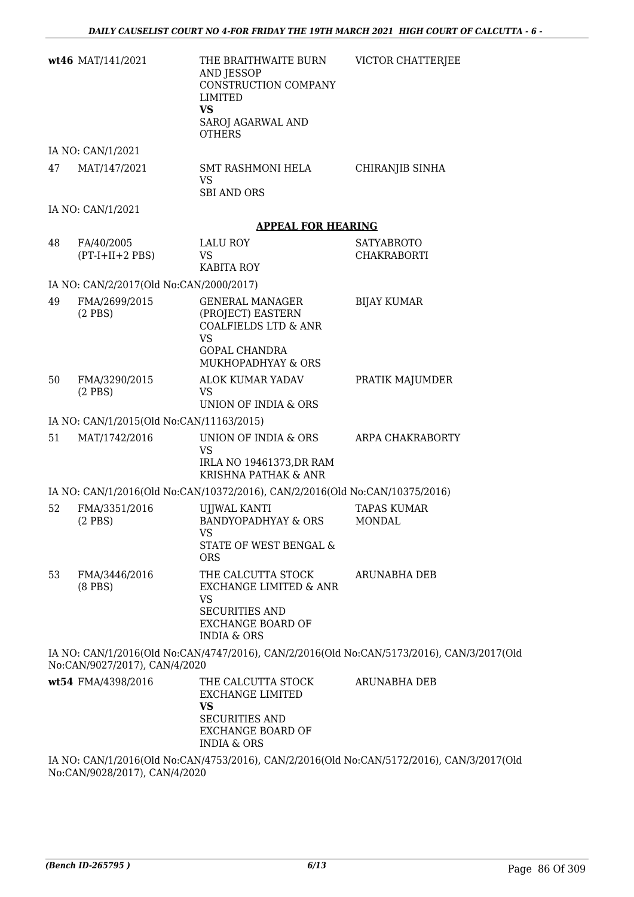| | | | |
|---|---|---|---|
| **wt46** | MAT/141/2021 | THE BRAITHWAITE BURN AND JESSOP CONSTRUCTION COMPANY LIMITED<br>**VS**<br>SAROJ AGARWAL AND OTHERS | VICTOR CHATTERJEE |
| | IA NO: CAN/1/2021 | | |
| 47 | MAT/147/2021 | SMT RASHMONI HELA<br>VS<br>SBI AND ORS | CHIRANJIB SINHA |
| | IA NO: CAN/1/2021 | | |

**APPEAL FOR HEARING**

| | | | |
|---|---|---|---|
| 48 | FA/40/2005<br>(PT-I+II+2 PBS) | LALU ROY<br>VS<br>KABITA ROY | SATYABROTO CHAKRABORTI |
| | IA NO: CAN/2/2017(Old No:CAN/2000/2017) | | |
| 49 | FMA/2699/2015<br>(2 PBS) | GENERAL MANAGER (PROJECT) EASTERN COALFIELDS LTD & ANR<br>VS<br>GOPAL CHANDRA MUKHOPADHYAY & ORS | BIJAY KUMAR |
| 50 | FMA/3290/2015<br>(2 PBS) | ALOK KUMAR YADAV<br>VS<br>UNION OF INDIA & ORS | PRATIK MAJUMDER |
| | IA NO: CAN/1/2015(Old No:CAN/11163/2015) | | |
| 51 | MAT/1742/2016 | UNION OF INDIA & ORS<br>VS<br>IRLA NO 19461373,DR RAM KRISHNA PATHAK & ANR | ARPA CHAKRABORTY |
| | IA NO: CAN/1/2016(Old No:CAN/10372/2016), CAN/2/2016(Old No:CAN/10375/2016) | | |
| 52 | FMA/3351/2016<br>(2 PBS) | UJJWAL KANTI BANDYOPADHYAY & ORS<br>VS<br>STATE OF WEST BENGAL & ORS | TAPAS KUMAR MONDAL |
| 53 | FMA/3446/2016<br>(8 PBS) | THE CALCUTTA STOCK EXCHANGE LIMITED & ANR<br>VS<br>SECURITIES AND EXCHANGE BOARD OF INDIA & ORS | ARUNABHA DEB |
| | IA NO: CAN/1/2016(Old No:CAN/4747/2016), CAN/2/2016(Old No:CAN/5173/2016), CAN/3/2017(Old No:CAN/9027/2017), CAN/4/2020 | | |
| **wt54** | FMA/4398/2016 | THE CALCUTTA STOCK EXCHANGE LIMITED<br>**VS**<br>SECURITIES AND EXCHANGE BOARD OF INDIA & ORS | ARUNABHA DEB |
| | IA NO: CAN/1/2016(Old No:CAN/4753/2016), CAN/2/2016(Old No:CAN/5172/2016), CAN/3/2017(Old No:CAN/9028/2017), CAN/4/2020 | | |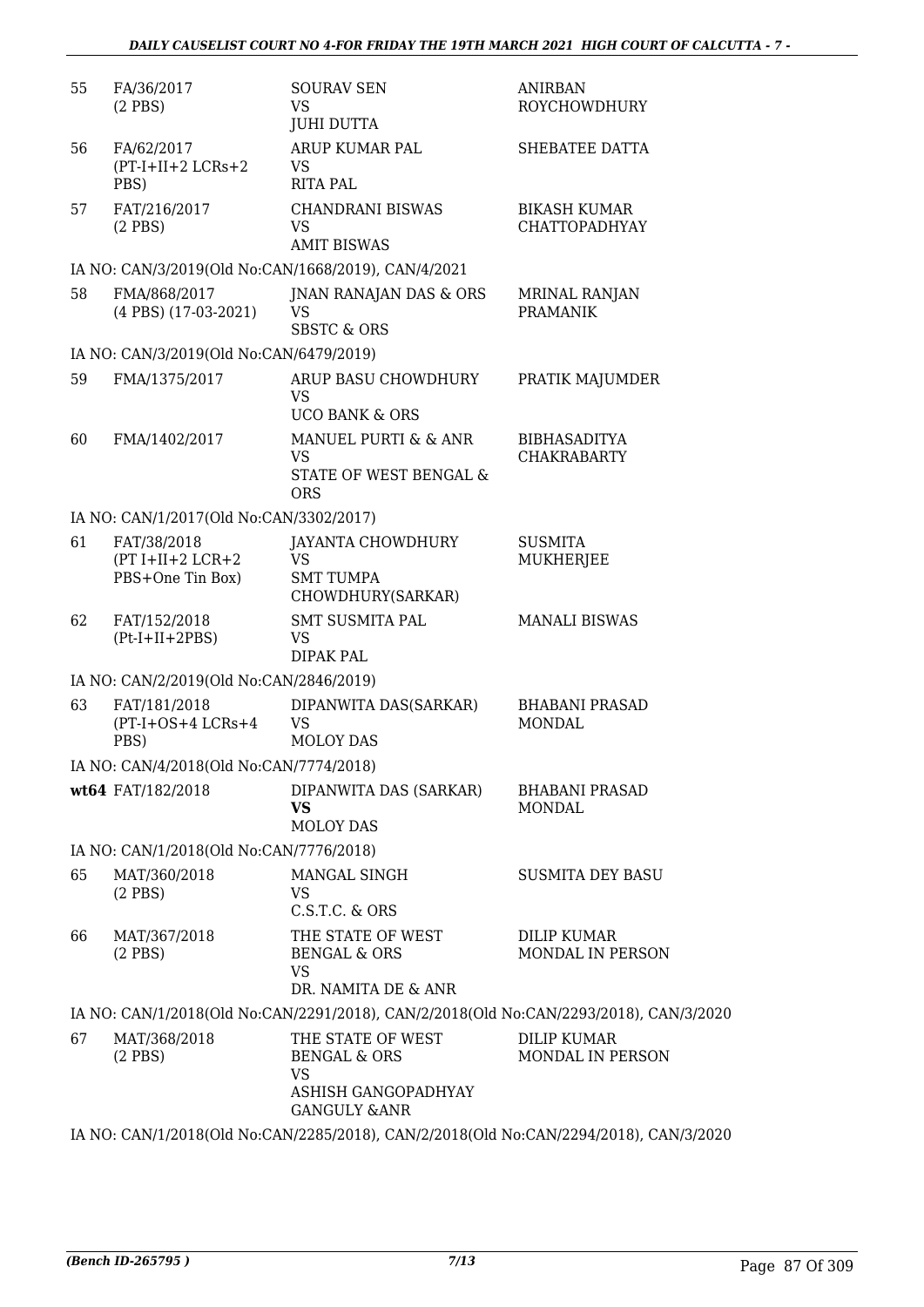| | | | |
|---|---|---|---|
| 55 | FA/36/2017 (2 PBS) | SOURAV SEN VS JUHI DUTTA | ANIRBAN ROYCHOWDHURY |
| 56 | FA/62/2017 (PT-I+II+2 LCRs+2 PBS) | ARUP KUMAR PAL VS RITA PAL | SHEBATEE DATTA |
| 57 | FAT/216/2017 (2 PBS) | CHANDRANI BISWAS VS AMIT BISWAS | BIKASH KUMAR CHATTOPADHYAY |

IA NO: CAN/3/2019(Old No:CAN/1668/2019), CAN/4/2021

| | | | |
|---|---|---|---|
| 58 | FMA/868/2017 (4 PBS) (17-03-2021) | JNAN RANAJAN DAS & ORS VS SBSTC & ORS | MRINAL RANJAN PRAMANIK |

IA NO: CAN/3/2019(Old No:CAN/6479/2019)

| | | | |
|---|---|---|---|
| 59 | FMA/1375/2017 | ARUP BASU CHOWDHURY VS UCO BANK & ORS | PRATIK MAJUMDER |
| 60 | FMA/1402/2017 | MANUEL PURTI & & ANR VS STATE OF WEST BENGAL & ORS | BIBHASADITYA CHAKRABARTY |

IA NO: CAN/1/2017(Old No:CAN/3302/2017)

| | | | |
|---|---|---|---|
| 61 | FAT/38/2018 (PT I+II+2 LCR+2 PBS+One Tin Box) | JAYANTA CHOWDHURY VS SMT TUMPA CHOWDHURY(SARKAR) | SUSMITA MUKHERJEE |
| 62 | FAT/152/2018 (Pt-I+II+2PBS) | SMT SUSMITA PAL VS DIPAK PAL | MANALI BISWAS |

IA NO: CAN/2/2019(Old No:CAN/2846/2019)

| | | | |
|---|---|---|---|
| 63 | FAT/181/2018 (PT-I+OS+4 LCRs+4 PBS) | DIPANWITA DAS(SARKAR) VS MOLOY DAS | BHABANI PRASAD MONDAL |

IA NO: CAN/4/2018(Old No:CAN/7774/2018)

| | | | |
|---|---|---|---|
| **wt64** | FAT/182/2018 | DIPANWITA DAS (SARKAR) **VS** MOLOY DAS | BHABANI PRASAD MONDAL |

IA NO: CAN/1/2018(Old No:CAN/7776/2018)

| | | | |
|---|---|---|---|
| 65 | MAT/360/2018 (2 PBS) | MANGAL SINGH VS C.S.T.C. & ORS | SUSMITA DEY BASU |
| 66 | MAT/367/2018 (2 PBS) | THE STATE OF WEST BENGAL & ORS VS DR. NAMITA DE & ANR | DILIP KUMAR MONDAL IN PERSON |

IA NO: CAN/1/2018(Old No:CAN/2291/2018), CAN/2/2018(Old No:CAN/2293/2018), CAN/3/2020

| | | | |
|---|---|---|---|
| 67 | MAT/368/2018 (2 PBS) | THE STATE OF WEST BENGAL & ORS VS ASHISH GANGOPADHYAY GANGULY &ANR | DILIP KUMAR MONDAL IN PERSON |

IA NO: CAN/1/2018(Old No:CAN/2285/2018), CAN/2/2018(Old No:CAN/2294/2018), CAN/3/2020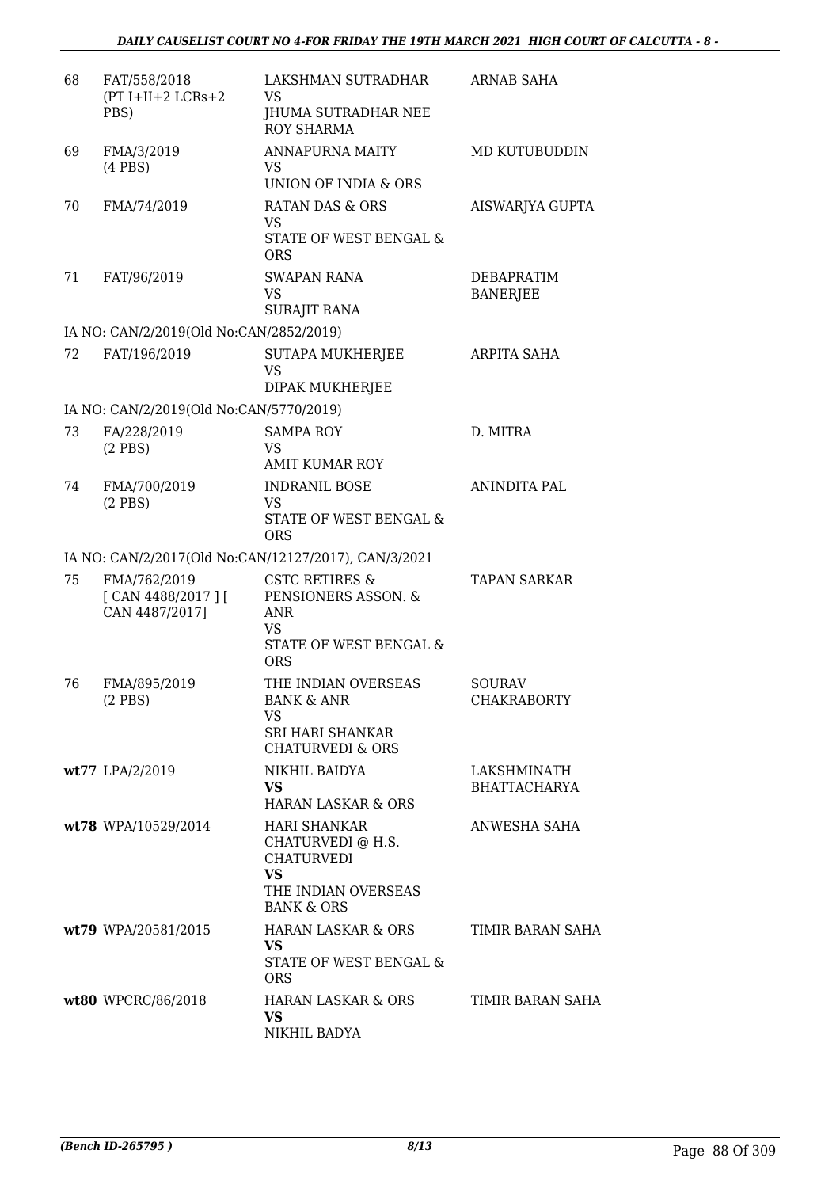| | | | |
|---|---|---|---|
| 68 | FAT/558/2018 (PT I+II+2 LCRs+2 PBS) | LAKSHMAN SUTRADHAR VS JHUMA SUTRADHAR NEE ROY SHARMA | ARNAB SAHA |
| 69 | FMA/3/2019 (4 PBS) | ANNAPURNA MAITY VS UNION OF INDIA & ORS | MD KUTUBUDDIN |
| 70 | FMA/74/2019 | RATAN DAS & ORS VS STATE OF WEST BENGAL & ORS | AISWARJYA GUPTA |
| 71 | FAT/96/2019 | SWAPAN RANA VS SURAJIT RANA | DEBAPRATIM BANERJEE |
| | IA NO: CAN/2/2019(Old No:CAN/2852/2019) | | |
| 72 | FAT/196/2019 | SUTAPA MUKHERJEE VS DIPAK MUKHERJEE | ARPITA SAHA |
| | IA NO: CAN/2/2019(Old No:CAN/5770/2019) | | |
| 73 | FA/228/2019 (2 PBS) | SAMPA ROY VS AMIT KUMAR ROY | D. MITRA |
| 74 | FMA/700/2019 (2 PBS) | INDRANIL BOSE VS STATE OF WEST BENGAL & ORS | ANINDITA PAL |
| | IA NO: CAN/2/2017(Old No:CAN/12127/2017), CAN/3/2021 | | |
| 75 | FMA/762/2019 [ CAN 4488/2017 ] [ CAN 4487/2017] | CSTC RETIRES & PENSIONERS ASSON. & ANR VS STATE OF WEST BENGAL & ORS | TAPAN SARKAR |
| 76 | FMA/895/2019 (2 PBS) | THE INDIAN OVERSEAS BANK & ANR VS SRI HARI SHANKAR CHATURVEDI & ORS | SOURAV CHAKRABORTY |
| **wt77** | LPA/2/2019 | NIKHIL BAIDYA **VS** HARAN LASKAR & ORS | LAKSHMINATH BHATTACHARYA |
| **wt78** | WPA/10529/2014 | HARI SHANKAR CHATURVEDI @ H.S. CHATURVEDI **VS** THE INDIAN OVERSEAS BANK & ORS | ANWESHA SAHA |
| **wt79** | WPA/20581/2015 | HARAN LASKAR & ORS **VS** STATE OF WEST BENGAL & ORS | TIMIR BARAN SAHA |
| **wt80** | WPCRC/86/2018 | HARAN LASKAR & ORS **VS** NIKHIL BADYA | TIMIR BARAN SAHA |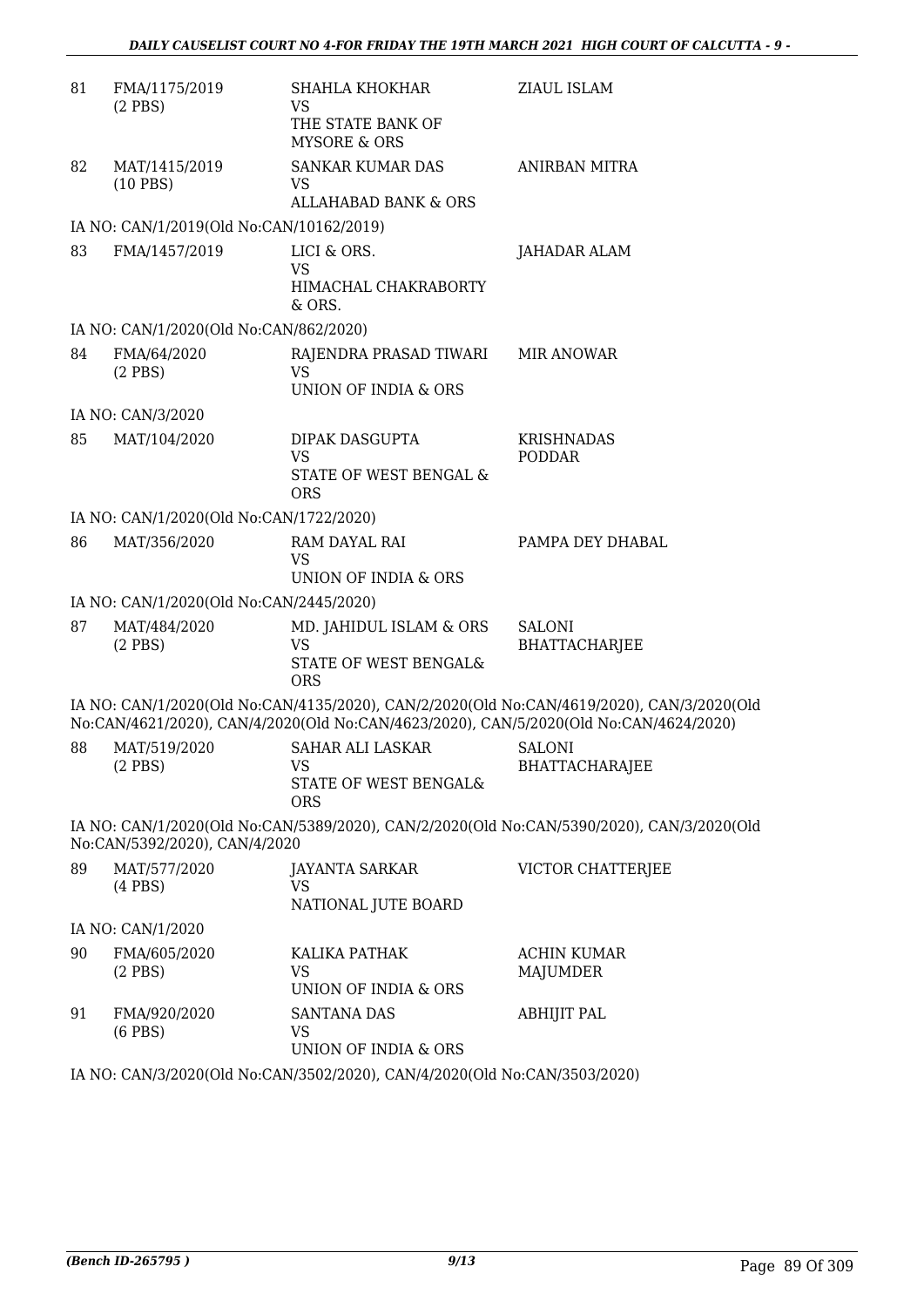| | | | |
|---|---|---|---|
| 81 | FMA/1175/2019 (2 PBS) | SHAHLA KHOKHAR VS THE STATE BANK OF MYSORE & ORS | ZIAUL ISLAM |
| 82 | MAT/1415/2019 (10 PBS) | SANKAR KUMAR DAS VS ALLAHABAD BANK & ORS | ANIRBAN MITRA |
| | IA NO: CAN/1/2019(Old No:CAN/10162/2019) | | |
| 83 | FMA/1457/2019 | LICI & ORS. VS HIMACHAL CHAKRABORTY & ORS. | JAHADAR ALAM |
| | IA NO: CAN/1/2020(Old No:CAN/862/2020) | | |
| 84 | FMA/64/2020 (2 PBS) | RAJENDRA PRASAD TIWARI VS UNION OF INDIA & ORS | MIR ANOWAR |
| | IA NO: CAN/3/2020 | | |
| 85 | MAT/104/2020 | DIPAK DASGUPTA VS STATE OF WEST BENGAL & ORS | KRISHNADAS PODDAR |
| | IA NO: CAN/1/2020(Old No:CAN/1722/2020) | | |
| 86 | MAT/356/2020 | RAM DAYAL RAI VS UNION OF INDIA & ORS | PAMPA DEY DHABAL |
| | IA NO: CAN/1/2020(Old No:CAN/2445/2020) | | |
| 87 | MAT/484/2020 (2 PBS) | MD. JAHIDUL ISLAM & ORS VS STATE OF WEST BENGAL& ORS | SALONI BHATTACHARJEE |
| | IA NO: CAN/1/2020(Old No:CAN/4135/2020), CAN/2/2020(Old No:CAN/4619/2020), CAN/3/2020(Old No:CAN/4621/2020), CAN/4/2020(Old No:CAN/4623/2020), CAN/5/2020(Old No:CAN/4624/2020) | | |
| 88 | MAT/519/2020 (2 PBS) | SAHAR ALI LASKAR VS STATE OF WEST BENGAL& ORS | SALONI BHATTACHARAJEE |
| | IA NO: CAN/1/2020(Old No:CAN/5389/2020), CAN/2/2020(Old No:CAN/5390/2020), CAN/3/2020(Old No:CAN/5392/2020), CAN/4/2020 | | |
| 89 | MAT/577/2020 (4 PBS) | JAYANTA SARKAR VS NATIONAL JUTE BOARD | VICTOR CHATTERJEE |
| | IA NO: CAN/1/2020 | | |
| 90 | FMA/605/2020 (2 PBS) | KALIKA PATHAK VS UNION OF INDIA & ORS | ACHIN KUMAR MAJUMDER |
| 91 | FMA/920/2020 (6 PBS) | SANTANA DAS VS UNION OF INDIA & ORS | ABHIJIT PAL |
| | IA NO: CAN/3/2020(Old No:CAN/3502/2020), CAN/4/2020(Old No:CAN/3503/2020) | | |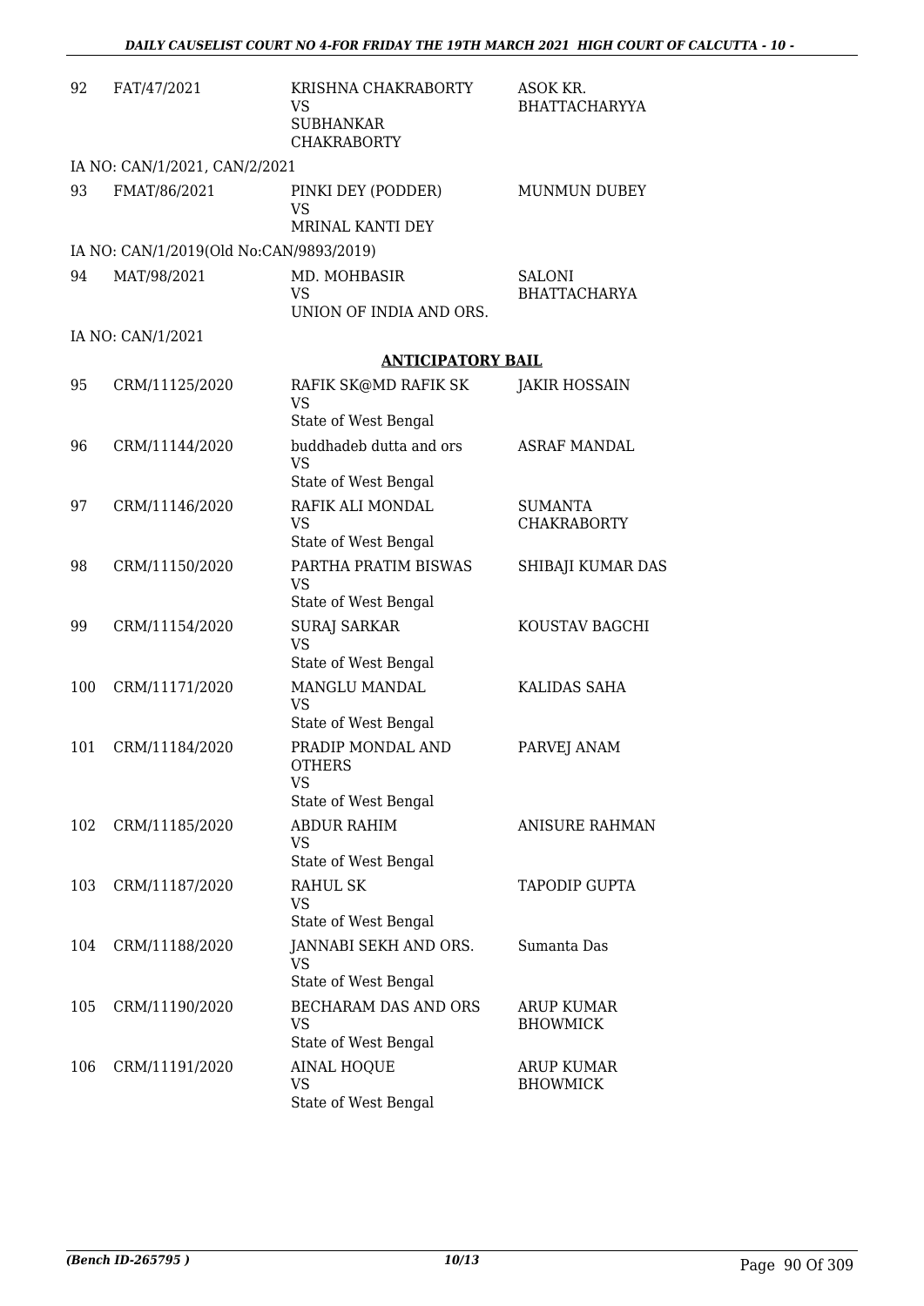| 92 | FAT/47/2021 | KRISHNA CHAKRABORTY<br>VS<br>SUBHANKAR CHAKRABORTY | ASOK KR. BHATTACHARYYA |
|---|---|---|---|
| | IA NO: CAN/1/2021, CAN/2/2021 | | |
| 93 | FMAT/86/2021 | PINKI DEY (PODDER)<br>VS<br>MRINAL KANTI DEY | MUNMUN DUBEY |
| | IA NO: CAN/1/2019(Old No:CAN/9893/2019) | | |
| 94 | MAT/98/2021 | MD. MOHBASIR<br>VS<br>UNION OF INDIA AND ORS. | SALONI BHATTACHARYA |
| | IA NO: CAN/1/2021 | | |

## ANTICIPATORY BAIL

| | | | |
|---|---|---|---|
| 95 | CRM/11125/2020 | RAFIK SK@MD RAFIK SK<br>VS<br>State of West Bengal | JAKIR HOSSAIN |
| 96 | CRM/11144/2020 | buddhadeb dutta and ors<br>VS<br>State of West Bengal | ASRAF MANDAL |
| 97 | CRM/11146/2020 | RAFIK ALI MONDAL<br>VS<br>State of West Bengal | SUMANTA CHAKRABORTY |
| 98 | CRM/11150/2020 | PARTHA PRATIM BISWAS<br>VS<br>State of West Bengal | SHIBAJI KUMAR DAS |
| 99 | CRM/11154/2020 | SURAJ SARKAR<br>VS<br>State of West Bengal | KOUSTAV BAGCHI |
| 100 | CRM/11171/2020 | MANGLU MANDAL<br>VS<br>State of West Bengal | KALIDAS SAHA |
| 101 | CRM/11184/2020 | PRADIP MONDAL AND OTHERS<br>VS<br>State of West Bengal | PARVEJ ANAM |
| 102 | CRM/11185/2020 | ABDUR RAHIM<br>VS<br>State of West Bengal | ANISURE RAHMAN |
| 103 | CRM/11187/2020 | RAHUL SK<br>VS<br>State of West Bengal | TAPODIP GUPTA |
| 104 | CRM/11188/2020 | JANNABI SEKH AND ORS.<br>VS<br>State of West Bengal | Sumanta Das |
| 105 | CRM/11190/2020 | BECHARAM DAS AND ORS<br>VS<br>State of West Bengal | ARUP KUMAR BHOWMICK |
| 106 | CRM/11191/2020 | AINAL HOQUE<br>VS<br>State of West Bengal | ARUP KUMAR BHOWMICK |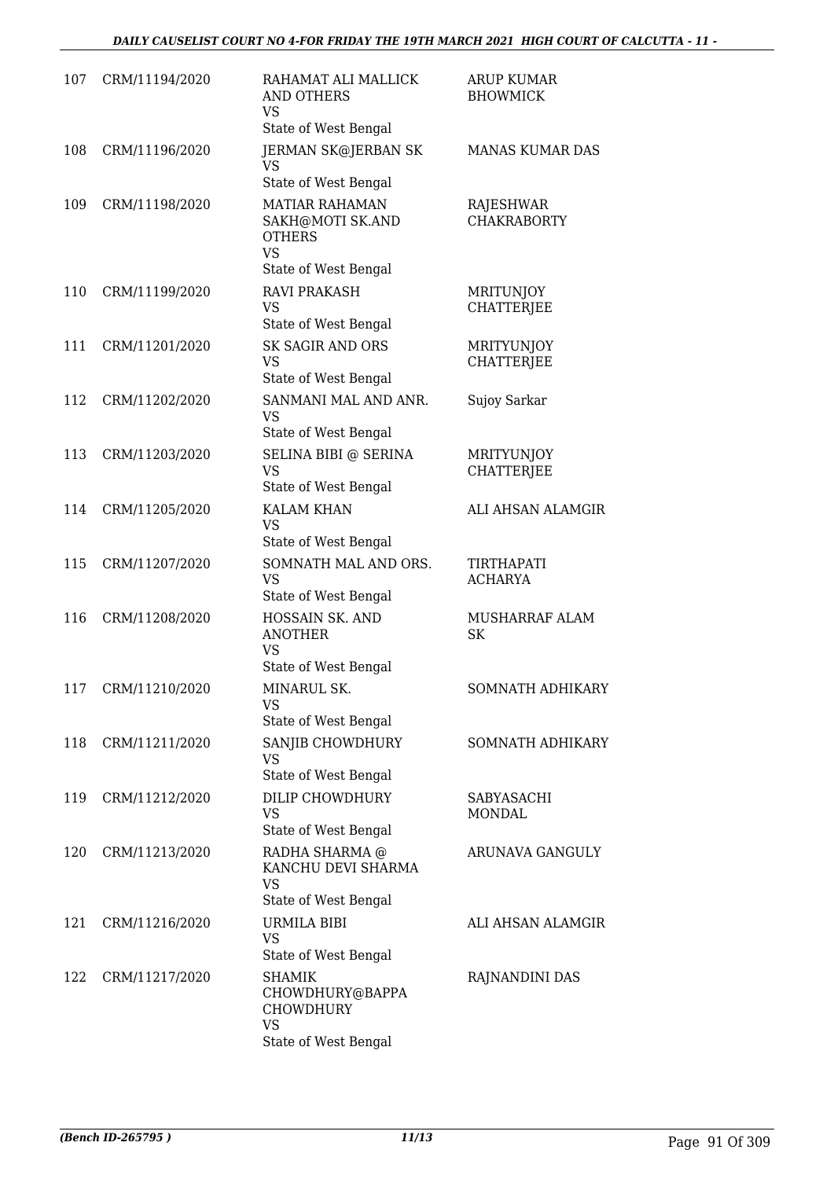| | | | |
|---|---|---|---|
| 107 | CRM/11194/2020 | RAHAMAT ALI MALLICK AND OTHERS VS State of West Bengal | ARUP KUMAR BHOWMICK |
| 108 | CRM/11196/2020 | JERMAN SK@JERBAN SK VS State of West Bengal | MANAS KUMAR DAS |
| 109 | CRM/11198/2020 | MATIAR RAHAMAN SAKH@MOTI SK.AND OTHERS VS State of West Bengal | RAJESHWAR CHAKRABORTY |
| 110 | CRM/11199/2020 | RAVI PRAKASH VS State of West Bengal | MRITUNJOY CHATTERJEE |
| 111 | CRM/11201/2020 | SK SAGIR AND ORS VS State of West Bengal | MRITYUNJOY CHATTERJEE |
| 112 | CRM/11202/2020 | SANMANI MAL AND ANR. VS State of West Bengal | Sujoy Sarkar |
| 113 | CRM/11203/2020 | SELINA BIBI @ SERINA VS State of West Bengal | MRITYUNJOY CHATTERJEE |
| 114 | CRM/11205/2020 | KALAM KHAN VS State of West Bengal | ALI AHSAN ALAMGIR |
| 115 | CRM/11207/2020 | SOMNATH MAL AND ORS. VS State of West Bengal | TIRTHAPATI ACHARYA |
| 116 | CRM/11208/2020 | HOSSAIN SK. AND ANOTHER VS State of West Bengal | MUSHARRAF ALAM SK |
| 117 | CRM/11210/2020 | MINARUL SK. VS State of West Bengal | SOMNATH ADHIKARY |
| 118 | CRM/11211/2020 | SANJIB CHOWDHURY VS State of West Bengal | SOMNATH ADHIKARY |
| 119 | CRM/11212/2020 | DILIP CHOWDHURY VS State of West Bengal | SABYASACHI MONDAL |
| 120 | CRM/11213/2020 | RADHA SHARMA @ KANCHU DEVI SHARMA VS State of West Bengal | ARUNAVA GANGULY |
| 121 | CRM/11216/2020 | URMILA BIBI VS State of West Bengal | ALI AHSAN ALAMGIR |
| 122 | CRM/11217/2020 | SHAMIK CHOWDHURY@BAPPA CHOWDHURY VS State of West Bengal | RAJNANDINI DAS |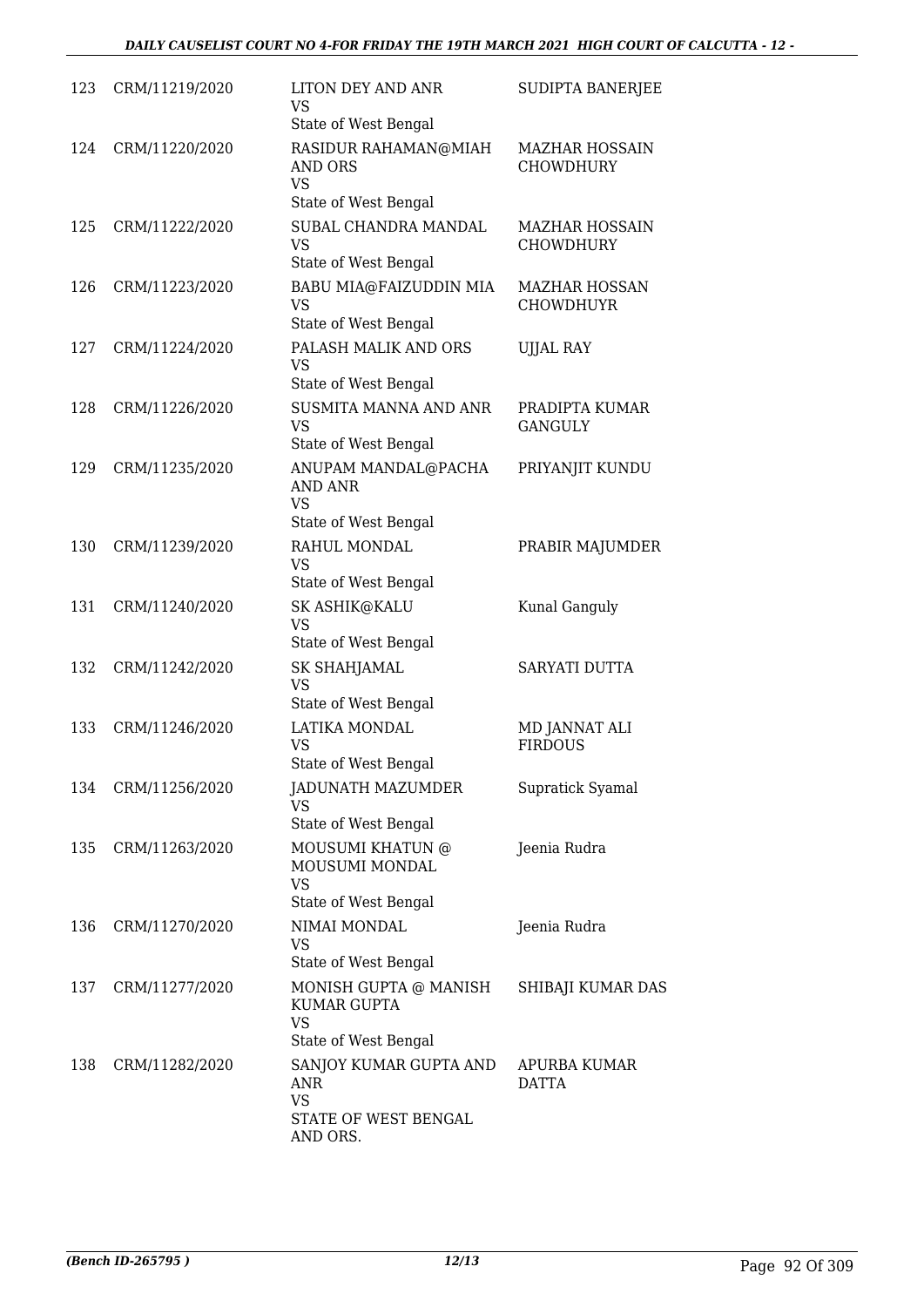| 123 | CRM/11219/2020 | LITON DEY AND ANR<br>VS<br>State of West Bengal | SUDIPTA BANERJEE |
|---|---|---|---|
| 124 | CRM/11220/2020 | RASIDUR RAHAMAN@MIAH AND ORS<br>VS<br>State of West Bengal | MAZHAR HOSSAIN CHOWDHURY |
| 125 | CRM/11222/2020 | SUBAL CHANDRA MANDAL<br>VS<br>State of West Bengal | MAZHAR HOSSAIN CHOWDHURY |
| 126 | CRM/11223/2020 | BABU MIA@FAIZUDDIN MIA<br>VS<br>State of West Bengal | MAZHAR HOSSAN CHOWDHUYR |
| 127 | CRM/11224/2020 | PALASH MALIK AND ORS<br>VS<br>State of West Bengal | UJJAL RAY |
| 128 | CRM/11226/2020 | SUSMITA MANNA AND ANR<br>VS<br>State of West Bengal | PRADIPTA KUMAR GANGULY |
| 129 | CRM/11235/2020 | ANUPAM MANDAL@PACHA AND ANR<br>VS<br>State of West Bengal | PRIYANJIT KUNDU |
| 130 | CRM/11239/2020 | RAHUL MONDAL<br>VS<br>State of West Bengal | PRABIR MAJUMDER |
| 131 | CRM/11240/2020 | SK ASHIK@KALU<br>VS<br>State of West Bengal | Kunal Ganguly |
| 132 | CRM/11242/2020 | SK SHAHJAMAL<br>VS<br>State of West Bengal | SARYATI DUTTA |
| 133 | CRM/11246/2020 | LATIKA MONDAL<br>VS<br>State of West Bengal | MD JANNAT ALI FIRDOUS |
| 134 | CRM/11256/2020 | JADUNATH MAZUMDER<br>VS<br>State of West Bengal | Supratick Syamal |
| 135 | CRM/11263/2020 | MOUSUMI KHATUN @ MOUSUMI MONDAL<br>VS<br>State of West Bengal | Jeenia Rudra |
| 136 | CRM/11270/2020 | NIMAI MONDAL<br>VS<br>State of West Bengal | Jeenia Rudra |
| 137 | CRM/11277/2020 | MONISH GUPTA @ MANISH KUMAR GUPTA<br>VS<br>State of West Bengal | SHIBAJI KUMAR DAS |
| 138 | CRM/11282/2020 | SANJOY KUMAR GUPTA AND ANR<br>VS<br>STATE OF WEST BENGAL AND ORS. | APURBA KUMAR DATTA |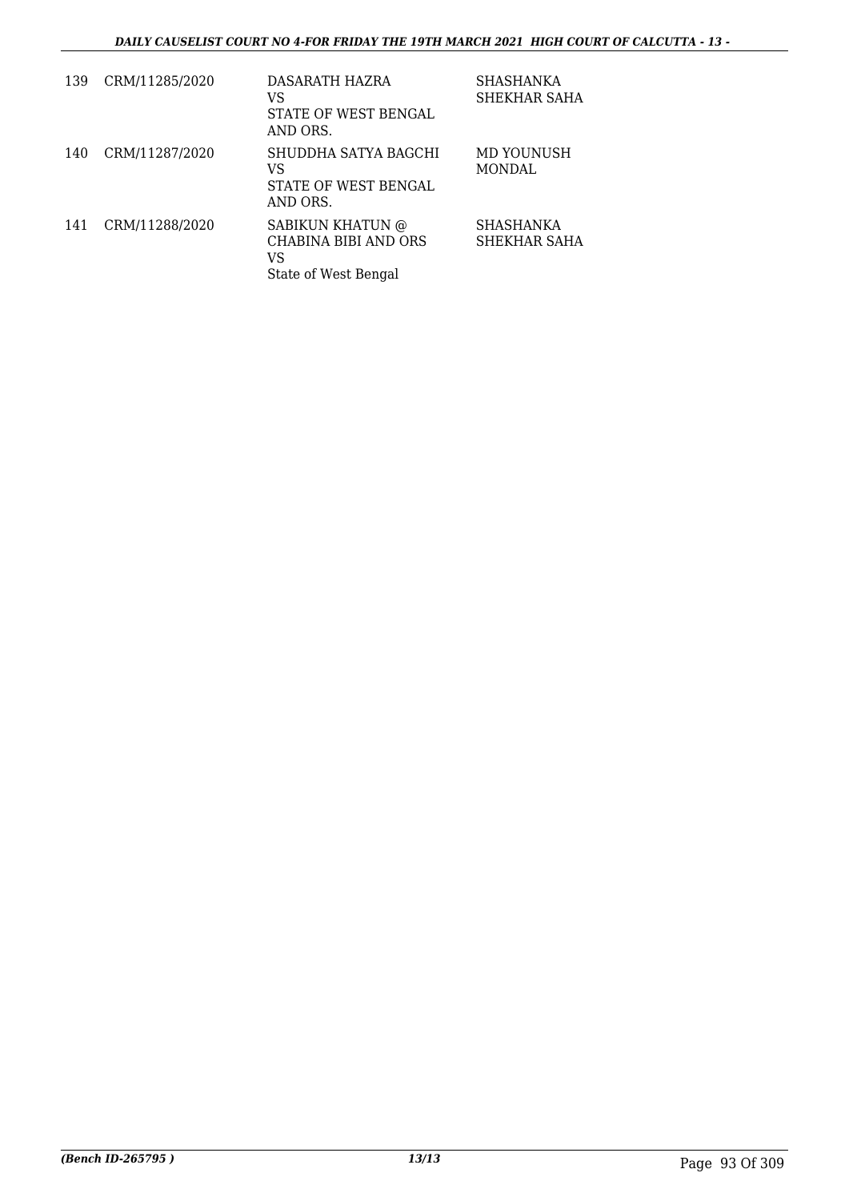| 139 | CRM/11285/2020 | DASARATH HAZRA<br>VS<br>STATE OF WEST BENGAL AND ORS. | SHASHANKA SHEKHAR SAHA |
|---|---|---|---|
| 140 | CRM/11287/2020 | SHUDDHA SATYA BAGCHI<br>VS<br>STATE OF WEST BENGAL AND ORS. | MD YOUNUSH MONDAL |
| 141 | CRM/11288/2020 | SABIKUN KHATUN @ CHABINA BIBI AND ORS<br>VS<br>State of West Bengal | SHASHANKA SHEKHAR SAHA |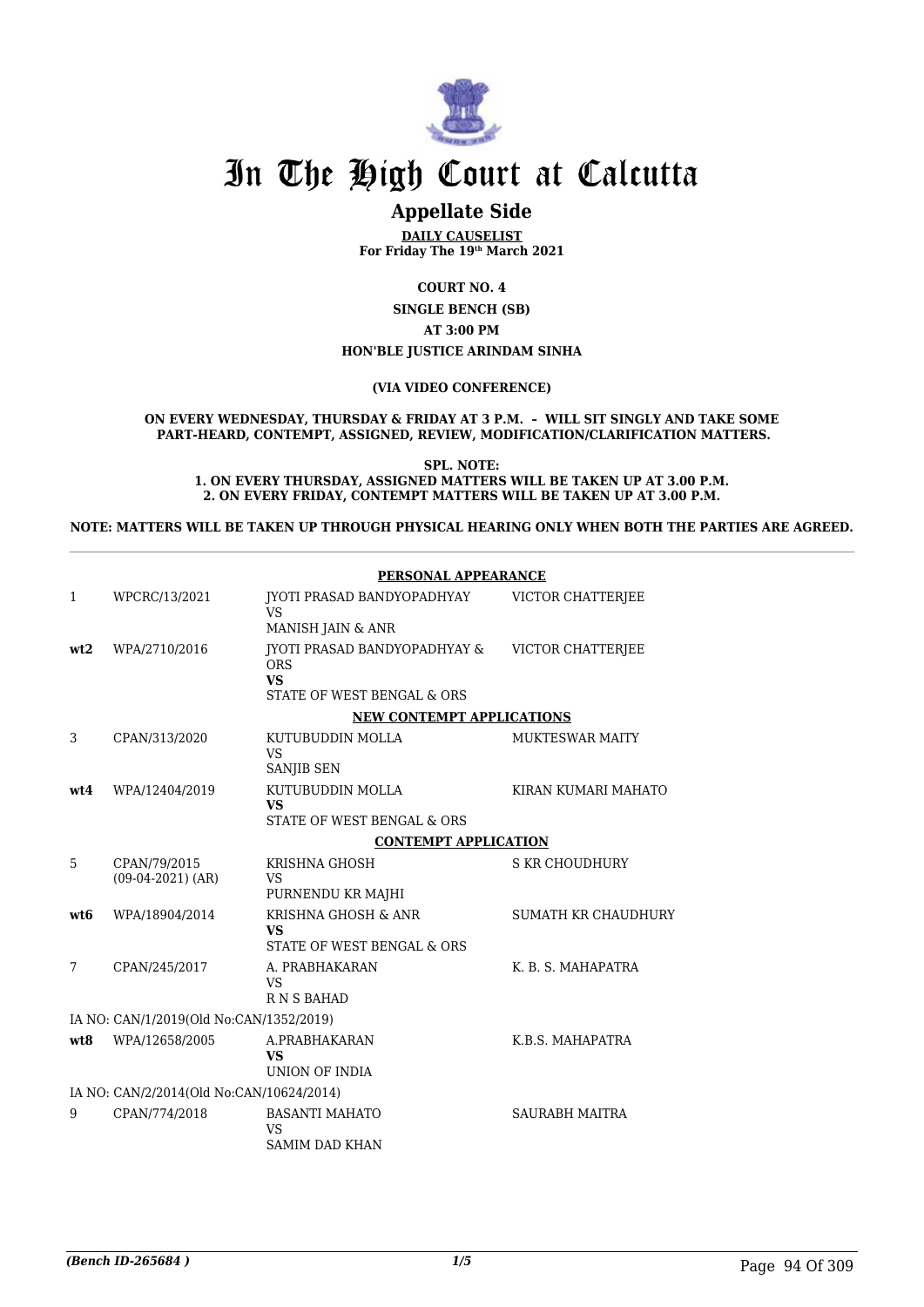# In The High Court at Calcutta

## Appellate Side

**DAILY CAUSELIST**
**For Friday The 19th March 2021**

**COURT NO. 4**

**SINGLE BENCH (SB)**

**AT 3:00 PM**

**HON'BLE JUSTICE ARINDAM SINHA**

**(VIA VIDEO CONFERENCE)**

**ON EVERY WEDNESDAY, THURSDAY & FRIDAY AT 3 P.M. – WILL SIT SINGLY AND TAKE SOME PART-HEARD, CONTEMPT, ASSIGNED, REVIEW, MODIFICATION/CLARIFICATION MATTERS.**

**SPL. NOTE:**
**1. ON EVERY THURSDAY, ASSIGNED MATTERS WILL BE TAKEN UP AT 3.00 P.M.**
**2. ON EVERY FRIDAY, CONTEMPT MATTERS WILL BE TAKEN UP AT 3.00 P.M.**

**NOTE: MATTERS WILL BE TAKEN UP THROUGH PHYSICAL HEARING ONLY WHEN BOTH THE PARTIES ARE AGREED.**

**PERSONAL APPEARANCE**

| | | | |
|---|---|---|---|
| 1 | WPCRC/13/2021 | JYOTI PRASAD BANDYOPADHYAY<br>VS<br>MANISH JAIN & ANR | VICTOR CHATTERJEE |
| **wt2** | WPA/2710/2016 | JYOTI PRASAD BANDYOPADHYAY & ORS<br>**VS**<br>STATE OF WEST BENGAL & ORS | VICTOR CHATTERJEE |

**NEW CONTEMPT APPLICATIONS**

| | | | |
|---|---|---|---|
| 3 | CPAN/313/2020 | KUTUBUDDIN MOLLA<br>VS<br>SANJIB SEN | MUKTESWAR MAITY |
| **wt4** | WPA/12404/2019 | KUTUBUDDIN MOLLA<br>**VS**<br>STATE OF WEST BENGAL & ORS | KIRAN KUMARI MAHATO |

**CONTEMPT APPLICATION**

| | | | |
|---|---|---|---|
| 5 | CPAN/79/2015<br>(09-04-2021) (AR) | KRISHNA GHOSH<br>VS<br>PURNENDU KR MAJHI | S KR CHOUDHURY |
| **wt6** | WPA/18904/2014 | KRISHNA GHOSH & ANR<br>**VS**<br>STATE OF WEST BENGAL & ORS | SUMATH KR CHAUDHURY |
| 7 | CPAN/245/2017 | A. PRABHAKARAN<br>VS<br>R N S BAHAD | K. B. S. MAHAPATRA |
| | IA NO: CAN/1/2019(Old No:CAN/1352/2019) | | |
| **wt8** | WPA/12658/2005 | A.PRABHAKARAN<br>**VS**<br>UNION OF INDIA | K.B.S. MAHAPATRA |
| | IA NO: CAN/2/2014(Old No:CAN/10624/2014) | | |
| 9 | CPAN/774/2018 | BASANTI MAHATO<br>VS<br>SAMIM DAD KHAN | SAURABH MAITRA |

*(Bench ID-265684 )*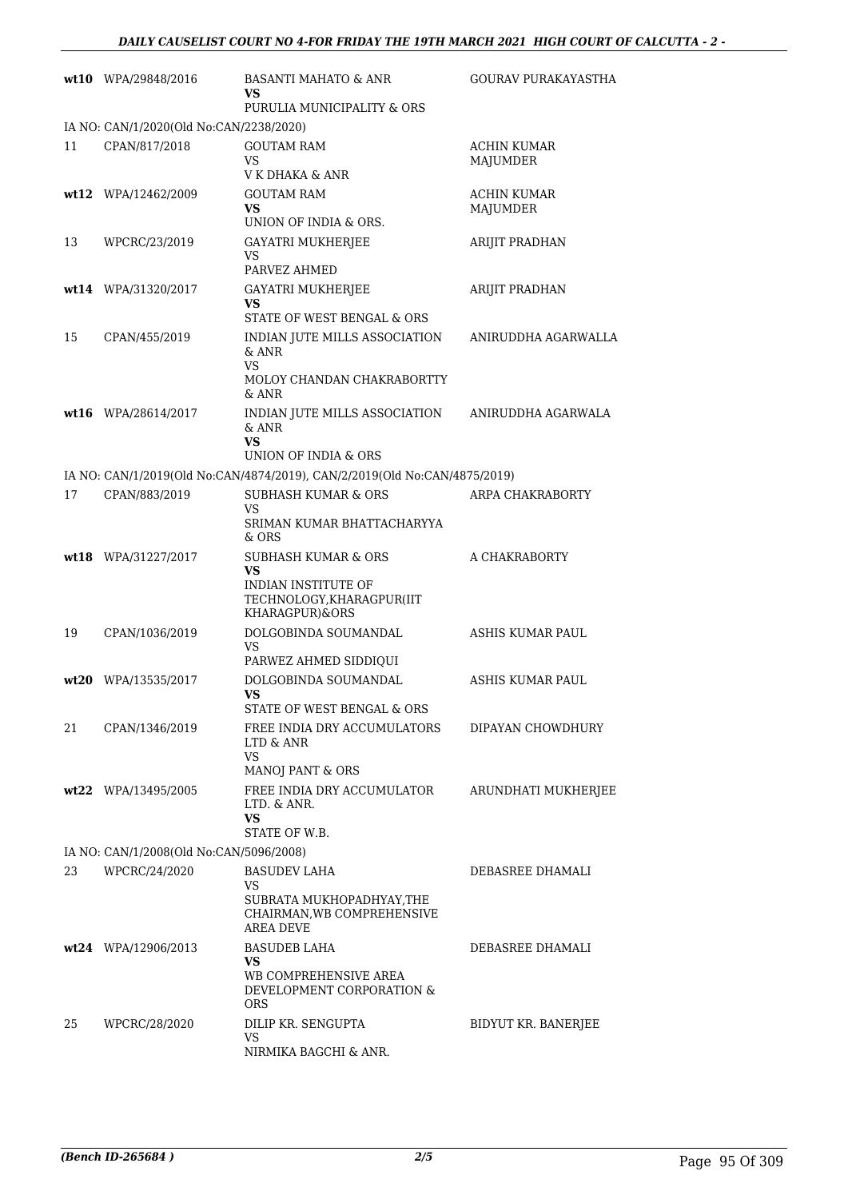| | | | |
|---|---|---|---|
| **wt10** | WPA/29848/2016 | BASANTI MAHATO & ANR **VS** PURULIA MUNICIPALITY & ORS | GOURAV PURAKAYASTHA |
| IA NO: CAN/1/2020(Old No:CAN/2238/2020) | | | |
| 11 | CPAN/817/2018 | GOUTAM RAM VS V K DHAKA & ANR | ACHIN KUMAR MAJUMDER |
| **wt12** | WPA/12462/2009 | GOUTAM RAM **VS** UNION OF INDIA & ORS. | ACHIN KUMAR MAJUMDER |
| 13 | WPCRC/23/2019 | GAYATRI MUKHERJEE VS PARVEZ AHMED | ARIJIT PRADHAN |
| **wt14** | WPA/31320/2017 | GAYATRI MUKHERJEE **VS** STATE OF WEST BENGAL & ORS | ARIJIT PRADHAN |
| 15 | CPAN/455/2019 | INDIAN JUTE MILLS ASSOCIATION & ANR VS MOLOY CHANDAN CHAKRABORTTY & ANR | ANIRUDDHA AGARWALLA |
| **wt16** | WPA/28614/2017 | INDIAN JUTE MILLS ASSOCIATION & ANR **VS** UNION OF INDIA & ORS | ANIRUDDHA AGARWALA |
| IA NO: CAN/1/2019(Old No:CAN/4874/2019), CAN/2/2019(Old No:CAN/4875/2019) | | | |
| 17 | CPAN/883/2019 | SUBHASH KUMAR & ORS VS SRIMAN KUMAR BHATTACHARYYA & ORS | ARPA CHAKRABORTY |
| **wt18** | WPA/31227/2017 | SUBHASH KUMAR & ORS **VS** INDIAN INSTITUTE OF TECHNOLOGY,KHARAGPUR(IIT KHARAGPUR)&ORS | A CHAKRABORTY |
| 19 | CPAN/1036/2019 | DOLGOBINDA SOUMANDAL VS PARWEZ AHMED SIDDIQUI | ASHIS KUMAR PAUL |
| **wt20** | WPA/13535/2017 | DOLGOBINDA SOUMANDAL **VS** STATE OF WEST BENGAL & ORS | ASHIS KUMAR PAUL |
| 21 | CPAN/1346/2019 | FREE INDIA DRY ACCUMULATORS LTD & ANR VS MANOJ PANT & ORS | DIPAYAN CHOWDHURY |
| **wt22** | WPA/13495/2005 | FREE INDIA DRY ACCUMULATOR LTD. & ANR. **VS** STATE OF W.B. | ARUNDHATI MUKHERJEE |
| IA NO: CAN/1/2008(Old No:CAN/5096/2008) | | | |
| 23 | WPCRC/24/2020 | BASUDEV LAHA VS SUBRATA MUKHOPADHYAY,THE CHAIRMAN,WB COMPREHENSIVE AREA DEVE | DEBASREE DHAMALI |
| **wt24** | WPA/12906/2013 | BASUDEB LAHA **VS** WB COMPREHENSIVE AREA DEVELOPMENT CORPORATION & ORS | DEBASREE DHAMALI |
| 25 | WPCRC/28/2020 | DILIP KR. SENGUPTA VS NIRMIKA BAGCHI & ANR. | BIDYUT KR. BANERJEE |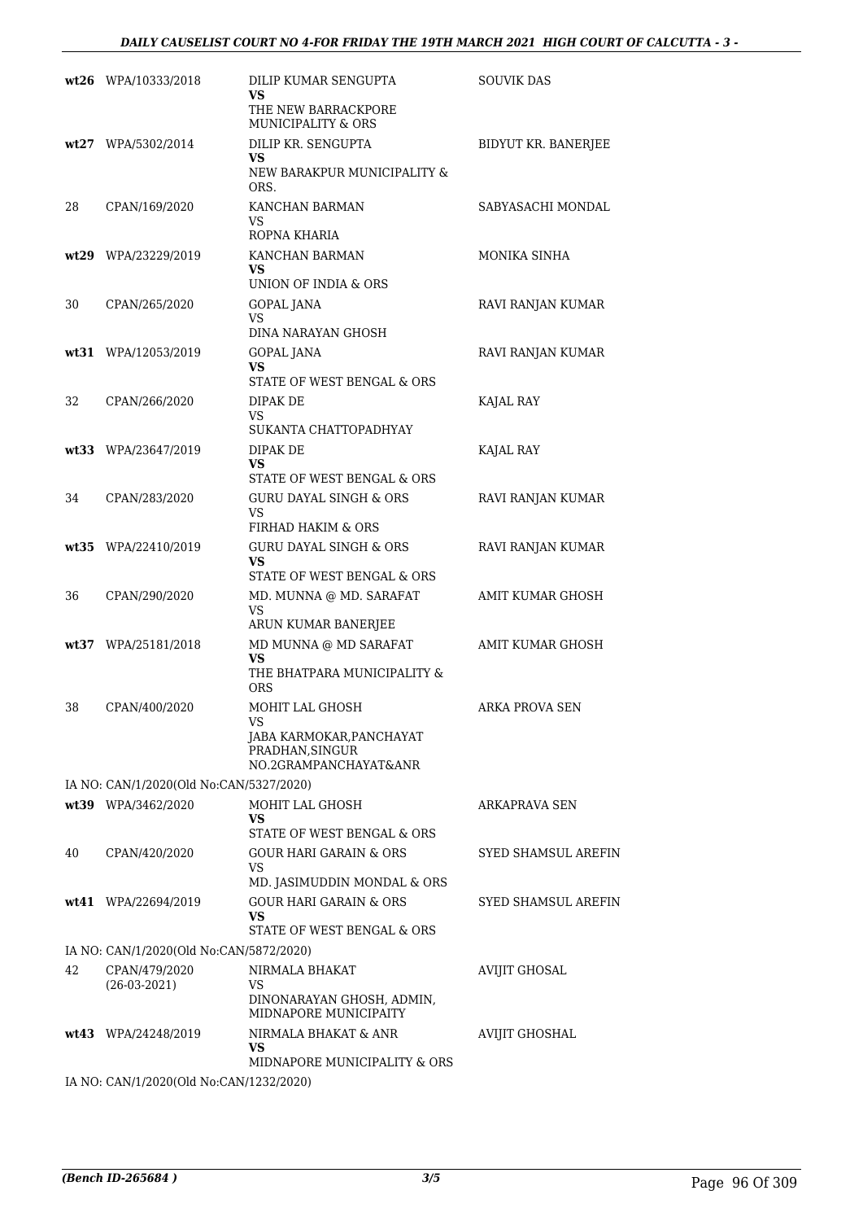| | | | |
|---|---|---|---|
| **wt26** | WPA/10333/2018 | DILIP KUMAR SENGUPTA<br>**VS**<br>THE NEW BARRACKPORE MUNICIPALITY & ORS | SOUVIK DAS |
| **wt27** | WPA/5302/2014 | DILIP KR. SENGUPTA<br>**VS**<br>NEW BARAKPUR MUNICIPALITY & ORS. | BIDYUT KR. BANERJEE |
| 28 | CPAN/169/2020 | KANCHAN BARMAN<br>VS<br>ROPNA KHARIA | SABYASACHI MONDAL |
| **wt29** | WPA/23229/2019 | KANCHAN BARMAN<br>**VS**<br>UNION OF INDIA & ORS | MONIKA SINHA |
| 30 | CPAN/265/2020 | GOPAL JANA<br>VS<br>DINA NARAYAN GHOSH | RAVI RANJAN KUMAR |
| **wt31** | WPA/12053/2019 | GOPAL JANA<br>**VS**<br>STATE OF WEST BENGAL & ORS | RAVI RANJAN KUMAR |
| 32 | CPAN/266/2020 | DIPAK DE<br>VS<br>SUKANTA CHATTOPADHYAY | KAJAL RAY |
| **wt33** | WPA/23647/2019 | DIPAK DE<br>**VS**<br>STATE OF WEST BENGAL & ORS | KAJAL RAY |
| 34 | CPAN/283/2020 | GURU DAYAL SINGH & ORS<br>VS<br>FIRHAD HAKIM & ORS | RAVI RANJAN KUMAR |
| **wt35** | WPA/22410/2019 | GURU DAYAL SINGH & ORS<br>**VS**<br>STATE OF WEST BENGAL & ORS | RAVI RANJAN KUMAR |
| 36 | CPAN/290/2020 | MD. MUNNA @ MD. SARAFAT<br>VS<br>ARUN KUMAR BANERJEE | AMIT KUMAR GHOSH |
| **wt37** | WPA/25181/2018 | MD MUNNA @ MD SARAFAT<br>**VS**<br>THE BHATPARA MUNICIPALITY & ORS | AMIT KUMAR GHOSH |
| 38 | CPAN/400/2020 | MOHIT LAL GHOSH<br>VS<br>JABA KARMOKAR,PANCHAYAT PRADHAN,SINGUR NO.2GRAMPANCHAYAT&ANR | ARKA PROVA SEN |
| | IA NO: CAN/1/2020(Old No:CAN/5327/2020) | | |
| **wt39** | WPA/3462/2020 | MOHIT LAL GHOSH<br>**VS**<br>STATE OF WEST BENGAL & ORS | ARKAPRAVA SEN |
| 40 | CPAN/420/2020 | GOUR HARI GARAIN & ORS<br>VS<br>MD. JASIMUDDIN MONDAL & ORS | SYED SHAMSUL AREFIN |
| **wt41** | WPA/22694/2019 | GOUR HARI GARAIN & ORS<br>**VS**<br>STATE OF WEST BENGAL & ORS | SYED SHAMSUL AREFIN |
| | IA NO: CAN/1/2020(Old No:CAN/5872/2020) | | |
| 42 | CPAN/479/2020<br>(26-03-2021) | NIRMALA BHAKAT<br>VS<br>DINONARAYAN GHOSH, ADMIN, MIDNAPORE MUNICIPAITY | AVIJIT GHOSAL |
| **wt43** | WPA/24248/2019 | NIRMALA BHAKAT & ANR<br>**VS**<br>MIDNAPORE MUNICIPALITY & ORS | AVIJIT GHOSHAL |
| | IA NO: CAN/1/2020(Old No:CAN/1232/2020) | | |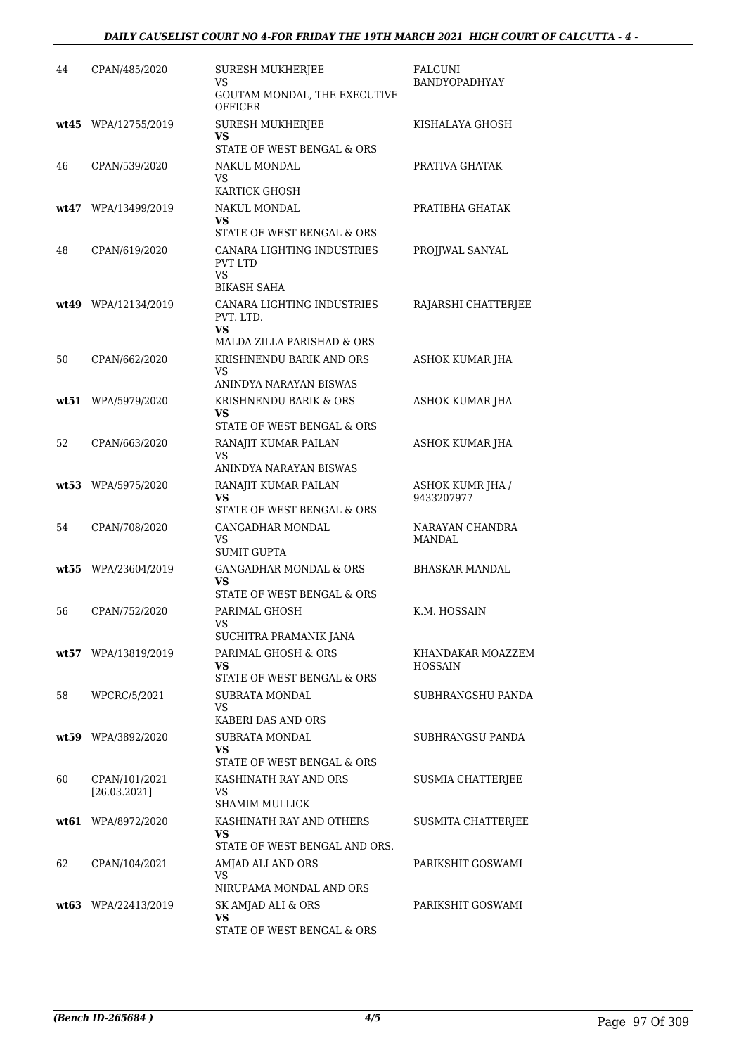| | | | |
|---|---|---|---|
| 44 | CPAN/485/2020 | SURESH MUKHERJEE<br>VS<br>GOUTAM MONDAL, THE EXECUTIVE OFFICER | FALGUNI BANDYOPADHYAY |
| **wt45** | WPA/12755/2019 | SURESH MUKHERJEE<br>**VS**<br>STATE OF WEST BENGAL & ORS | KISHALAYA GHOSH |
| 46 | CPAN/539/2020 | NAKUL MONDAL<br>VS<br>KARTICK GHOSH | PRATIVA GHATAK |
| **wt47** | WPA/13499/2019 | NAKUL MONDAL<br>**VS**<br>STATE OF WEST BENGAL & ORS | PRATIBHA GHATAK |
| 48 | CPAN/619/2020 | CANARA LIGHTING INDUSTRIES PVT LTD<br>VS<br>BIKASH SAHA | PROJJWAL SANYAL |
| **wt49** | WPA/12134/2019 | CANARA LIGHTING INDUSTRIES PVT. LTD.<br>**VS**<br>MALDA ZILLA PARISHAD & ORS | RAJARSHI CHATTERJEE |
| 50 | CPAN/662/2020 | KRISHNENDU BARIK AND ORS<br>VS<br>ANINDYA NARAYAN BISWAS | ASHOK KUMAR JHA |
| **wt51** | WPA/5979/2020 | KRISHNENDU BARIK & ORS<br>**VS**<br>STATE OF WEST BENGAL & ORS | ASHOK KUMAR JHA |
| 52 | CPAN/663/2020 | RANAJIT KUMAR PAILAN<br>VS<br>ANINDYA NARAYAN BISWAS | ASHOK KUMAR JHA |
| **wt53** | WPA/5975/2020 | RANAJIT KUMAR PAILAN<br>**VS**<br>STATE OF WEST BENGAL & ORS | ASHOK KUMR JHA / 9433207977 |
| 54 | CPAN/708/2020 | GANGADHAR MONDAL<br>VS<br>SUMIT GUPTA | NARAYAN CHANDRA MANDAL |
| **wt55** | WPA/23604/2019 | GANGADHAR MONDAL & ORS<br>**VS**<br>STATE OF WEST BENGAL & ORS | BHASKAR MANDAL |
| 56 | CPAN/752/2020 | PARIMAL GHOSH<br>VS<br>SUCHITRA PRAMANIK JANA | K.M. HOSSAIN |
| **wt57** | WPA/13819/2019 | PARIMAL GHOSH & ORS<br>**VS**<br>STATE OF WEST BENGAL & ORS | KHANDAKAR MOAZZEM HOSSAIN |
| 58 | WPCRC/5/2021 | SUBRATA MONDAL<br>VS<br>KABERI DAS AND ORS | SUBHRANGSHU PANDA |
| **wt59** | WPA/3892/2020 | SUBRATA MONDAL<br>**VS**<br>STATE OF WEST BENGAL & ORS | SUBHRANGSU PANDA |
| 60 | CPAN/101/2021 [26.03.2021] | KASHINATH RAY AND ORS<br>VS<br>SHAMIM MULLICK | SUSMIA CHATTERJEE |
| **wt61** | WPA/8972/2020 | KASHINATH RAY AND OTHERS<br>**VS**<br>STATE OF WEST BENGAL AND ORS. | SUSMITA CHATTERJEE |
| 62 | CPAN/104/2021 | AMJAD ALI AND ORS<br>VS<br>NIRUPAMA MONDAL AND ORS | PARIKSHIT GOSWAMI |
| **wt63** | WPA/22413/2019 | SK AMJAD ALI & ORS<br>**VS**<br>STATE OF WEST BENGAL & ORS | PARIKSHIT GOSWAMI |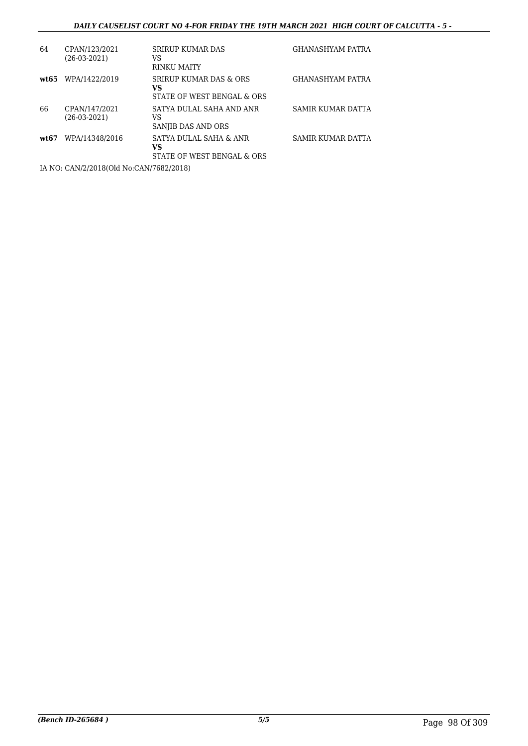| | | | |
|---|---|---|---|
| 64 | CPAN/123/2021<br>(26-03-2021) | SRIRUP KUMAR DAS<br>VS<br>RINKU MAITY | GHANASHYAM PATRA |
| **wt65** | WPA/1422/2019 | SRIRUP KUMAR DAS & ORS<br>**VS**<br>STATE OF WEST BENGAL & ORS | GHANASHYAM PATRA |
| 66 | CPAN/147/2021<br>(26-03-2021) | SATYA DULAL SAHA AND ANR<br>VS<br>SANJIB DAS AND ORS | SAMIR KUMAR DATTA |
| **wt67** | WPA/14348/2016 | SATYA DULAL SAHA & ANR<br>**VS**<br>STATE OF WEST BENGAL & ORS | SAMIR KUMAR DATTA |

IA NO: CAN/2/2018(Old No:CAN/7682/2018)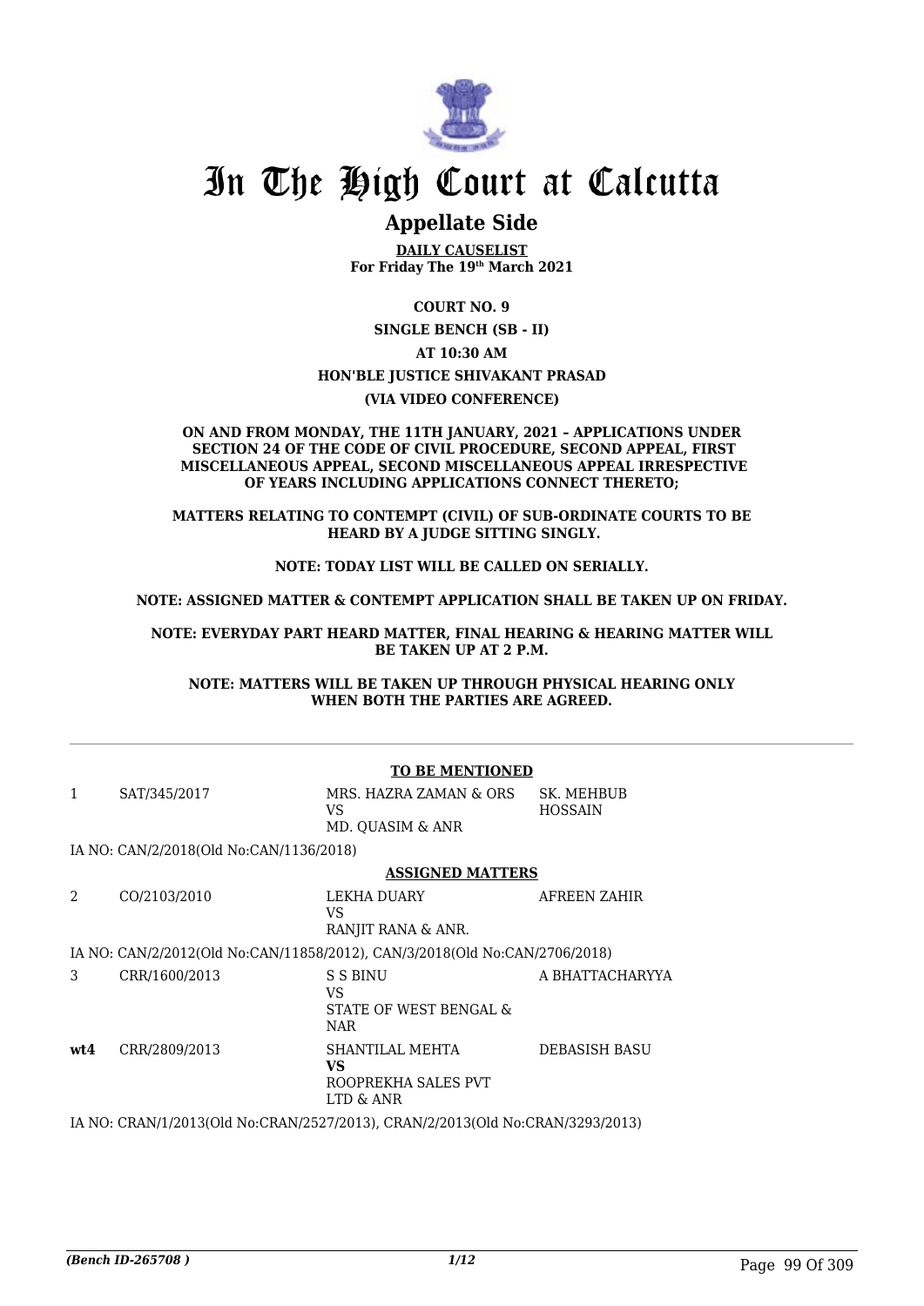# In The High Court at Calcutta

## Appellate Side

**DAILY CAUSELIST**
**For Friday The 19th March 2021**

**COURT NO. 9**

**SINGLE BENCH (SB - II)**

**AT 10:30 AM**

**HON'BLE JUSTICE SHIVAKANT PRASAD**

**(VIA VIDEO CONFERENCE)**

**ON AND FROM MONDAY, THE 11TH JANUARY, 2021 – APPLICATIONS UNDER SECTION 24 OF THE CODE OF CIVIL PROCEDURE, SECOND APPEAL, FIRST MISCELLANEOUS APPEAL, SECOND MISCELLANEOUS APPEAL IRRESPECTIVE OF YEARS INCLUDING APPLICATIONS CONNECT THERETO;**

**MATTERS RELATING TO CONTEMPT (CIVIL) OF SUB-ORDINATE COURTS TO BE HEARD BY A JUDGE SITTING SINGLY.**

**NOTE: TODAY LIST WILL BE CALLED ON SERIALLY.**

**NOTE: ASSIGNED MATTER & CONTEMPT APPLICATION SHALL BE TAKEN UP ON FRIDAY.**

**NOTE: EVERYDAY PART HEARD MATTER, FINAL HEARING & HEARING MATTER WILL BE TAKEN UP AT 2 P.M.**

**NOTE: MATTERS WILL BE TAKEN UP THROUGH PHYSICAL HEARING ONLY WHEN BOTH THE PARTIES ARE AGREED.**

**TO BE MENTIONED**

| | | | |
|---|---|---|---|
| 1 | SAT/345/2017 | MRS. HAZRA ZAMAN & ORS VS MD. QUASIM & ANR | SK. MEHBUB HOSSAIN |

IA NO: CAN/2/2018(Old No:CAN/1136/2018)

**ASSIGNED MATTERS**

| | | | |
|---|---|---|---|
| 2 | CO/2103/2010 | LEKHA DUARY VS RANJIT RANA & ANR. | AFREEN ZAHIR |

IA NO: CAN/2/2012(Old No:CAN/11858/2012), CAN/3/2018(Old No:CAN/2706/2018)

| | | | |
|---|---|---|---|
| 3 | CRR/1600/2013 | S S BINU VS STATE OF WEST BENGAL & NAR | A BHATTACHARYYA |
| **wt4** | CRR/2809/2013 | SHANTILAL MEHTA **VS** ROOPREKHA SALES PVT LTD & ANR | DEBASISH BASU |

IA NO: CRAN/1/2013(Old No:CRAN/2527/2013), CRAN/2/2013(Old No:CRAN/3293/2013)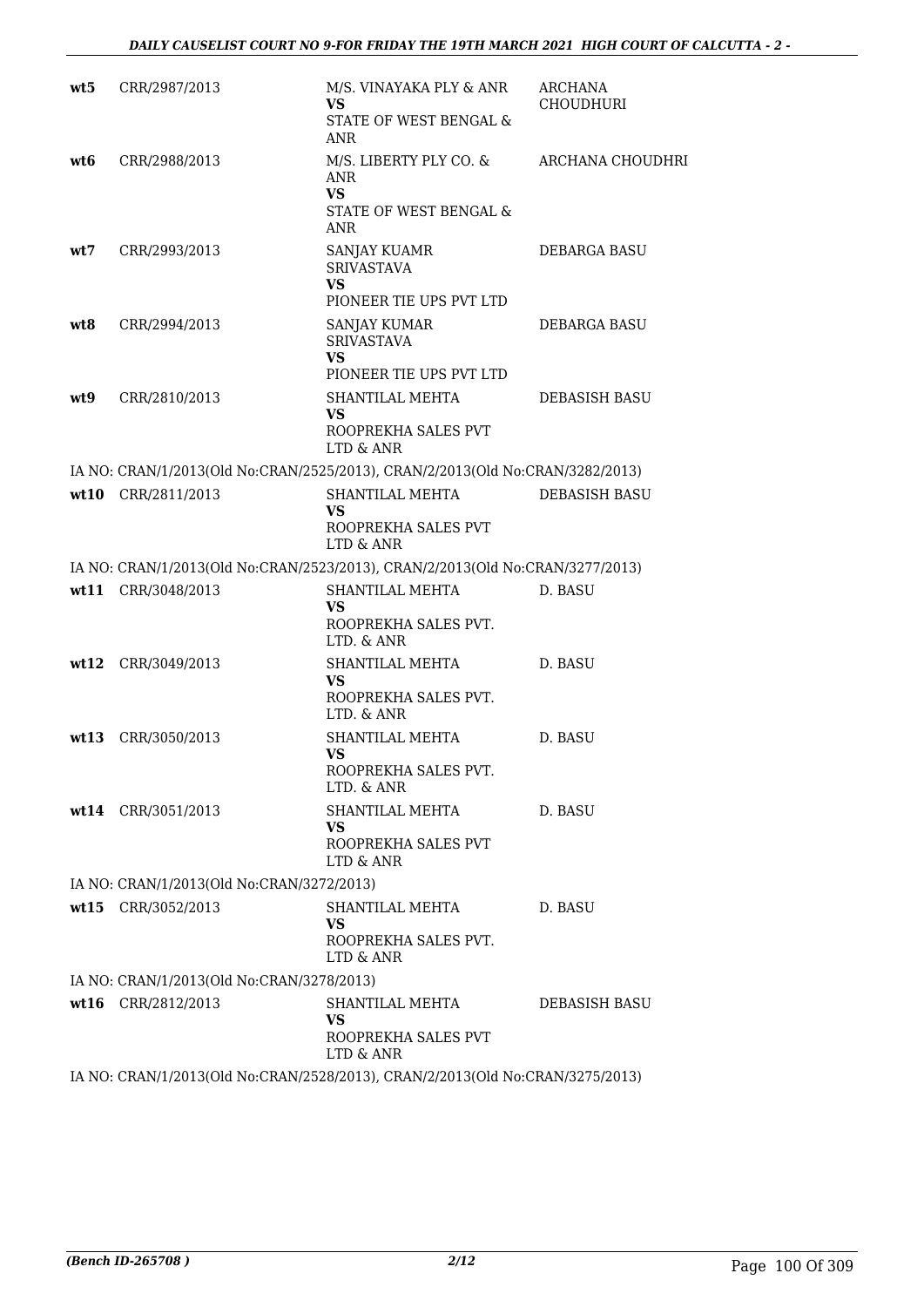| | | | |
|---|---|---|---|
| wt5 | CRR/2987/2013 | M/S. VINAYAKA PLY & ANR<br>**VS**<br>STATE OF WEST BENGAL & ANR | ARCHANA CHOUDHURI |
| wt6 | CRR/2988/2013 | M/S. LIBERTY PLY CO. & ANR<br>**VS**<br>STATE OF WEST BENGAL & ANR | ARCHANA CHOUDHRI |
| wt7 | CRR/2993/2013 | SANJAY KUAMR SRIVASTAVA<br>**VS**<br>PIONEER TIE UPS PVT LTD | DEBARGA BASU |
| wt8 | CRR/2994/2013 | SANJAY KUMAR SRIVASTAVA<br>**VS**<br>PIONEER TIE UPS PVT LTD | DEBARGA BASU |
| wt9 | CRR/2810/2013 | SHANTILAL MEHTA<br>**VS**<br>ROOPREKHA SALES PVT LTD & ANR | DEBASISH BASU |

IA NO: CRAN/1/2013(Old No:CRAN/2525/2013), CRAN/2/2013(Old No:CRAN/3282/2013)

| | | | |
|---|---|---|---|
| wt10 | CRR/2811/2013 | SHANTILAL MEHTA<br>**VS**<br>ROOPREKHA SALES PVT LTD & ANR | DEBASISH BASU |

IA NO: CRAN/1/2013(Old No:CRAN/2523/2013), CRAN/2/2013(Old No:CRAN/3277/2013)

| | | | |
|---|---|---|---|
| wt11 | CRR/3048/2013 | SHANTILAL MEHTA<br>**VS**<br>ROOPREKHA SALES PVT. LTD. & ANR | D. BASU |
| wt12 | CRR/3049/2013 | SHANTILAL MEHTA<br>**VS**<br>ROOPREKHA SALES PVT. LTD. & ANR | D. BASU |
| wt13 | CRR/3050/2013 | SHANTILAL MEHTA<br>**VS**<br>ROOPREKHA SALES PVT. LTD. & ANR | D. BASU |
| wt14 | CRR/3051/2013 | SHANTILAL MEHTA<br>**VS**<br>ROOPREKHA SALES PVT LTD & ANR | D. BASU |

IA NO: CRAN/1/2013(Old No:CRAN/3272/2013)

| | | | |
|---|---|---|---|
| wt15 | CRR/3052/2013 | SHANTILAL MEHTA<br>**VS**<br>ROOPREKHA SALES PVT. LTD & ANR | D. BASU |

IA NO: CRAN/1/2013(Old No:CRAN/3278/2013)

| | | | |
|---|---|---|---|
| wt16 | CRR/2812/2013 | SHANTILAL MEHTA<br>**VS**<br>ROOPREKHA SALES PVT LTD & ANR | DEBASISH BASU |

IA NO: CRAN/1/2013(Old No:CRAN/2528/2013), CRAN/2/2013(Old No:CRAN/3275/2013)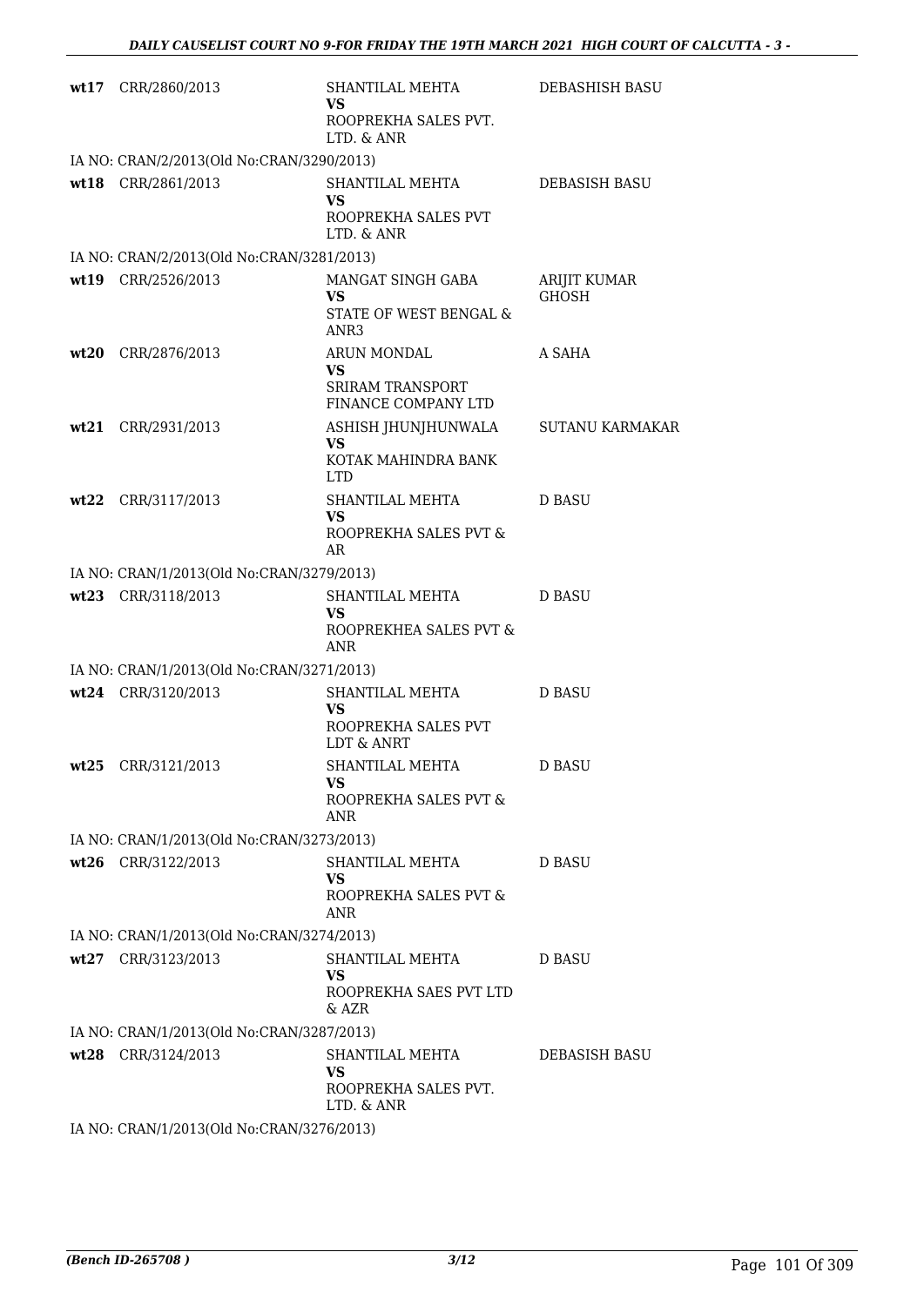| | | | |
|---|---|---|---|
| wt17 | CRR/2860/2013 | SHANTILAL MEHTA<br>VS<br>ROOPREKHA SALES PVT. LTD. & ANR | DEBASHISH BASU |
| | IA NO: CRAN/2/2013(Old No:CRAN/3290/2013) | | |
| wt18 | CRR/2861/2013 | SHANTILAL MEHTA<br>VS<br>ROOPREKHA SALES PVT LTD. & ANR | DEBASISH BASU |
| | IA NO: CRAN/2/2013(Old No:CRAN/3281/2013) | | |
| wt19 | CRR/2526/2013 | MANGAT SINGH GABA<br>VS<br>STATE OF WEST BENGAL & ANR3 | ARIJIT KUMAR GHOSH |
| wt20 | CRR/2876/2013 | ARUN MONDAL<br>VS<br>SRIRAM TRANSPORT FINANCE COMPANY LTD | A SAHA |
| wt21 | CRR/2931/2013 | ASHISH JHUNJHUNWALA<br>VS<br>KOTAK MAHINDRA BANK LTD | SUTANU KARMAKAR |
| wt22 | CRR/3117/2013 | SHANTILAL MEHTA<br>VS<br>ROOPREKHA SALES PVT & AR | D BASU |
| | IA NO: CRAN/1/2013(Old No:CRAN/3279/2013) | | |
| wt23 | CRR/3118/2013 | SHANTILAL MEHTA<br>VS<br>ROOPREKHEA SALES PVT & ANR | D BASU |
| | IA NO: CRAN/1/2013(Old No:CRAN/3271/2013) | | |
| wt24 | CRR/3120/2013 | SHANTILAL MEHTA<br>VS<br>ROOPREKHA SALES PVT LDT & ANRT | D BASU |
| wt25 | CRR/3121/2013 | SHANTILAL MEHTA<br>VS<br>ROOPREKHA SALES PVT & ANR | D BASU |
| | IA NO: CRAN/1/2013(Old No:CRAN/3273/2013) | | |
| wt26 | CRR/3122/2013 | SHANTILAL MEHTA<br>VS<br>ROOPREKHA SALES PVT & ANR | D BASU |
| | IA NO: CRAN/1/2013(Old No:CRAN/3274/2013) | | |
| wt27 | CRR/3123/2013 | SHANTILAL MEHTA<br>VS<br>ROOPREKHA SAES PVT LTD & AZR | D BASU |
| | IA NO: CRAN/1/2013(Old No:CRAN/3287/2013) | | |
| wt28 | CRR/3124/2013 | SHANTILAL MEHTA<br>VS<br>ROOPREKHA SALES PVT. LTD. & ANR | DEBASISH BASU |
| | IA NO: CRAN/1/2013(Old No:CRAN/3276/2013) | | |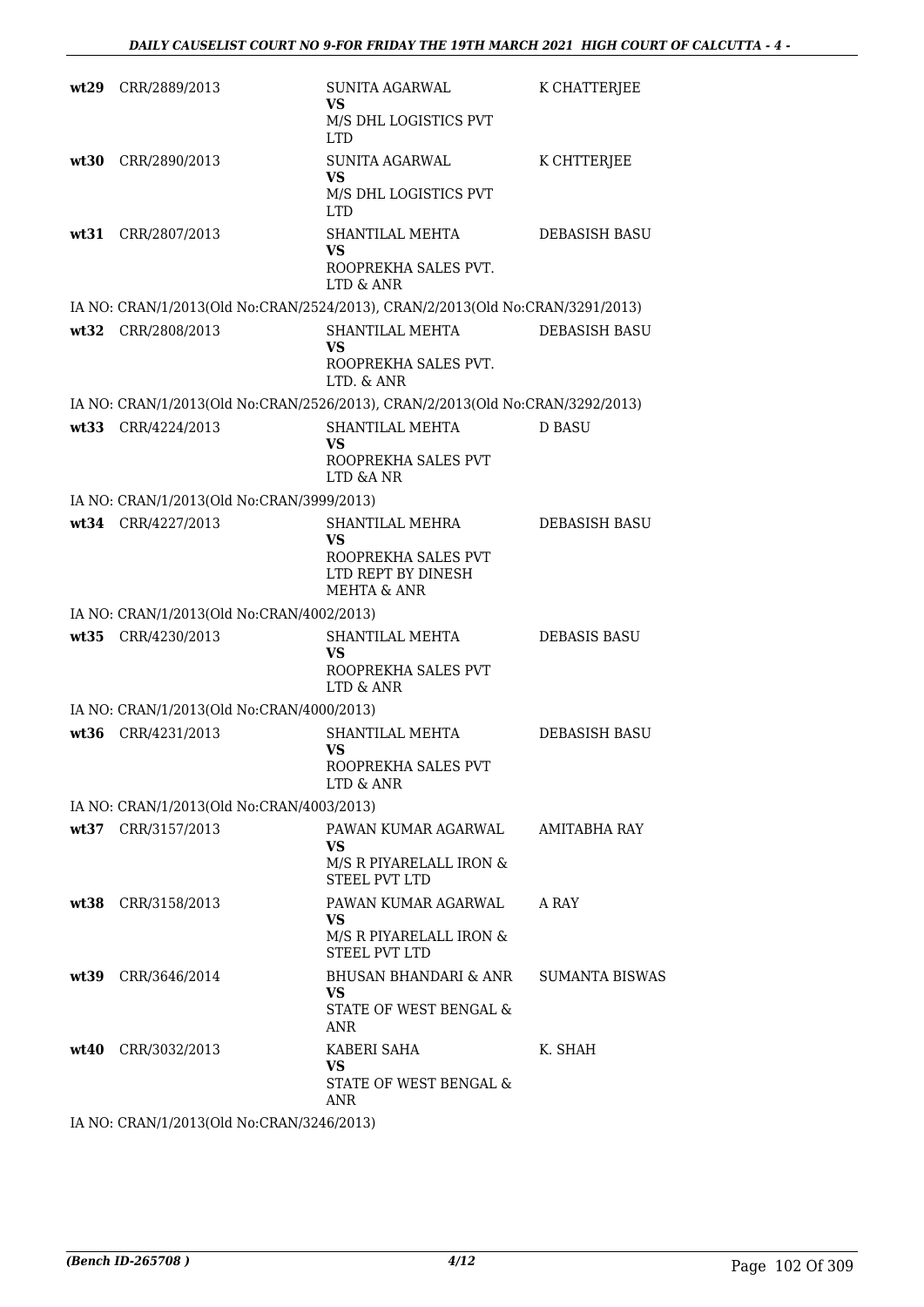| | | | |
|---|---|---|---|
| **wt29** | CRR/2889/2013 | SUNITA AGARWAL<br>**VS**<br>M/S DHL LOGISTICS PVT LTD | K CHATTERJEE |
| **wt30** | CRR/2890/2013 | SUNITA AGARWAL<br>**VS**<br>M/S DHL LOGISTICS PVT LTD | K CHTTERJEE |
| **wt31** | CRR/2807/2013 | SHANTILAL MEHTA<br>**VS**<br>ROOPREKHA SALES PVT. LTD & ANR | DEBASISH BASU |
| | IA NO: CRAN/1/2013(Old No:CRAN/2524/2013), CRAN/2/2013(Old No:CRAN/3291/2013) | | |
| **wt32** | CRR/2808/2013 | SHANTILAL MEHTA<br>**VS**<br>ROOPREKHA SALES PVT. LTD. & ANR | DEBASISH BASU |
| | IA NO: CRAN/1/2013(Old No:CRAN/2526/2013), CRAN/2/2013(Old No:CRAN/3292/2013) | | |
| **wt33** | CRR/4224/2013 | SHANTILAL MEHTA<br>**VS**<br>ROOPREKHA SALES PVT LTD &A NR | D BASU |
| | IA NO: CRAN/1/2013(Old No:CRAN/3999/2013) | | |
| **wt34** | CRR/4227/2013 | SHANTILAL MEHRA<br>**VS**<br>ROOPREKHA SALES PVT LTD REPT BY DINESH MEHTA & ANR | DEBASISH BASU |
| | IA NO: CRAN/1/2013(Old No:CRAN/4002/2013) | | |
| **wt35** | CRR/4230/2013 | SHANTILAL MEHTA<br>**VS**<br>ROOPREKHA SALES PVT LTD & ANR | DEBASIS BASU |
| | IA NO: CRAN/1/2013(Old No:CRAN/4000/2013) | | |
| **wt36** | CRR/4231/2013 | SHANTILAL MEHTA<br>**VS**<br>ROOPREKHA SALES PVT LTD & ANR | DEBASISH BASU |
| | IA NO: CRAN/1/2013(Old No:CRAN/4003/2013) | | |
| **wt37** | CRR/3157/2013 | PAWAN KUMAR AGARWAL<br>**VS**<br>M/S R PIYARELALL IRON & STEEL PVT LTD | AMITABHA RAY |
| **wt38** | CRR/3158/2013 | PAWAN KUMAR AGARWAL<br>**VS**<br>M/S R PIYARELALL IRON & STEEL PVT LTD | A RAY |
| **wt39** | CRR/3646/2014 | BHUSAN BHANDARI & ANR<br>**VS**<br>STATE OF WEST BENGAL & ANR | SUMANTA BISWAS |
| **wt40** | CRR/3032/2013 | KABERI SAHA<br>**VS**<br>STATE OF WEST BENGAL & ANR | K. SHAH |
| | IA NO: CRAN/1/2013(Old No:CRAN/3246/2013) | | |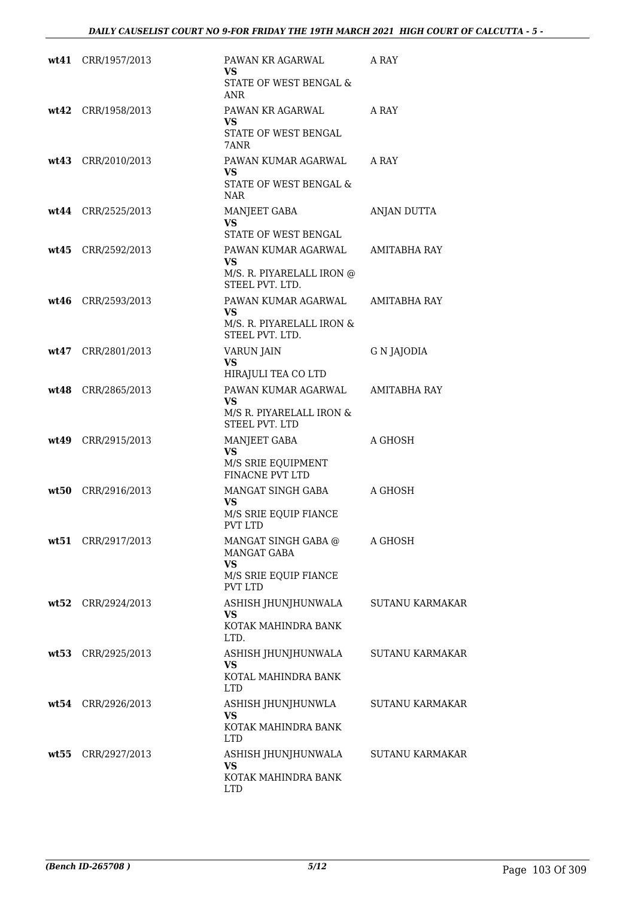| | | | |
|---|---|---|---|
| wt41 | CRR/1957/2013 | PAWAN KR AGARWAL<br>VS<br>STATE OF WEST BENGAL & ANR | A RAY |
| wt42 | CRR/1958/2013 | PAWAN KR AGARWAL<br>VS<br>STATE OF WEST BENGAL 7ANR | A RAY |
| wt43 | CRR/2010/2013 | PAWAN KUMAR AGARWAL<br>VS<br>STATE OF WEST BENGAL & NAR | A RAY |
| wt44 | CRR/2525/2013 | MANJEET GABA<br>VS<br>STATE OF WEST BENGAL | ANJAN DUTTA |
| wt45 | CRR/2592/2013 | PAWAN KUMAR AGARWAL<br>VS<br>M/S. R. PIYARELALL IRON @ STEEL PVT. LTD. | AMITABHA RAY |
| wt46 | CRR/2593/2013 | PAWAN KUMAR AGARWAL<br>VS<br>M/S. R. PIYARELALL IRON & STEEL PVT. LTD. | AMITABHA RAY |
| wt47 | CRR/2801/2013 | VARUN JAIN<br>VS<br>HIRAJULI TEA CO LTD | G N JAJODIA |
| wt48 | CRR/2865/2013 | PAWAN KUMAR AGARWAL<br>VS<br>M/S R. PIYARELALL IRON & STEEL PVT. LTD | AMITABHA RAY |
| wt49 | CRR/2915/2013 | MANJEET GABA<br>VS<br>M/S SRIE EQUIPMENT FINACNE PVT LTD | A GHOSH |
| wt50 | CRR/2916/2013 | MANGAT SINGH GABA<br>VS<br>M/S SRIE EQUIP FIANCE PVT LTD | A GHOSH |
| wt51 | CRR/2917/2013 | MANGAT SINGH GABA @ MANGAT GABA<br>VS<br>M/S SRIE EQUIP FIANCE PVT LTD | A GHOSH |
| wt52 | CRR/2924/2013 | ASHISH JHUNJHUNWALA<br>VS<br>KOTAK MAHINDRA BANK LTD. | SUTANU KARMAKAR |
| wt53 | CRR/2925/2013 | ASHISH JHUNJHUNWALA<br>VS<br>KOTAL MAHINDRA BANK LTD | SUTANU KARMAKAR |
| wt54 | CRR/2926/2013 | ASHISH JHUNJHUNWLA<br>VS<br>KOTAK MAHINDRA BANK LTD | SUTANU KARMAKAR |
| wt55 | CRR/2927/2013 | ASHISH JHUNJHUNWALA<br>VS<br>KOTAK MAHINDRA BANK LTD | SUTANU KARMAKAR |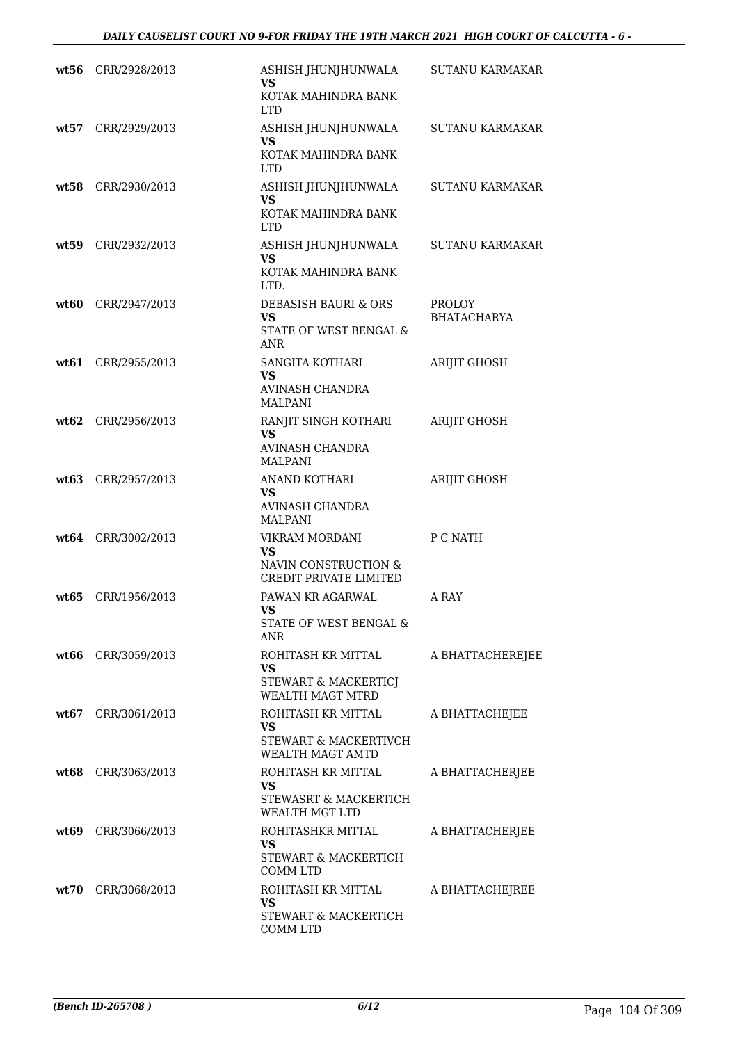| | | | |
|---|---|---|---|
| **wt56** | CRR/2928/2013 | ASHISH JHUNJHUNWALA<br>**VS**<br>KOTAK MAHINDRA BANK LTD | SUTANU KARMAKAR |
| **wt57** | CRR/2929/2013 | ASHISH JHUNJHUNWALA<br>**VS**<br>KOTAK MAHINDRA BANK LTD | SUTANU KARMAKAR |
| **wt58** | CRR/2930/2013 | ASHISH JHUNJHUNWALA<br>**VS**<br>KOTAK MAHINDRA BANK LTD | SUTANU KARMAKAR |
| **wt59** | CRR/2932/2013 | ASHISH JHUNJHUNWALA<br>**VS**<br>KOTAK MAHINDRA BANK LTD. | SUTANU KARMAKAR |
| **wt60** | CRR/2947/2013 | DEBASISH BAURI & ORS<br>**VS**<br>STATE OF WEST BENGAL & ANR | PROLOY BHATACHARYA |
| **wt61** | CRR/2955/2013 | SANGITA KOTHARI<br>**VS**<br>AVINASH CHANDRA MALPANI | ARIJIT GHOSH |
| **wt62** | CRR/2956/2013 | RANJIT SINGH KOTHARI<br>**VS**<br>AVINASH CHANDRA MALPANI | ARIJIT GHOSH |
| **wt63** | CRR/2957/2013 | ANAND KOTHARI<br>**VS**<br>AVINASH CHANDRA MALPANI | ARIJIT GHOSH |
| **wt64** | CRR/3002/2013 | VIKRAM MORDANI<br>**VS**<br>NAVIN CONSTRUCTION & CREDIT PRIVATE LIMITED | P C NATH |
| **wt65** | CRR/1956/2013 | PAWAN KR AGARWAL<br>**VS**<br>STATE OF WEST BENGAL & ANR | A RAY |
| **wt66** | CRR/3059/2013 | ROHITASH KR MITTAL<br>**VS**<br>STEWART & MACKERTICJ WEALTH MAGT MTRD | A BHATTACHEREJEE |
| **wt67** | CRR/3061/2013 | ROHITASH KR MITTAL<br>**VS**<br>STEWART & MACKERTIVCH WEALTH MAGT AMTD | A BHATTACHEJEE |
| **wt68** | CRR/3063/2013 | ROHITASH KR MITTAL<br>**VS**<br>STEWASRT & MACKERTICH WEALTH MGT LTD | A BHATTACHERJEE |
| **wt69** | CRR/3066/2013 | ROHITASHKR MITTAL<br>**VS**<br>STEWART & MACKERTICH COMM LTD | A BHATTACHERJEE |
| **wt70** | CRR/3068/2013 | ROHITASH KR MITTAL<br>**VS**<br>STEWART & MACKERTICH COMM LTD | A BHATTACHEJREE |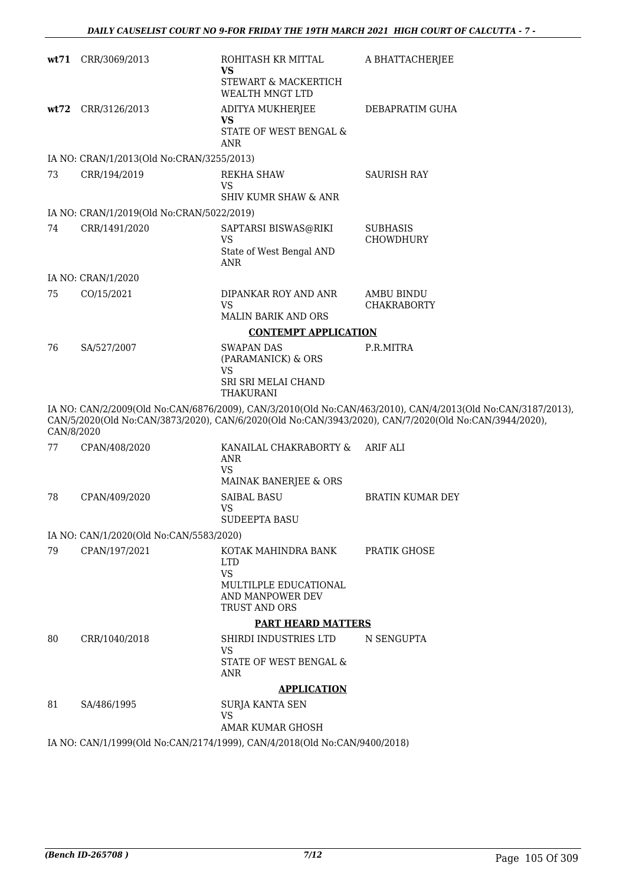| | | | |
|---|---|---|---|
| **wt71** | CRR/3069/2013 | ROHITASH KR MITTAL **VS** STEWART & MACKERTICH WEALTH MNGT LTD | A BHATTACHERJEE |
| **wt72** | CRR/3126/2013 | ADITYA MUKHERJEE **VS** STATE OF WEST BENGAL & ANR | DEBAPRATIM GUHA |

IA NO: CRAN/1/2013(Old No:CRAN/3255/2013)

| | | | |
|---|---|---|---|
| 73 | CRR/194/2019 | REKHA SHAW VS SHIV KUMR SHAW & ANR | SAURISH RAY |

IA NO: CRAN/1/2019(Old No:CRAN/5022/2019)

| | | | |
|---|---|---|---|
| 74 | CRR/1491/2020 | SAPTARSI BISWAS@RIKI VS State of West Bengal AND ANR | SUBHASIS CHOWDHURY |

IA NO: CRAN/1/2020

| | | | |
|---|---|---|---|
| 75 | CO/15/2021 | DIPANKAR ROY AND ANR VS MALIN BARIK AND ORS | AMBU BINDU CHAKRABORTY |

**CONTEMPT APPLICATION**

| | | | |
|---|---|---|---|
| 76 | SA/527/2007 | SWAPAN DAS (PARAMANICK) & ORS VS SRI SRI MELAI CHAND THAKURANI | P.R.MITRA |

IA NO: CAN/2/2009(Old No:CAN/6876/2009), CAN/3/2010(Old No:CAN/463/2010), CAN/4/2013(Old No:CAN/3187/2013), CAN/5/2020(Old No:CAN/3873/2020), CAN/6/2020(Old No:CAN/3943/2020), CAN/7/2020(Old No:CAN/3944/2020), CAN/8/2020

| | | | |
|---|---|---|---|
| 77 | CPAN/408/2020 | KANAILAL CHAKRABORTY & ANR VS MAINAK BANERJEE & ORS | ARIF ALI |
| 78 | CPAN/409/2020 | SAIBAL BASU VS SUDEEPTA BASU | BRATIN KUMAR DEY |

IA NO: CAN/1/2020(Old No:CAN/5583/2020)

| | | | |
|---|---|---|---|
| 79 | CPAN/197/2021 | KOTAK MAHINDRA BANK LTD VS MULTILPLE EDUCATIONAL AND MANPOWER DEV TRUST AND ORS | PRATIK GHOSE |

**PART HEARD MATTERS**

| | | | |
|---|---|---|---|
| 80 | CRR/1040/2018 | SHIRDI INDUSTRIES LTD VS STATE OF WEST BENGAL & ANR | N SENGUPTA |

**APPLICATION**

| | | | |
|---|---|---|---|
| 81 | SA/486/1995 | SURJA KANTA SEN VS AMAR KUMAR GHOSH | |

IA NO: CAN/1/1999(Old No:CAN/2174/1999), CAN/4/2018(Old No:CAN/9400/2018)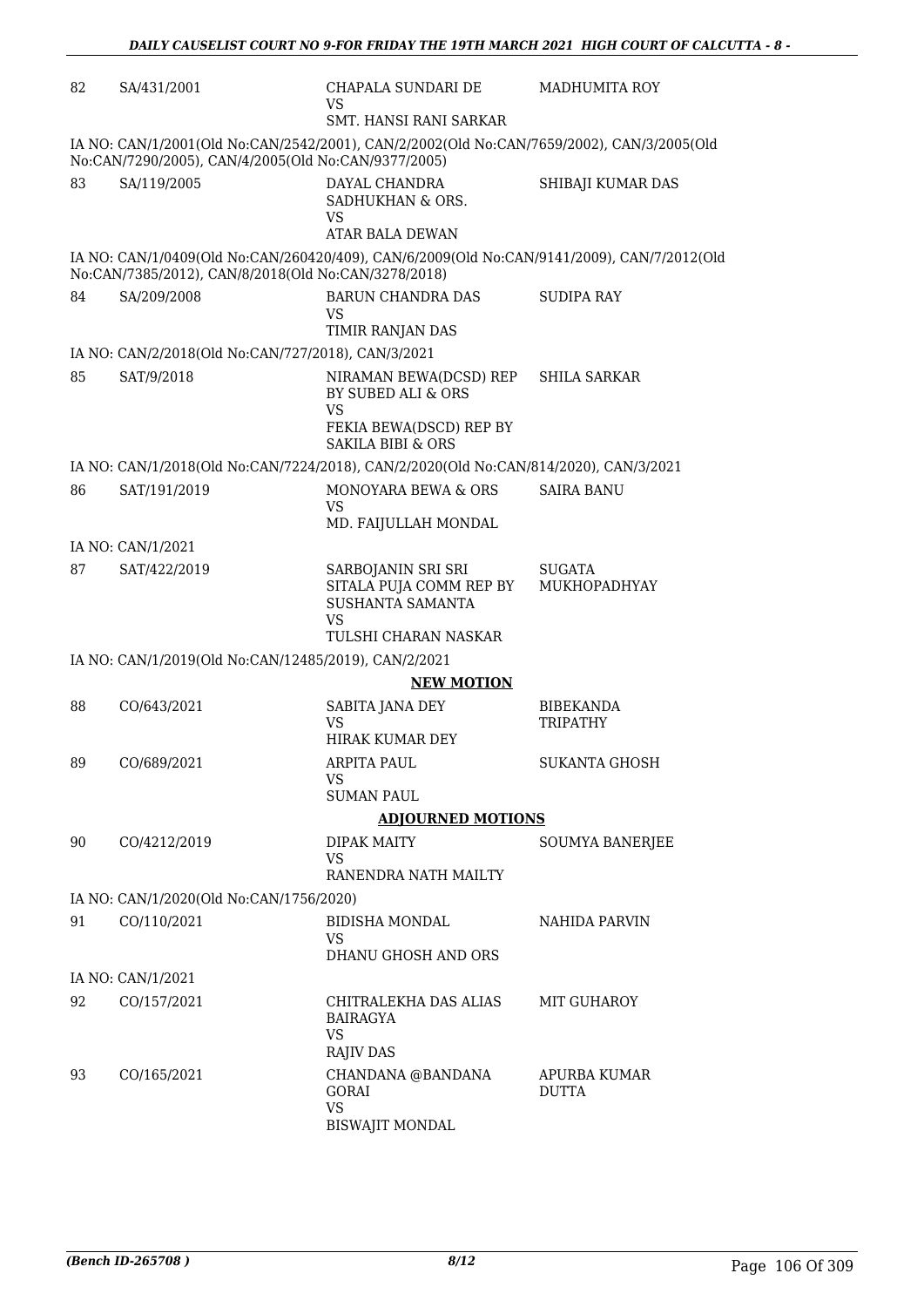| | | | |
|---|---|---|---|
| 82 | SA/431/2001 | CHAPALA SUNDARI DE<br>VS<br>SMT. HANSI RANI SARKAR | MADHUMITA ROY |

IA NO: CAN/1/2001(Old No:CAN/2542/2001), CAN/2/2002(Old No:CAN/7659/2002), CAN/3/2005(Old No:CAN/7290/2005), CAN/4/2005(Old No:CAN/9377/2005)

| | | | |
|---|---|---|---|
| 83 | SA/119/2005 | DAYAL CHANDRA SADHUKHAN & ORS.<br>VS<br>ATAR BALA DEWAN | SHIBAJI KUMAR DAS |

IA NO: CAN/1/0409(Old No:CAN/260420/409), CAN/6/2009(Old No:CAN/9141/2009), CAN/7/2012(Old No:CAN/7385/2012), CAN/8/2018(Old No:CAN/3278/2018)

| | | | |
|---|---|---|---|
| 84 | SA/209/2008 | BARUN CHANDRA DAS<br>VS<br>TIMIR RANJAN DAS | SUDIPA RAY |

IA NO: CAN/2/2018(Old No:CAN/727/2018), CAN/3/2021

| | | | |
|---|---|---|---|
| 85 | SAT/9/2018 | NIRAMAN BEWA(DCSD) REP BY SUBED ALI & ORS<br>VS<br>FEKIA BEWA(DSCD) REP BY SAKILA BIBI & ORS | SHILA SARKAR |

IA NO: CAN/1/2018(Old No:CAN/7224/2018), CAN/2/2020(Old No:CAN/814/2020), CAN/3/2021

| | | | |
|---|---|---|---|
| 86 | SAT/191/2019 | MONOYARA BEWA & ORS<br>VS<br>MD. FAIJULLAH MONDAL | SAIRA BANU |

IA NO: CAN/1/2021

| | | | |
|---|---|---|---|
| 87 | SAT/422/2019 | SARBOJANIN SRI SRI SITALA PUJA COMM REP BY SUSHANTA SAMANTA<br>VS<br>TULSHI CHARAN NASKAR | SUGATA MUKHOPADHYAY |

IA NO: CAN/1/2019(Old No:CAN/12485/2019), CAN/2/2021

**NEW MOTION**

| | | | |
|---|---|---|---|
| 88 | CO/643/2021 | SABITA JANA DEY<br>VS<br>HIRAK KUMAR DEY | BIBEKANDA TRIPATHY |
| 89 | CO/689/2021 | ARPITA PAUL<br>VS<br>SUMAN PAUL | SUKANTA GHOSH |

**ADJOURNED MOTIONS**

| | | | |
|---|---|---|---|
| 90 | CO/4212/2019 | DIPAK MAITY<br>VS<br>RANENDRA NATH MAILTY | SOUMYA BANERJEE |

IA NO: CAN/1/2020(Old No:CAN/1756/2020)

| | | | |
|---|---|---|---|
| 91 | CO/110/2021 | BIDISHA MONDAL<br>VS<br>DHANU GHOSH AND ORS | NAHIDA PARVIN |

IA NO: CAN/1/2021

| | | | |
|---|---|---|---|
| 92 | CO/157/2021 | CHITRALEKHA DAS ALIAS BAIRAGYA<br>VS<br>RAJIV DAS | MIT GUHAROY |
| 93 | CO/165/2021 | CHANDANA @BANDANA GORAI<br>VS<br>BISWAJIT MONDAL | APURBA KUMAR DUTTA |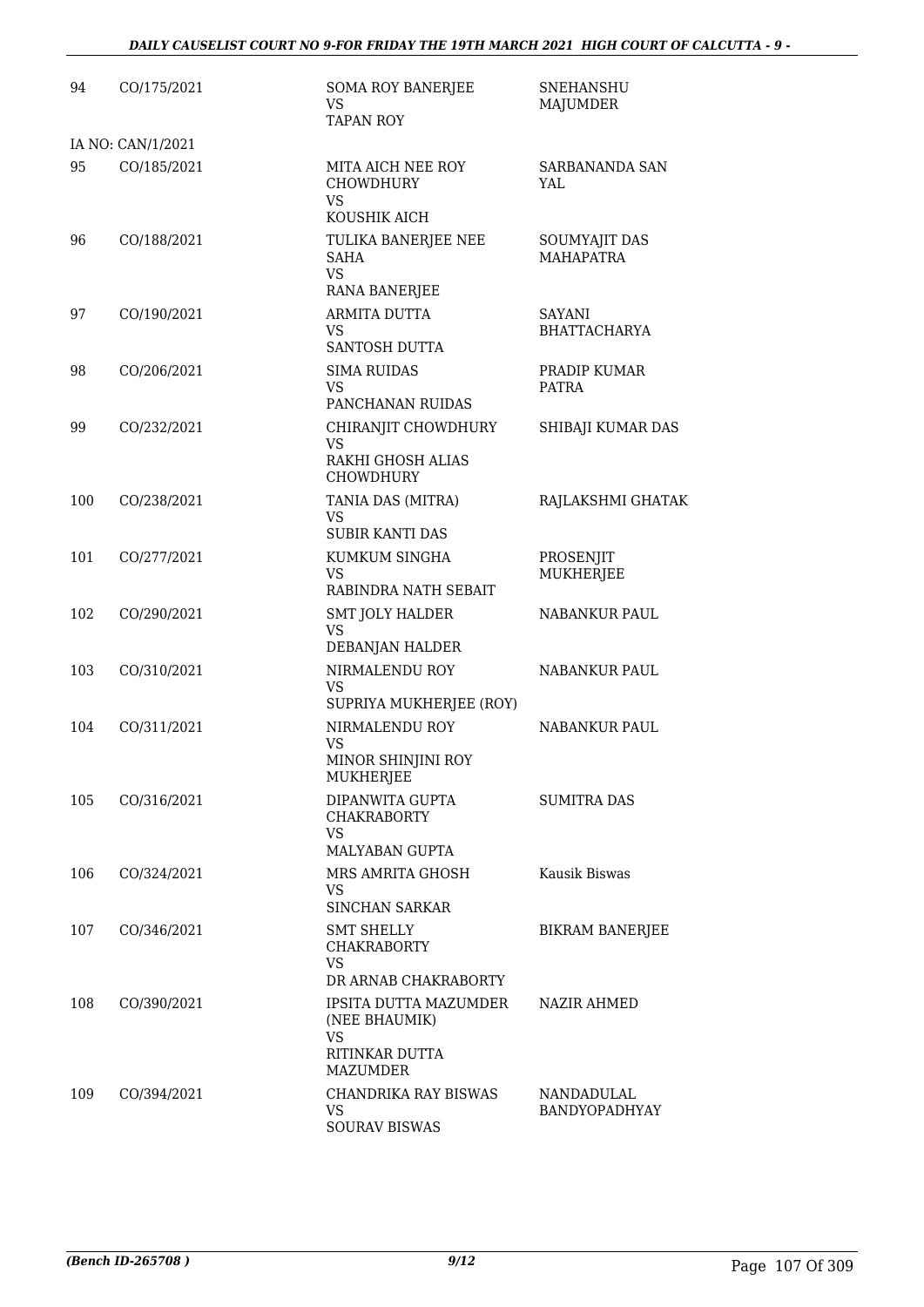| | | | |
|---|---|---|---|
| 94 | CO/175/2021 | SOMA ROY BANERJEE<br>VS<br>TAPAN ROY | SNEHANSHU MAJUMDER |
| | IA NO: CAN/1/2021 | | |
| 95 | CO/185/2021 | MITA AICH NEE ROY CHOWDHURY<br>VS<br>KOUSHIK AICH | SARBANANDA SAN YAL |
| 96 | CO/188/2021 | TULIKA BANERJEE NEE SAHA<br>VS<br>RANA BANERJEE | SOUMYAJIT DAS MAHAPATRA |
| 97 | CO/190/2021 | ARMITA DUTTA<br>VS<br>SANTOSH DUTTA | SAYANI BHATTACHARYA |
| 98 | CO/206/2021 | SIMA RUIDAS<br>VS<br>PANCHANAN RUIDAS | PRADIP KUMAR PATRA |
| 99 | CO/232/2021 | CHIRANJIT CHOWDHURY<br>VS<br>RAKHI GHOSH ALIAS CHOWDHURY | SHIBAJI KUMAR DAS |
| 100 | CO/238/2021 | TANIA DAS (MITRA)<br>VS<br>SUBIR KANTI DAS | RAJLAKSHMI GHATAK |
| 101 | CO/277/2021 | KUMKUM SINGHA<br>VS<br>RABINDRA NATH SEBAIT | PROSENJIT MUKHERJEE |
| 102 | CO/290/2021 | SMT JOLY HALDER<br>VS<br>DEBANJAN HALDER | NABANKUR PAUL |
| 103 | CO/310/2021 | NIRMALENDU ROY<br>VS<br>SUPRIYA MUKHERJEE (ROY) | NABANKUR PAUL |
| 104 | CO/311/2021 | NIRMALENDU ROY<br>VS<br>MINOR SHINJINI ROY MUKHERJEE | NABANKUR PAUL |
| 105 | CO/316/2021 | DIPANWITA GUPTA CHAKRABORTY<br>VS<br>MALYABAN GUPTA | SUMITRA DAS |
| 106 | CO/324/2021 | MRS AMRITA GHOSH<br>VS<br>SINCHAN SARKAR | Kausik Biswas |
| 107 | CO/346/2021 | SMT SHELLY CHAKRABORTY<br>VS<br>DR ARNAB CHAKRABORTY | BIKRAM BANERJEE |
| 108 | CO/390/2021 | IPSITA DUTTA MAZUMDER (NEE BHAUMIK)<br>VS<br>RITINKAR DUTTA MAZUMDER | NAZIR AHMED |
| 109 | CO/394/2021 | CHANDRIKA RAY BISWAS<br>VS<br>SOURAV BISWAS | NANDADULAL BANDYOPADHYAY |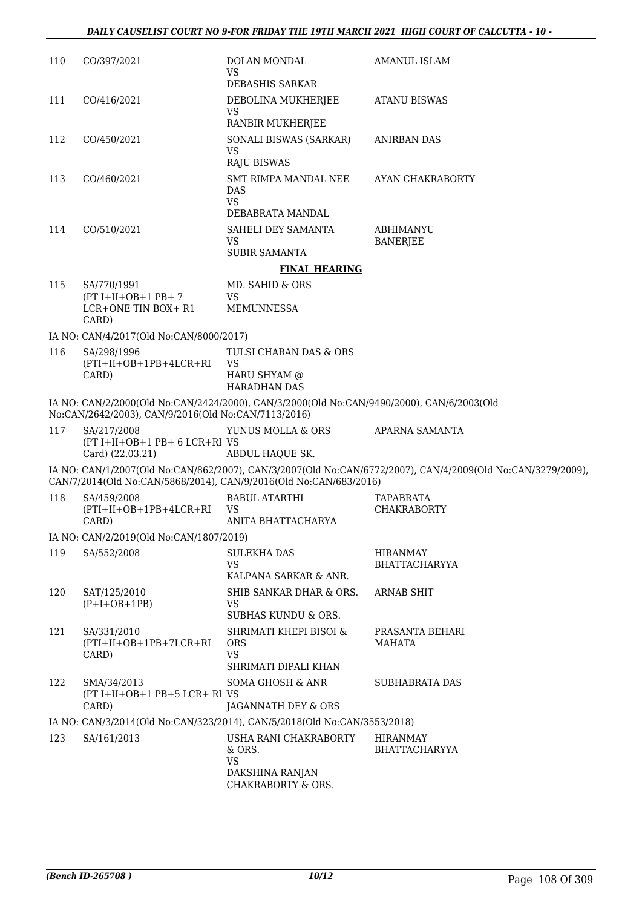| | | | |
|---|---|---|---|
| 110 | CO/397/2021 | DOLAN MONDAL<br>VS<br>DEBASHIS SARKAR | AMANUL ISLAM |
| 111 | CO/416/2021 | DEBOLINA MUKHERJEE<br>VS<br>RANBIR MUKHERJEE | ATANU BISWAS |
| 112 | CO/450/2021 | SONALI BISWAS (SARKAR)<br>VS<br>RAJU BISWAS | ANIRBAN DAS |
| 113 | CO/460/2021 | SMT RIMPA MANDAL NEE DAS<br>VS<br>DEBABRATA MANDAL | AYAN CHAKRABORTY |
| 114 | CO/510/2021 | SAHELI DEY SAMANTA<br>VS<br>SUBIR SAMANTA | ABHIMANYU BANERJEE |

**FINAL HEARING**

| | | | |
|---|---|---|---|
| 115 | SA/770/1991<br>(PT I+II+OB+1 PB+ 7 LCR+ONE TIN BOX+ R1 CARD) | MD. SAHID & ORS<br>VS<br>MEMUNNESSA | |

IA NO: CAN/4/2017(Old No:CAN/8000/2017)

| | | | |
|---|---|---|---|
| 116 | SA/298/1996<br>(PTI+II+OB+1PB+4LCR+RI CARD) | TULSI CHARAN DAS & ORS<br>VS<br>HARU SHYAM @ HARADHAN DAS | |

IA NO: CAN/2/2000(Old No:CAN/2424/2000), CAN/3/2000(Old No:CAN/9490/2000), CAN/6/2003(Old No:CAN/2642/2003), CAN/9/2016(Old No:CAN/7113/2016)

| | | | |
|---|---|---|---|
| 117 | SA/217/2008<br>(PT I+II+OB+1 PB+ 6 LCR+RI Card) (22.03.21) | YUNUS MOLLA & ORS<br>VS<br>ABDUL HAQUE SK. | APARNA SAMANTA |

IA NO: CAN/1/2007(Old No:CAN/862/2007), CAN/3/2007(Old No:CAN/6772/2007), CAN/4/2009(Old No:CAN/3279/2009), CAN/7/2014(Old No:CAN/5868/2014), CAN/9/2016(Old No:CAN/683/2016)

| | | | |
|---|---|---|---|
| 118 | SA/459/2008<br>(PTI+II+OB+1PB+4LCR+RI CARD) | BABUL ATARTHI<br>VS<br>ANITA BHATTACHARYA | TAPABRATA CHAKRABORTY |

IA NO: CAN/2/2019(Old No:CAN/1807/2019)

| | | | |
|---|---|---|---|
| 119 | SA/552/2008 | SULEKHA DAS<br>VS<br>KALPANA SARKAR & ANR. | HIRANMAY BHATTACHARYYA |
| 120 | SAT/125/2010<br>(P+I+OB+1PB) | SHIB SANKAR DHAR & ORS.<br>VS<br>SUBHAS KUNDU & ORS. | ARNAB SHIT |
| 121 | SA/331/2010<br>(PTI+II+OB+1PB+7LCR+RI CARD) | SHRIMATI KHEPI BISOI & ORS<br>VS<br>SHRIMATI DIPALI KHAN | PRASANTA BEHARI MAHATA |
| 122 | SMA/34/2013<br>(PT I+II+OB+1 PB+5 LCR+ RI CARD) | SOMA GHOSH & ANR<br>VS<br>JAGANNATH DEY & ORS | SUBHABRATA DAS |

IA NO: CAN/3/2014(Old No:CAN/323/2014), CAN/5/2018(Old No:CAN/3553/2018)

| | | | |
|---|---|---|---|
| 123 | SA/161/2013 | USHA RANI CHAKRABORTY & ORS.<br>VS<br>DAKSHINA RANJAN CHAKRABORTY & ORS. | HIRANMAY BHATTACHARYYA |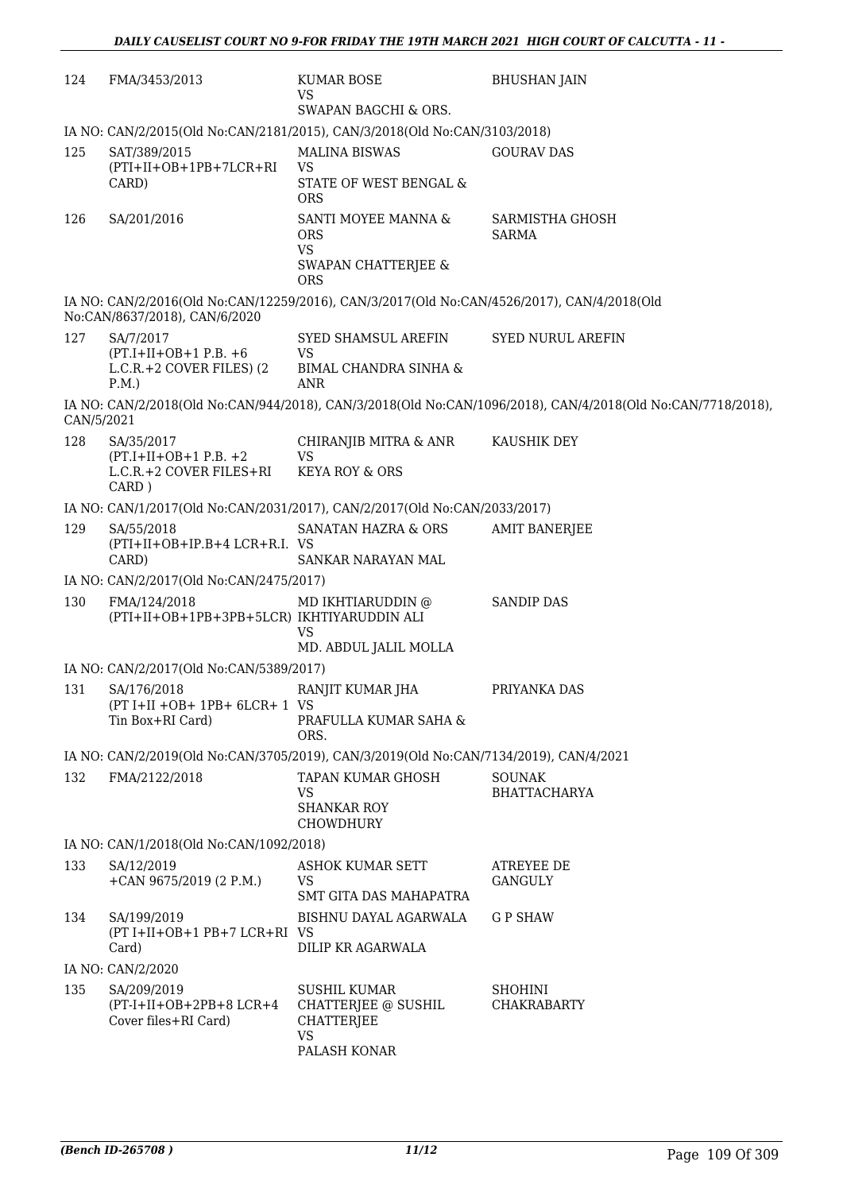| | | | |
|---|---|---|---|
| 124 | FMA/3453/2013 | KUMAR BOSE<br>VS<br>SWAPAN BAGCHI & ORS. | BHUSHAN JAIN |

IA NO: CAN/2/2015(Old No:CAN/2181/2015), CAN/3/2018(Old No:CAN/3103/2018)

| | | | |
|---|---|---|---|
| 125 | SAT/389/2015<br>(PTI+II+OB+1PB+7LCR+RI CARD) | MALINA BISWAS<br>VS<br>STATE OF WEST BENGAL & ORS | GOURAV DAS |
| 126 | SA/201/2016 | SANTI MOYEE MANNA & ORS<br>VS<br>SWAPAN CHATTERJEE & ORS | SARMISTHA GHOSH SARMA |

IA NO: CAN/2/2016(Old No:CAN/12259/2016), CAN/3/2017(Old No:CAN/4526/2017), CAN/4/2018(Old No:CAN/8637/2018), CAN/6/2020

| | | | |
|---|---|---|---|
| 127 | SA/7/2017<br>(PT.I+II+OB+1 P.B. +6 L.C.R.+2 COVER FILES) (2 P.M.) | SYED SHAMSUL AREFIN<br>VS<br>BIMAL CHANDRA SINHA & ANR | SYED NURUL AREFIN |

IA NO: CAN/2/2018(Old No:CAN/944/2018), CAN/3/2018(Old No:CAN/1096/2018), CAN/4/2018(Old No:CAN/7718/2018), CAN/5/2021

| | | | |
|---|---|---|---|
| 128 | SA/35/2017<br>(PT.I+II+OB+1 P.B. +2 L.C.R.+2 COVER FILES+RI CARD ) | CHIRANJIB MITRA & ANR<br>VS<br>KEYA ROY & ORS | KAUSHIK DEY |

IA NO: CAN/1/2017(Old No:CAN/2031/2017), CAN/2/2017(Old No:CAN/2033/2017)

| | | | |
|---|---|---|---|
| 129 | SA/55/2018<br>(PTI+II+OB+IP.B+4 LCR+R.I. CARD) | SANATAN HAZRA & ORS<br>VS<br>SANKAR NARAYAN MAL | AMIT BANERJEE |

IA NO: CAN/2/2017(Old No:CAN/2475/2017)

| | | | |
|---|---|---|---|
| 130 | FMA/124/2018<br>(PTI+II+OB+1PB+3PB+5LCR) | MD IKHTIARUDDIN @ IKHTIYARUDDIN ALI<br>VS<br>MD. ABDUL JALIL MOLLA | SANDIP DAS |

IA NO: CAN/2/2017(Old No:CAN/5389/2017)

| | | | |
|---|---|---|---|
| 131 | SA/176/2018<br>(PT I+II +OB+ 1PB+ 6LCR+ 1 Tin Box+RI Card) | RANJIT KUMAR JHA<br>VS<br>PRAFULLA KUMAR SAHA & ORS. | PRIYANKA DAS |

IA NO: CAN/2/2019(Old No:CAN/3705/2019), CAN/3/2019(Old No:CAN/7134/2019), CAN/4/2021

| | | | |
|---|---|---|---|
| 132 | FMA/2122/2018 | TAPAN KUMAR GHOSH<br>VS<br>SHANKAR ROY CHOWDHURY | SOUNAK BHATTACHARYA |

IA NO: CAN/1/2018(Old No:CAN/1092/2018)

| | | | |
|---|---|---|---|
| 133 | SA/12/2019<br>+CAN 9675/2019 (2 P.M.) | ASHOK KUMAR SETT<br>VS<br>SMT GITA DAS MAHAPATRA | ATREYEE DE GANGULY |
| 134 | SA/199/2019<br>(PT I+II+OB+1 PB+7 LCR+RI Card) | BISHNU DAYAL AGARWALA<br>VS<br>DILIP KR AGARWALA | G P SHAW |

IA NO: CAN/2/2020

| | | | |
|---|---|---|---|
| 135 | SA/209/2019<br>(PT-I+II+OB+2PB+8 LCR+4 Cover files+RI Card) | SUSHIL KUMAR CHATTERJEE @ SUSHIL CHATTERJEE<br>VS<br>PALASH KONAR | SHOHINI CHAKRABARTY |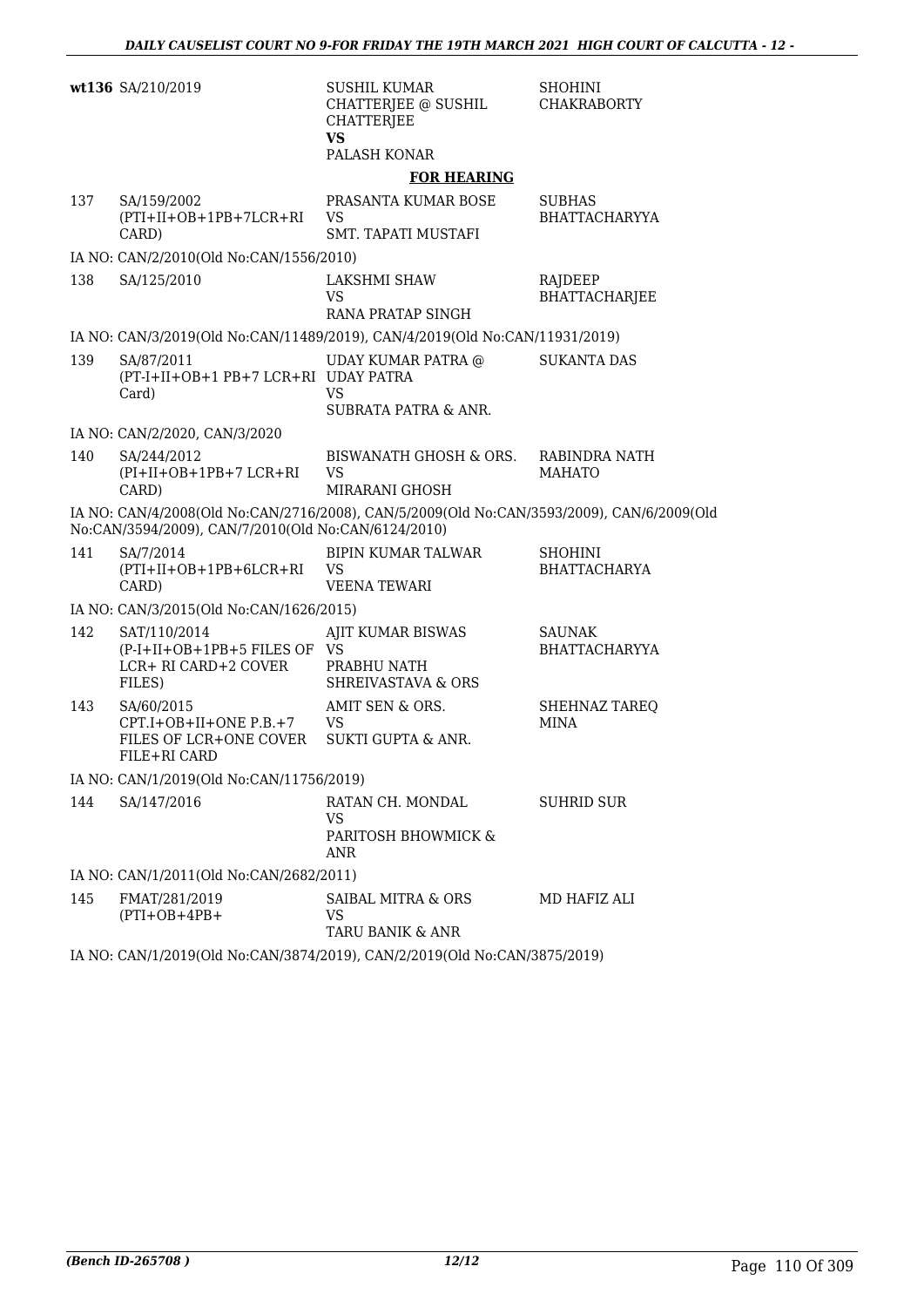| | | | |
|---|---|---|---|
| **wt136** | SA/210/2019 | SUSHIL KUMAR CHATTERJEE @ SUSHIL CHATTERJEE<br>**VS**<br>PALASH KONAR | SHOHINI CHAKRABORTY |

**FOR HEARING**

| | | | |
|---|---|---|---|
| 137 | SA/159/2002<br>(PTI+II+OB+1PB+7LCR+RI CARD) | PRASANTA KUMAR BOSE<br>VS<br>SMT. TAPATI MUSTAFI | SUBHAS BHATTACHARYYA |

IA NO: CAN/2/2010(Old No:CAN/1556/2010)

| | | | |
|---|---|---|---|
| 138 | SA/125/2010 | LAKSHMI SHAW<br>VS<br>RANA PRATAP SINGH | RAJDEEP BHATTACHARJEE |

IA NO: CAN/3/2019(Old No:CAN/11489/2019), CAN/4/2019(Old No:CAN/11931/2019)

| | | | |
|---|---|---|---|
| 139 | SA/87/2011<br>(PT-I+II+OB+1 PB+7 LCR+RI Card) | UDAY KUMAR PATRA @ UDAY PATRA<br>VS<br>SUBRATA PATRA & ANR. | SUKANTA DAS |

IA NO: CAN/2/2020, CAN/3/2020

| | | | |
|---|---|---|---|
| 140 | SA/244/2012<br>(PI+II+OB+1PB+7 LCR+RI CARD) | BISWANATH GHOSH & ORS.<br>VS<br>MIRARANI GHOSH | RABINDRA NATH MAHATO |

IA NO: CAN/4/2008(Old No:CAN/2716/2008), CAN/5/2009(Old No:CAN/3593/2009), CAN/6/2009(Old No:CAN/3594/2009), CAN/7/2010(Old No:CAN/6124/2010)

| | | | |
|---|---|---|---|
| 141 | SA/7/2014<br>(PTI+II+OB+1PB+6LCR+RI CARD) | BIPIN KUMAR TALWAR<br>VS<br>VEENA TEWARI | SHOHINI BHATTACHARYA |

IA NO: CAN/3/2015(Old No:CAN/1626/2015)

| | | | |
|---|---|---|---|
| 142 | SAT/110/2014<br>(P-I+II+OB+1PB+5 FILES OF LCR+ RI CARD+2 COVER FILES) | AJIT KUMAR BISWAS<br>VS<br>PRABHU NATH SHREIVASTAVA & ORS | SAUNAK BHATTACHARYYA |
| 143 | SA/60/2015<br>CPT.I+OB+II+ONE P.B.+7 FILES OF LCR+ONE COVER FILE+RI CARD | AMIT SEN & ORS.<br>VS<br>SUKTI GUPTA & ANR. | SHEHNAZ TAREQ MINA |

IA NO: CAN/1/2019(Old No:CAN/11756/2019)

| | | | |
|---|---|---|---|
| 144 | SA/147/2016 | RATAN CH. MONDAL<br>VS<br>PARITOSH BHOWMICK & ANR | SUHRID SUR |

IA NO: CAN/1/2011(Old No:CAN/2682/2011)

| | | | |
|---|---|---|---|
| 145 | FMAT/281/2019<br>(PTI+OB+4PB+ | SAIBAL MITRA & ORS<br>VS<br>TARU BANIK & ANR | MD HAFIZ ALI |

IA NO: CAN/1/2019(Old No:CAN/3874/2019), CAN/2/2019(Old No:CAN/3875/2019)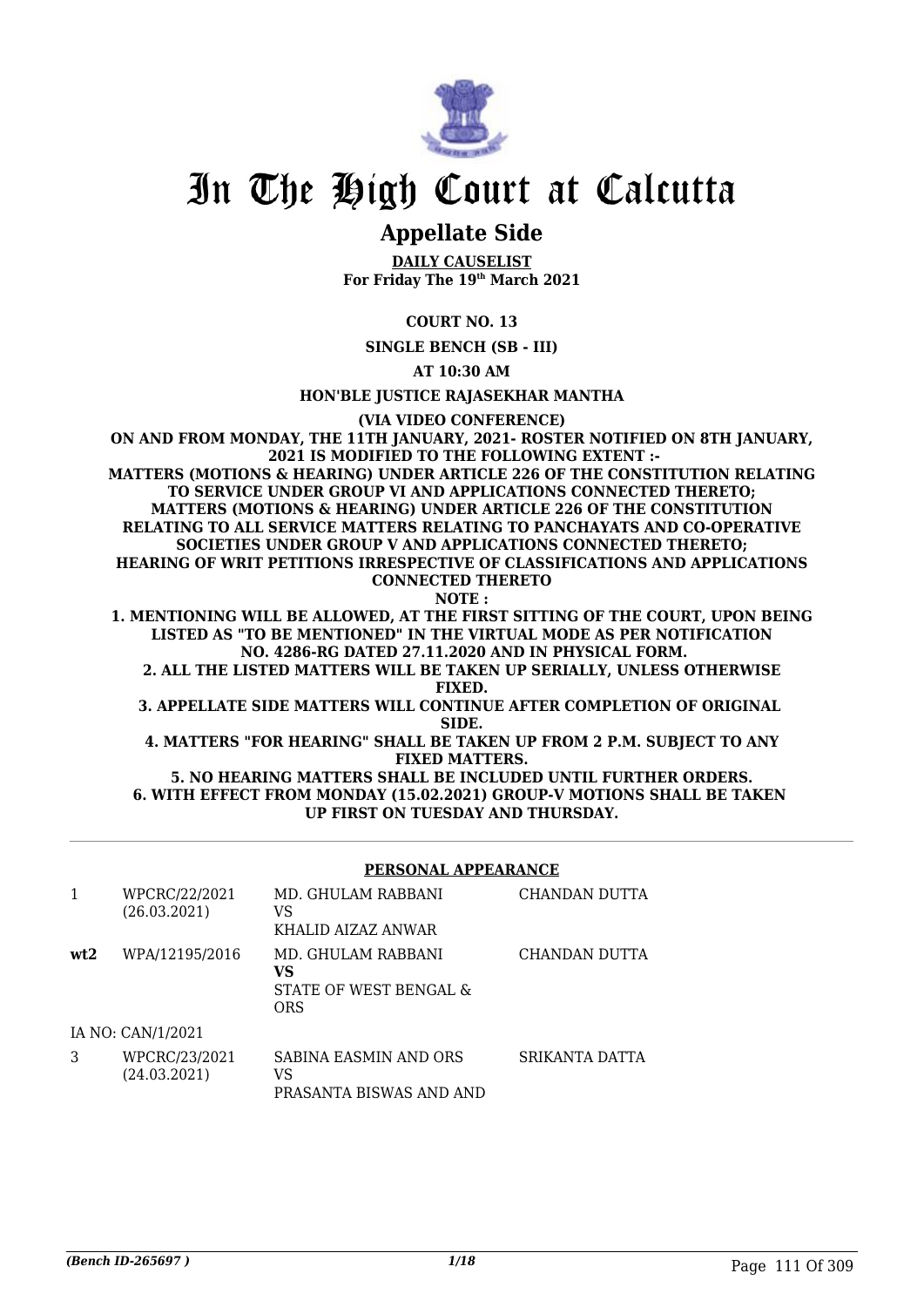# In The High Court at Calcutta

## Appellate Side

**DAILY CAUSELIST**
**For Friday The 19th March 2021**

**COURT NO. 13**

**SINGLE BENCH (SB - III)**

**AT 10:30 AM**

**HON'BLE JUSTICE RAJASEKHAR MANTHA**

**(VIA VIDEO CONFERENCE)**

**ON AND FROM MONDAY, THE 11TH JANUARY, 2021- ROSTER NOTIFIED ON 8TH JANUARY, 2021 IS MODIFIED TO THE FOLLOWING EXTENT :-**
**MATTERS (MOTIONS & HEARING) UNDER ARTICLE 226 OF THE CONSTITUTION RELATING TO SERVICE UNDER GROUP VI AND APPLICATIONS CONNECTED THERETO;**
**MATTERS (MOTIONS & HEARING) UNDER ARTICLE 226 OF THE CONSTITUTION RELATING TO ALL SERVICE MATTERS RELATING TO PANCHAYATS AND CO-OPERATIVE SOCIETIES UNDER GROUP V AND APPLICATIONS CONNECTED THERETO;**
**HEARING OF WRIT PETITIONS IRRESPECTIVE OF CLASSIFICATIONS AND APPLICATIONS CONNECTED THERETO**

**NOTE :**

**1. MENTIONING WILL BE ALLOWED, AT THE FIRST SITTING OF THE COURT, UPON BEING LISTED AS "TO BE MENTIONED" IN THE VIRTUAL MODE AS PER NOTIFICATION NO. 4286-RG DATED 27.11.2020 AND IN PHYSICAL FORM.**
**2. ALL THE LISTED MATTERS WILL BE TAKEN UP SERIALLY, UNLESS OTHERWISE FIXED.**
**3. APPELLATE SIDE MATTERS WILL CONTINUE AFTER COMPLETION OF ORIGINAL SIDE.**
**4. MATTERS "FOR HEARING" SHALL BE TAKEN UP FROM 2 P.M. SUBJECT TO ANY FIXED MATTERS.**
**5. NO HEARING MATTERS SHALL BE INCLUDED UNTIL FURTHER ORDERS.**
**6. WITH EFFECT FROM MONDAY (15.02.2021) GROUP-V MOTIONS SHALL BE TAKEN UP FIRST ON TUESDAY AND THURSDAY.**

### PERSONAL APPEARANCE

| | | | |
|---|---|---|---|
| 1 | WPCRC/22/2021 (26.03.2021) | MD. GHULAM RABBANI VS KHALID AIZAZ ANWAR | CHANDAN DUTTA |
| **wt2** | WPA/12195/2016 | MD. GHULAM RABBANI **VS** STATE OF WEST BENGAL & ORS | CHANDAN DUTTA |
| IA NO: CAN/1/2021 | | | |
| 3 | WPCRC/23/2021 (24.03.2021) | SABINA EASMIN AND ORS VS PRASANTA BISWAS AND AND | SRIKANTA DATTA |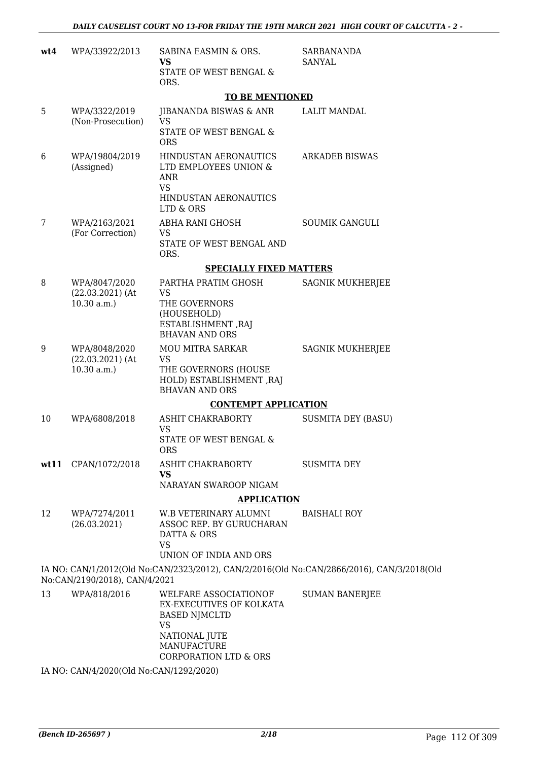| | | | |
|---|---|---|---|
| **wt4** | WPA/33922/2013 | SABINA EASMIN & ORS.<br>**VS**<br>STATE OF WEST BENGAL & ORS. | SARBANANDA SANYAL |

**TO BE MENTIONED**

| | | | |
|---|---|---|---|
| 5 | WPA/3322/2019<br>(Non-Prosecution) | JIBANANDA BISWAS & ANR<br>VS<br>STATE OF WEST BENGAL & ORS | LALIT MANDAL |
| 6 | WPA/19804/2019<br>(Assigned) | HINDUSTAN AERONAUTICS LTD EMPLOYEES UNION & ANR<br>VS<br>HINDUSTAN AERONAUTICS LTD & ORS | ARKADEB BISWAS |
| 7 | WPA/2163/2021<br>(For Correction) | ABHA RANI GHOSH<br>VS<br>STATE OF WEST BENGAL AND ORS. | SOUMIK GANGULI |

**SPECIALLY FIXED MATTERS**

| | | | |
|---|---|---|---|
| 8 | WPA/8047/2020<br>(22.03.2021) (At 10.30 a.m.) | PARTHA PRATIM GHOSH<br>VS<br>THE GOVERNORS (HOUSEHOLD) ESTABLISHMENT ,RAJ BHAVAN AND ORS | SAGNIK MUKHERJEE |
| 9 | WPA/8048/2020<br>(22.03.2021) (At 10.30 a.m.) | MOU MITRA SARKAR<br>VS<br>THE GOVERNORS (HOUSE HOLD) ESTABLISHMENT ,RAJ BHAVAN AND ORS | SAGNIK MUKHERJEE |

**CONTEMPT APPLICATION**

| | | | |
|---|---|---|---|
| 10 | WPA/6808/2018 | ASHIT CHAKRABORTY<br>VS<br>STATE OF WEST BENGAL & ORS | SUSMITA DEY (BASU) |
| **wt11** | CPAN/1072/2018 | ASHIT CHAKRABORTY<br>**VS**<br>NARAYAN SWAROOP NIGAM | SUSMITA DEY |

**APPLICATION**

| | | | |
|---|---|---|---|
| 12 | WPA/7274/2011<br>(26.03.2021) | W.B VETERINARY ALUMNI ASSOC REP. BY GURUCHARAN DATTA & ORS<br>VS<br>UNION OF INDIA AND ORS | BAISHALI ROY |

IA NO: CAN/1/2012(Old No:CAN/2323/2012), CAN/2/2016(Old No:CAN/2866/2016), CAN/3/2018(Old No:CAN/2190/2018), CAN/4/2021

| | | | |
|---|---|---|---|
| 13 | WPA/818/2016 | WELFARE ASSOCIATIONOF EX-EXECUTIVES OF KOLKATA BASED NJMCLTD<br>VS<br>NATIONAL JUTE MANUFACTURE CORPORATION LTD & ORS | SUMAN BANERJEE |

IA NO: CAN/4/2020(Old No:CAN/1292/2020)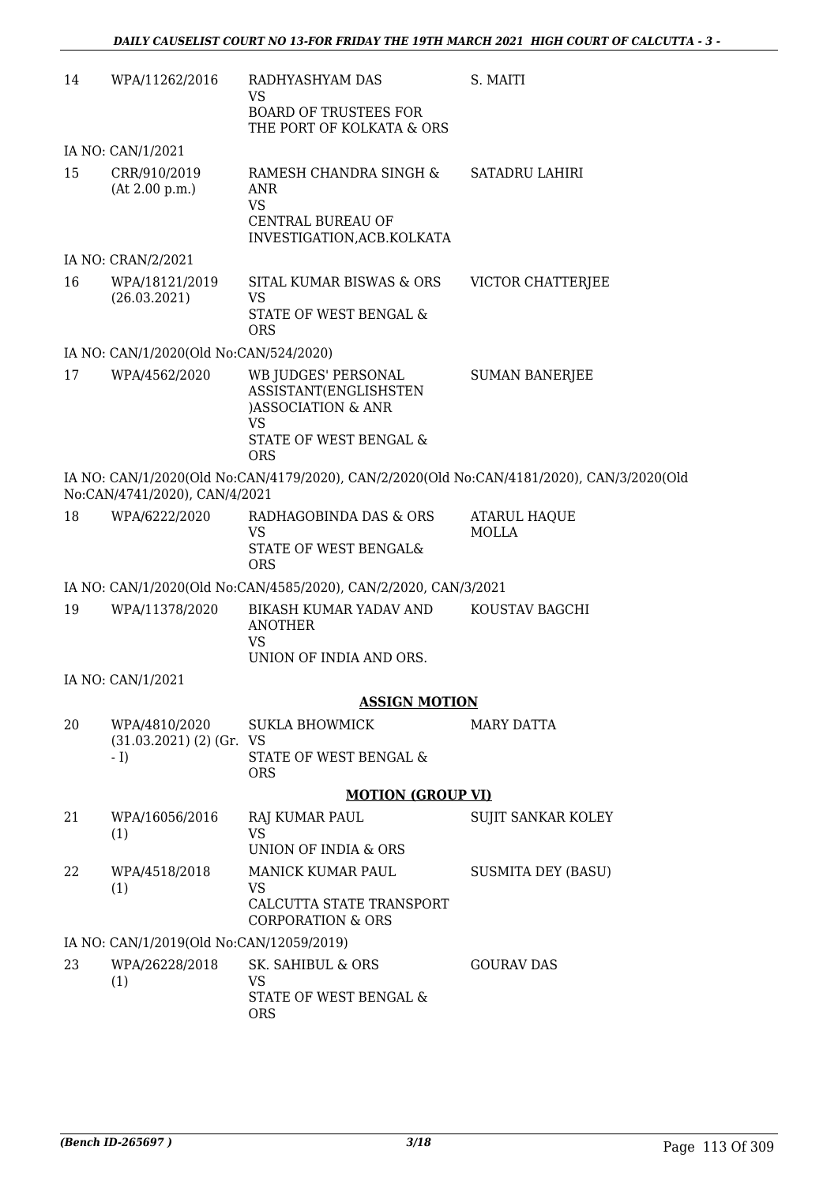| | | | |
|---|---|---|---|
| 14 | WPA/11262/2016 | RADHYASHYAM DAS<br>VS<br>BOARD OF TRUSTEES FOR THE PORT OF KOLKATA & ORS | S. MAITI |

IA NO: CAN/1/2021

| | | | |
|---|---|---|---|
| 15 | CRR/910/2019<br>(At 2.00 p.m.) | RAMESH CHANDRA SINGH & ANR<br>VS<br>CENTRAL BUREAU OF INVESTIGATION,ACB.KOLKATA | SATADRU LAHIRI |

IA NO: CRAN/2/2021

| | | | |
|---|---|---|---|
| 16 | WPA/18121/2019<br>(26.03.2021) | SITAL KUMAR BISWAS & ORS<br>VS<br>STATE OF WEST BENGAL & ORS | VICTOR CHATTERJEE |

IA NO: CAN/1/2020(Old No:CAN/524/2020)

| | | | |
|---|---|---|---|
| 17 | WPA/4562/2020 | WB JUDGES' PERSONAL ASSISTANT(ENGLISHSTEN )ASSOCIATION & ANR<br>VS<br>STATE OF WEST BENGAL & ORS | SUMAN BANERJEE |

IA NO: CAN/1/2020(Old No:CAN/4179/2020), CAN/2/2020(Old No:CAN/4181/2020), CAN/3/2020(Old No:CAN/4741/2020), CAN/4/2021

| | | | |
|---|---|---|---|
| 18 | WPA/6222/2020 | RADHAGOBINDA DAS & ORS<br>VS<br>STATE OF WEST BENGAL& ORS | ATARUL HAQUE MOLLA |

IA NO: CAN/1/2020(Old No:CAN/4585/2020), CAN/2/2020, CAN/3/2021

| | | | |
|---|---|---|---|
| 19 | WPA/11378/2020 | BIKASH KUMAR YADAV AND ANOTHER<br>VS<br>UNION OF INDIA AND ORS. | KOUSTAV BAGCHI |

IA NO: CAN/1/2021

**ASSIGN MOTION**

| | | | |
|---|---|---|---|
| 20 | WPA/4810/2020<br>(31.03.2021) (2) (Gr. - I) | SUKLA BHOWMICK<br>VS<br>STATE OF WEST BENGAL & ORS | MARY DATTA |

**MOTION (GROUP VI)**

| | | | |
|---|---|---|---|
| 21 | WPA/16056/2016<br>(1) | RAJ KUMAR PAUL<br>VS<br>UNION OF INDIA & ORS | SUJIT SANKAR KOLEY |
| 22 | WPA/4518/2018<br>(1) | MANICK KUMAR PAUL<br>VS<br>CALCUTTA STATE TRANSPORT CORPORATION & ORS | SUSMITA DEY (BASU) |

IA NO: CAN/1/2019(Old No:CAN/12059/2019)

| | | | |
|---|---|---|---|
| 23 | WPA/26228/2018<br>(1) | SK. SAHIBUL & ORS<br>VS<br>STATE OF WEST BENGAL & ORS | GOURAV DAS |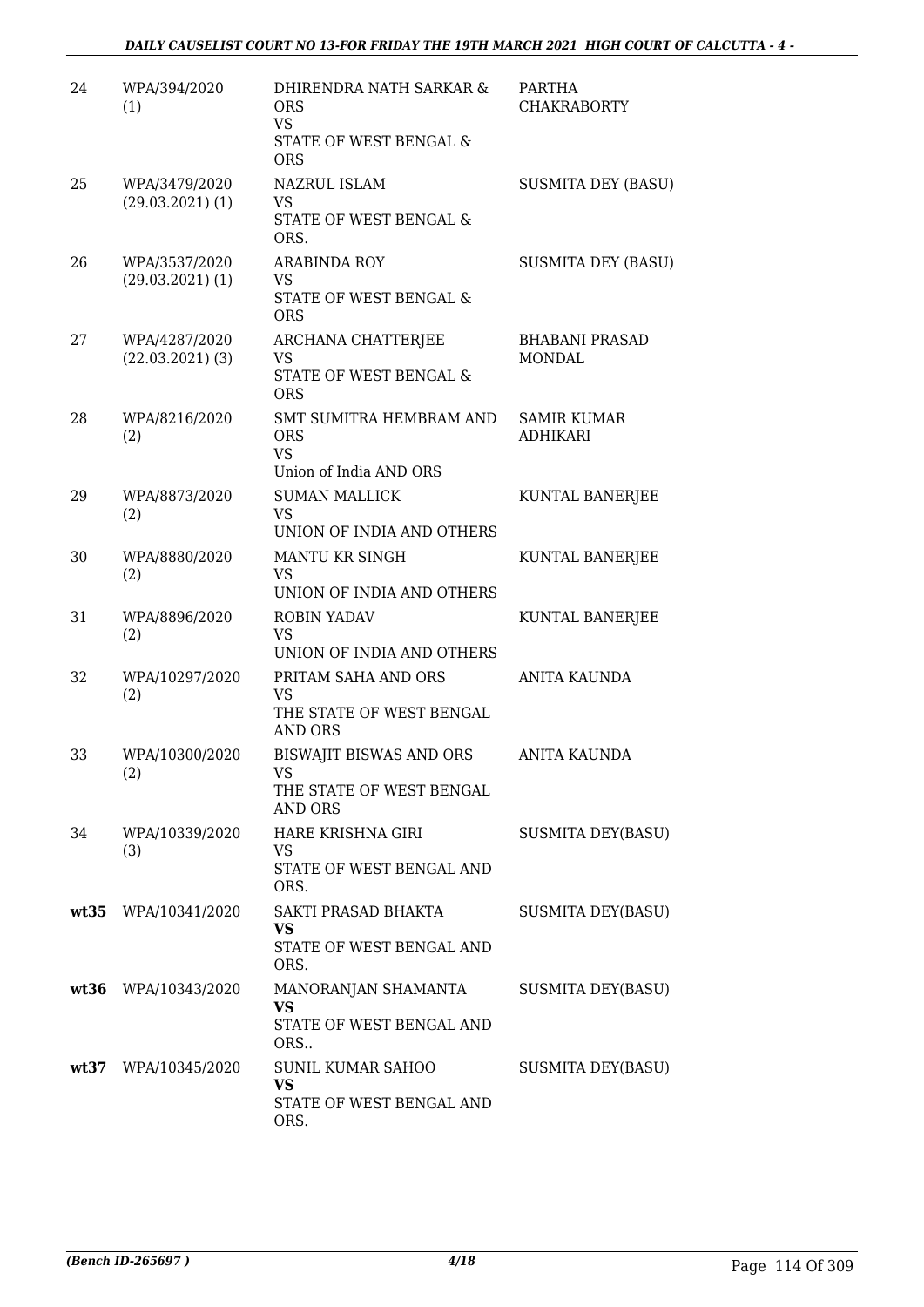| 24 | WPA/394/2020 (1) | DHIRENDRA NATH SARKAR & ORS VS STATE OF WEST BENGAL & ORS | PARTHA CHAKRABORTY |
|---|---|---|---|
| 25 | WPA/3479/2020 (29.03.2021) (1) | NAZRUL ISLAM VS STATE OF WEST BENGAL & ORS. | SUSMITA DEY (BASU) |
| 26 | WPA/3537/2020 (29.03.2021) (1) | ARABINDA ROY VS STATE OF WEST BENGAL & ORS | SUSMITA DEY (BASU) |
| 27 | WPA/4287/2020 (22.03.2021) (3) | ARCHANA CHATTERJEE VS STATE OF WEST BENGAL & ORS | BHABANI PRASAD MONDAL |
| 28 | WPA/8216/2020 (2) | SMT SUMITRA HEMBRAM AND ORS VS Union of India AND ORS | SAMIR KUMAR ADHIKARI |
| 29 | WPA/8873/2020 (2) | SUMAN MALLICK VS UNION OF INDIA AND OTHERS | KUNTAL BANERJEE |
| 30 | WPA/8880/2020 (2) | MANTU KR SINGH VS UNION OF INDIA AND OTHERS | KUNTAL BANERJEE |
| 31 | WPA/8896/2020 (2) | ROBIN YADAV VS UNION OF INDIA AND OTHERS | KUNTAL BANERJEE |
| 32 | WPA/10297/2020 (2) | PRITAM SAHA AND ORS VS THE STATE OF WEST BENGAL AND ORS | ANITA KAUNDA |
| 33 | WPA/10300/2020 (2) | BISWAJIT BISWAS AND ORS VS THE STATE OF WEST BENGAL AND ORS | ANITA KAUNDA |
| 34 | WPA/10339/2020 (3) | HARE KRISHNA GIRI VS STATE OF WEST BENGAL AND ORS. | SUSMITA DEY(BASU) |
| **wt35** | WPA/10341/2020 | SAKTI PRASAD BHAKTA **VS** STATE OF WEST BENGAL AND ORS. | SUSMITA DEY(BASU) |
| **wt36** | WPA/10343/2020 | MANORANJAN SHAMANTA **VS** STATE OF WEST BENGAL AND ORS.. | SUSMITA DEY(BASU) |
| **wt37** | WPA/10345/2020 | SUNIL KUMAR SAHOO **VS** STATE OF WEST BENGAL AND ORS. | SUSMITA DEY(BASU) |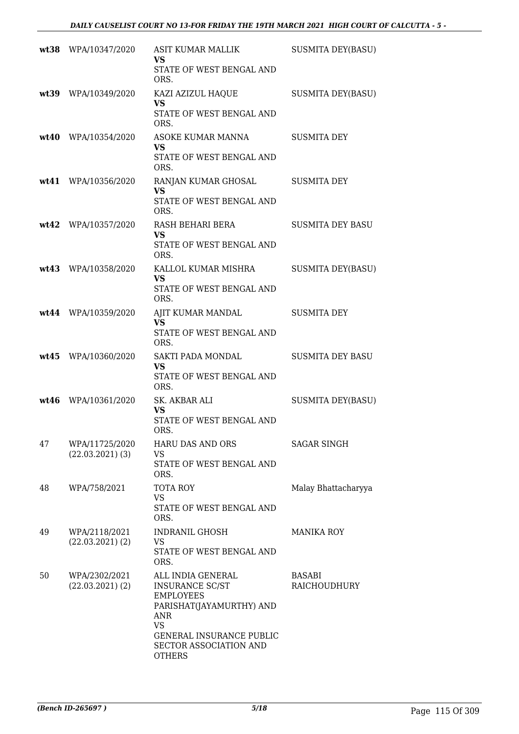| | | | |
|---|---|---|---|
| **wt38** | WPA/10347/2020 | ASIT KUMAR MALLIK<br>**VS**<br>STATE OF WEST BENGAL AND ORS. | SUSMITA DEY(BASU) |
| **wt39** | WPA/10349/2020 | KAZI AZIZUL HAQUE<br>**VS**<br>STATE OF WEST BENGAL AND ORS. | SUSMITA DEY(BASU) |
| **wt40** | WPA/10354/2020 | ASOKE KUMAR MANNA<br>**VS**<br>STATE OF WEST BENGAL AND ORS. | SUSMITA DEY |
| **wt41** | WPA/10356/2020 | RANJAN KUMAR GHOSAL<br>**VS**<br>STATE OF WEST BENGAL AND ORS. | SUSMITA DEY |
| **wt42** | WPA/10357/2020 | RASH BEHARI BERA<br>**VS**<br>STATE OF WEST BENGAL AND ORS. | SUSMITA DEY BASU |
| **wt43** | WPA/10358/2020 | KALLOL KUMAR MISHRA<br>**VS**<br>STATE OF WEST BENGAL AND ORS. | SUSMITA DEY(BASU) |
| **wt44** | WPA/10359/2020 | AJIT KUMAR MANDAL<br>**VS**<br>STATE OF WEST BENGAL AND ORS. | SUSMITA DEY |
| **wt45** | WPA/10360/2020 | SAKTI PADA MONDAL<br>**VS**<br>STATE OF WEST BENGAL AND ORS. | SUSMITA DEY BASU |
| **wt46** | WPA/10361/2020 | SK. AKBAR ALI<br>**VS**<br>STATE OF WEST BENGAL AND ORS. | SUSMITA DEY(BASU) |
| 47 | WPA/11725/2020<br>(22.03.2021) (3) | HARU DAS AND ORS<br>VS<br>STATE OF WEST BENGAL AND ORS. | SAGAR SINGH |
| 48 | WPA/758/2021 | TOTA ROY<br>VS<br>STATE OF WEST BENGAL AND ORS. | Malay Bhattacharyya |
| 49 | WPA/2118/2021<br>(22.03.2021) (2) | INDRANIL GHOSH<br>VS<br>STATE OF WEST BENGAL AND ORS. | MANIKA ROY |
| 50 | WPA/2302/2021<br>(22.03.2021) (2) | ALL INDIA GENERAL INSURANCE SC/ST EMPLOYEES PARISHAT(JAYAMURTHY) AND ANR<br>VS<br>GENERAL INSURANCE PUBLIC SECTOR ASSOCIATION AND OTHERS | BASABI RAICHOUDHURY |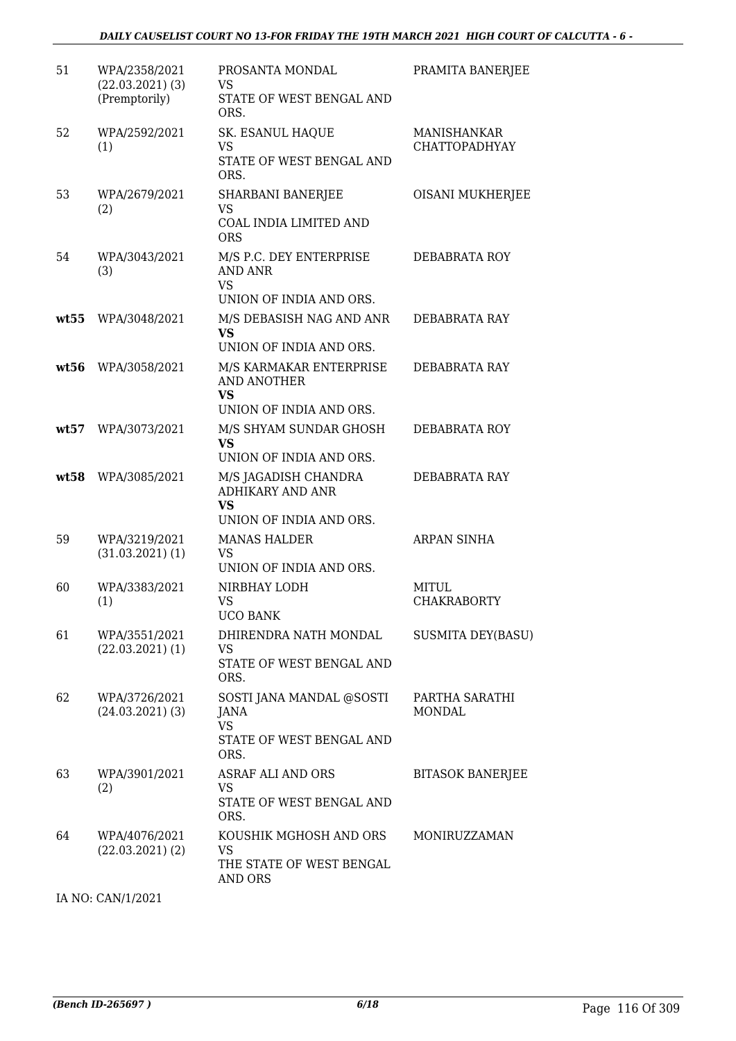| | | | |
|---|---|---|---|
| 51 | WPA/2358/2021 (22.03.2021) (3) (Premptorily) | PROSANTA MONDAL VS STATE OF WEST BENGAL AND ORS. | PRAMITA BANERJEE |
| 52 | WPA/2592/2021 (1) | SK. ESANUL HAQUE VS STATE OF WEST BENGAL AND ORS. | MANISHANKAR CHATTOPADHYAY |
| 53 | WPA/2679/2021 (2) | SHARBANI BANERJEE VS COAL INDIA LIMITED AND ORS | OISANI MUKHERJEE |
| 54 | WPA/3043/2021 (3) | M/S P.C. DEY ENTERPRISE AND ANR VS UNION OF INDIA AND ORS. | DEBABRATA ROY |
| **wt55** | WPA/3048/2021 | M/S DEBASISH NAG AND ANR **VS** UNION OF INDIA AND ORS. | DEBABRATA RAY |
| **wt56** | WPA/3058/2021 | M/S KARMAKAR ENTERPRISE AND ANOTHER **VS** UNION OF INDIA AND ORS. | DEBABRATA RAY |
| **wt57** | WPA/3073/2021 | M/S SHYAM SUNDAR GHOSH **VS** UNION OF INDIA AND ORS. | DEBABRATA ROY |
| **wt58** | WPA/3085/2021 | M/S JAGADISH CHANDRA ADHIKARY AND ANR **VS** UNION OF INDIA AND ORS. | DEBABRATA RAY |
| 59 | WPA/3219/2021 (31.03.2021) (1) | MANAS HALDER VS UNION OF INDIA AND ORS. | ARPAN SINHA |
| 60 | WPA/3383/2021 (1) | NIRBHAY LODH VS UCO BANK | MITUL CHAKRABORTY |
| 61 | WPA/3551/2021 (22.03.2021) (1) | DHIRENDRA NATH MONDAL VS STATE OF WEST BENGAL AND ORS. | SUSMITA DEY(BASU) |
| 62 | WPA/3726/2021 (24.03.2021) (3) | SOSTI JANA MANDAL @SOSTI JANA VS STATE OF WEST BENGAL AND ORS. | PARTHA SARATHI MONDAL |
| 63 | WPA/3901/2021 (2) | ASRAF ALI AND ORS VS STATE OF WEST BENGAL AND ORS. | BITASOK BANERJEE |
| 64 | WPA/4076/2021 (22.03.2021) (2) | KOUSHIK MGHOSH AND ORS VS THE STATE OF WEST BENGAL AND ORS | MONIRUZZAMAN |

IA NO: CAN/1/2021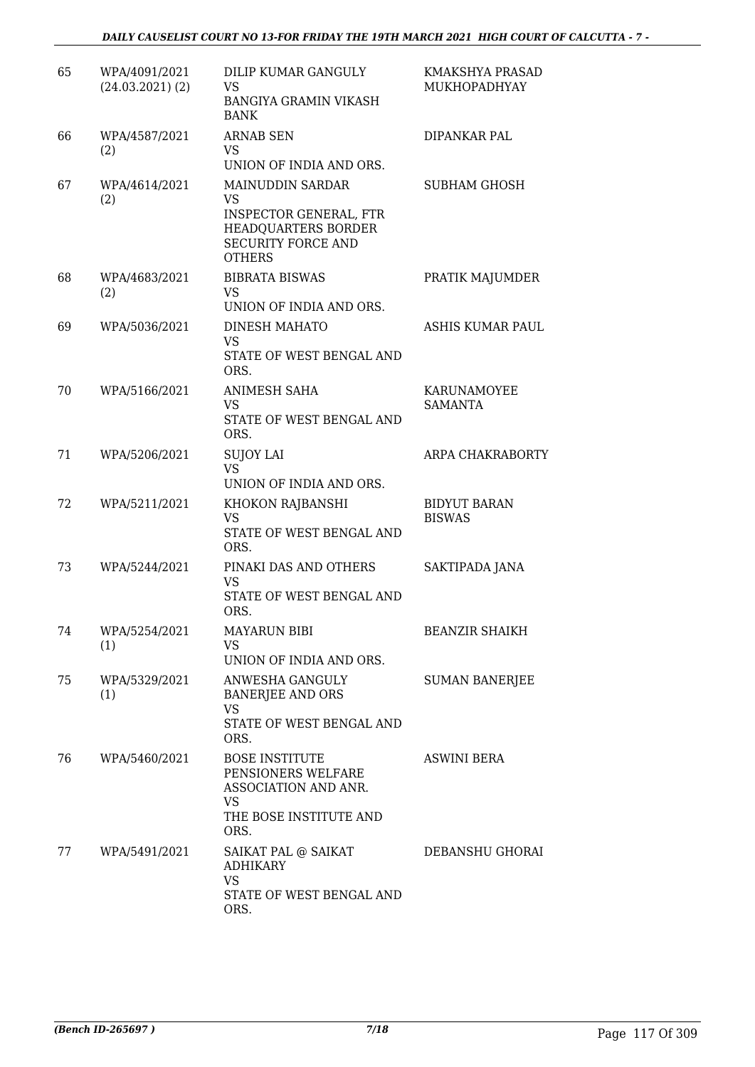| | | | |
|---|---|---|---|
| 65 | WPA/4091/2021 (24.03.2021) (2) | DILIP KUMAR GANGULY<br>VS<br>BANGIYA GRAMIN VIKASH BANK | KMAKSHYA PRASAD MUKHOPADHYAY |
| 66 | WPA/4587/2021 (2) | ARNAB SEN<br>VS<br>UNION OF INDIA AND ORS. | DIPANKAR PAL |
| 67 | WPA/4614/2021 (2) | MAINUDDIN SARDAR<br>VS<br>INSPECTOR GENERAL, FTR HEADQUARTERS BORDER SECURITY FORCE AND OTHERS | SUBHAM GHOSH |
| 68 | WPA/4683/2021 (2) | BIBRATA BISWAS<br>VS<br>UNION OF INDIA AND ORS. | PRATIK MAJUMDER |
| 69 | WPA/5036/2021 | DINESH MAHATO<br>VS<br>STATE OF WEST BENGAL AND ORS. | ASHIS KUMAR PAUL |
| 70 | WPA/5166/2021 | ANIMESH SAHA<br>VS<br>STATE OF WEST BENGAL AND ORS. | KARUNAMOYEE SAMANTA |
| 71 | WPA/5206/2021 | SUJOY LAI<br>VS<br>UNION OF INDIA AND ORS. | ARPA CHAKRABORTY |
| 72 | WPA/5211/2021 | KHOKON RAJBANSHI<br>VS<br>STATE OF WEST BENGAL AND ORS. | BIDYUT BARAN BISWAS |
| 73 | WPA/5244/2021 | PINAKI DAS AND OTHERS<br>VS<br>STATE OF WEST BENGAL AND ORS. | SAKTIPADA JANA |
| 74 | WPA/5254/2021 (1) | MAYARUN BIBI<br>VS<br>UNION OF INDIA AND ORS. | BEANZIR SHAIKH |
| 75 | WPA/5329/2021 (1) | ANWESHA GANGULY BANERJEE AND ORS<br>VS<br>STATE OF WEST BENGAL AND ORS. | SUMAN BANERJEE |
| 76 | WPA/5460/2021 | BOSE INSTITUTE PENSIONERS WELFARE ASSOCIATION AND ANR.<br>VS<br>THE BOSE INSTITUTE AND ORS. | ASWINI BERA |
| 77 | WPA/5491/2021 | SAIKAT PAL @ SAIKAT ADHIKARY<br>VS<br>STATE OF WEST BENGAL AND ORS. | DEBANSHU GHORAI |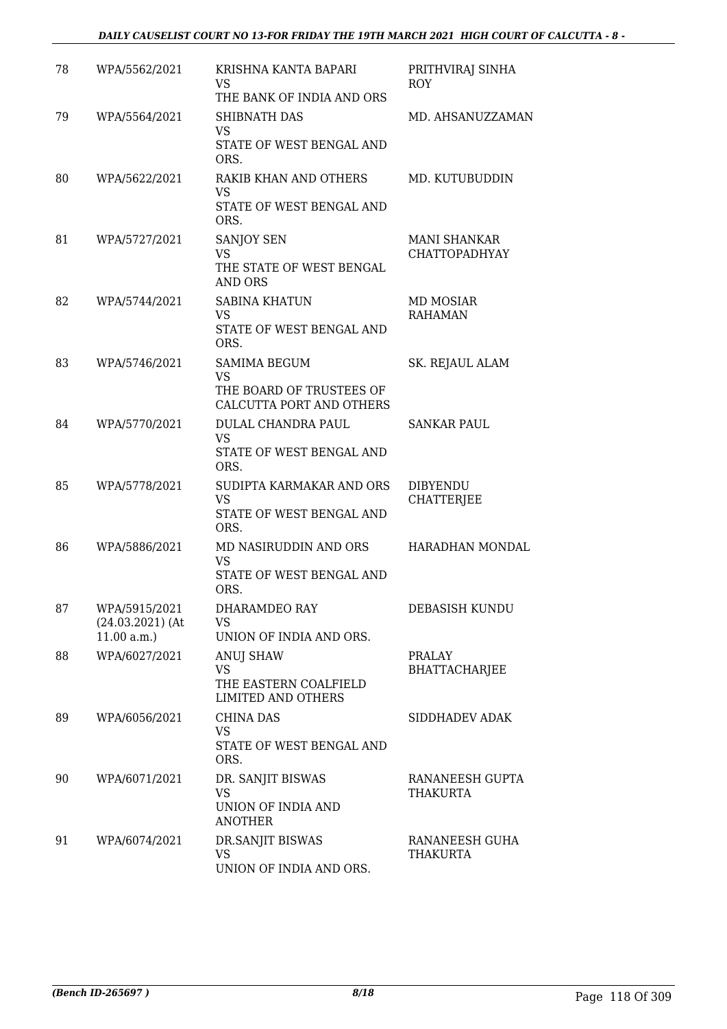| | | | |
|---|---|---|---|
| 78 | WPA/5562/2021 | KRISHNA KANTA BAPARI<br>VS<br>THE BANK OF INDIA AND ORS | PRITHVIRAJ SINHA ROY |
| 79 | WPA/5564/2021 | SHIBNATH DAS<br>VS<br>STATE OF WEST BENGAL AND ORS. | MD. AHSANUZZAMAN |
| 80 | WPA/5622/2021 | RAKIB KHAN AND OTHERS<br>VS<br>STATE OF WEST BENGAL AND ORS. | MD. KUTUBUDDIN |
| 81 | WPA/5727/2021 | SANJOY SEN<br>VS<br>THE STATE OF WEST BENGAL AND ORS | MANI SHANKAR CHATTOPADHYAY |
| 82 | WPA/5744/2021 | SABINA KHATUN<br>VS<br>STATE OF WEST BENGAL AND ORS. | MD MOSIAR RAHAMAN |
| 83 | WPA/5746/2021 | SAMIMA BEGUM<br>VS<br>THE BOARD OF TRUSTEES OF CALCUTTA PORT AND OTHERS | SK. REJAUL ALAM |
| 84 | WPA/5770/2021 | DULAL CHANDRA PAUL<br>VS<br>STATE OF WEST BENGAL AND ORS. | SANKAR PAUL |
| 85 | WPA/5778/2021 | SUDIPTA KARMAKAR AND ORS<br>VS<br>STATE OF WEST BENGAL AND ORS. | DIBYENDU CHATTERJEE |
| 86 | WPA/5886/2021 | MD NASIRUDDIN AND ORS<br>VS<br>STATE OF WEST BENGAL AND ORS. | HARADHAN MONDAL |
| 87 | WPA/5915/2021 (24.03.2021) (At 11.00 a.m.) | DHARAMDEO RAY<br>VS<br>UNION OF INDIA AND ORS. | DEBASISH KUNDU |
| 88 | WPA/6027/2021 | ANUJ SHAW<br>VS<br>THE EASTERN COALFIELD LIMITED AND OTHERS | PRALAY BHATTACHARJEE |
| 89 | WPA/6056/2021 | CHINA DAS<br>VS<br>STATE OF WEST BENGAL AND ORS. | SIDDHADEV ADAK |
| 90 | WPA/6071/2021 | DR. SANJIT BISWAS<br>VS<br>UNION OF INDIA AND ANOTHER | RANANEESH GUPTA THAKURTA |
| 91 | WPA/6074/2021 | DR.SANJIT BISWAS<br>VS<br>UNION OF INDIA AND ORS. | RANANEESH GUHA THAKURTA |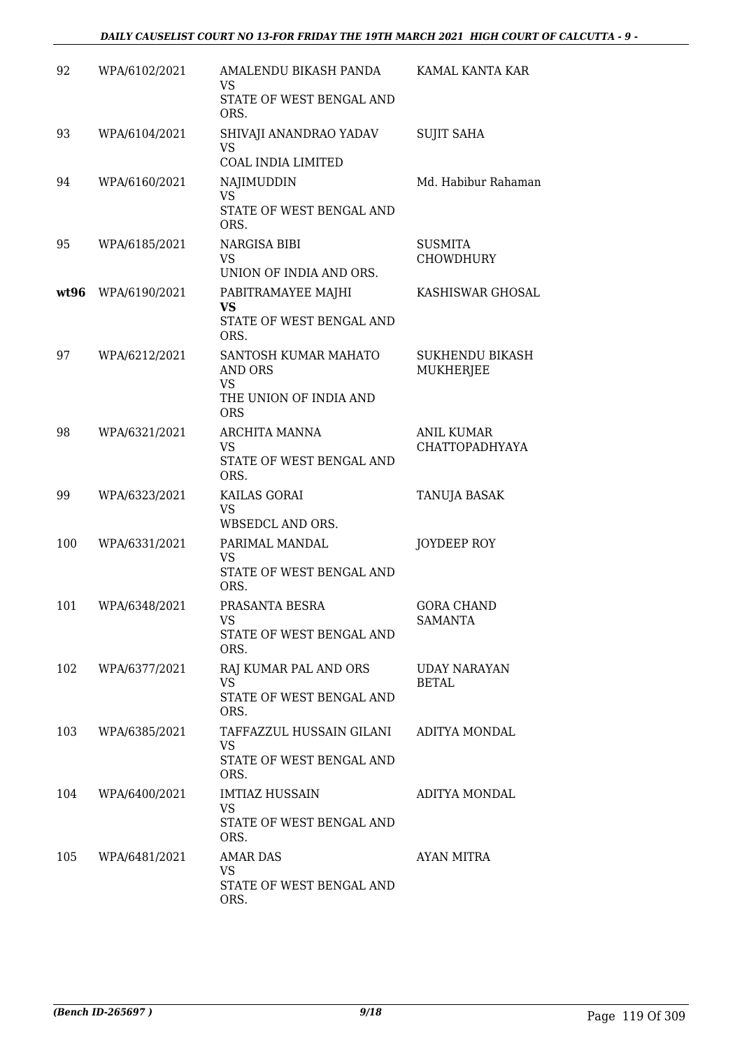| | | | |
|---|---|---|---|
| 92 | WPA/6102/2021 | AMALENDU BIKASH PANDA<br>VS<br>STATE OF WEST BENGAL AND ORS. | KAMAL KANTA KAR |
| 93 | WPA/6104/2021 | SHIVAJI ANANDRAO YADAV<br>VS<br>COAL INDIA LIMITED | SUJIT SAHA |
| 94 | WPA/6160/2021 | NAJIMUDDIN<br>VS<br>STATE OF WEST BENGAL AND ORS. | Md. Habibur Rahaman |
| 95 | WPA/6185/2021 | NARGISA BIBI<br>VS<br>UNION OF INDIA AND ORS. | SUSMITA CHOWDHURY |
| **wt96** | WPA/6190/2021 | PABITRAMAYEE MAJHI<br>**VS**<br>STATE OF WEST BENGAL AND ORS. | KASHISWAR GHOSAL |
| 97 | WPA/6212/2021 | SANTOSH KUMAR MAHATO AND ORS<br>VS<br>THE UNION OF INDIA AND ORS | SUKHENDU BIKASH MUKHERJEE |
| 98 | WPA/6321/2021 | ARCHITA MANNA<br>VS<br>STATE OF WEST BENGAL AND ORS. | ANIL KUMAR CHATTOPADHYAYA |
| 99 | WPA/6323/2021 | KAILAS GORAI<br>VS<br>WBSEDCL AND ORS. | TANUJA BASAK |
| 100 | WPA/6331/2021 | PARIMAL MANDAL<br>VS<br>STATE OF WEST BENGAL AND ORS. | JOYDEEP ROY |
| 101 | WPA/6348/2021 | PRASANTA BESRA<br>VS<br>STATE OF WEST BENGAL AND ORS. | GORA CHAND SAMANTA |
| 102 | WPA/6377/2021 | RAJ KUMAR PAL AND ORS<br>VS<br>STATE OF WEST BENGAL AND ORS. | UDAY NARAYAN BETAL |
| 103 | WPA/6385/2021 | TAFFAZZUL HUSSAIN GILANI<br>VS<br>STATE OF WEST BENGAL AND ORS. | ADITYA MONDAL |
| 104 | WPA/6400/2021 | IMTIAZ HUSSAIN<br>VS<br>STATE OF WEST BENGAL AND ORS. | ADITYA MONDAL |
| 105 | WPA/6481/2021 | AMAR DAS<br>VS<br>STATE OF WEST BENGAL AND ORS. | AYAN MITRA |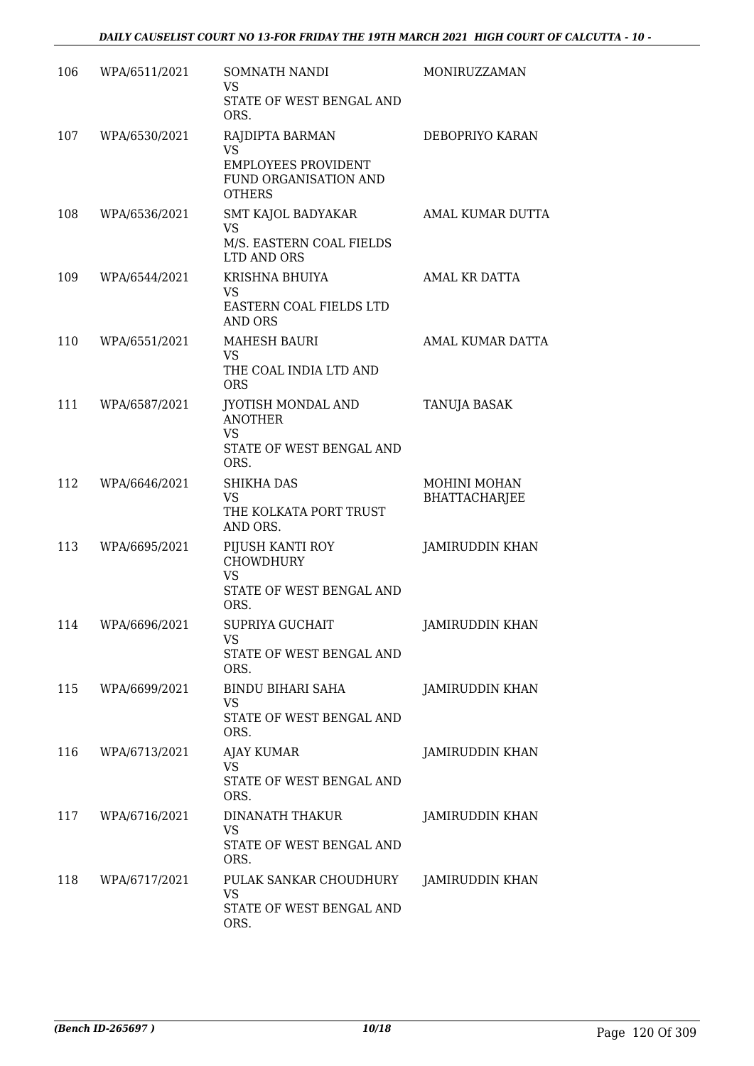| 106 | WPA/6511/2021 | SOMNATH NANDI<br>VS<br>STATE OF WEST BENGAL AND ORS. | MONIRUZZAMAN |
|---|---|---|---|
| 107 | WPA/6530/2021 | RAJDIPTA BARMAN<br>VS<br>EMPLOYEES PROVIDENT FUND ORGANISATION AND OTHERS | DEBOPRIYO KARAN |
| 108 | WPA/6536/2021 | SMT KAJOL BADYAKAR<br>VS<br>M/S. EASTERN COAL FIELDS LTD AND ORS | AMAL KUMAR DUTTA |
| 109 | WPA/6544/2021 | KRISHNA BHUIYA<br>VS<br>EASTERN COAL FIELDS LTD AND ORS | AMAL KR DATTA |
| 110 | WPA/6551/2021 | MAHESH BAURI<br>VS<br>THE COAL INDIA LTD AND ORS | AMAL KUMAR DATTA |
| 111 | WPA/6587/2021 | JYOTISH MONDAL AND ANOTHER<br>VS<br>STATE OF WEST BENGAL AND ORS. | TANUJA BASAK |
| 112 | WPA/6646/2021 | SHIKHA DAS<br>VS<br>THE KOLKATA PORT TRUST AND ORS. | MOHINI MOHAN BHATTACHARJEE |
| 113 | WPA/6695/2021 | PIJUSH KANTI ROY CHOWDHURY<br>VS<br>STATE OF WEST BENGAL AND ORS. | JAMIRUDDIN KHAN |
| 114 | WPA/6696/2021 | SUPRIYA GUCHAIT<br>VS<br>STATE OF WEST BENGAL AND ORS. | JAMIRUDDIN KHAN |
| 115 | WPA/6699/2021 | BINDU BIHARI SAHA<br>VS<br>STATE OF WEST BENGAL AND ORS. | JAMIRUDDIN KHAN |
| 116 | WPA/6713/2021 | AJAY KUMAR<br>VS<br>STATE OF WEST BENGAL AND ORS. | JAMIRUDDIN KHAN |
| 117 | WPA/6716/2021 | DINANATH THAKUR<br>VS<br>STATE OF WEST BENGAL AND ORS. | JAMIRUDDIN KHAN |
| 118 | WPA/6717/2021 | PULAK SANKAR CHOUDHURY<br>VS<br>STATE OF WEST BENGAL AND ORS. | JAMIRUDDIN KHAN |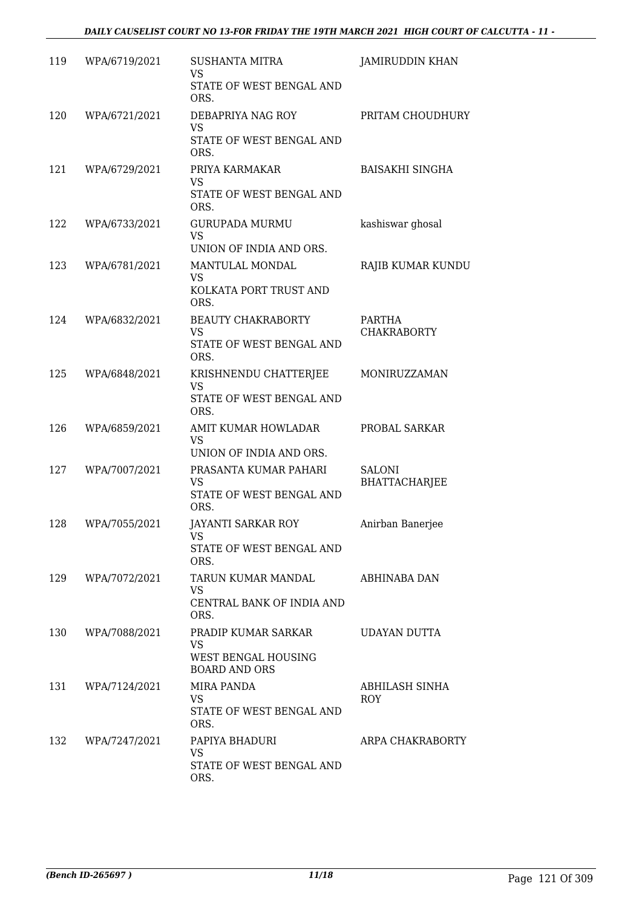| 119 | WPA/6719/2021 | SUSHANTA MITRA<br>VS<br>STATE OF WEST BENGAL AND ORS. | JAMIRUDDIN KHAN |
|---|---|---|---|
| 120 | WPA/6721/2021 | DEBAPRIYA NAG ROY<br>VS<br>STATE OF WEST BENGAL AND ORS. | PRITAM CHOUDHURY |
| 121 | WPA/6729/2021 | PRIYA KARMAKAR<br>VS<br>STATE OF WEST BENGAL AND ORS. | BAISAKHI SINGHA |
| 122 | WPA/6733/2021 | GURUPADA MURMU<br>VS<br>UNION OF INDIA AND ORS. | kashiswar ghosal |
| 123 | WPA/6781/2021 | MANTULAL MONDAL<br>VS<br>KOLKATA PORT TRUST AND ORS. | RAJIB KUMAR KUNDU |
| 124 | WPA/6832/2021 | BEAUTY CHAKRABORTY<br>VS<br>STATE OF WEST BENGAL AND ORS. | PARTHA CHAKRABORTY |
| 125 | WPA/6848/2021 | KRISHNENDU CHATTERJEE<br>VS<br>STATE OF WEST BENGAL AND ORS. | MONIRUZZAMAN |
| 126 | WPA/6859/2021 | AMIT KUMAR HOWLADAR<br>VS<br>UNION OF INDIA AND ORS. | PROBAL SARKAR |
| 127 | WPA/7007/2021 | PRASANTA KUMAR PAHARI<br>VS<br>STATE OF WEST BENGAL AND ORS. | SALONI BHATTACHARJEE |
| 128 | WPA/7055/2021 | JAYANTI SARKAR ROY<br>VS<br>STATE OF WEST BENGAL AND ORS. | Anirban Banerjee |
| 129 | WPA/7072/2021 | TARUN KUMAR MANDAL<br>VS<br>CENTRAL BANK OF INDIA AND ORS. | ABHINABA DAN |
| 130 | WPA/7088/2021 | PRADIP KUMAR SARKAR<br>VS<br>WEST BENGAL HOUSING BOARD AND ORS | UDAYAN DUTTA |
| 131 | WPA/7124/2021 | MIRA PANDA<br>VS<br>STATE OF WEST BENGAL AND ORS. | ABHILASH SINHA ROY |
| 132 | WPA/7247/2021 | PAPIYA BHADURI<br>VS<br>STATE OF WEST BENGAL AND ORS. | ARPA CHAKRABORTY |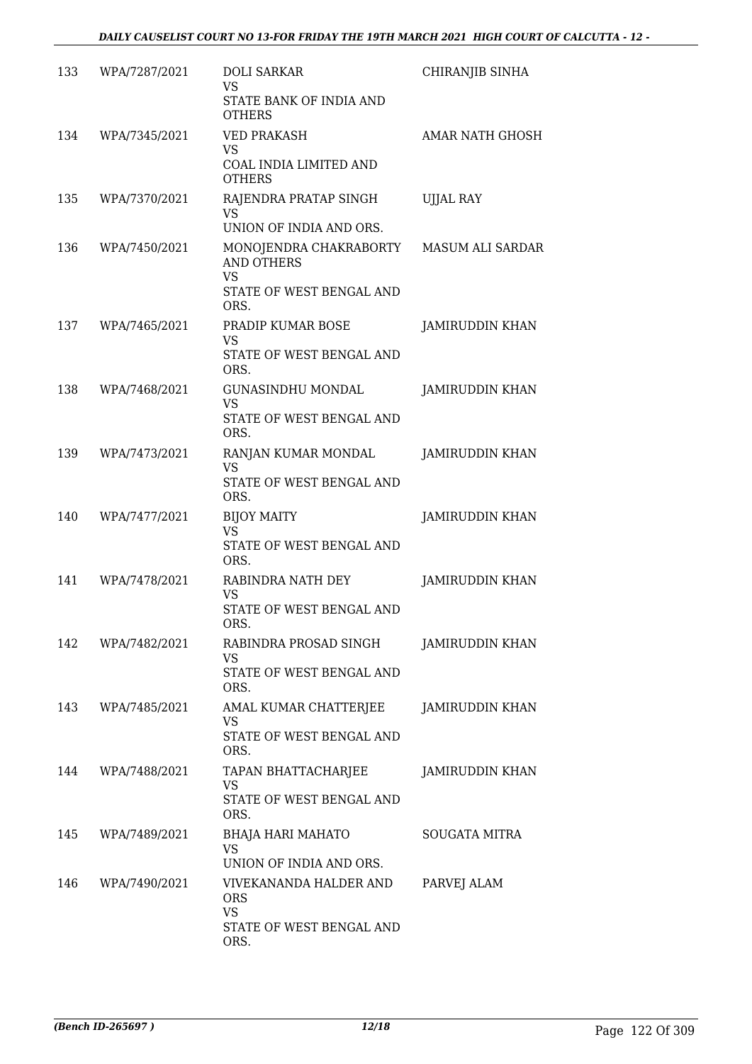| | | | |
|---|---|---|---|
| 133 | WPA/7287/2021 | DOLI SARKAR<br>VS<br>STATE BANK OF INDIA AND OTHERS | CHIRANJIB SINHA |
| 134 | WPA/7345/2021 | VED PRAKASH<br>VS<br>COAL INDIA LIMITED AND OTHERS | AMAR NATH GHOSH |
| 135 | WPA/7370/2021 | RAJENDRA PRATAP SINGH<br>VS<br>UNION OF INDIA AND ORS. | UJJAL RAY |
| 136 | WPA/7450/2021 | MONOJENDRA CHAKRABORTY AND OTHERS<br>VS<br>STATE OF WEST BENGAL AND ORS. | MASUM ALI SARDAR |
| 137 | WPA/7465/2021 | PRADIP KUMAR BOSE<br>VS<br>STATE OF WEST BENGAL AND ORS. | JAMIRUDDIN KHAN |
| 138 | WPA/7468/2021 | GUNASINDHU MONDAL<br>VS<br>STATE OF WEST BENGAL AND ORS. | JAMIRUDDIN KHAN |
| 139 | WPA/7473/2021 | RANJAN KUMAR MONDAL<br>VS<br>STATE OF WEST BENGAL AND ORS. | JAMIRUDDIN KHAN |
| 140 | WPA/7477/2021 | BIJOY MAITY<br>VS<br>STATE OF WEST BENGAL AND ORS. | JAMIRUDDIN KHAN |
| 141 | WPA/7478/2021 | RABINDRA NATH DEY<br>VS<br>STATE OF WEST BENGAL AND ORS. | JAMIRUDDIN KHAN |
| 142 | WPA/7482/2021 | RABINDRA PROSAD SINGH<br>VS<br>STATE OF WEST BENGAL AND ORS. | JAMIRUDDIN KHAN |
| 143 | WPA/7485/2021 | AMAL KUMAR CHATTERJEE<br>VS<br>STATE OF WEST BENGAL AND ORS. | JAMIRUDDIN KHAN |
| 144 | WPA/7488/2021 | TAPAN BHATTACHARJEE<br>VS<br>STATE OF WEST BENGAL AND ORS. | JAMIRUDDIN KHAN |
| 145 | WPA/7489/2021 | BHAJA HARI MAHATO<br>VS<br>UNION OF INDIA AND ORS. | SOUGATA MITRA |
| 146 | WPA/7490/2021 | VIVEKANANDA HALDER AND ORS<br>VS<br>STATE OF WEST BENGAL AND ORS. | PARVEJ ALAM |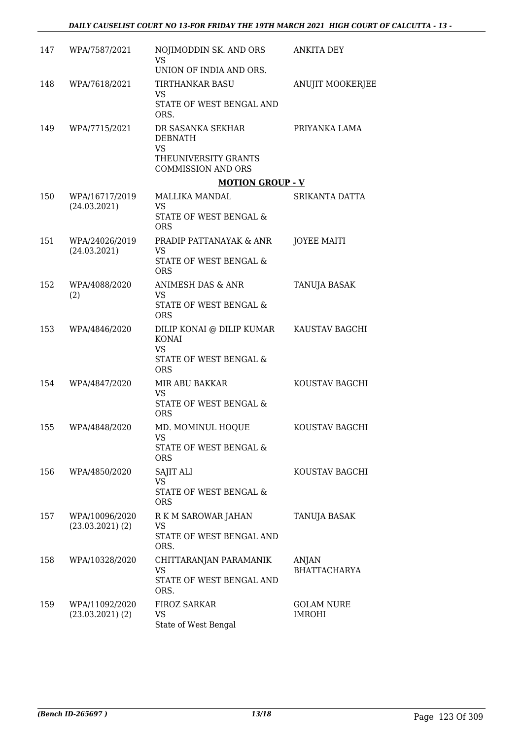| | | | |
|---|---|---|---|
| 147 | WPA/7587/2021 | NOJIMODDIN SK. AND ORS<br>VS<br>UNION OF INDIA AND ORS. | ANKITA DEY |
| 148 | WPA/7618/2021 | TIRTHANKAR BASU<br>VS<br>STATE OF WEST BENGAL AND ORS. | ANUJIT MOOKERJEE |
| 149 | WPA/7715/2021 | DR SASANKA SEKHAR DEBNATH<br>VS<br>THEUNIVERSITY GRANTS COMMISSION AND ORS | PRIYANKA LAMA |

**MOTION GROUP - V**

| | | | |
|---|---|---|---|
| 150 | WPA/16717/2019<br>(24.03.2021) | MALLIKA MANDAL<br>VS<br>STATE OF WEST BENGAL & ORS | SRIKANTA DATTA |
| 151 | WPA/24026/2019<br>(24.03.2021) | PRADIP PATTANAYAK & ANR<br>VS<br>STATE OF WEST BENGAL & ORS | JOYEE MAITI |
| 152 | WPA/4088/2020<br>(2) | ANIMESH DAS & ANR<br>VS<br>STATE OF WEST BENGAL & ORS | TANUJA BASAK |
| 153 | WPA/4846/2020 | DILIP KONAI @ DILIP KUMAR KONAI<br>VS<br>STATE OF WEST BENGAL & ORS | KAUSTAV BAGCHI |
| 154 | WPA/4847/2020 | MIR ABU BAKKAR<br>VS<br>STATE OF WEST BENGAL & ORS | KOUSTAV BAGCHI |
| 155 | WPA/4848/2020 | MD. MOMINUL HOQUE<br>VS<br>STATE OF WEST BENGAL & ORS | KOUSTAV BAGCHI |
| 156 | WPA/4850/2020 | SAJIT ALI<br>VS<br>STATE OF WEST BENGAL & ORS | KOUSTAV BAGCHI |
| 157 | WPA/10096/2020<br>(23.03.2021) (2) | R K M SAROWAR JAHAN<br>VS<br>STATE OF WEST BENGAL AND ORS. | TANUJA BASAK |
| 158 | WPA/10328/2020 | CHITTARANJAN PARAMANIK<br>VS<br>STATE OF WEST BENGAL AND ORS. | ANJAN BHATTACHARYA |
| 159 | WPA/11092/2020<br>(23.03.2021) (2) | FIROZ SARKAR<br>VS<br>State of West Bengal | GOLAM NURE IMROHI |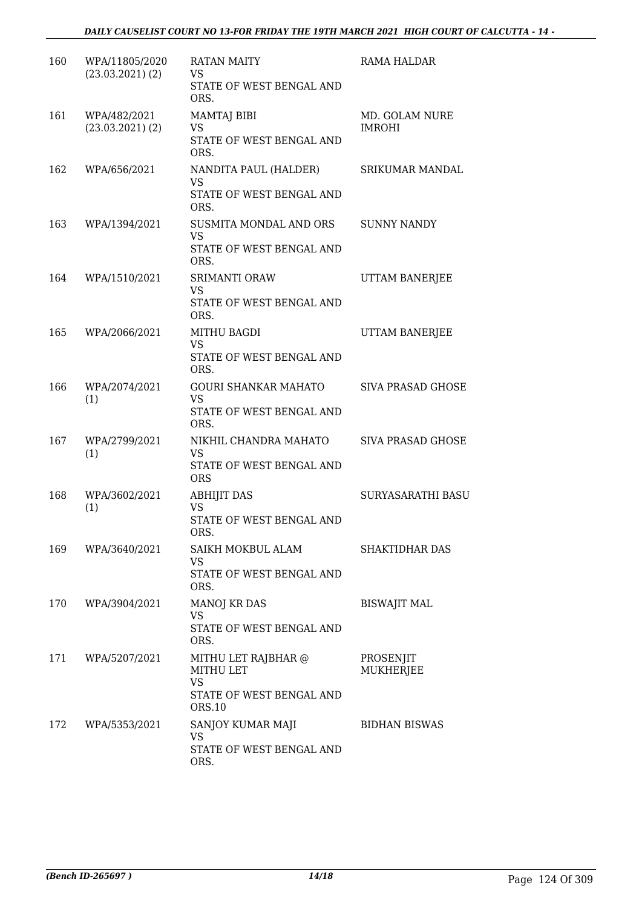| 160 | WPA/11805/2020 (23.03.2021) (2) | RATAN MAITY VS STATE OF WEST BENGAL AND ORS. | RAMA HALDAR |
|---|---|---|---|
| 161 | WPA/482/2021 (23.03.2021) (2) | MAMTAJ BIBI VS STATE OF WEST BENGAL AND ORS. | MD. GOLAM NURE IMROHI |
| 162 | WPA/656/2021 | NANDITA PAUL (HALDER) VS STATE OF WEST BENGAL AND ORS. | SRIKUMAR MANDAL |
| 163 | WPA/1394/2021 | SUSMITA MONDAL AND ORS VS STATE OF WEST BENGAL AND ORS. | SUNNY NANDY |
| 164 | WPA/1510/2021 | SRIMANTI ORAW VS STATE OF WEST BENGAL AND ORS. | UTTAM BANERJEE |
| 165 | WPA/2066/2021 | MITHU BAGDI VS STATE OF WEST BENGAL AND ORS. | UTTAM BANERJEE |
| 166 | WPA/2074/2021 (1) | GOURI SHANKAR MAHATO VS STATE OF WEST BENGAL AND ORS. | SIVA PRASAD GHOSE |
| 167 | WPA/2799/2021 (1) | NIKHIL CHANDRA MAHATO VS STATE OF WEST BENGAL AND ORS | SIVA PRASAD GHOSE |
| 168 | WPA/3602/2021 (1) | ABHIJIT DAS VS STATE OF WEST BENGAL AND ORS. | SURYASARATHI BASU |
| 169 | WPA/3640/2021 | SAIKH MOKBUL ALAM VS STATE OF WEST BENGAL AND ORS. | SHAKTIDHAR DAS |
| 170 | WPA/3904/2021 | MANOJ KR DAS VS STATE OF WEST BENGAL AND ORS. | BISWAJIT MAL |
| 171 | WPA/5207/2021 | MITHU LET RAJBHAR @ MITHU LET VS STATE OF WEST BENGAL AND ORS.10 | PROSENJIT MUKHERJEE |
| 172 | WPA/5353/2021 | SANJOY KUMAR MAJI VS STATE OF WEST BENGAL AND ORS. | BIDHAN BISWAS |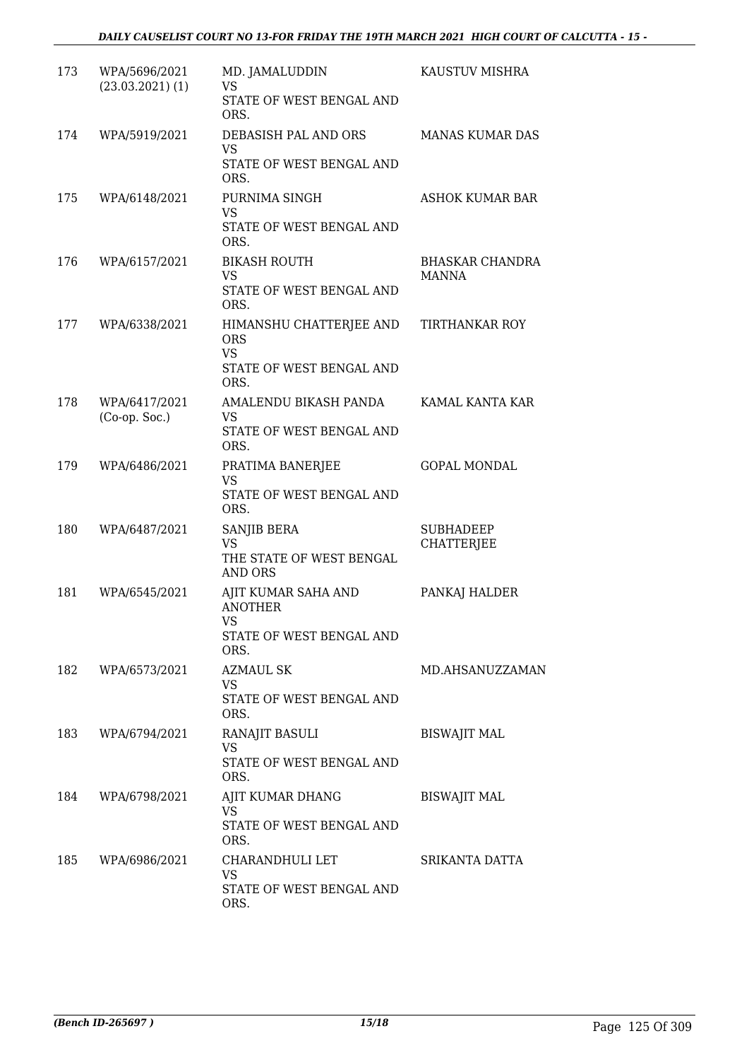| 173 | WPA/5696/2021 (23.03.2021) (1) | MD. JAMALUDDIN<br>VS<br>STATE OF WEST BENGAL AND ORS. | KAUSTUV MISHRA |
|---|---|---|---|
| 174 | WPA/5919/2021 | DEBASISH PAL AND ORS<br>VS<br>STATE OF WEST BENGAL AND ORS. | MANAS KUMAR DAS |
| 175 | WPA/6148/2021 | PURNIMA SINGH<br>VS<br>STATE OF WEST BENGAL AND ORS. | ASHOK KUMAR BAR |
| 176 | WPA/6157/2021 | BIKASH ROUTH<br>VS<br>STATE OF WEST BENGAL AND ORS. | BHASKAR CHANDRA MANNA |
| 177 | WPA/6338/2021 | HIMANSHU CHATTERJEE AND ORS<br>VS<br>STATE OF WEST BENGAL AND ORS. | TIRTHANKAR ROY |
| 178 | WPA/6417/2021 (Co-op. Soc.) | AMALENDU BIKASH PANDA<br>VS<br>STATE OF WEST BENGAL AND ORS. | KAMAL KANTA KAR |
| 179 | WPA/6486/2021 | PRATIMA BANERJEE<br>VS<br>STATE OF WEST BENGAL AND ORS. | GOPAL MONDAL |
| 180 | WPA/6487/2021 | SANJIB BERA<br>VS<br>THE STATE OF WEST BENGAL AND ORS | SUBHADEEP CHATTERJEE |
| 181 | WPA/6545/2021 | AJIT KUMAR SAHA AND ANOTHER<br>VS<br>STATE OF WEST BENGAL AND ORS. | PANKAJ HALDER |
| 182 | WPA/6573/2021 | AZMAUL SK<br>VS<br>STATE OF WEST BENGAL AND ORS. | MD.AHSANUZZAMAN |
| 183 | WPA/6794/2021 | RANAJIT BASULI<br>VS<br>STATE OF WEST BENGAL AND ORS. | BISWAJIT MAL |
| 184 | WPA/6798/2021 | AJIT KUMAR DHANG<br>VS<br>STATE OF WEST BENGAL AND ORS. | BISWAJIT MAL |
| 185 | WPA/6986/2021 | CHARANDHULI LET<br>VS<br>STATE OF WEST BENGAL AND ORS. | SRIKANTA DATTA |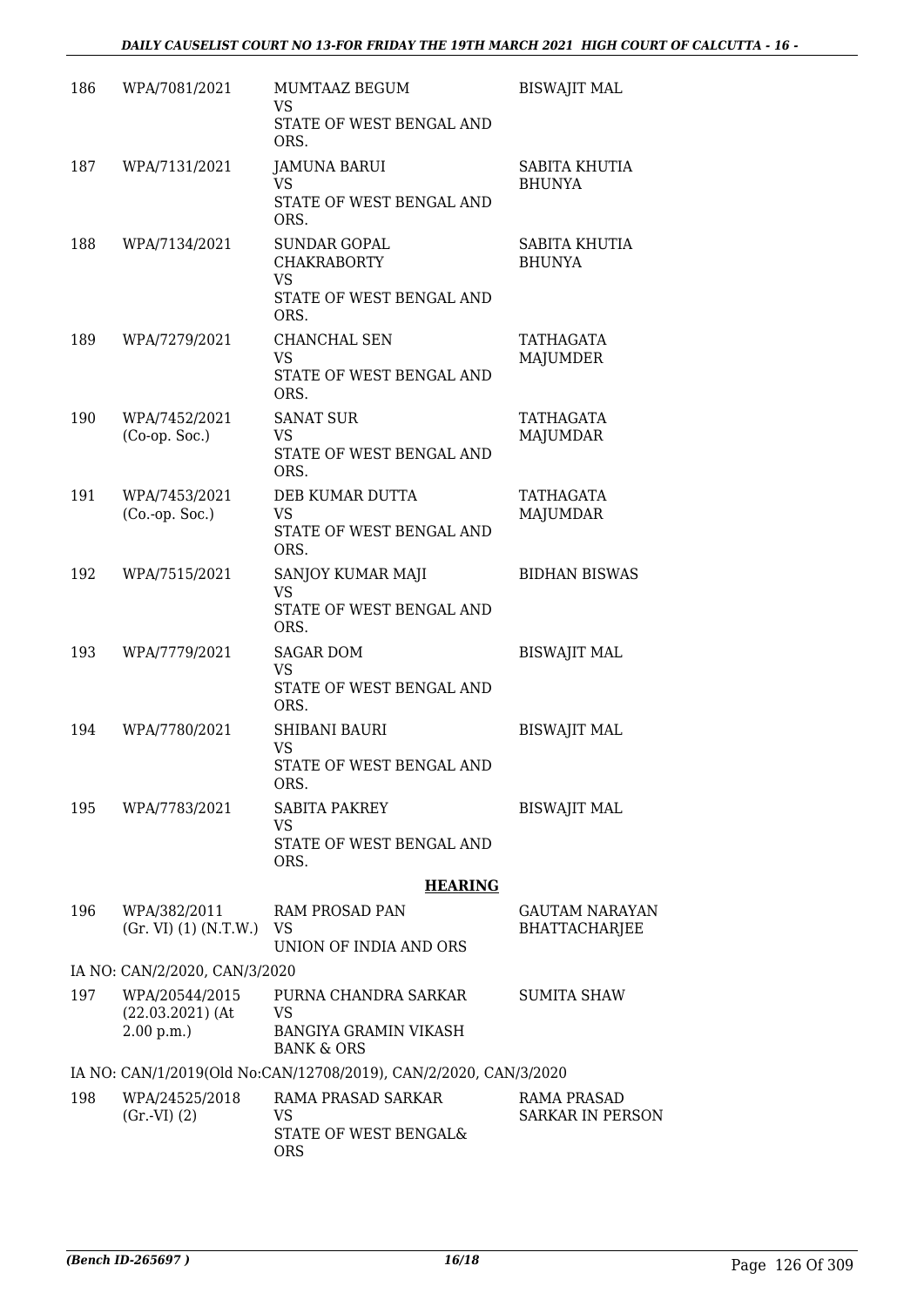| | | | |
|---|---|---|---|
| 186 | WPA/7081/2021 | MUMTAAZ BEGUM<br>VS<br>STATE OF WEST BENGAL AND ORS. | BISWAJIT MAL |
| 187 | WPA/7131/2021 | JAMUNA BARUI<br>VS<br>STATE OF WEST BENGAL AND ORS. | SABITA KHUTIA BHUNYA |
| 188 | WPA/7134/2021 | SUNDAR GOPAL CHAKRABORTY<br>VS<br>STATE OF WEST BENGAL AND ORS. | SABITA KHUTIA BHUNYA |
| 189 | WPA/7279/2021 | CHANCHAL SEN<br>VS<br>STATE OF WEST BENGAL AND ORS. | TATHAGATA MAJUMDER |
| 190 | WPA/7452/2021 (Co-op. Soc.) | SANAT SUR<br>VS<br>STATE OF WEST BENGAL AND ORS. | TATHAGATA MAJUMDAR |
| 191 | WPA/7453/2021 (Co.-op. Soc.) | DEB KUMAR DUTTA<br>VS<br>STATE OF WEST BENGAL AND ORS. | TATHAGATA MAJUMDAR |
| 192 | WPA/7515/2021 | SANJOY KUMAR MAJI<br>VS<br>STATE OF WEST BENGAL AND ORS. | BIDHAN BISWAS |
| 193 | WPA/7779/2021 | SAGAR DOM<br>VS<br>STATE OF WEST BENGAL AND ORS. | BISWAJIT MAL |
| 194 | WPA/7780/2021 | SHIBANI BAURI<br>VS<br>STATE OF WEST BENGAL AND ORS. | BISWAJIT MAL |
| 195 | WPA/7783/2021 | SABITA PAKREY<br>VS<br>STATE OF WEST BENGAL AND ORS. | BISWAJIT MAL |

**HEARING**

| | | | |
|---|---|---|---|
| 196 | WPA/382/2011 (Gr. VI) (1) (N.T.W.) | RAM PROSAD PAN<br>VS<br>UNION OF INDIA AND ORS | GAUTAM NARAYAN BHATTACHARJEE |

IA NO: CAN/2/2020, CAN/3/2020

| | | | |
|---|---|---|---|
| 197 | WPA/20544/2015 (22.03.2021) (At 2.00 p.m.) | PURNA CHANDRA SARKAR<br>VS<br>BANGIYA GRAMIN VIKASH BANK & ORS | SUMITA SHAW |

IA NO: CAN/1/2019(Old No:CAN/12708/2019), CAN/2/2020, CAN/3/2020

| | | | |
|---|---|---|---|
| 198 | WPA/24525/2018 (Gr.-VI) (2) | RAMA PRASAD SARKAR<br>VS<br>STATE OF WEST BENGAL& ORS | RAMA PRASAD SARKAR IN PERSON |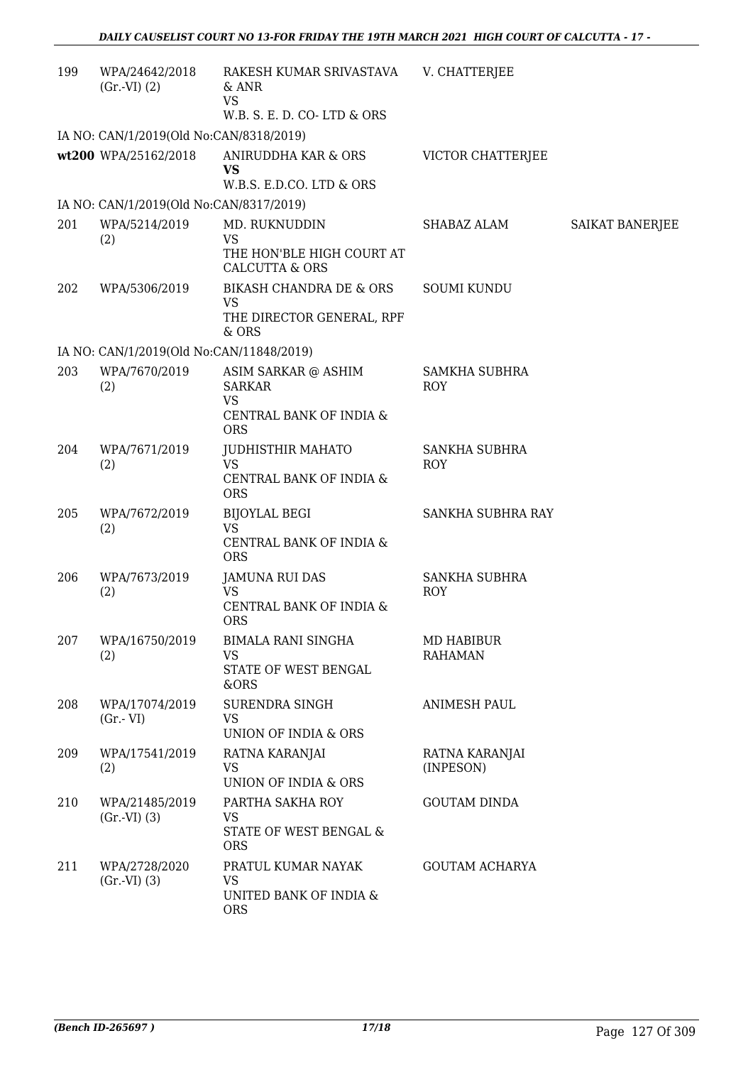| | | | | |
|---|---|---|---|---|
| 199 | WPA/24642/2018 (Gr.-VI) (2) | RAKESH KUMAR SRIVASTAVA & ANR<br>VS<br>W.B. S. E. D. CO- LTD & ORS | V. CHATTERJEE | |
| IA NO: CAN/1/2019(Old No:CAN/8318/2019) | | | | |
| wt200 | WPA/25162/2018 | ANIRUDDHA KAR & ORS<br>**VS**<br>W.B.S. E.D.CO. LTD & ORS | VICTOR CHATTERJEE | |
| IA NO: CAN/1/2019(Old No:CAN/8317/2019) | | | | |
| 201 | WPA/5214/2019 (2) | MD. RUKNUDDIN<br>VS<br>THE HON'BLE HIGH COURT AT CALCUTTA & ORS | SHABAZ ALAM | SAIKAT BANERJEE |
| 202 | WPA/5306/2019 | BIKASH CHANDRA DE & ORS<br>VS<br>THE DIRECTOR GENERAL, RPF & ORS | SOUMI KUNDU | |
| IA NO: CAN/1/2019(Old No:CAN/11848/2019) | | | | |
| 203 | WPA/7670/2019 (2) | ASIM SARKAR @ ASHIM SARKAR<br>VS<br>CENTRAL BANK OF INDIA & ORS | SAMKHA SUBHRA ROY | |
| 204 | WPA/7671/2019 (2) | JUDHISTHIR MAHATO<br>VS<br>CENTRAL BANK OF INDIA & ORS | SANKHA SUBHRA ROY | |
| 205 | WPA/7672/2019 (2) | BIJOYLAL BEGI<br>VS<br>CENTRAL BANK OF INDIA & ORS | SANKHA SUBHRA RAY | |
| 206 | WPA/7673/2019 (2) | JAMUNA RUI DAS<br>VS<br>CENTRAL BANK OF INDIA & ORS | SANKHA SUBHRA ROY | |
| 207 | WPA/16750/2019 (2) | BIMALA RANI SINGHA<br>VS<br>STATE OF WEST BENGAL &ORS | MD HABIBUR RAHAMAN | |
| 208 | WPA/17074/2019 (Gr.- VI) | SURENDRA SINGH<br>VS<br>UNION OF INDIA & ORS | ANIMESH PAUL | |
| 209 | WPA/17541/2019 (2) | RATNA KARANJAI<br>VS<br>UNION OF INDIA & ORS | RATNA KARANJAI (INPESON) | |
| 210 | WPA/21485/2019 (Gr.-VI) (3) | PARTHA SAKHA ROY<br>VS<br>STATE OF WEST BENGAL & ORS | GOUTAM DINDA | |
| 211 | WPA/2728/2020 (Gr.-VI) (3) | PRATUL KUMAR NAYAK<br>VS<br>UNITED BANK OF INDIA & ORS | GOUTAM ACHARYA | |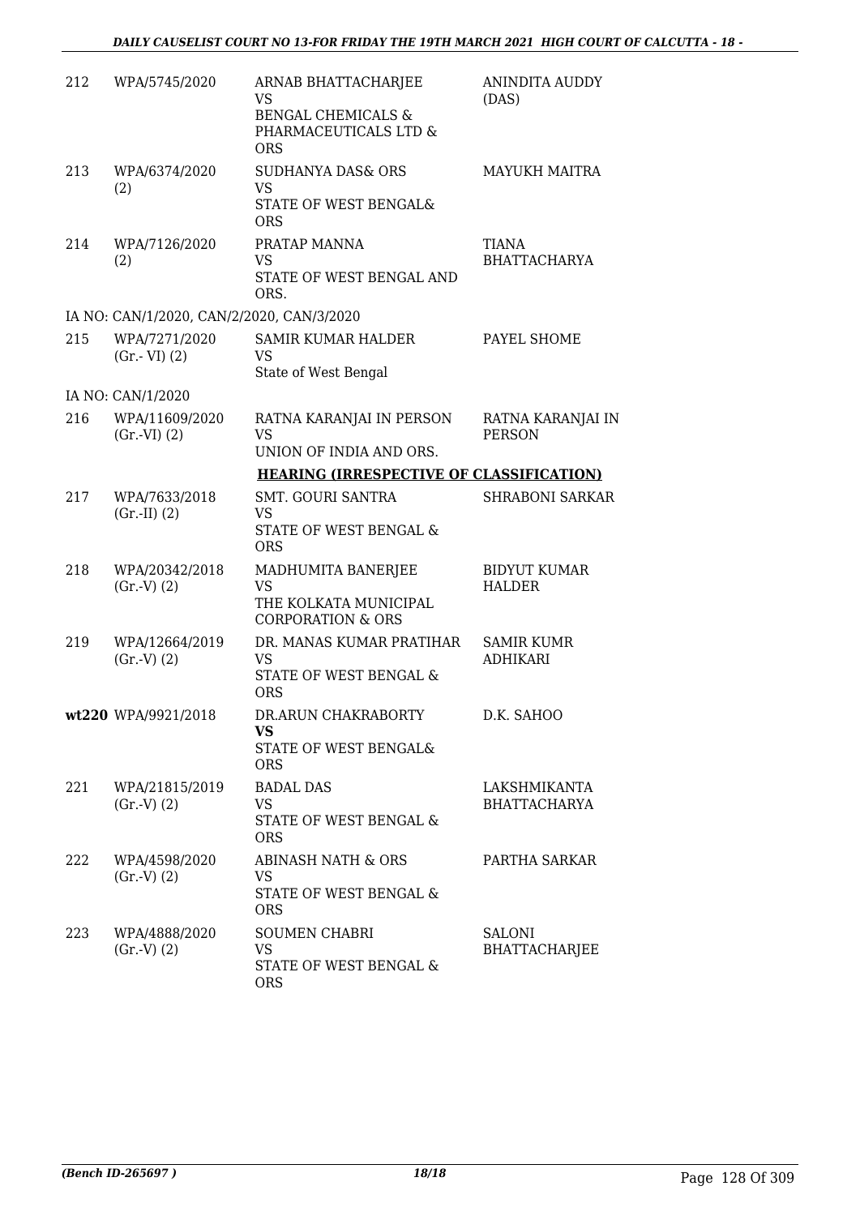| | | | |
|---|---|---|---|
| 212 | WPA/5745/2020 | ARNAB BHATTACHARJEE<br>VS<br>BENGAL CHEMICALS & PHARMACEUTICALS LTD & ORS | ANINDITA AUDDY (DAS) |
| 213 | WPA/6374/2020 (2) | SUDHANYA DAS& ORS<br>VS<br>STATE OF WEST BENGAL& ORS | MAYUKH MAITRA |
| 214 | WPA/7126/2020 (2) | PRATAP MANNA<br>VS<br>STATE OF WEST BENGAL AND ORS. | TIANA BHATTACHARYA |
| | IA NO: CAN/1/2020, CAN/2/2020, CAN/3/2020 | | |
| 215 | WPA/7271/2020 (Gr.- VI) (2) | SAMIR KUMAR HALDER<br>VS<br>State of West Bengal | PAYEL SHOME |
| | IA NO: CAN/1/2020 | | |
| 216 | WPA/11609/2020 (Gr.-VI) (2) | RATNA KARANJAI IN PERSON<br>VS<br>UNION OF INDIA AND ORS. | RATNA KARANJAI IN PERSON |
| | | **HEARING (IRRESPECTIVE OF CLASSIFICATION)** | |
| 217 | WPA/7633/2018 (Gr.-II) (2) | SMT. GOURI SANTRA<br>VS<br>STATE OF WEST BENGAL & ORS | SHRABONI SARKAR |
| 218 | WPA/20342/2018 (Gr.-V) (2) | MADHUMITA BANERJEE<br>VS<br>THE KOLKATA MUNICIPAL CORPORATION & ORS | BIDYUT KUMAR HALDER |
| 219 | WPA/12664/2019 (Gr.-V) (2) | DR. MANAS KUMAR PRATIHAR<br>VS<br>STATE OF WEST BENGAL & ORS | SAMIR KUMR ADHIKARI |
| **wt220** | WPA/9921/2018 | DR.ARUN CHAKRABORTY<br>**VS**<br>STATE OF WEST BENGAL& ORS | D.K. SAHOO |
| 221 | WPA/21815/2019 (Gr.-V) (2) | BADAL DAS<br>VS<br>STATE OF WEST BENGAL & ORS | LAKSHMIKANTA BHATTACHARYA |
| 222 | WPA/4598/2020 (Gr.-V) (2) | ABINASH NATH & ORS<br>VS<br>STATE OF WEST BENGAL & ORS | PARTHA SARKAR |
| 223 | WPA/4888/2020 (Gr.-V) (2) | SOUMEN CHABRI<br>VS<br>STATE OF WEST BENGAL & ORS | SALONI BHATTACHARJEE |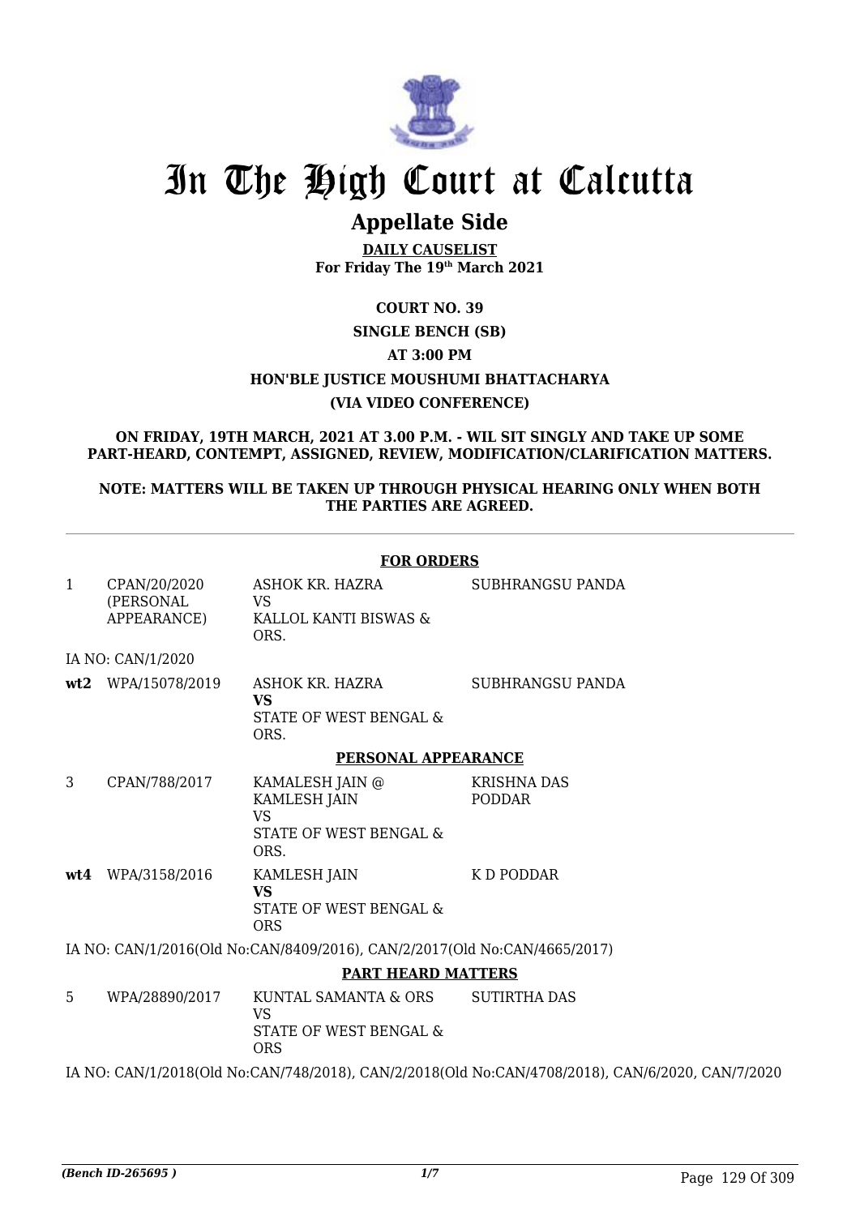# In The High Court at Calcutta

## Appellate Side

**DAILY CAUSELIST**
**For Friday The 19th March 2021**

**COURT NO. 39**

**SINGLE BENCH (SB)**

**AT 3:00 PM**

**HON'BLE JUSTICE MOUSHUMI BHATTACHARYA**

**(VIA VIDEO CONFERENCE)**

**ON FRIDAY, 19TH MARCH, 2021 AT 3.00 P.M. - WIL SIT SINGLY AND TAKE UP SOME PART-HEARD, CONTEMPT, ASSIGNED, REVIEW, MODIFICATION/CLARIFICATION MATTERS.**

**NOTE: MATTERS WILL BE TAKEN UP THROUGH PHYSICAL HEARING ONLY WHEN BOTH THE PARTIES ARE AGREED.**

**FOR ORDERS**

| | | | |
|---|---|---|---|
| 1 | CPAN/20/2020 (PERSONAL APPEARANCE) | ASHOK KR. HAZRA VS KALLOL KANTI BISWAS & ORS. | SUBHRANGSU PANDA |
| | IA NO: CAN/1/2020 | | |
| **wt2** | WPA/15078/2019 | ASHOK KR. HAZRA **VS** STATE OF WEST BENGAL & ORS. | SUBHRANGSU PANDA |

**PERSONAL APPEARANCE**

| | | | |
|---|---|---|---|
| 3 | CPAN/788/2017 | KAMALESH JAIN @ KAMLESH JAIN VS STATE OF WEST BENGAL & ORS. | KRISHNA DAS PODDAR |
| **wt4** | WPA/3158/2016 | KAMLESH JAIN **VS** STATE OF WEST BENGAL & ORS | K D PODDAR |

IA NO: CAN/1/2016(Old No:CAN/8409/2016), CAN/2/2017(Old No:CAN/4665/2017)

**PART HEARD MATTERS**

| | | | |
|---|---|---|---|
| 5 | WPA/28890/2017 | KUNTAL SAMANTA & ORS VS STATE OF WEST BENGAL & ORS | SUTIRTHA DAS |

IA NO: CAN/1/2018(Old No:CAN/748/2018), CAN/2/2018(Old No:CAN/4708/2018), CAN/6/2020, CAN/7/2020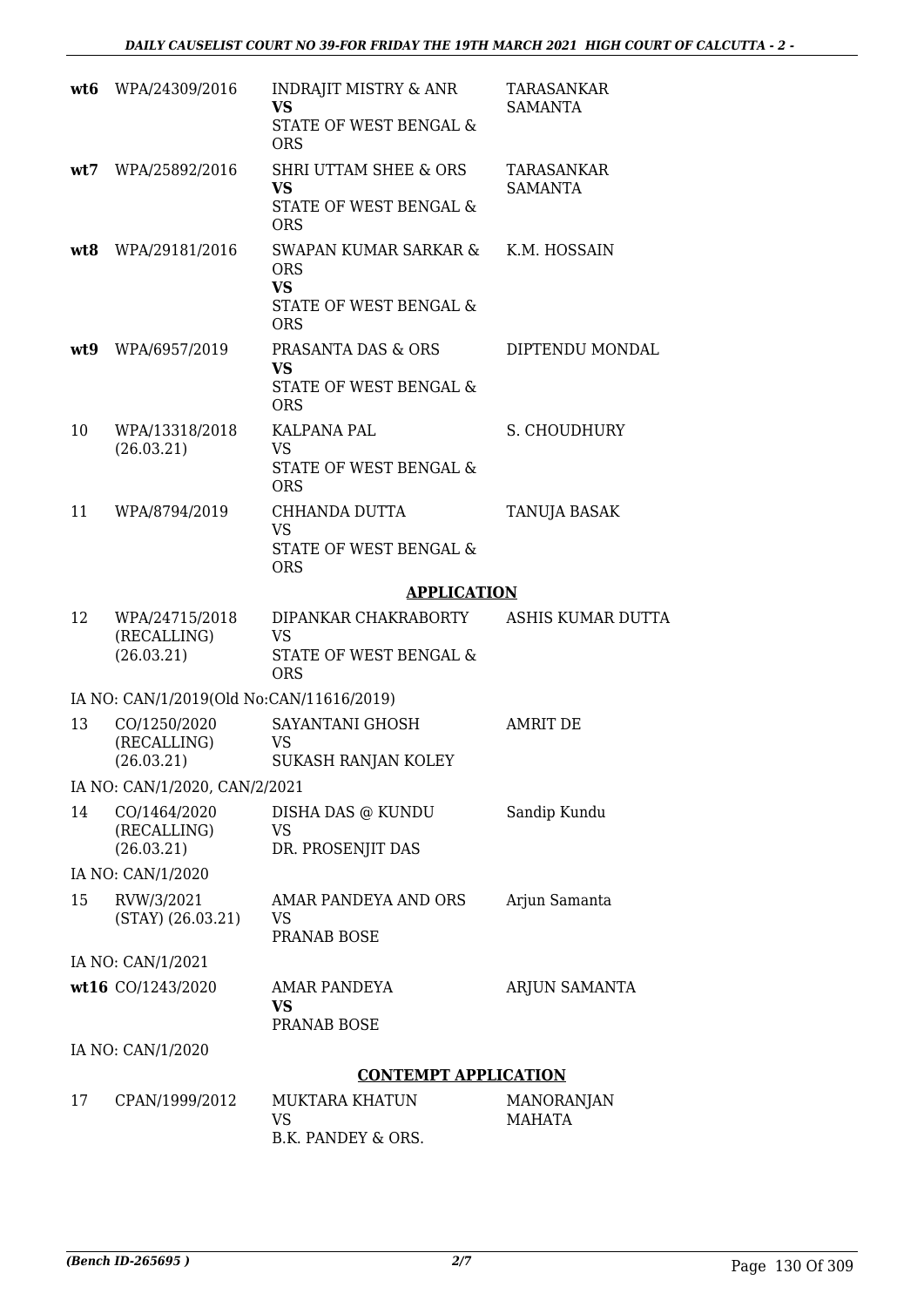| | | | |
|---|---|---|---|
| **wt6** | WPA/24309/2016 | INDRAJIT MISTRY & ANR **VS** STATE OF WEST BENGAL & ORS | TARASANKAR SAMANTA |
| **wt7** | WPA/25892/2016 | SHRI UTTAM SHEE & ORS **VS** STATE OF WEST BENGAL & ORS | TARASANKAR SAMANTA |
| **wt8** | WPA/29181/2016 | SWAPAN KUMAR SARKAR & ORS **VS** STATE OF WEST BENGAL & ORS | K.M. HOSSAIN |
| **wt9** | WPA/6957/2019 | PRASANTA DAS & ORS **VS** STATE OF WEST BENGAL & ORS | DIPTENDU MONDAL |
| 10 | WPA/13318/2018 (26.03.21) | KALPANA PAL VS STATE OF WEST BENGAL & ORS | S. CHOUDHURY |
| 11 | WPA/8794/2019 | CHHANDA DUTTA VS STATE OF WEST BENGAL & ORS | TANUJA BASAK |

## APPLICATION

| | | | |
|---|---|---|---|
| 12 | WPA/24715/2018 (RECALLING) (26.03.21) | DIPANKAR CHAKRABORTY VS STATE OF WEST BENGAL & ORS | ASHIS KUMAR DUTTA |
| | IA NO: CAN/1/2019(Old No:CAN/11616/2019) | | |
| 13 | CO/1250/2020 (RECALLING) (26.03.21) | SAYANTANI GHOSH VS SUKASH RANJAN KOLEY | AMRIT DE |
| | IA NO: CAN/1/2020, CAN/2/2021 | | |
| 14 | CO/1464/2020 (RECALLING) (26.03.21) | DISHA DAS @ KUNDU VS DR. PROSENJIT DAS | Sandip Kundu |
| | IA NO: CAN/1/2020 | | |
| 15 | RVW/3/2021 (STAY) (26.03.21) | AMAR PANDEYA AND ORS VS PRANAB BOSE | Arjun Samanta |
| | IA NO: CAN/1/2021 | | |
| **wt16** | CO/1243/2020 | AMAR PANDEYA **VS** PRANAB BOSE | ARJUN SAMANTA |
| | IA NO: CAN/1/2020 | | |

## CONTEMPT APPLICATION

| | | | |
|---|---|---|---|
| 17 | CPAN/1999/2012 | MUKTARA KHATUN VS B.K. PANDEY & ORS. | MANORANJAN MAHATA |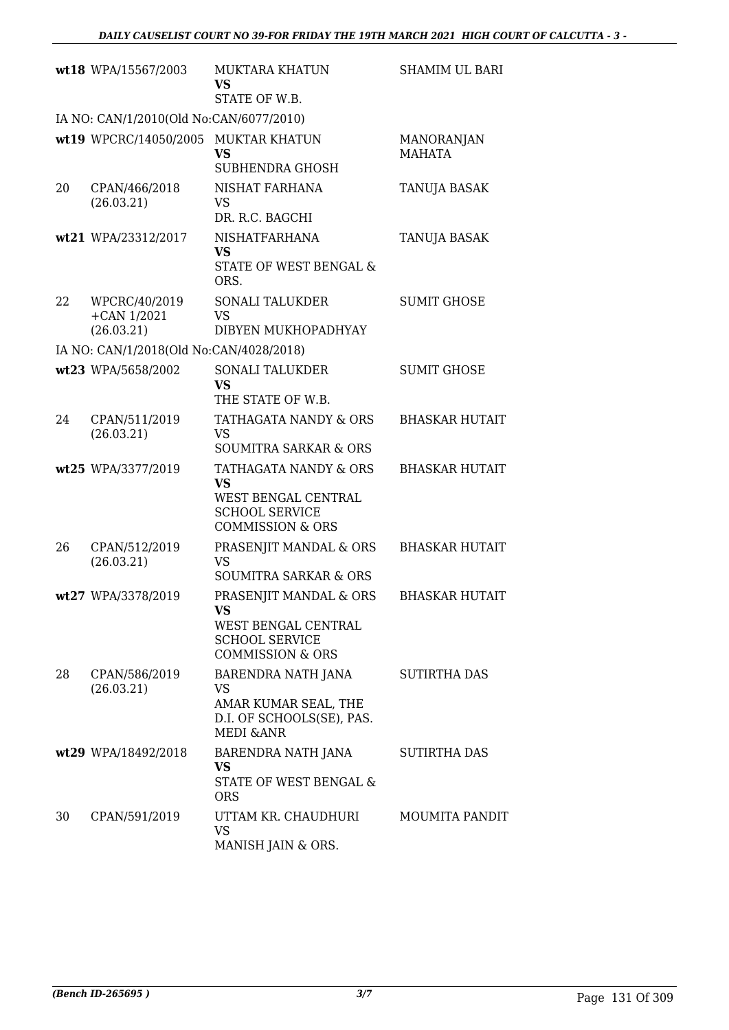| | | | |
|---|---|---|---|
| wt18 | WPA/15567/2003 | MUKTARA KHATUN<br>**VS**<br>STATE OF W.B. | SHAMIM UL BARI |
| IA NO: CAN/1/2010(Old No:CAN/6077/2010) | | | |
| wt19 | WPCRC/14050/2005 | MUKTAR KHATUN<br>**VS**<br>SUBHENDRA GHOSH | MANORANJAN MAHATA |
| 20 | CPAN/466/2018<br>(26.03.21) | NISHAT FARHANA<br>VS<br>DR. R.C. BAGCHI | TANUJA BASAK |
| wt21 | WPA/23312/2017 | NISHATFARHANA<br>**VS**<br>STATE OF WEST BENGAL & ORS. | TANUJA BASAK |
| 22 | WPCRC/40/2019<br>+CAN 1/2021<br>(26.03.21) | SONALI TALUKDER<br>VS<br>DIBYEN MUKHOPADHYAY | SUMIT GHOSE |
| IA NO: CAN/1/2018(Old No:CAN/4028/2018) | | | |
| wt23 | WPA/5658/2002 | SONALI TALUKDER<br>**VS**<br>THE STATE OF W.B. | SUMIT GHOSE |
| 24 | CPAN/511/2019<br>(26.03.21) | TATHAGATA NANDY & ORS<br>VS<br>SOUMITRA SARKAR & ORS | BHASKAR HUTAIT |
| wt25 | WPA/3377/2019 | TATHAGATA NANDY & ORS<br>**VS**<br>WEST BENGAL CENTRAL SCHOOL SERVICE COMMISSION & ORS | BHASKAR HUTAIT |
| 26 | CPAN/512/2019<br>(26.03.21) | PRASENJIT MANDAL & ORS<br>VS<br>SOUMITRA SARKAR & ORS | BHASKAR HUTAIT |
| wt27 | WPA/3378/2019 | PRASENJIT MANDAL & ORS<br>**VS**<br>WEST BENGAL CENTRAL SCHOOL SERVICE COMMISSION & ORS | BHASKAR HUTAIT |
| 28 | CPAN/586/2019<br>(26.03.21) | BARENDRA NATH JANA<br>VS<br>AMAR KUMAR SEAL, THE D.I. OF SCHOOLS(SE), PAS. MEDI &ANR | SUTIRTHA DAS |
| wt29 | WPA/18492/2018 | BARENDRA NATH JANA<br>**VS**<br>STATE OF WEST BENGAL & ORS | SUTIRTHA DAS |
| 30 | CPAN/591/2019 | UTTAM KR. CHAUDHURI<br>VS<br>MANISH JAIN & ORS. | MOUMITA PANDIT |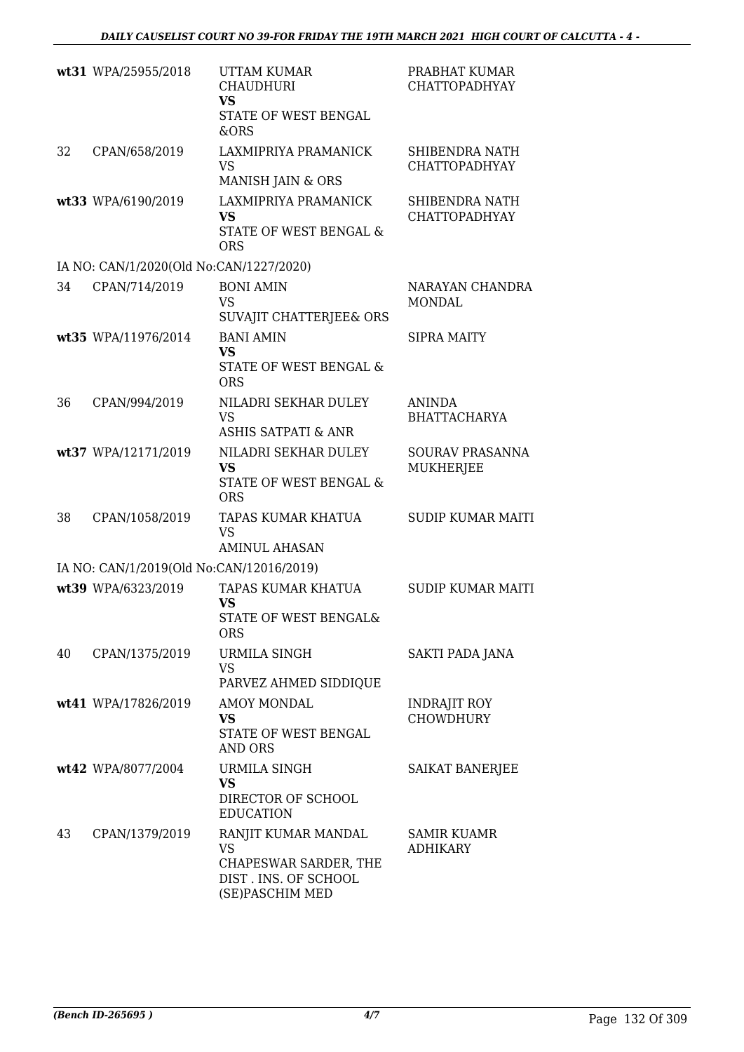| | | | |
|---|---|---|---|
| wt31 | WPA/25955/2018 | UTTAM KUMAR CHAUDHURI **VS** STATE OF WEST BENGAL &ORS | PRABHAT KUMAR CHATTOPADHYAY |
| 32 | CPAN/658/2019 | LAXMIPRIYA PRAMANICK VS MANISH JAIN & ORS | SHIBENDRA NATH CHATTOPADHYAY |
| wt33 | WPA/6190/2019 | LAXMIPRIYA PRAMANICK **VS** STATE OF WEST BENGAL & ORS | SHIBENDRA NATH CHATTOPADHYAY |
| IA NO: CAN/1/2020(Old No:CAN/1227/2020) | | | |
| 34 | CPAN/714/2019 | BONI AMIN VS SUVAJIT CHATTERJEE& ORS | NARAYAN CHANDRA MONDAL |
| wt35 | WPA/11976/2014 | BANI AMIN **VS** STATE OF WEST BENGAL & ORS | SIPRA MAITY |
| 36 | CPAN/994/2019 | NILADRI SEKHAR DULEY VS ASHIS SATPATI & ANR | ANINDA BHATTACHARYA |
| wt37 | WPA/12171/2019 | NILADRI SEKHAR DULEY **VS** STATE OF WEST BENGAL & ORS | SOURAV PRASANNA MUKHERJEE |
| 38 | CPAN/1058/2019 | TAPAS KUMAR KHATUA VS AMINUL AHASAN | SUDIP KUMAR MAITI |
| IA NO: CAN/1/2019(Old No:CAN/12016/2019) | | | |
| wt39 | WPA/6323/2019 | TAPAS KUMAR KHATUA **VS** STATE OF WEST BENGAL& ORS | SUDIP KUMAR MAITI |
| 40 | CPAN/1375/2019 | URMILA SINGH VS PARVEZ AHMED SIDDIQUE | SAKTI PADA JANA |
| wt41 | WPA/17826/2019 | AMOY MONDAL **VS** STATE OF WEST BENGAL AND ORS | INDRAJIT ROY CHOWDHURY |
| wt42 | WPA/8077/2004 | URMILA SINGH **VS** DIRECTOR OF SCHOOL EDUCATION | SAIKAT BANERJEE |
| 43 | CPAN/1379/2019 | RANJIT KUMAR MANDAL VS CHAPESWAR SARDER, THE DIST . INS. OF SCHOOL (SE)PASCHIM MED | SAMIR KUAMR ADHIKARY |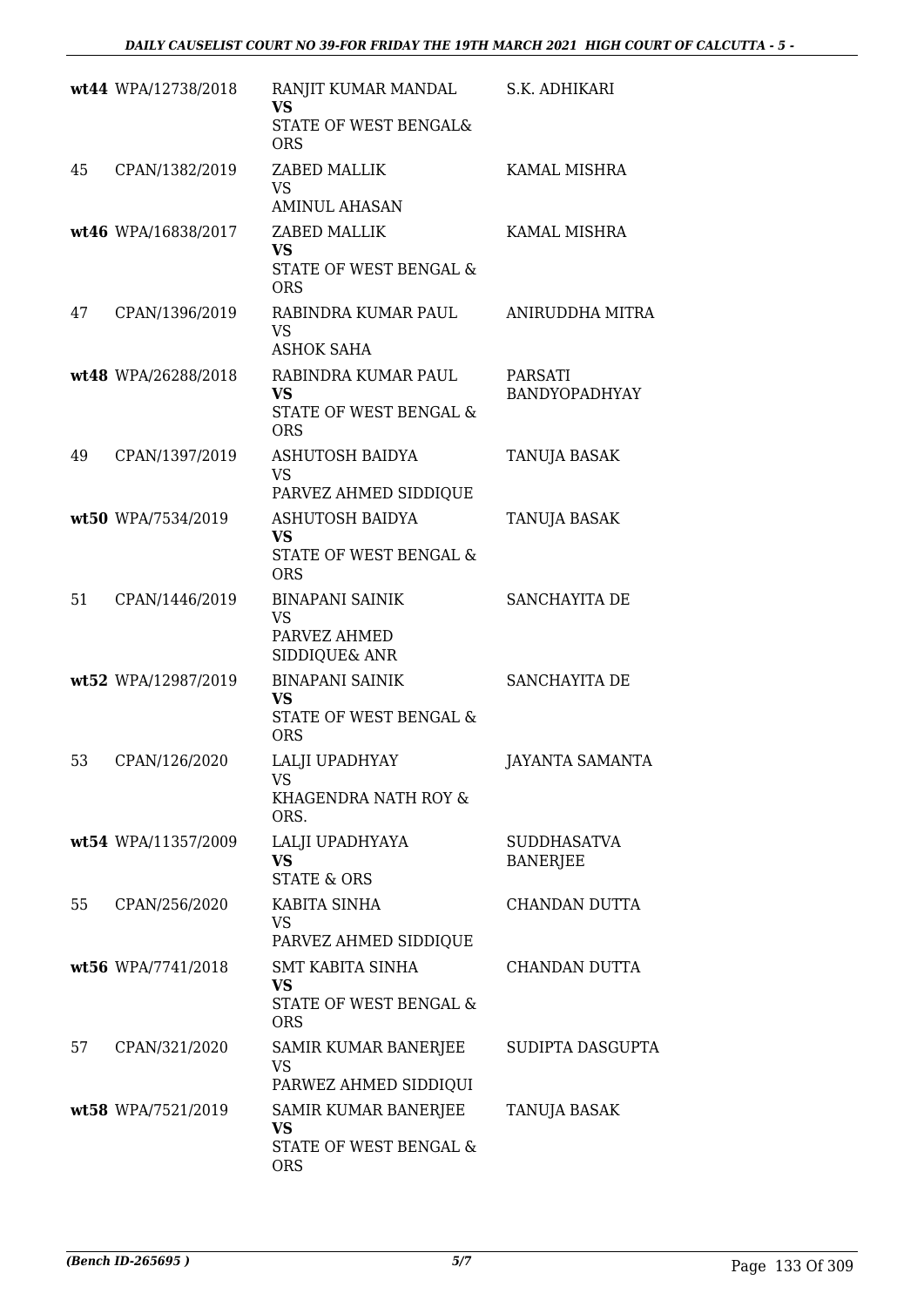| | | | |
|---|---|---|---|
| wt44 | WPA/12738/2018 | RANJIT KUMAR MANDAL<br>**VS**<br>STATE OF WEST BENGAL& ORS | S.K. ADHIKARI |
| 45 | CPAN/1382/2019 | ZABED MALLIK<br>VS<br>AMINUL AHASAN | KAMAL MISHRA |
| wt46 | WPA/16838/2017 | ZABED MALLIK<br>**VS**<br>STATE OF WEST BENGAL & ORS | KAMAL MISHRA |
| 47 | CPAN/1396/2019 | RABINDRA KUMAR PAUL<br>VS<br>ASHOK SAHA | ANIRUDDHA MITRA |
| wt48 | WPA/26288/2018 | RABINDRA KUMAR PAUL<br>**VS**<br>STATE OF WEST BENGAL & ORS | PARSATI BANDYOPADHYAY |
| 49 | CPAN/1397/2019 | ASHUTOSH BAIDYA<br>VS<br>PARVEZ AHMED SIDDIQUE | TANUJA BASAK |
| wt50 | WPA/7534/2019 | ASHUTOSH BAIDYA<br>**VS**<br>STATE OF WEST BENGAL & ORS | TANUJA BASAK |
| 51 | CPAN/1446/2019 | BINAPANI SAINIK<br>VS<br>PARVEZ AHMED SIDDIQUE& ANR | SANCHAYITA DE |
| wt52 | WPA/12987/2019 | BINAPANI SAINIK<br>**VS**<br>STATE OF WEST BENGAL & ORS | SANCHAYITA DE |
| 53 | CPAN/126/2020 | LALJI UPADHYAY<br>VS<br>KHAGENDRA NATH ROY & ORS. | JAYANTA SAMANTA |
| wt54 | WPA/11357/2009 | LALJI UPADHYAYA<br>**VS**<br>STATE & ORS | SUDDHASATVA BANERJEE |
| 55 | CPAN/256/2020 | KABITA SINHA<br>VS<br>PARVEZ AHMED SIDDIQUE | CHANDAN DUTTA |
| wt56 | WPA/7741/2018 | SMT KABITA SINHA<br>**VS**<br>STATE OF WEST BENGAL & ORS | CHANDAN DUTTA |
| 57 | CPAN/321/2020 | SAMIR KUMAR BANERJEE<br>VS<br>PARWEZ AHMED SIDDIQUI | SUDIPTA DASGUPTA |
| wt58 | WPA/7521/2019 | SAMIR KUMAR BANERJEE<br>**VS**<br>STATE OF WEST BENGAL & ORS | TANUJA BASAK |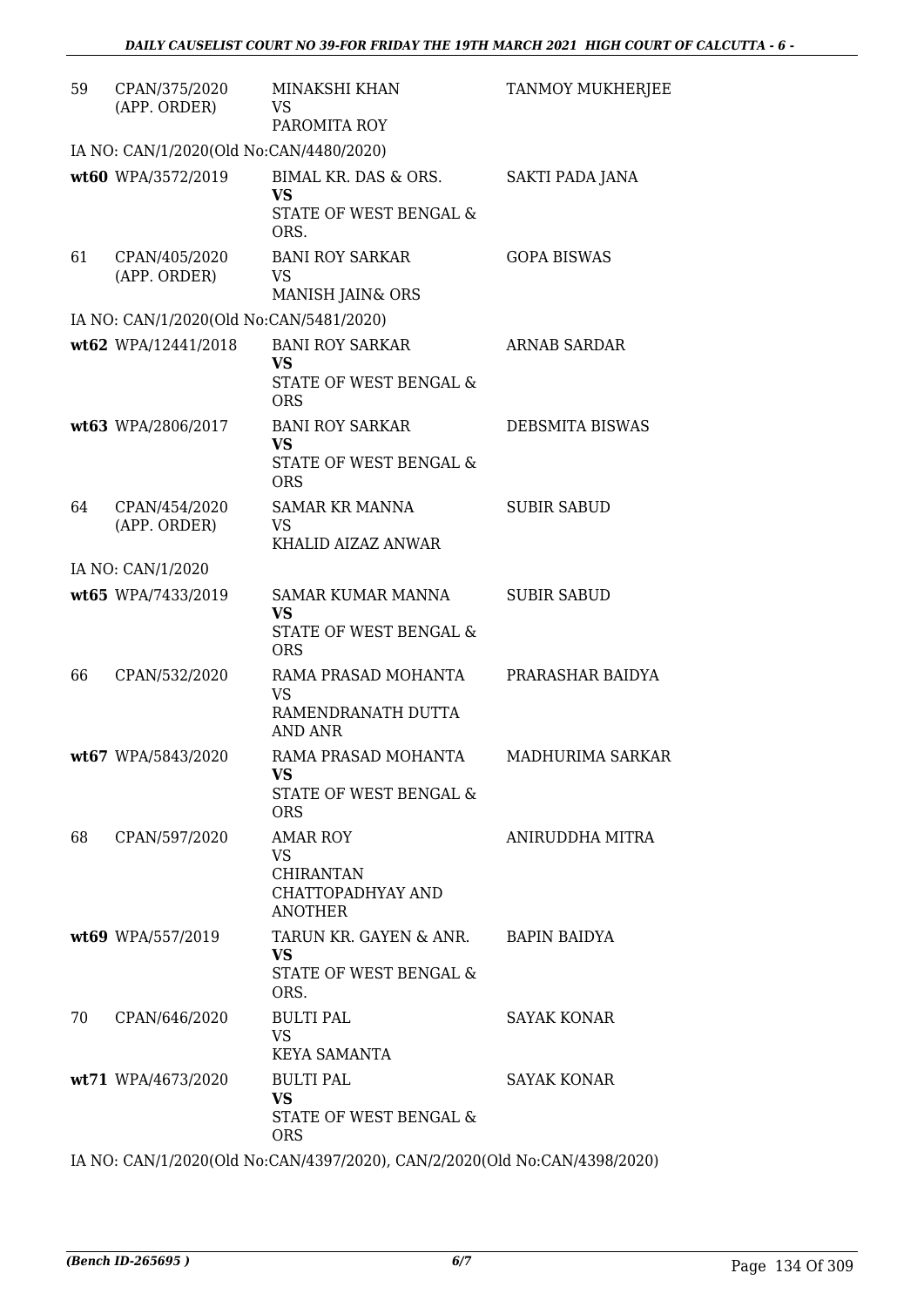| | | | |
|---|---|---|---|
| 59 | CPAN/375/2020 (APP. ORDER) | MINAKSHI KHAN VS PAROMITA ROY | TANMOY MUKHERJEE |
| IA NO: CAN/1/2020(Old No:CAN/4480/2020) | | | |
| wt60 | WPA/3572/2019 | BIMAL KR. DAS & ORS. **VS** STATE OF WEST BENGAL & ORS. | SAKTI PADA JANA |
| 61 | CPAN/405/2020 (APP. ORDER) | BANI ROY SARKAR VS MANISH JAIN& ORS | GOPA BISWAS |
| IA NO: CAN/1/2020(Old No:CAN/5481/2020) | | | |
| wt62 | WPA/12441/2018 | BANI ROY SARKAR **VS** STATE OF WEST BENGAL & ORS | ARNAB SARDAR |
| wt63 | WPA/2806/2017 | BANI ROY SARKAR **VS** STATE OF WEST BENGAL & ORS | DEBSMITA BISWAS |
| 64 | CPAN/454/2020 (APP. ORDER) | SAMAR KR MANNA VS KHALID AIZAZ ANWAR | SUBIR SABUD |
| IA NO: CAN/1/2020 | | | |
| wt65 | WPA/7433/2019 | SAMAR KUMAR MANNA **VS** STATE OF WEST BENGAL & ORS | SUBIR SABUD |
| 66 | CPAN/532/2020 | RAMA PRASAD MOHANTA VS RAMENDRANATH DUTTA AND ANR | PRARASHAR BAIDYA |
| wt67 | WPA/5843/2020 | RAMA PRASAD MOHANTA **VS** STATE OF WEST BENGAL & ORS | MADHURIMA SARKAR |
| 68 | CPAN/597/2020 | AMAR ROY VS CHIRANTAN CHATTOPADHYAY AND ANOTHER | ANIRUDDHA MITRA |
| wt69 | WPA/557/2019 | TARUN KR. GAYEN & ANR. **VS** STATE OF WEST BENGAL & ORS. | BAPIN BAIDYA |
| 70 | CPAN/646/2020 | BULTI PAL VS KEYA SAMANTA | SAYAK KONAR |
| wt71 | WPA/4673/2020 | BULTI PAL **VS** STATE OF WEST BENGAL & ORS | SAYAK KONAR |

IA NO: CAN/1/2020(Old No:CAN/4397/2020), CAN/2/2020(Old No:CAN/4398/2020)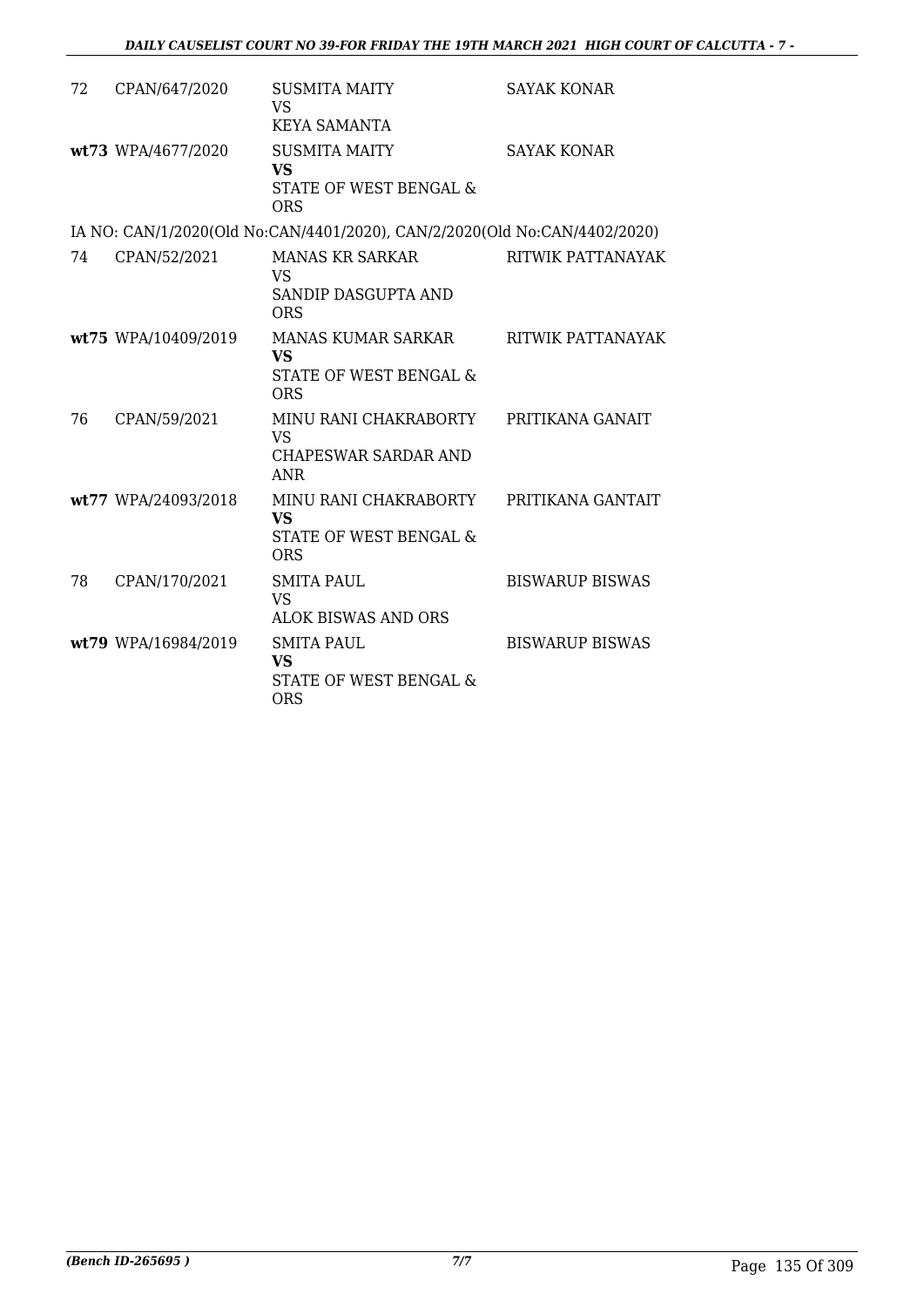| | | | |
|---|---|---|---|
| 72 | CPAN/647/2020 | SUSMITA MAITY<br>VS<br>KEYA SAMANTA | SAYAK KONAR |
| wt73 | WPA/4677/2020 | SUSMITA MAITY<br>**VS**<br>STATE OF WEST BENGAL & ORS | SAYAK KONAR |

IA NO: CAN/1/2020(Old No:CAN/4401/2020), CAN/2/2020(Old No:CAN/4402/2020)

| | | | |
|---|---|---|---|
| 74 | CPAN/52/2021 | MANAS KR SARKAR<br>VS<br>SANDIP DASGUPTA AND ORS | RITWIK PATTANAYAK |
| wt75 | WPA/10409/2019 | MANAS KUMAR SARKAR<br>**VS**<br>STATE OF WEST BENGAL & ORS | RITWIK PATTANAYAK |
| 76 | CPAN/59/2021 | MINU RANI CHAKRABORTY<br>VS<br>CHAPESWAR SARDAR AND ANR | PRITIKANA GANAIT |
| wt77 | WPA/24093/2018 | MINU RANI CHAKRABORTY<br>**VS**<br>STATE OF WEST BENGAL & ORS | PRITIKANA GANTAIT |
| 78 | CPAN/170/2021 | SMITA PAUL<br>VS<br>ALOK BISWAS AND ORS | BISWARUP BISWAS |
| wt79 | WPA/16984/2019 | SMITA PAUL<br>**VS**<br>STATE OF WEST BENGAL & ORS | BISWARUP BISWAS |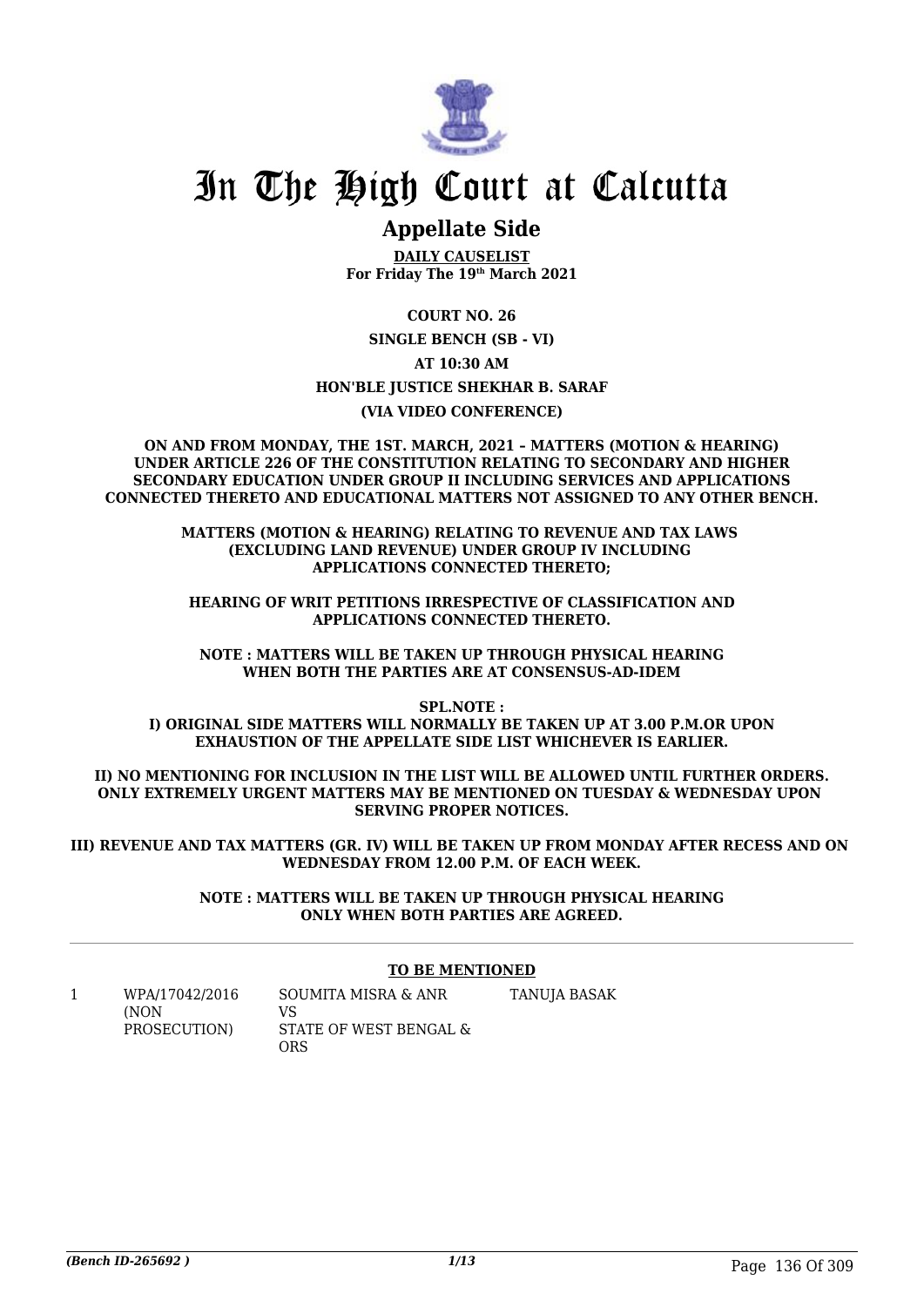# In The High Court at Calcutta

## Appellate Side

**DAILY CAUSELIST**
**For Friday The 19th March 2021**

**COURT NO. 26**

**SINGLE BENCH (SB - VI)**

**AT 10:30 AM**

**HON'BLE JUSTICE SHEKHAR B. SARAF**

**(VIA VIDEO CONFERENCE)**

**ON AND FROM MONDAY, THE 1ST. MARCH, 2021 – MATTERS (MOTION & HEARING) UNDER ARTICLE 226 OF THE CONSTITUTION RELATING TO SECONDARY AND HIGHER SECONDARY EDUCATION UNDER GROUP II INCLUDING SERVICES AND APPLICATIONS CONNECTED THERETO AND EDUCATIONAL MATTERS NOT ASSIGNED TO ANY OTHER BENCH.**

**MATTERS (MOTION & HEARING) RELATING TO REVENUE AND TAX LAWS (EXCLUDING LAND REVENUE) UNDER GROUP IV INCLUDING APPLICATIONS CONNECTED THERETO;**

**HEARING OF WRIT PETITIONS IRRESPECTIVE OF CLASSIFICATION AND APPLICATIONS CONNECTED THERETO.**

**NOTE : MATTERS WILL BE TAKEN UP THROUGH PHYSICAL HEARING WHEN BOTH THE PARTIES ARE AT CONSENSUS-AD-IDEM**

**SPL.NOTE :**
**I) ORIGINAL SIDE MATTERS WILL NORMALLY BE TAKEN UP AT 3.00 P.M.OR UPON EXHAUSTION OF THE APPELLATE SIDE LIST WHICHEVER IS EARLIER.**

**II) NO MENTIONING FOR INCLUSION IN THE LIST WILL BE ALLOWED UNTIL FURTHER ORDERS. ONLY EXTREMELY URGENT MATTERS MAY BE MENTIONED ON TUESDAY & WEDNESDAY UPON SERVING PROPER NOTICES.**

**III) REVENUE AND TAX MATTERS (GR. IV) WILL BE TAKEN UP FROM MONDAY AFTER RECESS AND ON WEDNESDAY FROM 12.00 P.M. OF EACH WEEK.**

**NOTE : MATTERS WILL BE TAKEN UP THROUGH PHYSICAL HEARING ONLY WHEN BOTH PARTIES ARE AGREED.**

### TO BE MENTIONED

| | | | |
|---|---|---|---|
| 1 | WPA/17042/2016 (NON PROSECUTION) | SOUMITA MISRA & ANR VS STATE OF WEST BENGAL & ORS | TANUJA BASAK |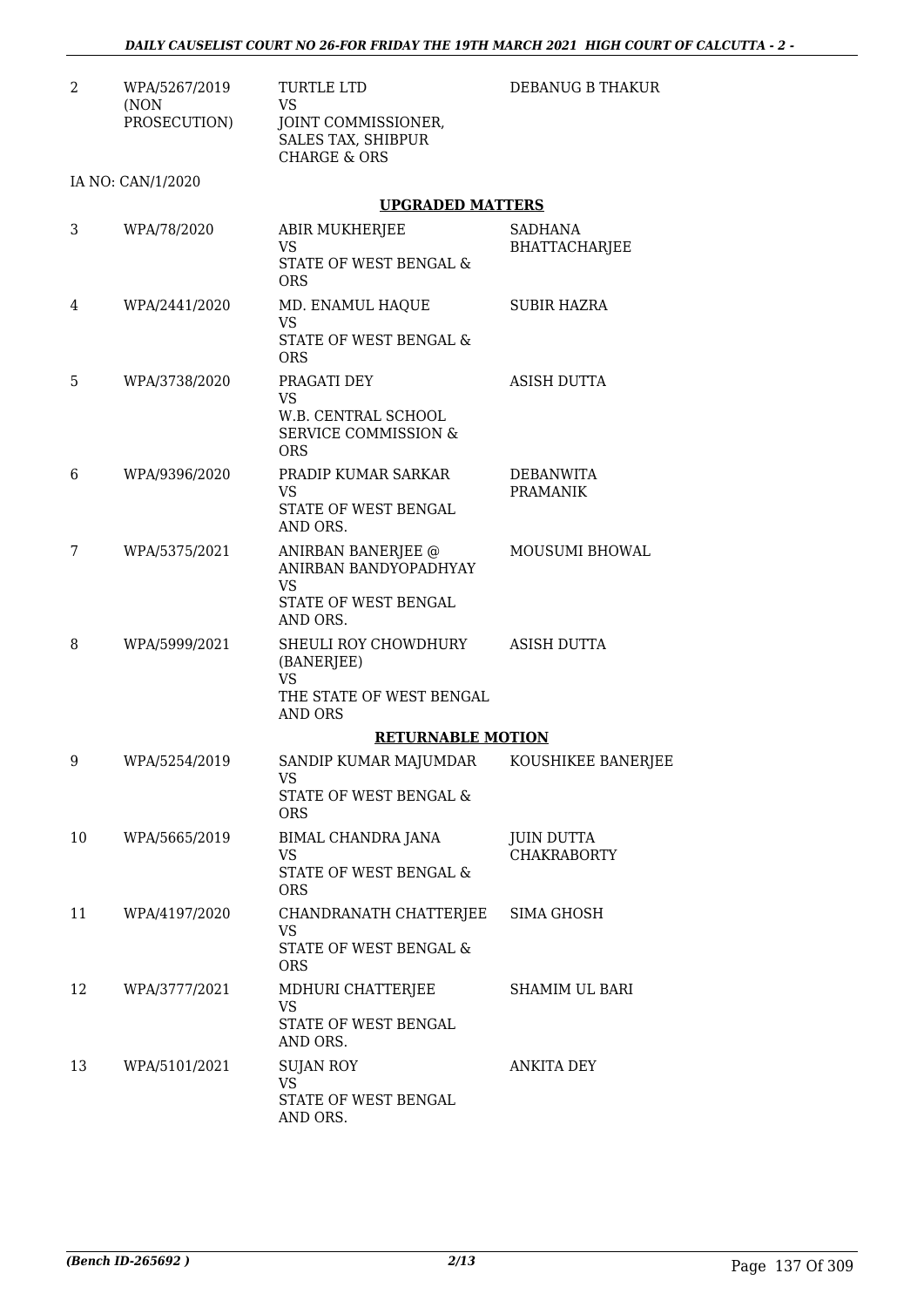| | | | |
|---|---|---|---|
| 2 | WPA/5267/2019 (NON PROSECUTION) | TURTLE LTD<br>VS<br>JOINT COMMISSIONER, SALES TAX, SHIBPUR CHARGE & ORS | DEBANUG B THAKUR |

IA NO: CAN/1/2020

**UPGRADED MATTERS**

| | | | |
|---|---|---|---|
| 3 | WPA/78/2020 | ABIR MUKHERJEE<br>VS<br>STATE OF WEST BENGAL & ORS | SADHANA BHATTACHARJEE |
| 4 | WPA/2441/2020 | MD. ENAMUL HAQUE<br>VS<br>STATE OF WEST BENGAL & ORS | SUBIR HAZRA |
| 5 | WPA/3738/2020 | PRAGATI DEY<br>VS<br>W.B. CENTRAL SCHOOL SERVICE COMMISSION & ORS | ASISH DUTTA |
| 6 | WPA/9396/2020 | PRADIP KUMAR SARKAR<br>VS<br>STATE OF WEST BENGAL AND ORS. | DEBANWITA PRAMANIK |
| 7 | WPA/5375/2021 | ANIRBAN BANERJEE @ ANIRBAN BANDYOPADHYAY<br>VS<br>STATE OF WEST BENGAL AND ORS. | MOUSUMI BHOWAL |
| 8 | WPA/5999/2021 | SHEULI ROY CHOWDHURY (BANERJEE)<br>VS<br>THE STATE OF WEST BENGAL AND ORS | ASISH DUTTA |

**RETURNABLE MOTION**

| | | | |
|---|---|---|---|
| 9 | WPA/5254/2019 | SANDIP KUMAR MAJUMDAR<br>VS<br>STATE OF WEST BENGAL & ORS | KOUSHIKEE BANERJEE |
| 10 | WPA/5665/2019 | BIMAL CHANDRA JANA<br>VS<br>STATE OF WEST BENGAL & ORS | JUIN DUTTA CHAKRABORTY |
| 11 | WPA/4197/2020 | CHANDRANATH CHATTERJEE<br>VS<br>STATE OF WEST BENGAL & ORS | SIMA GHOSH |
| 12 | WPA/3777/2021 | MDHURI CHATTERJEE<br>VS<br>STATE OF WEST BENGAL AND ORS. | SHAMIM UL BARI |
| 13 | WPA/5101/2021 | SUJAN ROY<br>VS<br>STATE OF WEST BENGAL AND ORS. | ANKITA DEY |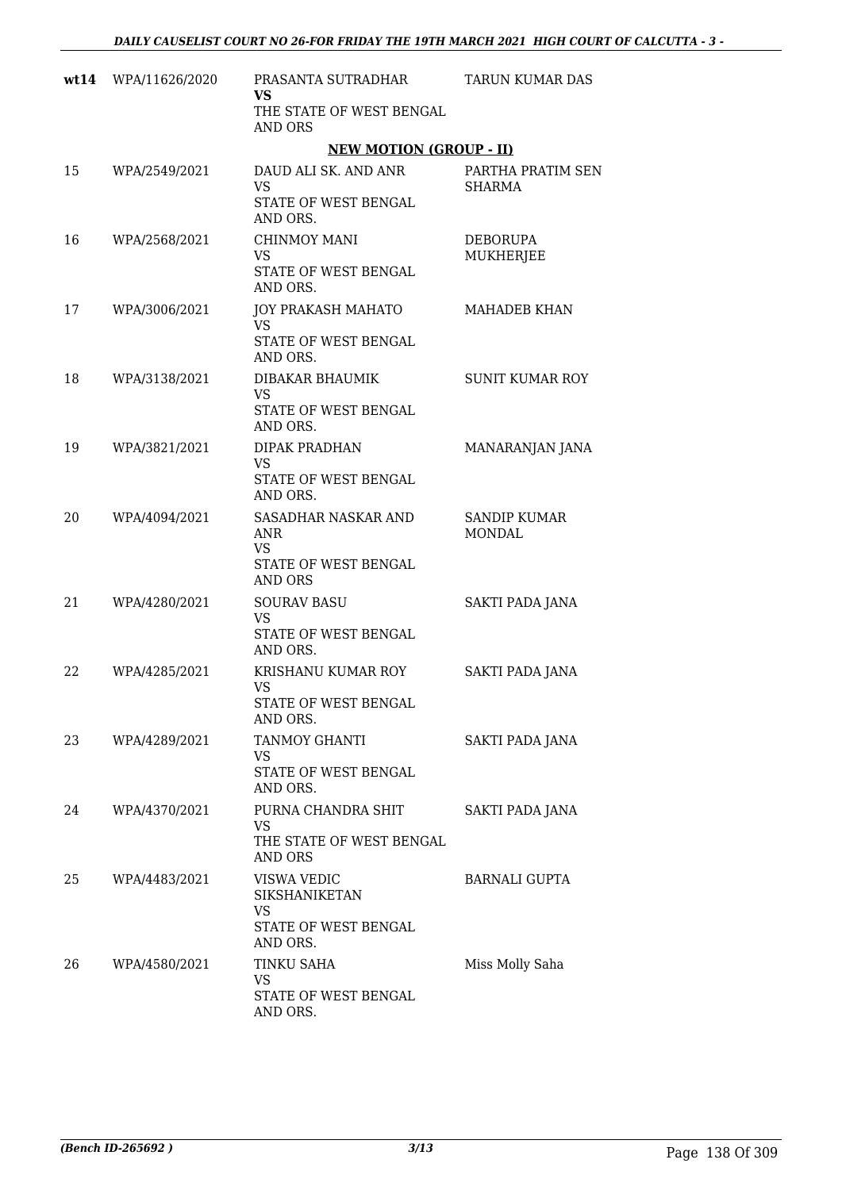| | | | |
|---|---|---|---|
| **wt14** | WPA/11626/2020 | PRASANTA SUTRADHAR<br>**VS**<br>THE STATE OF WEST BENGAL AND ORS | TARUN KUMAR DAS |

**NEW MOTION (GROUP - II)**

| | | | |
|---|---|---|---|
| 15 | WPA/2549/2021 | DAUD ALI SK. AND ANR<br>VS<br>STATE OF WEST BENGAL AND ORS. | PARTHA PRATIM SEN SHARMA |
| 16 | WPA/2568/2021 | CHINMOY MANI<br>VS<br>STATE OF WEST BENGAL AND ORS. | DEBORUPA MUKHERJEE |
| 17 | WPA/3006/2021 | JOY PRAKASH MAHATO<br>VS<br>STATE OF WEST BENGAL AND ORS. | MAHADEB KHAN |
| 18 | WPA/3138/2021 | DIBAKAR BHAUMIK<br>VS<br>STATE OF WEST BENGAL AND ORS. | SUNIT KUMAR ROY |
| 19 | WPA/3821/2021 | DIPAK PRADHAN<br>VS<br>STATE OF WEST BENGAL AND ORS. | MANARANJAN JANA |
| 20 | WPA/4094/2021 | SASADHAR NASKAR AND ANR<br>VS<br>STATE OF WEST BENGAL AND ORS | SANDIP KUMAR MONDAL |
| 21 | WPA/4280/2021 | SOURAV BASU<br>VS<br>STATE OF WEST BENGAL AND ORS. | SAKTI PADA JANA |
| 22 | WPA/4285/2021 | KRISHANU KUMAR ROY<br>VS<br>STATE OF WEST BENGAL AND ORS. | SAKTI PADA JANA |
| 23 | WPA/4289/2021 | TANMOY GHANTI<br>VS<br>STATE OF WEST BENGAL AND ORS. | SAKTI PADA JANA |
| 24 | WPA/4370/2021 | PURNA CHANDRA SHIT<br>VS<br>THE STATE OF WEST BENGAL AND ORS | SAKTI PADA JANA |
| 25 | WPA/4483/2021 | VISWA VEDIC SIKSHANIKETAN<br>VS<br>STATE OF WEST BENGAL AND ORS. | BARNALI GUPTA |
| 26 | WPA/4580/2021 | TINKU SAHA<br>VS<br>STATE OF WEST BENGAL AND ORS. | Miss Molly Saha |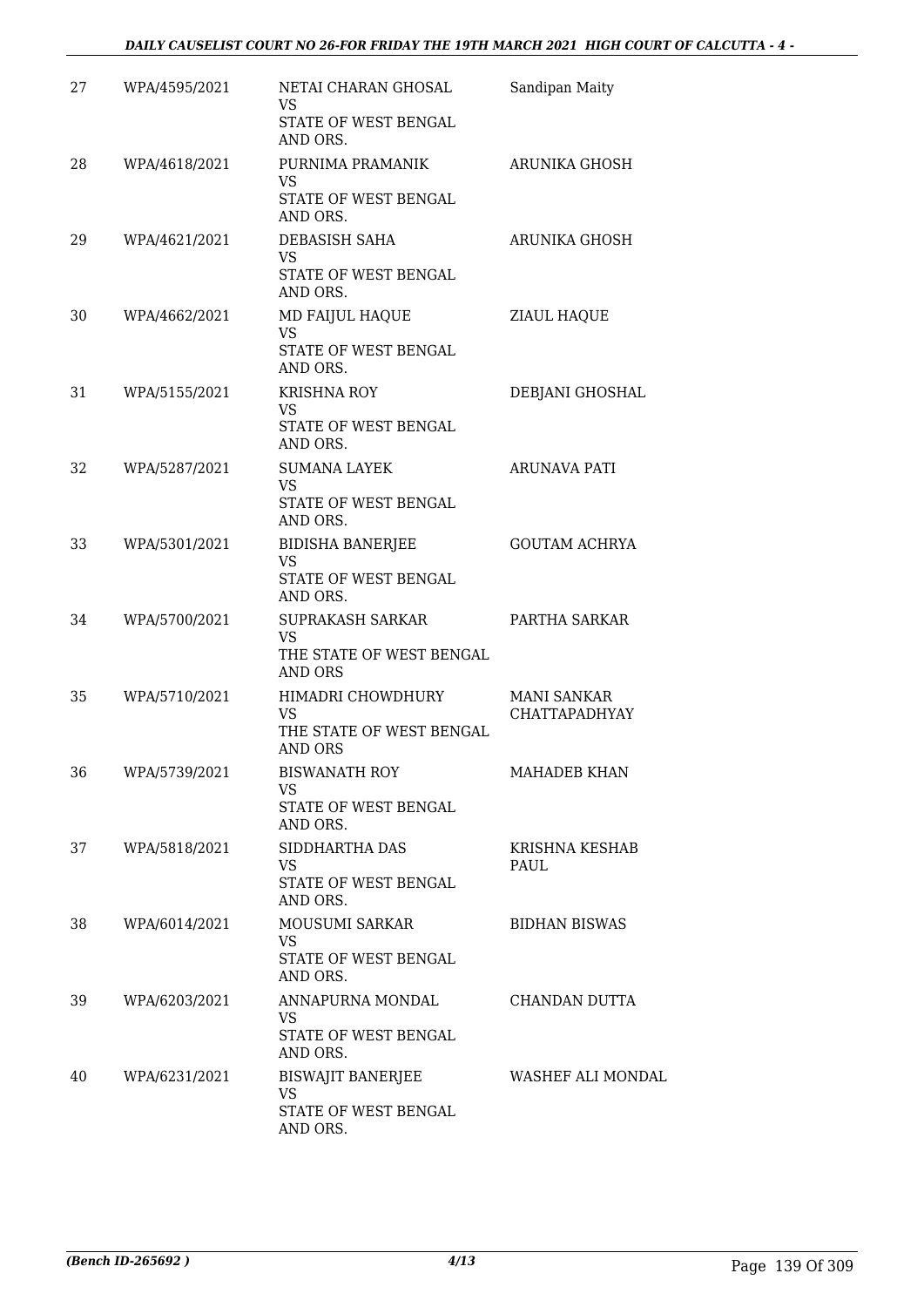| 27 | WPA/4595/2021 | NETAI CHARAN GHOSAL<br>VS<br>STATE OF WEST BENGAL AND ORS. | Sandipan Maity |
|---|---|---|---|
| 28 | WPA/4618/2021 | PURNIMA PRAMANIK<br>VS<br>STATE OF WEST BENGAL AND ORS. | ARUNIKA GHOSH |
| 29 | WPA/4621/2021 | DEBASISH SAHA<br>VS<br>STATE OF WEST BENGAL AND ORS. | ARUNIKA GHOSH |
| 30 | WPA/4662/2021 | MD FAIJUL HAQUE<br>VS<br>STATE OF WEST BENGAL AND ORS. | ZIAUL HAQUE |
| 31 | WPA/5155/2021 | KRISHNA ROY<br>VS<br>STATE OF WEST BENGAL AND ORS. | DEBJANI GHOSHAL |
| 32 | WPA/5287/2021 | SUMANA LAYEK<br>VS<br>STATE OF WEST BENGAL AND ORS. | ARUNAVA PATI |
| 33 | WPA/5301/2021 | BIDISHA BANERJEE<br>VS<br>STATE OF WEST BENGAL AND ORS. | GOUTAM ACHRYA |
| 34 | WPA/5700/2021 | SUPRAKASH SARKAR<br>VS<br>THE STATE OF WEST BENGAL AND ORS | PARTHA SARKAR |
| 35 | WPA/5710/2021 | HIMADRI CHOWDHURY<br>VS<br>THE STATE OF WEST BENGAL AND ORS | MANI SANKAR CHATTAPADHYAY |
| 36 | WPA/5739/2021 | BISWANATH ROY<br>VS<br>STATE OF WEST BENGAL AND ORS. | MAHADEB KHAN |
| 37 | WPA/5818/2021 | SIDDHARTHA DAS<br>VS<br>STATE OF WEST BENGAL AND ORS. | KRISHNA KESHAB PAUL |
| 38 | WPA/6014/2021 | MOUSUMI SARKAR<br>VS<br>STATE OF WEST BENGAL AND ORS. | BIDHAN BISWAS |
| 39 | WPA/6203/2021 | ANNAPURNA MONDAL<br>VS<br>STATE OF WEST BENGAL AND ORS. | CHANDAN DUTTA |
| 40 | WPA/6231/2021 | BISWAJIT BANERJEE<br>VS<br>STATE OF WEST BENGAL AND ORS. | WASHEF ALI MONDAL |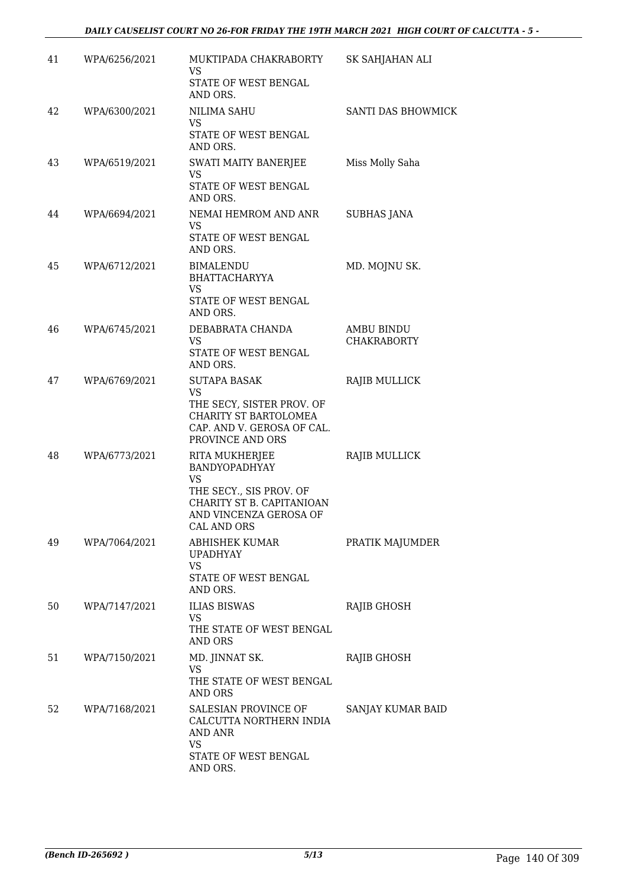| | | | |
|---|---|---|---|
| 41 | WPA/6256/2021 | MUKTIPADA CHAKRABORTY<br>VS<br>STATE OF WEST BENGAL AND ORS. | SK SAHJAHAN ALI |
| 42 | WPA/6300/2021 | NILIMA SAHU<br>VS<br>STATE OF WEST BENGAL AND ORS. | SANTI DAS BHOWMICK |
| 43 | WPA/6519/2021 | SWATI MAITY BANERJEE<br>VS<br>STATE OF WEST BENGAL AND ORS. | Miss Molly Saha |
| 44 | WPA/6694/2021 | NEMAI HEMROM AND ANR<br>VS<br>STATE OF WEST BENGAL AND ORS. | SUBHAS JANA |
| 45 | WPA/6712/2021 | BIMALENDU BHATTACHARYYA<br>VS<br>STATE OF WEST BENGAL AND ORS. | MD. MOJNU SK. |
| 46 | WPA/6745/2021 | DEBABRATA CHANDA<br>VS<br>STATE OF WEST BENGAL AND ORS. | AMBU BINDU CHAKRABORTY |
| 47 | WPA/6769/2021 | SUTAPA BASAK<br>VS<br>THE SECY, SISTER PROV. OF CHARITY ST BARTOLOMEA CAP. AND V. GEROSA OF CAL. PROVINCE AND ORS | RAJIB MULLICK |
| 48 | WPA/6773/2021 | RITA MUKHERJEE BANDYOPADHYAY<br>VS<br>THE SECY., SIS PROV. OF CHARITY ST B. CAPITANIOAN AND VINCENZA GEROSA OF CAL AND ORS | RAJIB MULLICK |
| 49 | WPA/7064/2021 | ABHISHEK KUMAR UPADHYAY<br>VS<br>STATE OF WEST BENGAL AND ORS. | PRATIK MAJUMDER |
| 50 | WPA/7147/2021 | ILIAS BISWAS<br>VS<br>THE STATE OF WEST BENGAL AND ORS | RAJIB GHOSH |
| 51 | WPA/7150/2021 | MD. JINNAT SK.<br>VS<br>THE STATE OF WEST BENGAL AND ORS | RAJIB GHOSH |
| 52 | WPA/7168/2021 | SALESIAN PROVINCE OF CALCUTTA NORTHERN INDIA AND ANR<br>VS<br>STATE OF WEST BENGAL AND ORS. | SANJAY KUMAR BAID |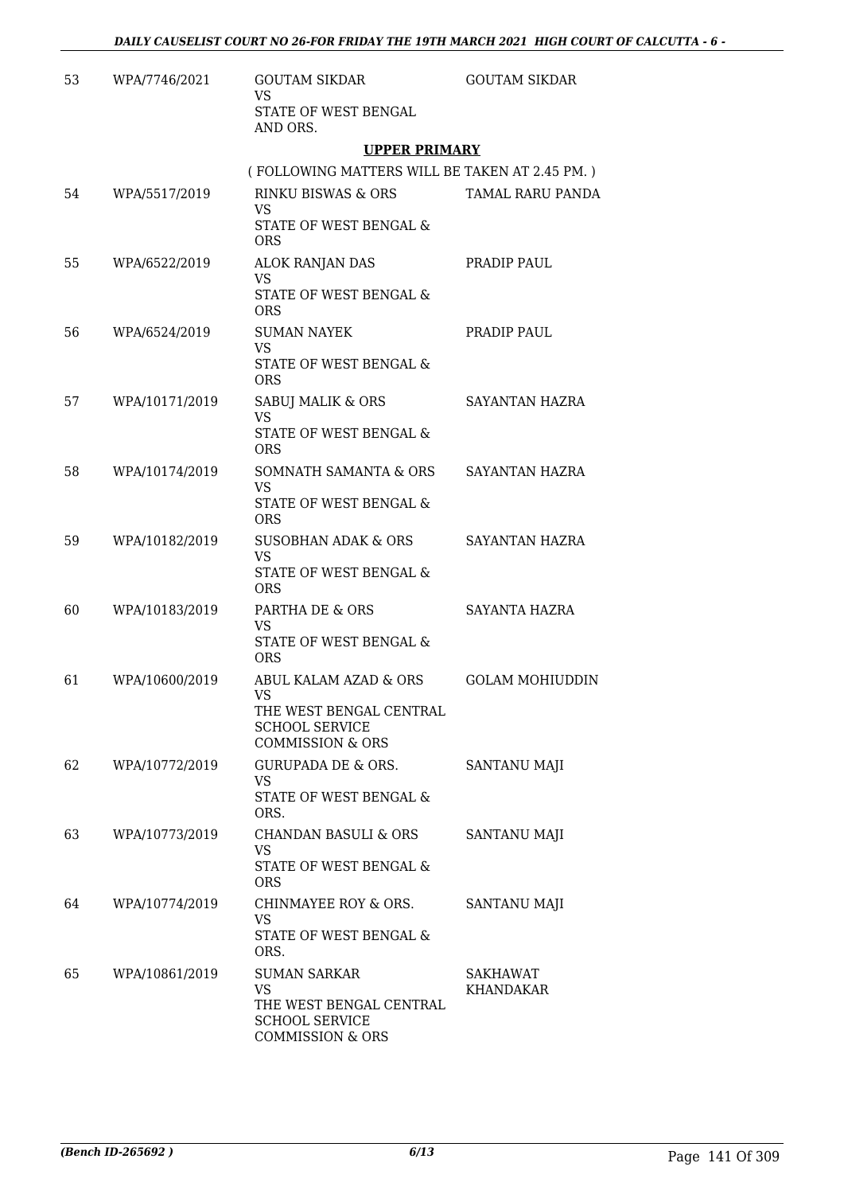| | | | |
|---|---|---|---|
| 53 | WPA/7746/2021 | GOUTAM SIKDAR<br>VS<br>STATE OF WEST BENGAL AND ORS. | GOUTAM SIKDAR |

**UPPER PRIMARY**

( FOLLOWING MATTERS WILL BE TAKEN AT 2.45 PM. )

| | | | |
|---|---|---|---|
| 54 | WPA/5517/2019 | RINKU BISWAS & ORS<br>VS<br>STATE OF WEST BENGAL & ORS | TAMAL RARU PANDA |
| 55 | WPA/6522/2019 | ALOK RANJAN DAS<br>VS<br>STATE OF WEST BENGAL & ORS | PRADIP PAUL |
| 56 | WPA/6524/2019 | SUMAN NAYEK<br>VS<br>STATE OF WEST BENGAL & ORS | PRADIP PAUL |
| 57 | WPA/10171/2019 | SABUJ MALIK & ORS<br>VS<br>STATE OF WEST BENGAL & ORS | SAYANTAN HAZRA |
| 58 | WPA/10174/2019 | SOMNATH SAMANTA & ORS<br>VS<br>STATE OF WEST BENGAL & ORS | SAYANTAN HAZRA |
| 59 | WPA/10182/2019 | SUSOBHAN ADAK & ORS<br>VS<br>STATE OF WEST BENGAL & ORS | SAYANTAN HAZRA |
| 60 | WPA/10183/2019 | PARTHA DE & ORS<br>VS<br>STATE OF WEST BENGAL & ORS | SAYANTA HAZRA |
| 61 | WPA/10600/2019 | ABUL KALAM AZAD & ORS<br>VS<br>THE WEST BENGAL CENTRAL SCHOOL SERVICE COMMISSION & ORS | GOLAM MOHIUDDIN |
| 62 | WPA/10772/2019 | GURUPADA DE & ORS.<br>VS<br>STATE OF WEST BENGAL & ORS. | SANTANU MAJI |
| 63 | WPA/10773/2019 | CHANDAN BASULI & ORS<br>VS<br>STATE OF WEST BENGAL & ORS | SANTANU MAJI |
| 64 | WPA/10774/2019 | CHINMAYEE ROY & ORS.<br>VS<br>STATE OF WEST BENGAL & ORS. | SANTANU MAJI |
| 65 | WPA/10861/2019 | SUMAN SARKAR<br>VS<br>THE WEST BENGAL CENTRAL SCHOOL SERVICE COMMISSION & ORS | SAKHAWAT KHANDAKAR |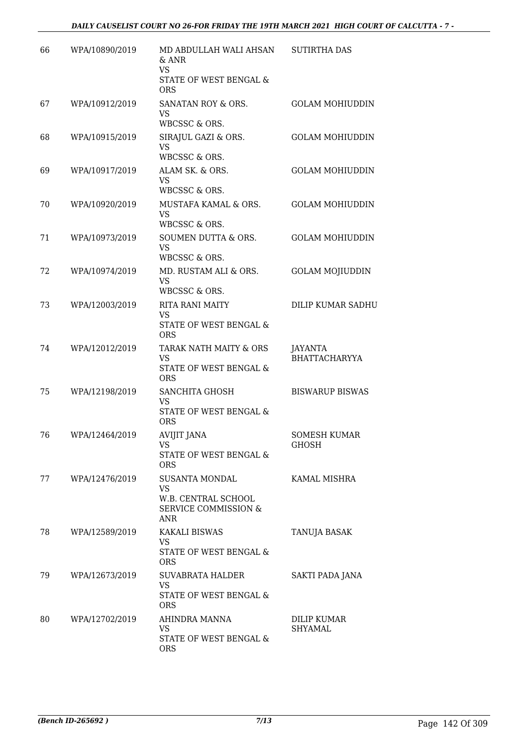| 66 | WPA/10890/2019 | MD ABDULLAH WALI AHSAN & ANR VS STATE OF WEST BENGAL & ORS | SUTIRTHA DAS |
|---|---|---|---|
| 67 | WPA/10912/2019 | SANATAN ROY & ORS. VS WBCSSC & ORS. | GOLAM MOHIUDDIN |
| 68 | WPA/10915/2019 | SIRAJUL GAZI & ORS. VS WBCSSC & ORS. | GOLAM MOHIUDDIN |
| 69 | WPA/10917/2019 | ALAM SK. & ORS. VS WBCSSC & ORS. | GOLAM MOHIUDDIN |
| 70 | WPA/10920/2019 | MUSTAFA KAMAL & ORS. VS WBCSSC & ORS. | GOLAM MOHIUDDIN |
| 71 | WPA/10973/2019 | SOUMEN DUTTA & ORS. VS WBCSSC & ORS. | GOLAM MOHIUDDIN |
| 72 | WPA/10974/2019 | MD. RUSTAM ALI & ORS. VS WBCSSC & ORS. | GOLAM MOJIUDDIN |
| 73 | WPA/12003/2019 | RITA RANI MAITY VS STATE OF WEST BENGAL & ORS | DILIP KUMAR SADHU |
| 74 | WPA/12012/2019 | TARAK NATH MAITY & ORS VS STATE OF WEST BENGAL & ORS | JAYANTA BHATTACHARYYA |
| 75 | WPA/12198/2019 | SANCHITA GHOSH VS STATE OF WEST BENGAL & ORS | BISWARUP BISWAS |
| 76 | WPA/12464/2019 | AVIJIT JANA VS STATE OF WEST BENGAL & ORS | SOMESH KUMAR GHOSH |
| 77 | WPA/12476/2019 | SUSANTA MONDAL VS W.B. CENTRAL SCHOOL SERVICE COMMISSION & ANR | KAMAL MISHRA |
| 78 | WPA/12589/2019 | KAKALI BISWAS VS STATE OF WEST BENGAL & ORS | TANUJA BASAK |
| 79 | WPA/12673/2019 | SUVABRATA HALDER VS STATE OF WEST BENGAL & ORS | SAKTI PADA JANA |
| 80 | WPA/12702/2019 | AHINDRA MANNA VS STATE OF WEST BENGAL & ORS | DILIP KUMAR SHYAMAL |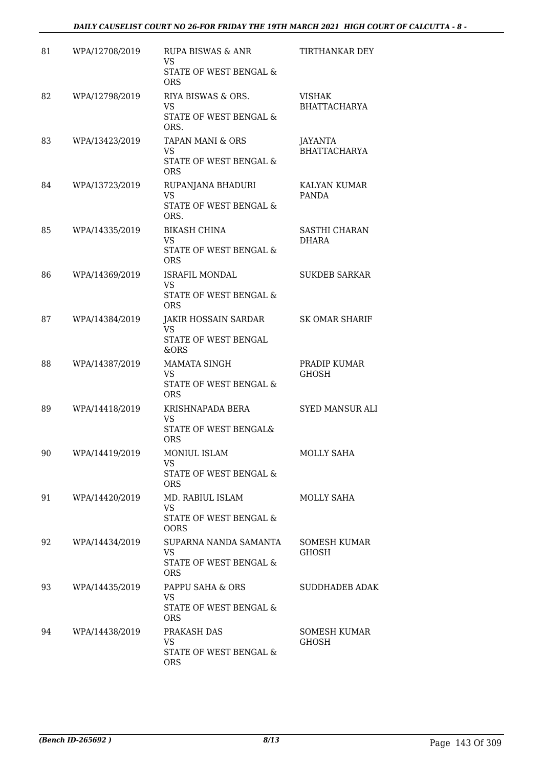| 81 | WPA/12708/2019 | RUPA BISWAS & ANR<br>VS<br>STATE OF WEST BENGAL & ORS | TIRTHANKAR DEY |
|---|---|---|---|
| 82 | WPA/12798/2019 | RIYA BISWAS & ORS.<br>VS<br>STATE OF WEST BENGAL & ORS. | VISHAK BHATTACHARYA |
| 83 | WPA/13423/2019 | TAPAN MANI & ORS<br>VS<br>STATE OF WEST BENGAL & ORS | JAYANTA BHATTACHARYA |
| 84 | WPA/13723/2019 | RUPANJANA BHADURI<br>VS<br>STATE OF WEST BENGAL & ORS. | KALYAN KUMAR PANDA |
| 85 | WPA/14335/2019 | BIKASH CHINA<br>VS<br>STATE OF WEST BENGAL & ORS | SASTHI CHARAN DHARA |
| 86 | WPA/14369/2019 | ISRAFIL MONDAL<br>VS<br>STATE OF WEST BENGAL & ORS | SUKDEB SARKAR |
| 87 | WPA/14384/2019 | JAKIR HOSSAIN SARDAR<br>VS<br>STATE OF WEST BENGAL &ORS | SK OMAR SHARIF |
| 88 | WPA/14387/2019 | MAMATA SINGH<br>VS<br>STATE OF WEST BENGAL & ORS | PRADIP KUMAR GHOSH |
| 89 | WPA/14418/2019 | KRISHNAPADA BERA<br>VS<br>STATE OF WEST BENGAL& ORS | SYED MANSUR ALI |
| 90 | WPA/14419/2019 | MONIUL ISLAM<br>VS<br>STATE OF WEST BENGAL & ORS | MOLLY SAHA |
| 91 | WPA/14420/2019 | MD. RABIUL ISLAM<br>VS<br>STATE OF WEST BENGAL & OORS | MOLLY SAHA |
| 92 | WPA/14434/2019 | SUPARNA NANDA SAMANTA<br>VS<br>STATE OF WEST BENGAL & ORS | SOMESH KUMAR GHOSH |
| 93 | WPA/14435/2019 | PAPPU SAHA & ORS<br>VS<br>STATE OF WEST BENGAL & ORS | SUDDHADEB ADAK |
| 94 | WPA/14438/2019 | PRAKASH DAS<br>VS<br>STATE OF WEST BENGAL & ORS | SOMESH KUMAR GHOSH |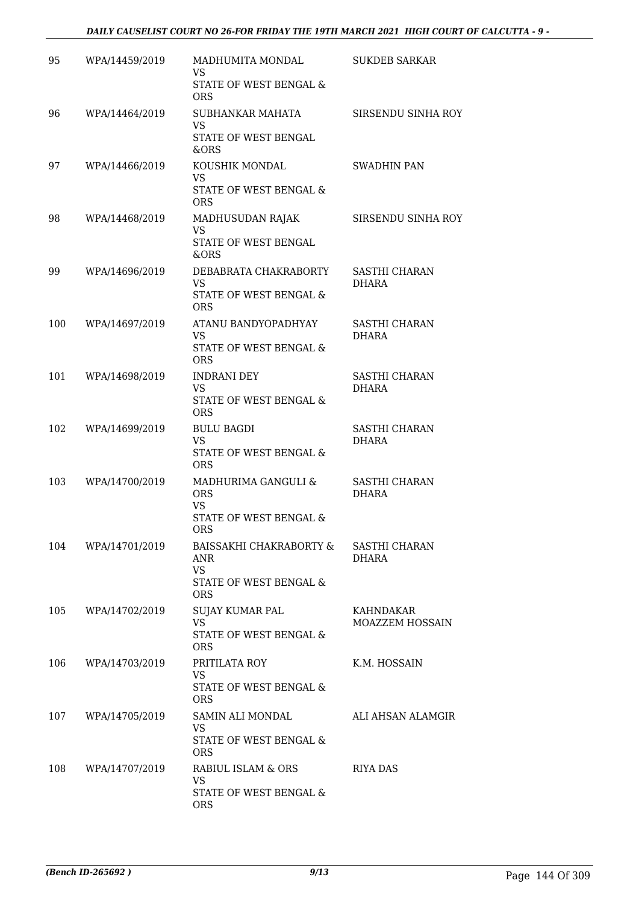| 95 | WPA/14459/2019 | MADHUMITA MONDAL<br>VS<br>STATE OF WEST BENGAL & ORS | SUKDEB SARKAR |
|---|---|---|---|
| 96 | WPA/14464/2019 | SUBHANKAR MAHATA<br>VS<br>STATE OF WEST BENGAL &ORS | SIRSENDU SINHA ROY |
| 97 | WPA/14466/2019 | KOUSHIK MONDAL<br>VS<br>STATE OF WEST BENGAL & ORS | SWADHIN PAN |
| 98 | WPA/14468/2019 | MADHUSUDAN RAJAK<br>VS<br>STATE OF WEST BENGAL &ORS | SIRSENDU SINHA ROY |
| 99 | WPA/14696/2019 | DEBABRATA CHAKRABORTY<br>VS<br>STATE OF WEST BENGAL & ORS | SASTHI CHARAN DHARA |
| 100 | WPA/14697/2019 | ATANU BANDYOPADHYAY<br>VS<br>STATE OF WEST BENGAL & ORS | SASTHI CHARAN DHARA |
| 101 | WPA/14698/2019 | INDRANI DEY<br>VS<br>STATE OF WEST BENGAL & ORS | SASTHI CHARAN DHARA |
| 102 | WPA/14699/2019 | BULU BAGDI<br>VS<br>STATE OF WEST BENGAL & ORS | SASTHI CHARAN DHARA |
| 103 | WPA/14700/2019 | MADHURIMA GANGULI & ORS<br>VS<br>STATE OF WEST BENGAL & ORS | SASTHI CHARAN DHARA |
| 104 | WPA/14701/2019 | BAISSAKHI CHAKRABORTY & ANR<br>VS<br>STATE OF WEST BENGAL & ORS | SASTHI CHARAN DHARA |
| 105 | WPA/14702/2019 | SUJAY KUMAR PAL<br>VS<br>STATE OF WEST BENGAL & ORS | KAHNDAKAR MOAZZEM HOSSAIN |
| 106 | WPA/14703/2019 | PRITILATA ROY<br>VS<br>STATE OF WEST BENGAL & ORS | K.M. HOSSAIN |
| 107 | WPA/14705/2019 | SAMIN ALI MONDAL<br>VS<br>STATE OF WEST BENGAL & ORS | ALI AHSAN ALAMGIR |
| 108 | WPA/14707/2019 | RABIUL ISLAM & ORS<br>VS<br>STATE OF WEST BENGAL & ORS | RIYA DAS |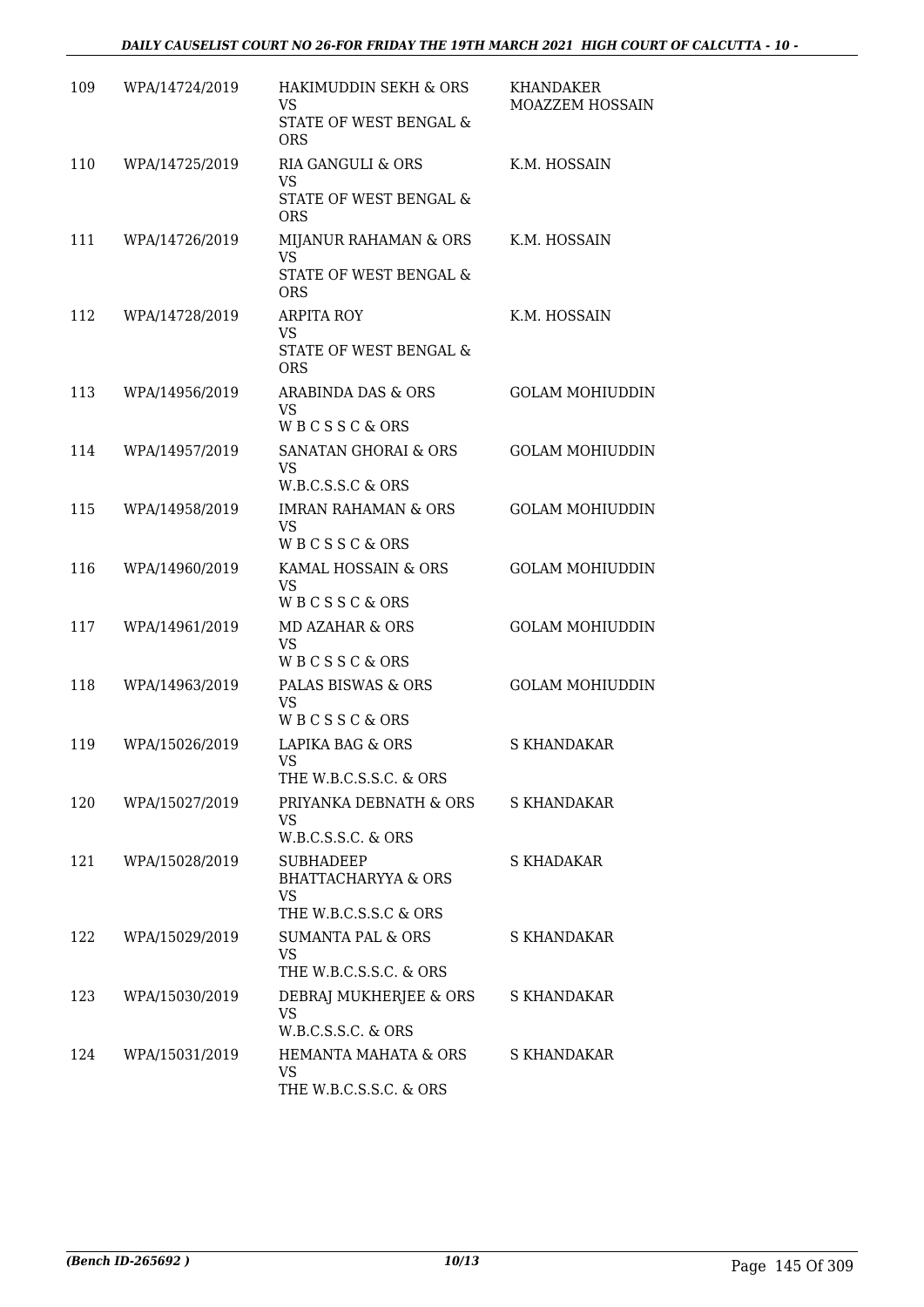| 109 | WPA/14724/2019 | HAKIMUDDIN SEKH & ORS<br>VS<br>STATE OF WEST BENGAL & ORS | KHANDAKER MOAZZEM HOSSAIN |
|---|---|---|---|
| 110 | WPA/14725/2019 | RIA GANGULI & ORS<br>VS<br>STATE OF WEST BENGAL & ORS | K.M. HOSSAIN |
| 111 | WPA/14726/2019 | MIJANUR RAHAMAN & ORS<br>VS<br>STATE OF WEST BENGAL & ORS | K.M. HOSSAIN |
| 112 | WPA/14728/2019 | ARPITA ROY<br>VS<br>STATE OF WEST BENGAL & ORS | K.M. HOSSAIN |
| 113 | WPA/14956/2019 | ARABINDA DAS & ORS<br>VS<br>W B C S S C & ORS | GOLAM MOHIUDDIN |
| 114 | WPA/14957/2019 | SANATAN GHORAI & ORS<br>VS<br>W.B.C.S.S.C & ORS | GOLAM MOHIUDDIN |
| 115 | WPA/14958/2019 | IMRAN RAHAMAN & ORS<br>VS<br>W B C S S C & ORS | GOLAM MOHIUDDIN |
| 116 | WPA/14960/2019 | KAMAL HOSSAIN & ORS<br>VS<br>W B C S S C & ORS | GOLAM MOHIUDDIN |
| 117 | WPA/14961/2019 | MD AZAHAR & ORS<br>VS<br>W B C S S C & ORS | GOLAM MOHIUDDIN |
| 118 | WPA/14963/2019 | PALAS BISWAS & ORS<br>VS<br>W B C S S C & ORS | GOLAM MOHIUDDIN |
| 119 | WPA/15026/2019 | LAPIKA BAG & ORS<br>VS<br>THE W.B.C.S.S.C. & ORS | S KHANDAKAR |
| 120 | WPA/15027/2019 | PRIYANKA DEBNATH & ORS<br>VS<br>W.B.C.S.S.C. & ORS | S KHANDAKAR |
| 121 | WPA/15028/2019 | SUBHADEEP BHATTACHARYYA & ORS<br>VS<br>THE W.B.C.S.S.C & ORS | S KHADAKAR |
| 122 | WPA/15029/2019 | SUMANTA PAL & ORS<br>VS<br>THE W.B.C.S.S.C. & ORS | S KHANDAKAR |
| 123 | WPA/15030/2019 | DEBRAJ MUKHERJEE & ORS<br>VS<br>W.B.C.S.S.C. & ORS | S KHANDAKAR |
| 124 | WPA/15031/2019 | HEMANTA MAHATA & ORS<br>VS<br>THE W.B.C.S.S.C. & ORS | S KHANDAKAR |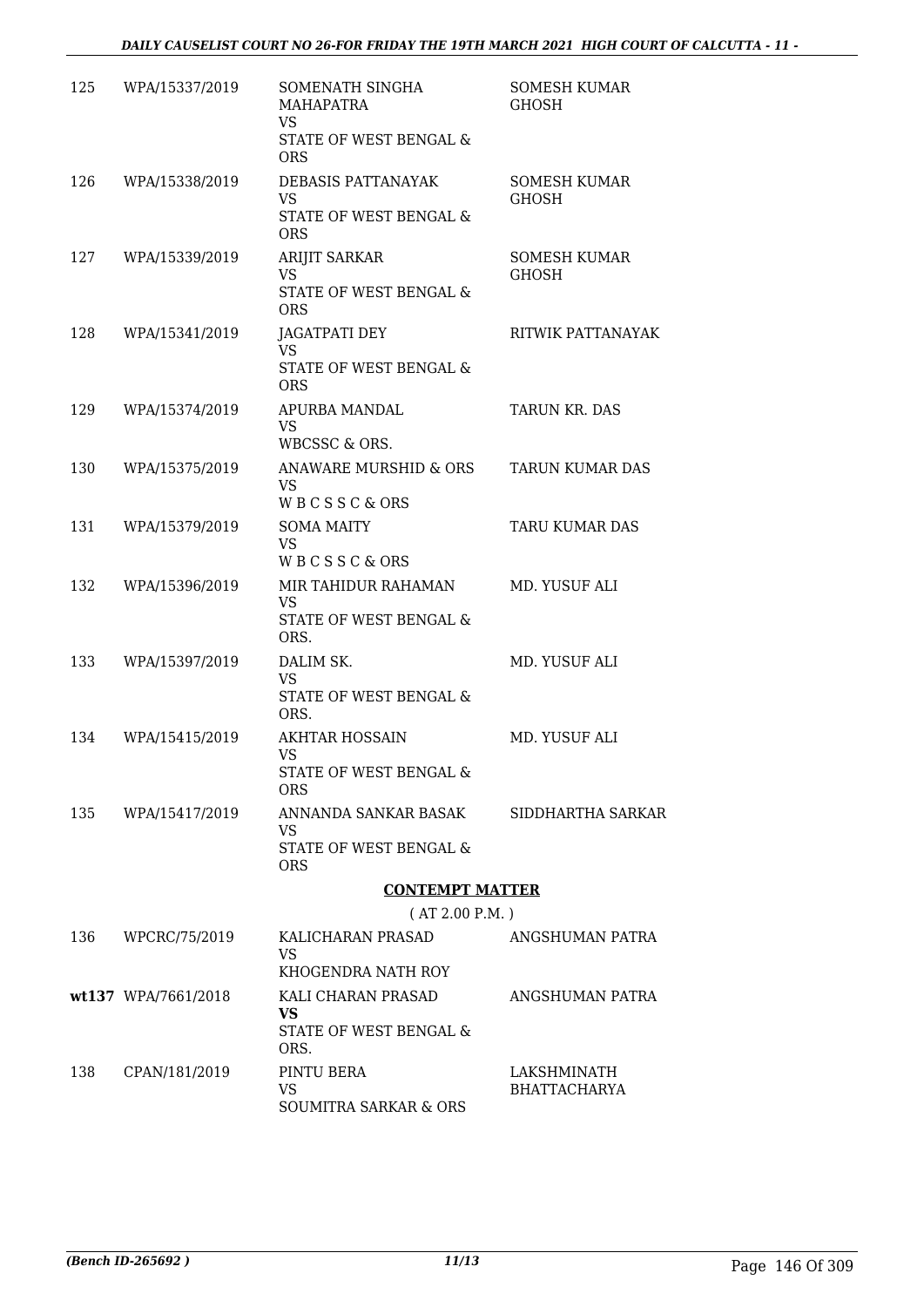| | | | |
|---|---|---|---|
| 125 | WPA/15337/2019 | SOMENATH SINGHA MAHAPATRA<br>VS<br>STATE OF WEST BENGAL & ORS | SOMESH KUMAR GHOSH |
| 126 | WPA/15338/2019 | DEBASIS PATTANAYAK<br>VS<br>STATE OF WEST BENGAL & ORS | SOMESH KUMAR GHOSH |
| 127 | WPA/15339/2019 | ARIJIT SARKAR<br>VS<br>STATE OF WEST BENGAL & ORS | SOMESH KUMAR GHOSH |
| 128 | WPA/15341/2019 | JAGATPATI DEY<br>VS<br>STATE OF WEST BENGAL & ORS | RITWIK PATTANAYAK |
| 129 | WPA/15374/2019 | APURBA MANDAL<br>VS<br>WBCSSC & ORS. | TARUN KR. DAS |
| 130 | WPA/15375/2019 | ANAWARE MURSHID & ORS<br>VS<br>W B C S S C & ORS | TARUN KUMAR DAS |
| 131 | WPA/15379/2019 | SOMA MAITY<br>VS<br>W B C S S C & ORS | TARU KUMAR DAS |
| 132 | WPA/15396/2019 | MIR TAHIDUR RAHAMAN<br>VS<br>STATE OF WEST BENGAL & ORS. | MD. YUSUF ALI |
| 133 | WPA/15397/2019 | DALIM SK.<br>VS<br>STATE OF WEST BENGAL & ORS. | MD. YUSUF ALI |
| 134 | WPA/15415/2019 | AKHTAR HOSSAIN<br>VS<br>STATE OF WEST BENGAL & ORS | MD. YUSUF ALI |
| 135 | WPA/15417/2019 | ANNANDA SANKAR BASAK<br>VS<br>STATE OF WEST BENGAL & ORS | SIDDHARTHA SARKAR |

**CONTEMPT MATTER**

( AT 2.00 P.M. )

| | | | |
|---|---|---|---|
| 136 | WPCRC/75/2019 | KALICHARAN PRASAD<br>VS<br>KHOGENDRA NATH ROY | ANGSHUMAN PATRA |
| **wt137** | WPA/7661/2018 | KALI CHARAN PRASAD<br>**VS**<br>STATE OF WEST BENGAL & ORS. | ANGSHUMAN PATRA |
| 138 | CPAN/181/2019 | PINTU BERA<br>VS<br>SOUMITRA SARKAR & ORS | LAKSHMINATH BHATTACHARYA |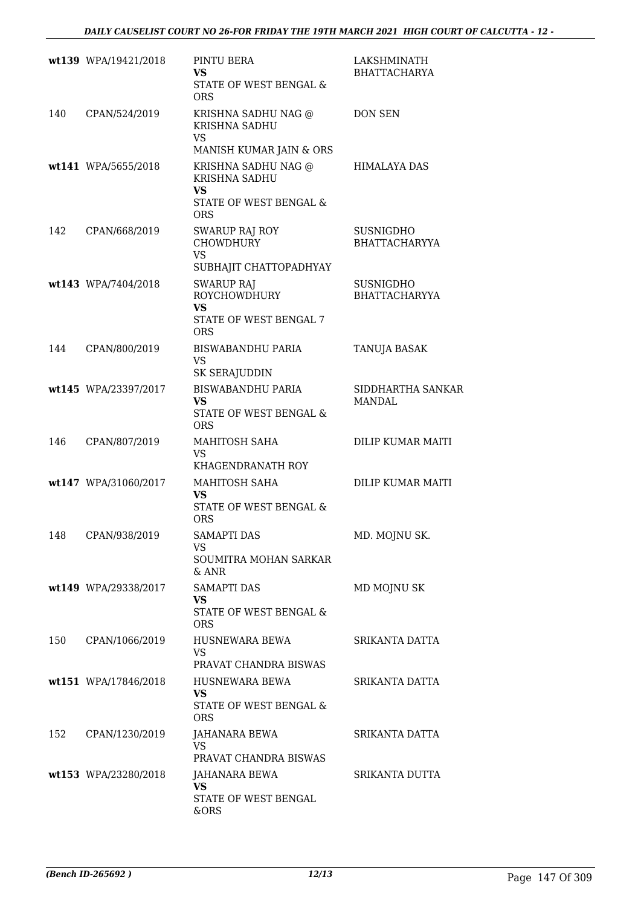| | | | |
|---|---|---|---|
| wt139 | WPA/19421/2018 | PINTU BERA<br>**VS**<br>STATE OF WEST BENGAL & ORS | LAKSHMINATH BHATTACHARYA |
| 140 | CPAN/524/2019 | KRISHNA SADHU NAG @ KRISHNA SADHU<br>VS<br>MANISH KUMAR JAIN & ORS | DON SEN |
| wt141 | WPA/5655/2018 | KRISHNA SADHU NAG @ KRISHNA SADHU<br>**VS**<br>STATE OF WEST BENGAL & ORS | HIMALAYA DAS |
| 142 | CPAN/668/2019 | SWARUP RAJ ROY CHOWDHURY<br>VS<br>SUBHAJIT CHATTOPADHYAY | SUSNIGDHO BHATTACHARYYA |
| wt143 | WPA/7404/2018 | SWARUP RAJ ROYCHOWDHURY<br>**VS**<br>STATE OF WEST BENGAL 7 ORS | SUSNIGDHO BHATTACHARYYA |
| 144 | CPAN/800/2019 | BISWABANDHU PARIA<br>VS<br>SK SERAJUDDIN | TANUJA BASAK |
| wt145 | WPA/23397/2017 | BISWABANDHU PARIA<br>**VS**<br>STATE OF WEST BENGAL & ORS | SIDDHARTHA SANKAR MANDAL |
| 146 | CPAN/807/2019 | MAHITOSH SAHA<br>VS<br>KHAGENDRANATH ROY | DILIP KUMAR MAITI |
| wt147 | WPA/31060/2017 | MAHITOSH SAHA<br>**VS**<br>STATE OF WEST BENGAL & ORS | DILIP KUMAR MAITI |
| 148 | CPAN/938/2019 | SAMAPTI DAS<br>VS<br>SOUMITRA MOHAN SARKAR & ANR | MD. MOJNU SK. |
| wt149 | WPA/29338/2017 | SAMAPTI DAS<br>**VS**<br>STATE OF WEST BENGAL & ORS | MD MOJNU SK |
| 150 | CPAN/1066/2019 | HUSNEWARA BEWA<br>VS<br>PRAVAT CHANDRA BISWAS | SRIKANTA DATTA |
| wt151 | WPA/17846/2018 | HUSNEWARA BEWA<br>**VS**<br>STATE OF WEST BENGAL & ORS | SRIKANTA DATTA |
| 152 | CPAN/1230/2019 | JAHANARA BEWA<br>VS<br>PRAVAT CHANDRA BISWAS | SRIKANTA DATTA |
| wt153 | WPA/23280/2018 | JAHANARA BEWA<br>**VS**<br>STATE OF WEST BENGAL &ORS | SRIKANTA DUTTA |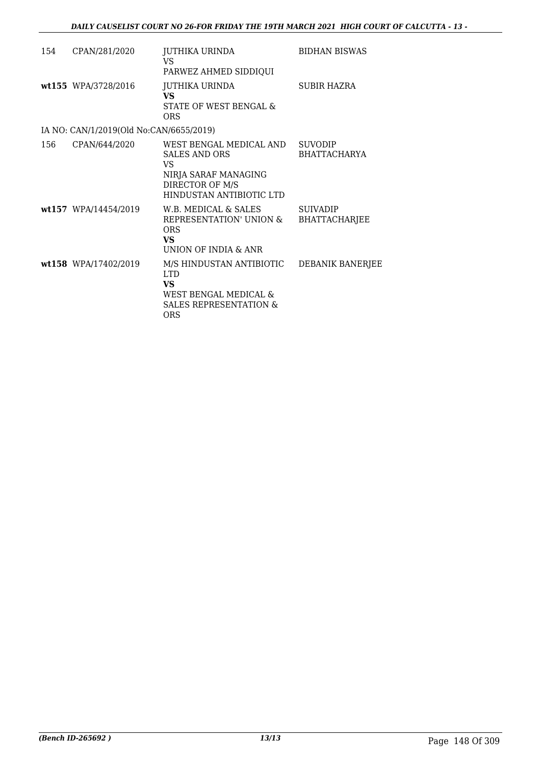| | | | |
|---|---|---|---|
| 154 | CPAN/281/2020 | JUTHIKA URINDA<br>VS<br>PARWEZ AHMED SIDDIQUI | BIDHAN BISWAS |
| **wt155** | WPA/3728/2016 | JUTHIKA URINDA<br>**VS**<br>STATE OF WEST BENGAL & ORS | SUBIR HAZRA |

IA NO: CAN/1/2019(Old No:CAN/6655/2019)

| | | | |
|---|---|---|---|
| 156 | CPAN/644/2020 | WEST BENGAL MEDICAL AND SALES AND ORS<br>VS<br>NIRJA SARAF MANAGING DIRECTOR OF M/S HINDUSTAN ANTIBIOTIC LTD | SUVODIP BHATTACHARYA |
| **wt157** | WPA/14454/2019 | W.B. MEDICAL & SALES REPRESENTATION' UNION & ORS<br>**VS**<br>UNION OF INDIA & ANR | SUIVADIP BHATTACHARJEE |
| **wt158** | WPA/17402/2019 | M/S HINDUSTAN ANTIBIOTIC LTD<br>**VS**<br>WEST BENGAL MEDICAL & SALES REPRESENTATION & ORS | DEBANIK BANERJEE |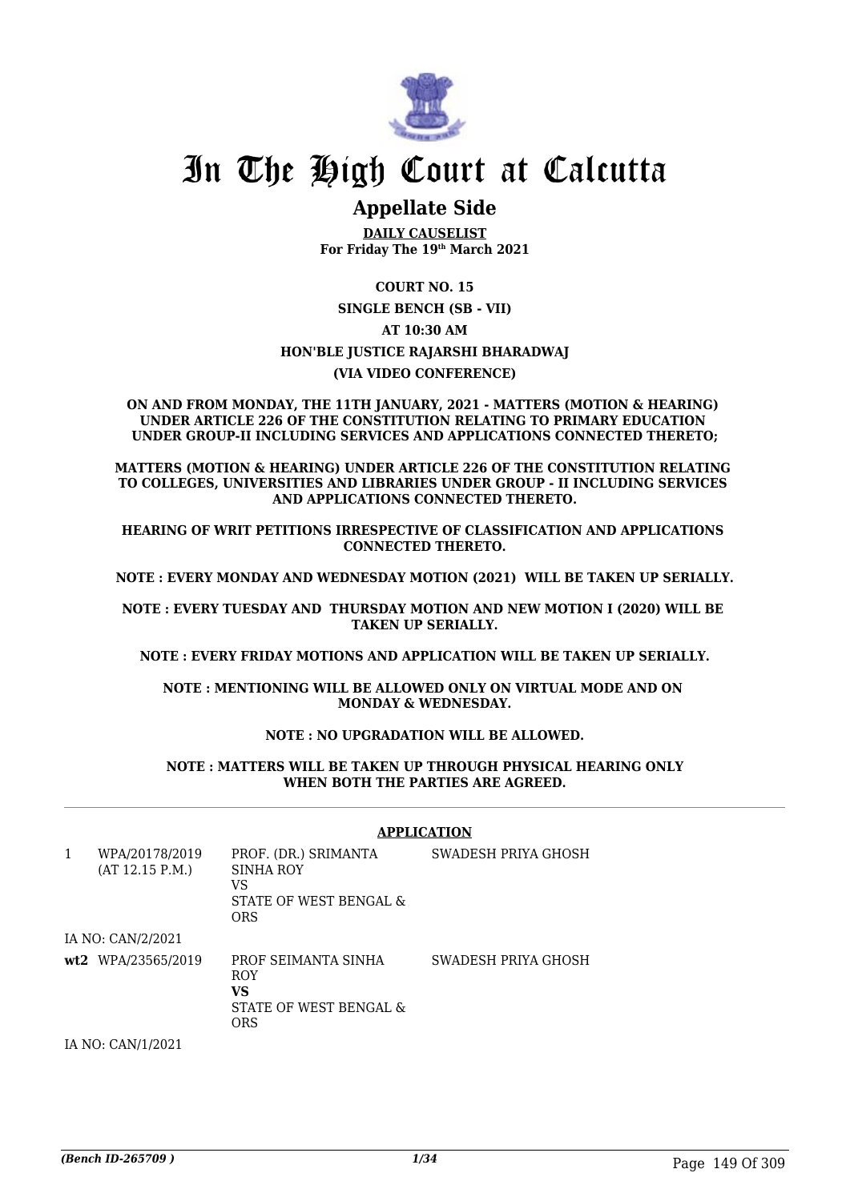# In The High Court at Calcutta

## Appellate Side

**DAILY CAUSELIST**
**For Friday The 19th March 2021**

**COURT NO. 15**

**SINGLE BENCH (SB - VII)**

**AT 10:30 AM**

**HON'BLE JUSTICE RAJARSHI BHARADWAJ**

**(VIA VIDEO CONFERENCE)**

**ON AND FROM MONDAY, THE 11TH JANUARY, 2021 - MATTERS (MOTION & HEARING) UNDER ARTICLE 226 OF THE CONSTITUTION RELATING TO PRIMARY EDUCATION UNDER GROUP-II INCLUDING SERVICES AND APPLICATIONS CONNECTED THERETO;**

**MATTERS (MOTION & HEARING) UNDER ARTICLE 226 OF THE CONSTITUTION RELATING TO COLLEGES, UNIVERSITIES AND LIBRARIES UNDER GROUP - II INCLUDING SERVICES AND APPLICATIONS CONNECTED THERETO.**

**HEARING OF WRIT PETITIONS IRRESPECTIVE OF CLASSIFICATION AND APPLICATIONS CONNECTED THERETO.**

**NOTE : EVERY MONDAY AND WEDNESDAY MOTION (2021) WILL BE TAKEN UP SERIALLY.**

**NOTE : EVERY TUESDAY AND THURSDAY MOTION AND NEW MOTION I (2020) WILL BE TAKEN UP SERIALLY.**

**NOTE : EVERY FRIDAY MOTIONS AND APPLICATION WILL BE TAKEN UP SERIALLY.**

**NOTE : MENTIONING WILL BE ALLOWED ONLY ON VIRTUAL MODE AND ON MONDAY & WEDNESDAY.**

**NOTE : NO UPGRADATION WILL BE ALLOWED.**

**NOTE : MATTERS WILL BE TAKEN UP THROUGH PHYSICAL HEARING ONLY WHEN BOTH THE PARTIES ARE AGREED.**

**APPLICATION**

| | | | |
|---|---|---|---|
| 1 | WPA/20178/2019 (AT 12.15 P.M.) | PROF. (DR.) SRIMANTA SINHA ROY VS STATE OF WEST BENGAL & ORS | SWADESH PRIYA GHOSH |
| | IA NO: CAN/2/2021 | | |
| **wt2** | WPA/23565/2019 | PROF SEIMANTA SINHA ROY **VS** STATE OF WEST BENGAL & ORS | SWADESH PRIYA GHOSH |
| | IA NO: CAN/1/2021 | | |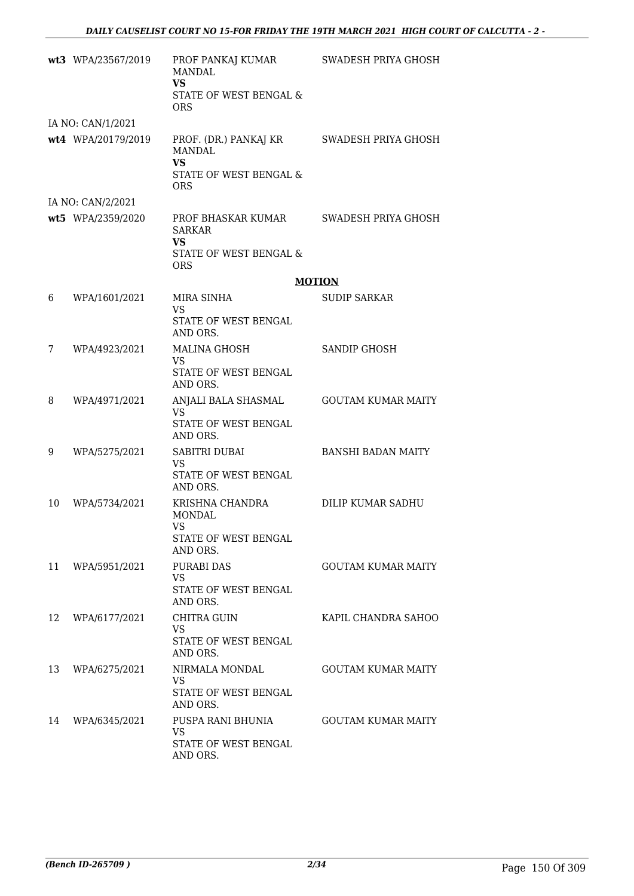| | | | |
|---|---|---|---|
| wt3 | WPA/23567/2019 | PROF PANKAJ KUMAR MANDAL<br>**VS**<br>STATE OF WEST BENGAL & ORS | SWADESH PRIYA GHOSH |
| | IA NO: CAN/1/2021 | | |
| wt4 | WPA/20179/2019 | PROF. (DR.) PANKAJ KR MANDAL<br>**VS**<br>STATE OF WEST BENGAL & ORS | SWADESH PRIYA GHOSH |
| | IA NO: CAN/2/2021 | | |
| wt5 | WPA/2359/2020 | PROF BHASKAR KUMAR SARKAR<br>**VS**<br>STATE OF WEST BENGAL & ORS | SWADESH PRIYA GHOSH |

**MOTION**

| | | | |
|---|---|---|---|
| 6 | WPA/1601/2021 | MIRA SINHA<br>VS<br>STATE OF WEST BENGAL AND ORS. | SUDIP SARKAR |
| 7 | WPA/4923/2021 | MALINA GHOSH<br>VS<br>STATE OF WEST BENGAL AND ORS. | SANDIP GHOSH |
| 8 | WPA/4971/2021 | ANJALI BALA SHASMAL<br>VS<br>STATE OF WEST BENGAL AND ORS. | GOUTAM KUMAR MAITY |
| 9 | WPA/5275/2021 | SABITRI DUBAI<br>VS<br>STATE OF WEST BENGAL AND ORS. | BANSHI BADAN MAITY |
| 10 | WPA/5734/2021 | KRISHNA CHANDRA MONDAL<br>VS<br>STATE OF WEST BENGAL AND ORS. | DILIP KUMAR SADHU |
| 11 | WPA/5951/2021 | PURABI DAS<br>VS<br>STATE OF WEST BENGAL AND ORS. | GOUTAM KUMAR MAITY |
| 12 | WPA/6177/2021 | CHITRA GUIN<br>VS<br>STATE OF WEST BENGAL AND ORS. | KAPIL CHANDRA SAHOO |
| 13 | WPA/6275/2021 | NIRMALA MONDAL<br>VS<br>STATE OF WEST BENGAL AND ORS. | GOUTAM KUMAR MAITY |
| 14 | WPA/6345/2021 | PUSPA RANI BHUNIA<br>VS<br>STATE OF WEST BENGAL AND ORS. | GOUTAM KUMAR MAITY |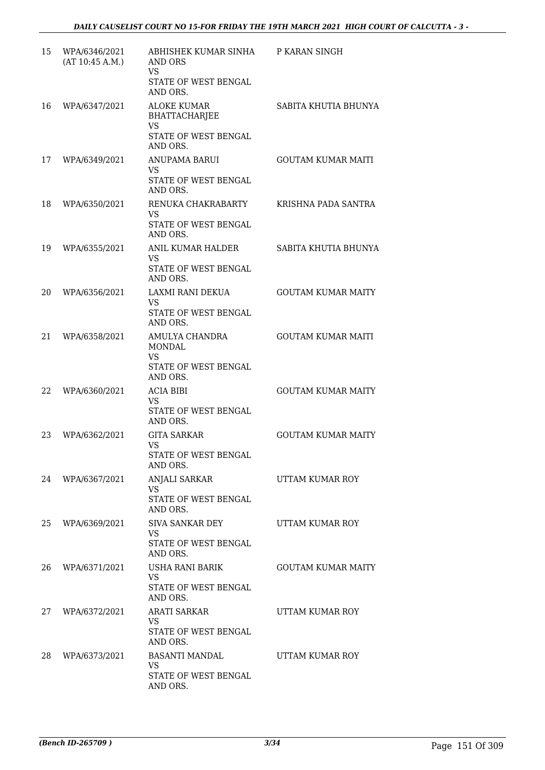| | | | |
|---|---|---|---|
| 15 | WPA/6346/2021 (AT 10:45 A.M.) | ABHISHEK KUMAR SINHA AND ORS VS STATE OF WEST BENGAL AND ORS. | P KARAN SINGH |
| 16 | WPA/6347/2021 | ALOKE KUMAR BHATTACHARJEE VS STATE OF WEST BENGAL AND ORS. | SABITA KHUTIA BHUNYA |
| 17 | WPA/6349/2021 | ANUPAMA BARUI VS STATE OF WEST BENGAL AND ORS. | GOUTAM KUMAR MAITI |
| 18 | WPA/6350/2021 | RENUKA CHAKRABARTY VS STATE OF WEST BENGAL AND ORS. | KRISHNA PADA SANTRA |
| 19 | WPA/6355/2021 | ANIL KUMAR HALDER VS STATE OF WEST BENGAL AND ORS. | SABITA KHUTIA BHUNYA |
| 20 | WPA/6356/2021 | LAXMI RANI DEKUA VS STATE OF WEST BENGAL AND ORS. | GOUTAM KUMAR MAITY |
| 21 | WPA/6358/2021 | AMULYA CHANDRA MONDAL VS STATE OF WEST BENGAL AND ORS. | GOUTAM KUMAR MAITI |
| 22 | WPA/6360/2021 | ACIA BIBI VS STATE OF WEST BENGAL AND ORS. | GOUTAM KUMAR MAITY |
| 23 | WPA/6362/2021 | GITA SARKAR VS STATE OF WEST BENGAL AND ORS. | GOUTAM KUMAR MAITY |
| 24 | WPA/6367/2021 | ANJALI SARKAR VS STATE OF WEST BENGAL AND ORS. | UTTAM KUMAR ROY |
| 25 | WPA/6369/2021 | SIVA SANKAR DEY VS STATE OF WEST BENGAL AND ORS. | UTTAM KUMAR ROY |
| 26 | WPA/6371/2021 | USHA RANI BARIK VS STATE OF WEST BENGAL AND ORS. | GOUTAM KUMAR MAITY |
| 27 | WPA/6372/2021 | ARATI SARKAR VS STATE OF WEST BENGAL AND ORS. | UTTAM KUMAR ROY |
| 28 | WPA/6373/2021 | BASANTI MANDAL VS STATE OF WEST BENGAL AND ORS. | UTTAM KUMAR ROY |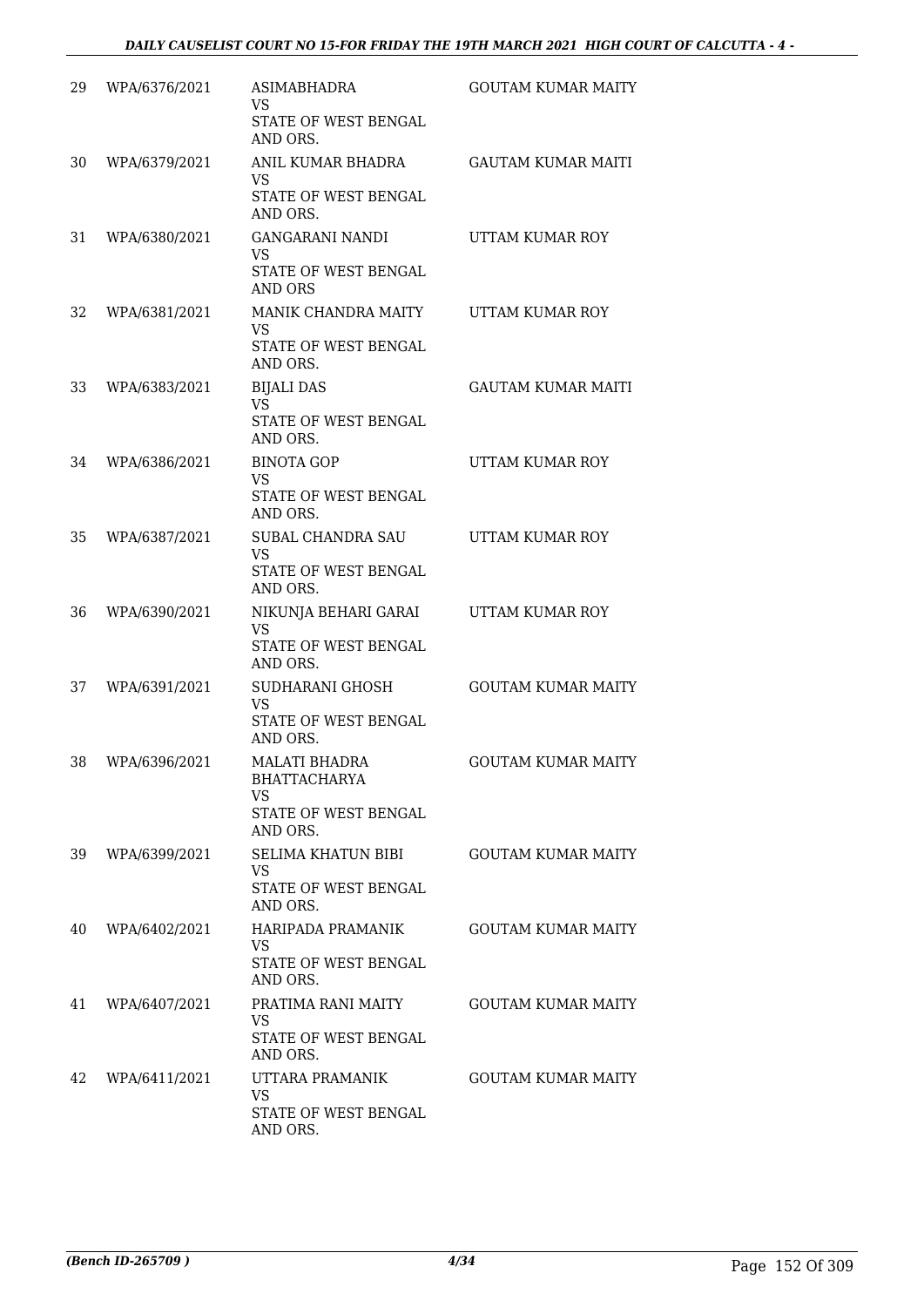| 29 | WPA/6376/2021 | ASIMABHADRA VS STATE OF WEST BENGAL AND ORS. | GOUTAM KUMAR MAITY |
|---|---|---|---|
| 30 | WPA/6379/2021 | ANIL KUMAR BHADRA VS STATE OF WEST BENGAL AND ORS. | GAUTAM KUMAR MAITI |
| 31 | WPA/6380/2021 | GANGARANI NANDI VS STATE OF WEST BENGAL AND ORS | UTTAM KUMAR ROY |
| 32 | WPA/6381/2021 | MANIK CHANDRA MAITY VS STATE OF WEST BENGAL AND ORS. | UTTAM KUMAR ROY |
| 33 | WPA/6383/2021 | BIJALI DAS VS STATE OF WEST BENGAL AND ORS. | GAUTAM KUMAR MAITI |
| 34 | WPA/6386/2021 | BINOTA GOP VS STATE OF WEST BENGAL AND ORS. | UTTAM KUMAR ROY |
| 35 | WPA/6387/2021 | SUBAL CHANDRA SAU VS STATE OF WEST BENGAL AND ORS. | UTTAM KUMAR ROY |
| 36 | WPA/6390/2021 | NIKUNJA BEHARI GARAI VS STATE OF WEST BENGAL AND ORS. | UTTAM KUMAR ROY |
| 37 | WPA/6391/2021 | SUDHARANI GHOSH VS STATE OF WEST BENGAL AND ORS. | GOUTAM KUMAR MAITY |
| 38 | WPA/6396/2021 | MALATI BHADRA BHATTACHARYA VS STATE OF WEST BENGAL AND ORS. | GOUTAM KUMAR MAITY |
| 39 | WPA/6399/2021 | SELIMA KHATUN BIBI VS STATE OF WEST BENGAL AND ORS. | GOUTAM KUMAR MAITY |
| 40 | WPA/6402/2021 | HARIPADA PRAMANIK VS STATE OF WEST BENGAL AND ORS. | GOUTAM KUMAR MAITY |
| 41 | WPA/6407/2021 | PRATIMA RANI MAITY VS STATE OF WEST BENGAL AND ORS. | GOUTAM KUMAR MAITY |
| 42 | WPA/6411/2021 | UTTARA PRAMANIK VS STATE OF WEST BENGAL AND ORS. | GOUTAM KUMAR MAITY |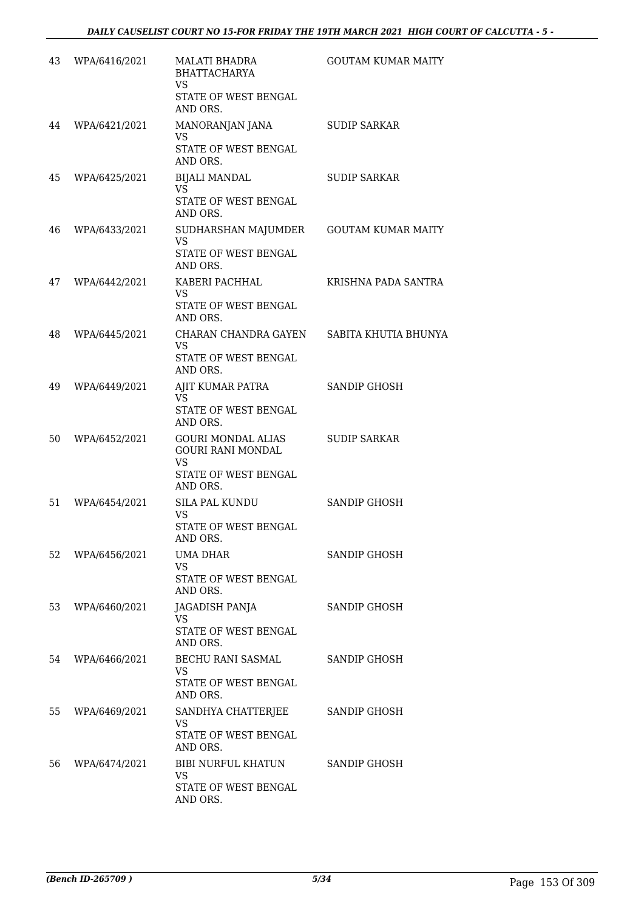| | | | |
|---|---|---|---|
| 43 | WPA/6416/2021 | MALATI BHADRA BHATTACHARYA<br>VS<br>STATE OF WEST BENGAL AND ORS. | GOUTAM KUMAR MAITY |
| 44 | WPA/6421/2021 | MANORANJAN JANA<br>VS<br>STATE OF WEST BENGAL AND ORS. | SUDIP SARKAR |
| 45 | WPA/6425/2021 | BIJALI MANDAL<br>VS<br>STATE OF WEST BENGAL AND ORS. | SUDIP SARKAR |
| 46 | WPA/6433/2021 | SUDHARSHAN MAJUMDER<br>VS<br>STATE OF WEST BENGAL AND ORS. | GOUTAM KUMAR MAITY |
| 47 | WPA/6442/2021 | KABERI PACHHAL<br>VS<br>STATE OF WEST BENGAL AND ORS. | KRISHNA PADA SANTRA |
| 48 | WPA/6445/2021 | CHARAN CHANDRA GAYEN<br>VS<br>STATE OF WEST BENGAL AND ORS. | SABITA KHUTIA BHUNYA |
| 49 | WPA/6449/2021 | AJIT KUMAR PATRA<br>VS<br>STATE OF WEST BENGAL AND ORS. | SANDIP GHOSH |
| 50 | WPA/6452/2021 | GOURI MONDAL ALIAS GOURI RANI MONDAL<br>VS<br>STATE OF WEST BENGAL AND ORS. | SUDIP SARKAR |
| 51 | WPA/6454/2021 | SILA PAL KUNDU<br>VS<br>STATE OF WEST BENGAL AND ORS. | SANDIP GHOSH |
| 52 | WPA/6456/2021 | UMA DHAR<br>VS<br>STATE OF WEST BENGAL AND ORS. | SANDIP GHOSH |
| 53 | WPA/6460/2021 | JAGADISH PANJA<br>VS<br>STATE OF WEST BENGAL AND ORS. | SANDIP GHOSH |
| 54 | WPA/6466/2021 | BECHU RANI SASMAL<br>VS<br>STATE OF WEST BENGAL AND ORS. | SANDIP GHOSH |
| 55 | WPA/6469/2021 | SANDHYA CHATTERJEE<br>VS<br>STATE OF WEST BENGAL AND ORS. | SANDIP GHOSH |
| 56 | WPA/6474/2021 | BIBI NURFUL KHATUN<br>VS<br>STATE OF WEST BENGAL AND ORS. | SANDIP GHOSH |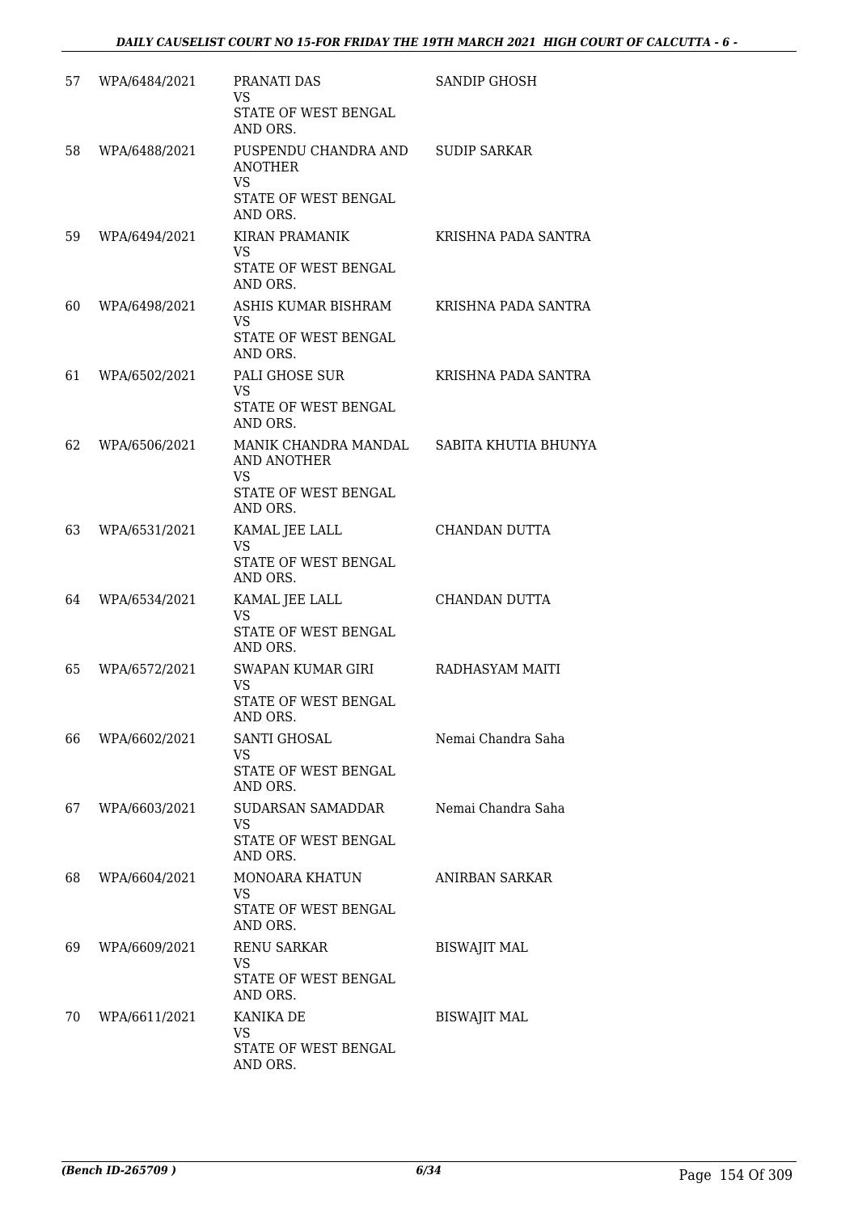| 57 | WPA/6484/2021 | PRANATI DAS<br>VS<br>STATE OF WEST BENGAL AND ORS. | SANDIP GHOSH |
|---|---|---|---|
| 58 | WPA/6488/2021 | PUSPENDU CHANDRA AND ANOTHER<br>VS<br>STATE OF WEST BENGAL AND ORS. | SUDIP SARKAR |
| 59 | WPA/6494/2021 | KIRAN PRAMANIK<br>VS<br>STATE OF WEST BENGAL AND ORS. | KRISHNA PADA SANTRA |
| 60 | WPA/6498/2021 | ASHIS KUMAR BISHRAM<br>VS<br>STATE OF WEST BENGAL AND ORS. | KRISHNA PADA SANTRA |
| 61 | WPA/6502/2021 | PALI GHOSE SUR<br>VS<br>STATE OF WEST BENGAL AND ORS. | KRISHNA PADA SANTRA |
| 62 | WPA/6506/2021 | MANIK CHANDRA MANDAL AND ANOTHER<br>VS<br>STATE OF WEST BENGAL AND ORS. | SABITA KHUTIA BHUNYA |
| 63 | WPA/6531/2021 | KAMAL JEE LALL<br>VS<br>STATE OF WEST BENGAL AND ORS. | CHANDAN DUTTA |
| 64 | WPA/6534/2021 | KAMAL JEE LALL<br>VS<br>STATE OF WEST BENGAL AND ORS. | CHANDAN DUTTA |
| 65 | WPA/6572/2021 | SWAPAN KUMAR GIRI<br>VS<br>STATE OF WEST BENGAL AND ORS. | RADHASYAM MAITI |
| 66 | WPA/6602/2021 | SANTI GHOSAL<br>VS<br>STATE OF WEST BENGAL AND ORS. | Nemai Chandra Saha |
| 67 | WPA/6603/2021 | SUDARSAN SAMADDAR<br>VS<br>STATE OF WEST BENGAL AND ORS. | Nemai Chandra Saha |
| 68 | WPA/6604/2021 | MONOARA KHATUN<br>VS<br>STATE OF WEST BENGAL AND ORS. | ANIRBAN SARKAR |
| 69 | WPA/6609/2021 | RENU SARKAR<br>VS<br>STATE OF WEST BENGAL AND ORS. | BISWAJIT MAL |
| 70 | WPA/6611/2021 | KANIKA DE<br>VS<br>STATE OF WEST BENGAL AND ORS. | BISWAJIT MAL |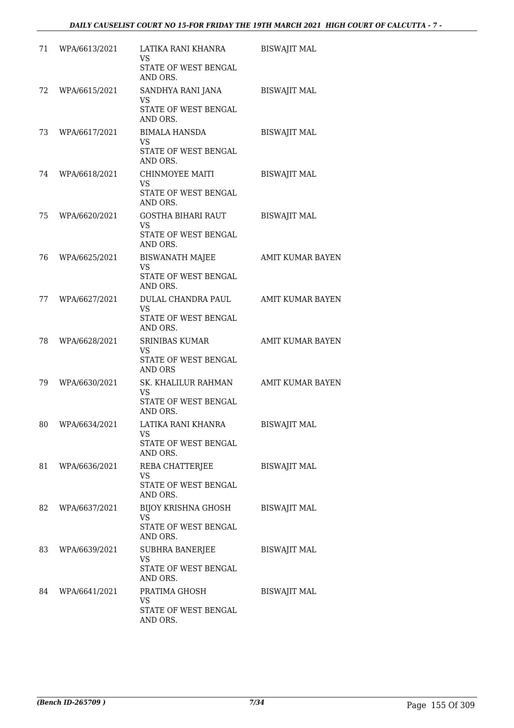| 71 | WPA/6613/2021 | LATIKA RANI KHANRA<br>VS<br>STATE OF WEST BENGAL AND ORS. | BISWAJIT MAL |
|---|---|---|---|
| 72 | WPA/6615/2021 | SANDHYA RANI JANA<br>VS<br>STATE OF WEST BENGAL AND ORS. | BISWAJIT MAL |
| 73 | WPA/6617/2021 | BIMALA HANSDA<br>VS<br>STATE OF WEST BENGAL AND ORS. | BISWAJIT MAL |
| 74 | WPA/6618/2021 | CHINMOYEE MAITI<br>VS<br>STATE OF WEST BENGAL AND ORS. | BISWAJIT MAL |
| 75 | WPA/6620/2021 | GOSTHA BIHARI RAUT<br>VS<br>STATE OF WEST BENGAL AND ORS. | BISWAJIT MAL |
| 76 | WPA/6625/2021 | BISWANATH MAJEE<br>VS<br>STATE OF WEST BENGAL AND ORS. | AMIT KUMAR BAYEN |
| 77 | WPA/6627/2021 | DULAL CHANDRA PAUL<br>VS<br>STATE OF WEST BENGAL AND ORS. | AMIT KUMAR BAYEN |
| 78 | WPA/6628/2021 | SRINIBAS KUMAR<br>VS<br>STATE OF WEST BENGAL AND ORS | AMIT KUMAR BAYEN |
| 79 | WPA/6630/2021 | SK. KHALILUR RAHMAN<br>VS<br>STATE OF WEST BENGAL AND ORS. | AMIT KUMAR BAYEN |
| 80 | WPA/6634/2021 | LATIKA RANI KHANRA<br>VS<br>STATE OF WEST BENGAL AND ORS. | BISWAJIT MAL |
| 81 | WPA/6636/2021 | REBA CHATTERJEE<br>VS<br>STATE OF WEST BENGAL AND ORS. | BISWAJIT MAL |
| 82 | WPA/6637/2021 | BIJOY KRISHNA GHOSH<br>VS<br>STATE OF WEST BENGAL AND ORS. | BISWAJIT MAL |
| 83 | WPA/6639/2021 | SUBHRA BANERJEE<br>VS<br>STATE OF WEST BENGAL AND ORS. | BISWAJIT MAL |
| 84 | WPA/6641/2021 | PRATIMA GHOSH<br>VS<br>STATE OF WEST BENGAL AND ORS. | BISWAJIT MAL |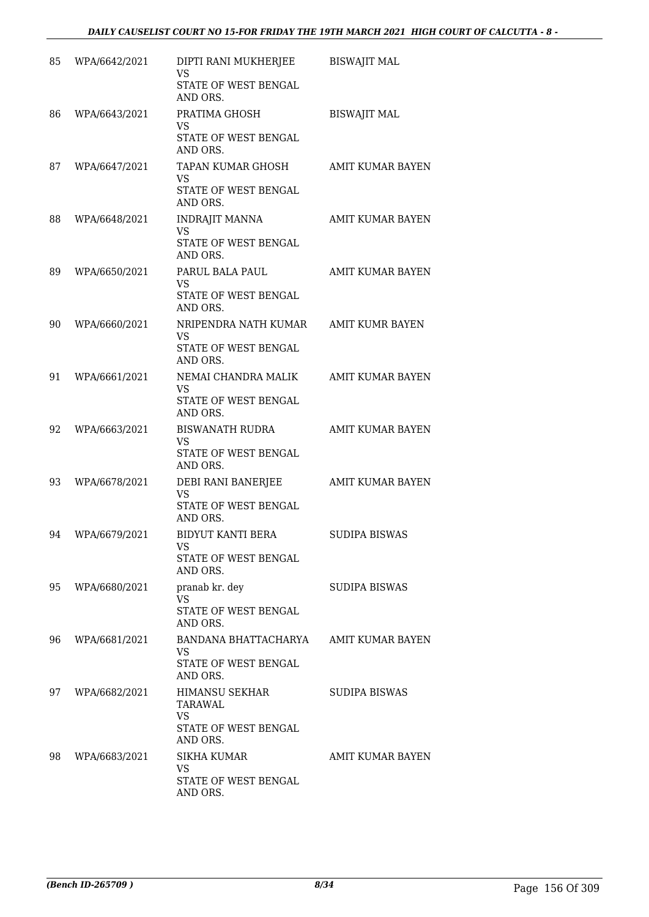| 85 | WPA/6642/2021 | DIPTI RANI MUKHERJEE<br>VS<br>STATE OF WEST BENGAL AND ORS. | BISWAJIT MAL |
|---|---|---|---|
| 86 | WPA/6643/2021 | PRATIMA GHOSH<br>VS<br>STATE OF WEST BENGAL AND ORS. | BISWAJIT MAL |
| 87 | WPA/6647/2021 | TAPAN KUMAR GHOSH<br>VS<br>STATE OF WEST BENGAL AND ORS. | AMIT KUMAR BAYEN |
| 88 | WPA/6648/2021 | INDRAJIT MANNA<br>VS<br>STATE OF WEST BENGAL AND ORS. | AMIT KUMAR BAYEN |
| 89 | WPA/6650/2021 | PARUL BALA PAUL<br>VS<br>STATE OF WEST BENGAL AND ORS. | AMIT KUMAR BAYEN |
| 90 | WPA/6660/2021 | NRIPENDRA NATH KUMAR<br>VS<br>STATE OF WEST BENGAL AND ORS. | AMIT KUMR BAYEN |
| 91 | WPA/6661/2021 | NEMAI CHANDRA MALIK<br>VS<br>STATE OF WEST BENGAL AND ORS. | AMIT KUMAR BAYEN |
| 92 | WPA/6663/2021 | BISWANATH RUDRA<br>VS<br>STATE OF WEST BENGAL AND ORS. | AMIT KUMAR BAYEN |
| 93 | WPA/6678/2021 | DEBI RANI BANERJEE<br>VS<br>STATE OF WEST BENGAL AND ORS. | AMIT KUMAR BAYEN |
| 94 | WPA/6679/2021 | BIDYUT KANTI BERA<br>VS<br>STATE OF WEST BENGAL AND ORS. | SUDIPA BISWAS |
| 95 | WPA/6680/2021 | pranab kr. dey<br>VS<br>STATE OF WEST BENGAL AND ORS. | SUDIPA BISWAS |
| 96 | WPA/6681/2021 | BANDANA BHATTACHARYA<br>VS<br>STATE OF WEST BENGAL AND ORS. | AMIT KUMAR BAYEN |
| 97 | WPA/6682/2021 | HIMANSU SEKHAR TARAWAL<br>VS<br>STATE OF WEST BENGAL AND ORS. | SUDIPA BISWAS |
| 98 | WPA/6683/2021 | SIKHA KUMAR<br>VS<br>STATE OF WEST BENGAL AND ORS. | AMIT KUMAR BAYEN |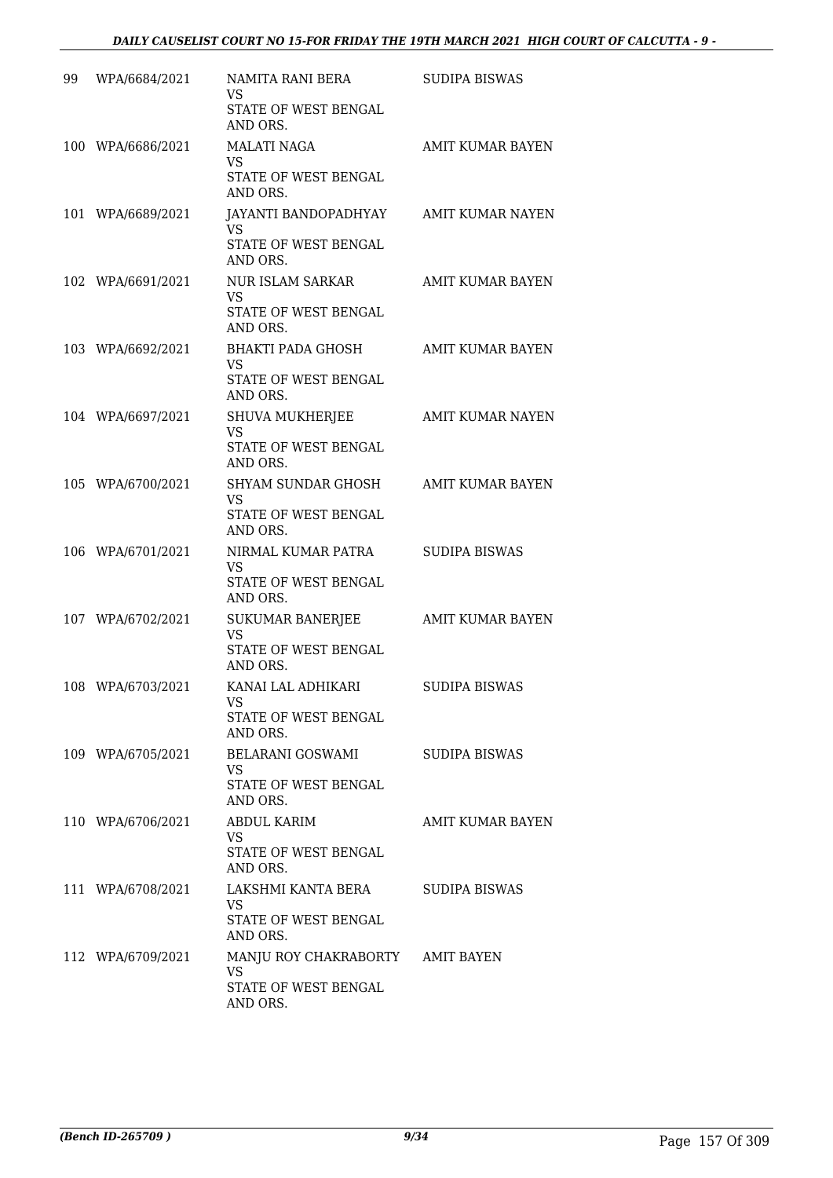| | | | |
|---|---|---|---|
| 99 | WPA/6684/2021 | NAMITA RANI BERA<br>VS<br>STATE OF WEST BENGAL AND ORS. | SUDIPA BISWAS |
| 100 | WPA/6686/2021 | MALATI NAGA<br>VS<br>STATE OF WEST BENGAL AND ORS. | AMIT KUMAR BAYEN |
| 101 | WPA/6689/2021 | JAYANTI BANDOPADHYAY<br>VS<br>STATE OF WEST BENGAL AND ORS. | AMIT KUMAR NAYEN |
| 102 | WPA/6691/2021 | NUR ISLAM SARKAR<br>VS<br>STATE OF WEST BENGAL AND ORS. | AMIT KUMAR BAYEN |
| 103 | WPA/6692/2021 | BHAKTI PADA GHOSH<br>VS<br>STATE OF WEST BENGAL AND ORS. | AMIT KUMAR BAYEN |
| 104 | WPA/6697/2021 | SHUVA MUKHERJEE<br>VS<br>STATE OF WEST BENGAL AND ORS. | AMIT KUMAR NAYEN |
| 105 | WPA/6700/2021 | SHYAM SUNDAR GHOSH<br>VS<br>STATE OF WEST BENGAL AND ORS. | AMIT KUMAR BAYEN |
| 106 | WPA/6701/2021 | NIRMAL KUMAR PATRA<br>VS<br>STATE OF WEST BENGAL AND ORS. | SUDIPA BISWAS |
| 107 | WPA/6702/2021 | SUKUMAR BANERJEE<br>VS<br>STATE OF WEST BENGAL AND ORS. | AMIT KUMAR BAYEN |
| 108 | WPA/6703/2021 | KANAI LAL ADHIKARI<br>VS<br>STATE OF WEST BENGAL AND ORS. | SUDIPA BISWAS |
| 109 | WPA/6705/2021 | BELARANI GOSWAMI<br>VS<br>STATE OF WEST BENGAL AND ORS. | SUDIPA BISWAS |
| 110 | WPA/6706/2021 | ABDUL KARIM<br>VS<br>STATE OF WEST BENGAL AND ORS. | AMIT KUMAR BAYEN |
| 111 | WPA/6708/2021 | LAKSHMI KANTA BERA<br>VS<br>STATE OF WEST BENGAL AND ORS. | SUDIPA BISWAS |
| 112 | WPA/6709/2021 | MANJU ROY CHAKRABORTY<br>VS<br>STATE OF WEST BENGAL AND ORS. | AMIT BAYEN |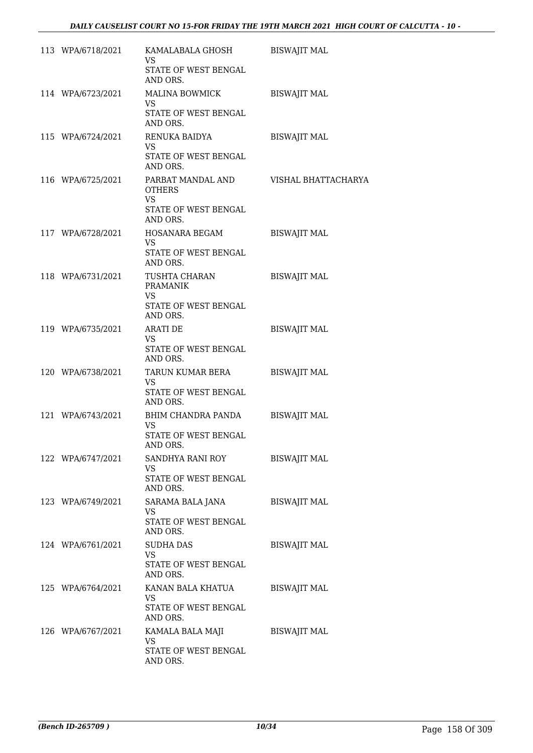| | | | |
|---|---|---|---|
| 113 | WPA/6718/2021 | KAMALABALA GHOSH<br>VS<br>STATE OF WEST BENGAL AND ORS. | BISWAJIT MAL |
| 114 | WPA/6723/2021 | MALINA BOWMICK<br>VS<br>STATE OF WEST BENGAL AND ORS. | BISWAJIT MAL |
| 115 | WPA/6724/2021 | RENUKA BAIDYA<br>VS<br>STATE OF WEST BENGAL AND ORS. | BISWAJIT MAL |
| 116 | WPA/6725/2021 | PARBAT MANDAL AND OTHERS<br>VS<br>STATE OF WEST BENGAL AND ORS. | VISHAL BHATTACHARYA |
| 117 | WPA/6728/2021 | HOSANARA BEGAM<br>VS<br>STATE OF WEST BENGAL AND ORS. | BISWAJIT MAL |
| 118 | WPA/6731/2021 | TUSHTA CHARAN PRAMANIK<br>VS<br>STATE OF WEST BENGAL AND ORS. | BISWAJIT MAL |
| 119 | WPA/6735/2021 | ARATI DE<br>VS<br>STATE OF WEST BENGAL AND ORS. | BISWAJIT MAL |
| 120 | WPA/6738/2021 | TARUN KUMAR BERA<br>VS<br>STATE OF WEST BENGAL AND ORS. | BISWAJIT MAL |
| 121 | WPA/6743/2021 | BHIM CHANDRA PANDA<br>VS<br>STATE OF WEST BENGAL AND ORS. | BISWAJIT MAL |
| 122 | WPA/6747/2021 | SANDHYA RANI ROY<br>VS<br>STATE OF WEST BENGAL AND ORS. | BISWAJIT MAL |
| 123 | WPA/6749/2021 | SARAMA BALA JANA<br>VS<br>STATE OF WEST BENGAL AND ORS. | BISWAJIT MAL |
| 124 | WPA/6761/2021 | SUDHA DAS<br>VS<br>STATE OF WEST BENGAL AND ORS. | BISWAJIT MAL |
| 125 | WPA/6764/2021 | KANAN BALA KHATUA<br>VS<br>STATE OF WEST BENGAL AND ORS. | BISWAJIT MAL |
| 126 | WPA/6767/2021 | KAMALA BALA MAJI<br>VS<br>STATE OF WEST BENGAL AND ORS. | BISWAJIT MAL |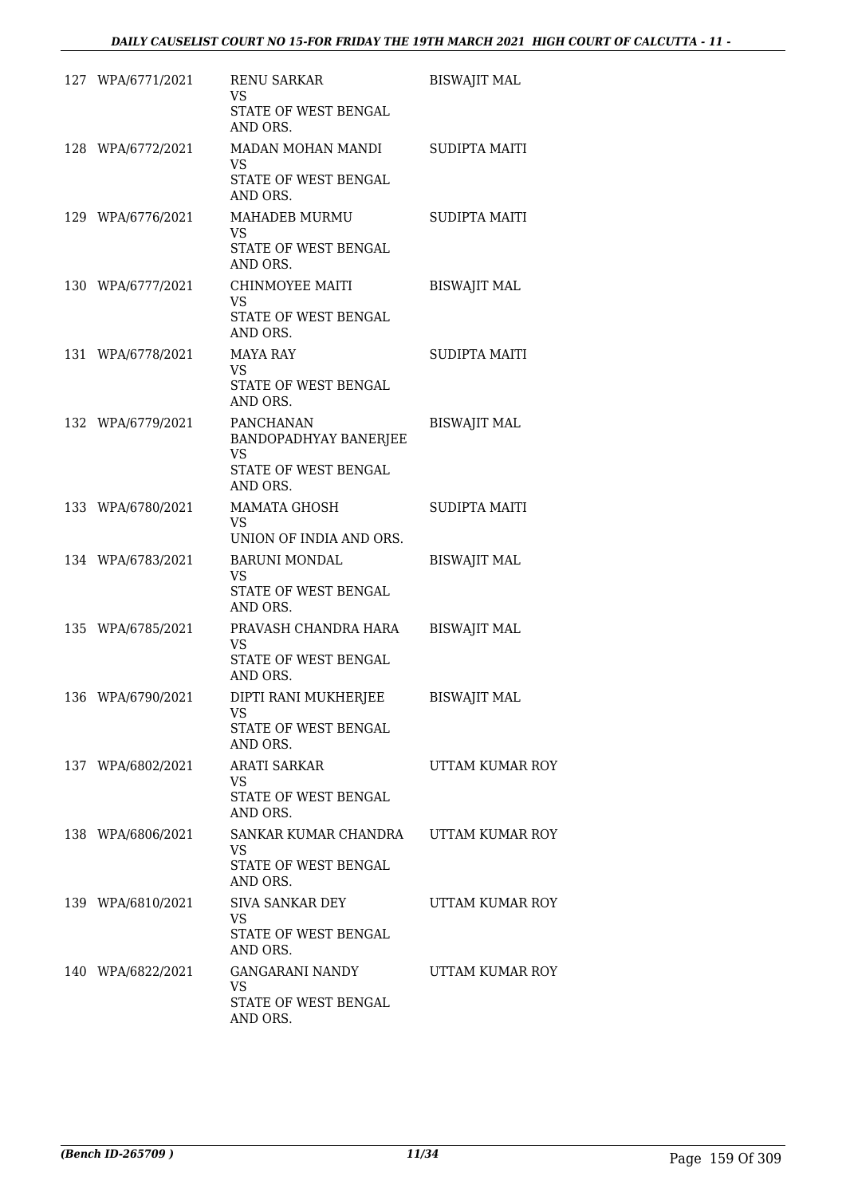| | | | |
|---|---|---|---|
| 127 | WPA/6771/2021 | RENU SARKAR<br>VS<br>STATE OF WEST BENGAL AND ORS. | BISWAJIT MAL |
| 128 | WPA/6772/2021 | MADAN MOHAN MANDI<br>VS<br>STATE OF WEST BENGAL AND ORS. | SUDIPTA MAITI |
| 129 | WPA/6776/2021 | MAHADEB MURMU<br>VS<br>STATE OF WEST BENGAL AND ORS. | SUDIPTA MAITI |
| 130 | WPA/6777/2021 | CHINMOYEE MAITI<br>VS<br>STATE OF WEST BENGAL AND ORS. | BISWAJIT MAL |
| 131 | WPA/6778/2021 | MAYA RAY<br>VS<br>STATE OF WEST BENGAL AND ORS. | SUDIPTA MAITI |
| 132 | WPA/6779/2021 | PANCHANAN BANDOPADHYAY BANERJEE<br>VS<br>STATE OF WEST BENGAL AND ORS. | BISWAJIT MAL |
| 133 | WPA/6780/2021 | MAMATA GHOSH<br>VS<br>UNION OF INDIA AND ORS. | SUDIPTA MAITI |
| 134 | WPA/6783/2021 | BARUNI MONDAL<br>VS<br>STATE OF WEST BENGAL AND ORS. | BISWAJIT MAL |
| 135 | WPA/6785/2021 | PRAVASH CHANDRA HARA<br>VS<br>STATE OF WEST BENGAL AND ORS. | BISWAJIT MAL |
| 136 | WPA/6790/2021 | DIPTI RANI MUKHERJEE<br>VS<br>STATE OF WEST BENGAL AND ORS. | BISWAJIT MAL |
| 137 | WPA/6802/2021 | ARATI SARKAR<br>VS<br>STATE OF WEST BENGAL AND ORS. | UTTAM KUMAR ROY |
| 138 | WPA/6806/2021 | SANKAR KUMAR CHANDRA<br>VS<br>STATE OF WEST BENGAL AND ORS. | UTTAM KUMAR ROY |
| 139 | WPA/6810/2021 | SIVA SANKAR DEY<br>VS<br>STATE OF WEST BENGAL AND ORS. | UTTAM KUMAR ROY |
| 140 | WPA/6822/2021 | GANGARANI NANDY<br>VS<br>STATE OF WEST BENGAL AND ORS. | UTTAM KUMAR ROY |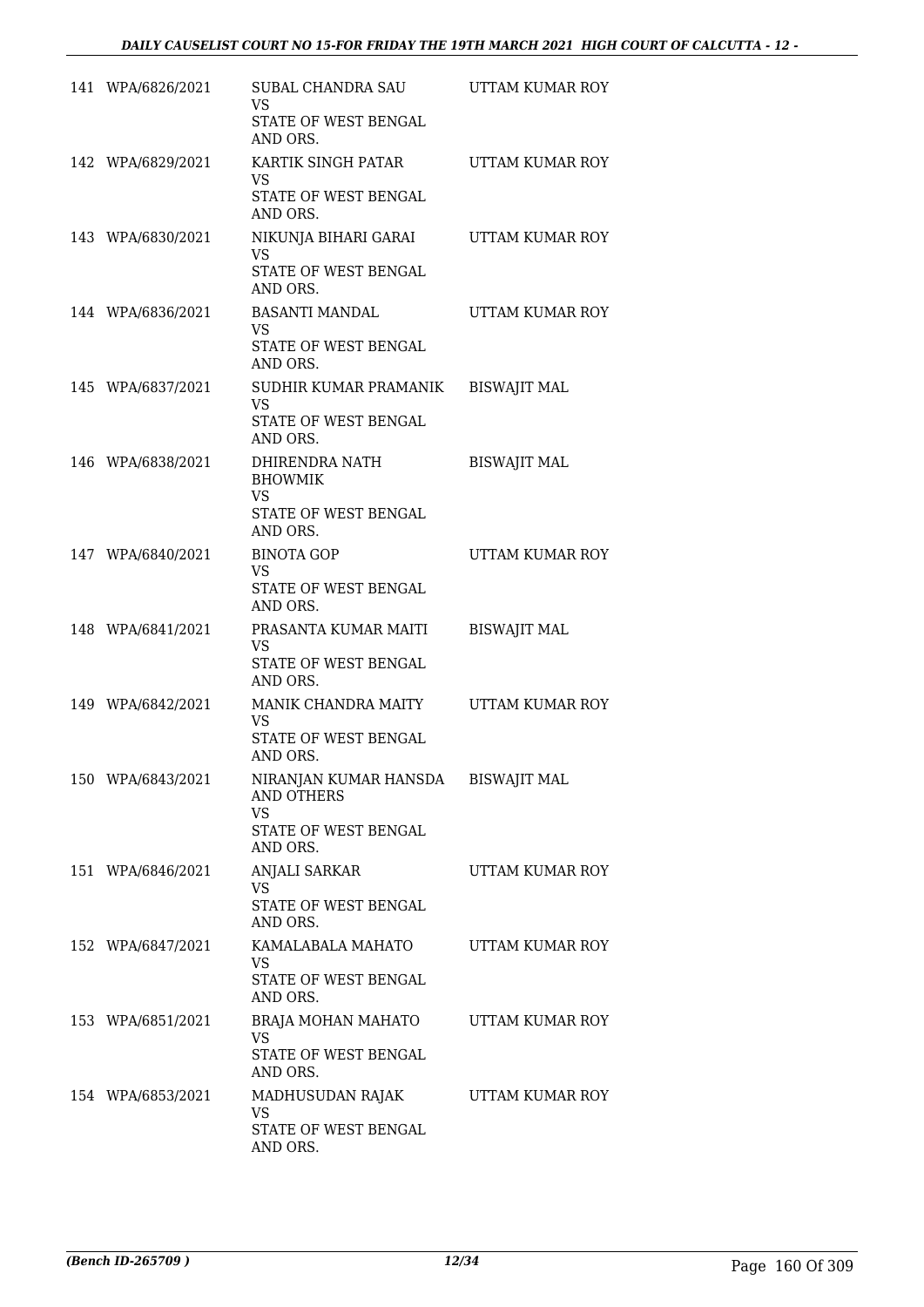| | | | |
|---|---|---|---|
| 141 | WPA/6826/2021 | SUBAL CHANDRA SAU<br>VS<br>STATE OF WEST BENGAL AND ORS. | UTTAM KUMAR ROY |
| 142 | WPA/6829/2021 | KARTIK SINGH PATAR<br>VS<br>STATE OF WEST BENGAL AND ORS. | UTTAM KUMAR ROY |
| 143 | WPA/6830/2021 | NIKUNJA BIHARI GARAI<br>VS<br>STATE OF WEST BENGAL AND ORS. | UTTAM KUMAR ROY |
| 144 | WPA/6836/2021 | BASANTI MANDAL<br>VS<br>STATE OF WEST BENGAL AND ORS. | UTTAM KUMAR ROY |
| 145 | WPA/6837/2021 | SUDHIR KUMAR PRAMANIK<br>VS<br>STATE OF WEST BENGAL AND ORS. | BISWAJIT MAL |
| 146 | WPA/6838/2021 | DHIRENDRA NATH BHOWMIK<br>VS<br>STATE OF WEST BENGAL AND ORS. | BISWAJIT MAL |
| 147 | WPA/6840/2021 | BINOTA GOP<br>VS<br>STATE OF WEST BENGAL AND ORS. | UTTAM KUMAR ROY |
| 148 | WPA/6841/2021 | PRASANTA KUMAR MAITI<br>VS<br>STATE OF WEST BENGAL AND ORS. | BISWAJIT MAL |
| 149 | WPA/6842/2021 | MANIK CHANDRA MAITY<br>VS<br>STATE OF WEST BENGAL AND ORS. | UTTAM KUMAR ROY |
| 150 | WPA/6843/2021 | NIRANJAN KUMAR HANSDA AND OTHERS<br>VS<br>STATE OF WEST BENGAL AND ORS. | BISWAJIT MAL |
| 151 | WPA/6846/2021 | ANJALI SARKAR<br>VS<br>STATE OF WEST BENGAL AND ORS. | UTTAM KUMAR ROY |
| 152 | WPA/6847/2021 | KAMALABALA MAHATO<br>VS<br>STATE OF WEST BENGAL AND ORS. | UTTAM KUMAR ROY |
| 153 | WPA/6851/2021 | BRAJA MOHAN MAHATO<br>VS<br>STATE OF WEST BENGAL AND ORS. | UTTAM KUMAR ROY |
| 154 | WPA/6853/2021 | MADHUSUDAN RAJAK<br>VS<br>STATE OF WEST BENGAL AND ORS. | UTTAM KUMAR ROY |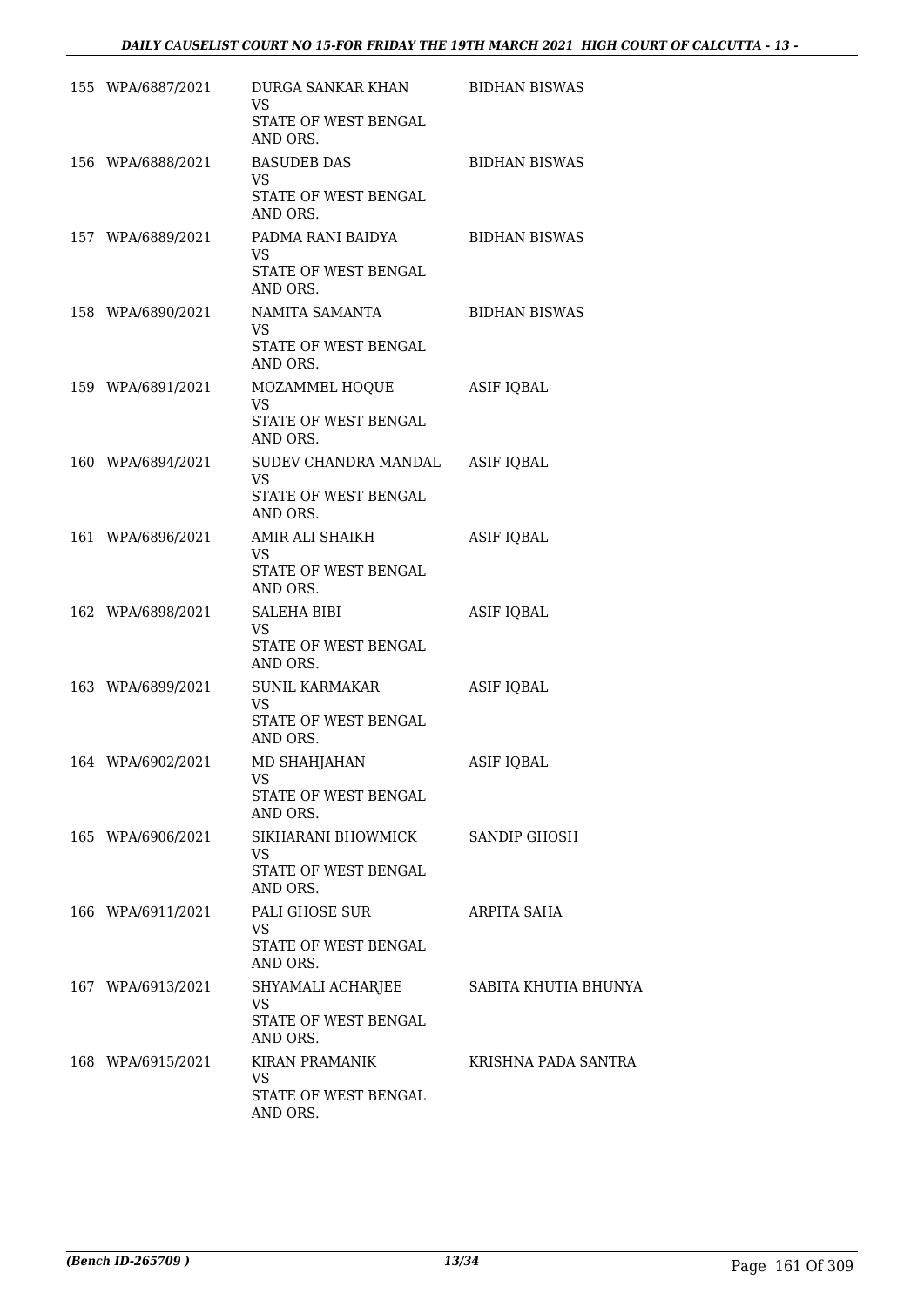| | | | |
|---|---|---|---|
| 155 | WPA/6887/2021 | DURGA SANKAR KHAN<br>VS<br>STATE OF WEST BENGAL AND ORS. | BIDHAN BISWAS |
| 156 | WPA/6888/2021 | BASUDEB DAS<br>VS<br>STATE OF WEST BENGAL AND ORS. | BIDHAN BISWAS |
| 157 | WPA/6889/2021 | PADMA RANI BAIDYA<br>VS<br>STATE OF WEST BENGAL AND ORS. | BIDHAN BISWAS |
| 158 | WPA/6890/2021 | NAMITA SAMANTA<br>VS<br>STATE OF WEST BENGAL AND ORS. | BIDHAN BISWAS |
| 159 | WPA/6891/2021 | MOZAMMEL HOQUE<br>VS<br>STATE OF WEST BENGAL AND ORS. | ASIF IQBAL |
| 160 | WPA/6894/2021 | SUDEV CHANDRA MANDAL<br>VS<br>STATE OF WEST BENGAL AND ORS. | ASIF IQBAL |
| 161 | WPA/6896/2021 | AMIR ALI SHAIKH<br>VS<br>STATE OF WEST BENGAL AND ORS. | ASIF IQBAL |
| 162 | WPA/6898/2021 | SALEHA BIBI<br>VS<br>STATE OF WEST BENGAL AND ORS. | ASIF IQBAL |
| 163 | WPA/6899/2021 | SUNIL KARMAKAR<br>VS<br>STATE OF WEST BENGAL AND ORS. | ASIF IQBAL |
| 164 | WPA/6902/2021 | MD SHAHJAHAN<br>VS<br>STATE OF WEST BENGAL AND ORS. | ASIF IQBAL |
| 165 | WPA/6906/2021 | SIKHARANI BHOWMICK<br>VS<br>STATE OF WEST BENGAL AND ORS. | SANDIP GHOSH |
| 166 | WPA/6911/2021 | PALI GHOSE SUR<br>VS<br>STATE OF WEST BENGAL AND ORS. | ARPITA SAHA |
| 167 | WPA/6913/2021 | SHYAMALI ACHARJEE<br>VS<br>STATE OF WEST BENGAL AND ORS. | SABITA KHUTIA BHUNYA |
| 168 | WPA/6915/2021 | KIRAN PRAMANIK<br>VS<br>STATE OF WEST BENGAL AND ORS. | KRISHNA PADA SANTRA |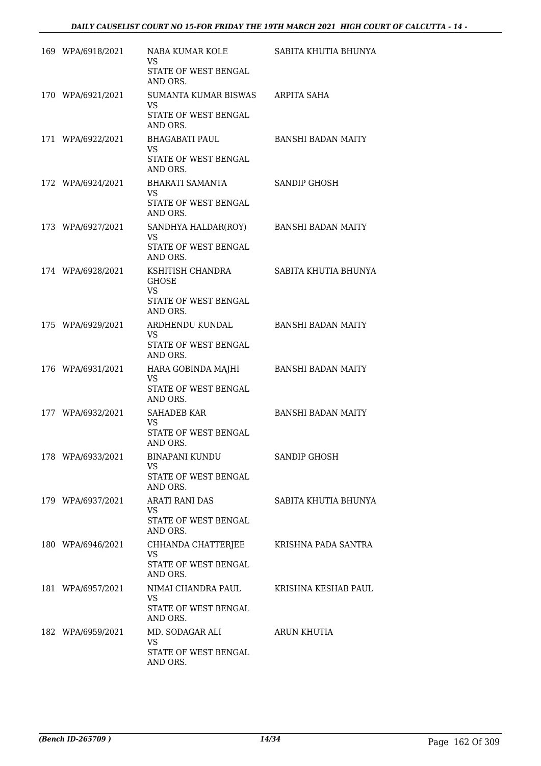| | | | |
|---|---|---|---|
| 169 | WPA/6918/2021 | NABA KUMAR KOLE<br>VS<br>STATE OF WEST BENGAL AND ORS. | SABITA KHUTIA BHUNYA |
| 170 | WPA/6921/2021 | SUMANTA KUMAR BISWAS<br>VS<br>STATE OF WEST BENGAL AND ORS. | ARPITA SAHA |
| 171 | WPA/6922/2021 | BHAGABATI PAUL<br>VS<br>STATE OF WEST BENGAL AND ORS. | BANSHI BADAN MAITY |
| 172 | WPA/6924/2021 | BHARATI SAMANTA<br>VS<br>STATE OF WEST BENGAL AND ORS. | SANDIP GHOSH |
| 173 | WPA/6927/2021 | SANDHYA HALDAR(ROY)<br>VS<br>STATE OF WEST BENGAL AND ORS. | BANSHI BADAN MAITY |
| 174 | WPA/6928/2021 | KSHITISH CHANDRA GHOSE<br>VS<br>STATE OF WEST BENGAL AND ORS. | SABITA KHUTIA BHUNYA |
| 175 | WPA/6929/2021 | ARDHENDU KUNDAL<br>VS<br>STATE OF WEST BENGAL AND ORS. | BANSHI BADAN MAITY |
| 176 | WPA/6931/2021 | HARA GOBINDA MAJHI<br>VS<br>STATE OF WEST BENGAL AND ORS. | BANSHI BADAN MAITY |
| 177 | WPA/6932/2021 | SAHADEB KAR<br>VS<br>STATE OF WEST BENGAL AND ORS. | BANSHI BADAN MAITY |
| 178 | WPA/6933/2021 | BINAPANI KUNDU<br>VS<br>STATE OF WEST BENGAL AND ORS. | SANDIP GHOSH |
| 179 | WPA/6937/2021 | ARATI RANI DAS<br>VS<br>STATE OF WEST BENGAL AND ORS. | SABITA KHUTIA BHUNYA |
| 180 | WPA/6946/2021 | CHHANDA CHATTERJEE<br>VS<br>STATE OF WEST BENGAL AND ORS. | KRISHNA PADA SANTRA |
| 181 | WPA/6957/2021 | NIMAI CHANDRA PAUL<br>VS<br>STATE OF WEST BENGAL AND ORS. | KRISHNA KESHAB PAUL |
| 182 | WPA/6959/2021 | MD. SODAGAR ALI<br>VS<br>STATE OF WEST BENGAL AND ORS. | ARUN KHUTIA |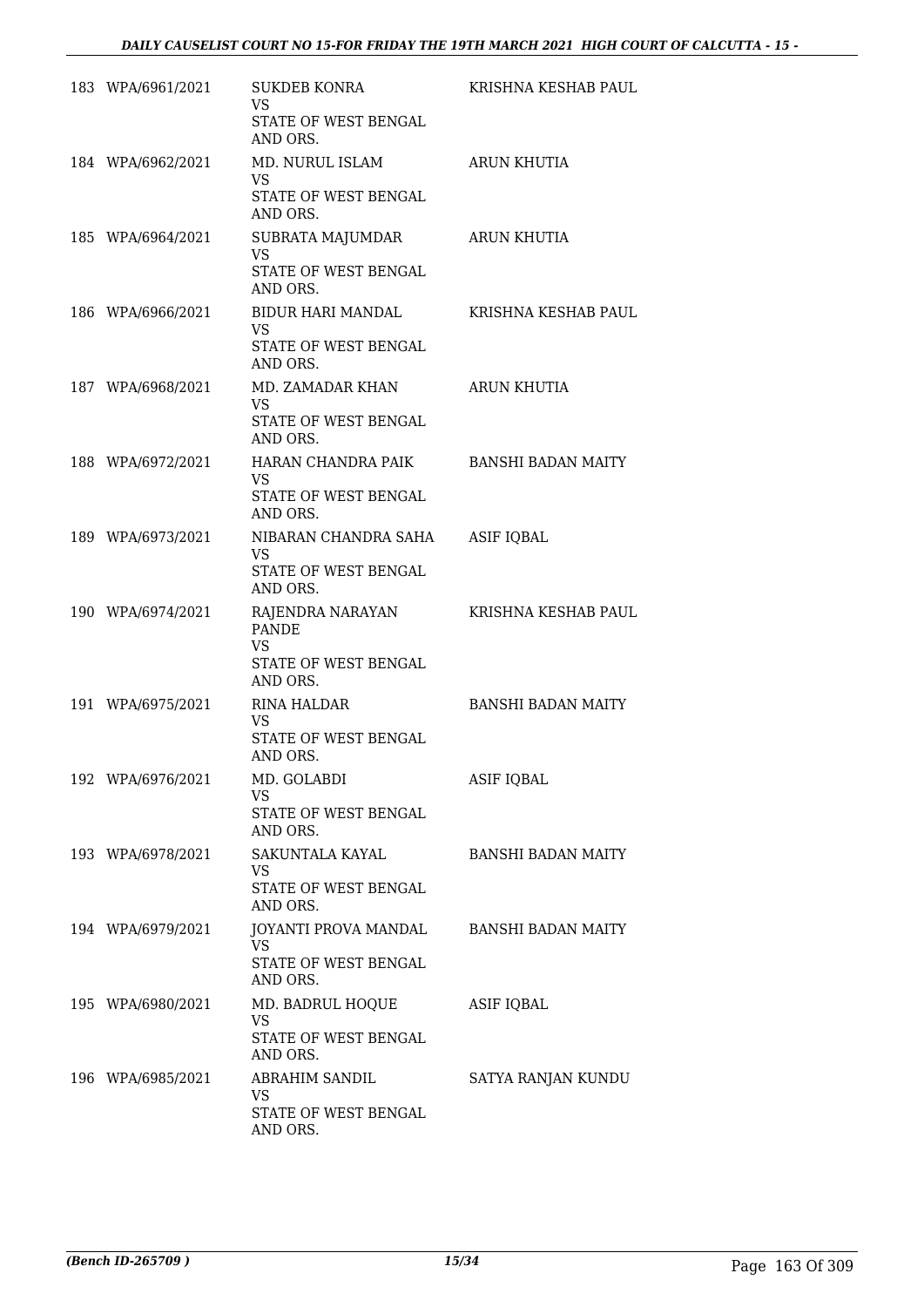| | | | |
|---|---|---|---|
| 183 | WPA/6961/2021 | SUKDEB KONRA<br>VS<br>STATE OF WEST BENGAL AND ORS. | KRISHNA KESHAB PAUL |
| 184 | WPA/6962/2021 | MD. NURUL ISLAM<br>VS<br>STATE OF WEST BENGAL AND ORS. | ARUN KHUTIA |
| 185 | WPA/6964/2021 | SUBRATA MAJUMDAR<br>VS<br>STATE OF WEST BENGAL AND ORS. | ARUN KHUTIA |
| 186 | WPA/6966/2021 | BIDUR HARI MANDAL<br>VS<br>STATE OF WEST BENGAL AND ORS. | KRISHNA KESHAB PAUL |
| 187 | WPA/6968/2021 | MD. ZAMADAR KHAN<br>VS<br>STATE OF WEST BENGAL AND ORS. | ARUN KHUTIA |
| 188 | WPA/6972/2021 | HARAN CHANDRA PAIK<br>VS<br>STATE OF WEST BENGAL AND ORS. | BANSHI BADAN MAITY |
| 189 | WPA/6973/2021 | NIBARAN CHANDRA SAHA<br>VS<br>STATE OF WEST BENGAL AND ORS. | ASIF IQBAL |
| 190 | WPA/6974/2021 | RAJENDRA NARAYAN PANDE<br>VS<br>STATE OF WEST BENGAL AND ORS. | KRISHNA KESHAB PAUL |
| 191 | WPA/6975/2021 | RINA HALDAR<br>VS<br>STATE OF WEST BENGAL AND ORS. | BANSHI BADAN MAITY |
| 192 | WPA/6976/2021 | MD. GOLABDI<br>VS<br>STATE OF WEST BENGAL AND ORS. | ASIF IQBAL |
| 193 | WPA/6978/2021 | SAKUNTALA KAYAL<br>VS<br>STATE OF WEST BENGAL AND ORS. | BANSHI BADAN MAITY |
| 194 | WPA/6979/2021 | JOYANTI PROVA MANDAL<br>VS<br>STATE OF WEST BENGAL AND ORS. | BANSHI BADAN MAITY |
| 195 | WPA/6980/2021 | MD. BADRUL HOQUE<br>VS<br>STATE OF WEST BENGAL AND ORS. | ASIF IQBAL |
| 196 | WPA/6985/2021 | ABRAHIM SANDIL<br>VS<br>STATE OF WEST BENGAL AND ORS. | SATYA RANJAN KUNDU |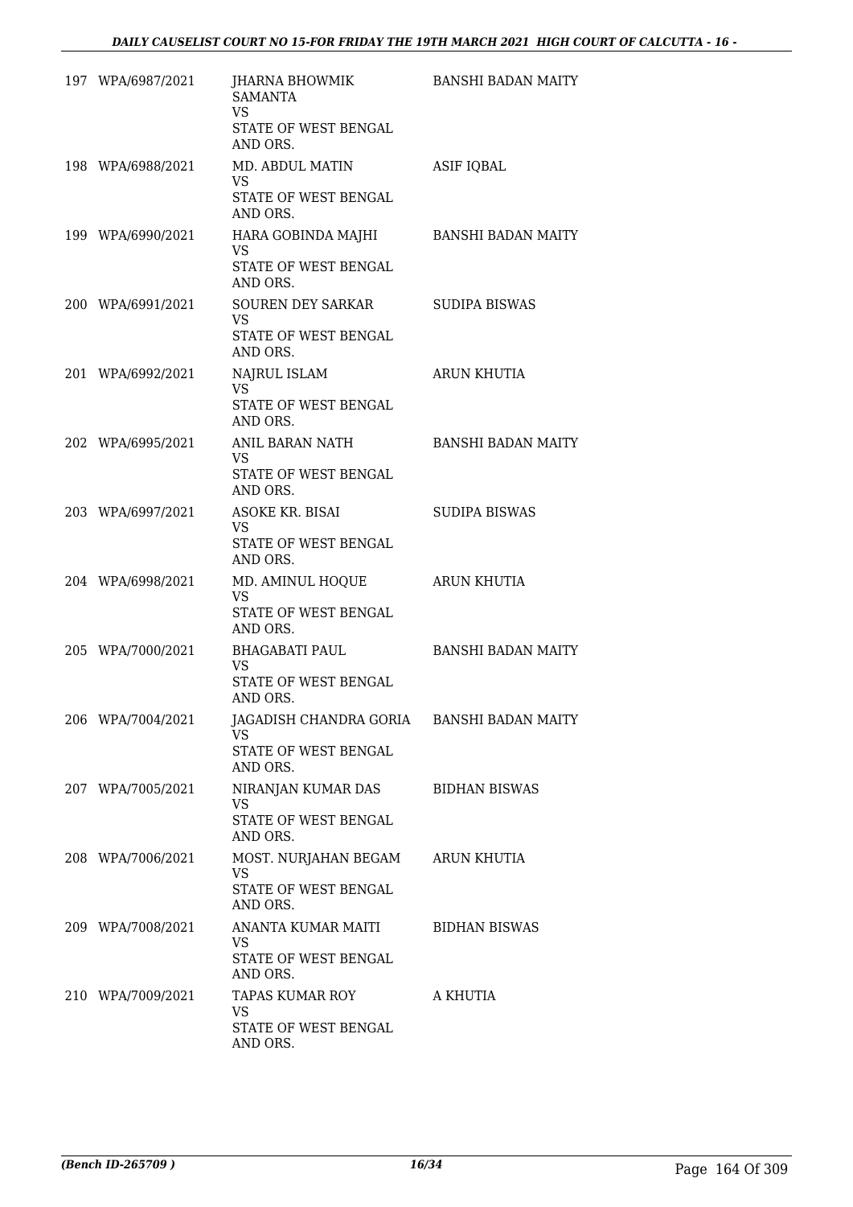| | | | |
|---|---|---|---|
| 197 | WPA/6987/2021 | JHARNA BHOWMIK SAMANTA<br>VS<br>STATE OF WEST BENGAL AND ORS. | BANSHI BADAN MAITY |
| 198 | WPA/6988/2021 | MD. ABDUL MATIN<br>VS<br>STATE OF WEST BENGAL AND ORS. | ASIF IQBAL |
| 199 | WPA/6990/2021 | HARA GOBINDA MAJHI<br>VS<br>STATE OF WEST BENGAL AND ORS. | BANSHI BADAN MAITY |
| 200 | WPA/6991/2021 | SOUREN DEY SARKAR<br>VS<br>STATE OF WEST BENGAL AND ORS. | SUDIPA BISWAS |
| 201 | WPA/6992/2021 | NAJRUL ISLAM<br>VS<br>STATE OF WEST BENGAL AND ORS. | ARUN KHUTIA |
| 202 | WPA/6995/2021 | ANIL BARAN NATH<br>VS<br>STATE OF WEST BENGAL AND ORS. | BANSHI BADAN MAITY |
| 203 | WPA/6997/2021 | ASOKE KR. BISAI<br>VS<br>STATE OF WEST BENGAL AND ORS. | SUDIPA BISWAS |
| 204 | WPA/6998/2021 | MD. AMINUL HOQUE<br>VS<br>STATE OF WEST BENGAL AND ORS. | ARUN KHUTIA |
| 205 | WPA/7000/2021 | BHAGABATI PAUL<br>VS<br>STATE OF WEST BENGAL AND ORS. | BANSHI BADAN MAITY |
| 206 | WPA/7004/2021 | JAGADISH CHANDRA GORIA<br>VS<br>STATE OF WEST BENGAL AND ORS. | BANSHI BADAN MAITY |
| 207 | WPA/7005/2021 | NIRANJAN KUMAR DAS<br>VS<br>STATE OF WEST BENGAL AND ORS. | BIDHAN BISWAS |
| 208 | WPA/7006/2021 | MOST. NURJAHAN BEGAM<br>VS<br>STATE OF WEST BENGAL AND ORS. | ARUN KHUTIA |
| 209 | WPA/7008/2021 | ANANTA KUMAR MAITI<br>VS<br>STATE OF WEST BENGAL AND ORS. | BIDHAN BISWAS |
| 210 | WPA/7009/2021 | TAPAS KUMAR ROY<br>VS<br>STATE OF WEST BENGAL AND ORS. | A KHUTIA |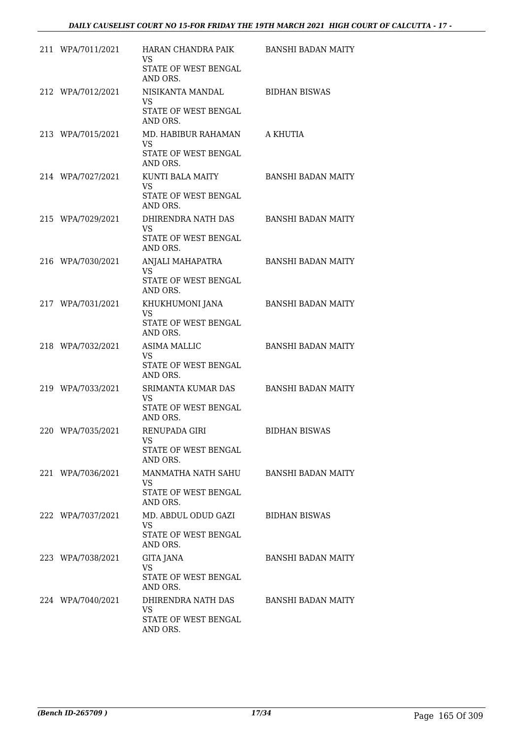| | | | |
|---|---|---|---|
| 211 | WPA/7011/2021 | HARAN CHANDRA PAIK<br>VS<br>STATE OF WEST BENGAL AND ORS. | BANSHI BADAN MAITY |
| 212 | WPA/7012/2021 | NISIKANTA MANDAL<br>VS<br>STATE OF WEST BENGAL AND ORS. | BIDHAN BISWAS |
| 213 | WPA/7015/2021 | MD. HABIBUR RAHAMAN<br>VS<br>STATE OF WEST BENGAL AND ORS. | A KHUTIA |
| 214 | WPA/7027/2021 | KUNTI BALA MAITY<br>VS<br>STATE OF WEST BENGAL AND ORS. | BANSHI BADAN MAITY |
| 215 | WPA/7029/2021 | DHIRENDRA NATH DAS<br>VS<br>STATE OF WEST BENGAL AND ORS. | BANSHI BADAN MAITY |
| 216 | WPA/7030/2021 | ANJALI MAHAPATRA<br>VS<br>STATE OF WEST BENGAL AND ORS. | BANSHI BADAN MAITY |
| 217 | WPA/7031/2021 | KHUKHUMONI JANA<br>VS<br>STATE OF WEST BENGAL AND ORS. | BANSHI BADAN MAITY |
| 218 | WPA/7032/2021 | ASIMA MALLIC<br>VS<br>STATE OF WEST BENGAL AND ORS. | BANSHI BADAN MAITY |
| 219 | WPA/7033/2021 | SRIMANTA KUMAR DAS<br>VS<br>STATE OF WEST BENGAL AND ORS. | BANSHI BADAN MAITY |
| 220 | WPA/7035/2021 | RENUPADA GIRI<br>VS<br>STATE OF WEST BENGAL AND ORS. | BIDHAN BISWAS |
| 221 | WPA/7036/2021 | MANMATHA NATH SAHU<br>VS<br>STATE OF WEST BENGAL AND ORS. | BANSHI BADAN MAITY |
| 222 | WPA/7037/2021 | MD. ABDUL ODUD GAZI<br>VS<br>STATE OF WEST BENGAL AND ORS. | BIDHAN BISWAS |
| 223 | WPA/7038/2021 | GITA JANA<br>VS<br>STATE OF WEST BENGAL AND ORS. | BANSHI BADAN MAITY |
| 224 | WPA/7040/2021 | DHIRENDRA NATH DAS<br>VS<br>STATE OF WEST BENGAL AND ORS. | BANSHI BADAN MAITY |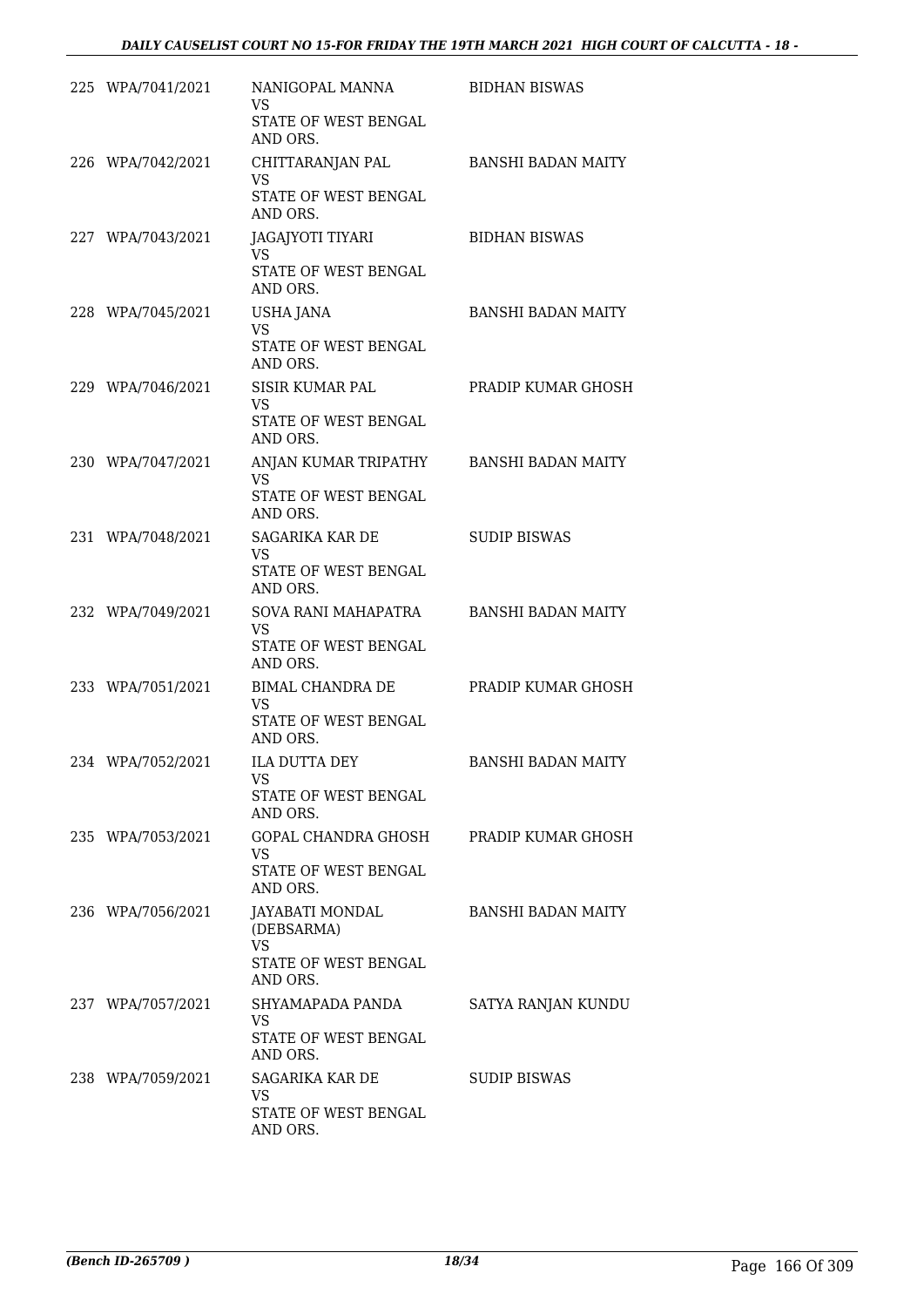| | | | |
|---|---|---|---|
| 225 | WPA/7041/2021 | NANIGOPAL MANNA<br>VS<br>STATE OF WEST BENGAL AND ORS. | BIDHAN BISWAS |
| 226 | WPA/7042/2021 | CHITTARANJAN PAL<br>VS<br>STATE OF WEST BENGAL AND ORS. | BANSHI BADAN MAITY |
| 227 | WPA/7043/2021 | JAGAJYOTI TIYARI<br>VS<br>STATE OF WEST BENGAL AND ORS. | BIDHAN BISWAS |
| 228 | WPA/7045/2021 | USHA JANA<br>VS<br>STATE OF WEST BENGAL AND ORS. | BANSHI BADAN MAITY |
| 229 | WPA/7046/2021 | SISIR KUMAR PAL<br>VS<br>STATE OF WEST BENGAL AND ORS. | PRADIP KUMAR GHOSH |
| 230 | WPA/7047/2021 | ANJAN KUMAR TRIPATHY<br>VS<br>STATE OF WEST BENGAL AND ORS. | BANSHI BADAN MAITY |
| 231 | WPA/7048/2021 | SAGARIKA KAR DE<br>VS<br>STATE OF WEST BENGAL AND ORS. | SUDIP BISWAS |
| 232 | WPA/7049/2021 | SOVA RANI MAHAPATRA<br>VS<br>STATE OF WEST BENGAL AND ORS. | BANSHI BADAN MAITY |
| 233 | WPA/7051/2021 | BIMAL CHANDRA DE<br>VS<br>STATE OF WEST BENGAL AND ORS. | PRADIP KUMAR GHOSH |
| 234 | WPA/7052/2021 | ILA DUTTA DEY<br>VS<br>STATE OF WEST BENGAL AND ORS. | BANSHI BADAN MAITY |
| 235 | WPA/7053/2021 | GOPAL CHANDRA GHOSH<br>VS<br>STATE OF WEST BENGAL AND ORS. | PRADIP KUMAR GHOSH |
| 236 | WPA/7056/2021 | JAYABATI MONDAL (DEBSARMA)<br>VS<br>STATE OF WEST BENGAL AND ORS. | BANSHI BADAN MAITY |
| 237 | WPA/7057/2021 | SHYAMAPADA PANDA<br>VS<br>STATE OF WEST BENGAL AND ORS. | SATYA RANJAN KUNDU |
| 238 | WPA/7059/2021 | SAGARIKA KAR DE<br>VS<br>STATE OF WEST BENGAL AND ORS. | SUDIP BISWAS |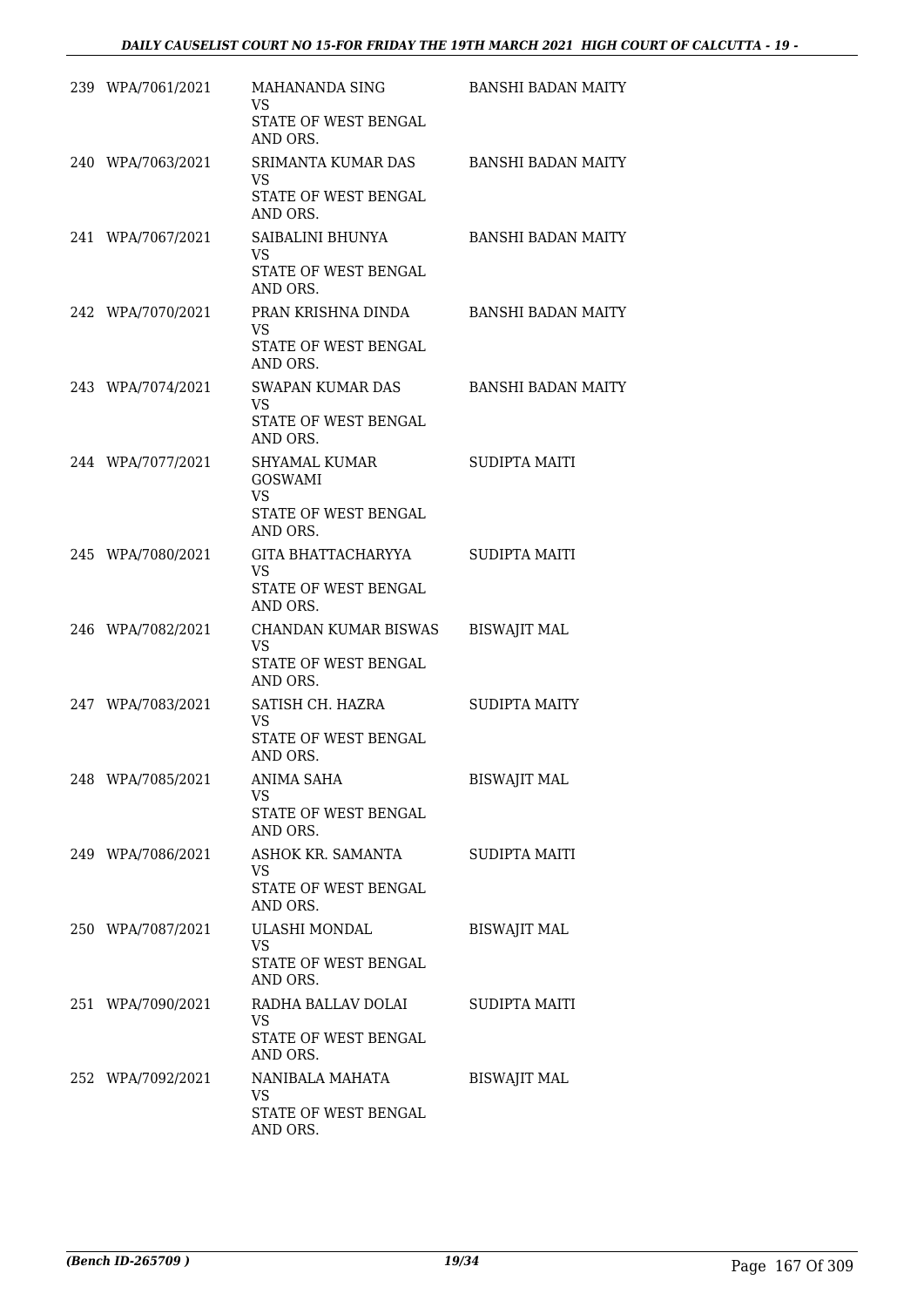| | | | |
|---|---|---|---|
| 239 | WPA/7061/2021 | MAHANANDA SING<br>VS<br>STATE OF WEST BENGAL AND ORS. | BANSHI BADAN MAITY |
| 240 | WPA/7063/2021 | SRIMANTA KUMAR DAS<br>VS<br>STATE OF WEST BENGAL AND ORS. | BANSHI BADAN MAITY |
| 241 | WPA/7067/2021 | SAIBALINI BHUNYA<br>VS<br>STATE OF WEST BENGAL AND ORS. | BANSHI BADAN MAITY |
| 242 | WPA/7070/2021 | PRAN KRISHNA DINDA<br>VS<br>STATE OF WEST BENGAL AND ORS. | BANSHI BADAN MAITY |
| 243 | WPA/7074/2021 | SWAPAN KUMAR DAS<br>VS<br>STATE OF WEST BENGAL AND ORS. | BANSHI BADAN MAITY |
| 244 | WPA/7077/2021 | SHYAMAL KUMAR GOSWAMI<br>VS<br>STATE OF WEST BENGAL AND ORS. | SUDIPTA MAITI |
| 245 | WPA/7080/2021 | GITA BHATTACHARYYA<br>VS<br>STATE OF WEST BENGAL AND ORS. | SUDIPTA MAITI |
| 246 | WPA/7082/2021 | CHANDAN KUMAR BISWAS<br>VS<br>STATE OF WEST BENGAL AND ORS. | BISWAJIT MAL |
| 247 | WPA/7083/2021 | SATISH CH. HAZRA<br>VS<br>STATE OF WEST BENGAL AND ORS. | SUDIPTA MAITY |
| 248 | WPA/7085/2021 | ANIMA SAHA<br>VS<br>STATE OF WEST BENGAL AND ORS. | BISWAJIT MAL |
| 249 | WPA/7086/2021 | ASHOK KR. SAMANTA<br>VS<br>STATE OF WEST BENGAL AND ORS. | SUDIPTA MAITI |
| 250 | WPA/7087/2021 | ULASHI MONDAL<br>VS<br>STATE OF WEST BENGAL AND ORS. | BISWAJIT MAL |
| 251 | WPA/7090/2021 | RADHA BALLAV DOLAI<br>VS<br>STATE OF WEST BENGAL AND ORS. | SUDIPTA MAITI |
| 252 | WPA/7092/2021 | NANIBALA MAHATA<br>VS<br>STATE OF WEST BENGAL AND ORS. | BISWAJIT MAL |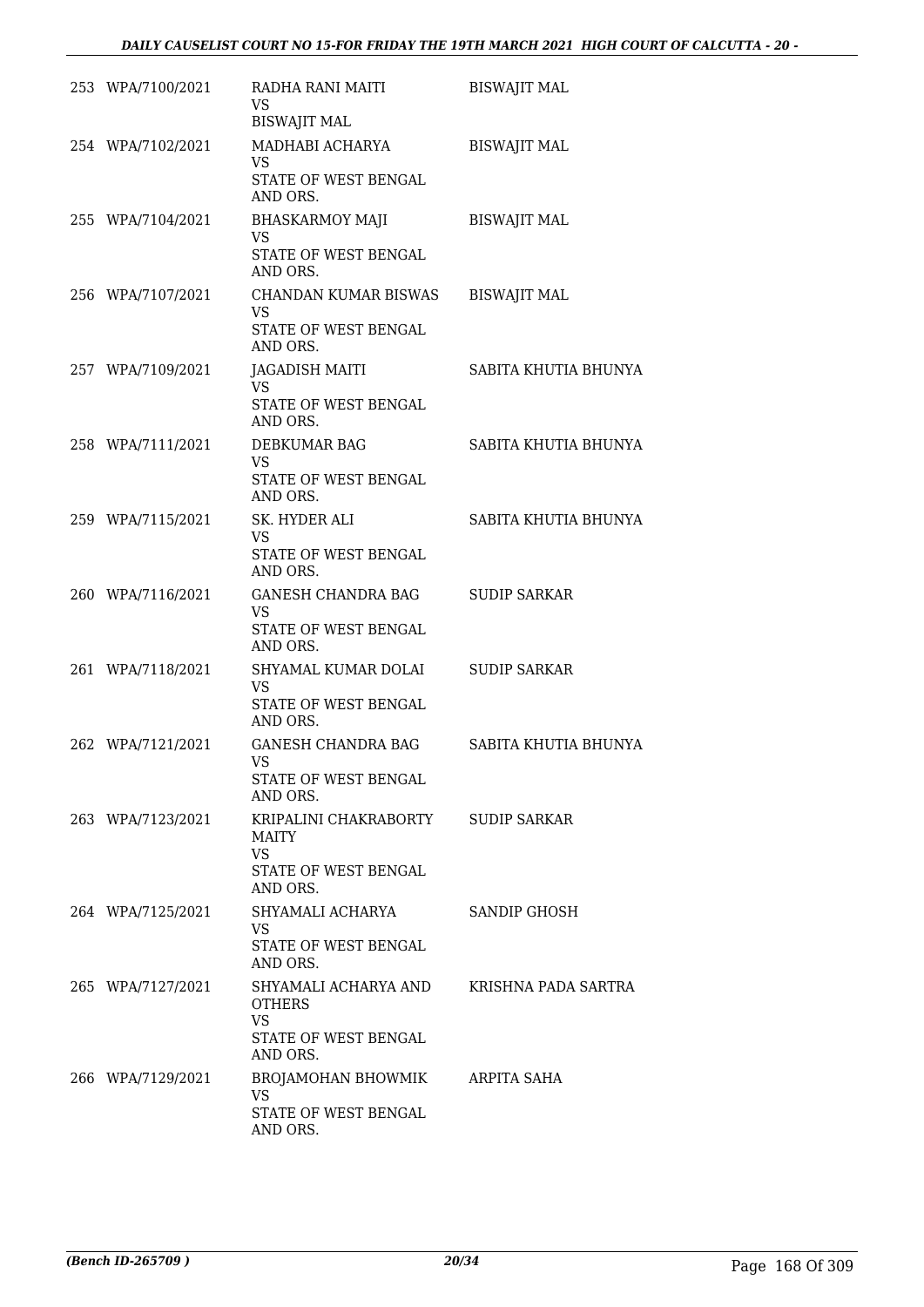| | | | |
|---|---|---|---|
| 253 | WPA/7100/2021 | RADHA RANI MAITI<br>VS<br>BISWAJIT MAL | BISWAJIT MAL |
| 254 | WPA/7102/2021 | MADHABI ACHARYA<br>VS<br>STATE OF WEST BENGAL AND ORS. | BISWAJIT MAL |
| 255 | WPA/7104/2021 | BHASKARMOY MAJI<br>VS<br>STATE OF WEST BENGAL AND ORS. | BISWAJIT MAL |
| 256 | WPA/7107/2021 | CHANDAN KUMAR BISWAS<br>VS<br>STATE OF WEST BENGAL AND ORS. | BISWAJIT MAL |
| 257 | WPA/7109/2021 | JAGADISH MAITI<br>VS<br>STATE OF WEST BENGAL AND ORS. | SABITA KHUTIA BHUNYA |
| 258 | WPA/7111/2021 | DEBKUMAR BAG<br>VS<br>STATE OF WEST BENGAL AND ORS. | SABITA KHUTIA BHUNYA |
| 259 | WPA/7115/2021 | SK. HYDER ALI<br>VS<br>STATE OF WEST BENGAL AND ORS. | SABITA KHUTIA BHUNYA |
| 260 | WPA/7116/2021 | GANESH CHANDRA BAG<br>VS<br>STATE OF WEST BENGAL AND ORS. | SUDIP SARKAR |
| 261 | WPA/7118/2021 | SHYAMAL KUMAR DOLAI<br>VS<br>STATE OF WEST BENGAL AND ORS. | SUDIP SARKAR |
| 262 | WPA/7121/2021 | GANESH CHANDRA BAG<br>VS<br>STATE OF WEST BENGAL AND ORS. | SABITA KHUTIA BHUNYA |
| 263 | WPA/7123/2021 | KRIPALINI CHAKRABORTY MAITY<br>VS<br>STATE OF WEST BENGAL AND ORS. | SUDIP SARKAR |
| 264 | WPA/7125/2021 | SHYAMALI ACHARYA<br>VS<br>STATE OF WEST BENGAL AND ORS. | SANDIP GHOSH |
| 265 | WPA/7127/2021 | SHYAMALI ACHARYA AND OTHERS<br>VS<br>STATE OF WEST BENGAL AND ORS. | KRISHNA PADA SARTRA |
| 266 | WPA/7129/2021 | BROJAMOHAN BHOWMIK<br>VS<br>STATE OF WEST BENGAL AND ORS. | ARPITA SAHA |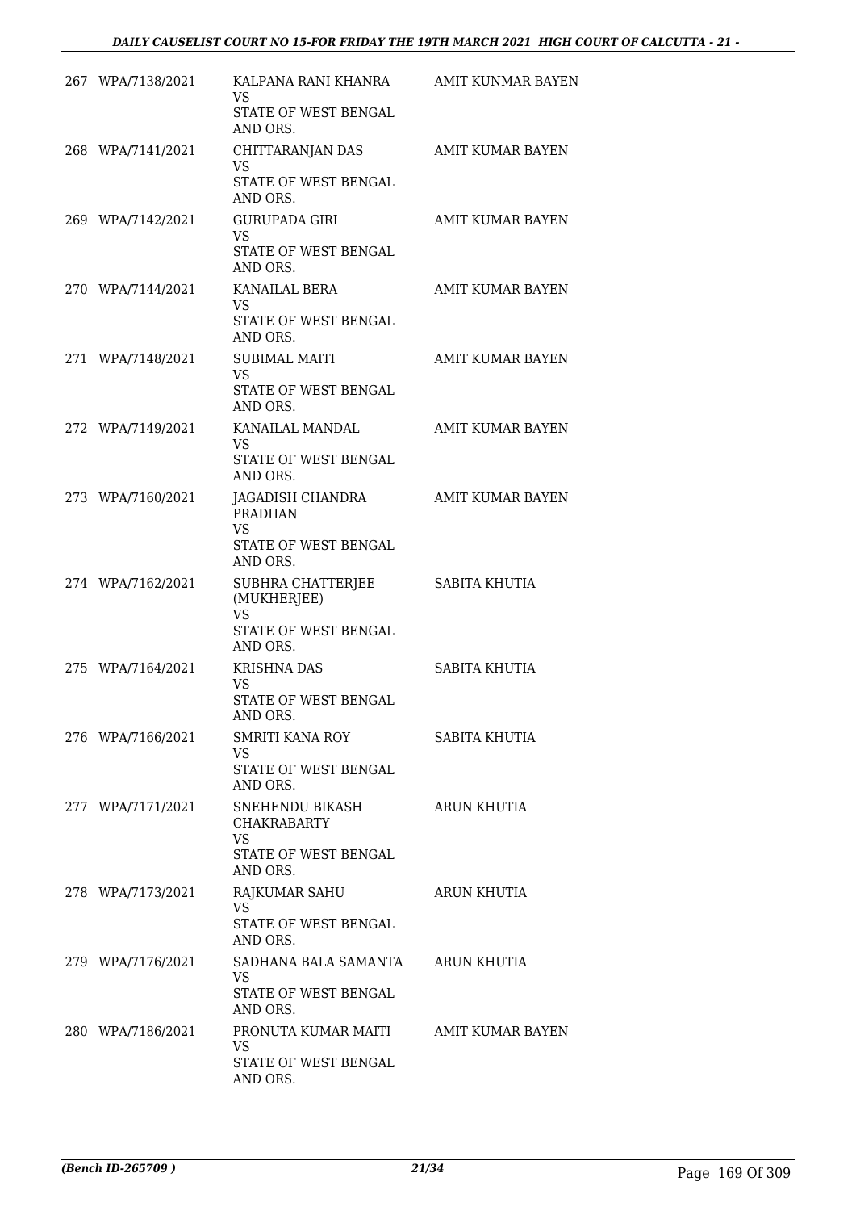| | | | |
|---|---|---|---|
| 267 | WPA/7138/2021 | KALPANA RANI KHANRA<br>VS<br>STATE OF WEST BENGAL AND ORS. | AMIT KUNMAR BAYEN |
| 268 | WPA/7141/2021 | CHITTARANJAN DAS<br>VS<br>STATE OF WEST BENGAL AND ORS. | AMIT KUMAR BAYEN |
| 269 | WPA/7142/2021 | GURUPADA GIRI<br>VS<br>STATE OF WEST BENGAL AND ORS. | AMIT KUMAR BAYEN |
| 270 | WPA/7144/2021 | KANAILAL BERA<br>VS<br>STATE OF WEST BENGAL AND ORS. | AMIT KUMAR BAYEN |
| 271 | WPA/7148/2021 | SUBIMAL MAITI<br>VS<br>STATE OF WEST BENGAL AND ORS. | AMIT KUMAR BAYEN |
| 272 | WPA/7149/2021 | KANAILAL MANDAL<br>VS<br>STATE OF WEST BENGAL AND ORS. | AMIT KUMAR BAYEN |
| 273 | WPA/7160/2021 | JAGADISH CHANDRA PRADHAN<br>VS<br>STATE OF WEST BENGAL AND ORS. | AMIT KUMAR BAYEN |
| 274 | WPA/7162/2021 | SUBHRA CHATTERJEE (MUKHERJEE)<br>VS<br>STATE OF WEST BENGAL AND ORS. | SABITA KHUTIA |
| 275 | WPA/7164/2021 | KRISHNA DAS<br>VS<br>STATE OF WEST BENGAL AND ORS. | SABITA KHUTIA |
| 276 | WPA/7166/2021 | SMRITI KANA ROY<br>VS<br>STATE OF WEST BENGAL AND ORS. | SABITA KHUTIA |
| 277 | WPA/7171/2021 | SNEHENDU BIKASH CHAKRABARTY<br>VS<br>STATE OF WEST BENGAL AND ORS. | ARUN KHUTIA |
| 278 | WPA/7173/2021 | RAJKUMAR SAHU<br>VS<br>STATE OF WEST BENGAL AND ORS. | ARUN KHUTIA |
| 279 | WPA/7176/2021 | SADHANA BALA SAMANTA<br>VS<br>STATE OF WEST BENGAL AND ORS. | ARUN KHUTIA |
| 280 | WPA/7186/2021 | PRONUTA KUMAR MAITI<br>VS<br>STATE OF WEST BENGAL AND ORS. | AMIT KUMAR BAYEN |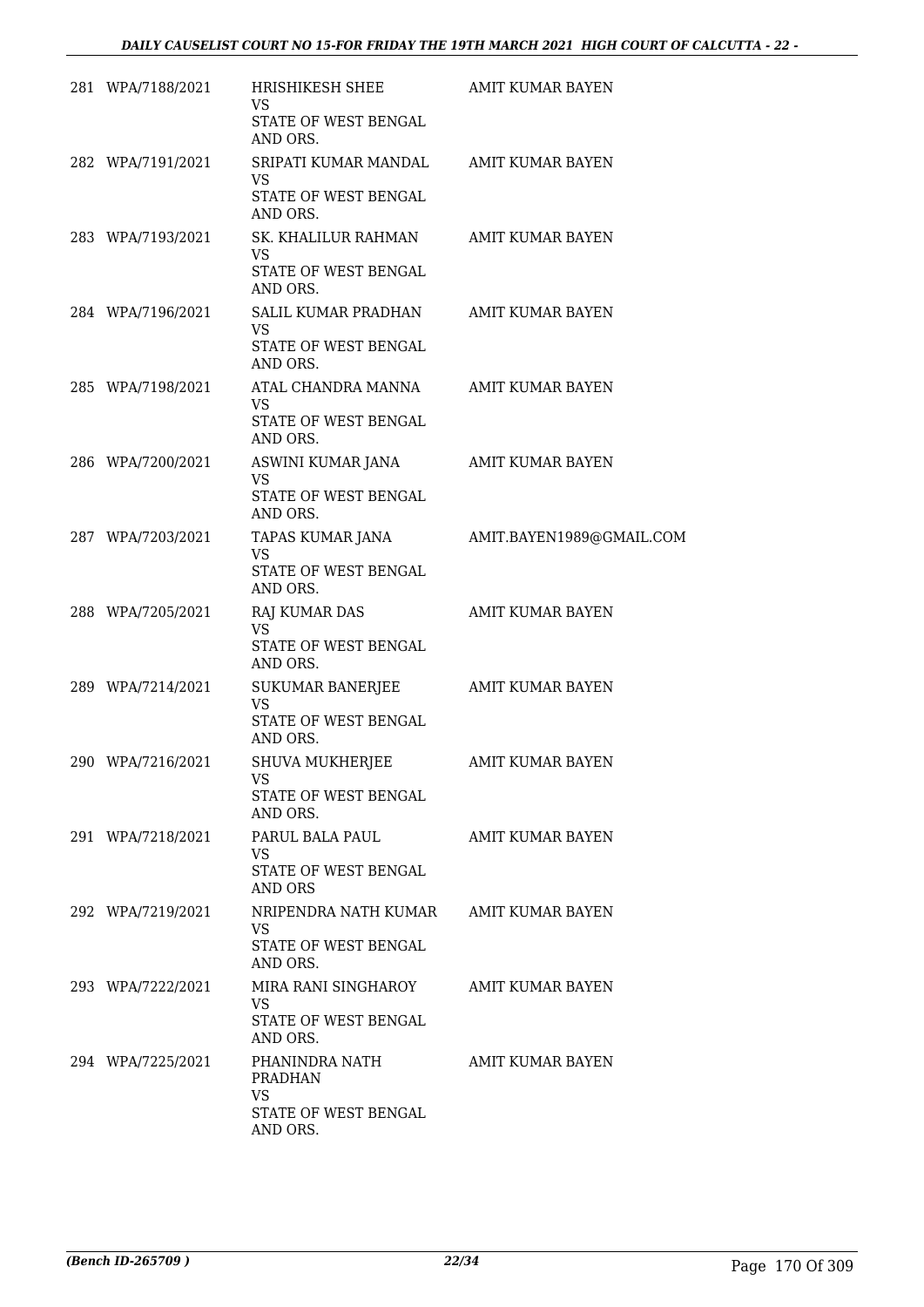| | | | |
|---|---|---|---|
| 281 | WPA/7188/2021 | HRISHIKESH SHEE<br>VS<br>STATE OF WEST BENGAL AND ORS. | AMIT KUMAR BAYEN |
| 282 | WPA/7191/2021 | SRIPATI KUMAR MANDAL<br>VS<br>STATE OF WEST BENGAL AND ORS. | AMIT KUMAR BAYEN |
| 283 | WPA/7193/2021 | SK. KHALILUR RAHMAN<br>VS<br>STATE OF WEST BENGAL AND ORS. | AMIT KUMAR BAYEN |
| 284 | WPA/7196/2021 | SALIL KUMAR PRADHAN<br>VS<br>STATE OF WEST BENGAL AND ORS. | AMIT KUMAR BAYEN |
| 285 | WPA/7198/2021 | ATAL CHANDRA MANNA<br>VS<br>STATE OF WEST BENGAL AND ORS. | AMIT KUMAR BAYEN |
| 286 | WPA/7200/2021 | ASWINI KUMAR JANA<br>VS<br>STATE OF WEST BENGAL AND ORS. | AMIT KUMAR BAYEN |
| 287 | WPA/7203/2021 | TAPAS KUMAR JANA<br>VS<br>STATE OF WEST BENGAL AND ORS. | AMIT.BAYEN1989@GMAIL.COM |
| 288 | WPA/7205/2021 | RAJ KUMAR DAS<br>VS<br>STATE OF WEST BENGAL AND ORS. | AMIT KUMAR BAYEN |
| 289 | WPA/7214/2021 | SUKUMAR BANERJEE<br>VS<br>STATE OF WEST BENGAL AND ORS. | AMIT KUMAR BAYEN |
| 290 | WPA/7216/2021 | SHUVA MUKHERJEE<br>VS<br>STATE OF WEST BENGAL AND ORS. | AMIT KUMAR BAYEN |
| 291 | WPA/7218/2021 | PARUL BALA PAUL<br>VS<br>STATE OF WEST BENGAL AND ORS | AMIT KUMAR BAYEN |
| 292 | WPA/7219/2021 | NRIPENDRA NATH KUMAR<br>VS<br>STATE OF WEST BENGAL AND ORS. | AMIT KUMAR BAYEN |
| 293 | WPA/7222/2021 | MIRA RANI SINGHAROY<br>VS<br>STATE OF WEST BENGAL AND ORS. | AMIT KUMAR BAYEN |
| 294 | WPA/7225/2021 | PHANINDRA NATH PRADHAN<br>VS<br>STATE OF WEST BENGAL AND ORS. | AMIT KUMAR BAYEN |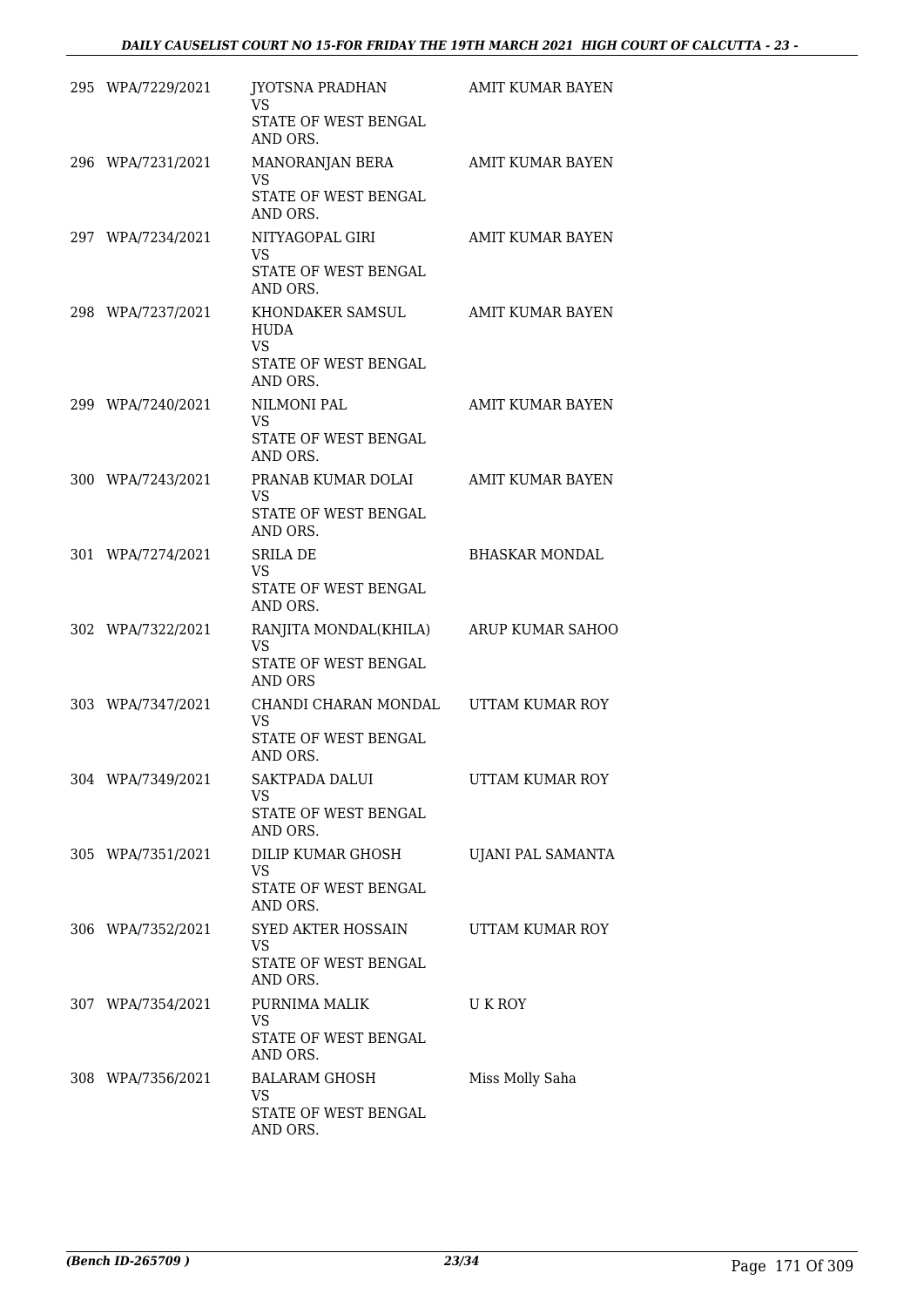| | | | |
|---|---|---|---|
| 295 | WPA/7229/2021 | JYOTSNA PRADHAN<br>VS<br>STATE OF WEST BENGAL AND ORS. | AMIT KUMAR BAYEN |
| 296 | WPA/7231/2021 | MANORANJAN BERA<br>VS<br>STATE OF WEST BENGAL AND ORS. | AMIT KUMAR BAYEN |
| 297 | WPA/7234/2021 | NITYAGOPAL GIRI<br>VS<br>STATE OF WEST BENGAL AND ORS. | AMIT KUMAR BAYEN |
| 298 | WPA/7237/2021 | KHONDAKER SAMSUL HUDA<br>VS<br>STATE OF WEST BENGAL AND ORS. | AMIT KUMAR BAYEN |
| 299 | WPA/7240/2021 | NILMONI PAL<br>VS<br>STATE OF WEST BENGAL AND ORS. | AMIT KUMAR BAYEN |
| 300 | WPA/7243/2021 | PRANAB KUMAR DOLAI<br>VS<br>STATE OF WEST BENGAL AND ORS. | AMIT KUMAR BAYEN |
| 301 | WPA/7274/2021 | SRILA DE<br>VS<br>STATE OF WEST BENGAL AND ORS. | BHASKAR MONDAL |
| 302 | WPA/7322/2021 | RANJITA MONDAL(KHILA)<br>VS<br>STATE OF WEST BENGAL AND ORS | ARUP KUMAR SAHOO |
| 303 | WPA/7347/2021 | CHANDI CHARAN MONDAL<br>VS<br>STATE OF WEST BENGAL AND ORS. | UTTAM KUMAR ROY |
| 304 | WPA/7349/2021 | SAKTPADA DALUI<br>VS<br>STATE OF WEST BENGAL AND ORS. | UTTAM KUMAR ROY |
| 305 | WPA/7351/2021 | DILIP KUMAR GHOSH<br>VS<br>STATE OF WEST BENGAL AND ORS. | UJANI PAL SAMANTA |
| 306 | WPA/7352/2021 | SYED AKTER HOSSAIN<br>VS<br>STATE OF WEST BENGAL AND ORS. | UTTAM KUMAR ROY |
| 307 | WPA/7354/2021 | PURNIMA MALIK<br>VS<br>STATE OF WEST BENGAL AND ORS. | U K ROY |
| 308 | WPA/7356/2021 | BALARAM GHOSH<br>VS<br>STATE OF WEST BENGAL AND ORS. | Miss Molly Saha |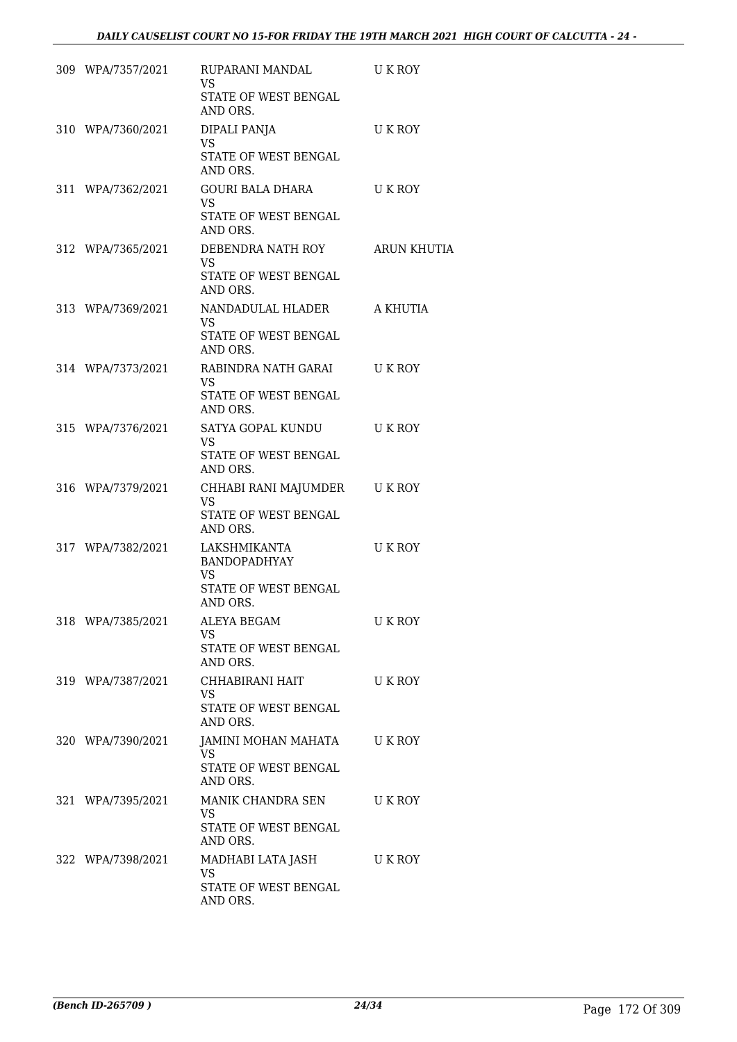| | | | |
|---|---|---|---|
| 309 | WPA/7357/2021 | RUPARANI MANDAL<br>VS<br>STATE OF WEST BENGAL AND ORS. | U K ROY |
| 310 | WPA/7360/2021 | DIPALI PANJA<br>VS<br>STATE OF WEST BENGAL AND ORS. | U K ROY |
| 311 | WPA/7362/2021 | GOURI BALA DHARA<br>VS<br>STATE OF WEST BENGAL AND ORS. | U K ROY |
| 312 | WPA/7365/2021 | DEBENDRA NATH ROY<br>VS<br>STATE OF WEST BENGAL AND ORS. | ARUN KHUTIA |
| 313 | WPA/7369/2021 | NANDADULAL HLADER<br>VS<br>STATE OF WEST BENGAL AND ORS. | A KHUTIA |
| 314 | WPA/7373/2021 | RABINDRA NATH GARAI<br>VS<br>STATE OF WEST BENGAL AND ORS. | U K ROY |
| 315 | WPA/7376/2021 | SATYA GOPAL KUNDU<br>VS<br>STATE OF WEST BENGAL AND ORS. | U K ROY |
| 316 | WPA/7379/2021 | CHHABI RANI MAJUMDER<br>VS<br>STATE OF WEST BENGAL AND ORS. | U K ROY |
| 317 | WPA/7382/2021 | LAKSHMIKANTA BANDOPADHYAY<br>VS<br>STATE OF WEST BENGAL AND ORS. | U K ROY |
| 318 | WPA/7385/2021 | ALEYA BEGAM<br>VS<br>STATE OF WEST BENGAL AND ORS. | U K ROY |
| 319 | WPA/7387/2021 | CHHABIRANI HAIT<br>VS<br>STATE OF WEST BENGAL AND ORS. | U K ROY |
| 320 | WPA/7390/2021 | JAMINI MOHAN MAHATA<br>VS<br>STATE OF WEST BENGAL AND ORS. | U K ROY |
| 321 | WPA/7395/2021 | MANIK CHANDRA SEN<br>VS<br>STATE OF WEST BENGAL AND ORS. | U K ROY |
| 322 | WPA/7398/2021 | MADHABI LATA JASH<br>VS<br>STATE OF WEST BENGAL AND ORS. | U K ROY |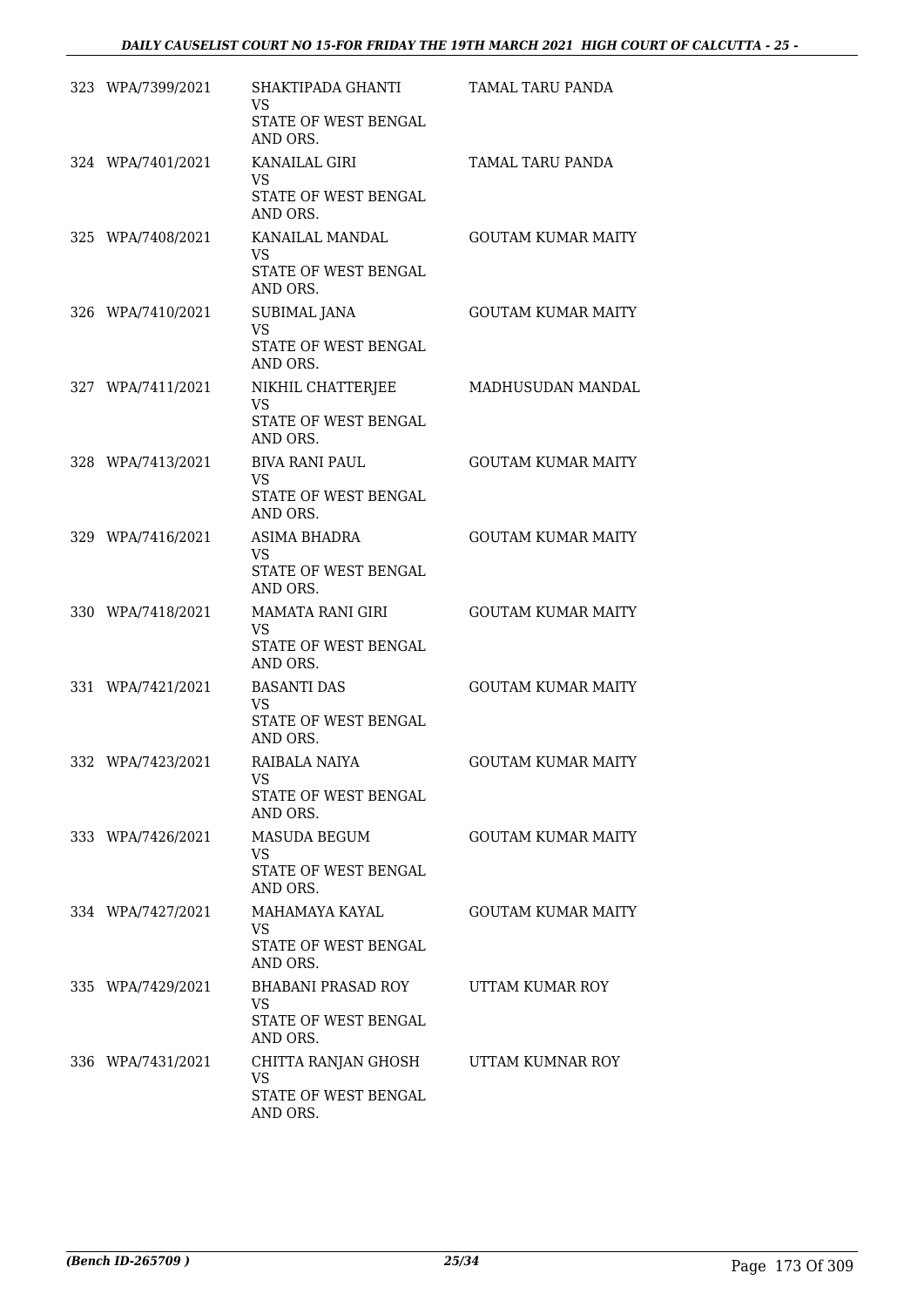| | | | |
|---|---|---|---|
| 323 | WPA/7399/2021 | SHAKTIPADA GHANTI<br>VS<br>STATE OF WEST BENGAL AND ORS. | TAMAL TARU PANDA |
| 324 | WPA/7401/2021 | KANAILAL GIRI<br>VS<br>STATE OF WEST BENGAL AND ORS. | TAMAL TARU PANDA |
| 325 | WPA/7408/2021 | KANAILAL MANDAL<br>VS<br>STATE OF WEST BENGAL AND ORS. | GOUTAM KUMAR MAITY |
| 326 | WPA/7410/2021 | SUBIMAL JANA<br>VS<br>STATE OF WEST BENGAL AND ORS. | GOUTAM KUMAR MAITY |
| 327 | WPA/7411/2021 | NIKHIL CHATTERJEE<br>VS<br>STATE OF WEST BENGAL AND ORS. | MADHUSUDAN MANDAL |
| 328 | WPA/7413/2021 | BIVA RANI PAUL<br>VS<br>STATE OF WEST BENGAL AND ORS. | GOUTAM KUMAR MAITY |
| 329 | WPA/7416/2021 | ASIMA BHADRA<br>VS<br>STATE OF WEST BENGAL AND ORS. | GOUTAM KUMAR MAITY |
| 330 | WPA/7418/2021 | MAMATA RANI GIRI<br>VS<br>STATE OF WEST BENGAL AND ORS. | GOUTAM KUMAR MAITY |
| 331 | WPA/7421/2021 | BASANTI DAS<br>VS<br>STATE OF WEST BENGAL AND ORS. | GOUTAM KUMAR MAITY |
| 332 | WPA/7423/2021 | RAIBALA NAIYA<br>VS<br>STATE OF WEST BENGAL AND ORS. | GOUTAM KUMAR MAITY |
| 333 | WPA/7426/2021 | MASUDA BEGUM<br>VS<br>STATE OF WEST BENGAL AND ORS. | GOUTAM KUMAR MAITY |
| 334 | WPA/7427/2021 | MAHAMAYA KAYAL<br>VS<br>STATE OF WEST BENGAL AND ORS. | GOUTAM KUMAR MAITY |
| 335 | WPA/7429/2021 | BHABANI PRASAD ROY<br>VS<br>STATE OF WEST BENGAL AND ORS. | UTTAM KUMAR ROY |
| 336 | WPA/7431/2021 | CHITTA RANJAN GHOSH<br>VS<br>STATE OF WEST BENGAL AND ORS. | UTTAM KUMNAR ROY |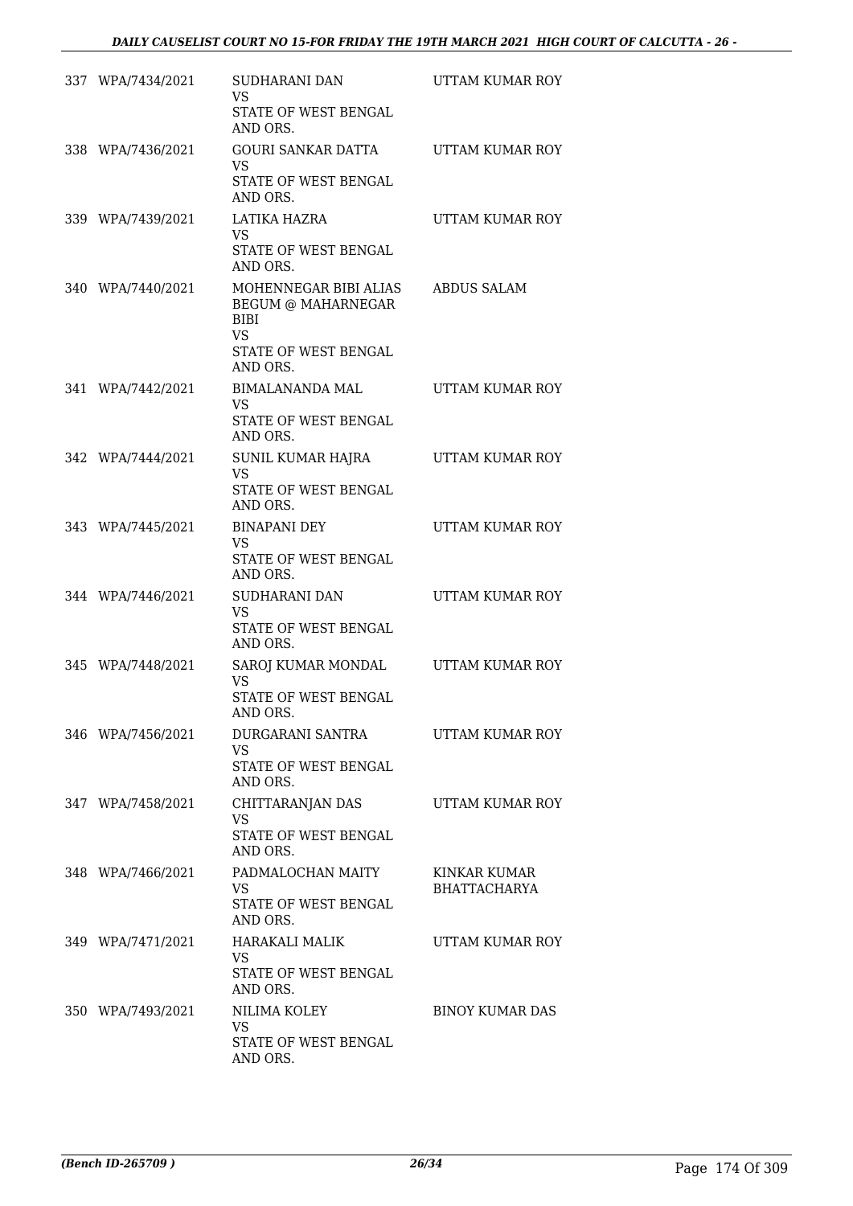| | | | |
|---|---|---|---|
| 337 | WPA/7434/2021 | SUDHARANI DAN<br>VS<br>STATE OF WEST BENGAL AND ORS. | UTTAM KUMAR ROY |
| 338 | WPA/7436/2021 | GOURI SANKAR DATTA<br>VS<br>STATE OF WEST BENGAL AND ORS. | UTTAM KUMAR ROY |
| 339 | WPA/7439/2021 | LATIKA HAZRA<br>VS<br>STATE OF WEST BENGAL AND ORS. | UTTAM KUMAR ROY |
| 340 | WPA/7440/2021 | MOHENNEGAR BIBI ALIAS BEGUM @ MAHARNEGAR BIBI<br>VS<br>STATE OF WEST BENGAL AND ORS. | ABDUS SALAM |
| 341 | WPA/7442/2021 | BIMALANANDA MAL<br>VS<br>STATE OF WEST BENGAL AND ORS. | UTTAM KUMAR ROY |
| 342 | WPA/7444/2021 | SUNIL KUMAR HAJRA<br>VS<br>STATE OF WEST BENGAL AND ORS. | UTTAM KUMAR ROY |
| 343 | WPA/7445/2021 | BINAPANI DEY<br>VS<br>STATE OF WEST BENGAL AND ORS. | UTTAM KUMAR ROY |
| 344 | WPA/7446/2021 | SUDHARANI DAN<br>VS<br>STATE OF WEST BENGAL AND ORS. | UTTAM KUMAR ROY |
| 345 | WPA/7448/2021 | SAROJ KUMAR MONDAL<br>VS<br>STATE OF WEST BENGAL AND ORS. | UTTAM KUMAR ROY |
| 346 | WPA/7456/2021 | DURGARANI SANTRA<br>VS<br>STATE OF WEST BENGAL AND ORS. | UTTAM KUMAR ROY |
| 347 | WPA/7458/2021 | CHITTARANJAN DAS<br>VS<br>STATE OF WEST BENGAL AND ORS. | UTTAM KUMAR ROY |
| 348 | WPA/7466/2021 | PADMALOCHAN MAITY<br>VS<br>STATE OF WEST BENGAL AND ORS. | KINKAR KUMAR BHATTACHARYA |
| 349 | WPA/7471/2021 | HARAKALI MALIK<br>VS<br>STATE OF WEST BENGAL AND ORS. | UTTAM KUMAR ROY |
| 350 | WPA/7493/2021 | NILIMA KOLEY<br>VS<br>STATE OF WEST BENGAL AND ORS. | BINOY KUMAR DAS |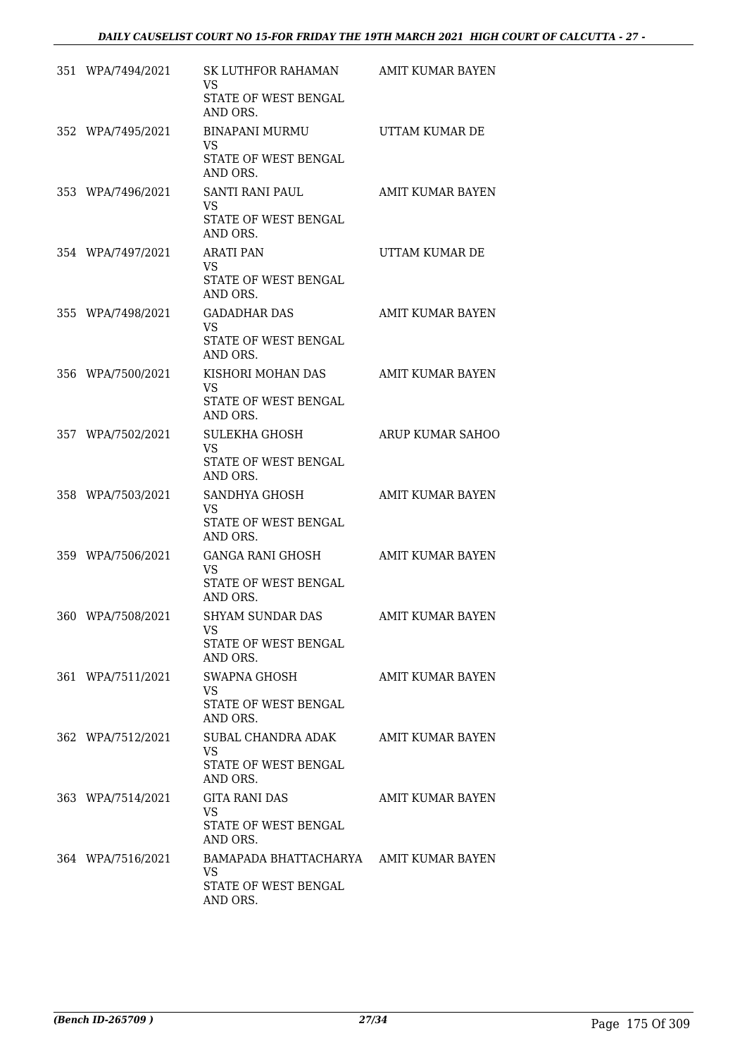| | | | |
|---|---|---|---|
| 351 | WPA/7494/2021 | SK LUTHFOR RAHAMAN<br>VS<br>STATE OF WEST BENGAL AND ORS. | AMIT KUMAR BAYEN |
| 352 | WPA/7495/2021 | BINAPANI MURMU<br>VS<br>STATE OF WEST BENGAL AND ORS. | UTTAM KUMAR DE |
| 353 | WPA/7496/2021 | SANTI RANI PAUL<br>VS<br>STATE OF WEST BENGAL AND ORS. | AMIT KUMAR BAYEN |
| 354 | WPA/7497/2021 | ARATI PAN<br>VS<br>STATE OF WEST BENGAL AND ORS. | UTTAM KUMAR DE |
| 355 | WPA/7498/2021 | GADADHAR DAS<br>VS<br>STATE OF WEST BENGAL AND ORS. | AMIT KUMAR BAYEN |
| 356 | WPA/7500/2021 | KISHORI MOHAN DAS<br>VS<br>STATE OF WEST BENGAL AND ORS. | AMIT KUMAR BAYEN |
| 357 | WPA/7502/2021 | SULEKHA GHOSH<br>VS<br>STATE OF WEST BENGAL AND ORS. | ARUP KUMAR SAHOO |
| 358 | WPA/7503/2021 | SANDHYA GHOSH<br>VS<br>STATE OF WEST BENGAL AND ORS. | AMIT KUMAR BAYEN |
| 359 | WPA/7506/2021 | GANGA RANI GHOSH<br>VS<br>STATE OF WEST BENGAL AND ORS. | AMIT KUMAR BAYEN |
| 360 | WPA/7508/2021 | SHYAM SUNDAR DAS<br>VS<br>STATE OF WEST BENGAL AND ORS. | AMIT KUMAR BAYEN |
| 361 | WPA/7511/2021 | SWAPNA GHOSH<br>VS<br>STATE OF WEST BENGAL AND ORS. | AMIT KUMAR BAYEN |
| 362 | WPA/7512/2021 | SUBAL CHANDRA ADAK<br>VS<br>STATE OF WEST BENGAL AND ORS. | AMIT KUMAR BAYEN |
| 363 | WPA/7514/2021 | GITA RANI DAS<br>VS<br>STATE OF WEST BENGAL AND ORS. | AMIT KUMAR BAYEN |
| 364 | WPA/7516/2021 | BAMAPADA BHATTACHARYA<br>VS<br>STATE OF WEST BENGAL AND ORS. | AMIT KUMAR BAYEN |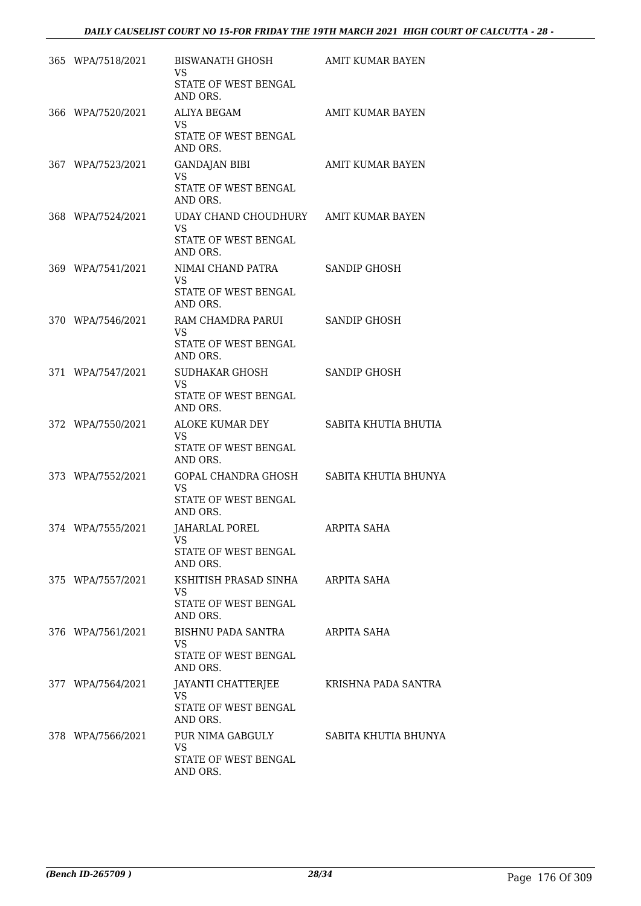| | | | |
|---|---|---|---|
| 365 | WPA/7518/2021 | BISWANATH GHOSH<br>VS<br>STATE OF WEST BENGAL AND ORS. | AMIT KUMAR BAYEN |
| 366 | WPA/7520/2021 | ALIYA BEGAM<br>VS<br>STATE OF WEST BENGAL AND ORS. | AMIT KUMAR BAYEN |
| 367 | WPA/7523/2021 | GANDAJAN BIBI<br>VS<br>STATE OF WEST BENGAL AND ORS. | AMIT KUMAR BAYEN |
| 368 | WPA/7524/2021 | UDAY CHAND CHOUDHURY<br>VS<br>STATE OF WEST BENGAL AND ORS. | AMIT KUMAR BAYEN |
| 369 | WPA/7541/2021 | NIMAI CHAND PATRA<br>VS<br>STATE OF WEST BENGAL AND ORS. | SANDIP GHOSH |
| 370 | WPA/7546/2021 | RAM CHAMDRA PARUI<br>VS<br>STATE OF WEST BENGAL AND ORS. | SANDIP GHOSH |
| 371 | WPA/7547/2021 | SUDHAKAR GHOSH<br>VS<br>STATE OF WEST BENGAL AND ORS. | SANDIP GHOSH |
| 372 | WPA/7550/2021 | ALOKE KUMAR DEY<br>VS<br>STATE OF WEST BENGAL AND ORS. | SABITA KHUTIA BHUTIA |
| 373 | WPA/7552/2021 | GOPAL CHANDRA GHOSH<br>VS<br>STATE OF WEST BENGAL AND ORS. | SABITA KHUTIA BHUNYA |
| 374 | WPA/7555/2021 | JAHARLAL POREL<br>VS<br>STATE OF WEST BENGAL AND ORS. | ARPITA SAHA |
| 375 | WPA/7557/2021 | KSHITISH PRASAD SINHA<br>VS<br>STATE OF WEST BENGAL AND ORS. | ARPITA SAHA |
| 376 | WPA/7561/2021 | BISHNU PADA SANTRA<br>VS<br>STATE OF WEST BENGAL AND ORS. | ARPITA SAHA |
| 377 | WPA/7564/2021 | JAYANTI CHATTERJEE<br>VS<br>STATE OF WEST BENGAL AND ORS. | KRISHNA PADA SANTRA |
| 378 | WPA/7566/2021 | PUR NIMA GABGULY<br>VS<br>STATE OF WEST BENGAL AND ORS. | SABITA KHUTIA BHUNYA |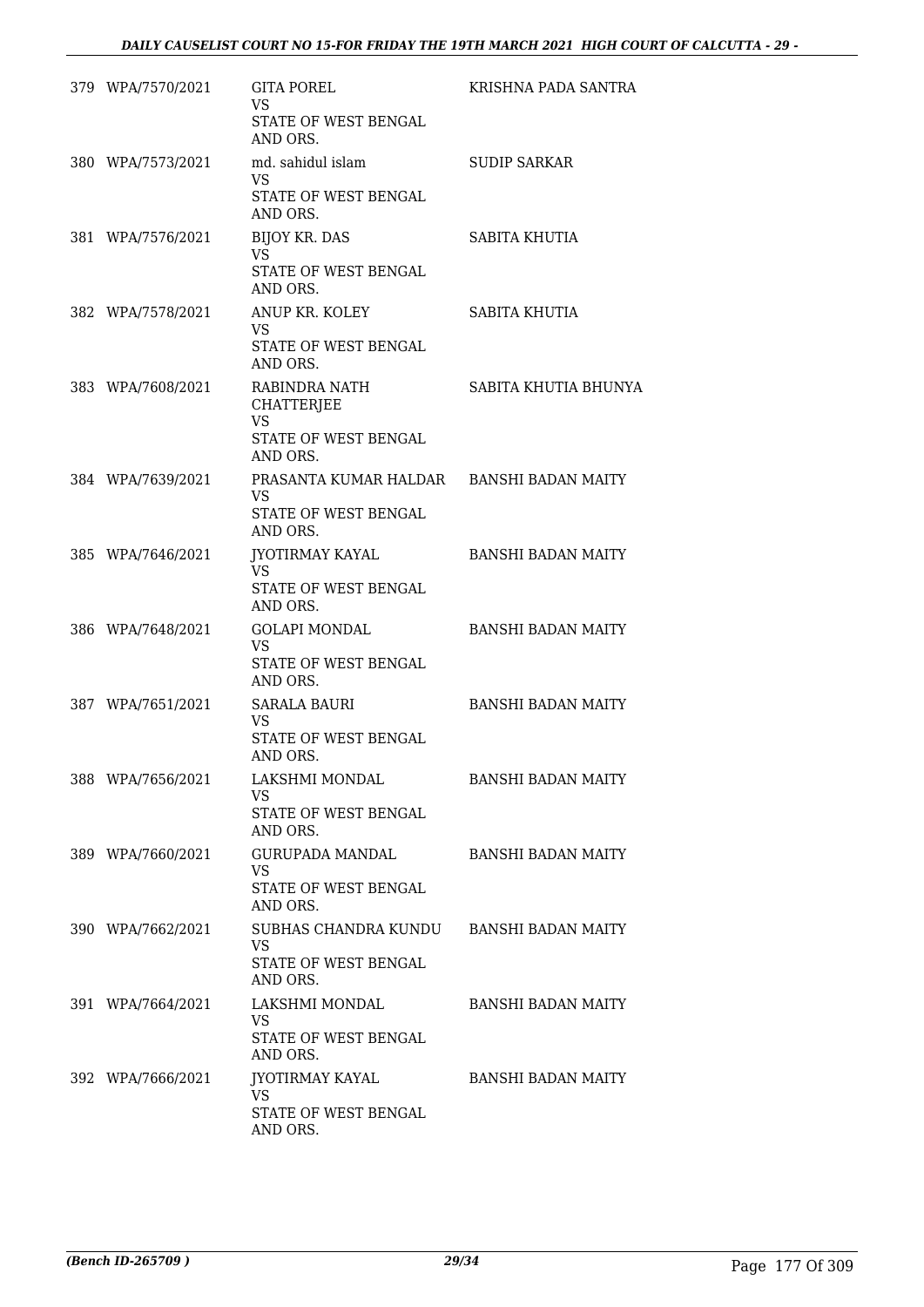| | | | |
|---|---|---|---|
| 379 | WPA/7570/2021 | GITA POREL<br>VS<br>STATE OF WEST BENGAL AND ORS. | KRISHNA PADA SANTRA |
| 380 | WPA/7573/2021 | md. sahidul islam<br>VS<br>STATE OF WEST BENGAL AND ORS. | SUDIP SARKAR |
| 381 | WPA/7576/2021 | BIJOY KR. DAS<br>VS<br>STATE OF WEST BENGAL AND ORS. | SABITA KHUTIA |
| 382 | WPA/7578/2021 | ANUP KR. KOLEY<br>VS<br>STATE OF WEST BENGAL AND ORS. | SABITA KHUTIA |
| 383 | WPA/7608/2021 | RABINDRA NATH CHATTERJEE<br>VS<br>STATE OF WEST BENGAL AND ORS. | SABITA KHUTIA BHUNYA |
| 384 | WPA/7639/2021 | PRASANTA KUMAR HALDAR<br>VS<br>STATE OF WEST BENGAL AND ORS. | BANSHI BADAN MAITY |
| 385 | WPA/7646/2021 | JYOTIRMAY KAYAL<br>VS<br>STATE OF WEST BENGAL AND ORS. | BANSHI BADAN MAITY |
| 386 | WPA/7648/2021 | GOLAPI MONDAL<br>VS<br>STATE OF WEST BENGAL AND ORS. | BANSHI BADAN MAITY |
| 387 | WPA/7651/2021 | SARALA BAURI<br>VS<br>STATE OF WEST BENGAL AND ORS. | BANSHI BADAN MAITY |
| 388 | WPA/7656/2021 | LAKSHMI MONDAL<br>VS<br>STATE OF WEST BENGAL AND ORS. | BANSHI BADAN MAITY |
| 389 | WPA/7660/2021 | GURUPADA MANDAL<br>VS<br>STATE OF WEST BENGAL AND ORS. | BANSHI BADAN MAITY |
| 390 | WPA/7662/2021 | SUBHAS CHANDRA KUNDU<br>VS<br>STATE OF WEST BENGAL AND ORS. | BANSHI BADAN MAITY |
| 391 | WPA/7664/2021 | LAKSHMI MONDAL<br>VS<br>STATE OF WEST BENGAL AND ORS. | BANSHI BADAN MAITY |
| 392 | WPA/7666/2021 | JYOTIRMAY KAYAL<br>VS<br>STATE OF WEST BENGAL AND ORS. | BANSHI BADAN MAITY |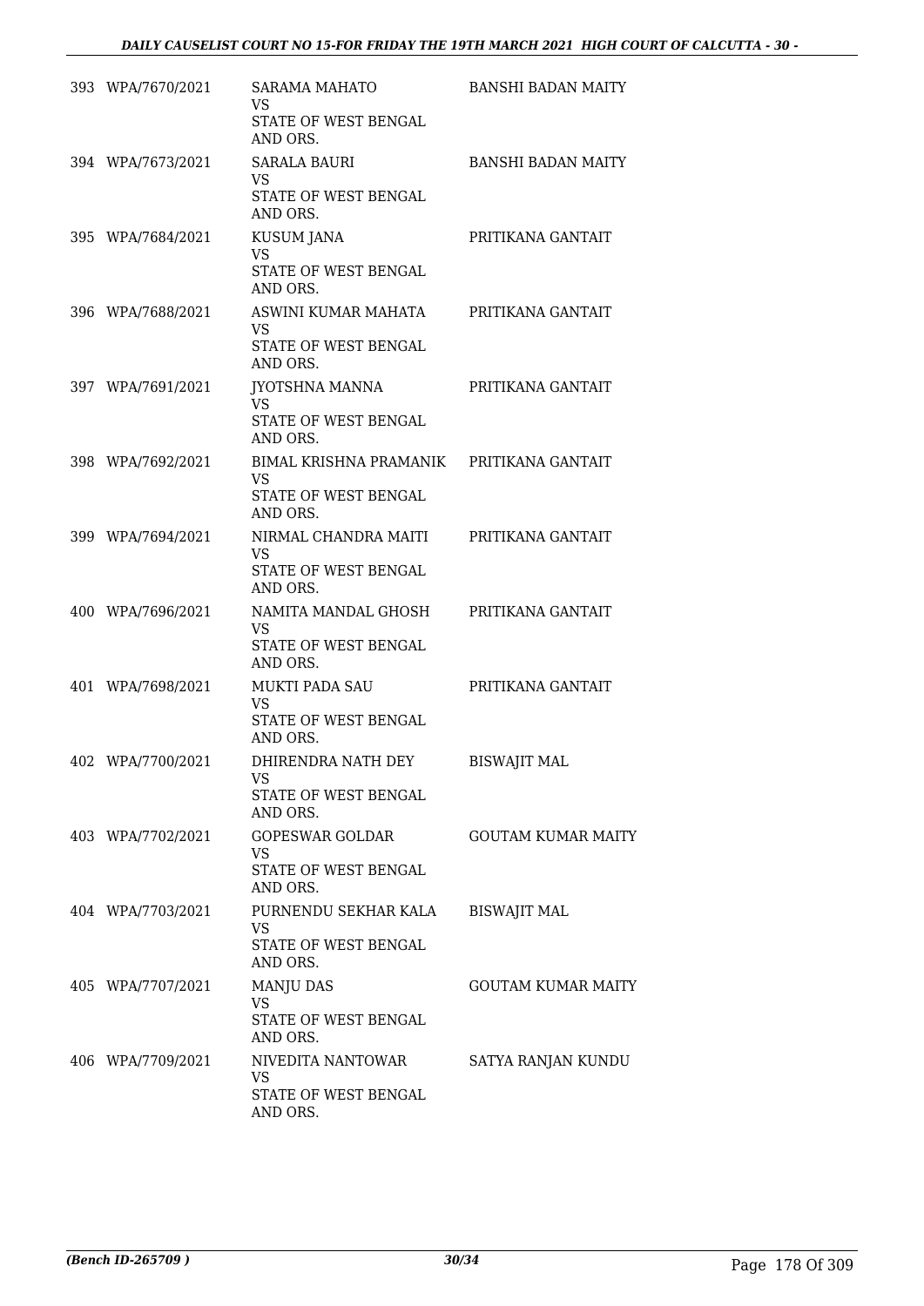| | | | |
|---|---|---|---|
| 393 | WPA/7670/2021 | SARAMA MAHATO<br>VS<br>STATE OF WEST BENGAL AND ORS. | BANSHI BADAN MAITY |
| 394 | WPA/7673/2021 | SARALA BAURI<br>VS<br>STATE OF WEST BENGAL AND ORS. | BANSHI BADAN MAITY |
| 395 | WPA/7684/2021 | KUSUM JANA<br>VS<br>STATE OF WEST BENGAL AND ORS. | PRITIKANA GANTAIT |
| 396 | WPA/7688/2021 | ASWINI KUMAR MAHATA<br>VS<br>STATE OF WEST BENGAL AND ORS. | PRITIKANA GANTAIT |
| 397 | WPA/7691/2021 | JYOTSHNA MANNA<br>VS<br>STATE OF WEST BENGAL AND ORS. | PRITIKANA GANTAIT |
| 398 | WPA/7692/2021 | BIMAL KRISHNA PRAMANIK<br>VS<br>STATE OF WEST BENGAL AND ORS. | PRITIKANA GANTAIT |
| 399 | WPA/7694/2021 | NIRMAL CHANDRA MAITI<br>VS<br>STATE OF WEST BENGAL AND ORS. | PRITIKANA GANTAIT |
| 400 | WPA/7696/2021 | NAMITA MANDAL GHOSH<br>VS<br>STATE OF WEST BENGAL AND ORS. | PRITIKANA GANTAIT |
| 401 | WPA/7698/2021 | MUKTI PADA SAU<br>VS<br>STATE OF WEST BENGAL AND ORS. | PRITIKANA GANTAIT |
| 402 | WPA/7700/2021 | DHIRENDRA NATH DEY<br>VS<br>STATE OF WEST BENGAL AND ORS. | BISWAJIT MAL |
| 403 | WPA/7702/2021 | GOPESWAR GOLDAR<br>VS<br>STATE OF WEST BENGAL AND ORS. | GOUTAM KUMAR MAITY |
| 404 | WPA/7703/2021 | PURNENDU SEKHAR KALA<br>VS<br>STATE OF WEST BENGAL AND ORS. | BISWAJIT MAL |
| 405 | WPA/7707/2021 | MANJU DAS<br>VS<br>STATE OF WEST BENGAL AND ORS. | GOUTAM KUMAR MAITY |
| 406 | WPA/7709/2021 | NIVEDITA NANTOWAR<br>VS<br>STATE OF WEST BENGAL AND ORS. | SATYA RANJAN KUNDU |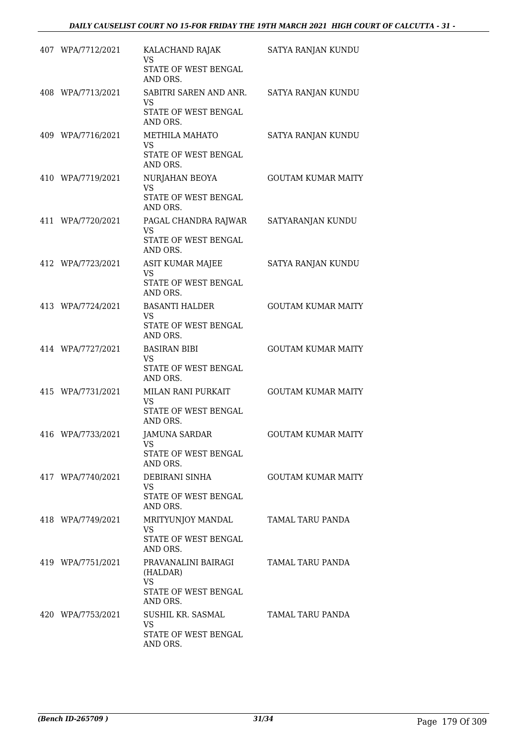| | | | |
|---|---|---|---|
| 407 | WPA/7712/2021 | KALACHAND RAJAK<br>VS<br>STATE OF WEST BENGAL AND ORS. | SATYA RANJAN KUNDU |
| 408 | WPA/7713/2021 | SABITRI SAREN AND ANR.<br>VS<br>STATE OF WEST BENGAL AND ORS. | SATYA RANJAN KUNDU |
| 409 | WPA/7716/2021 | METHILA MAHATO<br>VS<br>STATE OF WEST BENGAL AND ORS. | SATYA RANJAN KUNDU |
| 410 | WPA/7719/2021 | NURJAHAN BEOYA<br>VS<br>STATE OF WEST BENGAL AND ORS. | GOUTAM KUMAR MAITY |
| 411 | WPA/7720/2021 | PAGAL CHANDRA RAJWAR<br>VS<br>STATE OF WEST BENGAL AND ORS. | SATYARANJAN KUNDU |
| 412 | WPA/7723/2021 | ASIT KUMAR MAJEE<br>VS<br>STATE OF WEST BENGAL AND ORS. | SATYA RANJAN KUNDU |
| 413 | WPA/7724/2021 | BASANTI HALDER<br>VS<br>STATE OF WEST BENGAL AND ORS. | GOUTAM KUMAR MAITY |
| 414 | WPA/7727/2021 | BASIRAN BIBI<br>VS<br>STATE OF WEST BENGAL AND ORS. | GOUTAM KUMAR MAITY |
| 415 | WPA/7731/2021 | MILAN RANI PURKAIT<br>VS<br>STATE OF WEST BENGAL AND ORS. | GOUTAM KUMAR MAITY |
| 416 | WPA/7733/2021 | JAMUNA SARDAR<br>VS<br>STATE OF WEST BENGAL AND ORS. | GOUTAM KUMAR MAITY |
| 417 | WPA/7740/2021 | DEBIRANI SINHA<br>VS<br>STATE OF WEST BENGAL AND ORS. | GOUTAM KUMAR MAITY |
| 418 | WPA/7749/2021 | MRITYUNJOY MANDAL<br>VS<br>STATE OF WEST BENGAL AND ORS. | TAMAL TARU PANDA |
| 419 | WPA/7751/2021 | PRAVANALINI BAIRAGI (HALDAR)<br>VS<br>STATE OF WEST BENGAL AND ORS. | TAMAL TARU PANDA |
| 420 | WPA/7753/2021 | SUSHIL KR. SASMAL<br>VS<br>STATE OF WEST BENGAL AND ORS. | TAMAL TARU PANDA |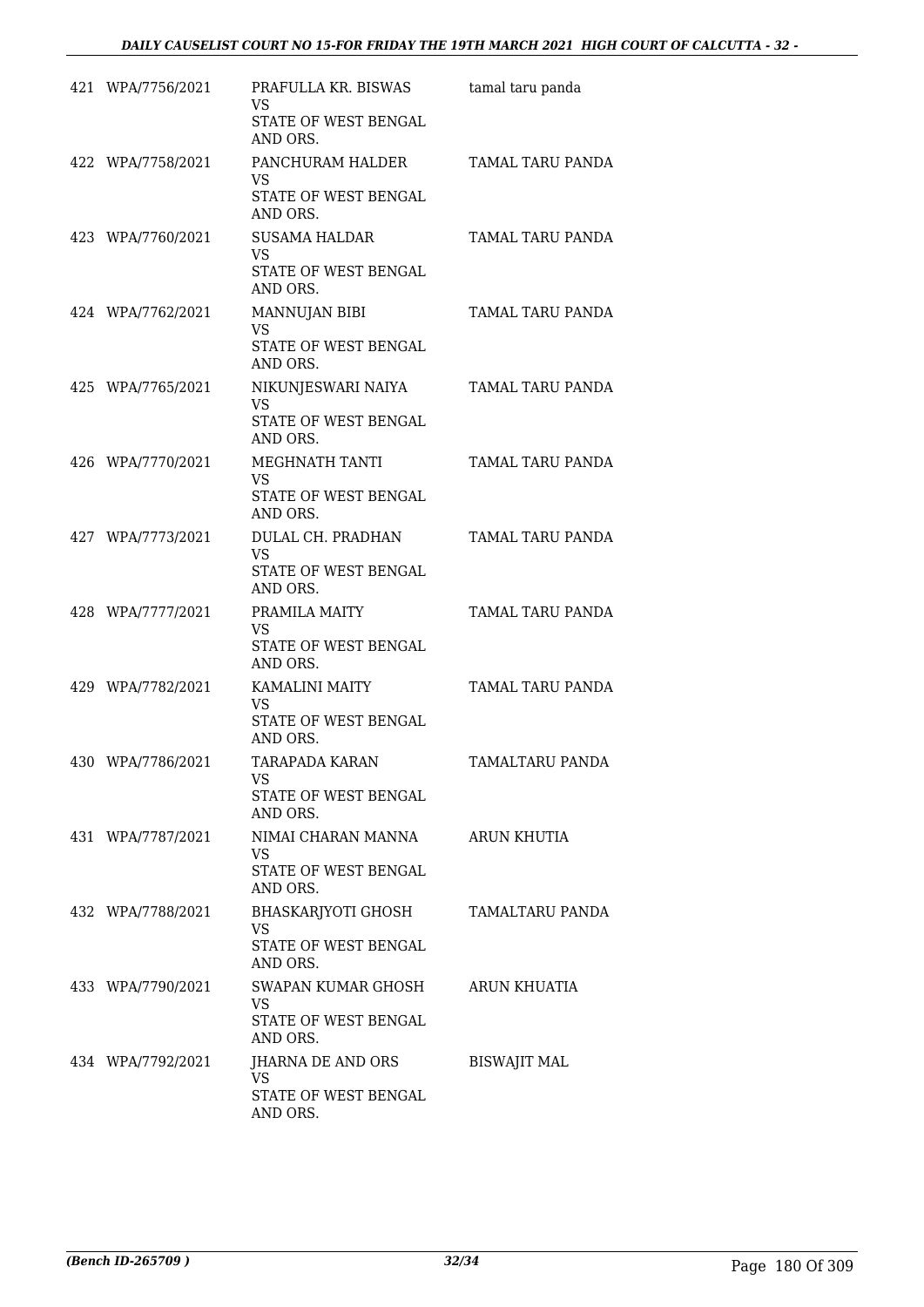| | | | |
|---|---|---|---|
| 421 | WPA/7756/2021 | PRAFULLA KR. BISWAS<br>VS<br>STATE OF WEST BENGAL AND ORS. | tamal taru panda |
| 422 | WPA/7758/2021 | PANCHURAM HALDER<br>VS<br>STATE OF WEST BENGAL AND ORS. | TAMAL TARU PANDA |
| 423 | WPA/7760/2021 | SUSAMA HALDAR<br>VS<br>STATE OF WEST BENGAL AND ORS. | TAMAL TARU PANDA |
| 424 | WPA/7762/2021 | MANNUJAN BIBI<br>VS<br>STATE OF WEST BENGAL AND ORS. | TAMAL TARU PANDA |
| 425 | WPA/7765/2021 | NIKUNJESWARI NAIYA<br>VS<br>STATE OF WEST BENGAL AND ORS. | TAMAL TARU PANDA |
| 426 | WPA/7770/2021 | MEGHNATH TANTI<br>VS<br>STATE OF WEST BENGAL AND ORS. | TAMAL TARU PANDA |
| 427 | WPA/7773/2021 | DULAL CH. PRADHAN<br>VS<br>STATE OF WEST BENGAL AND ORS. | TAMAL TARU PANDA |
| 428 | WPA/7777/2021 | PRAMILA MAITY<br>VS<br>STATE OF WEST BENGAL AND ORS. | TAMAL TARU PANDA |
| 429 | WPA/7782/2021 | KAMALINI MAITY<br>VS<br>STATE OF WEST BENGAL AND ORS. | TAMAL TARU PANDA |
| 430 | WPA/7786/2021 | TARAPADA KARAN<br>VS<br>STATE OF WEST BENGAL AND ORS. | TAMALTARU PANDA |
| 431 | WPA/7787/2021 | NIMAI CHARAN MANNA<br>VS<br>STATE OF WEST BENGAL AND ORS. | ARUN KHUTIA |
| 432 | WPA/7788/2021 | BHASKARJYOTI GHOSH<br>VS<br>STATE OF WEST BENGAL AND ORS. | TAMALTARU PANDA |
| 433 | WPA/7790/2021 | SWAPAN KUMAR GHOSH<br>VS<br>STATE OF WEST BENGAL AND ORS. | ARUN KHUATIA |
| 434 | WPA/7792/2021 | JHARNA DE AND ORS<br>VS<br>STATE OF WEST BENGAL AND ORS. | BISWAJIT MAL |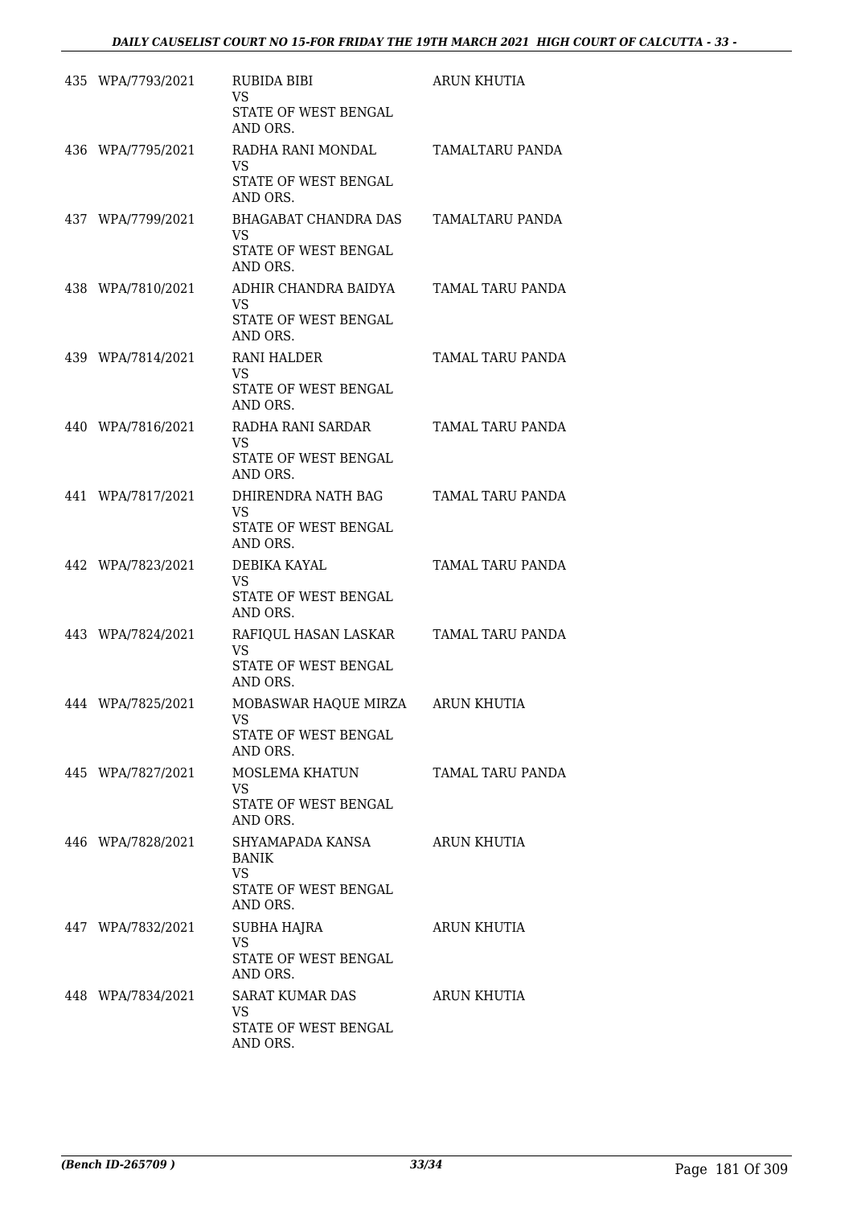| | | | |
|---|---|---|---|
| 435 | WPA/7793/2021 | RUBIDA BIBI<br>VS<br>STATE OF WEST BENGAL AND ORS. | ARUN KHUTIA |
| 436 | WPA/7795/2021 | RADHA RANI MONDAL<br>VS<br>STATE OF WEST BENGAL AND ORS. | TAMALTARU PANDA |
| 437 | WPA/7799/2021 | BHAGABAT CHANDRA DAS<br>VS<br>STATE OF WEST BENGAL AND ORS. | TAMALTARU PANDA |
| 438 | WPA/7810/2021 | ADHIR CHANDRA BAIDYA<br>VS<br>STATE OF WEST BENGAL AND ORS. | TAMAL TARU PANDA |
| 439 | WPA/7814/2021 | RANI HALDER<br>VS<br>STATE OF WEST BENGAL AND ORS. | TAMAL TARU PANDA |
| 440 | WPA/7816/2021 | RADHA RANI SARDAR<br>VS<br>STATE OF WEST BENGAL AND ORS. | TAMAL TARU PANDA |
| 441 | WPA/7817/2021 | DHIRENDRA NATH BAG<br>VS<br>STATE OF WEST BENGAL AND ORS. | TAMAL TARU PANDA |
| 442 | WPA/7823/2021 | DEBIKA KAYAL<br>VS<br>STATE OF WEST BENGAL AND ORS. | TAMAL TARU PANDA |
| 443 | WPA/7824/2021 | RAFIQUL HASAN LASKAR<br>VS<br>STATE OF WEST BENGAL AND ORS. | TAMAL TARU PANDA |
| 444 | WPA/7825/2021 | MOBASWAR HAQUE MIRZA<br>VS<br>STATE OF WEST BENGAL AND ORS. | ARUN KHUTIA |
| 445 | WPA/7827/2021 | MOSLEMA KHATUN<br>VS<br>STATE OF WEST BENGAL AND ORS. | TAMAL TARU PANDA |
| 446 | WPA/7828/2021 | SHYAMAPADA KANSA BANIK<br>VS<br>STATE OF WEST BENGAL AND ORS. | ARUN KHUTIA |
| 447 | WPA/7832/2021 | SUBHA HAJRA<br>VS<br>STATE OF WEST BENGAL AND ORS. | ARUN KHUTIA |
| 448 | WPA/7834/2021 | SARAT KUMAR DAS<br>VS<br>STATE OF WEST BENGAL AND ORS. | ARUN KHUTIA |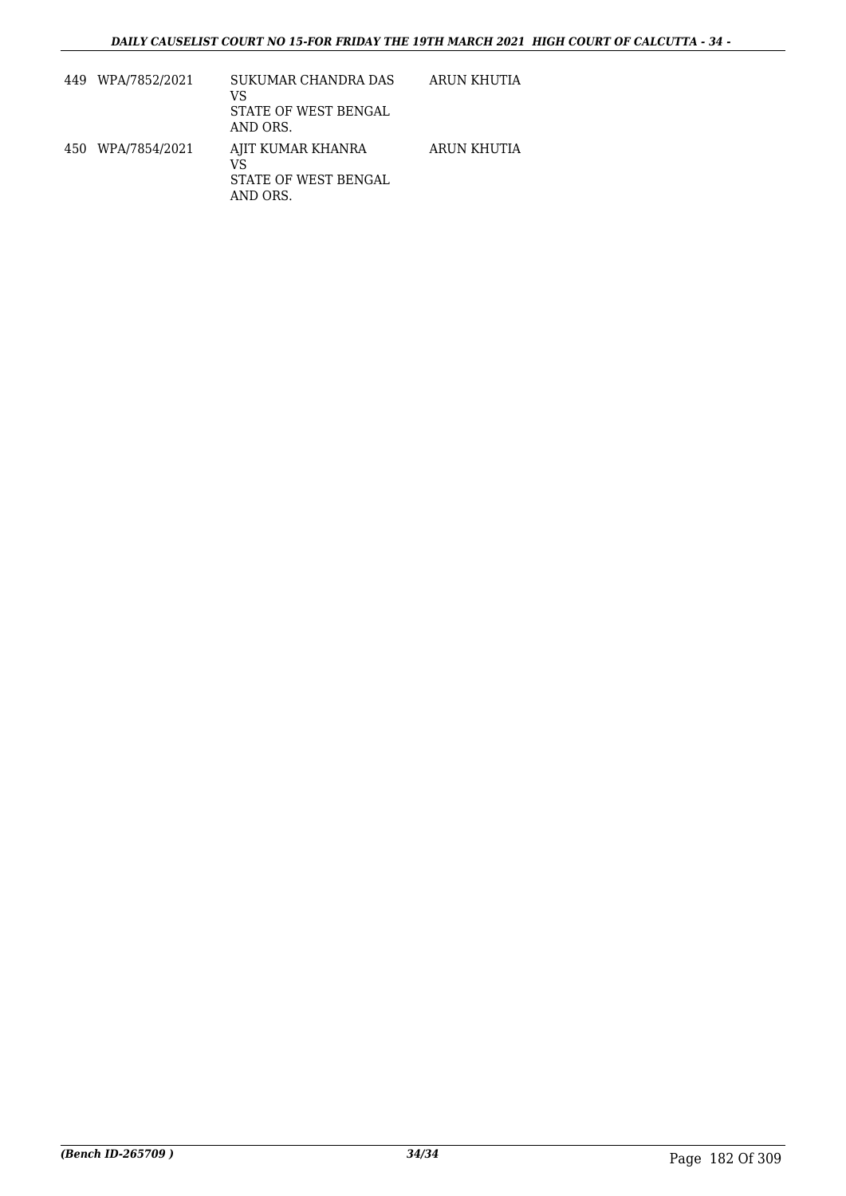| | | | |
|---|---|---|---|
| 449 | WPA/7852/2021 | SUKUMAR CHANDRA DAS<br>VS<br>STATE OF WEST BENGAL<br>AND ORS. | ARUN KHUTIA |
| 450 | WPA/7854/2021 | AJIT KUMAR KHANRA<br>VS<br>STATE OF WEST BENGAL<br>AND ORS. | ARUN KHUTIA |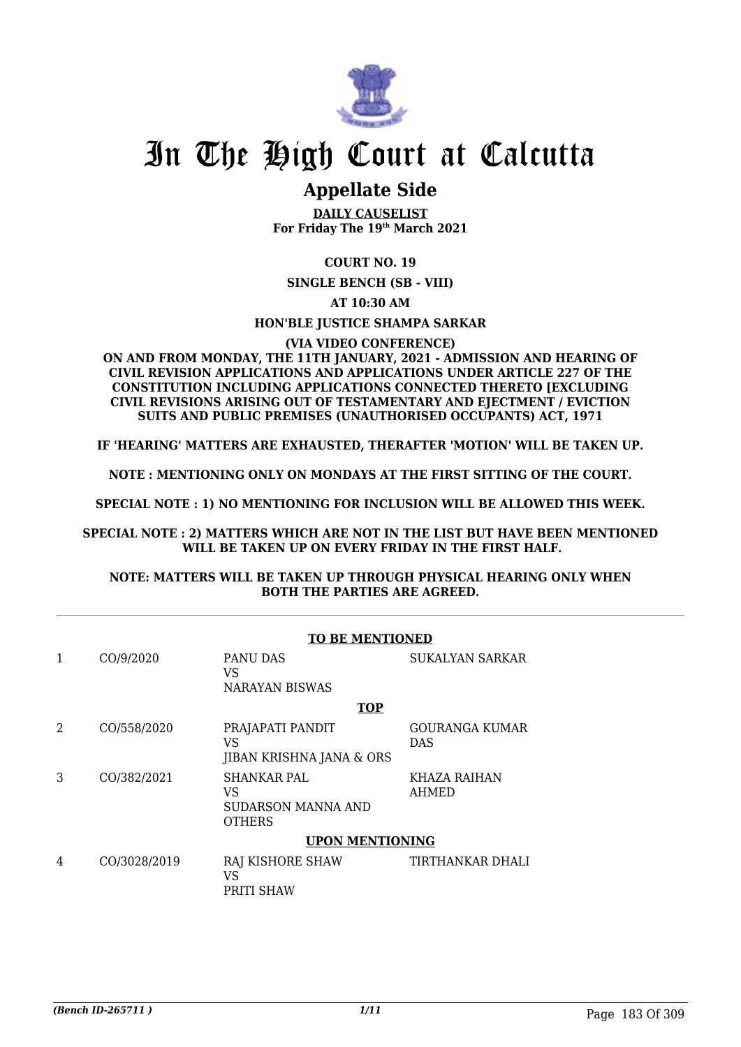# In The High Court at Calcutta

## Appellate Side

**DAILY CAUSELIST**
**For Friday The 19th March 2021**

**COURT NO. 19**

**SINGLE BENCH (SB - VIII)**

**AT 10:30 AM**

**HON'BLE JUSTICE SHAMPA SARKAR**

**(VIA VIDEO CONFERENCE)**

**ON AND FROM MONDAY, THE 11TH JANUARY, 2021 - ADMISSION AND HEARING OF CIVIL REVISION APPLICATIONS AND APPLICATIONS UNDER ARTICLE 227 OF THE CONSTITUTION INCLUDING APPLICATIONS CONNECTED THERETO [EXCLUDING CIVIL REVISIONS ARISING OUT OF TESTAMENTARY AND EJECTMENT / EVICTION SUITS AND PUBLIC PREMISES (UNAUTHORISED OCCUPANTS) ACT, 1971**

**IF 'HEARING' MATTERS ARE EXHAUSTED, THERAFTER 'MOTION' WILL BE TAKEN UP.**

**NOTE : MENTIONING ONLY ON MONDAYS AT THE FIRST SITTING OF THE COURT.**

**SPECIAL NOTE : 1) NO MENTIONING FOR INCLUSION WILL BE ALLOWED THIS WEEK.**

**SPECIAL NOTE : 2) MATTERS WHICH ARE NOT IN THE LIST BUT HAVE BEEN MENTIONED WILL BE TAKEN UP ON EVERY FRIDAY IN THE FIRST HALF.**

**NOTE: MATTERS WILL BE TAKEN UP THROUGH PHYSICAL HEARING ONLY WHEN BOTH THE PARTIES ARE AGREED.**

**TO BE MENTIONED**

| | | | |
|---|---|---|---|
| 1 | CO/9/2020 | PANU DAS<br>VS<br>NARAYAN BISWAS | SUKALYAN SARKAR |

**TOP**

| | | | |
|---|---|---|---|
| 2 | CO/558/2020 | PRAJAPATI PANDIT<br>VS<br>JIBAN KRISHNA JANA & ORS | GOURANGA KUMAR DAS |
| 3 | CO/382/2021 | SHANKAR PAL<br>VS<br>SUDARSON MANNA AND OTHERS | KHAZA RAIHAN AHMED |

**UPON MENTIONING**

| | | | |
|---|---|---|---|
| 4 | CO/3028/2019 | RAJ KISHORE SHAW<br>VS<br>PRITI SHAW | TIRTHANKAR DHALI |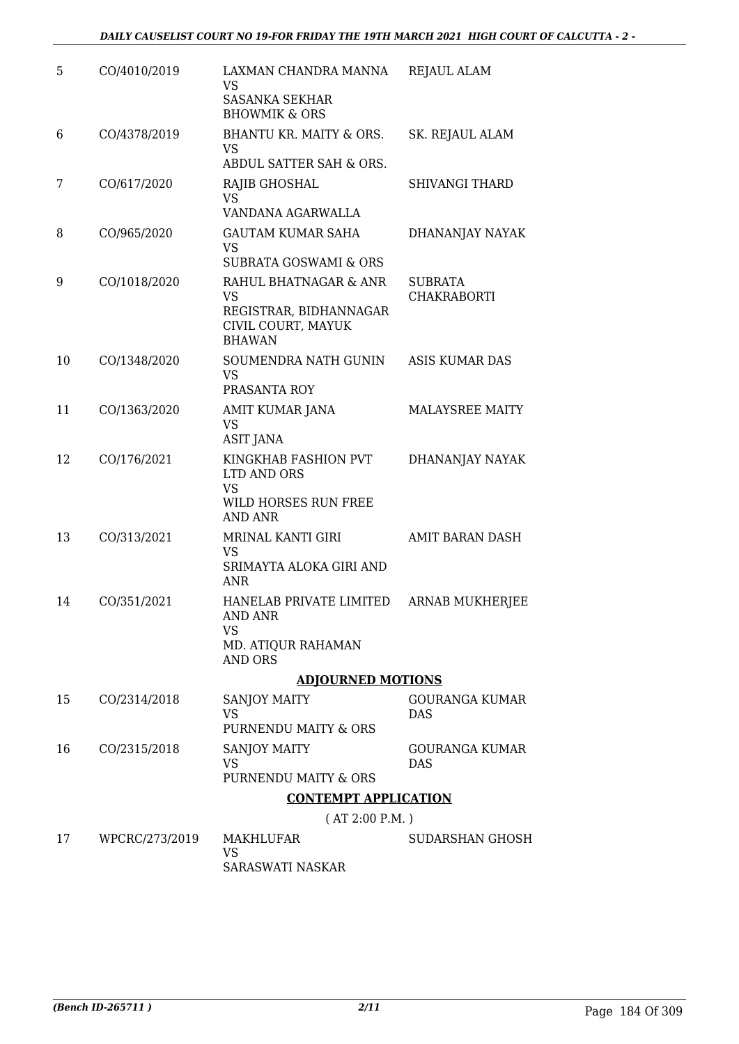| | | | |
|---|---|---|---|
| 5 | CO/4010/2019 | LAXMAN CHANDRA MANNA<br>VS<br>SASANKA SEKHAR BHOWMIK & ORS | REJAUL ALAM |
| 6 | CO/4378/2019 | BHANTU KR. MAITY & ORS.<br>VS<br>ABDUL SATTER SAH & ORS. | SK. REJAUL ALAM |
| 7 | CO/617/2020 | RAJIB GHOSHAL<br>VS<br>VANDANA AGARWALLA | SHIVANGI THARD |
| 8 | CO/965/2020 | GAUTAM KUMAR SAHA<br>VS<br>SUBRATA GOSWAMI & ORS | DHANANJAY NAYAK |
| 9 | CO/1018/2020 | RAHUL BHATNAGAR & ANR<br>VS<br>REGISTRAR, BIDHANNAGAR CIVIL COURT, MAYUK BHAWAN | SUBRATA CHAKRABORTI |
| 10 | CO/1348/2020 | SOUMENDRA NATH GUNIN<br>VS<br>PRASANTA ROY | ASIS KUMAR DAS |
| 11 | CO/1363/2020 | AMIT KUMAR JANA<br>VS<br>ASIT JANA | MALAYSREE MAITY |
| 12 | CO/176/2021 | KINGKHAB FASHION PVT LTD AND ORS<br>VS<br>WILD HORSES RUN FREE AND ANR | DHANANJAY NAYAK |
| 13 | CO/313/2021 | MRINAL KANTI GIRI<br>VS<br>SRIMAYTA ALOKA GIRI AND ANR | AMIT BARAN DASH |
| 14 | CO/351/2021 | HANELAB PRIVATE LIMITED AND ANR<br>VS<br>MD. ATIQUR RAHAMAN AND ORS | ARNAB MUKHERJEE |

## ADJOURNED MOTIONS

| | | | |
|---|---|---|---|
| 15 | CO/2314/2018 | SANJOY MAITY<br>VS<br>PURNENDU MAITY & ORS | GOURANGA KUMAR DAS |
| 16 | CO/2315/2018 | SANJOY MAITY<br>VS<br>PURNENDU MAITY & ORS | GOURANGA KUMAR DAS |

## CONTEMPT APPLICATION

( AT 2:00 P.M. )

| | | | |
|---|---|---|---|
| 17 | WPCRC/273/2019 | MAKHLUFAR<br>VS<br>SARASWATI NASKAR | SUDARSHAN GHOSH |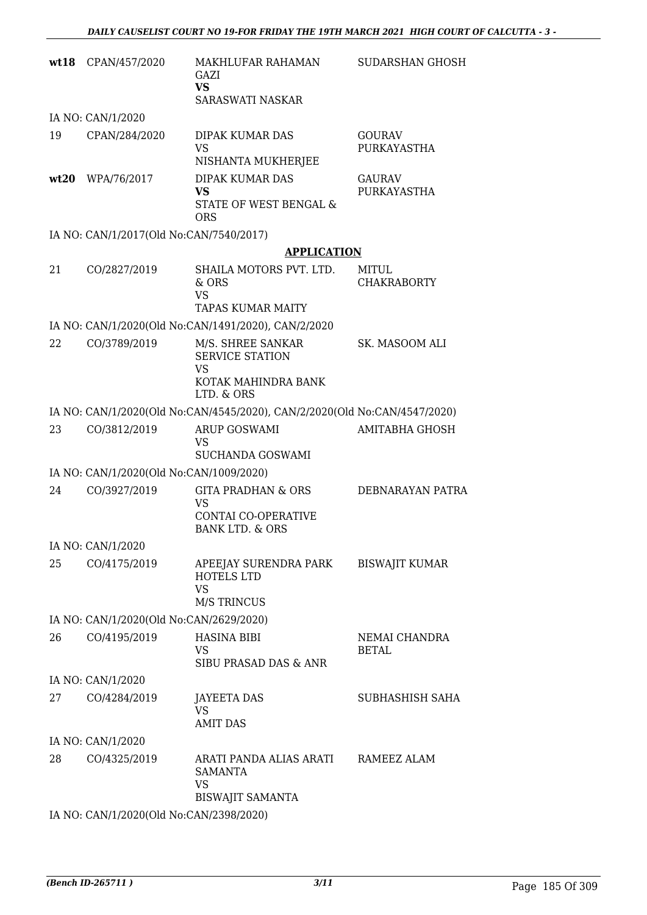| | | | |
|---|---|---|---|
| **wt18** | CPAN/457/2020 | MAKHLUFAR RAHAMAN GAZI<br>**VS**<br>SARASWATI NASKAR | SUDARSHAN GHOSH |
| | IA NO: CAN/1/2020 | | |
| 19 | CPAN/284/2020 | DIPAK KUMAR DAS<br>VS<br>NISHANTA MUKHERJEE | GOURAV PURKAYASTHA |
| **wt20** | WPA/76/2017 | DIPAK KUMAR DAS<br>**VS**<br>STATE OF WEST BENGAL & ORS | GAURAV PURKAYASTHA |
| | IA NO: CAN/1/2017(Old No:CAN/7540/2017) | | |

## APPLICATION

| | | | |
|---|---|---|---|
| 21 | CO/2827/2019 | SHAILA MOTORS PVT. LTD. & ORS<br>VS<br>TAPAS KUMAR MAITY | MITUL CHAKRABORTY |
| | IA NO: CAN/1/2020(Old No:CAN/1491/2020), CAN/2/2020 | | |
| 22 | CO/3789/2019 | M/S. SHREE SANKAR SERVICE STATION<br>VS<br>KOTAK MAHINDRA BANK LTD. & ORS | SK. MASOOM ALI |
| | IA NO: CAN/1/2020(Old No:CAN/4545/2020), CAN/2/2020(Old No:CAN/4547/2020) | | |
| 23 | CO/3812/2019 | ARUP GOSWAMI<br>VS<br>SUCHANDA GOSWAMI | AMITABHA GHOSH |
| | IA NO: CAN/1/2020(Old No:CAN/1009/2020) | | |
| 24 | CO/3927/2019 | GITA PRADHAN & ORS<br>VS<br>CONTAI CO-OPERATIVE BANK LTD. & ORS | DEBNARAYAN PATRA |
| | IA NO: CAN/1/2020 | | |
| 25 | CO/4175/2019 | APEEJAY SURENDRA PARK HOTELS LTD<br>VS<br>M/S TRINCUS | BISWAJIT KUMAR |
| | IA NO: CAN/1/2020(Old No:CAN/2629/2020) | | |
| 26 | CO/4195/2019 | HASINA BIBI<br>VS<br>SIBU PRASAD DAS & ANR | NEMAI CHANDRA BETAL |
| | IA NO: CAN/1/2020 | | |
| 27 | CO/4284/2019 | JAYEETA DAS<br>VS<br>AMIT DAS | SUBHASHISH SAHA |
| | IA NO: CAN/1/2020 | | |
| 28 | CO/4325/2019 | ARATI PANDA ALIAS ARATI SAMANTA<br>VS<br>BISWAJIT SAMANTA | RAMEEZ ALAM |
| | IA NO: CAN/1/2020(Old No:CAN/2398/2020) | | |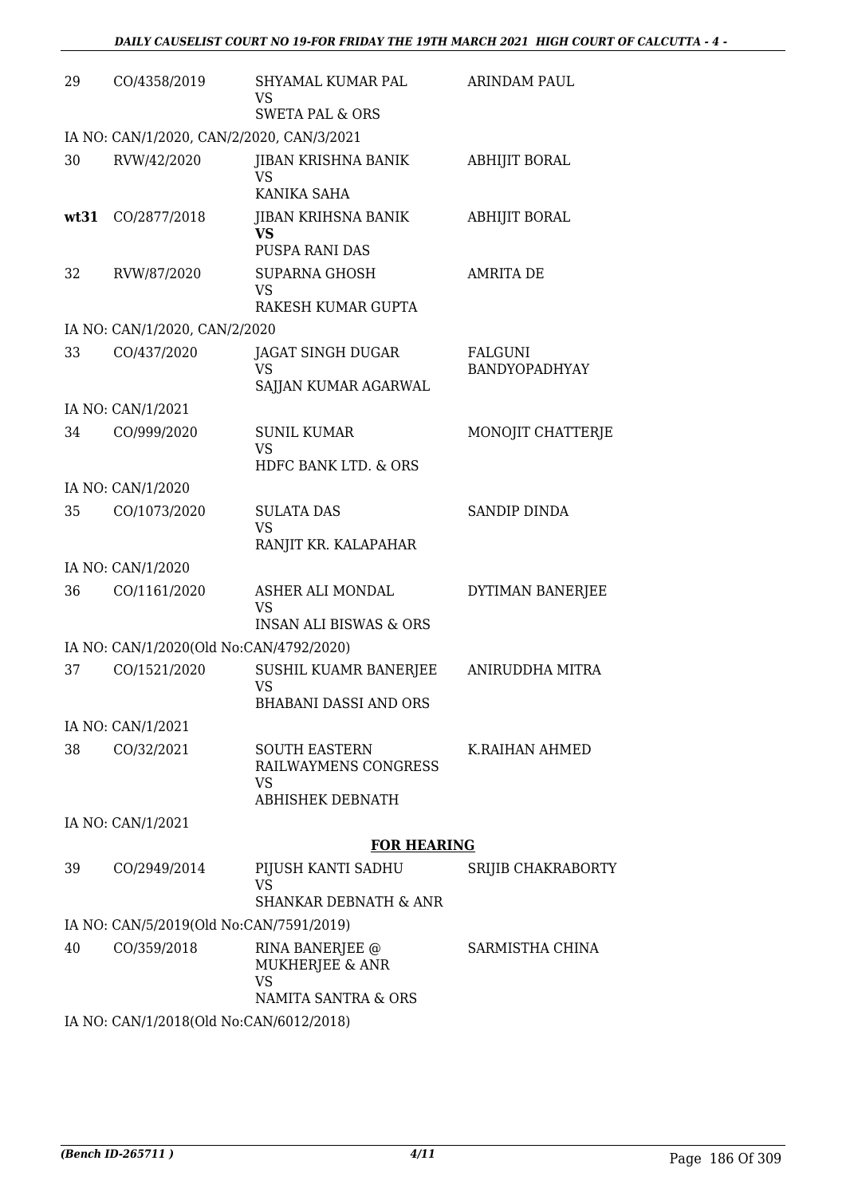| | | | |
|---|---|---|---|
| 29 | CO/4358/2019 | SHYAMAL KUMAR PAL<br>VS<br>SWETA PAL & ORS | ARINDAM PAUL |
| IA NO: CAN/1/2020, CAN/2/2020, CAN/3/2021 | | | |
| 30 | RVW/42/2020 | JIBAN KRISHNA BANIK<br>VS<br>KANIKA SAHA | ABHIJIT BORAL |
| **wt31** | CO/2877/2018 | JIBAN KRIHSNA BANIK<br>**VS**<br>PUSPA RANI DAS | ABHIJIT BORAL |
| 32 | RVW/87/2020 | SUPARNA GHOSH<br>VS<br>RAKESH KUMAR GUPTA | AMRITA DE |
| IA NO: CAN/1/2020, CAN/2/2020 | | | |
| 33 | CO/437/2020 | JAGAT SINGH DUGAR<br>VS<br>SAJJAN KUMAR AGARWAL | FALGUNI BANDYOPADHYAY |
| IA NO: CAN/1/2021 | | | |
| 34 | CO/999/2020 | SUNIL KUMAR<br>VS<br>HDFC BANK LTD. & ORS | MONOJIT CHATTERJE |
| IA NO: CAN/1/2020 | | | |
| 35 | CO/1073/2020 | SULATA DAS<br>VS<br>RANJIT KR. KALAPAHAR | SANDIP DINDA |
| IA NO: CAN/1/2020 | | | |
| 36 | CO/1161/2020 | ASHER ALI MONDAL<br>VS<br>INSAN ALI BISWAS & ORS | DYTIMAN BANERJEE |
| IA NO: CAN/1/2020(Old No:CAN/4792/2020) | | | |
| 37 | CO/1521/2020 | SUSHIL KUAMR BANERJEE<br>VS<br>BHABANI DASSI AND ORS | ANIRUDDHA MITRA |
| IA NO: CAN/1/2021 | | | |
| 38 | CO/32/2021 | SOUTH EASTERN RAILWAYMENS CONGRESS<br>VS<br>ABHISHEK DEBNATH | K.RAIHAN AHMED |
| IA NO: CAN/1/2021 | | | |

**FOR HEARING**

| | | | |
|---|---|---|---|
| 39 | CO/2949/2014 | PIJUSH KANTI SADHU<br>VS<br>SHANKAR DEBNATH & ANR | SRIJIB CHAKRABORTY |
| IA NO: CAN/5/2019(Old No:CAN/7591/2019) | | | |
| 40 | CO/359/2018 | RINA BANERJEE @ MUKHERJEE & ANR<br>VS<br>NAMITA SANTRA & ORS | SARMISTHA CHINA |
| IA NO: CAN/1/2018(Old No:CAN/6012/2018) | | | |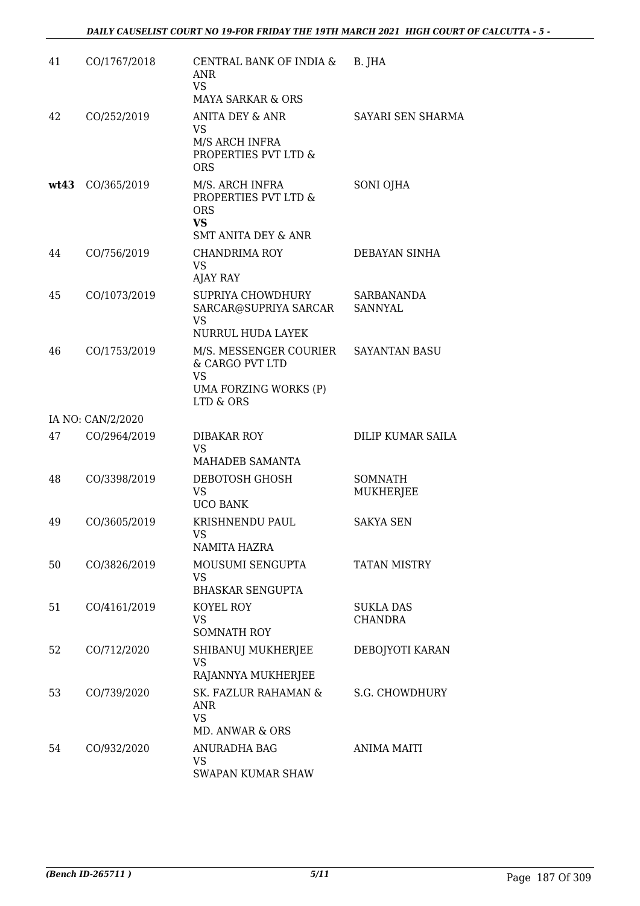| | | | |
|---|---|---|---|
| 41 | CO/1767/2018 | CENTRAL BANK OF INDIA & ANR<br>VS<br>MAYA SARKAR & ORS | B. JHA |
| 42 | CO/252/2019 | ANITA DEY & ANR<br>VS<br>M/S ARCH INFRA PROPERTIES PVT LTD & ORS | SAYARI SEN SHARMA |
| **wt43** | CO/365/2019 | M/S. ARCH INFRA PROPERTIES PVT LTD & ORS<br>**VS**<br>SMT ANITA DEY & ANR | SONI OJHA |
| 44 | CO/756/2019 | CHANDRIMA ROY<br>VS<br>AJAY RAY | DEBAYAN SINHA |
| 45 | CO/1073/2019 | SUPRIYA CHOWDHURY SARCAR@SUPRIYA SARCAR<br>VS<br>NURRUL HUDA LAYEK | SARBANANDA SANNYAL |
| 46 | CO/1753/2019 | M/S. MESSENGER COURIER & CARGO PVT LTD<br>VS<br>UMA FORZING WORKS (P) LTD & ORS | SAYANTAN BASU |
| | IA NO: CAN/2/2020 | | |
| 47 | CO/2964/2019 | DIBAKAR ROY<br>VS<br>MAHADEB SAMANTA | DILIP KUMAR SAILA |
| 48 | CO/3398/2019 | DEBOTOSH GHOSH<br>VS<br>UCO BANK | SOMNATH MUKHERJEE |
| 49 | CO/3605/2019 | KRISHNENDU PAUL<br>VS<br>NAMITA HAZRA | SAKYA SEN |
| 50 | CO/3826/2019 | MOUSUMI SENGUPTA<br>VS<br>BHASKAR SENGUPTA | TATAN MISTRY |
| 51 | CO/4161/2019 | KOYEL ROY<br>VS<br>SOMNATH ROY | SUKLA DAS CHANDRA |
| 52 | CO/712/2020 | SHIBANUJ MUKHERJEE<br>VS<br>RAJANNYA MUKHERJEE | DEBOJYOTI KARAN |
| 53 | CO/739/2020 | SK. FAZLUR RAHAMAN & ANR<br>VS<br>MD. ANWAR & ORS | S.G. CHOWDHURY |
| 54 | CO/932/2020 | ANURADHA BAG<br>VS<br>SWAPAN KUMAR SHAW | ANIMA MAITI |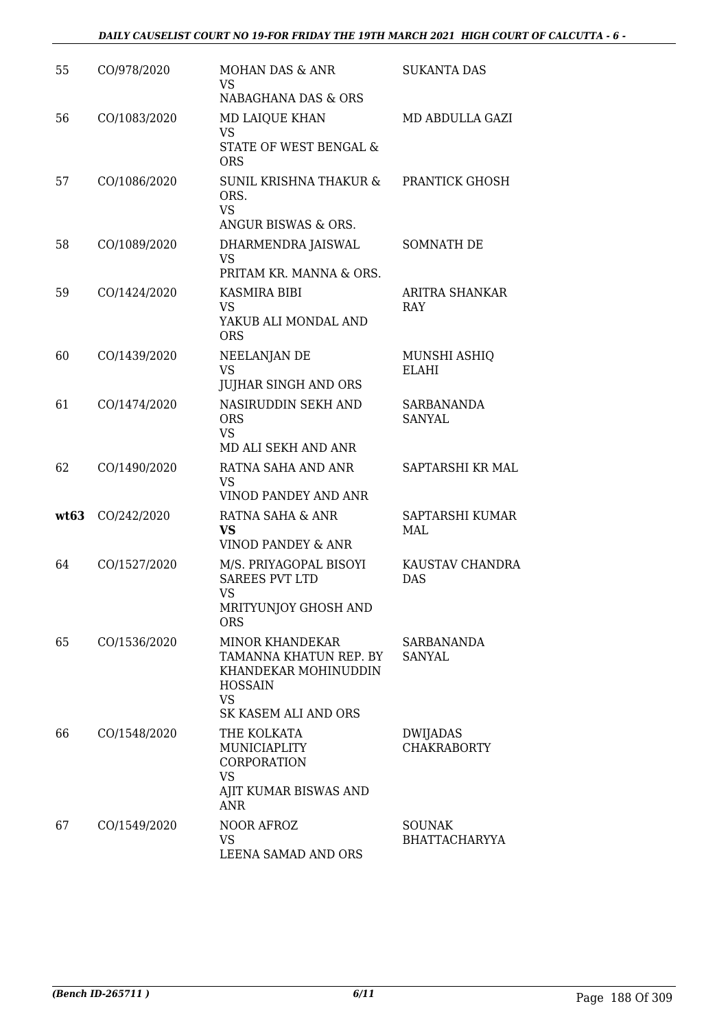| | | | |
|---|---|---|---|
| 55 | CO/978/2020 | MOHAN DAS & ANR<br>VS<br>NABAGHANA DAS & ORS | SUKANTA DAS |
| 56 | CO/1083/2020 | MD LAIQUE KHAN<br>VS<br>STATE OF WEST BENGAL & ORS | MD ABDULLA GAZI |
| 57 | CO/1086/2020 | SUNIL KRISHNA THAKUR & ORS.<br>VS<br>ANGUR BISWAS & ORS. | PRANTICK GHOSH |
| 58 | CO/1089/2020 | DHARMENDRA JAISWAL<br>VS<br>PRITAM KR. MANNA & ORS. | SOMNATH DE |
| 59 | CO/1424/2020 | KASMIRA BIBI<br>VS<br>YAKUB ALI MONDAL AND ORS | ARITRA SHANKAR RAY |
| 60 | CO/1439/2020 | NEELANJAN DE<br>VS<br>JUJHAR SINGH AND ORS | MUNSHI ASHIQ ELAHI |
| 61 | CO/1474/2020 | NASIRUDDIN SEKH AND ORS<br>VS<br>MD ALI SEKH AND ANR | SARBANANDA SANYAL |
| 62 | CO/1490/2020 | RATNA SAHA AND ANR<br>VS<br>VINOD PANDEY AND ANR | SAPTARSHI KR MAL |
| **wt63** | CO/242/2020 | RATNA SAHA & ANR<br>**VS**<br>VINOD PANDEY & ANR | SAPTARSHI KUMAR MAL |
| 64 | CO/1527/2020 | M/S. PRIYAGOPAL BISOYI SAREES PVT LTD<br>VS<br>MRITYUNJOY GHOSH AND ORS | KAUSTAV CHANDRA DAS |
| 65 | CO/1536/2020 | MINOR KHANDEKAR TAMANNA KHATUN REP. BY KHANDEKAR MOHINUDDIN HOSSAIN<br>VS<br>SK KASEM ALI AND ORS | SARBANANDA SANYAL |
| 66 | CO/1548/2020 | THE KOLKATA MUNICIAPLITY CORPORATION<br>VS<br>AJIT KUMAR BISWAS AND ANR | DWIJADAS CHAKRABORTY |
| 67 | CO/1549/2020 | NOOR AFROZ<br>VS<br>LEENA SAMAD AND ORS | SOUNAK BHATTACHARYYA |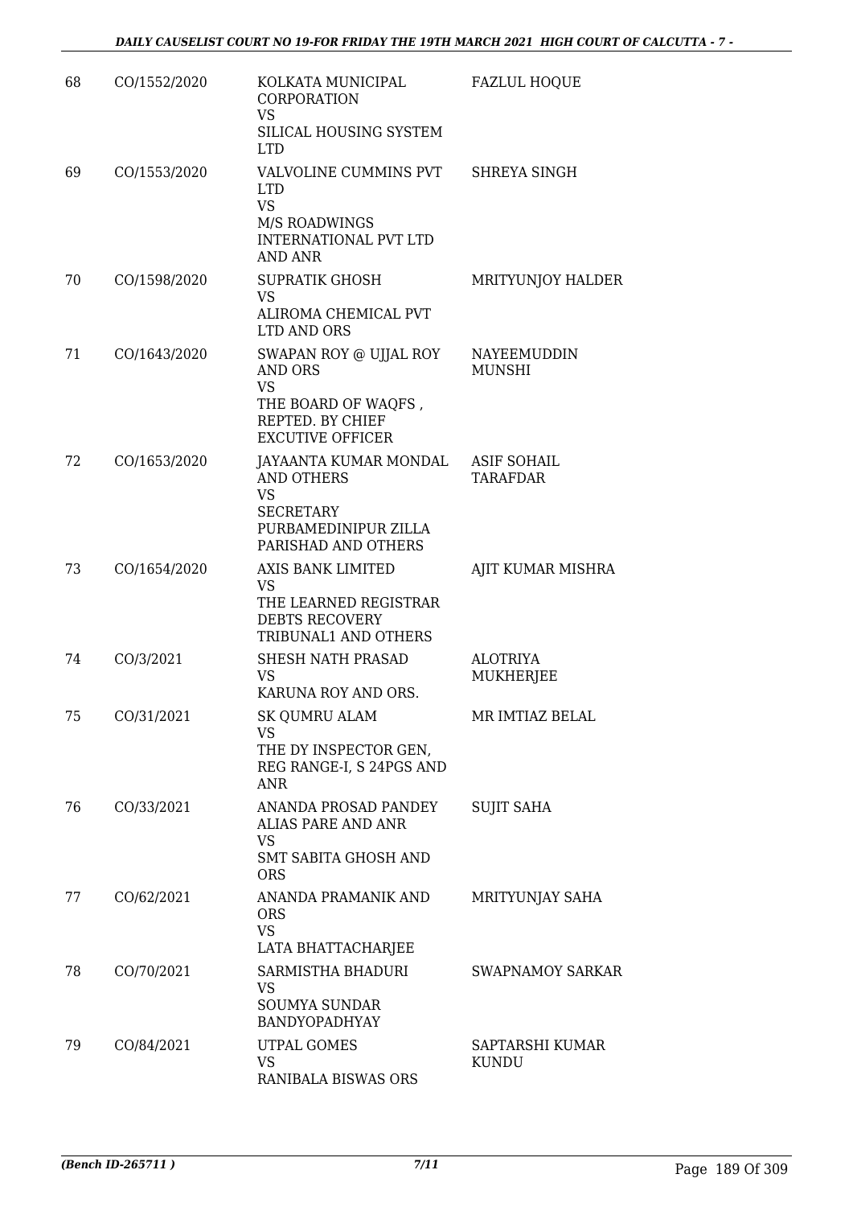| 68 | CO/1552/2020 | KOLKATA MUNICIPAL CORPORATION<br>VS<br>SILICAL HOUSING SYSTEM LTD | FAZLUL HOQUE |
|---|---|---|---|
| 69 | CO/1553/2020 | VALVOLINE CUMMINS PVT LTD<br>VS<br>M/S ROADWINGS INTERNATIONAL PVT LTD AND ANR | SHREYA SINGH |
| 70 | CO/1598/2020 | SUPRATIK GHOSH<br>VS<br>ALIROMA CHEMICAL PVT LTD AND ORS | MRITYUNJOY HALDER |
| 71 | CO/1643/2020 | SWAPAN ROY @ UJJAL ROY AND ORS<br>VS<br>THE BOARD OF WAQFS , REPTED. BY CHIEF EXCUTIVE OFFICER | NAYEEMUDDIN MUNSHI |
| 72 | CO/1653/2020 | JAYAANTA KUMAR MONDAL AND OTHERS<br>VS<br>SECRETARY PURBAMEDINIPUR ZILLA PARISHAD AND OTHERS | ASIF SOHAIL TARAFDAR |
| 73 | CO/1654/2020 | AXIS BANK LIMITED<br>VS<br>THE LEARNED REGISTRAR DEBTS RECOVERY TRIBUNAL1 AND OTHERS | AJIT KUMAR MISHRA |
| 74 | CO/3/2021 | SHESH NATH PRASAD<br>VS<br>KARUNA ROY AND ORS. | ALOTRIYA MUKHERJEE |
| 75 | CO/31/2021 | SK QUMRU ALAM<br>VS<br>THE DY INSPECTOR GEN, REG RANGE-I, S 24PGS AND ANR | MR IMTIAZ BELAL |
| 76 | CO/33/2021 | ANANDA PROSAD PANDEY ALIAS PARE AND ANR<br>VS<br>SMT SABITA GHOSH AND ORS | SUJIT SAHA |
| 77 | CO/62/2021 | ANANDA PRAMANIK AND ORS<br>VS<br>LATA BHATTACHARJEE | MRITYUNJAY SAHA |
| 78 | CO/70/2021 | SARMISTHA BHADURI<br>VS<br>SOUMYA SUNDAR BANDYOPADHYAY | SWAPNAMOY SARKAR |
| 79 | CO/84/2021 | UTPAL GOMES<br>VS<br>RANIBALA BISWAS ORS | SAPTARSHI KUMAR KUNDU |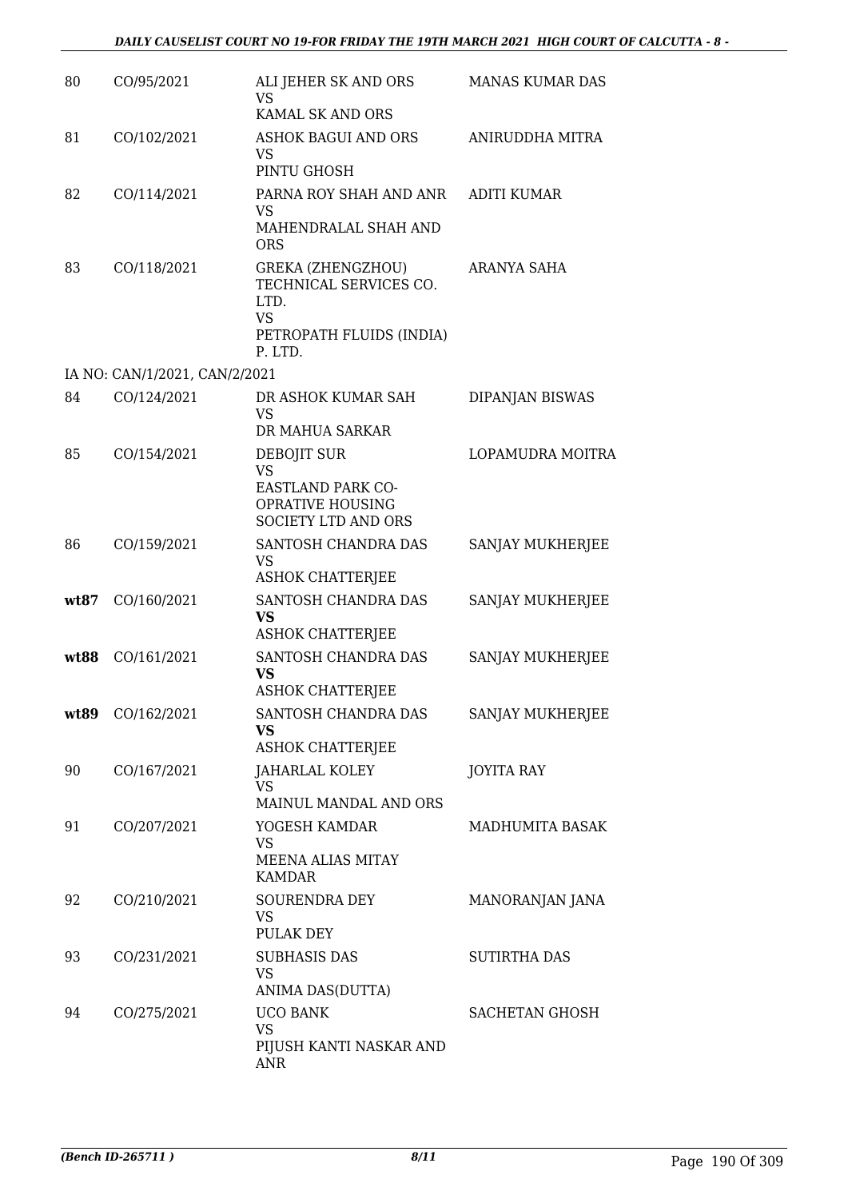| 80 | CO/95/2021 | ALI JEHER SK AND ORS<br>VS<br>KAMAL SK AND ORS | MANAS KUMAR DAS |
|---|---|---|---|
| 81 | CO/102/2021 | ASHOK BAGUI AND ORS<br>VS<br>PINTU GHOSH | ANIRUDDHA MITRA |
| 82 | CO/114/2021 | PARNA ROY SHAH AND ANR<br>VS<br>MAHENDRALAL SHAH AND ORS | ADITI KUMAR |
| 83 | CO/118/2021 | GREKA (ZHENGZHOU) TECHNICAL SERVICES CO. LTD.<br>VS<br>PETROPATH FLUIDS (INDIA) P. LTD. | ARANYA SAHA |
| | IA NO: CAN/1/2021, CAN/2/2021 | | |
| 84 | CO/124/2021 | DR ASHOK KUMAR SAH<br>VS<br>DR MAHUA SARKAR | DIPANJAN BISWAS |
| 85 | CO/154/2021 | DEBOJIT SUR<br>VS<br>EASTLAND PARK CO-OPRATIVE HOUSING SOCIETY LTD AND ORS | LOPAMUDRA MOITRA |
| 86 | CO/159/2021 | SANTOSH CHANDRA DAS<br>VS<br>ASHOK CHATTERJEE | SANJAY MUKHERJEE |
| **wt87** | CO/160/2021 | SANTOSH CHANDRA DAS<br>**VS**<br>ASHOK CHATTERJEE | SANJAY MUKHERJEE |
| **wt88** | CO/161/2021 | SANTOSH CHANDRA DAS<br>**VS**<br>ASHOK CHATTERJEE | SANJAY MUKHERJEE |
| **wt89** | CO/162/2021 | SANTOSH CHANDRA DAS<br>**VS**<br>ASHOK CHATTERJEE | SANJAY MUKHERJEE |
| 90 | CO/167/2021 | JAHARLAL KOLEY<br>VS<br>MAINUL MANDAL AND ORS | JOYITA RAY |
| 91 | CO/207/2021 | YOGESH KAMDAR<br>VS<br>MEENA ALIAS MITAY KAMDAR | MADHUMITA BASAK |
| 92 | CO/210/2021 | SOURENDRA DEY<br>VS<br>PULAK DEY | MANORANJAN JANA |
| 93 | CO/231/2021 | SUBHASIS DAS<br>VS<br>ANIMA DAS(DUTTA) | SUTIRTHA DAS |
| 94 | CO/275/2021 | UCO BANK<br>VS<br>PIJUSH KANTI NASKAR AND ANR | SACHETAN GHOSH |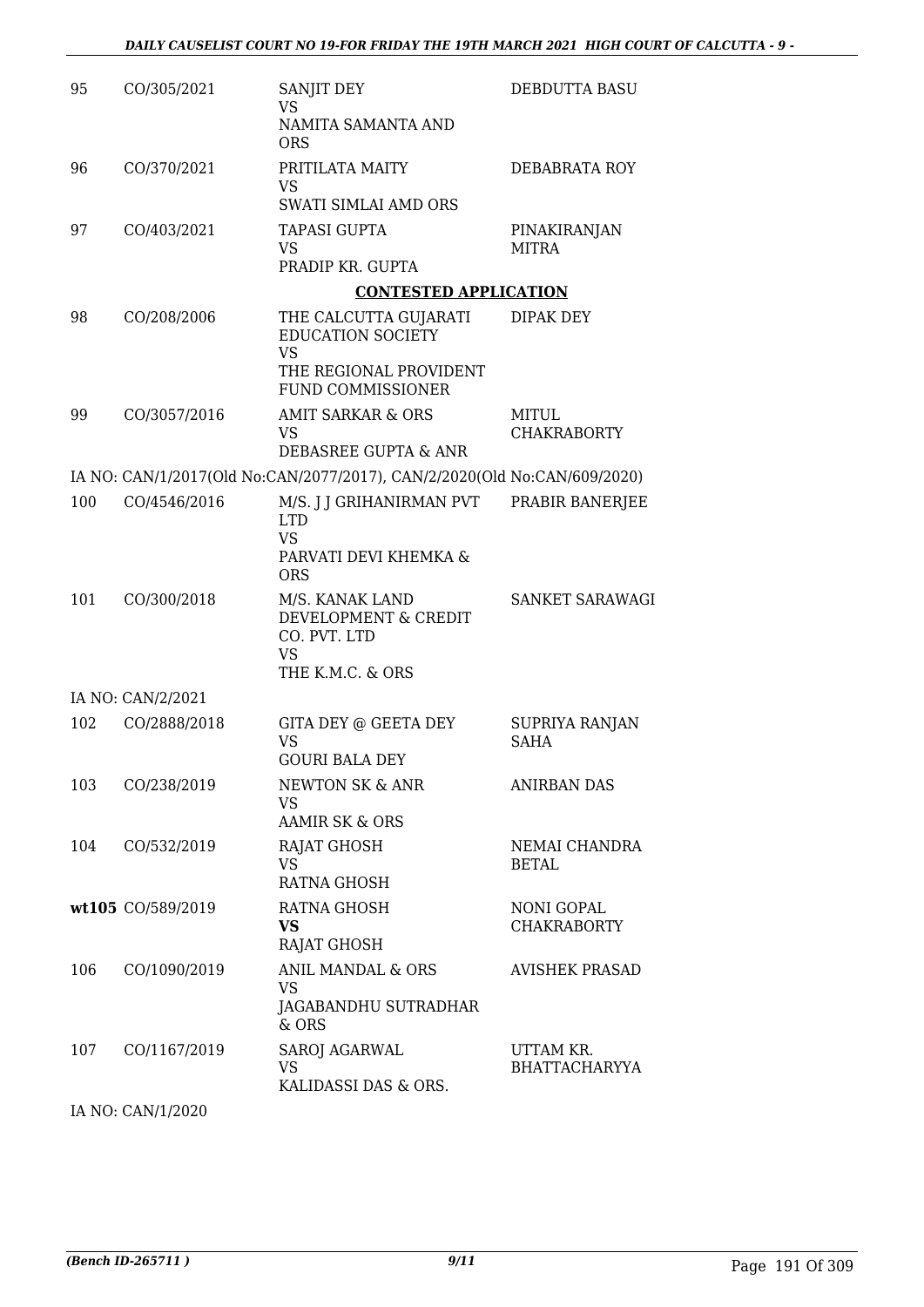| | | | |
|---|---|---|---|
| 95 | CO/305/2021 | SANJIT DEY<br>VS<br>NAMITA SAMANTA AND ORS | DEBDUTTA BASU |
| 96 | CO/370/2021 | PRITILATA MAITY<br>VS<br>SWATI SIMLAI AMD ORS | DEBABRATA ROY |
| 97 | CO/403/2021 | TAPASI GUPTA<br>VS<br>PRADIP KR. GUPTA | PINAKIRANJAN MITRA |

**CONTESTED APPLICATION**

| | | | |
|---|---|---|---|
| 98 | CO/208/2006 | THE CALCUTTA GUJARATI EDUCATION SOCIETY<br>VS<br>THE REGIONAL PROVIDENT FUND COMMISSIONER | DIPAK DEY |
| 99 | CO/3057/2016 | AMIT SARKAR & ORS<br>VS<br>DEBASREE GUPTA & ANR | MITUL CHAKRABORTY |

IA NO: CAN/1/2017(Old No:CAN/2077/2017), CAN/2/2020(Old No:CAN/609/2020)

| | | | |
|---|---|---|---|
| 100 | CO/4546/2016 | M/S. J J GRIHANIRMAN PVT LTD<br>VS<br>PARVATI DEVI KHEMKA & ORS | PRABIR BANERJEE |
| 101 | CO/300/2018 | M/S. KANAK LAND DEVELOPMENT & CREDIT CO. PVT. LTD<br>VS<br>THE K.M.C. & ORS | SANKET SARAWAGI |

IA NO: CAN/2/2021

| | | | |
|---|---|---|---|
| 102 | CO/2888/2018 | GITA DEY @ GEETA DEY<br>VS<br>GOURI BALA DEY | SUPRIYA RANJAN SAHA |
| 103 | CO/238/2019 | NEWTON SK & ANR<br>VS<br>AAMIR SK & ORS | ANIRBAN DAS |
| 104 | CO/532/2019 | RAJAT GHOSH<br>VS<br>RATNA GHOSH | NEMAI CHANDRA BETAL |
| **wt105** | CO/589/2019 | RATNA GHOSH<br>**VS**<br>RAJAT GHOSH | NONI GOPAL CHAKRABORTY |
| 106 | CO/1090/2019 | ANIL MANDAL & ORS<br>VS<br>JAGABANDHU SUTRADHAR & ORS | AVISHEK PRASAD |
| 107 | CO/1167/2019 | SAROJ AGARWAL<br>VS<br>KALIDASSI DAS & ORS. | UTTAM KR. BHATTACHARYYA |

IA NO: CAN/1/2020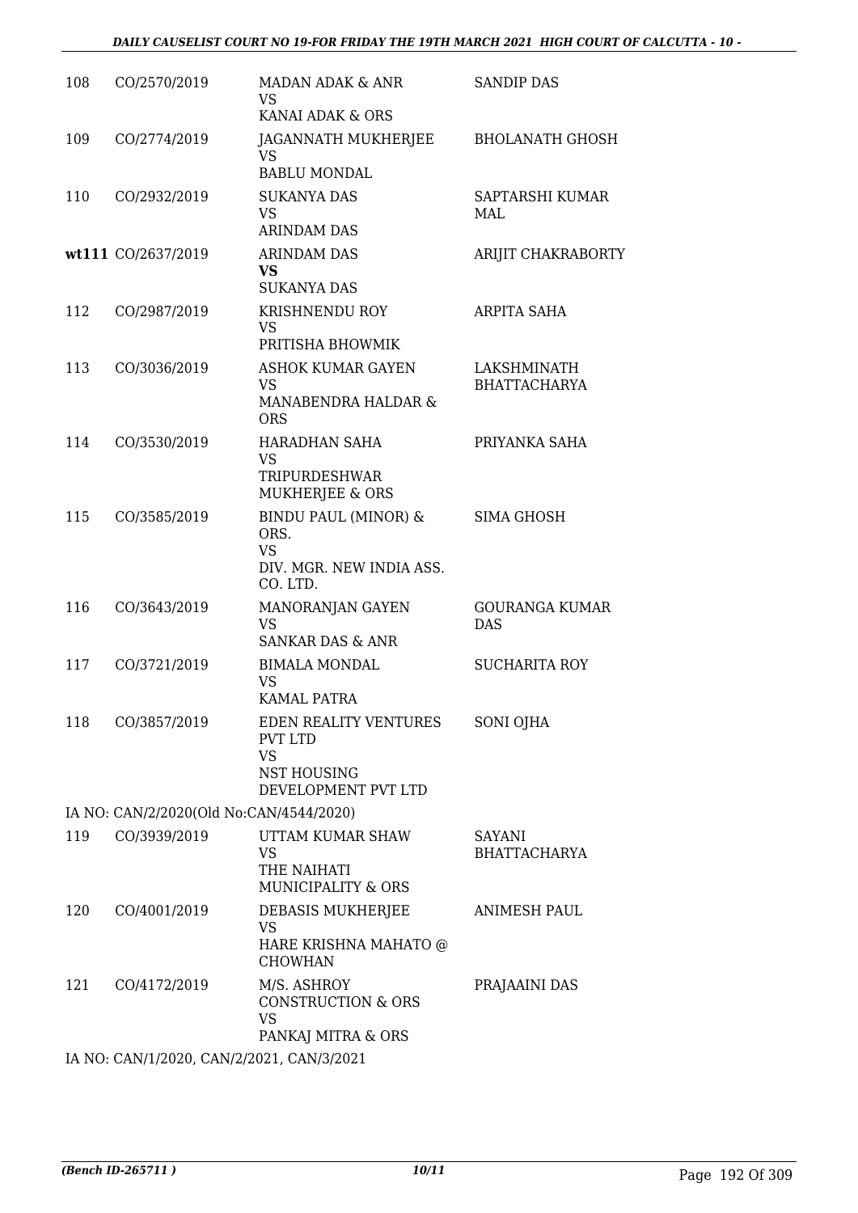| | | | |
|---|---|---|---|
| 108 | CO/2570/2019 | MADAN ADAK & ANR<br>VS<br>KANAI ADAK & ORS | SANDIP DAS |
| 109 | CO/2774/2019 | JAGANNATH MUKHERJEE<br>VS<br>BABLU MONDAL | BHOLANATH GHOSH |
| 110 | CO/2932/2019 | SUKANYA DAS<br>VS<br>ARINDAM DAS | SAPTARSHI KUMAR MAL |
| **wt111** | CO/2637/2019 | ARINDAM DAS<br>**VS**<br>SUKANYA DAS | ARIJIT CHAKRABORTY |
| 112 | CO/2987/2019 | KRISHNENDU ROY<br>VS<br>PRITISHA BHOWMIK | ARPITA SAHA |
| 113 | CO/3036/2019 | ASHOK KUMAR GAYEN<br>VS<br>MANABENDRA HALDAR & ORS | LAKSHMINATH BHATTACHARYA |
| 114 | CO/3530/2019 | HARADHAN SAHA<br>VS<br>TRIPURDESHWAR MUKHERJEE & ORS | PRIYANKA SAHA |
| 115 | CO/3585/2019 | BINDU PAUL (MINOR) & ORS.<br>VS<br>DIV. MGR. NEW INDIA ASS. CO. LTD. | SIMA GHOSH |
| 116 | CO/3643/2019 | MANORANJAN GAYEN<br>VS<br>SANKAR DAS & ANR | GOURANGA KUMAR DAS |
| 117 | CO/3721/2019 | BIMALA MONDAL<br>VS<br>KAMAL PATRA | SUCHARITA ROY |
| 118 | CO/3857/2019 | EDEN REALITY VENTURES PVT LTD<br>VS<br>NST HOUSING DEVELOPMENT PVT LTD | SONI OJHA |

IA NO: CAN/2/2020(Old No:CAN/4544/2020)

| | | | |
|---|---|---|---|
| 119 | CO/3939/2019 | UTTAM KUMAR SHAW<br>VS<br>THE NAIHATI MUNICIPALITY & ORS | SAYANI BHATTACHARYA |
| 120 | CO/4001/2019 | DEBASIS MUKHERJEE<br>VS<br>HARE KRISHNA MAHATO @ CHOWHAN | ANIMESH PAUL |
| 121 | CO/4172/2019 | M/S. ASHROY CONSTRUCTION & ORS<br>VS<br>PANKAJ MITRA & ORS | PRAJAAINI DAS |

IA NO: CAN/1/2020, CAN/2/2021, CAN/3/2021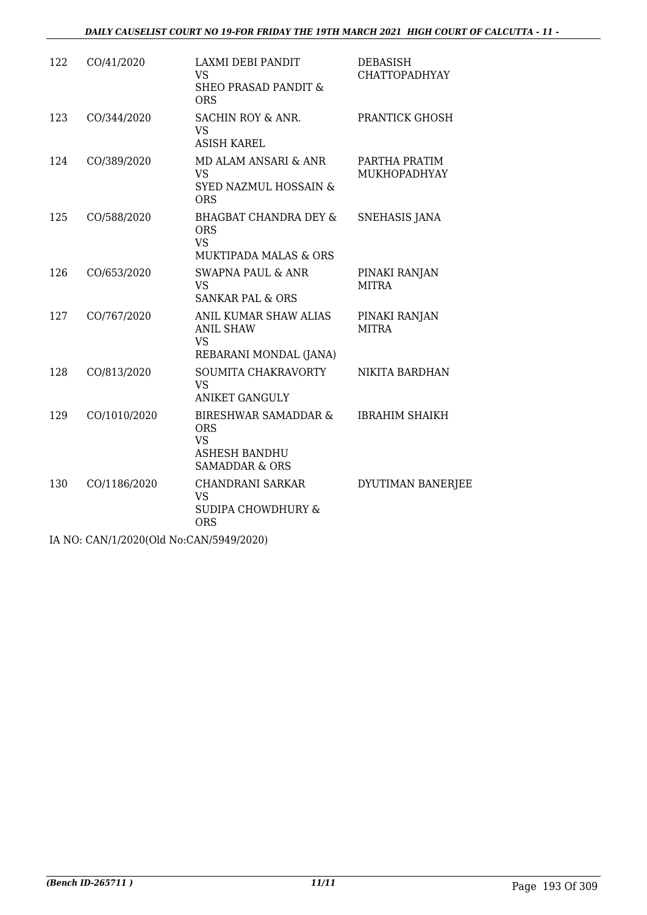| | | | |
|---|---|---|---|
| 122 | CO/41/2020 | LAXMI DEBI PANDIT<br>VS<br>SHEO PRASAD PANDIT & ORS | DEBASISH CHATTOPADHYAY |
| 123 | CO/344/2020 | SACHIN ROY & ANR.<br>VS<br>ASISH KAREL | PRANTICK GHOSH |
| 124 | CO/389/2020 | MD ALAM ANSARI & ANR<br>VS<br>SYED NAZMUL HOSSAIN & ORS | PARTHA PRATIM MUKHOPADHYAY |
| 125 | CO/588/2020 | BHAGBAT CHANDRA DEY & ORS<br>VS<br>MUKTIPADA MALAS & ORS | SNEHASIS JANA |
| 126 | CO/653/2020 | SWAPNA PAUL & ANR<br>VS<br>SANKAR PAL & ORS | PINAKI RANJAN MITRA |
| 127 | CO/767/2020 | ANIL KUMAR SHAW ALIAS ANIL SHAW<br>VS<br>REBARANI MONDAL (JANA) | PINAKI RANJAN MITRA |
| 128 | CO/813/2020 | SOUMITA CHAKRAVORTY<br>VS<br>ANIKET GANGULY | NIKITA BARDHAN |
| 129 | CO/1010/2020 | BIRESHWAR SAMADDAR & ORS<br>VS<br>ASHESH BANDHU SAMADDAR & ORS | IBRAHIM SHAIKH |
| 130 | CO/1186/2020 | CHANDRANI SARKAR<br>VS<br>SUDIPA CHOWDHURY & ORS | DYUTIMAN BANERJEE |

IA NO: CAN/1/2020(Old No:CAN/5949/2020)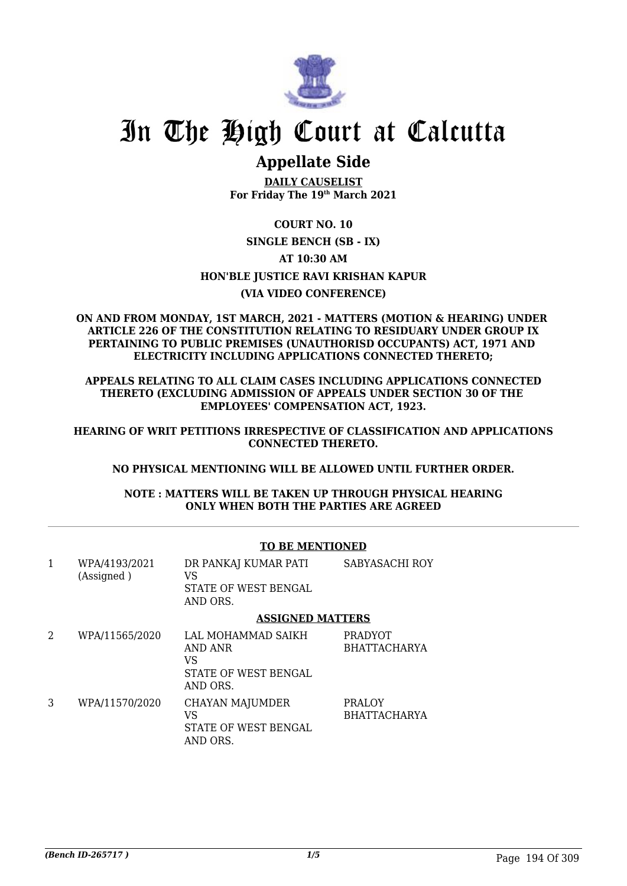# In The High Court at Calcutta

## Appellate Side

**DAILY CAUSELIST**
**For Friday The 19th March 2021**

**COURT NO. 10**

**SINGLE BENCH (SB - IX)**

**AT 10:30 AM**

**HON'BLE JUSTICE RAVI KRISHAN KAPUR**

**(VIA VIDEO CONFERENCE)**

**ON AND FROM MONDAY, 1ST MARCH, 2021 - MATTERS (MOTION & HEARING) UNDER ARTICLE 226 OF THE CONSTITUTION RELATING TO RESIDUARY UNDER GROUP IX PERTAINING TO PUBLIC PREMISES (UNAUTHORISD OCCUPANTS) ACT, 1971 AND ELECTRICITY INCLUDING APPLICATIONS CONNECTED THERETO;**

**APPEALS RELATING TO ALL CLAIM CASES INCLUDING APPLICATIONS CONNECTED THERETO (EXCLUDING ADMISSION OF APPEALS UNDER SECTION 30 OF THE EMPLOYEES' COMPENSATION ACT, 1923.**

**HEARING OF WRIT PETITIONS IRRESPECTIVE OF CLASSIFICATION AND APPLICATIONS CONNECTED THERETO.**

**NO PHYSICAL MENTIONING WILL BE ALLOWED UNTIL FURTHER ORDER.**

**NOTE : MATTERS WILL BE TAKEN UP THROUGH PHYSICAL HEARING ONLY WHEN BOTH THE PARTIES ARE AGREED**

**TO BE MENTIONED**

| | | | |
|---|---|---|---|
| 1 | WPA/4193/2021 (Assigned ) | DR PANKAJ KUMAR PATI VS STATE OF WEST BENGAL AND ORS. | SABYASACHI ROY |

**ASSIGNED MATTERS**

| | | | |
|---|---|---|---|
| 2 | WPA/11565/2020 | LAL MOHAMMAD SAIKH AND ANR VS STATE OF WEST BENGAL AND ORS. | PRADYOT BHATTACHARYA |
| 3 | WPA/11570/2020 | CHAYAN MAJUMDER VS STATE OF WEST BENGAL AND ORS. | PRALOY BHATTACHARYA |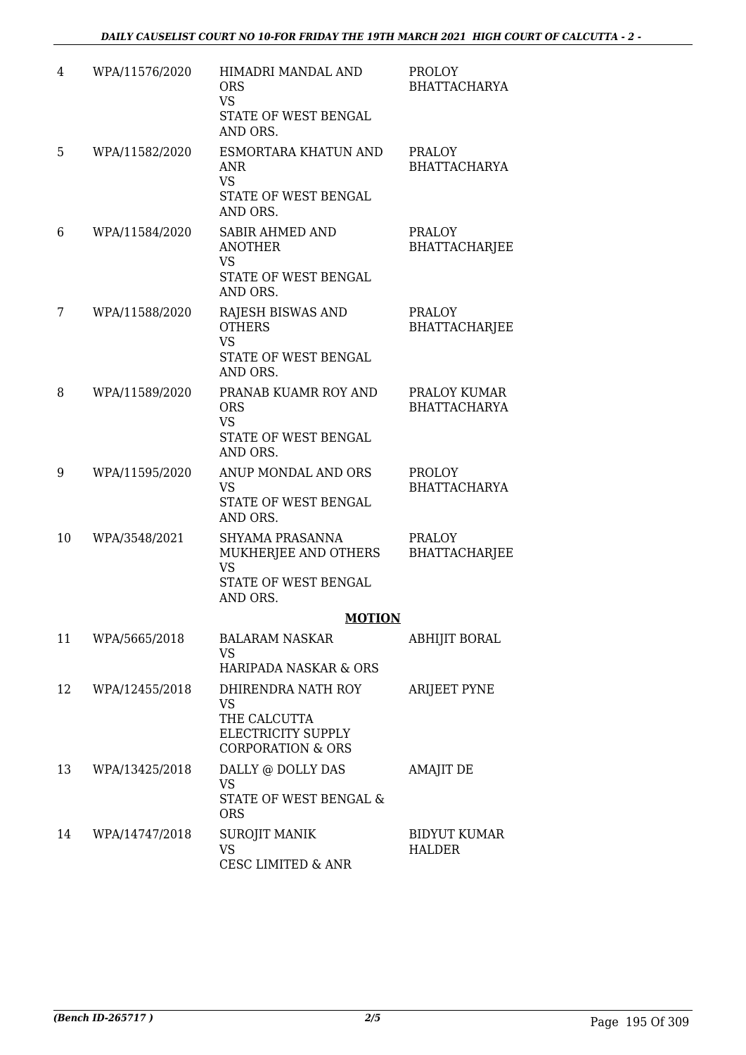| | | | |
|---|---|---|---|
| 4 | WPA/11576/2020 | HIMADRI MANDAL AND ORS<br>VS<br>STATE OF WEST BENGAL AND ORS. | PROLOY BHATTACHARYA |
| 5 | WPA/11582/2020 | ESMORTARA KHATUN AND ANR<br>VS<br>STATE OF WEST BENGAL AND ORS. | PRALOY BHATTACHARYA |
| 6 | WPA/11584/2020 | SABIR AHMED AND ANOTHER<br>VS<br>STATE OF WEST BENGAL AND ORS. | PRALOY BHATTACHARJEE |
| 7 | WPA/11588/2020 | RAJESH BISWAS AND OTHERS<br>VS<br>STATE OF WEST BENGAL AND ORS. | PRALOY BHATTACHARJEE |
| 8 | WPA/11589/2020 | PRANAB KUAMR ROY AND ORS<br>VS<br>STATE OF WEST BENGAL AND ORS. | PRALOY KUMAR BHATTACHARYA |
| 9 | WPA/11595/2020 | ANUP MONDAL AND ORS<br>VS<br>STATE OF WEST BENGAL AND ORS. | PROLOY BHATTACHARYA |
| 10 | WPA/3548/2021 | SHYAMA PRASANNA MUKHERJEE AND OTHERS<br>VS<br>STATE OF WEST BENGAL AND ORS. | PRALOY BHATTACHARJEE |

**MOTION**

| | | | |
|---|---|---|---|
| 11 | WPA/5665/2018 | BALARAM NASKAR<br>VS<br>HARIPADA NASKAR & ORS | ABHIJIT BORAL |
| 12 | WPA/12455/2018 | DHIRENDRA NATH ROY<br>VS<br>THE CALCUTTA ELECTRICITY SUPPLY CORPORATION & ORS | ARIJEET PYNE |
| 13 | WPA/13425/2018 | DALLY @ DOLLY DAS<br>VS<br>STATE OF WEST BENGAL & ORS | AMAJIT DE |
| 14 | WPA/14747/2018 | SUROJIT MANIK<br>VS<br>CESC LIMITED & ANR | BIDYUT KUMAR HALDER |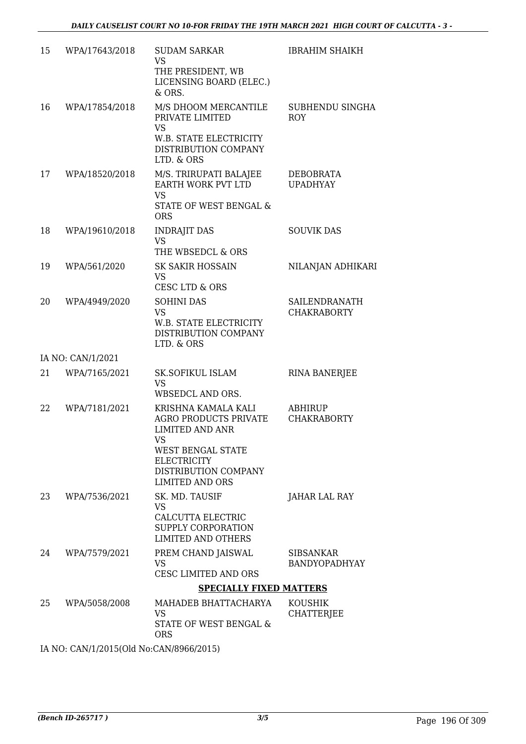| | | | |
|---|---|---|---|
| 15 | WPA/17643/2018 | SUDAM SARKAR<br>VS<br>THE PRESIDENT, WB LICENSING BOARD (ELEC.) & ORS. | IBRAHIM SHAIKH |
| 16 | WPA/17854/2018 | M/S DHOOM MERCANTILE PRIVATE LIMITED<br>VS<br>W.B. STATE ELECTRICITY DISTRIBUTION COMPANY LTD. & ORS | SUBHENDU SINGHA ROY |
| 17 | WPA/18520/2018 | M/S. TRIRUPATI BALAJEE EARTH WORK PVT LTD<br>VS<br>STATE OF WEST BENGAL & ORS | DEBOBRATA UPADHYAY |
| 18 | WPA/19610/2018 | INDRAJIT DAS<br>VS<br>THE WBSEDCL & ORS | SOUVIK DAS |
| 19 | WPA/561/2020 | SK SAKIR HOSSAIN<br>VS<br>CESC LTD & ORS | NILANJAN ADHIKARI |
| 20 | WPA/4949/2020 | SOHINI DAS<br>VS<br>W.B. STATE ELECTRICITY DISTRIBUTION COMPANY LTD. & ORS | SAILENDRANATH CHAKRABORTY |
| | IA NO: CAN/1/2021 | | |
| 21 | WPA/7165/2021 | SK.SOFIKUL ISLAM<br>VS<br>WBSEDCL AND ORS. | RINA BANERJEE |
| 22 | WPA/7181/2021 | KRISHNA KAMALA KALI AGRO PRODUCTS PRIVATE LIMITED AND ANR<br>VS<br>WEST BENGAL STATE ELECTRICITY DISTRIBUTION COMPANY LIMITED AND ORS | ABHIRUP CHAKRABORTY |
| 23 | WPA/7536/2021 | SK. MD. TAUSIF<br>VS<br>CALCUTTA ELECTRIC SUPPLY CORPORATION LIMITED AND OTHERS | JAHAR LAL RAY |
| 24 | WPA/7579/2021 | PREM CHAND JAISWAL<br>VS<br>CESC LIMITED AND ORS | SIBSANKAR BANDYOPADHYAY |

**SPECIALLY FIXED MATTERS**

| | | | |
|---|---|---|---|
| 25 | WPA/5058/2008 | MAHADEB BHATTACHARYA<br>VS<br>STATE OF WEST BENGAL & ORS | KOUSHIK CHATTERJEE |

IA NO: CAN/1/2015(Old No:CAN/8966/2015)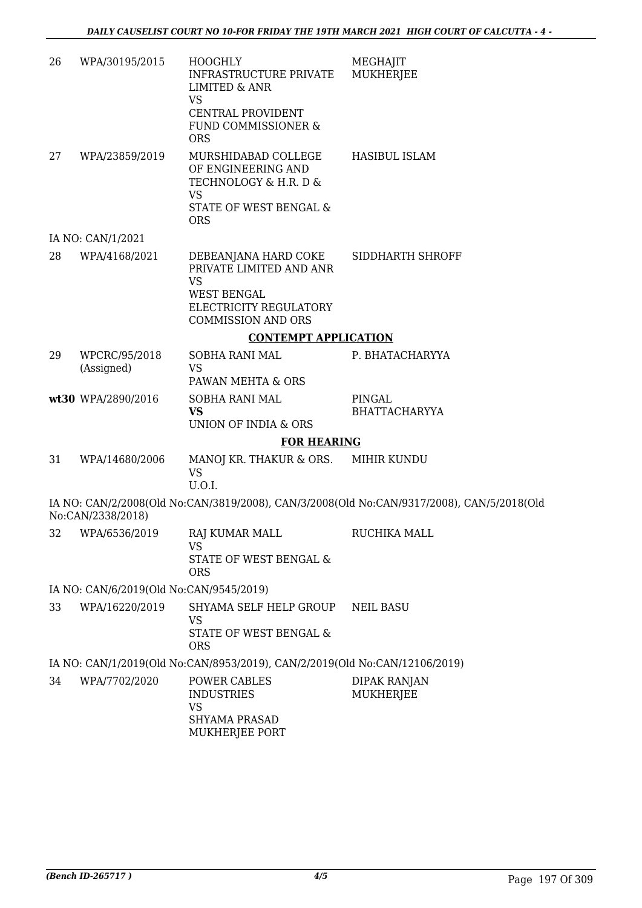| | | | |
|---|---|---|---|
| 26 | WPA/30195/2015 | HOOGHLY INFRASTRUCTURE PRIVATE LIMITED & ANR VS CENTRAL PROVIDENT FUND COMMISSIONER & ORS | MEGHAJIT MUKHERJEE |
| 27 | WPA/23859/2019 | MURSHIDABAD COLLEGE OF ENGINEERING AND TECHNOLOGY & H.R. D & VS STATE OF WEST BENGAL & ORS | HASIBUL ISLAM |

IA NO: CAN/1/2021

| | | | |
|---|---|---|---|
| 28 | WPA/4168/2021 | DEBEANJANA HARD COKE PRIVATE LIMITED AND ANR VS WEST BENGAL ELECTRICITY REGULATORY COMMISSION AND ORS | SIDDHARTH SHROFF |

**CONTEMPT APPLICATION**

| | | | |
|---|---|---|---|
| 29 | WPCRC/95/2018 (Assigned) | SOBHA RANI MAL VS PAWAN MEHTA & ORS | P. BHATACHARYYA |
| **wt30** | WPA/2890/2016 | SOBHA RANI MAL **VS** UNION OF INDIA & ORS | PINGAL BHATTACHARYYA |

**FOR HEARING**

| | | | |
|---|---|---|---|
| 31 | WPA/14680/2006 | MANOJ KR. THAKUR & ORS. VS U.O.I. | MIHIR KUNDU |

IA NO: CAN/2/2008(Old No:CAN/3819/2008), CAN/3/2008(Old No:CAN/9317/2008), CAN/5/2018(Old No:CAN/2338/2018)

| | | | |
|---|---|---|---|
| 32 | WPA/6536/2019 | RAJ KUMAR MALL VS STATE OF WEST BENGAL & ORS | RUCHIKA MALL |

IA NO: CAN/6/2019(Old No:CAN/9545/2019)

| | | | |
|---|---|---|---|
| 33 | WPA/16220/2019 | SHYAMA SELF HELP GROUP VS STATE OF WEST BENGAL & ORS | NEIL BASU |

IA NO: CAN/1/2019(Old No:CAN/8953/2019), CAN/2/2019(Old No:CAN/12106/2019)

| | | | |
|---|---|---|---|
| 34 | WPA/7702/2020 | POWER CABLES INDUSTRIES VS SHYAMA PRASAD MUKHERJEE PORT | DIPAK RANJAN MUKHERJEE |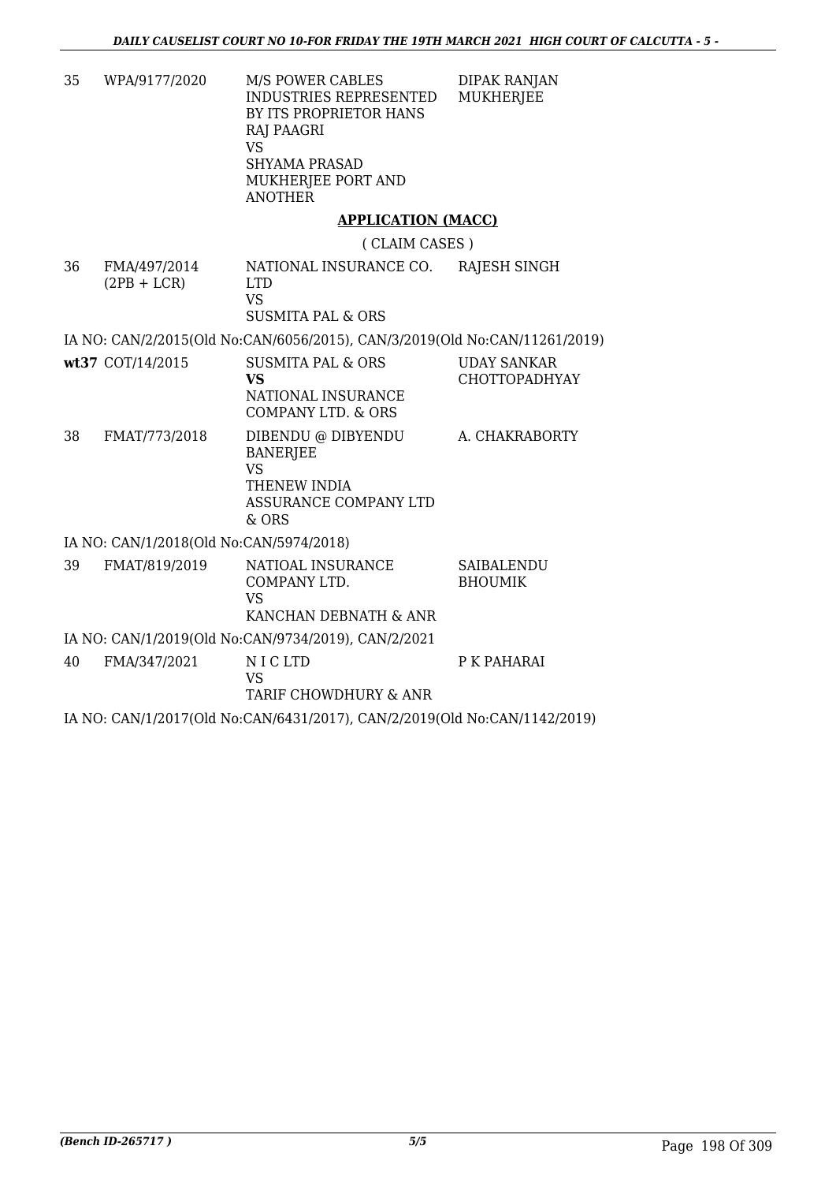| | | | |
|---|---|---|---|
| 35 | WPA/9177/2020 | M/S POWER CABLES INDUSTRIES REPRESENTED BY ITS PROPRIETOR HANS RAJ PAAGRI<br>VS<br>SHYAMA PRASAD MUKHERJEE PORT AND ANOTHER | DIPAK RANJAN MUKHERJEE |

## APPLICATION (MACC)

( CLAIM CASES )

| | | | |
|---|---|---|---|
| 36 | FMA/497/2014 (2PB + LCR) | NATIONAL INSURANCE CO. LTD<br>VS<br>SUSMITA PAL & ORS | RAJESH SINGH |

IA NO: CAN/2/2015(Old No:CAN/6056/2015), CAN/3/2019(Old No:CAN/11261/2019)

| | | | |
|---|---|---|---|
| **wt37** | COT/14/2015 | SUSMITA PAL & ORS<br>**VS**<br>NATIONAL INSURANCE COMPANY LTD. & ORS | UDAY SANKAR CHOTTOPADHYAY |
| 38 | FMAT/773/2018 | DIBENDU @ DIBYENDU BANERJEE<br>VS<br>THENEW INDIA ASSURANCE COMPANY LTD & ORS | A. CHAKRABORTY |

IA NO: CAN/1/2018(Old No:CAN/5974/2018)

| | | | |
|---|---|---|---|
| 39 | FMAT/819/2019 | NATIOAL INSURANCE COMPANY LTD.<br>VS<br>KANCHAN DEBNATH & ANR | SAIBALENDU BHOUMIK |

IA NO: CAN/1/2019(Old No:CAN/9734/2019), CAN/2/2021

| | | | |
|---|---|---|---|
| 40 | FMA/347/2021 | N I C LTD<br>VS<br>TARIF CHOWDHURY & ANR | P K PAHARAI |

IA NO: CAN/1/2017(Old No:CAN/6431/2017), CAN/2/2019(Old No:CAN/1142/2019)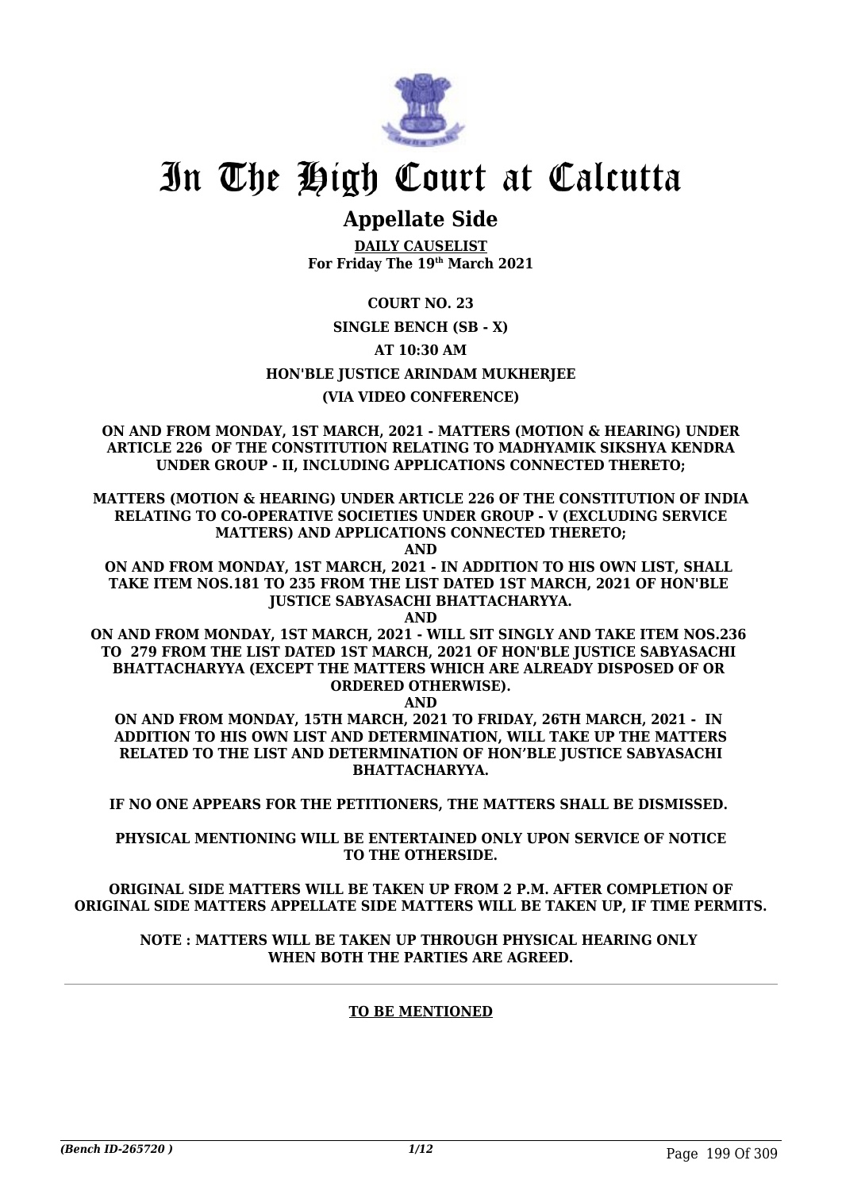# In The High Court at Calcutta

## Appellate Side

**DAILY CAUSELIST**
**For Friday The 19th March 2021**

**COURT NO. 23**

**SINGLE BENCH (SB - X)**

**AT 10:30 AM**

**HON'BLE JUSTICE ARINDAM MUKHERJEE**

**(VIA VIDEO CONFERENCE)**

**ON AND FROM MONDAY, 1ST MARCH, 2021 - MATTERS (MOTION & HEARING) UNDER ARTICLE 226 OF THE CONSTITUTION RELATING TO MADHYAMIK SIKSHYA KENDRA UNDER GROUP - II, INCLUDING APPLICATIONS CONNECTED THERETO;**

**MATTERS (MOTION & HEARING) UNDER ARTICLE 226 OF THE CONSTITUTION OF INDIA RELATING TO CO-OPERATIVE SOCIETIES UNDER GROUP - V (EXCLUDING SERVICE MATTERS) AND APPLICATIONS CONNECTED THERETO;**

**AND**

**ON AND FROM MONDAY, 1ST MARCH, 2021 - IN ADDITION TO HIS OWN LIST, SHALL TAKE ITEM NOS.181 TO 235 FROM THE LIST DATED 1ST MARCH, 2021 OF HON'BLE JUSTICE SABYASACHI BHATTACHARYYA.**

**AND**

**ON AND FROM MONDAY, 1ST MARCH, 2021 - WILL SIT SINGLY AND TAKE ITEM NOS.236 TO 279 FROM THE LIST DATED 1ST MARCH, 2021 OF HON'BLE JUSTICE SABYASACHI BHATTACHARYYA (EXCEPT THE MATTERS WHICH ARE ALREADY DISPOSED OF OR ORDERED OTHERWISE).**

**AND**

**ON AND FROM MONDAY, 15TH MARCH, 2021 TO FRIDAY, 26TH MARCH, 2021 - IN ADDITION TO HIS OWN LIST AND DETERMINATION, WILL TAKE UP THE MATTERS RELATED TO THE LIST AND DETERMINATION OF HON'BLE JUSTICE SABYASACHI BHATTACHARYYA.**

**IF NO ONE APPEARS FOR THE PETITIONERS, THE MATTERS SHALL BE DISMISSED.**

**PHYSICAL MENTIONING WILL BE ENTERTAINED ONLY UPON SERVICE OF NOTICE TO THE OTHERSIDE.**

**ORIGINAL SIDE MATTERS WILL BE TAKEN UP FROM 2 P.M. AFTER COMPLETION OF ORIGINAL SIDE MATTERS APPELLATE SIDE MATTERS WILL BE TAKEN UP, IF TIME PERMITS.**

**NOTE : MATTERS WILL BE TAKEN UP THROUGH PHYSICAL HEARING ONLY WHEN BOTH THE PARTIES ARE AGREED.**

---

**TO BE MENTIONED**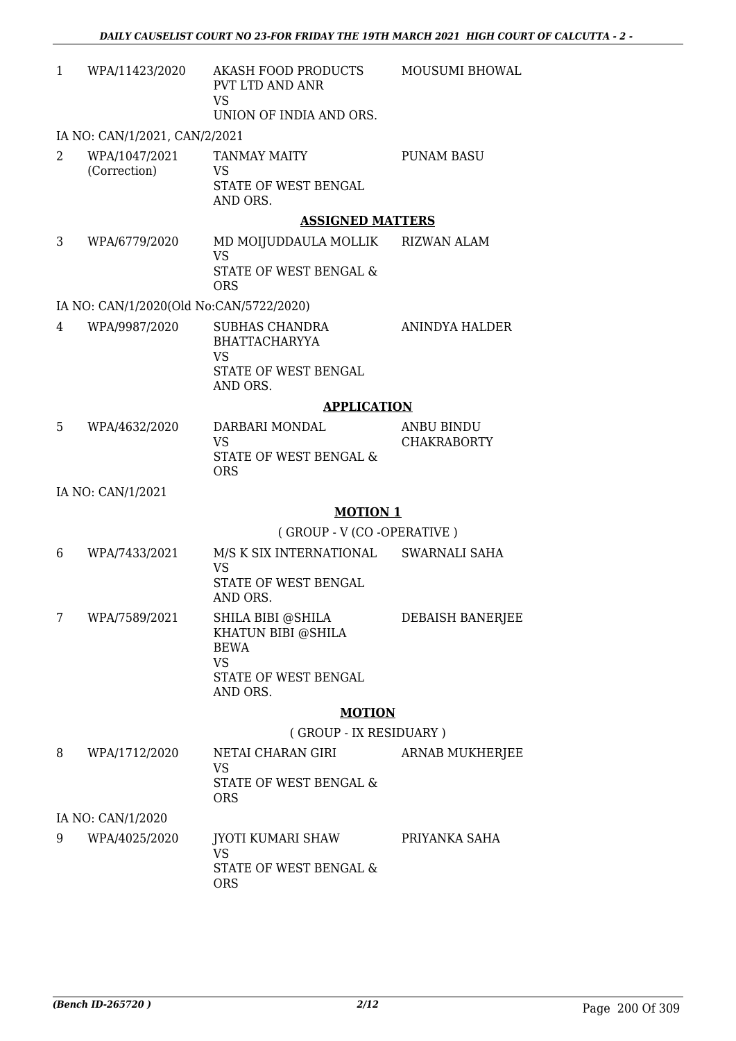| | | | |
|---|---|---|---|
| 1 | WPA/11423/2020 | AKASH FOOD PRODUCTS PVT LTD AND ANR<br>VS<br>UNION OF INDIA AND ORS. | MOUSUMI BHOWAL |

IA NO: CAN/1/2021, CAN/2/2021

| | | | |
|---|---|---|---|
| 2 | WPA/1047/2021 (Correction) | TANMAY MAITY<br>VS<br>STATE OF WEST BENGAL AND ORS. | PUNAM BASU |

**ASSIGNED MATTERS**

| | | | |
|---|---|---|---|
| 3 | WPA/6779/2020 | MD MOIJUDDAULA MOLLIK<br>VS<br>STATE OF WEST BENGAL & ORS | RIZWAN ALAM |

IA NO: CAN/1/2020(Old No:CAN/5722/2020)

| | | | |
|---|---|---|---|
| 4 | WPA/9987/2020 | SUBHAS CHANDRA BHATTACHARYYA<br>VS<br>STATE OF WEST BENGAL AND ORS. | ANINDYA HALDER |

**APPLICATION**

| | | | |
|---|---|---|---|
| 5 | WPA/4632/2020 | DARBARI MONDAL<br>VS<br>STATE OF WEST BENGAL & ORS | ANBU BINDU CHAKRABORTY |

IA NO: CAN/1/2021

**MOTION 1**

( GROUP - V (CO -OPERATIVE )

| | | | |
|---|---|---|---|
| 6 | WPA/7433/2021 | M/S K SIX INTERNATIONAL<br>VS<br>STATE OF WEST BENGAL AND ORS. | SWARNALI SAHA |
| 7 | WPA/7589/2021 | SHILA BIBI @SHILA KHATUN BIBI @SHILA BEWA<br>VS<br>STATE OF WEST BENGAL AND ORS. | DEBAISH BANERJEE |

**MOTION**

( GROUP - IX RESIDUARY )

| | | | |
|---|---|---|---|
| 8 | WPA/1712/2020 | NETAI CHARAN GIRI<br>VS<br>STATE OF WEST BENGAL & ORS | ARNAB MUKHERJEE |

IA NO: CAN/1/2020

| | | | |
|---|---|---|---|
| 9 | WPA/4025/2020 | JYOTI KUMARI SHAW<br>VS<br>STATE OF WEST BENGAL & ORS | PRIYANKA SAHA |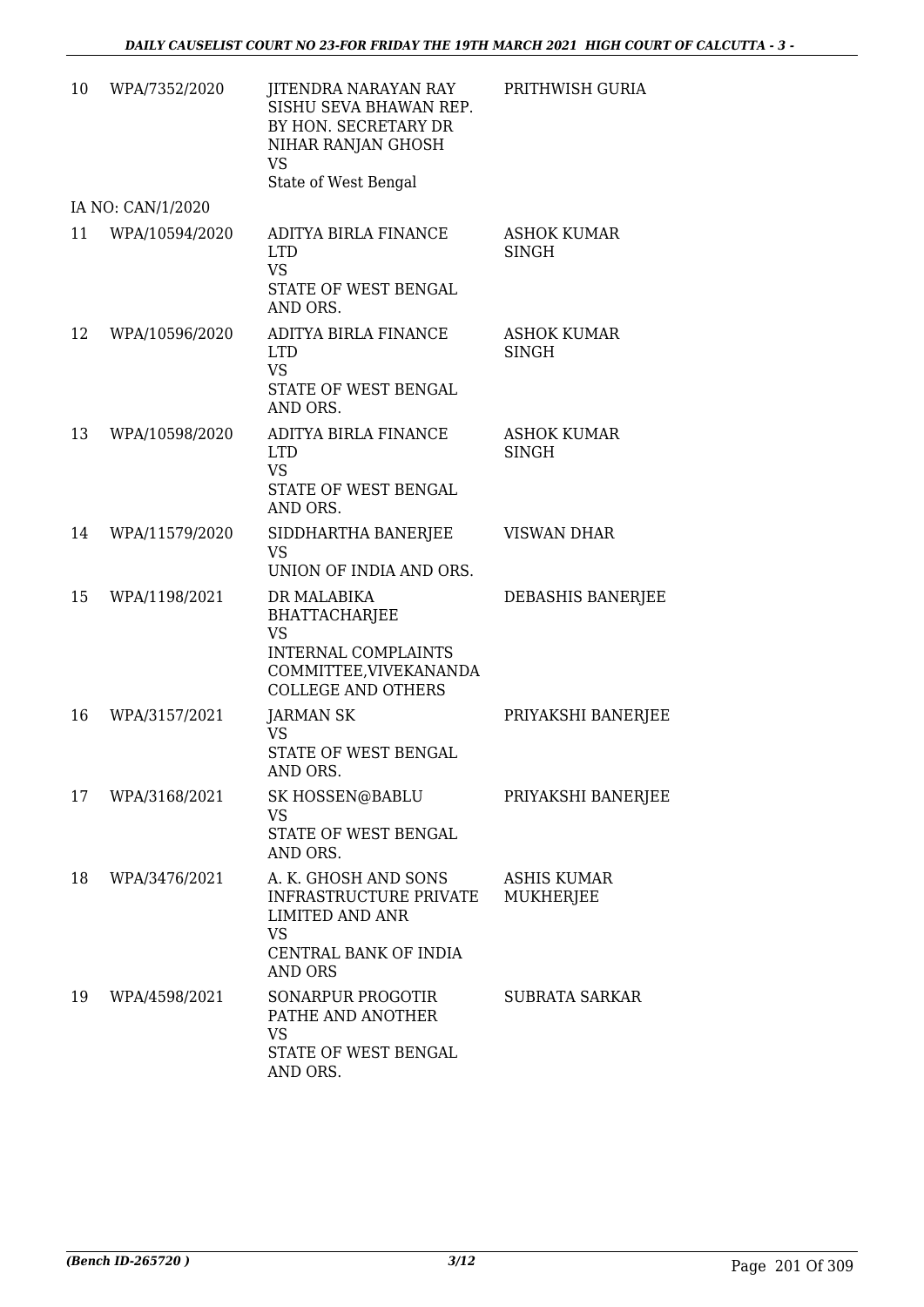| 10 | WPA/7352/2020 | JITENDRA NARAYAN RAY SISHU SEVA BHAWAN REP. BY HON. SECRETARY DR NIHAR RANJAN GHOSH VS State of West Bengal | PRITHWISH GURIA |
|---|---|---|---|
| | IA NO: CAN/1/2020 | | |
| 11 | WPA/10594/2020 | ADITYA BIRLA FINANCE LTD VS STATE OF WEST BENGAL AND ORS. | ASHOK KUMAR SINGH |
| 12 | WPA/10596/2020 | ADITYA BIRLA FINANCE LTD VS STATE OF WEST BENGAL AND ORS. | ASHOK KUMAR SINGH |
| 13 | WPA/10598/2020 | ADITYA BIRLA FINANCE LTD VS STATE OF WEST BENGAL AND ORS. | ASHOK KUMAR SINGH |
| 14 | WPA/11579/2020 | SIDDHARTHA BANERJEE VS UNION OF INDIA AND ORS. | VISWAN DHAR |
| 15 | WPA/1198/2021 | DR MALABIKA BHATTACHARJEE VS INTERNAL COMPLAINTS COMMITTEE,VIVEKANANDA COLLEGE AND OTHERS | DEBASHIS BANERJEE |
| 16 | WPA/3157/2021 | JARMAN SK VS STATE OF WEST BENGAL AND ORS. | PRIYAKSHI BANERJEE |
| 17 | WPA/3168/2021 | SK HOSSEN@BABLU VS STATE OF WEST BENGAL AND ORS. | PRIYAKSHI BANERJEE |
| 18 | WPA/3476/2021 | A. K. GHOSH AND SONS INFRASTRUCTURE PRIVATE LIMITED AND ANR VS CENTRAL BANK OF INDIA AND ORS | ASHIS KUMAR MUKHERJEE |
| 19 | WPA/4598/2021 | SONARPUR PROGOTIR PATHE AND ANOTHER VS STATE OF WEST BENGAL AND ORS. | SUBRATA SARKAR |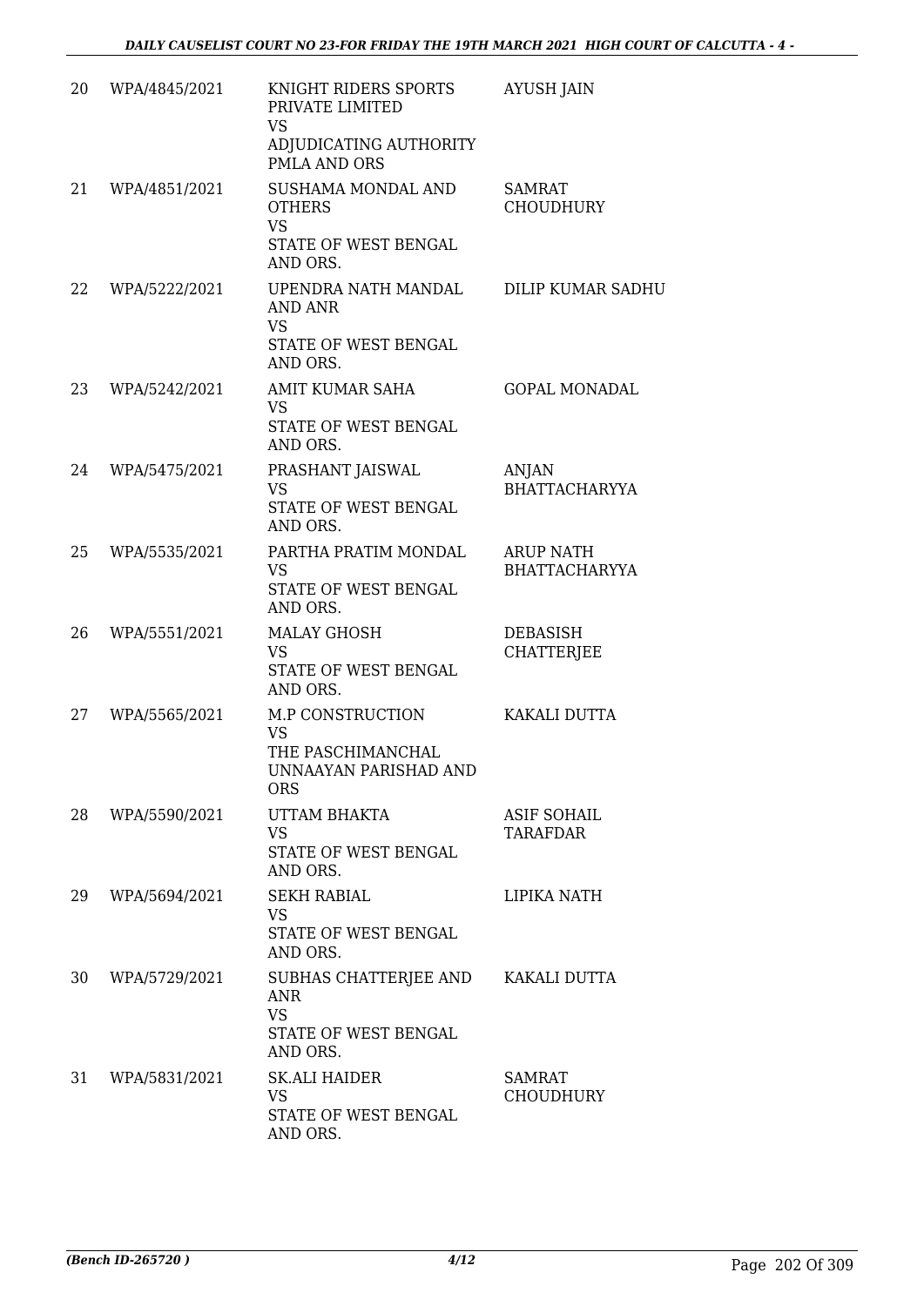| | | | |
|---|---|---|---|
| 20 | WPA/4845/2021 | KNIGHT RIDERS SPORTS PRIVATE LIMITED<br>VS<br>ADJUDICATING AUTHORITY PMLA AND ORS | AYUSH JAIN |
| 21 | WPA/4851/2021 | SUSHAMA MONDAL AND OTHERS<br>VS<br>STATE OF WEST BENGAL AND ORS. | SAMRAT CHOUDHURY |
| 22 | WPA/5222/2021 | UPENDRA NATH MANDAL AND ANR<br>VS<br>STATE OF WEST BENGAL AND ORS. | DILIP KUMAR SADHU |
| 23 | WPA/5242/2021 | AMIT KUMAR SAHA<br>VS<br>STATE OF WEST BENGAL AND ORS. | GOPAL MONADAL |
| 24 | WPA/5475/2021 | PRASHANT JAISWAL<br>VS<br>STATE OF WEST BENGAL AND ORS. | ANJAN BHATTACHARYYA |
| 25 | WPA/5535/2021 | PARTHA PRATIM MONDAL<br>VS<br>STATE OF WEST BENGAL AND ORS. | ARUP NATH BHATTACHARYYA |
| 26 | WPA/5551/2021 | MALAY GHOSH<br>VS<br>STATE OF WEST BENGAL AND ORS. | DEBASISH CHATTERJEE |
| 27 | WPA/5565/2021 | M.P CONSTRUCTION<br>VS<br>THE PASCHIMANCHAL UNNAAYAN PARISHAD AND ORS | KAKALI DUTTA |
| 28 | WPA/5590/2021 | UTTAM BHAKTA<br>VS<br>STATE OF WEST BENGAL AND ORS. | ASIF SOHAIL TARAFDAR |
| 29 | WPA/5694/2021 | SEKH RABIAL<br>VS<br>STATE OF WEST BENGAL AND ORS. | LIPIKA NATH |
| 30 | WPA/5729/2021 | SUBHAS CHATTERJEE AND ANR<br>VS<br>STATE OF WEST BENGAL AND ORS. | KAKALI DUTTA |
| 31 | WPA/5831/2021 | SK.ALI HAIDER<br>VS<br>STATE OF WEST BENGAL AND ORS. | SAMRAT CHOUDHURY |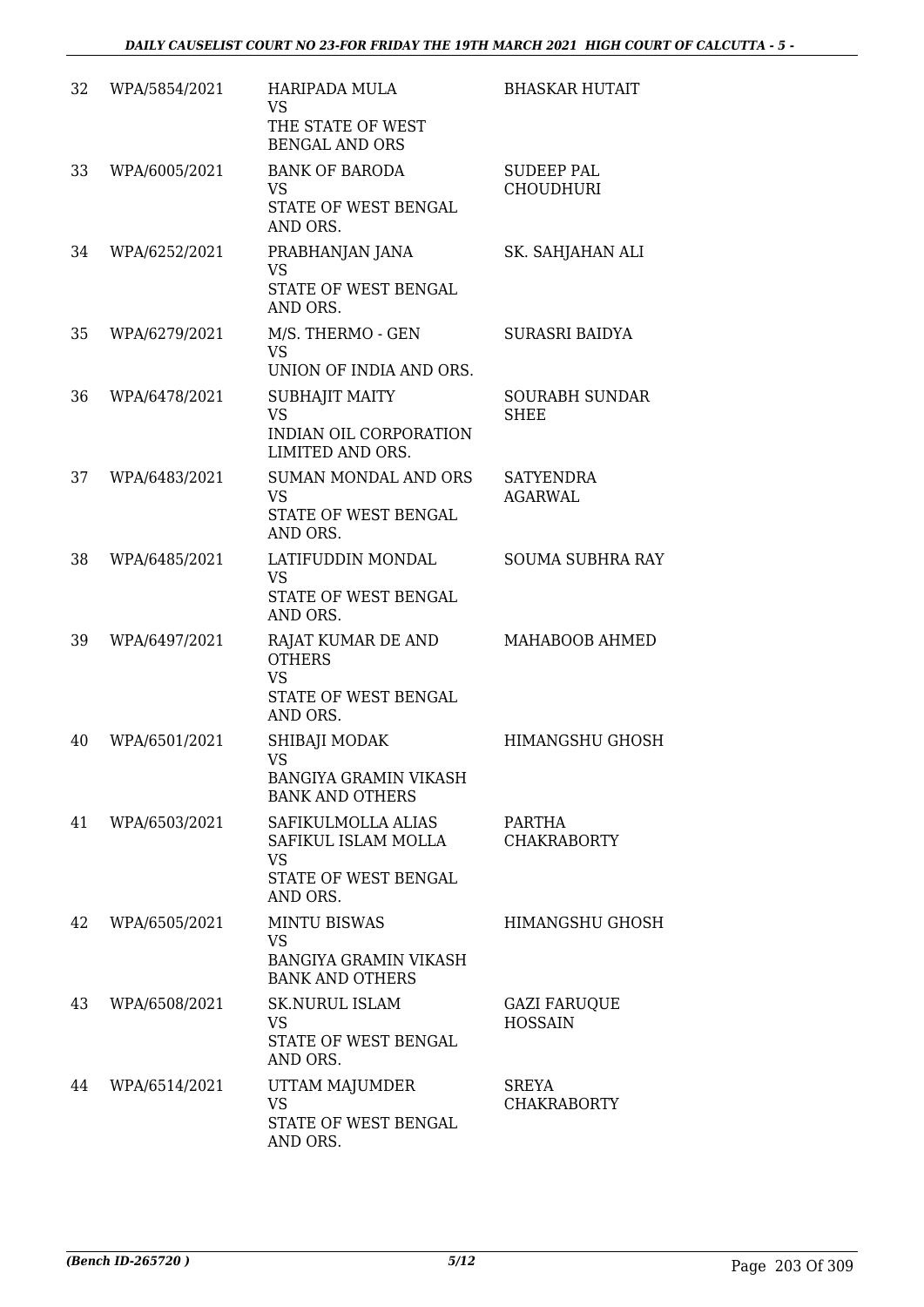| 32 | WPA/5854/2021 | HARIPADA MULA<br>VS<br>THE STATE OF WEST BENGAL AND ORS | BHASKAR HUTAIT |
|---|---|---|---|
| 33 | WPA/6005/2021 | BANK OF BARODA<br>VS<br>STATE OF WEST BENGAL AND ORS. | SUDEEP PAL CHOUDHURI |
| 34 | WPA/6252/2021 | PRABHANJAN JANA<br>VS<br>STATE OF WEST BENGAL AND ORS. | SK. SAHJAHAN ALI |
| 35 | WPA/6279/2021 | M/S. THERMO - GEN<br>VS<br>UNION OF INDIA AND ORS. | SURASRI BAIDYA |
| 36 | WPA/6478/2021 | SUBHAJIT MAITY<br>VS<br>INDIAN OIL CORPORATION LIMITED AND ORS. | SOURABH SUNDAR SHEE |
| 37 | WPA/6483/2021 | SUMAN MONDAL AND ORS<br>VS<br>STATE OF WEST BENGAL AND ORS. | SATYENDRA AGARWAL |
| 38 | WPA/6485/2021 | LATIFUDDIN MONDAL<br>VS<br>STATE OF WEST BENGAL AND ORS. | SOUMA SUBHRA RAY |
| 39 | WPA/6497/2021 | RAJAT KUMAR DE AND OTHERS<br>VS<br>STATE OF WEST BENGAL AND ORS. | MAHABOOB AHMED |
| 40 | WPA/6501/2021 | SHIBAJI MODAK<br>VS<br>BANGIYA GRAMIN VIKASH BANK AND OTHERS | HIMANGSHU GHOSH |
| 41 | WPA/6503/2021 | SAFIKULMOLLA ALIAS SAFIKUL ISLAM MOLLA<br>VS<br>STATE OF WEST BENGAL AND ORS. | PARTHA CHAKRABORTY |
| 42 | WPA/6505/2021 | MINTU BISWAS<br>VS<br>BANGIYA GRAMIN VIKASH BANK AND OTHERS | HIMANGSHU GHOSH |
| 43 | WPA/6508/2021 | SK.NURUL ISLAM<br>VS<br>STATE OF WEST BENGAL AND ORS. | GAZI FARUQUE HOSSAIN |
| 44 | WPA/6514/2021 | UTTAM MAJUMDER<br>VS<br>STATE OF WEST BENGAL AND ORS. | SREYA CHAKRABORTY |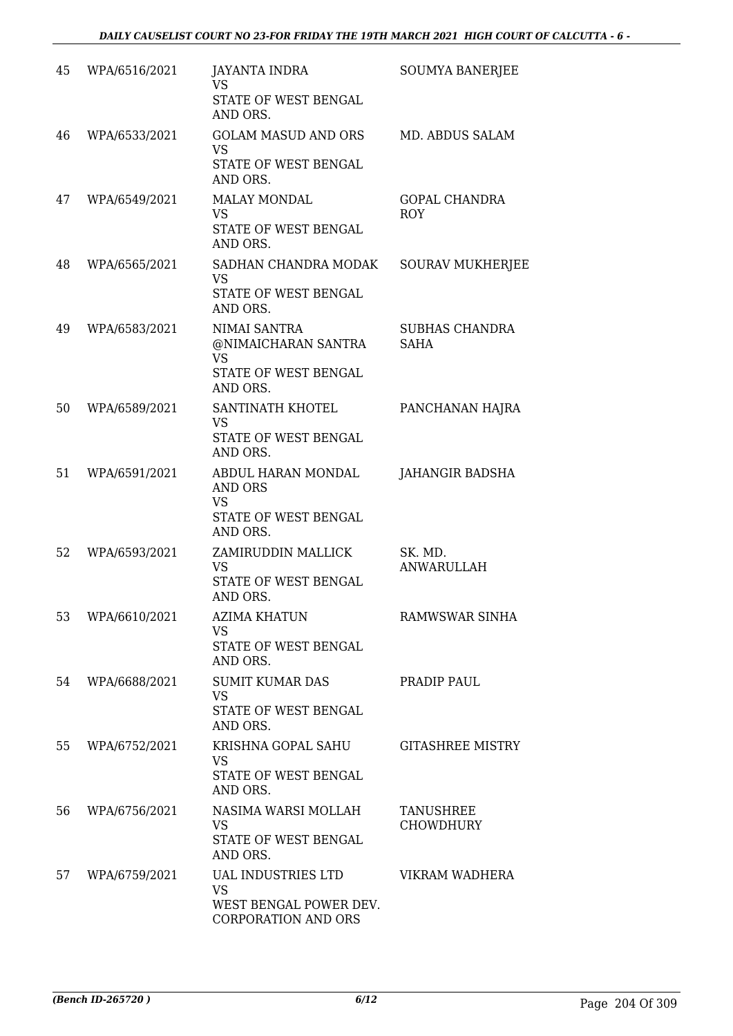| 45 | WPA/6516/2021 | JAYANTA INDRA<br>VS<br>STATE OF WEST BENGAL AND ORS. | SOUMYA BANERJEE |
|---|---|---|---|
| 46 | WPA/6533/2021 | GOLAM MASUD AND ORS<br>VS<br>STATE OF WEST BENGAL AND ORS. | MD. ABDUS SALAM |
| 47 | WPA/6549/2021 | MALAY MONDAL<br>VS<br>STATE OF WEST BENGAL AND ORS. | GOPAL CHANDRA ROY |
| 48 | WPA/6565/2021 | SADHAN CHANDRA MODAK<br>VS<br>STATE OF WEST BENGAL AND ORS. | SOURAV MUKHERJEE |
| 49 | WPA/6583/2021 | NIMAI SANTRA @NIMAICHARAN SANTRA<br>VS<br>STATE OF WEST BENGAL AND ORS. | SUBHAS CHANDRA SAHA |
| 50 | WPA/6589/2021 | SANTINATH KHOTEL<br>VS<br>STATE OF WEST BENGAL AND ORS. | PANCHANAN HAJRA |
| 51 | WPA/6591/2021 | ABDUL HARAN MONDAL AND ORS<br>VS<br>STATE OF WEST BENGAL AND ORS. | JAHANGIR BADSHA |
| 52 | WPA/6593/2021 | ZAMIRUDDIN MALLICK<br>VS<br>STATE OF WEST BENGAL AND ORS. | SK. MD. ANWARULLAH |
| 53 | WPA/6610/2021 | AZIMA KHATUN<br>VS<br>STATE OF WEST BENGAL AND ORS. | RAMWSWAR SINHA |
| 54 | WPA/6688/2021 | SUMIT KUMAR DAS<br>VS<br>STATE OF WEST BENGAL AND ORS. | PRADIP PAUL |
| 55 | WPA/6752/2021 | KRISHNA GOPAL SAHU<br>VS<br>STATE OF WEST BENGAL AND ORS. | GITASHREE MISTRY |
| 56 | WPA/6756/2021 | NASIMA WARSI MOLLAH<br>VS<br>STATE OF WEST BENGAL AND ORS. | TANUSHREE CHOWDHURY |
| 57 | WPA/6759/2021 | UAL INDUSTRIES LTD<br>VS<br>WEST BENGAL POWER DEV. CORPORATION AND ORS | VIKRAM WADHERA |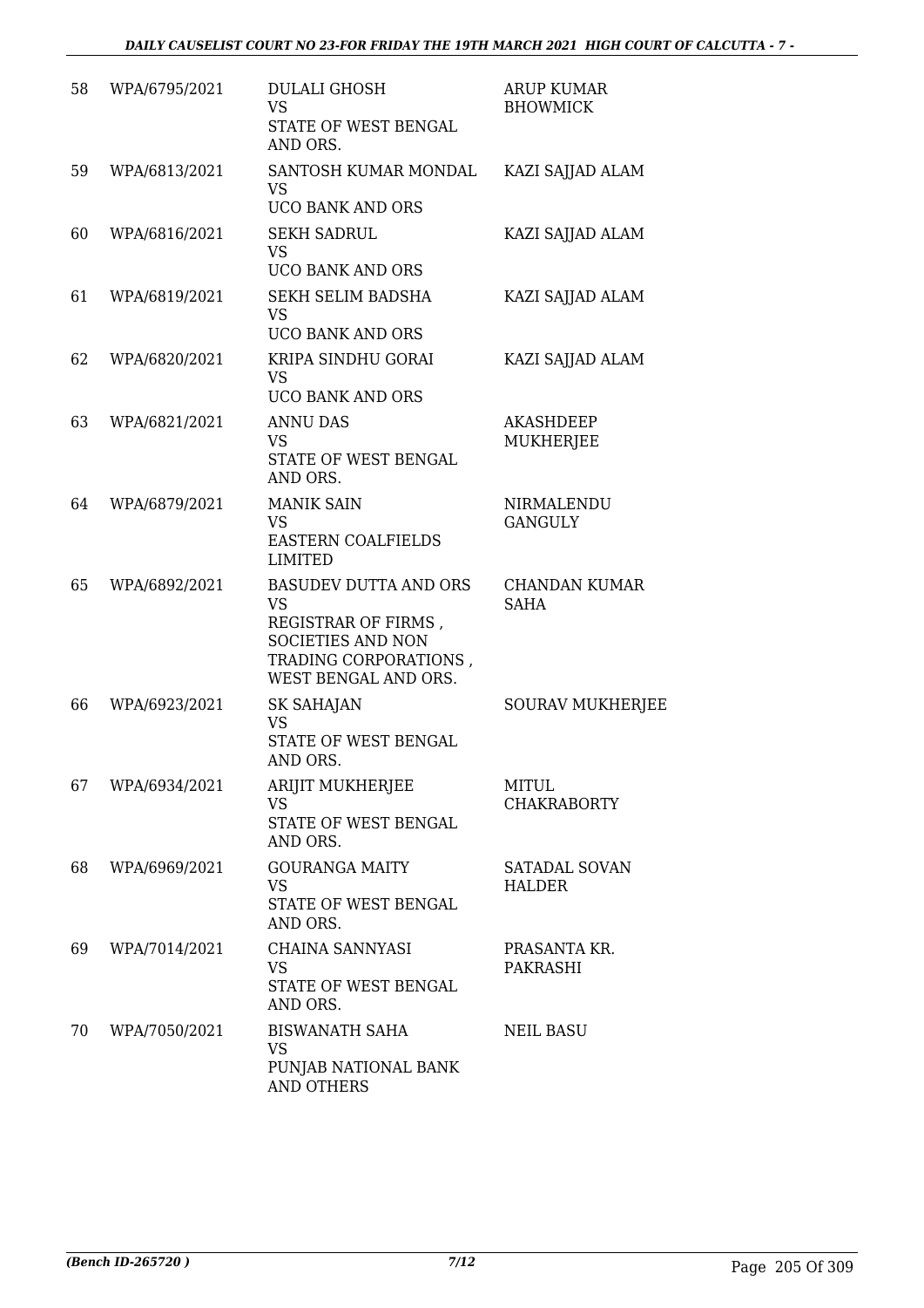| 58 | WPA/6795/2021 | DULALI GHOSH<br>VS<br>STATE OF WEST BENGAL AND ORS. | ARUP KUMAR BHOWMICK |
|---|---|---|---|
| 59 | WPA/6813/2021 | SANTOSH KUMAR MONDAL<br>VS<br>UCO BANK AND ORS | KAZI SAJJAD ALAM |
| 60 | WPA/6816/2021 | SEKH SADRUL<br>VS<br>UCO BANK AND ORS | KAZI SAJJAD ALAM |
| 61 | WPA/6819/2021 | SEKH SELIM BADSHA<br>VS<br>UCO BANK AND ORS | KAZI SAJJAD ALAM |
| 62 | WPA/6820/2021 | KRIPA SINDHU GORAI<br>VS<br>UCO BANK AND ORS | KAZI SAJJAD ALAM |
| 63 | WPA/6821/2021 | ANNU DAS<br>VS<br>STATE OF WEST BENGAL AND ORS. | AKASHDEEP MUKHERJEE |
| 64 | WPA/6879/2021 | MANIK SAIN<br>VS<br>EASTERN COALFIELDS LIMITED | NIRMALENDU GANGULY |
| 65 | WPA/6892/2021 | BASUDEV DUTTA AND ORS<br>VS<br>REGISTRAR OF FIRMS , SOCIETIES AND NON TRADING CORPORATIONS , WEST BENGAL AND ORS. | CHANDAN KUMAR SAHA |
| 66 | WPA/6923/2021 | SK SAHAJAN<br>VS<br>STATE OF WEST BENGAL AND ORS. | SOURAV MUKHERJEE |
| 67 | WPA/6934/2021 | ARIJIT MUKHERJEE<br>VS<br>STATE OF WEST BENGAL AND ORS. | MITUL CHAKRABORTY |
| 68 | WPA/6969/2021 | GOURANGA MAITY<br>VS<br>STATE OF WEST BENGAL AND ORS. | SATADAL SOVAN HALDER |
| 69 | WPA/7014/2021 | CHAINA SANNYASI<br>VS<br>STATE OF WEST BENGAL AND ORS. | PRASANTA KR. PAKRASHI |
| 70 | WPA/7050/2021 | BISWANATH SAHA<br>VS<br>PUNJAB NATIONAL BANK AND OTHERS | NEIL BASU |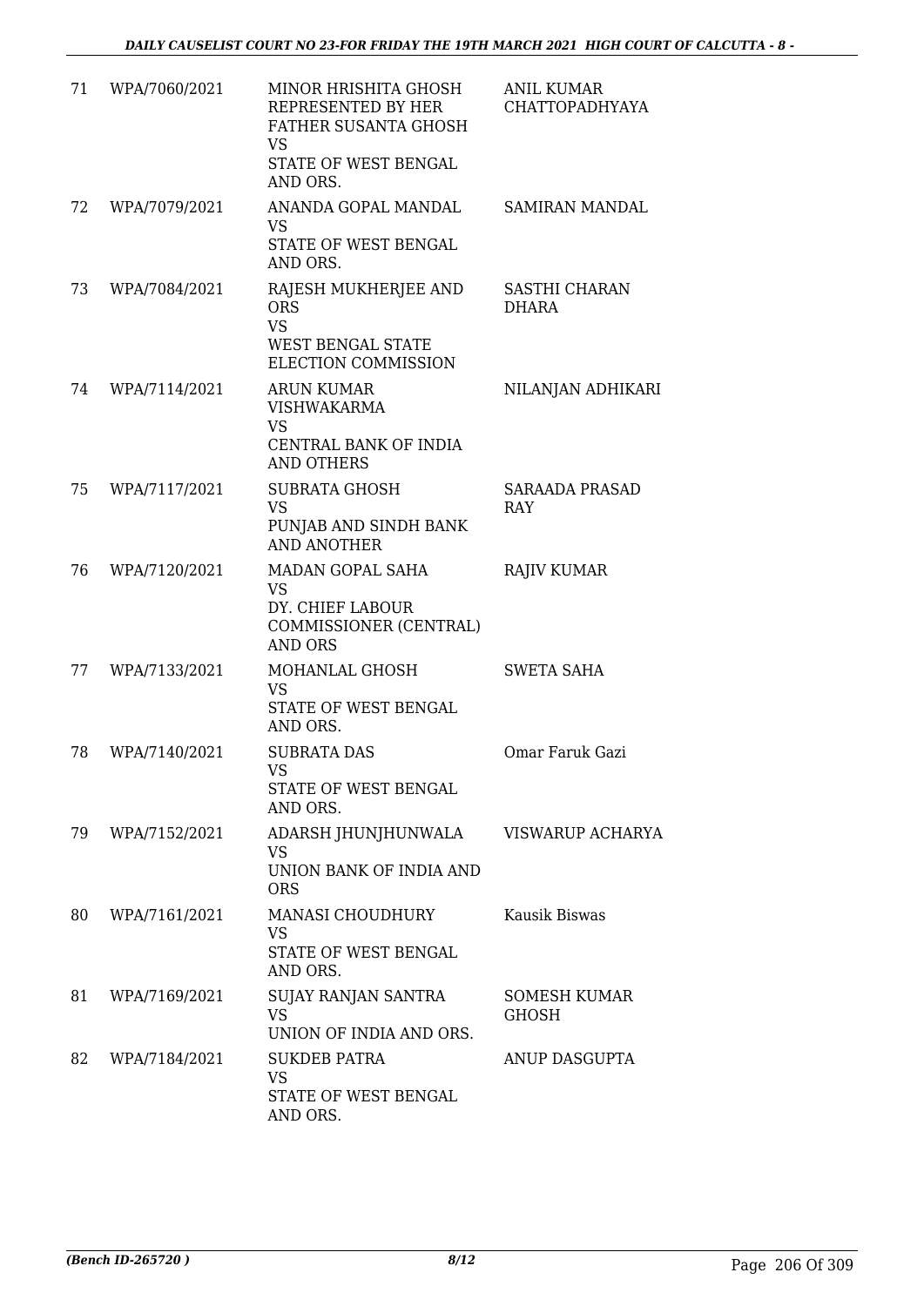| 71 | WPA/7060/2021 | MINOR HRISHITA GHOSH REPRESENTED BY HER FATHER SUSANTA GHOSH VS STATE OF WEST BENGAL AND ORS. | ANIL KUMAR CHATTOPADHYAYA |
|---|---|---|---|
| 72 | WPA/7079/2021 | ANANDA GOPAL MANDAL VS STATE OF WEST BENGAL AND ORS. | SAMIRAN MANDAL |
| 73 | WPA/7084/2021 | RAJESH MUKHERJEE AND ORS VS WEST BENGAL STATE ELECTION COMMISSION | SASTHI CHARAN DHARA |
| 74 | WPA/7114/2021 | ARUN KUMAR VISHWAKARMA VS CENTRAL BANK OF INDIA AND OTHERS | NILANJAN ADHIKARI |
| 75 | WPA/7117/2021 | SUBRATA GHOSH VS PUNJAB AND SINDH BANK AND ANOTHER | SARAADA PRASAD RAY |
| 76 | WPA/7120/2021 | MADAN GOPAL SAHA VS DY. CHIEF LABOUR COMMISSIONER (CENTRAL) AND ORS | RAJIV KUMAR |
| 77 | WPA/7133/2021 | MOHANLAL GHOSH VS STATE OF WEST BENGAL AND ORS. | SWETA SAHA |
| 78 | WPA/7140/2021 | SUBRATA DAS VS STATE OF WEST BENGAL AND ORS. | Omar Faruk Gazi |
| 79 | WPA/7152/2021 | ADARSH JHUNJHUNWALA VS UNION BANK OF INDIA AND ORS | VISWARUP ACHARYA |
| 80 | WPA/7161/2021 | MANASI CHOUDHURY VS STATE OF WEST BENGAL AND ORS. | Kausik Biswas |
| 81 | WPA/7169/2021 | SUJAY RANJAN SANTRA VS UNION OF INDIA AND ORS. | SOMESH KUMAR GHOSH |
| 82 | WPA/7184/2021 | SUKDEB PATRA VS STATE OF WEST BENGAL AND ORS. | ANUP DASGUPTA |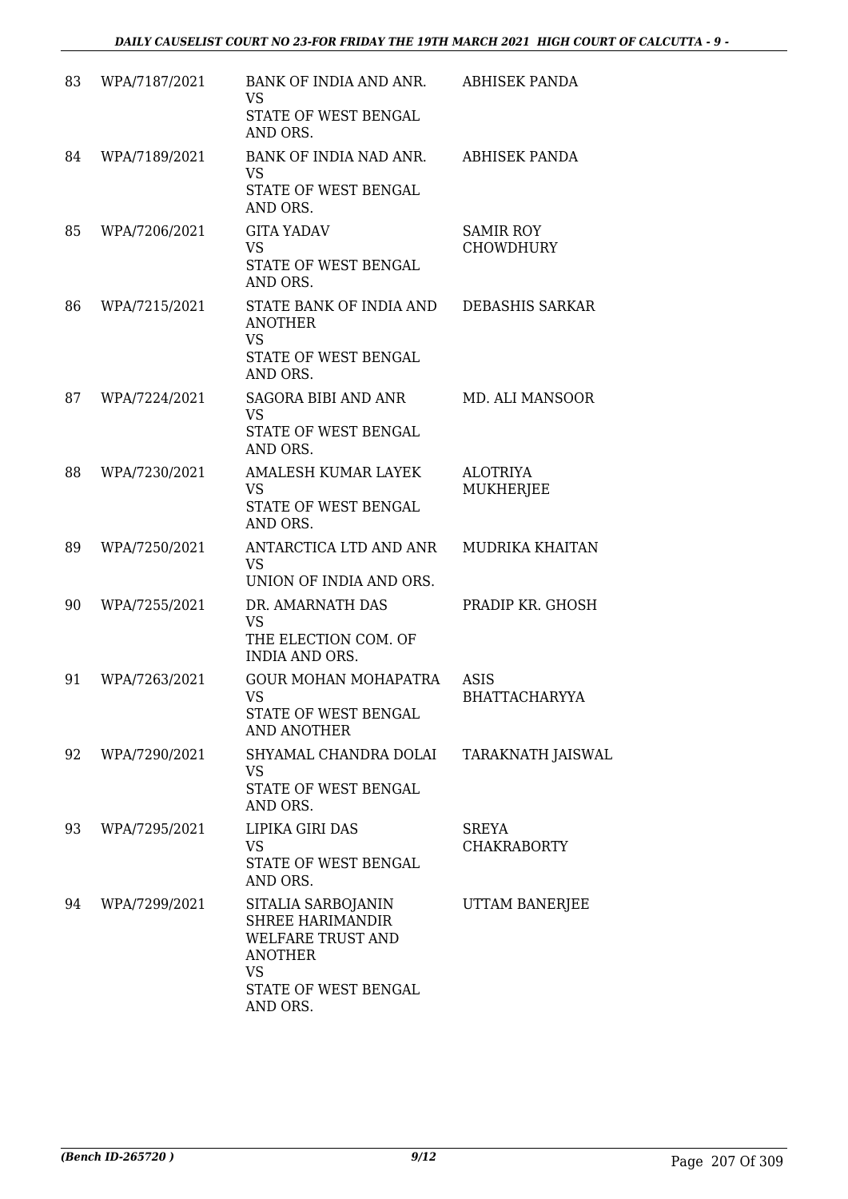| 83 | WPA/7187/2021 | BANK OF INDIA AND ANR. VS STATE OF WEST BENGAL AND ORS. | ABHISEK PANDA |
|---|---|---|---|
| 84 | WPA/7189/2021 | BANK OF INDIA NAD ANR. VS STATE OF WEST BENGAL AND ORS. | ABHISEK PANDA |
| 85 | WPA/7206/2021 | GITA YADAV VS STATE OF WEST BENGAL AND ORS. | SAMIR ROY CHOWDHURY |
| 86 | WPA/7215/2021 | STATE BANK OF INDIA AND ANOTHER VS STATE OF WEST BENGAL AND ORS. | DEBASHIS SARKAR |
| 87 | WPA/7224/2021 | SAGORA BIBI AND ANR VS STATE OF WEST BENGAL AND ORS. | MD. ALI MANSOOR |
| 88 | WPA/7230/2021 | AMALESH KUMAR LAYEK VS STATE OF WEST BENGAL AND ORS. | ALOTRIYA MUKHERJEE |
| 89 | WPA/7250/2021 | ANTARCTICA LTD AND ANR VS UNION OF INDIA AND ORS. | MUDRIKA KHAITAN |
| 90 | WPA/7255/2021 | DR. AMARNATH DAS VS THE ELECTION COM. OF INDIA AND ORS. | PRADIP KR. GHOSH |
| 91 | WPA/7263/2021 | GOUR MOHAN MOHAPATRA VS STATE OF WEST BENGAL AND ANOTHER | ASIS BHATTACHARYYA |
| 92 | WPA/7290/2021 | SHYAMAL CHANDRA DOLAI VS STATE OF WEST BENGAL AND ORS. | TARAKNATH JAISWAL |
| 93 | WPA/7295/2021 | LIPIKA GIRI DAS VS STATE OF WEST BENGAL AND ORS. | SREYA CHAKRABORTY |
| 94 | WPA/7299/2021 | SITALIA SARBOJANIN SHREE HARIMANDIR WELFARE TRUST AND ANOTHER VS STATE OF WEST BENGAL AND ORS. | UTTAM BANERJEE |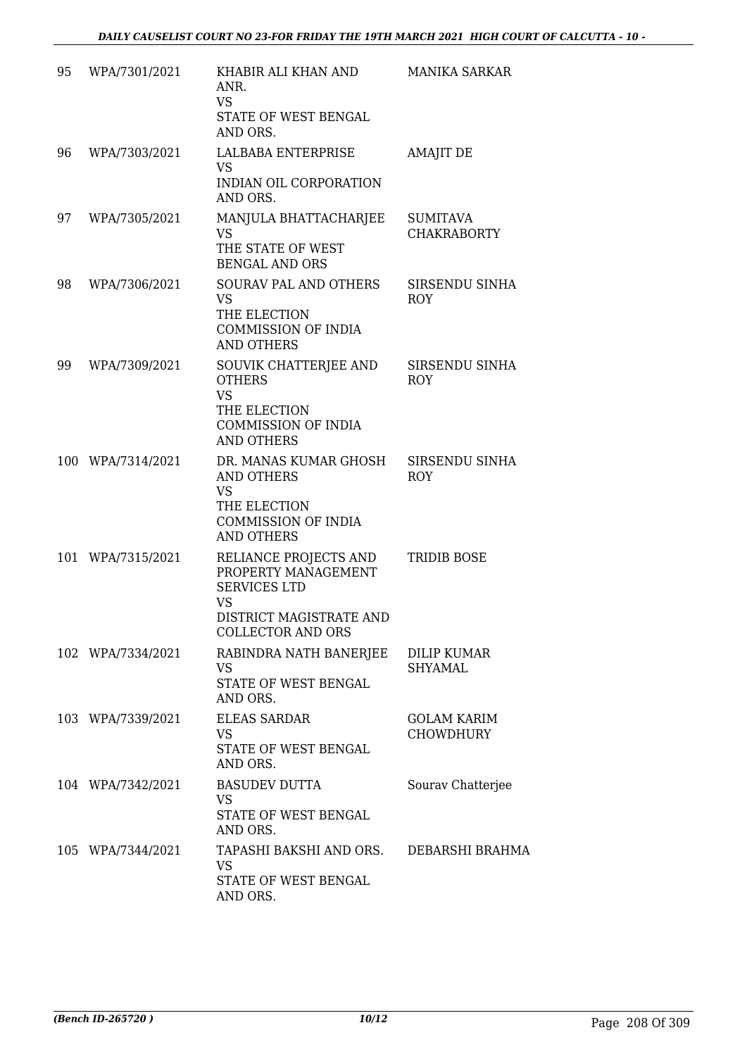| | | | |
|---|---|---|---|
| 95 | WPA/7301/2021 | KHABIR ALI KHAN AND ANR.<br>VS<br>STATE OF WEST BENGAL AND ORS. | MANIKA SARKAR |
| 96 | WPA/7303/2021 | LALBABA ENTERPRISE<br>VS<br>INDIAN OIL CORPORATION AND ORS. | AMAJIT DE |
| 97 | WPA/7305/2021 | MANJULA BHATTACHARJEE<br>VS<br>THE STATE OF WEST BENGAL AND ORS | SUMITAVA CHAKRABORTY |
| 98 | WPA/7306/2021 | SOURAV PAL AND OTHERS<br>VS<br>THE ELECTION COMMISSION OF INDIA AND OTHERS | SIRSENDU SINHA ROY |
| 99 | WPA/7309/2021 | SOUVIK CHATTERJEE AND OTHERS<br>VS<br>THE ELECTION COMMISSION OF INDIA AND OTHERS | SIRSENDU SINHA ROY |
| 100 | WPA/7314/2021 | DR. MANAS KUMAR GHOSH AND OTHERS<br>VS<br>THE ELECTION COMMISSION OF INDIA AND OTHERS | SIRSENDU SINHA ROY |
| 101 | WPA/7315/2021 | RELIANCE PROJECTS AND PROPERTY MANAGEMENT SERVICES LTD<br>VS<br>DISTRICT MAGISTRATE AND COLLECTOR AND ORS | TRIDIB BOSE |
| 102 | WPA/7334/2021 | RABINDRA NATH BANERJEE<br>VS<br>STATE OF WEST BENGAL AND ORS. | DILIP KUMAR SHYAMAL |
| 103 | WPA/7339/2021 | ELEAS SARDAR<br>VS<br>STATE OF WEST BENGAL AND ORS. | GOLAM KARIM CHOWDHURY |
| 104 | WPA/7342/2021 | BASUDEV DUTTA<br>VS<br>STATE OF WEST BENGAL AND ORS. | Sourav Chatterjee |
| 105 | WPA/7344/2021 | TAPASHI BAKSHI AND ORS.<br>VS<br>STATE OF WEST BENGAL AND ORS. | DEBARSHI BRAHMA |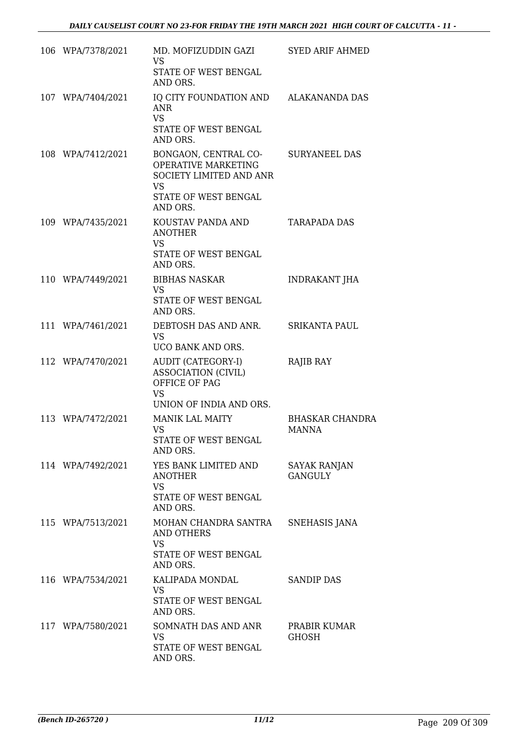| | | | |
|---|---|---|---|
| 106 | WPA/7378/2021 | MD. MOFIZUDDIN GAZI<br>VS<br>STATE OF WEST BENGAL AND ORS. | SYED ARIF AHMED |
| 107 | WPA/7404/2021 | IQ CITY FOUNDATION AND ANR<br>VS<br>STATE OF WEST BENGAL AND ORS. | ALAKANANDA DAS |
| 108 | WPA/7412/2021 | BONGAON, CENTRAL CO-OPERATIVE MARKETING SOCIETY LIMITED AND ANR<br>VS<br>STATE OF WEST BENGAL AND ORS. | SURYANEEL DAS |
| 109 | WPA/7435/2021 | KOUSTAV PANDA AND ANOTHER<br>VS<br>STATE OF WEST BENGAL AND ORS. | TARAPADA DAS |
| 110 | WPA/7449/2021 | BIBHAS NASKAR<br>VS<br>STATE OF WEST BENGAL AND ORS. | INDRAKANT JHA |
| 111 | WPA/7461/2021 | DEBTOSH DAS AND ANR.<br>VS<br>UCO BANK AND ORS. | SRIKANTA PAUL |
| 112 | WPA/7470/2021 | AUDIT (CATEGORY-I) ASSOCIATION (CIVIL) OFFICE OF PAG<br>VS<br>UNION OF INDIA AND ORS. | RAJIB RAY |
| 113 | WPA/7472/2021 | MANIK LAL MAITY<br>VS<br>STATE OF WEST BENGAL AND ORS. | BHASKAR CHANDRA MANNA |
| 114 | WPA/7492/2021 | YES BANK LIMITED AND ANOTHER<br>VS<br>STATE OF WEST BENGAL AND ORS. | SAYAK RANJAN GANGULY |
| 115 | WPA/7513/2021 | MOHAN CHANDRA SANTRA AND OTHERS<br>VS<br>STATE OF WEST BENGAL AND ORS. | SNEHASIS JANA |
| 116 | WPA/7534/2021 | KALIPADA MONDAL<br>VS<br>STATE OF WEST BENGAL AND ORS. | SANDIP DAS |
| 117 | WPA/7580/2021 | SOMNATH DAS AND ANR<br>VS<br>STATE OF WEST BENGAL AND ORS. | PRABIR KUMAR GHOSH |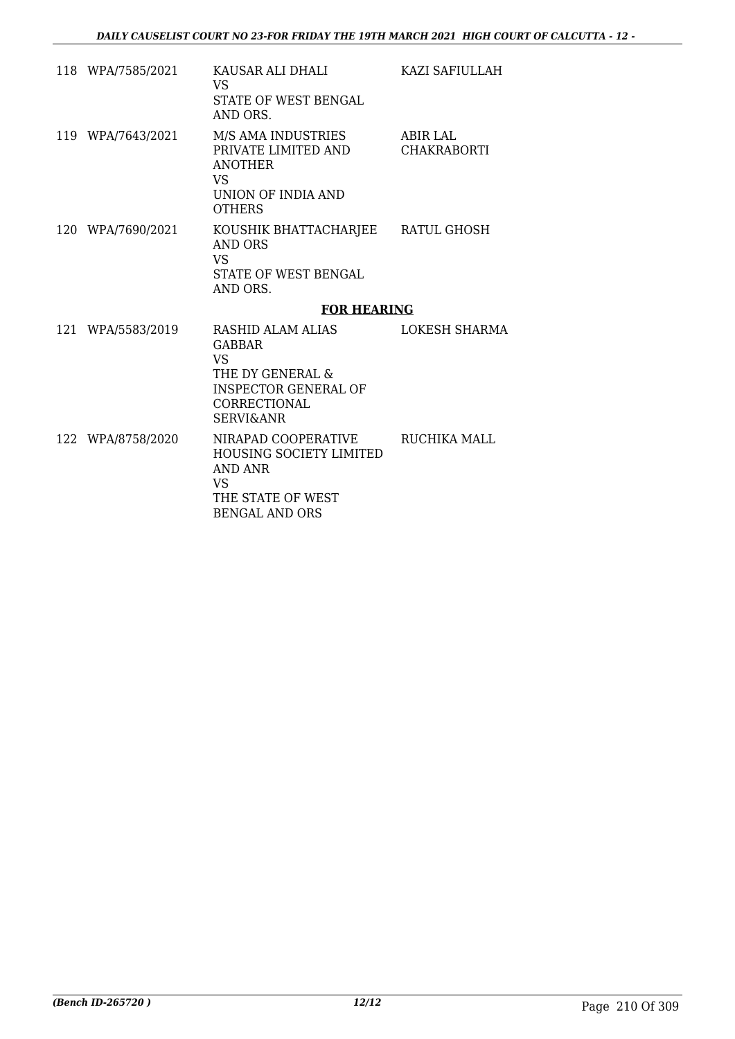| | | | |
|---|---|---|---|
| 118 | WPA/7585/2021 | KAUSAR ALI DHALI<br>VS<br>STATE OF WEST BENGAL AND ORS. | KAZI SAFIULLAH |
| 119 | WPA/7643/2021 | M/S AMA INDUSTRIES PRIVATE LIMITED AND ANOTHER<br>VS<br>UNION OF INDIA AND OTHERS | ABIR LAL CHAKRABORTI |
| 120 | WPA/7690/2021 | KOUSHIK BHATTACHARJEE AND ORS<br>VS<br>STATE OF WEST BENGAL AND ORS. | RATUL GHOSH |

**FOR HEARING**

| | | | |
|---|---|---|---|
| 121 | WPA/5583/2019 | RASHID ALAM ALIAS GABBAR<br>VS<br>THE DY GENERAL & INSPECTOR GENERAL OF CORRECTIONAL SERVI&ANR | LOKESH SHARMA |
| 122 | WPA/8758/2020 | NIRAPAD COOPERATIVE HOUSING SOCIETY LIMITED AND ANR<br>VS<br>THE STATE OF WEST BENGAL AND ORS | RUCHIKA MALL |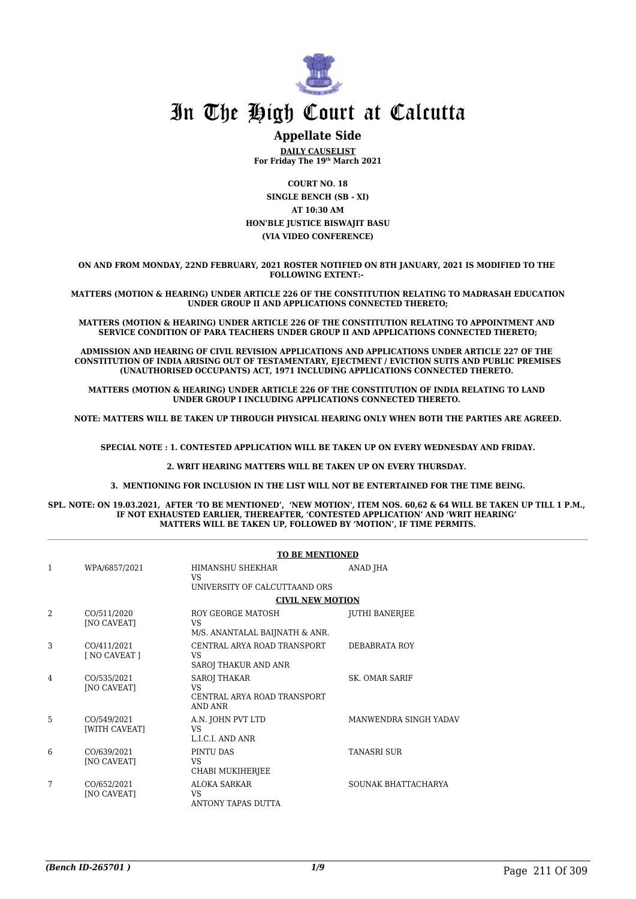# In The High Court at Calcutta

## Appellate Side

**DAILY CAUSELIST**
**For Friday The 19th March 2021**

**COURT NO. 18**
**SINGLE BENCH (SB - XI)**
**AT 10:30 AM**
**HON'BLE JUSTICE BISWAJIT BASU**
**(VIA VIDEO CONFERENCE)**

**ON AND FROM MONDAY, 22ND FEBRUARY, 2021 ROSTER NOTIFIED ON 8TH JANUARY, 2021 IS MODIFIED TO THE FOLLOWING EXTENT:-**

**MATTERS (MOTION & HEARING) UNDER ARTICLE 226 OF THE CONSTITUTION RELATING TO MADRASAH EDUCATION UNDER GROUP II AND APPLICATIONS CONNECTED THERETO;**

**MATTERS (MOTION & HEARING) UNDER ARTICLE 226 OF THE CONSTITUTION RELATING TO APPOINTMENT AND SERVICE CONDITION OF PARA TEACHERS UNDER GROUP II AND APPLICATIONS CONNECTED THERETO;**

**ADMISSION AND HEARING OF CIVIL REVISION APPLICATIONS AND APPLICATIONS UNDER ARTICLE 227 OF THE CONSTITUTION OF INDIA ARISING OUT OF TESTAMENTARY, EJECTMENT / EVICTION SUITS AND PUBLIC PREMISES (UNAUTHORISED OCCUPANTS) ACT, 1971 INCLUDING APPLICATIONS CONNECTED THERETO.**

**MATTERS (MOTION & HEARING) UNDER ARTICLE 226 OF THE CONSTITUTION OF INDIA RELATING TO LAND UNDER GROUP I INCLUDING APPLICATIONS CONNECTED THERETO.**

**NOTE: MATTERS WILL BE TAKEN UP THROUGH PHYSICAL HEARING ONLY WHEN BOTH THE PARTIES ARE AGREED.**

**SPECIAL NOTE : 1. CONTESTED APPLICATION WILL BE TAKEN UP ON EVERY WEDNESDAY AND FRIDAY.**

**2. WRIT HEARING MATTERS WILL BE TAKEN UP ON EVERY THURSDAY.**

**3. MENTIONING FOR INCLUSION IN THE LIST WILL NOT BE ENTERTAINED FOR THE TIME BEING.**

**SPL. NOTE: ON 19.03.2021, AFTER 'TO BE MENTIONED', 'NEW MOTION', ITEM NOS. 60,62 & 64 WILL BE TAKEN UP TILL 1 P.M., IF NOT EXHAUSTED EARLIER, THEREAFTER, 'CONTESTED APPLICATION' AND 'WRIT HEARING' MATTERS WILL BE TAKEN UP, FOLLOWED BY 'MOTION', IF TIME PERMITS.**

**TO BE MENTIONED**

| | | | |
|---|---|---|---|
| 1 | WPA/6857/2021 | HIMANSHU SHEKHAR<br>VS<br>UNIVERSITY OF CALCUTTAAND ORS | ANAD JHA |

**CIVIL NEW MOTION**

| | | | |
|---|---|---|---|
| 2 | CO/511/2020<br>[NO CAVEAT] | ROY GEORGE MATOSH<br>VS<br>M/S. ANANTALAL BAIJNATH & ANR. | JUTHI BANERJEE |
| 3 | CO/411/2021<br>[ NO CAVEAT ] | CENTRAL ARYA ROAD TRANSPORT<br>VS<br>SAROJ THAKUR AND ANR | DEBABRATA ROY |
| 4 | CO/535/2021<br>[NO CAVEAT] | SAROJ THAKAR<br>VS<br>CENTRAL ARYA ROAD TRANSPORT AND ANR | SK. OMAR SARIF |
| 5 | CO/549/2021<br>[WITH CAVEAT] | A.N. JOHN PVT LTD<br>VS<br>L.I.C.I. AND ANR | MANWENDRA SINGH YADAV |
| 6 | CO/639/2021<br>[NO CAVEAT] | PINTU DAS<br>VS<br>CHABI MUKIHERJEE | TANASRI SUR |
| 7 | CO/652/2021<br>[NO CAVEAT] | ALOKA SARKAR<br>VS<br>ANTONY TAPAS DUTTA | SOUNAK BHATTACHARYA |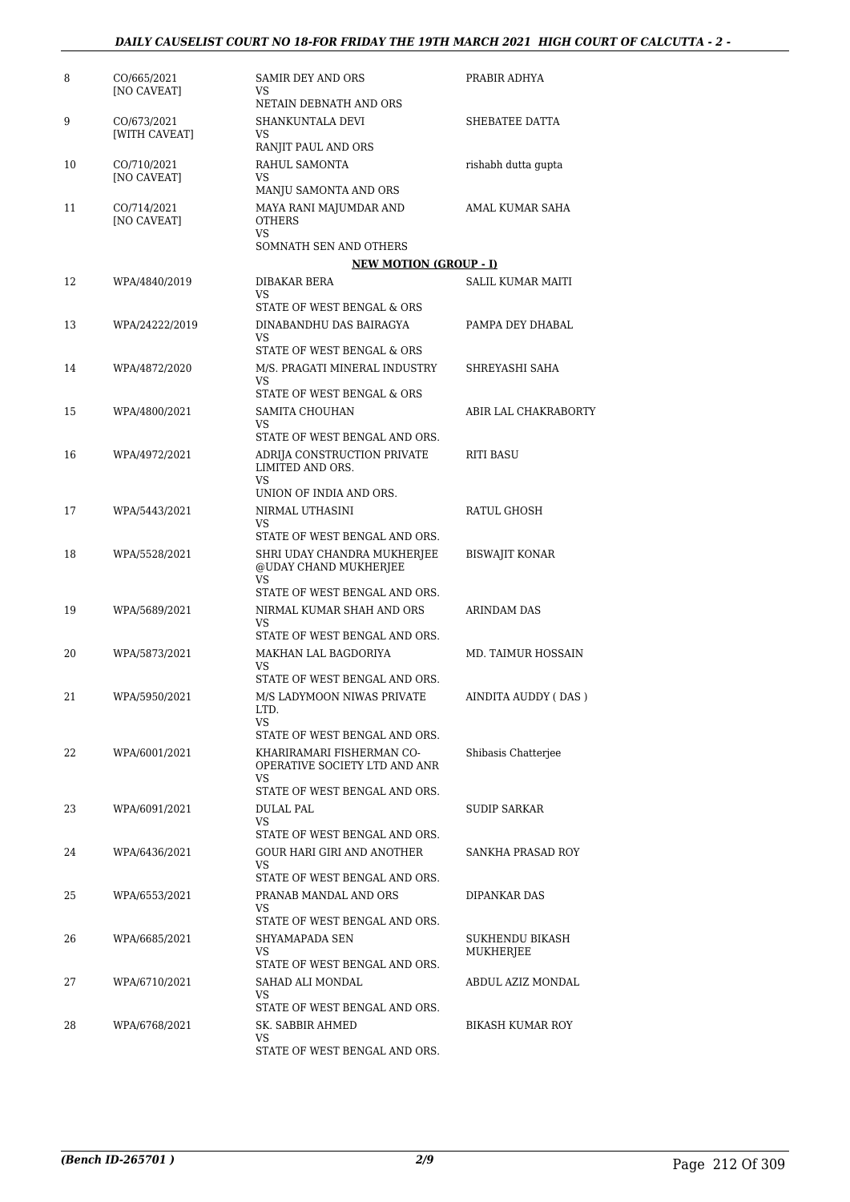| | | | |
|---|---|---|---|
| 8 | CO/665/2021 [NO CAVEAT] | SAMIR DEY AND ORS VS NETAIN DEBNATH AND ORS | PRABIR ADHYA |
| 9 | CO/673/2021 [WITH CAVEAT] | SHANKUNTALA DEVI VS RANJIT PAUL AND ORS | SHEBATEE DATTA |
| 10 | CO/710/2021 [NO CAVEAT] | RAHUL SAMONTA VS MANJU SAMONTA AND ORS | rishabh dutta gupta |
| 11 | CO/714/2021 [NO CAVEAT] | MAYA RANI MAJUMDAR AND OTHERS VS SOMNATH SEN AND OTHERS | AMAL KUMAR SAHA |

**NEW MOTION (GROUP - I)**

| | | | |
|---|---|---|---|
| 12 | WPA/4840/2019 | DIBAKAR BERA VS STATE OF WEST BENGAL & ORS | SALIL KUMAR MAITI |
| 13 | WPA/24222/2019 | DINABANDHU DAS BAIRAGYA VS STATE OF WEST BENGAL & ORS | PAMPA DEY DHABAL |
| 14 | WPA/4872/2020 | M/S. PRAGATI MINERAL INDUSTRY VS STATE OF WEST BENGAL & ORS | SHREYASHI SAHA |
| 15 | WPA/4800/2021 | SAMITA CHOUHAN VS STATE OF WEST BENGAL AND ORS. | ABIR LAL CHAKRABORTY |
| 16 | WPA/4972/2021 | ADRIJA CONSTRUCTION PRIVATE LIMITED AND ORS. VS UNION OF INDIA AND ORS. | RITI BASU |
| 17 | WPA/5443/2021 | NIRMAL UTHASINI VS STATE OF WEST BENGAL AND ORS. | RATUL GHOSH |
| 18 | WPA/5528/2021 | SHRI UDAY CHANDRA MUKHERJEE @UDAY CHAND MUKHERJEE VS STATE OF WEST BENGAL AND ORS. | BISWAJIT KONAR |
| 19 | WPA/5689/2021 | NIRMAL KUMAR SHAH AND ORS VS STATE OF WEST BENGAL AND ORS. | ARINDAM DAS |
| 20 | WPA/5873/2021 | MAKHAN LAL BAGDORIYA VS STATE OF WEST BENGAL AND ORS. | MD. TAIMUR HOSSAIN |
| 21 | WPA/5950/2021 | M/S LADYMOON NIWAS PRIVATE LTD. VS STATE OF WEST BENGAL AND ORS. | AINDITA AUDDY ( DAS ) |
| 22 | WPA/6001/2021 | KHARIRAMARI FISHERMAN CO-OPERATIVE SOCIETY LTD AND ANR VS STATE OF WEST BENGAL AND ORS. | Shibasis Chatterjee |
| 23 | WPA/6091/2021 | DULAL PAL VS STATE OF WEST BENGAL AND ORS. | SUDIP SARKAR |
| 24 | WPA/6436/2021 | GOUR HARI GIRI AND ANOTHER VS STATE OF WEST BENGAL AND ORS. | SANKHA PRASAD ROY |
| 25 | WPA/6553/2021 | PRANAB MANDAL AND ORS VS STATE OF WEST BENGAL AND ORS. | DIPANKAR DAS |
| 26 | WPA/6685/2021 | SHYAMAPADA SEN VS STATE OF WEST BENGAL AND ORS. | SUKHENDU BIKASH MUKHERJEE |
| 27 | WPA/6710/2021 | SAHAD ALI MONDAL VS STATE OF WEST BENGAL AND ORS. | ABDUL AZIZ MONDAL |
| 28 | WPA/6768/2021 | SK. SABBIR AHMED VS STATE OF WEST BENGAL AND ORS. | BIKASH KUMAR ROY |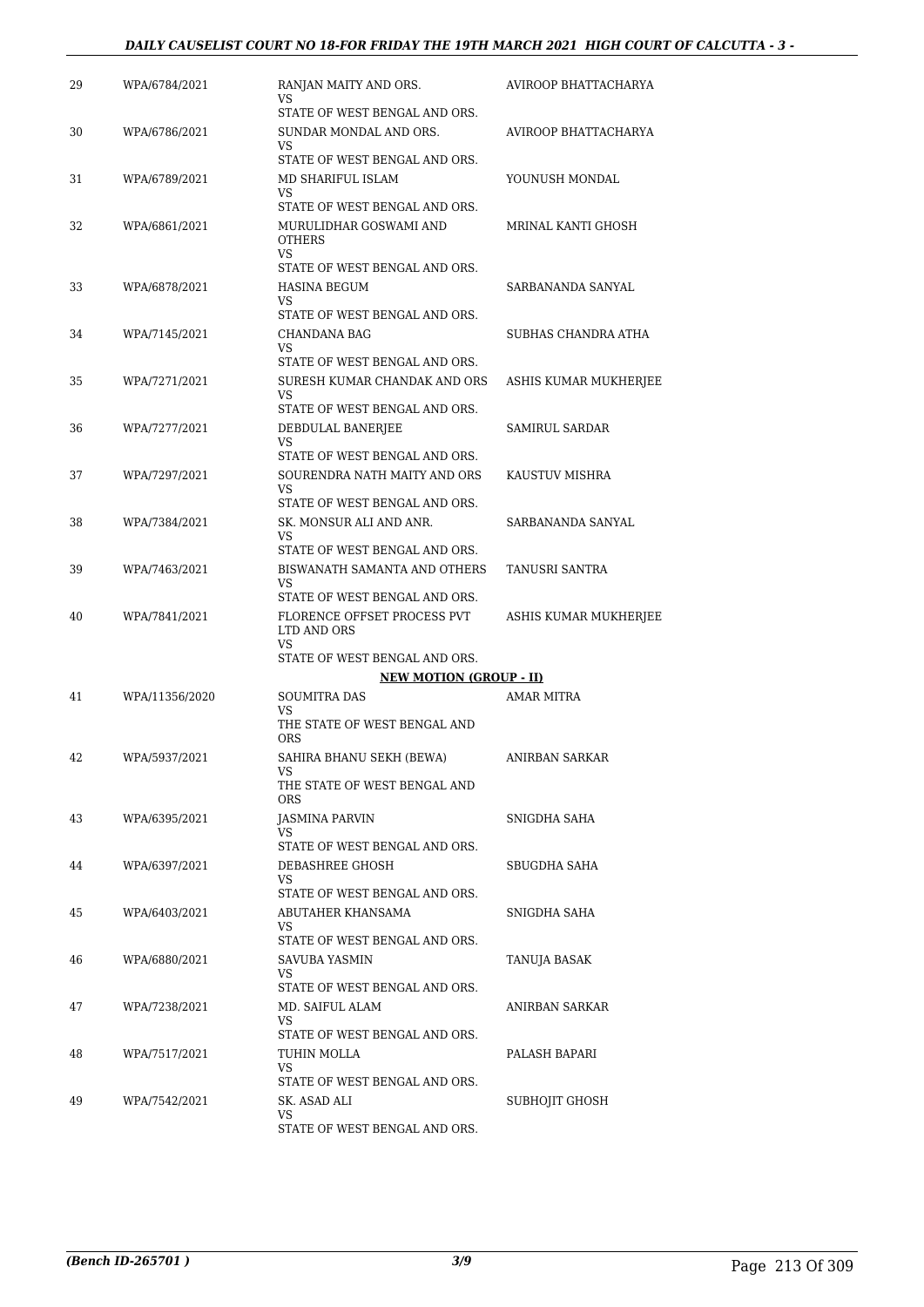| | | | |
|---|---|---|---|
| 29 | WPA/6784/2021 | RANJAN MAITY AND ORS.<br>VS<br>STATE OF WEST BENGAL AND ORS. | AVIROOP BHATTACHARYA |
| 30 | WPA/6786/2021 | SUNDAR MONDAL AND ORS.<br>VS<br>STATE OF WEST BENGAL AND ORS. | AVIROOP BHATTACHARYA |
| 31 | WPA/6789/2021 | MD SHARIFUL ISLAM<br>VS<br>STATE OF WEST BENGAL AND ORS. | YOUNUSH MONDAL |
| 32 | WPA/6861/2021 | MURULIDHAR GOSWAMI AND OTHERS<br>VS<br>STATE OF WEST BENGAL AND ORS. | MRINAL KANTI GHOSH |
| 33 | WPA/6878/2021 | HASINA BEGUM<br>VS<br>STATE OF WEST BENGAL AND ORS. | SARBANANDA SANYAL |
| 34 | WPA/7145/2021 | CHANDANA BAG<br>VS<br>STATE OF WEST BENGAL AND ORS. | SUBHAS CHANDRA ATHA |
| 35 | WPA/7271/2021 | SURESH KUMAR CHANDAK AND ORS<br>VS<br>STATE OF WEST BENGAL AND ORS. | ASHIS KUMAR MUKHERJEE |
| 36 | WPA/7277/2021 | DEBDULAL BANERJEE<br>VS<br>STATE OF WEST BENGAL AND ORS. | SAMIRUL SARDAR |
| 37 | WPA/7297/2021 | SOURENDRA NATH MAITY AND ORS<br>VS<br>STATE OF WEST BENGAL AND ORS. | KAUSTUV MISHRA |
| 38 | WPA/7384/2021 | SK. MONSUR ALI AND ANR.<br>VS<br>STATE OF WEST BENGAL AND ORS. | SARBANANDA SANYAL |
| 39 | WPA/7463/2021 | BISWANATH SAMANTA AND OTHERS<br>VS<br>STATE OF WEST BENGAL AND ORS. | TANUSRI SANTRA |
| 40 | WPA/7841/2021 | FLORENCE OFFSET PROCESS PVT LTD AND ORS<br>VS<br>STATE OF WEST BENGAL AND ORS. | ASHIS KUMAR MUKHERJEE |
| | | **NEW MOTION (GROUP - II)** | |
| 41 | WPA/11356/2020 | SOUMITRA DAS<br>VS<br>THE STATE OF WEST BENGAL AND ORS | AMAR MITRA |
| 42 | WPA/5937/2021 | SAHIRA BHANU SEKH (BEWA)<br>VS<br>THE STATE OF WEST BENGAL AND ORS | ANIRBAN SARKAR |
| 43 | WPA/6395/2021 | JASMINA PARVIN<br>VS<br>STATE OF WEST BENGAL AND ORS. | SNIGDHA SAHA |
| 44 | WPA/6397/2021 | DEBASHREE GHOSH<br>VS<br>STATE OF WEST BENGAL AND ORS. | SBUGDHA SAHA |
| 45 | WPA/6403/2021 | ABUTAHER KHANSAMA<br>VS<br>STATE OF WEST BENGAL AND ORS. | SNIGDHA SAHA |
| 46 | WPA/6880/2021 | SAVUBA YASMIN<br>VS<br>STATE OF WEST BENGAL AND ORS. | TANUJA BASAK |
| 47 | WPA/7238/2021 | MD. SAIFUL ALAM<br>VS<br>STATE OF WEST BENGAL AND ORS. | ANIRBAN SARKAR |
| 48 | WPA/7517/2021 | TUHIN MOLLA<br>VS<br>STATE OF WEST BENGAL AND ORS. | PALASH BAPARI |
| 49 | WPA/7542/2021 | SK. ASAD ALI<br>VS<br>STATE OF WEST BENGAL AND ORS. | SUBHOJIT GHOSH |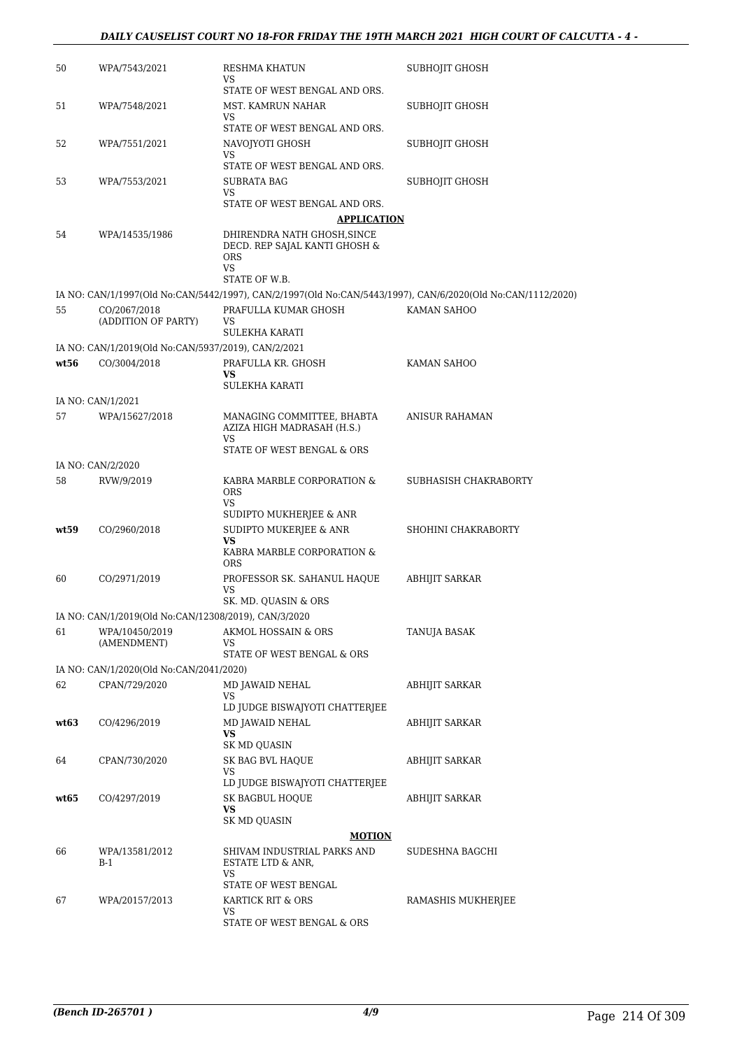| | | | |
|---|---|---|---|
| 50 | WPA/7543/2021 | RESHMA KHATUN<br>VS<br>STATE OF WEST BENGAL AND ORS. | SUBHOJIT GHOSH |
| 51 | WPA/7548/2021 | MST. KAMRUN NAHAR<br>VS<br>STATE OF WEST BENGAL AND ORS. | SUBHOJIT GHOSH |
| 52 | WPA/7551/2021 | NAVOJYOTI GHOSH<br>VS<br>STATE OF WEST BENGAL AND ORS. | SUBHOJIT GHOSH |
| 53 | WPA/7553/2021 | SUBRATA BAG<br>VS<br>STATE OF WEST BENGAL AND ORS. | SUBHOJIT GHOSH |

**APPLICATION**

| | | | |
|---|---|---|---|
| 54 | WPA/14535/1986 | DHIRENDRA NATH GHOSH,SINCE DECD. REP SAJAL KANTI GHOSH & ORS<br>VS<br>STATE OF W.B. | |

IA NO: CAN/1/1997(Old No:CAN/5442/1997), CAN/2/1997(Old No:CAN/5443/1997), CAN/6/2020(Old No:CAN/1112/2020)

| | | | |
|---|---|---|---|
| 55 | CO/2067/2018<br>(ADDITION OF PARTY) | PRAFULLA KUMAR GHOSH<br>VS<br>SULEKHA KARATI | KAMAN SAHOO |

IA NO: CAN/1/2019(Old No:CAN/5937/2019), CAN/2/2021

| | | | |
|---|---|---|---|
| **wt56** | CO/3004/2018 | PRAFULLA KR. GHOSH<br>**VS**<br>SULEKHA KARATI | KAMAN SAHOO |

IA NO: CAN/1/2021

| | | | |
|---|---|---|---|
| 57 | WPA/15627/2018 | MANAGING COMMITTEE, BHABTA AZIZA HIGH MADRASAH (H.S.)<br>VS<br>STATE OF WEST BENGAL & ORS | ANISUR RAHAMAN |

IA NO: CAN/2/2020

| | | | |
|---|---|---|---|
| 58 | RVW/9/2019 | KABRA MARBLE CORPORATION & ORS<br>VS<br>SUDIPTO MUKHERJEE & ANR | SUBHASISH CHAKRABORTY |
| **wt59** | CO/2960/2018 | SUDIPTO MUKERJEE & ANR<br>**VS**<br>KABRA MARBLE CORPORATION & ORS | SHOHINI CHAKRABORTY |
| 60 | CO/2971/2019 | PROFESSOR SK. SAHANUL HAQUE<br>VS<br>SK. MD. QUASIN & ORS | ABHIJIT SARKAR |

IA NO: CAN/1/2019(Old No:CAN/12308/2019), CAN/3/2020

| | | | |
|---|---|---|---|
| 61 | WPA/10450/2019<br>(AMENDMENT) | AKMOL HOSSAIN & ORS<br>VS<br>STATE OF WEST BENGAL & ORS | TANUJA BASAK |

IA NO: CAN/1/2020(Old No:CAN/2041/2020)

| | | | |
|---|---|---|---|
| 62 | CPAN/729/2020 | MD JAWAID NEHAL<br>VS<br>LD JUDGE BISWAJYOTI CHATTERJEE | ABHIJIT SARKAR |
| **wt63** | CO/4296/2019 | MD JAWAID NEHAL<br>**VS**<br>SK MD QUASIN | ABHIJIT SARKAR |
| 64 | CPAN/730/2020 | SK BAG BVL HAQUE<br>VS<br>LD JUDGE BISWAJYOTI CHATTERJEE | ABHIJIT SARKAR |
| **wt65** | CO/4297/2019 | SK BAGBUL HOQUE<br>**VS**<br>SK MD QUASIN | ABHIJIT SARKAR |

**MOTION**

| | | | |
|---|---|---|---|
| 66 | WPA/13581/2012<br>B-1 | SHIVAM INDUSTRIAL PARKS AND ESTATE LTD & ANR,<br>VS<br>STATE OF WEST BENGAL | SUDESHNA BAGCHI |
| 67 | WPA/20157/2013 | KARTICK RIT & ORS<br>VS<br>STATE OF WEST BENGAL & ORS | RAMASHIS MUKHERJEE |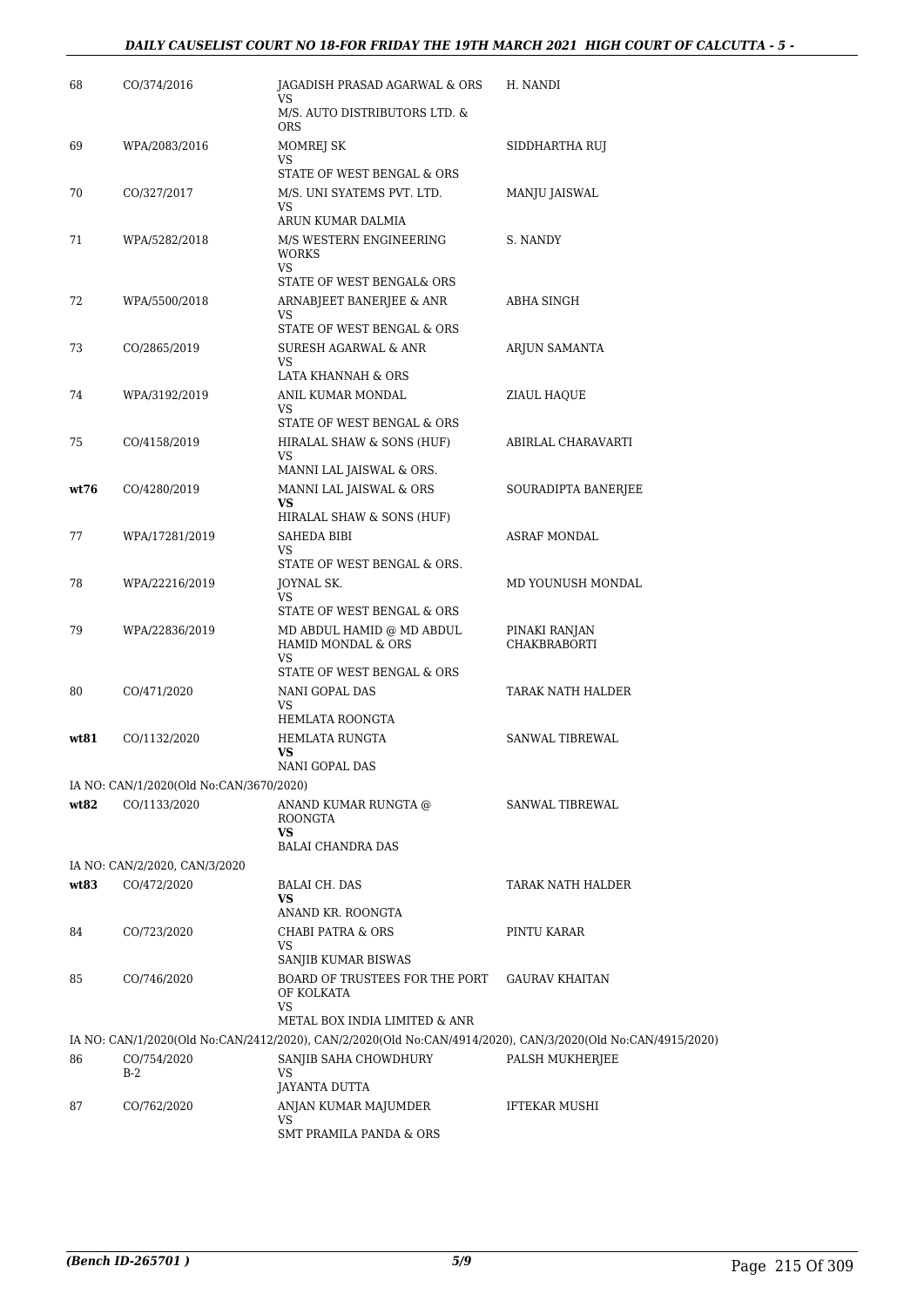| | | | |
|---|---|---|---|
| 68 | CO/374/2016 | JAGADISH PRASAD AGARWAL & ORS<br>VS<br>M/S. AUTO DISTRIBUTORS LTD. & ORS | H. NANDI |
| 69 | WPA/2083/2016 | MOMREJ SK<br>VS<br>STATE OF WEST BENGAL & ORS | SIDDHARTHA RUJ |
| 70 | CO/327/2017 | M/S. UNI SYATEMS PVT. LTD.<br>VS<br>ARUN KUMAR DALMIA | MANJU JAISWAL |
| 71 | WPA/5282/2018 | M/S WESTERN ENGINEERING WORKS<br>VS<br>STATE OF WEST BENGAL& ORS | S. NANDY |
| 72 | WPA/5500/2018 | ARNABJEET BANERJEE & ANR<br>VS<br>STATE OF WEST BENGAL & ORS | ABHA SINGH |
| 73 | CO/2865/2019 | SURESH AGARWAL & ANR<br>VS<br>LATA KHANNAH & ORS | ARJUN SAMANTA |
| 74 | WPA/3192/2019 | ANIL KUMAR MONDAL<br>VS<br>STATE OF WEST BENGAL & ORS | ZIAUL HAQUE |
| 75 | CO/4158/2019 | HIRALAL SHAW & SONS (HUF)<br>VS<br>MANNI LAL JAISWAL & ORS. | ABIRLAL CHARAVARTI |
| **wt76** | CO/4280/2019 | MANNI LAL JAISWAL & ORS<br>**VS**<br>HIRALAL SHAW & SONS (HUF) | SOURADIPTA BANERJEE |
| 77 | WPA/17281/2019 | SAHEDA BIBI<br>VS<br>STATE OF WEST BENGAL & ORS. | ASRAF MONDAL |
| 78 | WPA/22216/2019 | JOYNAL SK.<br>VS<br>STATE OF WEST BENGAL & ORS | MD YOUNUSH MONDAL |
| 79 | WPA/22836/2019 | MD ABDUL HAMID @ MD ABDUL HAMID MONDAL & ORS<br>VS<br>STATE OF WEST BENGAL & ORS | PINAKI RANJAN CHAKBRABORTI |
| 80 | CO/471/2020 | NANI GOPAL DAS<br>VS<br>HEMLATA ROONGTA | TARAK NATH HALDER |
| **wt81** | CO/1132/2020 | HEMLATA RUNGTA<br>**VS**<br>NANI GOPAL DAS | SANWAL TIBREWAL |
| | IA NO: CAN/1/2020(Old No:CAN/3670/2020) | | |
| **wt82** | CO/1133/2020 | ANAND KUMAR RUNGTA @ ROONGTA<br>**VS**<br>BALAI CHANDRA DAS | SANWAL TIBREWAL |
| | IA NO: CAN/2/2020, CAN/3/2020 | | |
| **wt83** | CO/472/2020 | BALAI CH. DAS<br>**VS**<br>ANAND KR. ROONGTA | TARAK NATH HALDER |
| 84 | CO/723/2020 | CHABI PATRA & ORS<br>VS<br>SANJIB KUMAR BISWAS | PINTU KARAR |
| 85 | CO/746/2020 | BOARD OF TRUSTEES FOR THE PORT OF KOLKATA<br>VS<br>METAL BOX INDIA LIMITED & ANR | GAURAV KHAITAN |
| | IA NO: CAN/1/2020(Old No:CAN/2412/2020), CAN/2/2020(Old No:CAN/4914/2020), CAN/3/2020(Old No:CAN/4915/2020) | | |
| 86 | CO/754/2020<br>B-2 | SANJIB SAHA CHOWDHURY<br>VS<br>JAYANTA DUTTA | PALSH MUKHERJEE |
| 87 | CO/762/2020 | ANJAN KUMAR MAJUMDER<br>VS<br>SMT PRAMILA PANDA & ORS | IFTEKAR MUSHI |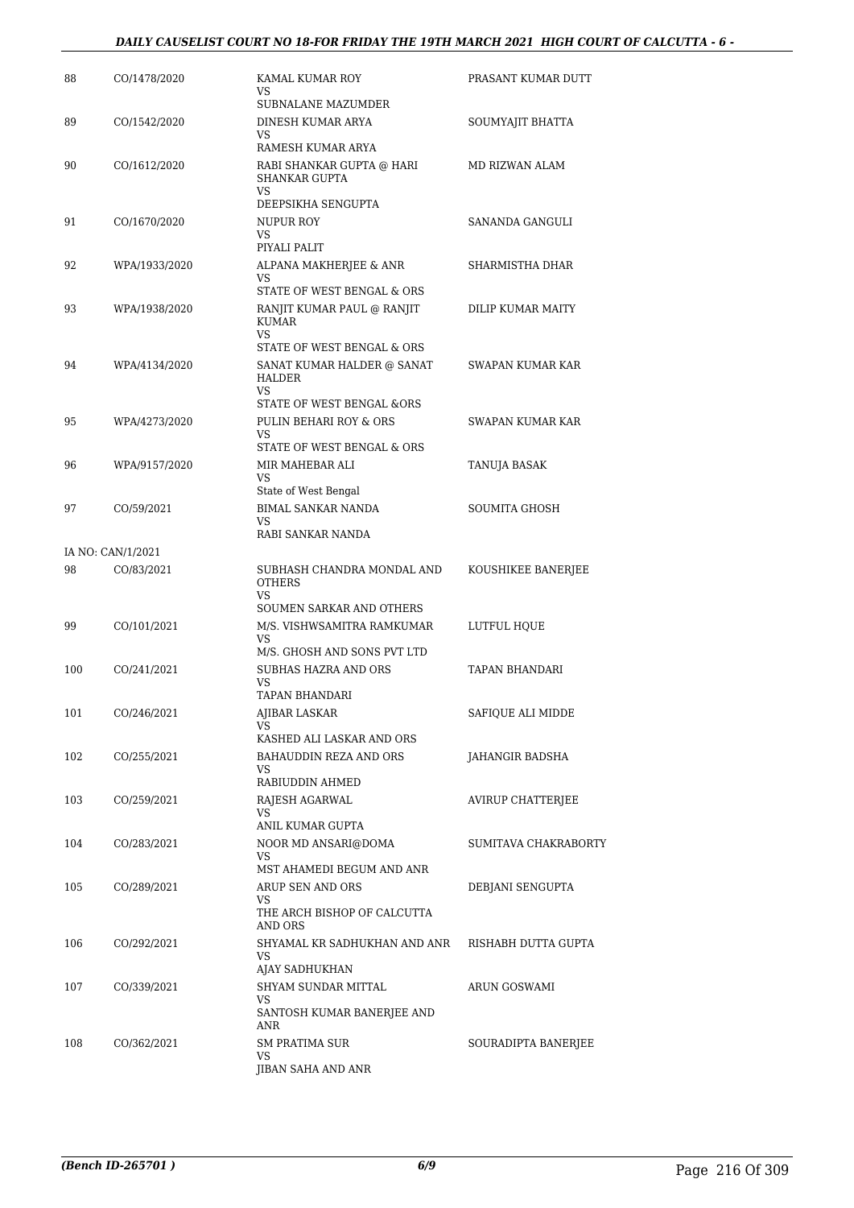| 88 | CO/1478/2020 | KAMAL KUMAR ROY<br>VS<br>SUBNALANE MAZUMDER | PRASANT KUMAR DUTT |
|---|---|---|---|
| 89 | CO/1542/2020 | DINESH KUMAR ARYA<br>VS<br>RAMESH KUMAR ARYA | SOUMYAJIT BHATTA |
| 90 | CO/1612/2020 | RABI SHANKAR GUPTA @ HARI SHANKAR GUPTA<br>VS<br>DEEPSIKHA SENGUPTA | MD RIZWAN ALAM |
| 91 | CO/1670/2020 | NUPUR ROY<br>VS<br>PIYALI PALIT | SANANDA GANGULI |
| 92 | WPA/1933/2020 | ALPANA MAKHERJEE & ANR<br>VS<br>STATE OF WEST BENGAL & ORS | SHARMISTHA DHAR |
| 93 | WPA/1938/2020 | RANJIT KUMAR PAUL @ RANJIT KUMAR<br>VS<br>STATE OF WEST BENGAL & ORS | DILIP KUMAR MAITY |
| 94 | WPA/4134/2020 | SANAT KUMAR HALDER @ SANAT HALDER<br>VS<br>STATE OF WEST BENGAL &ORS | SWAPAN KUMAR KAR |
| 95 | WPA/4273/2020 | PULIN BEHARI ROY & ORS<br>VS<br>STATE OF WEST BENGAL & ORS | SWAPAN KUMAR KAR |
| 96 | WPA/9157/2020 | MIR MAHEBAR ALI<br>VS<br>State of West Bengal | TANUJA BASAK |
| 97 | CO/59/2021 | BIMAL SANKAR NANDA<br>VS<br>RABI SANKAR NANDA | SOUMITA GHOSH |
| IA NO: CAN/1/2021 | | | |
| 98 | CO/83/2021 | SUBHASH CHANDRA MONDAL AND OTHERS<br>VS<br>SOUMEN SARKAR AND OTHERS | KOUSHIKEE BANERJEE |
| 99 | CO/101/2021 | M/S. VISHWSAMITRA RAMKUMAR<br>VS<br>M/S. GHOSH AND SONS PVT LTD | LUTFUL HQUE |
| 100 | CO/241/2021 | SUBHAS HAZRA AND ORS<br>VS<br>TAPAN BHANDARI | TAPAN BHANDARI |
| 101 | CO/246/2021 | AJIBAR LASKAR<br>VS<br>KASHED ALI LASKAR AND ORS | SAFIQUE ALI MIDDE |
| 102 | CO/255/2021 | BAHAUDDIN REZA AND ORS<br>VS<br>RABIUDDIN AHMED | JAHANGIR BADSHA |
| 103 | CO/259/2021 | RAJESH AGARWAL<br>VS<br>ANIL KUMAR GUPTA | AVIRUP CHATTERJEE |
| 104 | CO/283/2021 | NOOR MD ANSARI@DOMA<br>VS<br>MST AHAMEDI BEGUM AND ANR | SUMITAVA CHAKRABORTY |
| 105 | CO/289/2021 | ARUP SEN AND ORS<br>VS<br>THE ARCH BISHOP OF CALCUTTA AND ORS | DEBJANI SENGUPTA |
| 106 | CO/292/2021 | SHYAMAL KR SADHUKHAN AND ANR<br>VS<br>AJAY SADHUKHAN | RISHABH DUTTA GUPTA |
| 107 | CO/339/2021 | SHYAM SUNDAR MITTAL<br>VS<br>SANTOSH KUMAR BANERJEE AND ANR | ARUN GOSWAMI |
| 108 | CO/362/2021 | SM PRATIMA SUR<br>VS<br>JIBAN SAHA AND ANR | SOURADIPTA BANERJEE |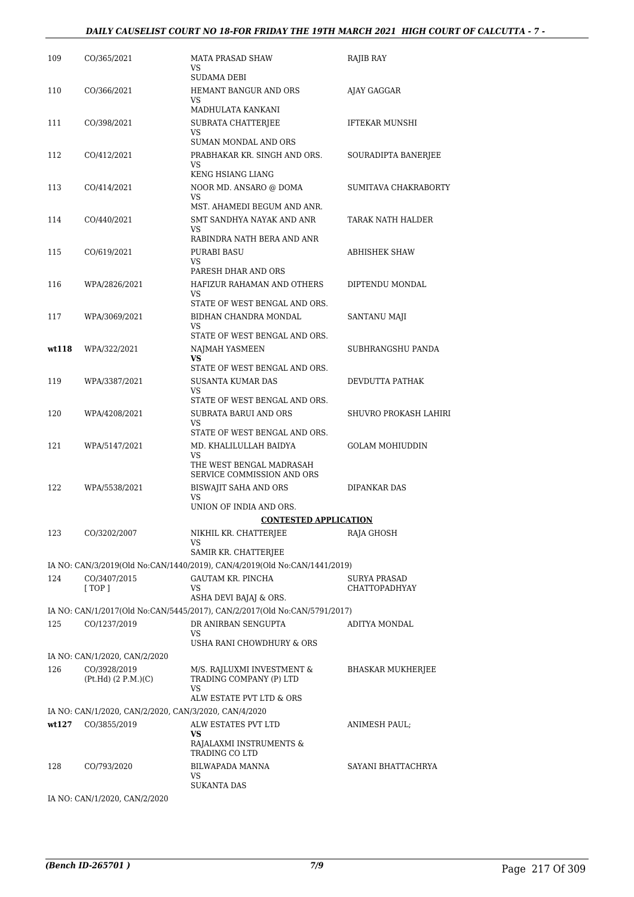| | | | |
|---|---|---|---|
| 109 | CO/365/2021 | MATA PRASAD SHAW<br>VS<br>SUDAMA DEBI | RAJIB RAY |
| 110 | CO/366/2021 | HEMANT BANGUR AND ORS<br>VS<br>MADHULATA KANKANI | AJAY GAGGAR |
| 111 | CO/398/2021 | SUBRATA CHATTERJEE<br>VS<br>SUMAN MONDAL AND ORS | IFTEKAR MUNSHI |
| 112 | CO/412/2021 | PRABHAKAR KR. SINGH AND ORS.<br>VS<br>KENG HSIANG LIANG | SOURADIPTA BANERJEE |
| 113 | CO/414/2021 | NOOR MD. ANSARO @ DOMA<br>VS<br>MST. AHAMEDI BEGUM AND ANR. | SUMITAVA CHAKRABORTY |
| 114 | CO/440/2021 | SMT SANDHYA NAYAK AND ANR<br>VS<br>RABINDRA NATH BERA AND ANR | TARAK NATH HALDER |
| 115 | CO/619/2021 | PURABI BASU<br>VS<br>PARESH DHAR AND ORS | ABHISHEK SHAW |
| 116 | WPA/2826/2021 | HAFIZUR RAHAMAN AND OTHERS<br>VS<br>STATE OF WEST BENGAL AND ORS. | DIPTENDU MONDAL |
| 117 | WPA/3069/2021 | BIDHAN CHANDRA MONDAL<br>VS<br>STATE OF WEST BENGAL AND ORS. | SANTANU MAJI |
| **wt118** | WPA/322/2021 | NAJMAH YASMEEN<br>**VS**<br>STATE OF WEST BENGAL AND ORS. | SUBHRANGSHU PANDA |
| 119 | WPA/3387/2021 | SUSANTA KUMAR DAS<br>VS<br>STATE OF WEST BENGAL AND ORS. | DEVDUTTA PATHAK |
| 120 | WPA/4208/2021 | SUBRATA BARUI AND ORS<br>VS<br>STATE OF WEST BENGAL AND ORS. | SHUVRO PROKASH LAHIRI |
| 121 | WPA/5147/2021 | MD. KHALILULLAH BAIDYA<br>VS<br>THE WEST BENGAL MADRASAH SERVICE COMMISSION AND ORS | GOLAM MOHIUDDIN |
| 122 | WPA/5538/2021 | BISWAJIT SAHA AND ORS<br>VS<br>UNION OF INDIA AND ORS. | DIPANKAR DAS |

**CONTESTED APPLICATION**

| | | | |
|---|---|---|---|
| 123 | CO/3202/2007 | NIKHIL KR. CHATTERJEE<br>VS<br>SAMIR KR. CHATTERJEE | RAJA GHOSH |
| | IA NO: CAN/3/2019(Old No:CAN/1440/2019), CAN/4/2019(Old No:CAN/1441/2019) | | |
| 124 | CO/3407/2015<br>[ TOP ] | GAUTAM KR. PINCHA<br>VS<br>ASHA DEVI BAJAJ & ORS. | SURYA PRASAD CHATTOPADHYAY |
| | IA NO: CAN/1/2017(Old No:CAN/5445/2017), CAN/2/2017(Old No:CAN/5791/2017) | | |
| 125 | CO/1237/2019 | DR ANIRBAN SENGUPTA<br>VS<br>USHA RANI CHOWDHURY & ORS | ADITYA MONDAL |
| | IA NO: CAN/1/2020, CAN/2/2020 | | |
| 126 | CO/3928/2019<br>(Pt.Hd) (2 P.M.)(C) | M/S. RAJLUXMI INVESTMENT & TRADING COMPANY (P) LTD<br>VS<br>ALW ESTATE PVT LTD & ORS | BHASKAR MUKHERJEE |
| | IA NO: CAN/1/2020, CAN/2/2020, CAN/3/2020, CAN/4/2020 | | |
| **wt127** | CO/3855/2019 | ALW ESTATES PVT LTD<br>**VS**<br>RAJALAXMI INSTRUMENTS & TRADING CO LTD | ANIMESH PAUL; |
| 128 | CO/793/2020 | BILWAPADA MANNA<br>VS<br>SUKANTA DAS | SAYANI BHATTACHRYA |
| | IA NO: CAN/1/2020, CAN/2/2020 | | |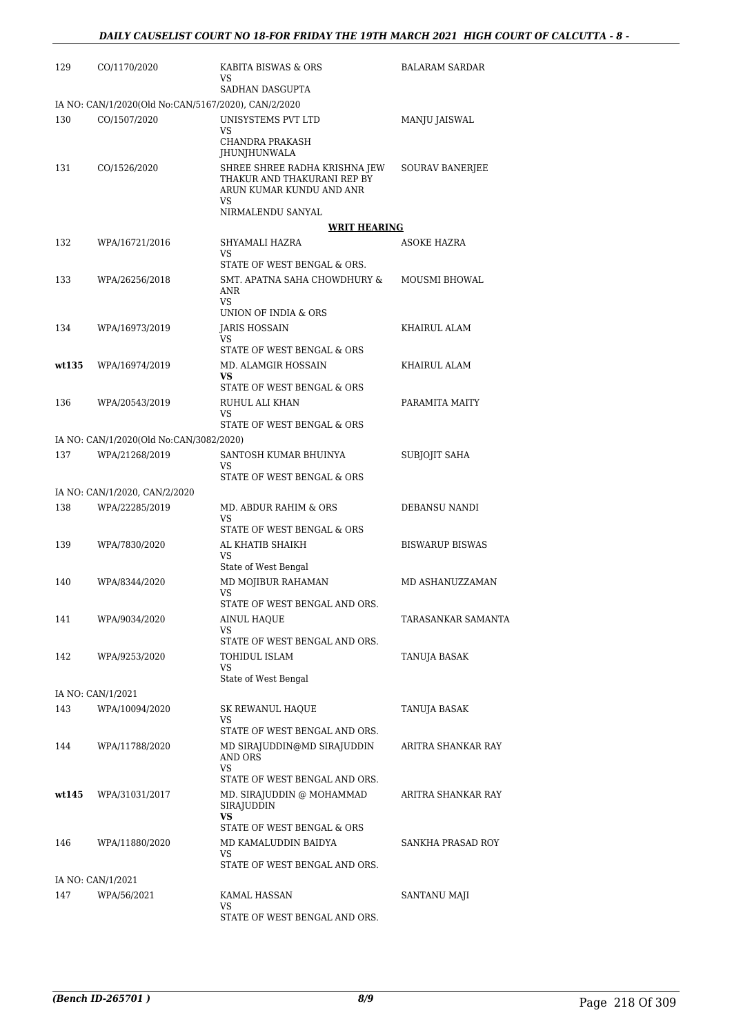| 129 | CO/1170/2020 | KABITA BISWAS & ORS<br>VS<br>SADHAN DASGUPTA | BALARAM SARDAR |
|---|---|---|---|
| IA NO: CAN/1/2020(Old No:CAN/5167/2020), CAN/2/2020 | | | |
| 130 | CO/1507/2020 | UNISYSTEMS PVT LTD<br>VS<br>CHANDRA PRAKASH JHUNJHUNWALA | MANJU JAISWAL |
| 131 | CO/1526/2020 | SHREE SHREE RADHA KRISHNA JEW THAKUR AND THAKURANI REP BY ARUN KUMAR KUNDU AND ANR<br>VS<br>NIRMALENDU SANYAL | SOURAV BANERJEE |

**WRIT HEARING**

| 132 | WPA/16721/2016 | SHYAMALI HAZRA<br>VS<br>STATE OF WEST BENGAL & ORS. | ASOKE HAZRA |
|---|---|---|---|
| 133 | WPA/26256/2018 | SMT. APATNA SAHA CHOWDHURY & ANR<br>VS<br>UNION OF INDIA & ORS | MOUSMI BHOWAL |
| 134 | WPA/16973/2019 | JARIS HOSSAIN<br>VS<br>STATE OF WEST BENGAL & ORS | KHAIRUL ALAM |
| **wt135** | WPA/16974/2019 | MD. ALAMGIR HOSSAIN<br>**VS**<br>STATE OF WEST BENGAL & ORS | KHAIRUL ALAM |
| 136 | WPA/20543/2019 | RUHUL ALI KHAN<br>VS<br>STATE OF WEST BENGAL & ORS | PARAMITA MAITY |
| IA NO: CAN/1/2020(Old No:CAN/3082/2020) | | | |
| 137 | WPA/21268/2019 | SANTOSH KUMAR BHUINYA<br>VS<br>STATE OF WEST BENGAL & ORS | SUBJOJIT SAHA |
| IA NO: CAN/1/2020, CAN/2/2020 | | | |
| 138 | WPA/22285/2019 | MD. ABDUR RAHIM & ORS<br>VS<br>STATE OF WEST BENGAL & ORS | DEBANSU NANDI |
| 139 | WPA/7830/2020 | AL KHATIB SHAIKH<br>VS<br>State of West Bengal | BISWARUP BISWAS |
| 140 | WPA/8344/2020 | MD MOJIBUR RAHAMAN<br>VS<br>STATE OF WEST BENGAL AND ORS. | MD ASHANUZZAMAN |
| 141 | WPA/9034/2020 | AINUL HAQUE<br>VS<br>STATE OF WEST BENGAL AND ORS. | TARASANKAR SAMANTA |
| 142 | WPA/9253/2020 | TOHIDUL ISLAM<br>VS<br>State of West Bengal | TANUJA BASAK |
| IA NO: CAN/1/2021 | | | |
| 143 | WPA/10094/2020 | SK REWANUL HAQUE<br>VS<br>STATE OF WEST BENGAL AND ORS. | TANUJA BASAK |
| 144 | WPA/11788/2020 | MD SIRAJUDDIN@MD SIRAJUDDIN AND ORS<br>VS<br>STATE OF WEST BENGAL AND ORS. | ARITRA SHANKAR RAY |
| **wt145** | WPA/31031/2017 | MD. SIRAJUDDIN @ MOHAMMAD SIRAJUDDIN<br>**VS**<br>STATE OF WEST BENGAL & ORS | ARITRA SHANKAR RAY |
| 146 | WPA/11880/2020 | MD KAMALUDDIN BAIDYA<br>VS<br>STATE OF WEST BENGAL AND ORS. | SANKHA PRASAD ROY |
| IA NO: CAN/1/2021 | | | |
| 147 | WPA/56/2021 | KAMAL HASSAN<br>VS<br>STATE OF WEST BENGAL AND ORS. | SANTANU MAJI |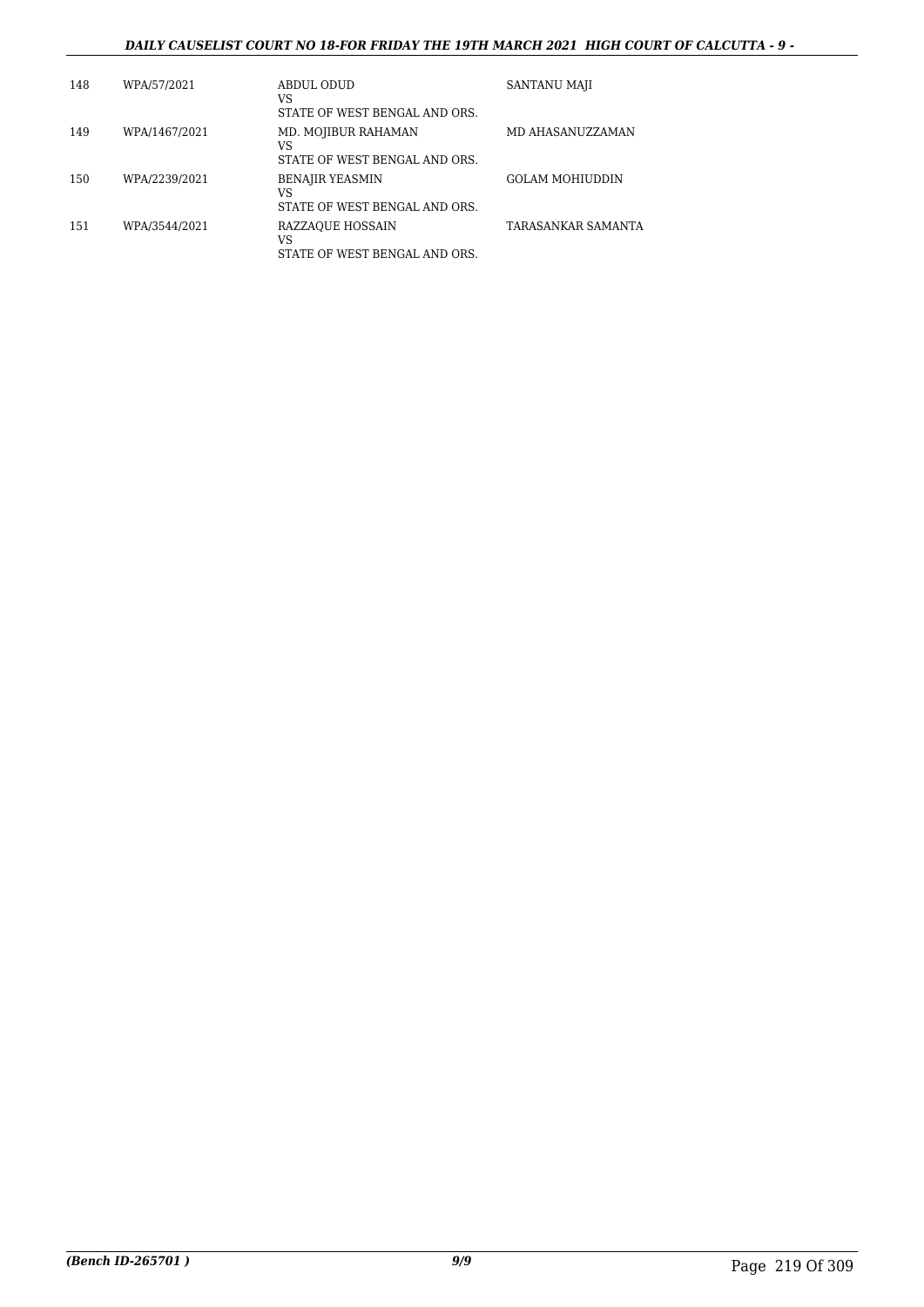| | | | |
|---|---|---|---|
| 148 | WPA/57/2021 | ABDUL ODUD<br>VS<br>STATE OF WEST BENGAL AND ORS. | SANTANU MAJI |
| 149 | WPA/1467/2021 | MD. MOJIBUR RAHAMAN<br>VS<br>STATE OF WEST BENGAL AND ORS. | MD AHASANUZZAMAN |
| 150 | WPA/2239/2021 | BENAJIR YEASMIN<br>VS<br>STATE OF WEST BENGAL AND ORS. | GOLAM MOHIUDDIN |
| 151 | WPA/3544/2021 | RAZZAQUE HOSSAIN<br>VS<br>STATE OF WEST BENGAL AND ORS. | TARASANKAR SAMANTA |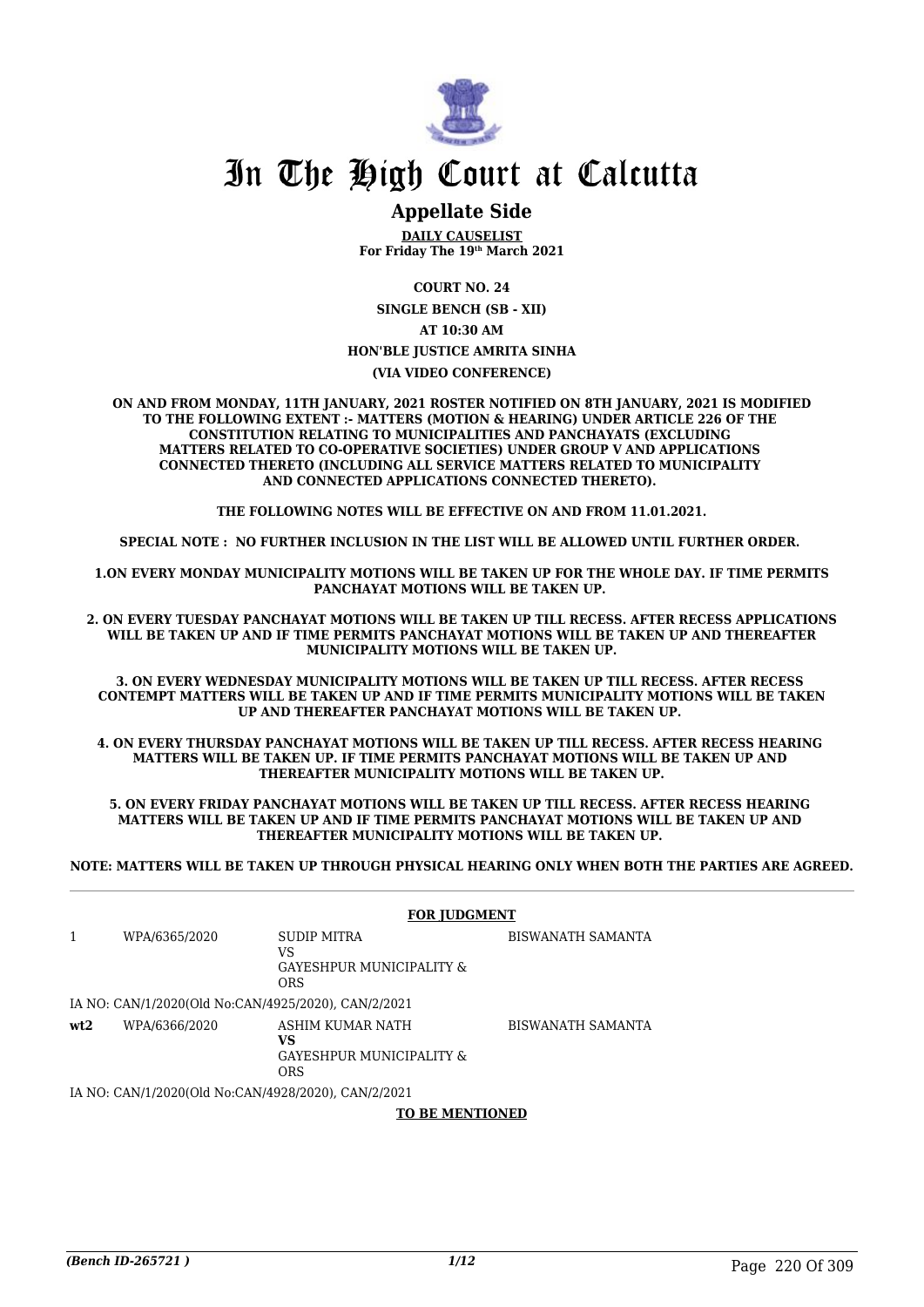# In The High Court at Calcutta

## Appellate Side

**DAILY CAUSELIST**
**For Friday The 19th March 2021**

**COURT NO. 24**

**SINGLE BENCH (SB - XII)**

**AT 10:30 AM**

**HON'BLE JUSTICE AMRITA SINHA**

**(VIA VIDEO CONFERENCE)**

**ON AND FROM MONDAY, 11TH JANUARY, 2021 ROSTER NOTIFIED ON 8TH JANUARY, 2021 IS MODIFIED TO THE FOLLOWING EXTENT :- MATTERS (MOTION & HEARING) UNDER ARTICLE 226 OF THE CONSTITUTION RELATING TO MUNICIPALITIES AND PANCHAYATS (EXCLUDING MATTERS RELATED TO CO-OPERATIVE SOCIETIES) UNDER GROUP V AND APPLICATIONS CONNECTED THERETO (INCLUDING ALL SERVICE MATTERS RELATED TO MUNICIPALITY AND CONNECTED APPLICATIONS CONNECTED THERETO).**

**THE FOLLOWING NOTES WILL BE EFFECTIVE ON AND FROM 11.01.2021.**

**SPECIAL NOTE : NO FURTHER INCLUSION IN THE LIST WILL BE ALLOWED UNTIL FURTHER ORDER.**

**1.ON EVERY MONDAY MUNICIPALITY MOTIONS WILL BE TAKEN UP FOR THE WHOLE DAY. IF TIME PERMITS PANCHAYAT MOTIONS WILL BE TAKEN UP.**

**2. ON EVERY TUESDAY PANCHAYAT MOTIONS WILL BE TAKEN UP TILL RECESS. AFTER RECESS APPLICATIONS WILL BE TAKEN UP AND IF TIME PERMITS PANCHAYAT MOTIONS WILL BE TAKEN UP AND THEREAFTER MUNICIPALITY MOTIONS WILL BE TAKEN UP.**

**3. ON EVERY WEDNESDAY MUNICIPALITY MOTIONS WILL BE TAKEN UP TILL RECESS. AFTER RECESS CONTEMPT MATTERS WILL BE TAKEN UP AND IF TIME PERMITS MUNICIPALITY MOTIONS WILL BE TAKEN UP AND THEREAFTER PANCHAYAT MOTIONS WILL BE TAKEN UP.**

**4. ON EVERY THURSDAY PANCHAYAT MOTIONS WILL BE TAKEN UP TILL RECESS. AFTER RECESS HEARING MATTERS WILL BE TAKEN UP. IF TIME PERMITS PANCHAYAT MOTIONS WILL BE TAKEN UP AND THEREAFTER MUNICIPALITY MOTIONS WILL BE TAKEN UP.**

**5. ON EVERY FRIDAY PANCHAYAT MOTIONS WILL BE TAKEN UP TILL RECESS. AFTER RECESS HEARING MATTERS WILL BE TAKEN UP AND IF TIME PERMITS PANCHAYAT MOTIONS WILL BE TAKEN UP AND THEREAFTER MUNICIPALITY MOTIONS WILL BE TAKEN UP.**

**NOTE: MATTERS WILL BE TAKEN UP THROUGH PHYSICAL HEARING ONLY WHEN BOTH THE PARTIES ARE AGREED.**

**FOR JUDGMENT**

| | | | |
|---|---|---|---|
| 1 | WPA/6365/2020 | SUDIP MITRA<br>VS<br>GAYESHPUR MUNICIPALITY & ORS | BISWANATH SAMANTA |

IA NO: CAN/1/2020(Old No:CAN/4925/2020), CAN/2/2021

| | | | |
|---|---|---|---|
| **wt2** | WPA/6366/2020 | ASHIM KUMAR NATH<br>**VS**<br>GAYESHPUR MUNICIPALITY & ORS | BISWANATH SAMANTA |

IA NO: CAN/1/2020(Old No:CAN/4928/2020), CAN/2/2021

**TO BE MENTIONED**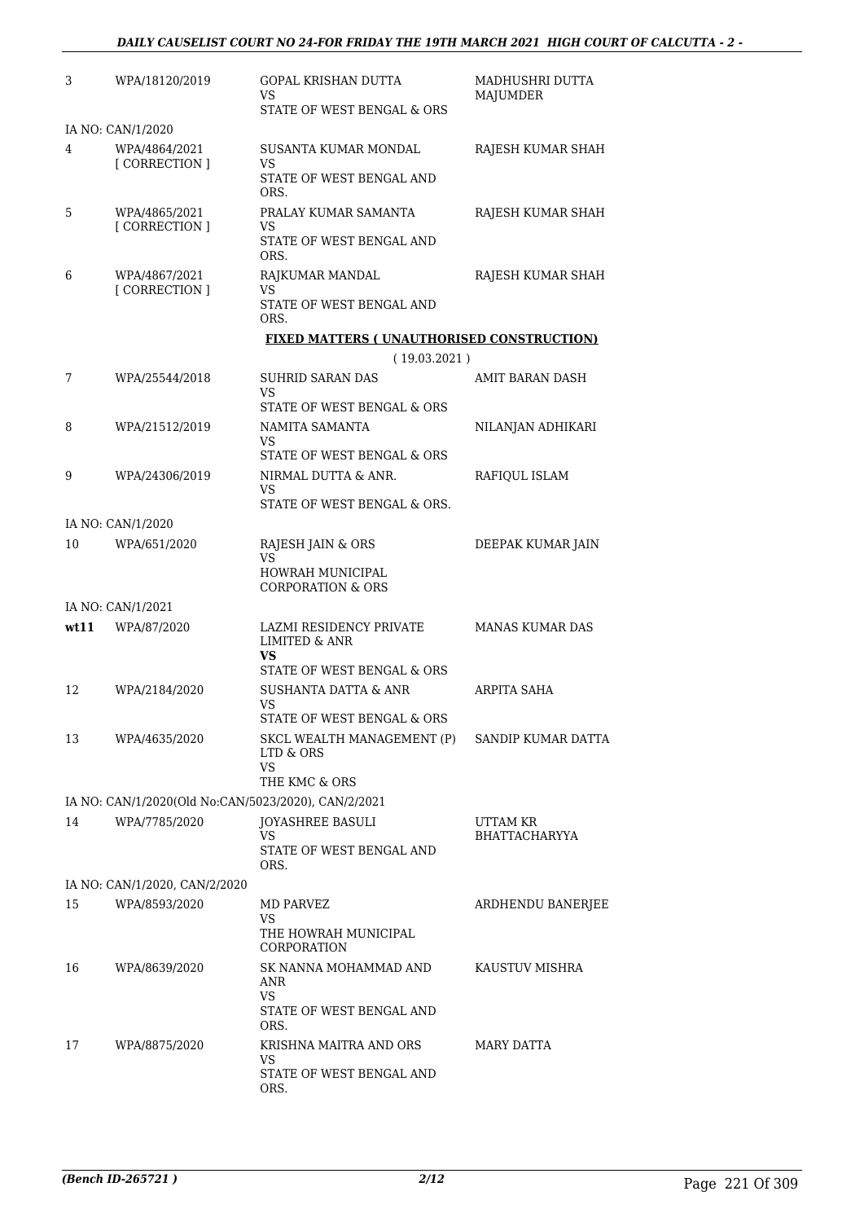| | | | |
|---|---|---|---|
| 3 | WPA/18120/2019 | GOPAL KRISHAN DUTTA<br>VS<br>STATE OF WEST BENGAL & ORS | MADHUSHRI DUTTA MAJUMDER |
| | IA NO: CAN/1/2020 | | |
| 4 | WPA/4864/2021<br>[ CORRECTION ] | SUSANTA KUMAR MONDAL<br>VS<br>STATE OF WEST BENGAL AND ORS. | RAJESH KUMAR SHAH |
| 5 | WPA/4865/2021<br>[ CORRECTION ] | PRALAY KUMAR SAMANTA<br>VS<br>STATE OF WEST BENGAL AND ORS. | RAJESH KUMAR SHAH |
| 6 | WPA/4867/2021<br>[ CORRECTION ] | RAJKUMAR MANDAL<br>VS<br>STATE OF WEST BENGAL AND ORS. | RAJESH KUMAR SHAH |

**FIXED MATTERS ( UNAUTHORISED CONSTRUCTION)**

( 19.03.2021 )

| | | | |
|---|---|---|---|
| 7 | WPA/25544/2018 | SUHRID SARAN DAS<br>VS<br>STATE OF WEST BENGAL & ORS | AMIT BARAN DASH |
| 8 | WPA/21512/2019 | NAMITA SAMANTA<br>VS<br>STATE OF WEST BENGAL & ORS | NILANJAN ADHIKARI |
| 9 | WPA/24306/2019 | NIRMAL DUTTA & ANR.<br>VS<br>STATE OF WEST BENGAL & ORS. | RAFIQUL ISLAM |
| | IA NO: CAN/1/2020 | | |
| 10 | WPA/651/2020 | RAJESH JAIN & ORS<br>VS<br>HOWRAH MUNICIPAL CORPORATION & ORS | DEEPAK KUMAR JAIN |
| | IA NO: CAN/1/2021 | | |
| **wt11** | WPA/87/2020 | LAZMI RESIDENCY PRIVATE LIMITED & ANR<br>**VS**<br>STATE OF WEST BENGAL & ORS | MANAS KUMAR DAS |
| 12 | WPA/2184/2020 | SUSHANTA DATTA & ANR<br>VS<br>STATE OF WEST BENGAL & ORS | ARPITA SAHA |
| 13 | WPA/4635/2020 | SKCL WEALTH MANAGEMENT (P) LTD & ORS<br>VS<br>THE KMC & ORS | SANDIP KUMAR DATTA |
| | IA NO: CAN/1/2020(Old No:CAN/5023/2020), CAN/2/2021 | | |
| 14 | WPA/7785/2020 | JOYASHREE BASULI<br>VS<br>STATE OF WEST BENGAL AND ORS. | UTTAM KR BHATTACHARYYA |
| | IA NO: CAN/1/2020, CAN/2/2020 | | |
| 15 | WPA/8593/2020 | MD PARVEZ<br>VS<br>THE HOWRAH MUNICIPAL CORPORATION | ARDHENDU BANERJEE |
| 16 | WPA/8639/2020 | SK NANNA MOHAMMAD AND ANR<br>VS<br>STATE OF WEST BENGAL AND ORS. | KAUSTUV MISHRA |
| 17 | WPA/8875/2020 | KRISHNA MAITRA AND ORS<br>VS<br>STATE OF WEST BENGAL AND ORS. | MARY DATTA |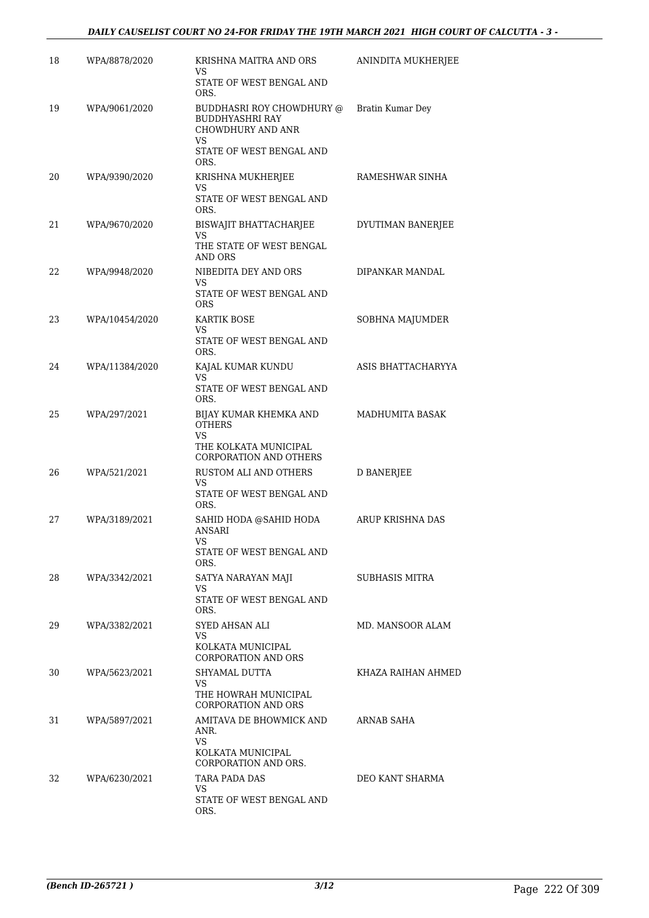| | | | |
|---|---|---|---|
| 18 | WPA/8878/2020 | KRISHNA MAITRA AND ORS<br>VS<br>STATE OF WEST BENGAL AND ORS. | ANINDITA MUKHERJEE |
| 19 | WPA/9061/2020 | BUDDHASRI ROY CHOWDHURY @ BUDDHYASHRI RAY CHOWDHURY AND ANR<br>VS<br>STATE OF WEST BENGAL AND ORS. | Bratin Kumar Dey |
| 20 | WPA/9390/2020 | KRISHNA MUKHERJEE<br>VS<br>STATE OF WEST BENGAL AND ORS. | RAMESHWAR SINHA |
| 21 | WPA/9670/2020 | BISWAJIT BHATTACHARJEE<br>VS<br>THE STATE OF WEST BENGAL AND ORS | DYUTIMAN BANERJEE |
| 22 | WPA/9948/2020 | NIBEDITA DEY AND ORS<br>VS<br>STATE OF WEST BENGAL AND ORS | DIPANKAR MANDAL |
| 23 | WPA/10454/2020 | KARTIK BOSE<br>VS<br>STATE OF WEST BENGAL AND ORS. | SOBHNA MAJUMDER |
| 24 | WPA/11384/2020 | KAJAL KUMAR KUNDU<br>VS<br>STATE OF WEST BENGAL AND ORS. | ASIS BHATTACHARYYA |
| 25 | WPA/297/2021 | BIJAY KUMAR KHEMKA AND OTHERS<br>VS<br>THE KOLKATA MUNICIPAL CORPORATION AND OTHERS | MADHUMITA BASAK |
| 26 | WPA/521/2021 | RUSTOM ALI AND OTHERS<br>VS<br>STATE OF WEST BENGAL AND ORS. | D BANERJEE |
| 27 | WPA/3189/2021 | SAHID HODA @SAHID HODA ANSARI<br>VS<br>STATE OF WEST BENGAL AND ORS. | ARUP KRISHNA DAS |
| 28 | WPA/3342/2021 | SATYA NARAYAN MAJI<br>VS<br>STATE OF WEST BENGAL AND ORS. | SUBHASIS MITRA |
| 29 | WPA/3382/2021 | SYED AHSAN ALI<br>VS<br>KOLKATA MUNICIPAL CORPORATION AND ORS | MD. MANSOOR ALAM |
| 30 | WPA/5623/2021 | SHYAMAL DUTTA<br>VS<br>THE HOWRAH MUNICIPAL CORPORATION AND ORS | KHAZA RAIHAN AHMED |
| 31 | WPA/5897/2021 | AMITAVA DE BHOWMICK AND ANR.<br>VS<br>KOLKATA MUNICIPAL CORPORATION AND ORS. | ARNAB SAHA |
| 32 | WPA/6230/2021 | TARA PADA DAS<br>VS<br>STATE OF WEST BENGAL AND ORS. | DEO KANT SHARMA |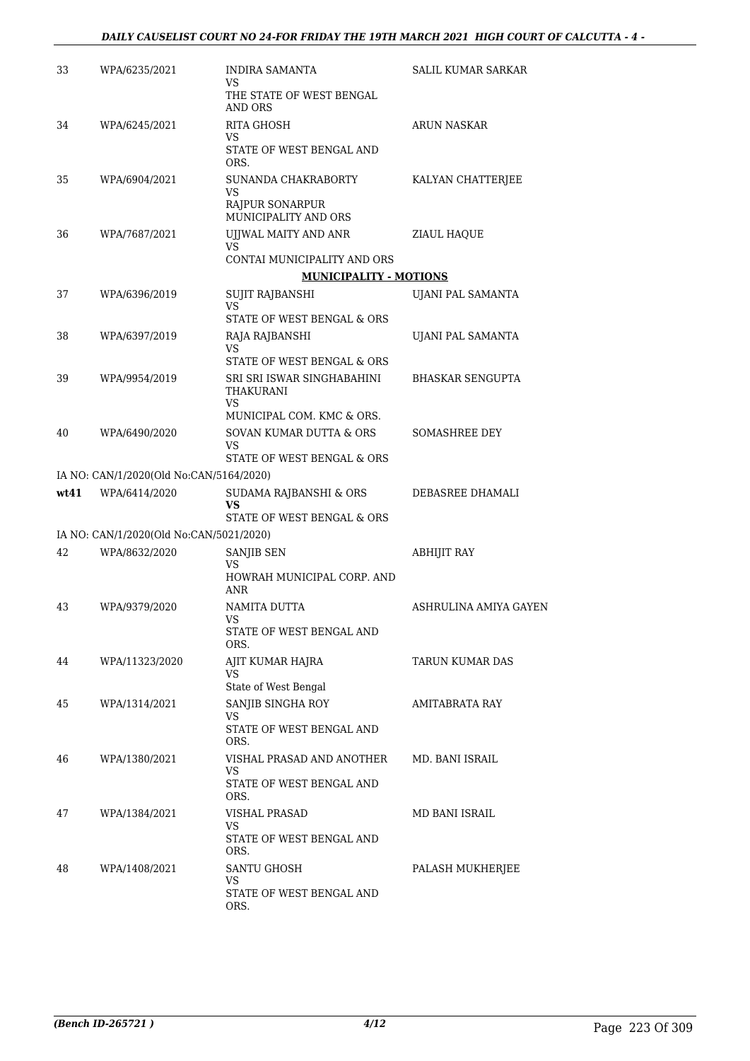| | | | |
|---|---|---|---|
| 33 | WPA/6235/2021 | INDIRA SAMANTA<br>VS<br>THE STATE OF WEST BENGAL AND ORS | SALIL KUMAR SARKAR |
| 34 | WPA/6245/2021 | RITA GHOSH<br>VS<br>STATE OF WEST BENGAL AND ORS. | ARUN NASKAR |
| 35 | WPA/6904/2021 | SUNANDA CHAKRABORTY<br>VS<br>RAJPUR SONARPUR MUNICIPALITY AND ORS | KALYAN CHATTERJEE |
| 36 | WPA/7687/2021 | UJJWAL MAITY AND ANR<br>VS<br>CONTAI MUNICIPALITY AND ORS | ZIAUL HAQUE |

**MUNICIPALITY - MOTIONS**

| | | | |
|---|---|---|---|
| 37 | WPA/6396/2019 | SUJIT RAJBANSHI<br>VS<br>STATE OF WEST BENGAL & ORS | UJANI PAL SAMANTA |
| 38 | WPA/6397/2019 | RAJA RAJBANSHI<br>VS<br>STATE OF WEST BENGAL & ORS | UJANI PAL SAMANTA |
| 39 | WPA/9954/2019 | SRI SRI ISWAR SINGHABAHINI THAKURANI<br>VS<br>MUNICIPAL COM. KMC & ORS. | BHASKAR SENGUPTA |
| 40 | WPA/6490/2020 | SOVAN KUMAR DUTTA & ORS<br>VS<br>STATE OF WEST BENGAL & ORS | SOMASHREE DEY |
| | IA NO: CAN/1/2020(Old No:CAN/5164/2020) | | |
| wt41 | WPA/6414/2020 | SUDAMA RAJBANSHI & ORS<br>**VS**<br>STATE OF WEST BENGAL & ORS | DEBASREE DHAMALI |
| | IA NO: CAN/1/2020(Old No:CAN/5021/2020) | | |
| 42 | WPA/8632/2020 | SANJIB SEN<br>VS<br>HOWRAH MUNICIPAL CORP. AND ANR | ABHIJIT RAY |
| 43 | WPA/9379/2020 | NAMITA DUTTA<br>VS<br>STATE OF WEST BENGAL AND ORS. | ASHRULINA AMIYA GAYEN |
| 44 | WPA/11323/2020 | AJIT KUMAR HAJRA<br>VS<br>State of West Bengal | TARUN KUMAR DAS |
| 45 | WPA/1314/2021 | SANJIB SINGHA ROY<br>VS<br>STATE OF WEST BENGAL AND ORS. | AMITABRATA RAY |
| 46 | WPA/1380/2021 | VISHAL PRASAD AND ANOTHER<br>VS<br>STATE OF WEST BENGAL AND ORS. | MD. BANI ISRAIL |
| 47 | WPA/1384/2021 | VISHAL PRASAD<br>VS<br>STATE OF WEST BENGAL AND ORS. | MD BANI ISRAIL |
| 48 | WPA/1408/2021 | SANTU GHOSH<br>VS<br>STATE OF WEST BENGAL AND ORS. | PALASH MUKHERJEE |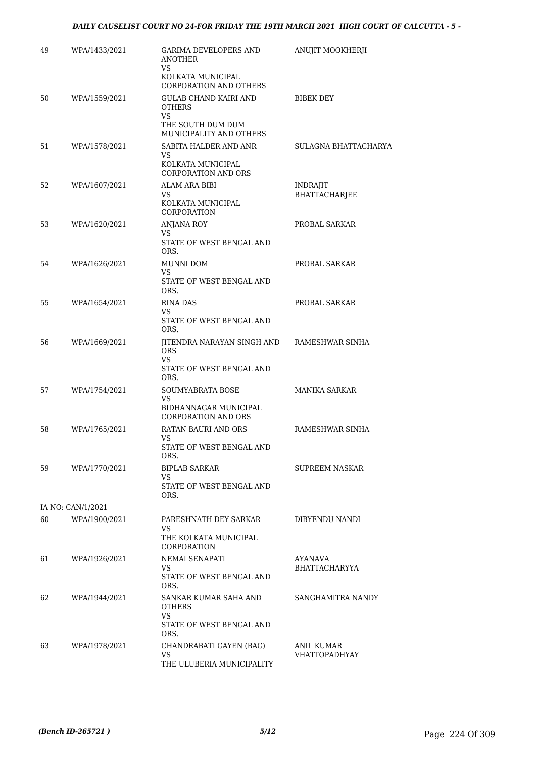| | | | |
|---|---|---|---|
| 49 | WPA/1433/2021 | GARIMA DEVELOPERS AND ANOTHER<br>VS<br>KOLKATA MUNICIPAL CORPORATION AND OTHERS | ANUJIT MOOKHERJI |
| 50 | WPA/1559/2021 | GULAB CHAND KAIRI AND OTHERS<br>VS<br>THE SOUTH DUM DUM MUNICIPALITY AND OTHERS | BIBEK DEY |
| 51 | WPA/1578/2021 | SABITA HALDER AND ANR<br>VS<br>KOLKATA MUNICIPAL CORPORATION AND ORS | SULAGNA BHATTACHARYA |
| 52 | WPA/1607/2021 | ALAM ARA BIBI<br>VS<br>KOLKATA MUNICIPAL CORPORATION | INDRAJIT BHATTACHARJEE |
| 53 | WPA/1620/2021 | ANJANA ROY<br>VS<br>STATE OF WEST BENGAL AND ORS. | PROBAL SARKAR |
| 54 | WPA/1626/2021 | MUNNI DOM<br>VS<br>STATE OF WEST BENGAL AND ORS. | PROBAL SARKAR |
| 55 | WPA/1654/2021 | RINA DAS<br>VS<br>STATE OF WEST BENGAL AND ORS. | PROBAL SARKAR |
| 56 | WPA/1669/2021 | JITENDRA NARAYAN SINGH AND ORS<br>VS<br>STATE OF WEST BENGAL AND ORS. | RAMESHWAR SINHA |
| 57 | WPA/1754/2021 | SOUMYABRATA BOSE<br>VS<br>BIDHANNAGAR MUNICIPAL CORPORATION AND ORS | MANIKA SARKAR |
| 58 | WPA/1765/2021 | RATAN BAURI AND ORS<br>VS<br>STATE OF WEST BENGAL AND ORS. | RAMESHWAR SINHA |
| 59 | WPA/1770/2021 | BIPLAB SARKAR<br>VS<br>STATE OF WEST BENGAL AND ORS. | SUPREEM NASKAR |
| IA NO: CAN/1/2021 | | | |
| 60 | WPA/1900/2021 | PARESHNATH DEY SARKAR<br>VS<br>THE KOLKATA MUNICIPAL CORPORATION | DIBYENDU NANDI |
| 61 | WPA/1926/2021 | NEMAI SENAPATI<br>VS<br>STATE OF WEST BENGAL AND ORS. | AYANAVA BHATTACHARYYA |
| 62 | WPA/1944/2021 | SANKAR KUMAR SAHA AND OTHERS<br>VS<br>STATE OF WEST BENGAL AND ORS. | SANGHAMITRA NANDY |
| 63 | WPA/1978/2021 | CHANDRABATI GAYEN (BAG)<br>VS<br>THE ULUBERIA MUNICIPALITY | ANIL KUMAR VHATTOPADHYAY |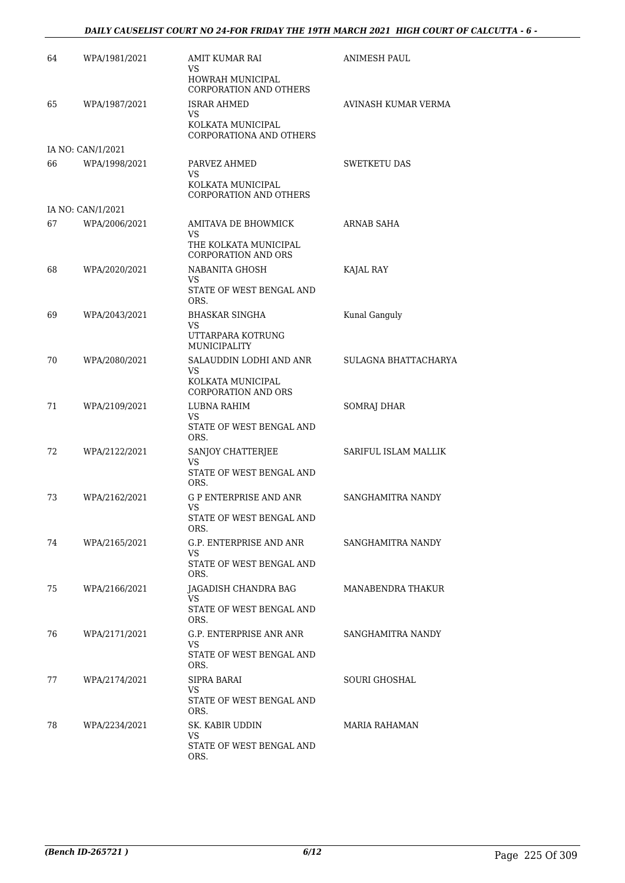| | | | |
|---|---|---|---|
| 64 | WPA/1981/2021 | AMIT KUMAR RAI<br>VS<br>HOWRAH MUNICIPAL CORPORATION AND OTHERS | ANIMESH PAUL |
| 65 | WPA/1987/2021 | ISRAR AHMED<br>VS<br>KOLKATA MUNICIPAL CORPORATIONA AND OTHERS | AVINASH KUMAR VERMA |
| IA NO: CAN/1/2021 | | | |
| 66 | WPA/1998/2021 | PARVEZ AHMED<br>VS<br>KOLKATA MUNICIPAL CORPORATION AND OTHERS | SWETKETU DAS |
| IA NO: CAN/1/2021 | | | |
| 67 | WPA/2006/2021 | AMITAVA DE BHOWMICK<br>VS<br>THE KOLKATA MUNICIPAL CORPORATION AND ORS | ARNAB SAHA |
| 68 | WPA/2020/2021 | NABANITA GHOSH<br>VS<br>STATE OF WEST BENGAL AND ORS. | KAJAL RAY |
| 69 | WPA/2043/2021 | BHASKAR SINGHA<br>VS<br>UTTARPARA KOTRUNG MUNICIPALITY | Kunal Ganguly |
| 70 | WPA/2080/2021 | SALAUDDIN LODHI AND ANR<br>VS<br>KOLKATA MUNICIPAL CORPORATION AND ORS | SULAGNA BHATTACHARYA |
| 71 | WPA/2109/2021 | LUBNA RAHIM<br>VS<br>STATE OF WEST BENGAL AND ORS. | SOMRAJ DHAR |
| 72 | WPA/2122/2021 | SANJOY CHATTERJEE<br>VS<br>STATE OF WEST BENGAL AND ORS. | SARIFUL ISLAM MALLIK |
| 73 | WPA/2162/2021 | G P ENTERPRISE AND ANR<br>VS<br>STATE OF WEST BENGAL AND ORS. | SANGHAMITRA NANDY |
| 74 | WPA/2165/2021 | G.P. ENTERPRISE AND ANR<br>VS<br>STATE OF WEST BENGAL AND ORS. | SANGHAMITRA NANDY |
| 75 | WPA/2166/2021 | JAGADISH CHANDRA BAG<br>VS<br>STATE OF WEST BENGAL AND ORS. | MANABENDRA THAKUR |
| 76 | WPA/2171/2021 | G.P. ENTERPRISE ANR ANR<br>VS<br>STATE OF WEST BENGAL AND ORS. | SANGHAMITRA NANDY |
| 77 | WPA/2174/2021 | SIPRA BARAI<br>VS<br>STATE OF WEST BENGAL AND ORS. | SOURI GHOSHAL |
| 78 | WPA/2234/2021 | SK. KABIR UDDIN<br>VS<br>STATE OF WEST BENGAL AND ORS. | MARIA RAHAMAN |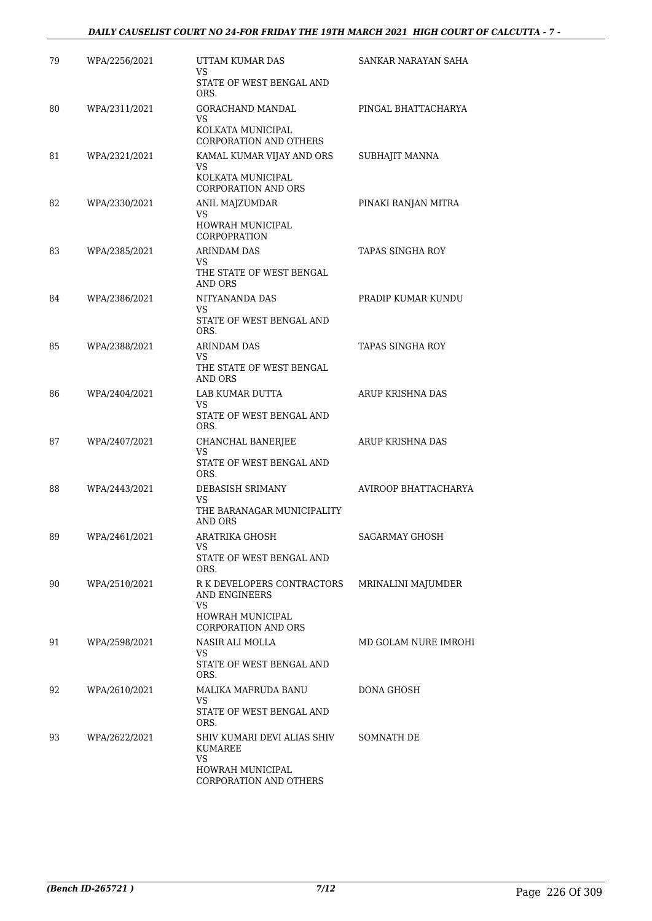| | | | |
|---|---|---|---|
| 79 | WPA/2256/2021 | UTTAM KUMAR DAS<br>VS<br>STATE OF WEST BENGAL AND ORS. | SANKAR NARAYAN SAHA |
| 80 | WPA/2311/2021 | GORACHAND MANDAL<br>VS<br>KOLKATA MUNICIPAL CORPORATION AND OTHERS | PINGAL BHATTACHARYA |
| 81 | WPA/2321/2021 | KAMAL KUMAR VIJAY AND ORS<br>VS<br>KOLKATA MUNICIPAL CORPORATION AND ORS | SUBHAJIT MANNA |
| 82 | WPA/2330/2021 | ANIL MAJZUMDAR<br>VS<br>HOWRAH MUNICIPAL CORPOPRATION | PINAKI RANJAN MITRA |
| 83 | WPA/2385/2021 | ARINDAM DAS<br>VS<br>THE STATE OF WEST BENGAL AND ORS | TAPAS SINGHA ROY |
| 84 | WPA/2386/2021 | NITYANANDA DAS<br>VS<br>STATE OF WEST BENGAL AND ORS. | PRADIP KUMAR KUNDU |
| 85 | WPA/2388/2021 | ARINDAM DAS<br>VS<br>THE STATE OF WEST BENGAL AND ORS | TAPAS SINGHA ROY |
| 86 | WPA/2404/2021 | LAB KUMAR DUTTA<br>VS<br>STATE OF WEST BENGAL AND ORS. | ARUP KRISHNA DAS |
| 87 | WPA/2407/2021 | CHANCHAL BANERJEE<br>VS<br>STATE OF WEST BENGAL AND ORS. | ARUP KRISHNA DAS |
| 88 | WPA/2443/2021 | DEBASISH SRIMANY<br>VS<br>THE BARANAGAR MUNICIPALITY AND ORS | AVIROOP BHATTACHARYA |
| 89 | WPA/2461/2021 | ARATRIKA GHOSH<br>VS<br>STATE OF WEST BENGAL AND ORS. | SAGARMAY GHOSH |
| 90 | WPA/2510/2021 | R K DEVELOPERS CONTRACTORS AND ENGINEERS<br>VS<br>HOWRAH MUNICIPAL CORPORATION AND ORS | MRINALINI MAJUMDER |
| 91 | WPA/2598/2021 | NASIR ALI MOLLA<br>VS<br>STATE OF WEST BENGAL AND ORS. | MD GOLAM NURE IMROHI |
| 92 | WPA/2610/2021 | MALIKA MAFRUDA BANU<br>VS<br>STATE OF WEST BENGAL AND ORS. | DONA GHOSH |
| 93 | WPA/2622/2021 | SHIV KUMARI DEVI ALIAS SHIV KUMAREE<br>VS<br>HOWRAH MUNICIPAL CORPORATION AND OTHERS | SOMNATH DE |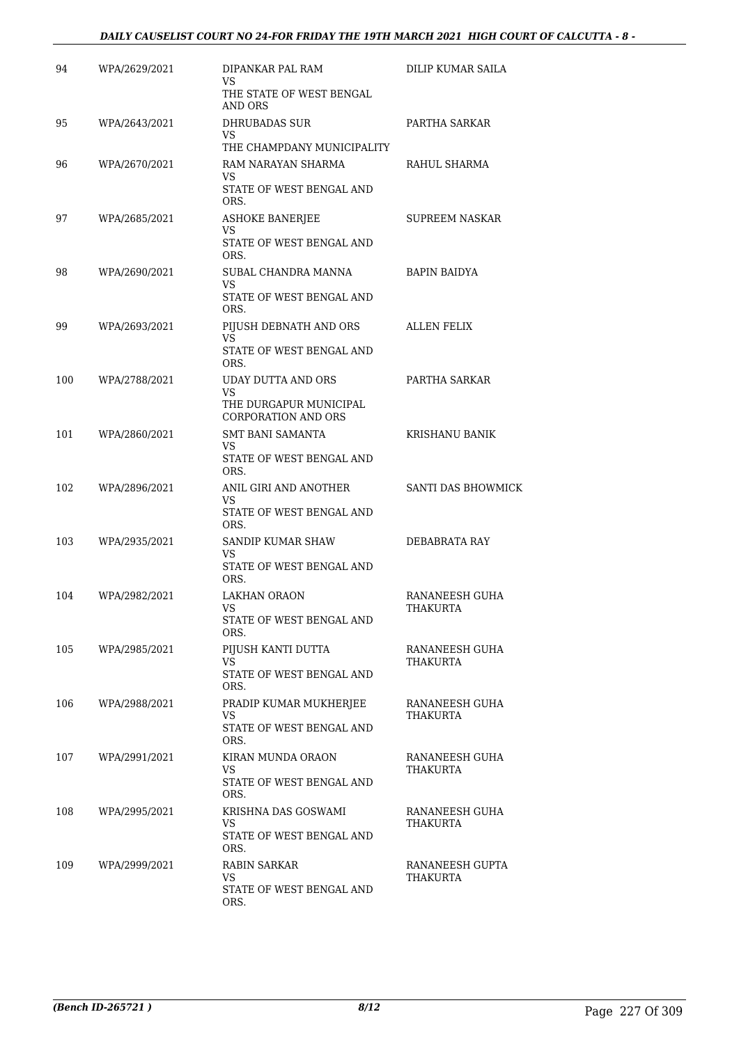| 94 | WPA/2629/2021 | DIPANKAR PAL RAM<br>VS<br>THE STATE OF WEST BENGAL AND ORS | DILIP KUMAR SAILA |
|---|---|---|---|
| 95 | WPA/2643/2021 | DHRUBADAS SUR<br>VS<br>THE CHAMPDANY MUNICIPALITY | PARTHA SARKAR |
| 96 | WPA/2670/2021 | RAM NARAYAN SHARMA<br>VS<br>STATE OF WEST BENGAL AND ORS. | RAHUL SHARMA |
| 97 | WPA/2685/2021 | ASHOKE BANERJEE<br>VS<br>STATE OF WEST BENGAL AND ORS. | SUPREEM NASKAR |
| 98 | WPA/2690/2021 | SUBAL CHANDRA MANNA<br>VS<br>STATE OF WEST BENGAL AND ORS. | BAPIN BAIDYA |
| 99 | WPA/2693/2021 | PIJUSH DEBNATH AND ORS<br>VS<br>STATE OF WEST BENGAL AND ORS. | ALLEN FELIX |
| 100 | WPA/2788/2021 | UDAY DUTTA AND ORS<br>VS<br>THE DURGAPUR MUNICIPAL CORPORATION AND ORS | PARTHA SARKAR |
| 101 | WPA/2860/2021 | SMT BANI SAMANTA<br>VS<br>STATE OF WEST BENGAL AND ORS. | KRISHANU BANIK |
| 102 | WPA/2896/2021 | ANIL GIRI AND ANOTHER<br>VS<br>STATE OF WEST BENGAL AND ORS. | SANTI DAS BHOWMICK |
| 103 | WPA/2935/2021 | SANDIP KUMAR SHAW<br>VS<br>STATE OF WEST BENGAL AND ORS. | DEBABRATA RAY |
| 104 | WPA/2982/2021 | LAKHAN ORAON<br>VS<br>STATE OF WEST BENGAL AND ORS. | RANANEESH GUHA THAKURTA |
| 105 | WPA/2985/2021 | PIJUSH KANTI DUTTA<br>VS<br>STATE OF WEST BENGAL AND ORS. | RANANEESH GUHA THAKURTA |
| 106 | WPA/2988/2021 | PRADIP KUMAR MUKHERJEE<br>VS<br>STATE OF WEST BENGAL AND ORS. | RANANEESH GUHA THAKURTA |
| 107 | WPA/2991/2021 | KIRAN MUNDA ORAON<br>VS<br>STATE OF WEST BENGAL AND ORS. | RANANEESH GUHA THAKURTA |
| 108 | WPA/2995/2021 | KRISHNA DAS GOSWAMI<br>VS<br>STATE OF WEST BENGAL AND ORS. | RANANEESH GUHA THAKURTA |
| 109 | WPA/2999/2021 | RABIN SARKAR<br>VS<br>STATE OF WEST BENGAL AND ORS. | RANANEESH GUPTA THAKURTA |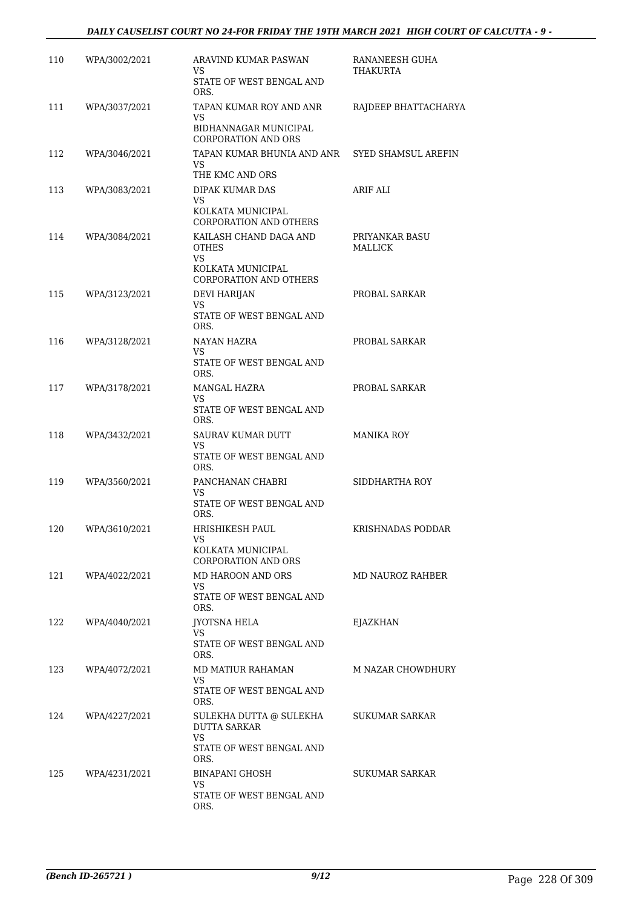| | | | |
|---|---|---|---|
| 110 | WPA/3002/2021 | ARAVIND KUMAR PASWAN<br>VS<br>STATE OF WEST BENGAL AND ORS. | RANANEESH GUHA THAKURTA |
| 111 | WPA/3037/2021 | TAPAN KUMAR ROY AND ANR<br>VS<br>BIDHANNAGAR MUNICIPAL CORPORATION AND ORS | RAJDEEP BHATTACHARYA |
| 112 | WPA/3046/2021 | TAPAN KUMAR BHUNIA AND ANR<br>VS<br>THE KMC AND ORS | SYED SHAMSUL AREFIN |
| 113 | WPA/3083/2021 | DIPAK KUMAR DAS<br>VS<br>KOLKATA MUNICIPAL CORPORATION AND OTHERS | ARIF ALI |
| 114 | WPA/3084/2021 | KAILASH CHAND DAGA AND OTHES<br>VS<br>KOLKATA MUNICIPAL CORPORATION AND OTHERS | PRIYANKAR BASU MALLICK |
| 115 | WPA/3123/2021 | DEVI HARIJAN<br>VS<br>STATE OF WEST BENGAL AND ORS. | PROBAL SARKAR |
| 116 | WPA/3128/2021 | NAYAN HAZRA<br>VS<br>STATE OF WEST BENGAL AND ORS. | PROBAL SARKAR |
| 117 | WPA/3178/2021 | MANGAL HAZRA<br>VS<br>STATE OF WEST BENGAL AND ORS. | PROBAL SARKAR |
| 118 | WPA/3432/2021 | SAURAV KUMAR DUTT<br>VS<br>STATE OF WEST BENGAL AND ORS. | MANIKA ROY |
| 119 | WPA/3560/2021 | PANCHANAN CHABRI<br>VS<br>STATE OF WEST BENGAL AND ORS. | SIDDHARTHA ROY |
| 120 | WPA/3610/2021 | HRISHIKESH PAUL<br>VS<br>KOLKATA MUNICIPAL CORPORATION AND ORS | KRISHNADAS PODDAR |
| 121 | WPA/4022/2021 | MD HAROON AND ORS<br>VS<br>STATE OF WEST BENGAL AND ORS. | MD NAUROZ RAHBER |
| 122 | WPA/4040/2021 | JYOTSNA HELA<br>VS<br>STATE OF WEST BENGAL AND ORS. | EJAZKHAN |
| 123 | WPA/4072/2021 | MD MATIUR RAHAMAN<br>VS<br>STATE OF WEST BENGAL AND ORS. | M NAZAR CHOWDHURY |
| 124 | WPA/4227/2021 | SULEKHA DUTTA @ SULEKHA DUTTA SARKAR<br>VS<br>STATE OF WEST BENGAL AND ORS. | SUKUMAR SARKAR |
| 125 | WPA/4231/2021 | BINAPANI GHOSH<br>VS<br>STATE OF WEST BENGAL AND ORS. | SUKUMAR SARKAR |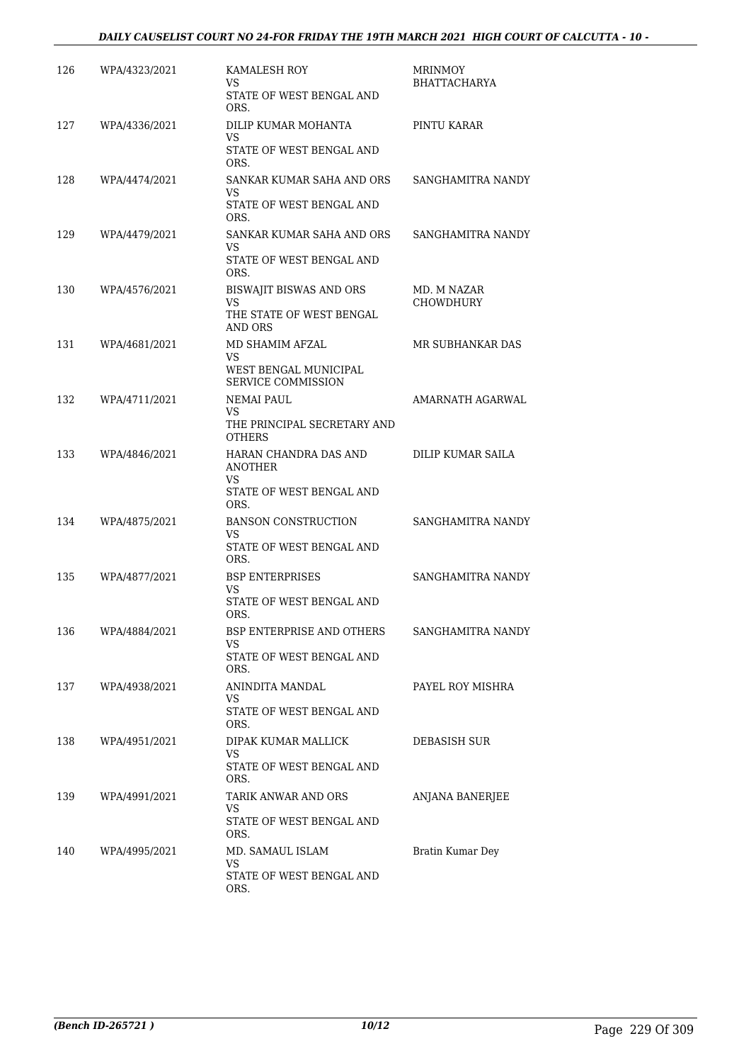| 126 | WPA/4323/2021 | KAMALESH ROY<br>VS<br>STATE OF WEST BENGAL AND ORS. | MRINMOY BHATTACHARYA |
|---|---|---|---|
| 127 | WPA/4336/2021 | DILIP KUMAR MOHANTA<br>VS<br>STATE OF WEST BENGAL AND ORS. | PINTU KARAR |
| 128 | WPA/4474/2021 | SANKAR KUMAR SAHA AND ORS<br>VS<br>STATE OF WEST BENGAL AND ORS. | SANGHAMITRA NANDY |
| 129 | WPA/4479/2021 | SANKAR KUMAR SAHA AND ORS<br>VS<br>STATE OF WEST BENGAL AND ORS. | SANGHAMITRA NANDY |
| 130 | WPA/4576/2021 | BISWAJIT BISWAS AND ORS<br>VS<br>THE STATE OF WEST BENGAL AND ORS | MD. M NAZAR CHOWDHURY |
| 131 | WPA/4681/2021 | MD SHAMIM AFZAL<br>VS<br>WEST BENGAL MUNICIPAL SERVICE COMMISSION | MR SUBHANKAR DAS |
| 132 | WPA/4711/2021 | NEMAI PAUL<br>VS<br>THE PRINCIPAL SECRETARY AND OTHERS | AMARNATH AGARWAL |
| 133 | WPA/4846/2021 | HARAN CHANDRA DAS AND ANOTHER<br>VS<br>STATE OF WEST BENGAL AND ORS. | DILIP KUMAR SAILA |
| 134 | WPA/4875/2021 | BANSON CONSTRUCTION<br>VS<br>STATE OF WEST BENGAL AND ORS. | SANGHAMITRA NANDY |
| 135 | WPA/4877/2021 | BSP ENTERPRISES<br>VS<br>STATE OF WEST BENGAL AND ORS. | SANGHAMITRA NANDY |
| 136 | WPA/4884/2021 | BSP ENTERPRISE AND OTHERS<br>VS<br>STATE OF WEST BENGAL AND ORS. | SANGHAMITRA NANDY |
| 137 | WPA/4938/2021 | ANINDITA MANDAL<br>VS<br>STATE OF WEST BENGAL AND ORS. | PAYEL ROY MISHRA |
| 138 | WPA/4951/2021 | DIPAK KUMAR MALLICK<br>VS<br>STATE OF WEST BENGAL AND ORS. | DEBASISH SUR |
| 139 | WPA/4991/2021 | TARIK ANWAR AND ORS<br>VS<br>STATE OF WEST BENGAL AND ORS. | ANJANA BANERJEE |
| 140 | WPA/4995/2021 | MD. SAMAUL ISLAM<br>VS<br>STATE OF WEST BENGAL AND ORS. | Bratin Kumar Dey |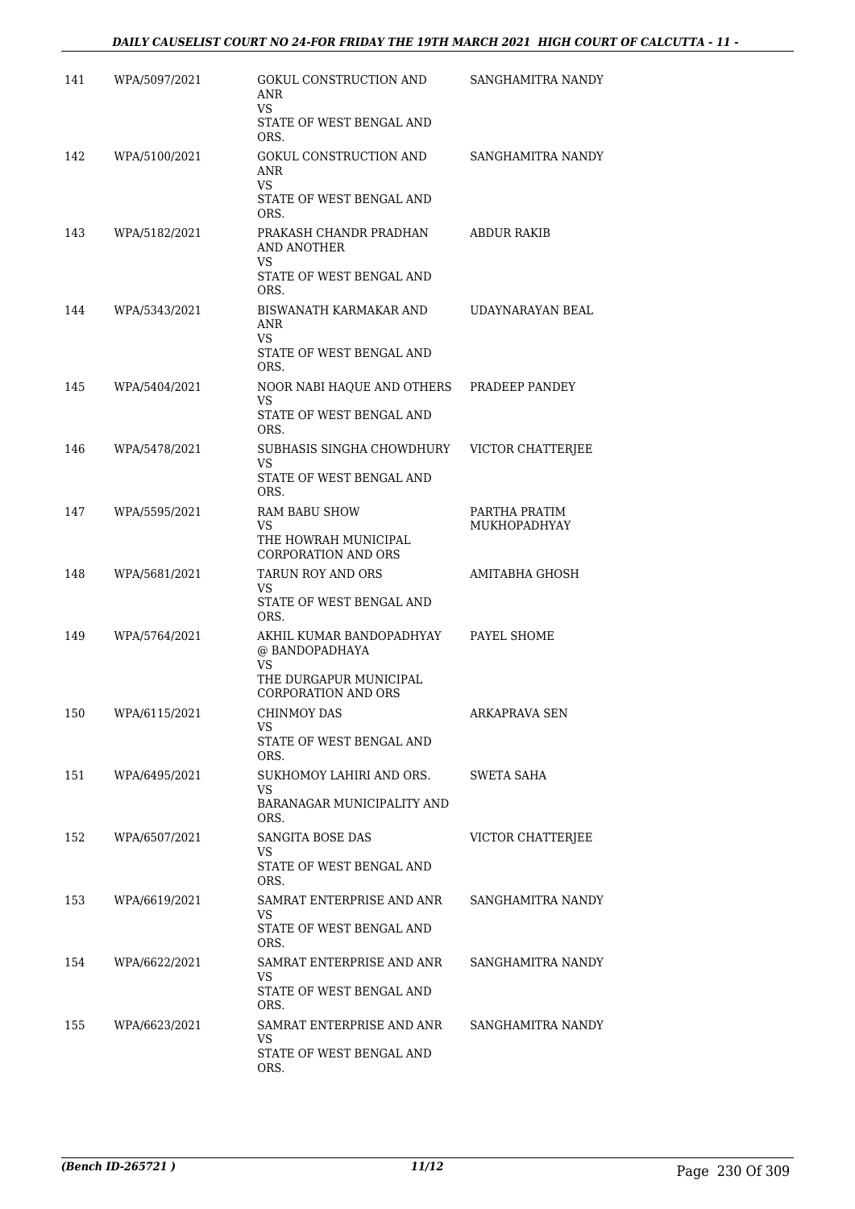| | | | |
|---|---|---|---|
| 141 | WPA/5097/2021 | GOKUL CONSTRUCTION AND ANR<br>VS<br>STATE OF WEST BENGAL AND ORS. | SANGHAMITRA NANDY |
| 142 | WPA/5100/2021 | GOKUL CONSTRUCTION AND ANR<br>VS<br>STATE OF WEST BENGAL AND ORS. | SANGHAMITRA NANDY |
| 143 | WPA/5182/2021 | PRAKASH CHANDR PRADHAN AND ANOTHER<br>VS<br>STATE OF WEST BENGAL AND ORS. | ABDUR RAKIB |
| 144 | WPA/5343/2021 | BISWANATH KARMAKAR AND ANR<br>VS<br>STATE OF WEST BENGAL AND ORS. | UDAYNARAYAN BEAL |
| 145 | WPA/5404/2021 | NOOR NABI HAQUE AND OTHERS<br>VS<br>STATE OF WEST BENGAL AND ORS. | PRADEEP PANDEY |
| 146 | WPA/5478/2021 | SUBHASIS SINGHA CHOWDHURY<br>VS<br>STATE OF WEST BENGAL AND ORS. | VICTOR CHATTERJEE |
| 147 | WPA/5595/2021 | RAM BABU SHOW<br>VS<br>THE HOWRAH MUNICIPAL CORPORATION AND ORS | PARTHA PRATIM MUKHOPADHYAY |
| 148 | WPA/5681/2021 | TARUN ROY AND ORS<br>VS<br>STATE OF WEST BENGAL AND ORS. | AMITABHA GHOSH |
| 149 | WPA/5764/2021 | AKHIL KUMAR BANDOPADHYAY @ BANDOPADHAYA<br>VS<br>THE DURGAPUR MUNICIPAL CORPORATION AND ORS | PAYEL SHOME |
| 150 | WPA/6115/2021 | CHINMOY DAS<br>VS<br>STATE OF WEST BENGAL AND ORS. | ARKAPRAVA SEN |
| 151 | WPA/6495/2021 | SUKHOMOY LAHIRI AND ORS.<br>VS<br>BARANAGAR MUNICIPALITY AND ORS. | SWETA SAHA |
| 152 | WPA/6507/2021 | SANGITA BOSE DAS<br>VS<br>STATE OF WEST BENGAL AND ORS. | VICTOR CHATTERJEE |
| 153 | WPA/6619/2021 | SAMRAT ENTERPRISE AND ANR<br>VS<br>STATE OF WEST BENGAL AND ORS. | SANGHAMITRA NANDY |
| 154 | WPA/6622/2021 | SAMRAT ENTERPRISE AND ANR<br>VS<br>STATE OF WEST BENGAL AND ORS. | SANGHAMITRA NANDY |
| 155 | WPA/6623/2021 | SAMRAT ENTERPRISE AND ANR<br>VS<br>STATE OF WEST BENGAL AND ORS. | SANGHAMITRA NANDY |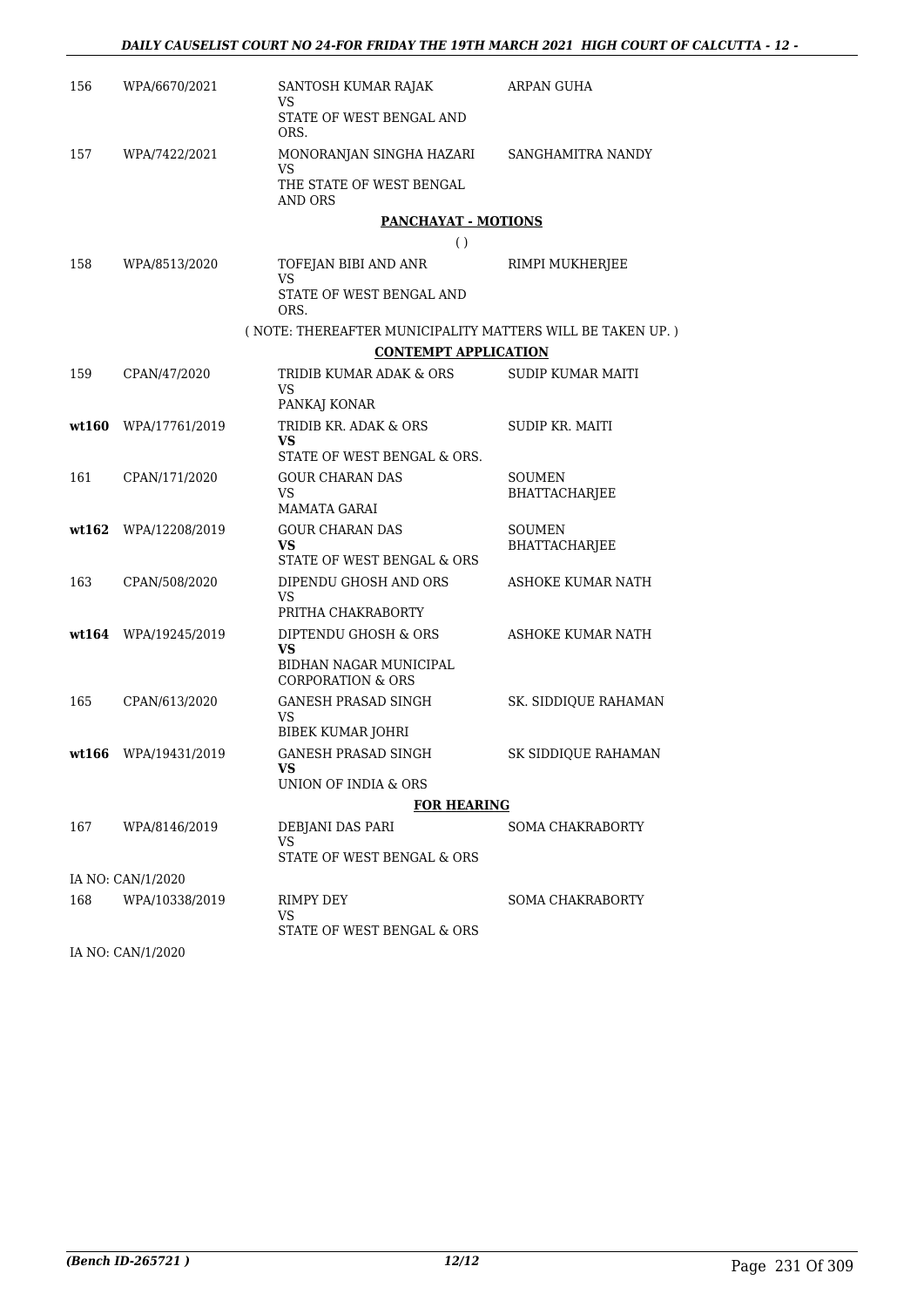| | | | |
|---|---|---|---|
| 156 | WPA/6670/2021 | SANTOSH KUMAR RAJAK<br>VS<br>STATE OF WEST BENGAL AND ORS. | ARPAN GUHA |
| 157 | WPA/7422/2021 | MONORANJAN SINGHA HAZARI<br>VS<br>THE STATE OF WEST BENGAL AND ORS | SANGHAMITRA NANDY |

**PANCHAYAT - MOTIONS**

( )

| | | | |
|---|---|---|---|
| 158 | WPA/8513/2020 | TOFEJAN BIBI AND ANR<br>VS<br>STATE OF WEST BENGAL AND ORS. | RIMPI MUKHERJEE |

( NOTE: THEREAFTER MUNICIPALITY MATTERS WILL BE TAKEN UP. )

**CONTEMPT APPLICATION**

| | | | |
|---|---|---|---|
| 159 | CPAN/47/2020 | TRIDIB KUMAR ADAK & ORS<br>VS<br>PANKAJ KONAR | SUDIP KUMAR MAITI |
| **wt160** | WPA/17761/2019 | TRIDIB KR. ADAK & ORS<br>**VS**<br>STATE OF WEST BENGAL & ORS. | SUDIP KR. MAITI |
| 161 | CPAN/171/2020 | GOUR CHARAN DAS<br>VS<br>MAMATA GARAI | SOUMEN BHATTACHARJEE |
| **wt162** | WPA/12208/2019 | GOUR CHARAN DAS<br>**VS**<br>STATE OF WEST BENGAL & ORS | SOUMEN BHATTACHARJEE |
| 163 | CPAN/508/2020 | DIPENDU GHOSH AND ORS<br>VS<br>PRITHA CHAKRABORTY | ASHOKE KUMAR NATH |
| **wt164** | WPA/19245/2019 | DIPTENDU GHOSH & ORS<br>**VS**<br>BIDHAN NAGAR MUNICIPAL CORPORATION & ORS | ASHOKE KUMAR NATH |
| 165 | CPAN/613/2020 | GANESH PRASAD SINGH<br>VS<br>BIBEK KUMAR JOHRI | SK. SIDDIQUE RAHAMAN |
| **wt166** | WPA/19431/2019 | GANESH PRASAD SINGH<br>**VS**<br>UNION OF INDIA & ORS | SK SIDDIQUE RAHAMAN |

**FOR HEARING**

| | | | |
|---|---|---|---|
| 167 | WPA/8146/2019 | DEBJANI DAS PARI<br>VS<br>STATE OF WEST BENGAL & ORS | SOMA CHAKRABORTY |

IA NO: CAN/1/2020

| | | | |
|---|---|---|---|
| 168 | WPA/10338/2019 | RIMPY DEY<br>VS<br>STATE OF WEST BENGAL & ORS | SOMA CHAKRABORTY |

IA NO: CAN/1/2020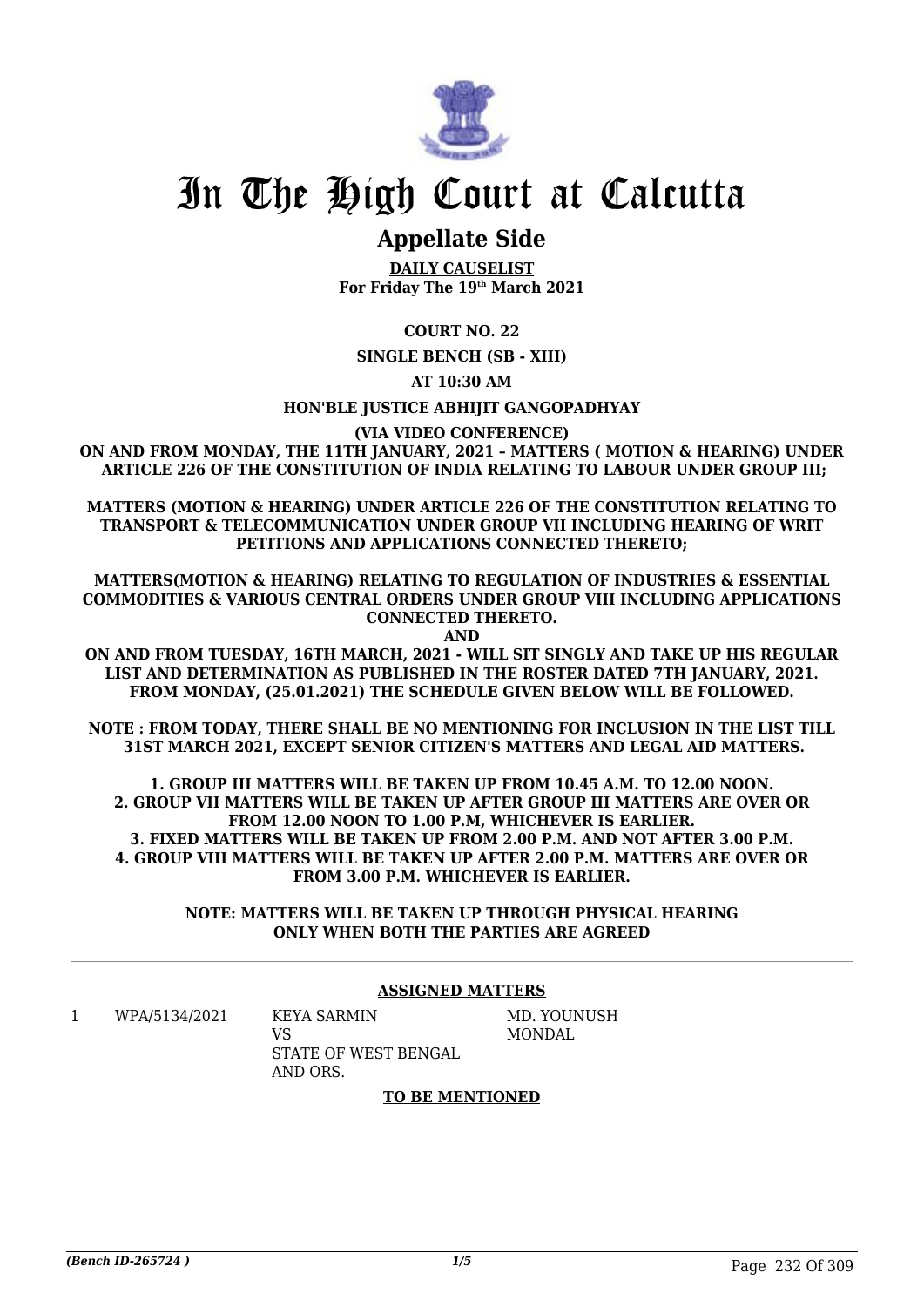# In The High Court at Calcutta

## Appellate Side

**DAILY CAUSELIST**
**For Friday The 19th March 2021**

**COURT NO. 22**

**SINGLE BENCH (SB - XIII)**

**AT 10:30 AM**

**HON'BLE JUSTICE ABHIJIT GANGOPADHYAY**

**(VIA VIDEO CONFERENCE)**

**ON AND FROM MONDAY, THE 11TH JANUARY, 2021 – MATTERS ( MOTION & HEARING) UNDER ARTICLE 226 OF THE CONSTITUTION OF INDIA RELATING TO LABOUR UNDER GROUP III;**

**MATTERS (MOTION & HEARING) UNDER ARTICLE 226 OF THE CONSTITUTION RELATING TO TRANSPORT & TELECOMMUNICATION UNDER GROUP VII INCLUDING HEARING OF WRIT PETITIONS AND APPLICATIONS CONNECTED THERETO;**

**MATTERS(MOTION & HEARING) RELATING TO REGULATION OF INDUSTRIES & ESSENTIAL COMMODITIES & VARIOUS CENTRAL ORDERS UNDER GROUP VIII INCLUDING APPLICATIONS CONNECTED THERETO.**

**AND**

**ON AND FROM TUESDAY, 16TH MARCH, 2021 - WILL SIT SINGLY AND TAKE UP HIS REGULAR LIST AND DETERMINATION AS PUBLISHED IN THE ROSTER DATED 7TH JANUARY, 2021. FROM MONDAY, (25.01.2021) THE SCHEDULE GIVEN BELOW WILL BE FOLLOWED.**

**NOTE : FROM TODAY, THERE SHALL BE NO MENTIONING FOR INCLUSION IN THE LIST TILL 31ST MARCH 2021, EXCEPT SENIOR CITIZEN'S MATTERS AND LEGAL AID MATTERS.**

**1. GROUP III MATTERS WILL BE TAKEN UP FROM 10.45 A.M. TO 12.00 NOON.**
**2. GROUP VII MATTERS WILL BE TAKEN UP AFTER GROUP III MATTERS ARE OVER OR FROM 12.00 NOON TO 1.00 P.M, WHICHEVER IS EARLIER.**
**3. FIXED MATTERS WILL BE TAKEN UP FROM 2.00 P.M. AND NOT AFTER 3.00 P.M.**
**4. GROUP VIII MATTERS WILL BE TAKEN UP AFTER 2.00 P.M. MATTERS ARE OVER OR FROM 3.00 P.M. WHICHEVER IS EARLIER.**

**NOTE: MATTERS WILL BE TAKEN UP THROUGH PHYSICAL HEARING ONLY WHEN BOTH THE PARTIES ARE AGREED**

**ASSIGNED MATTERS**

| | | | |
|---|---|---|---|
| 1 | WPA/5134/2021 | KEYA SARMIN VS STATE OF WEST BENGAL AND ORS. | MD. YOUNUSH MONDAL |

**TO BE MENTIONED**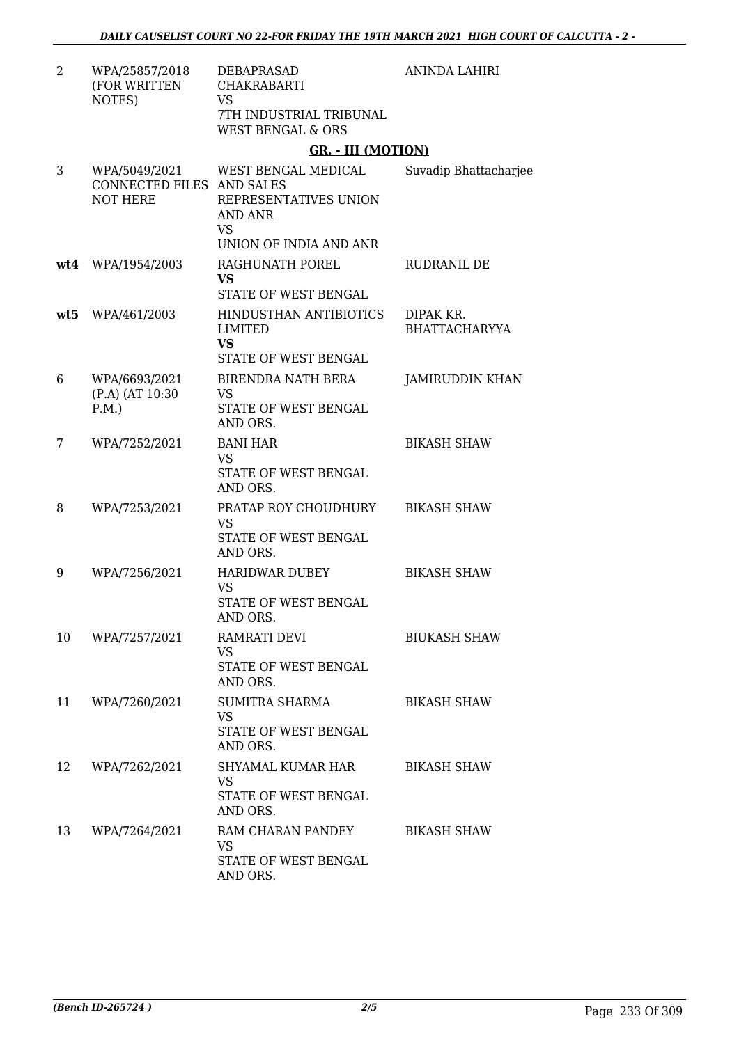| | | | |
|---|---|---|---|
| 2 | WPA/25857/2018 (FOR WRITTEN NOTES) | DEBAPRASAD CHAKRABARTI<br>VS<br>7TH INDUSTRIAL TRIBUNAL WEST BENGAL & ORS | ANINDA LAHIRI |

**GR. - III (MOTION)**

| | | | |
|---|---|---|---|
| 3 | WPA/5049/2021 CONNECTED FILES NOT HERE | WEST BENGAL MEDICAL AND SALES REPRESENTATIVES UNION AND ANR<br>VS<br>UNION OF INDIA AND ANR | Suvadip Bhattacharjee |
| **wt4** | WPA/1954/2003 | RAGHUNATH POREL<br>**VS**<br>STATE OF WEST BENGAL | RUDRANIL DE |
| **wt5** | WPA/461/2003 | HINDUSTHAN ANTIBIOTICS LIMITED<br>**VS**<br>STATE OF WEST BENGAL | DIPAK KR. BHATTACHARYYA |
| 6 | WPA/6693/2021 (P.A) (AT 10:30 P.M.) | BIRENDRA NATH BERA<br>VS<br>STATE OF WEST BENGAL AND ORS. | JAMIRUDDIN KHAN |
| 7 | WPA/7252/2021 | BANI HAR<br>VS<br>STATE OF WEST BENGAL AND ORS. | BIKASH SHAW |
| 8 | WPA/7253/2021 | PRATAP ROY CHOUDHURY<br>VS<br>STATE OF WEST BENGAL AND ORS. | BIKASH SHAW |
| 9 | WPA/7256/2021 | HARIDWAR DUBEY<br>VS<br>STATE OF WEST BENGAL AND ORS. | BIKASH SHAW |
| 10 | WPA/7257/2021 | RAMRATI DEVI<br>VS<br>STATE OF WEST BENGAL AND ORS. | BIUKASH SHAW |
| 11 | WPA/7260/2021 | SUMITRA SHARMA<br>VS<br>STATE OF WEST BENGAL AND ORS. | BIKASH SHAW |
| 12 | WPA/7262/2021 | SHYAMAL KUMAR HAR<br>VS<br>STATE OF WEST BENGAL AND ORS. | BIKASH SHAW |
| 13 | WPA/7264/2021 | RAM CHARAN PANDEY<br>VS<br>STATE OF WEST BENGAL AND ORS. | BIKASH SHAW |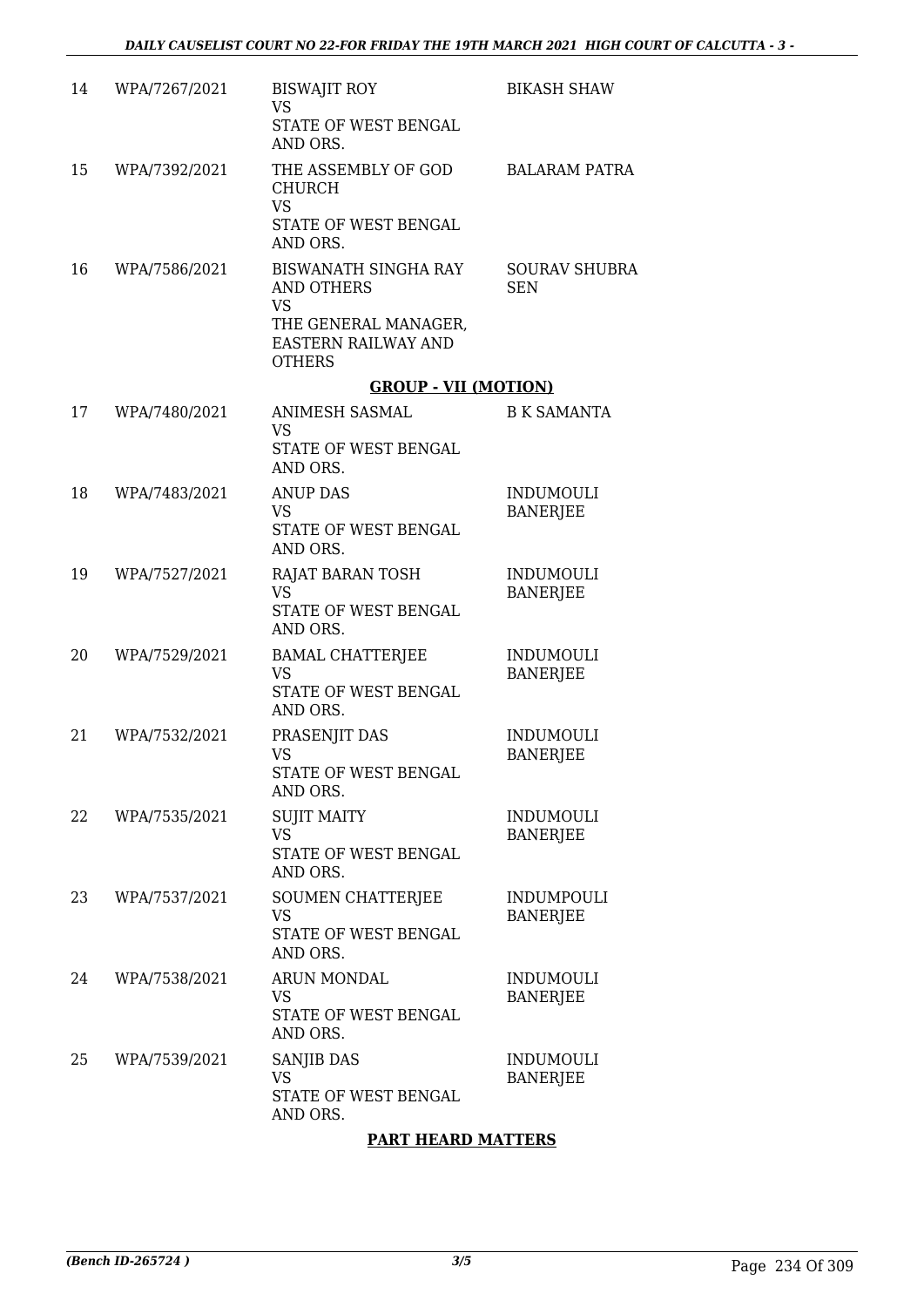| | | | |
|---|---|---|---|
| 14 | WPA/7267/2021 | BISWAJIT ROY<br>VS<br>STATE OF WEST BENGAL AND ORS. | BIKASH SHAW |
| 15 | WPA/7392/2021 | THE ASSEMBLY OF GOD CHURCH<br>VS<br>STATE OF WEST BENGAL AND ORS. | BALARAM PATRA |
| 16 | WPA/7586/2021 | BISWANATH SINGHA RAY AND OTHERS<br>VS<br>THE GENERAL MANAGER, EASTERN RAILWAY AND OTHERS | SOURAV SHUBRA SEN |

**GROUP - VII (MOTION)**

| | | | |
|---|---|---|---|
| 17 | WPA/7480/2021 | ANIMESH SASMAL<br>VS<br>STATE OF WEST BENGAL AND ORS. | B K SAMANTA |
| 18 | WPA/7483/2021 | ANUP DAS<br>VS<br>STATE OF WEST BENGAL AND ORS. | INDUMOULI BANERJEE |
| 19 | WPA/7527/2021 | RAJAT BARAN TOSH<br>VS<br>STATE OF WEST BENGAL AND ORS. | INDUMOULI BANERJEE |
| 20 | WPA/7529/2021 | BAMAL CHATTERJEE<br>VS<br>STATE OF WEST BENGAL AND ORS. | INDUMOULI BANERJEE |
| 21 | WPA/7532/2021 | PRASENJIT DAS<br>VS<br>STATE OF WEST BENGAL AND ORS. | INDUMOULI BANERJEE |
| 22 | WPA/7535/2021 | SUJIT MAITY<br>VS<br>STATE OF WEST BENGAL AND ORS. | INDUMOULI BANERJEE |
| 23 | WPA/7537/2021 | SOUMEN CHATTERJEE<br>VS<br>STATE OF WEST BENGAL AND ORS. | INDUMPOULI BANERJEE |
| 24 | WPA/7538/2021 | ARUN MONDAL<br>VS<br>STATE OF WEST BENGAL AND ORS. | INDUMOULI BANERJEE |
| 25 | WPA/7539/2021 | SANJIB DAS<br>VS<br>STATE OF WEST BENGAL AND ORS. | INDUMOULI BANERJEE |

**PART HEARD MATTERS**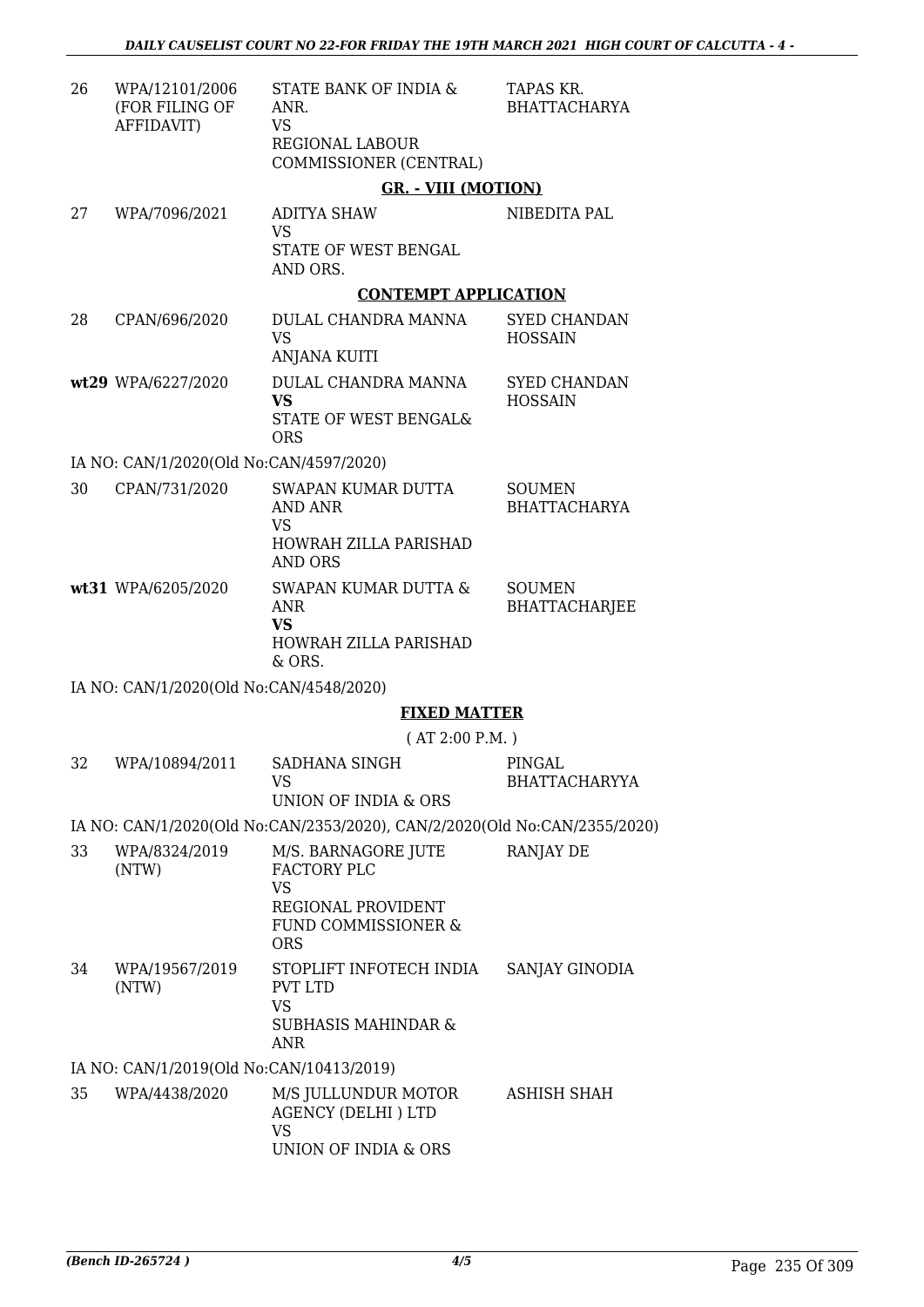| | | | |
|---|---|---|---|
| 26 | WPA/12101/2006 (FOR FILING OF AFFIDAVIT) | STATE BANK OF INDIA & ANR.<br>VS<br>REGIONAL LABOUR COMMISSIONER (CENTRAL) | TAPAS KR. BHATTACHARYA |

**GR. - VIII (MOTION)**

| | | | |
|---|---|---|---|
| 27 | WPA/7096/2021 | ADITYA SHAW<br>VS<br>STATE OF WEST BENGAL AND ORS. | NIBEDITA PAL |

**CONTEMPT APPLICATION**

| | | | |
|---|---|---|---|
| 28 | CPAN/696/2020 | DULAL CHANDRA MANNA<br>VS<br>ANJANA KUITI | SYED CHANDAN HOSSAIN |
| **wt29** | WPA/6227/2020 | DULAL CHANDRA MANNA<br>**VS**<br>STATE OF WEST BENGAL& ORS | SYED CHANDAN HOSSAIN |

IA NO: CAN/1/2020(Old No:CAN/4597/2020)

| | | | |
|---|---|---|---|
| 30 | CPAN/731/2020 | SWAPAN KUMAR DUTTA AND ANR<br>VS<br>HOWRAH ZILLA PARISHAD AND ORS | SOUMEN BHATTACHARYA |
| **wt31** | WPA/6205/2020 | SWAPAN KUMAR DUTTA & ANR<br>**VS**<br>HOWRAH ZILLA PARISHAD & ORS. | SOUMEN BHATTACHARJEE |

IA NO: CAN/1/2020(Old No:CAN/4548/2020)

**FIXED MATTER**

( AT 2:00 P.M. )

| | | | |
|---|---|---|---|
| 32 | WPA/10894/2011 | SADHANA SINGH<br>VS<br>UNION OF INDIA & ORS | PINGAL BHATTACHARYYA |

IA NO: CAN/1/2020(Old No:CAN/2353/2020), CAN/2/2020(Old No:CAN/2355/2020)

| | | | |
|---|---|---|---|
| 33 | WPA/8324/2019 (NTW) | M/S. BARNAGORE JUTE FACTORY PLC<br>VS<br>REGIONAL PROVIDENT FUND COMMISSIONER & ORS | RANJAY DE |
| 34 | WPA/19567/2019 (NTW) | STOPLIFT INFOTECH INDIA PVT LTD<br>VS<br>SUBHASIS MAHINDAR & ANR | SANJAY GINODIA |

IA NO: CAN/1/2019(Old No:CAN/10413/2019)

| | | | |
|---|---|---|---|
| 35 | WPA/4438/2020 | M/S JULLUNDUR MOTOR AGENCY (DELHI ) LTD<br>VS<br>UNION OF INDIA & ORS | ASHISH SHAH |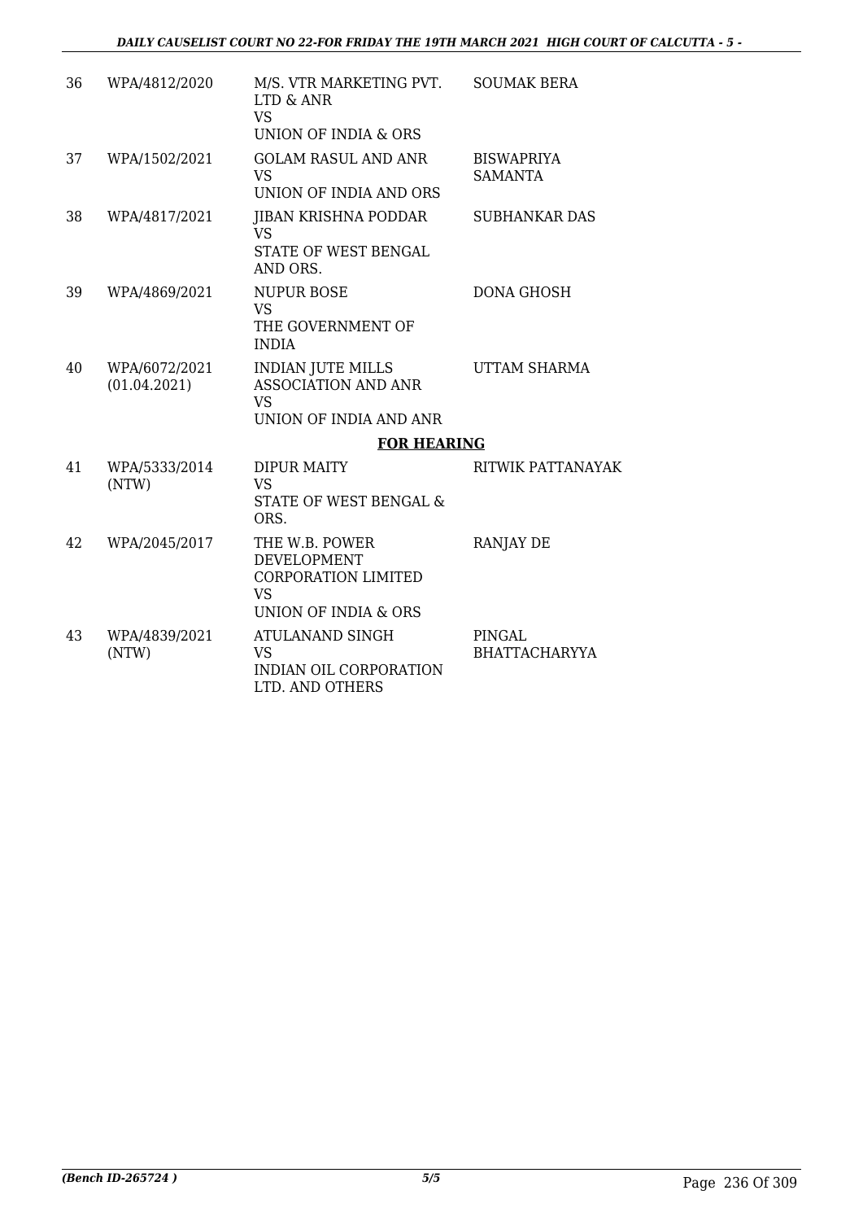| 36 | WPA/4812/2020 | M/S. VTR MARKETING PVT. LTD & ANR<br>VS<br>UNION OF INDIA & ORS | SOUMAK BERA |
|---|---|---|---|
| 37 | WPA/1502/2021 | GOLAM RASUL AND ANR<br>VS<br>UNION OF INDIA AND ORS | BISWAPRIYA SAMANTA |
| 38 | WPA/4817/2021 | JIBAN KRISHNA PODDAR<br>VS<br>STATE OF WEST BENGAL AND ORS. | SUBHANKAR DAS |
| 39 | WPA/4869/2021 | NUPUR BOSE<br>VS<br>THE GOVERNMENT OF INDIA | DONA GHOSH |
| 40 | WPA/6072/2021 (01.04.2021) | INDIAN JUTE MILLS ASSOCIATION AND ANR<br>VS<br>UNION OF INDIA AND ANR | UTTAM SHARMA |

**FOR HEARING**

| 41 | WPA/5333/2014 (NTW) | DIPUR MAITY<br>VS<br>STATE OF WEST BENGAL & ORS. | RITWIK PATTANAYAK |
|---|---|---|---|
| 42 | WPA/2045/2017 | THE W.B. POWER DEVELOPMENT CORPORATION LIMITED<br>VS<br>UNION OF INDIA & ORS | RANJAY DE |
| 43 | WPA/4839/2021 (NTW) | ATULANAND SINGH<br>VS<br>INDIAN OIL CORPORATION LTD. AND OTHERS | PINGAL BHATTACHARYYA |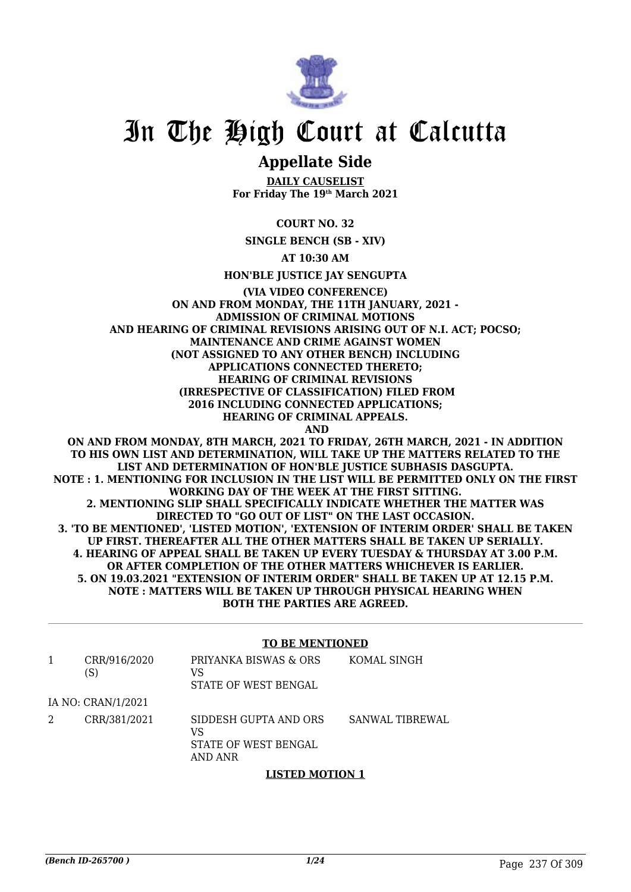# In The High Court at Calcutta

## Appellate Side

**DAILY CAUSELIST**
**For Friday The 19th March 2021**

**COURT NO. 32**

**SINGLE BENCH (SB - XIV)**

**AT 10:30 AM**

**HON'BLE JUSTICE JAY SENGUPTA**

**(VIA VIDEO CONFERENCE)**
**ON AND FROM MONDAY, THE 11TH JANUARY, 2021 - ADMISSION OF CRIMINAL MOTIONS AND HEARING OF CRIMINAL REVISIONS ARISING OUT OF N.I. ACT; POCSO; MAINTENANCE AND CRIME AGAINST WOMEN (NOT ASSIGNED TO ANY OTHER BENCH) INCLUDING APPLICATIONS CONNECTED THERETO; HEARING OF CRIMINAL REVISIONS (IRRESPECTIVE OF CLASSIFICATION) FILED FROM 2016 INCLUDING CONNECTED APPLICATIONS; HEARING OF CRIMINAL APPEALS.**
**AND**
**ON AND FROM MONDAY, 8TH MARCH, 2021 TO FRIDAY, 26TH MARCH, 2021 - IN ADDITION TO HIS OWN LIST AND DETERMINATION, WILL TAKE UP THE MATTERS RELATED TO THE LIST AND DETERMINATION OF HON'BLE JUSTICE SUBHASIS DASGUPTA.**
**NOTE : 1. MENTIONING FOR INCLUSION IN THE LIST WILL BE PERMITTED ONLY ON THE FIRST WORKING DAY OF THE WEEK AT THE FIRST SITTING.**
**2. MENTIONING SLIP SHALL SPECIFICALLY INDICATE WHETHER THE MATTER WAS DIRECTED TO "GO OUT OF LIST" ON THE LAST OCCASION.**
**3. 'TO BE MENTIONED', 'LISTED MOTION', 'EXTENSION OF INTERIM ORDER' SHALL BE TAKEN UP FIRST. THEREAFTER ALL THE OTHER MATTERS SHALL BE TAKEN UP SERIALLY.**
**4. HEARING OF APPEAL SHALL BE TAKEN UP EVERY TUESDAY & THURSDAY AT 3.00 P.M. OR AFTER COMPLETION OF THE OTHER MATTERS WHICHEVER IS EARLIER.**
**5. ON 19.03.2021 "EXTENSION OF INTERIM ORDER" SHALL BE TAKEN UP AT 12.15 P.M.**
**NOTE : MATTERS WILL BE TAKEN UP THROUGH PHYSICAL HEARING WHEN BOTH THE PARTIES ARE AGREED.**

**TO BE MENTIONED**

| | | | |
|---|---|---|---|
| 1 | CRR/916/2020 (S) | PRIYANKA BISWAS & ORS VS STATE OF WEST BENGAL | KOMAL SINGH |
| | IA NO: CRAN/1/2021 | | |
| 2 | CRR/381/2021 | SIDDESH GUPTA AND ORS VS STATE OF WEST BENGAL AND ANR | SANWAL TIBREWAL |

**LISTED MOTION 1**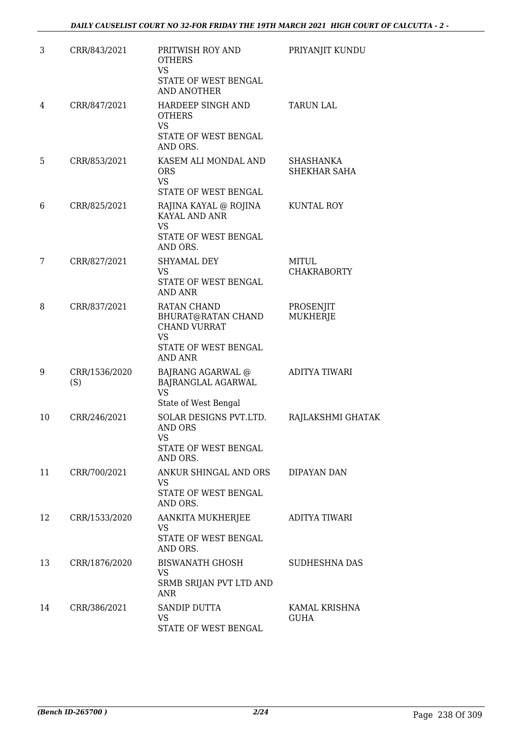| | | | |
|---|---|---|---|
| 3 | CRR/843/2021 | PRITWISH ROY AND OTHERS<br>VS<br>STATE OF WEST BENGAL AND ANOTHER | PRIYANJIT KUNDU |
| 4 | CRR/847/2021 | HARDEEP SINGH AND OTHERS<br>VS<br>STATE OF WEST BENGAL AND ORS. | TARUN LAL |
| 5 | CRR/853/2021 | KASEM ALI MONDAL AND ORS<br>VS<br>STATE OF WEST BENGAL | SHASHANKA SHEKHAR SAHA |
| 6 | CRR/825/2021 | RAJINA KAYAL @ ROJINA KAYAL AND ANR<br>VS<br>STATE OF WEST BENGAL AND ORS. | KUNTAL ROY |
| 7 | CRR/827/2021 | SHYAMAL DEY<br>VS<br>STATE OF WEST BENGAL AND ANR | MITUL CHAKRABORTY |
| 8 | CRR/837/2021 | RATAN CHAND BHURAT@RATAN CHAND CHAND VURRAT<br>VS<br>STATE OF WEST BENGAL AND ANR | PROSENJIT MUKHERJE |
| 9 | CRR/1536/2020 (S) | BAJRANG AGARWAL @ BAJRANGLAL AGARWAL<br>VS<br>State of West Bengal | ADITYA TIWARI |
| 10 | CRR/246/2021 | SOLAR DESIGNS PVT.LTD. AND ORS<br>VS<br>STATE OF WEST BENGAL AND ORS. | RAJLAKSHMI GHATAK |
| 11 | CRR/700/2021 | ANKUR SHINGAL AND ORS<br>VS<br>STATE OF WEST BENGAL AND ORS. | DIPAYAN DAN |
| 12 | CRR/1533/2020 | AANKITA MUKHERJEE<br>VS<br>STATE OF WEST BENGAL AND ORS. | ADITYA TIWARI |
| 13 | CRR/1876/2020 | BISWANATH GHOSH<br>VS<br>SRMB SRIJAN PVT LTD AND ANR | SUDHESHNA DAS |
| 14 | CRR/386/2021 | SANDIP DUTTA<br>VS<br>STATE OF WEST BENGAL | KAMAL KRISHNA GUHA |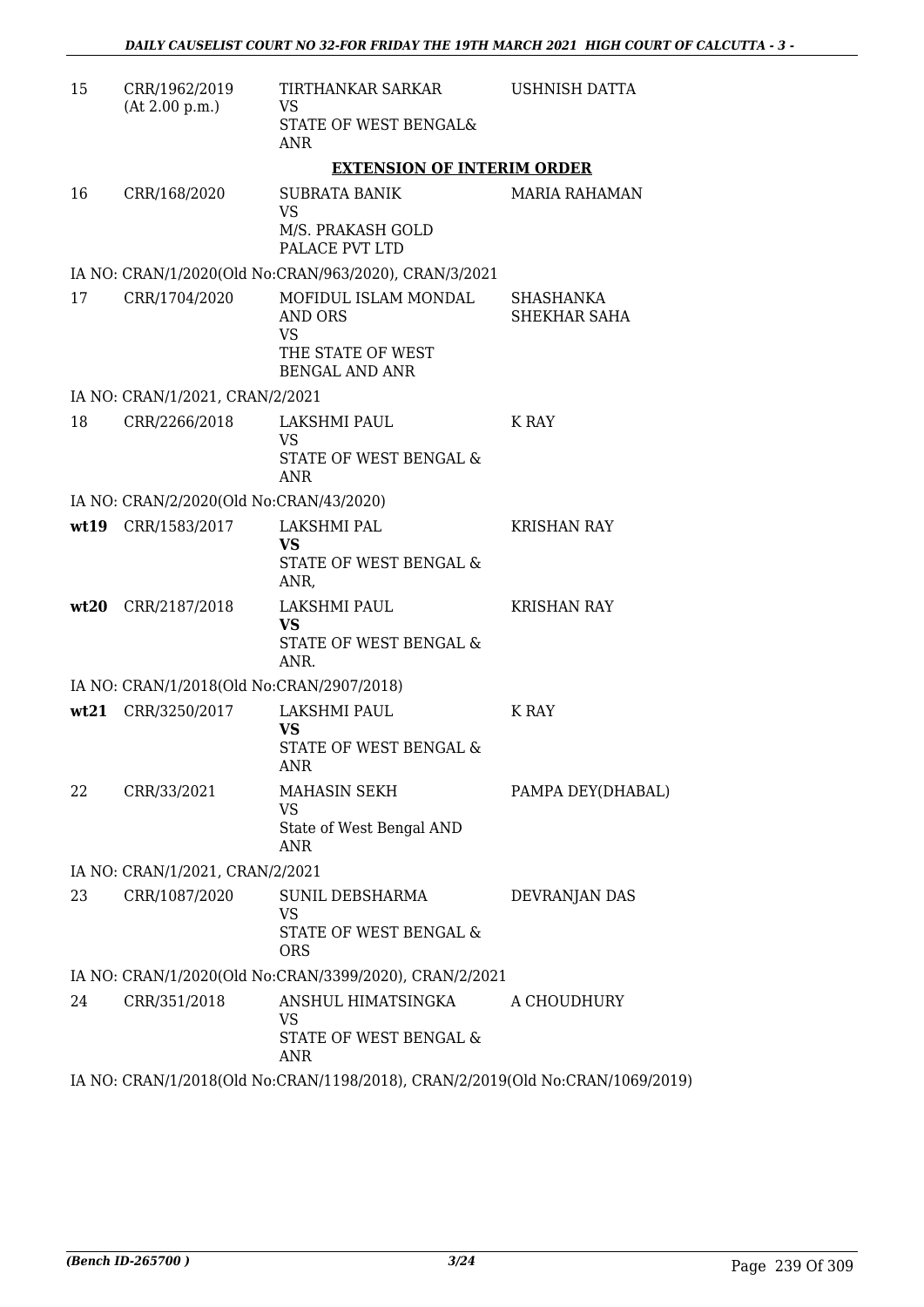| | | | |
|---|---|---|---|
| 15 | CRR/1962/2019 (At 2.00 p.m.) | TIRTHANKAR SARKAR VS STATE OF WEST BENGAL& ANR | USHNISH DATTA |

**EXTENSION OF INTERIM ORDER**

| | | | |
|---|---|---|---|
| 16 | CRR/168/2020 | SUBRATA BANIK VS M/S. PRAKASH GOLD PALACE PVT LTD | MARIA RAHAMAN |

IA NO: CRAN/1/2020(Old No:CRAN/963/2020), CRAN/3/2021

| | | | |
|---|---|---|---|
| 17 | CRR/1704/2020 | MOFIDUL ISLAM MONDAL AND ORS VS THE STATE OF WEST BENGAL AND ANR | SHASHANKA SHEKHAR SAHA |

IA NO: CRAN/1/2021, CRAN/2/2021

| | | | |
|---|---|---|---|
| 18 | CRR/2266/2018 | LAKSHMI PAUL VS STATE OF WEST BENGAL & ANR | K RAY |

IA NO: CRAN/2/2020(Old No:CRAN/43/2020)

| | | | |
|---|---|---|---|
| **wt19** | CRR/1583/2017 | LAKSHMI PAL **VS** STATE OF WEST BENGAL & ANR, | KRISHAN RAY |
| **wt20** | CRR/2187/2018 | LAKSHMI PAUL **VS** STATE OF WEST BENGAL & ANR. | KRISHAN RAY |

IA NO: CRAN/1/2018(Old No:CRAN/2907/2018)

| | | | |
|---|---|---|---|
| **wt21** | CRR/3250/2017 | LAKSHMI PAUL **VS** STATE OF WEST BENGAL & ANR | K RAY |
| 22 | CRR/33/2021 | MAHASIN SEKH VS State of West Bengal AND ANR | PAMPA DEY(DHABAL) |

IA NO: CRAN/1/2021, CRAN/2/2021

| | | | |
|---|---|---|---|
| 23 | CRR/1087/2020 | SUNIL DEBSHARMA VS STATE OF WEST BENGAL & ORS | DEVRANJAN DAS |

IA NO: CRAN/1/2020(Old No:CRAN/3399/2020), CRAN/2/2021

| | | | |
|---|---|---|---|
| 24 | CRR/351/2018 | ANSHUL HIMATSINGKA VS STATE OF WEST BENGAL & ANR | A CHOUDHURY |

IA NO: CRAN/1/2018(Old No:CRAN/1198/2018), CRAN/2/2019(Old No:CRAN/1069/2019)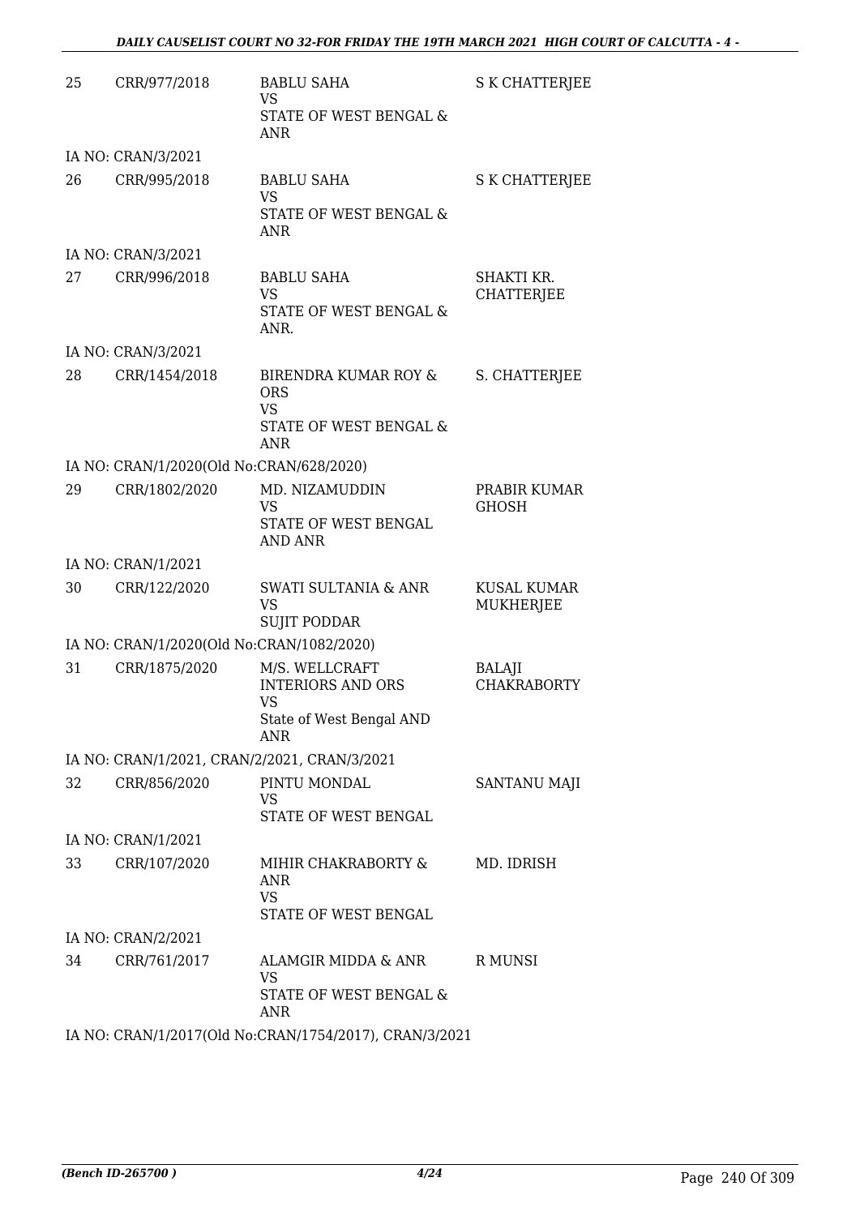| | | | |
|---|---|---|---|
| 25 | CRR/977/2018 | BABLU SAHA<br>VS<br>STATE OF WEST BENGAL & ANR | S K CHATTERJEE |
| | IA NO: CRAN/3/2021 | | |
| 26 | CRR/995/2018 | BABLU SAHA<br>VS<br>STATE OF WEST BENGAL & ANR | S K CHATTERJEE |
| | IA NO: CRAN/3/2021 | | |
| 27 | CRR/996/2018 | BABLU SAHA<br>VS<br>STATE OF WEST BENGAL & ANR. | SHAKTI KR. CHATTERJEE |
| | IA NO: CRAN/3/2021 | | |
| 28 | CRR/1454/2018 | BIRENDRA KUMAR ROY & ORS<br>VS<br>STATE OF WEST BENGAL & ANR | S. CHATTERJEE |
| | IA NO: CRAN/1/2020(Old No:CRAN/628/2020) | | |
| 29 | CRR/1802/2020 | MD. NIZAMUDDIN<br>VS<br>STATE OF WEST BENGAL AND ANR | PRABIR KUMAR GHOSH |
| | IA NO: CRAN/1/2021 | | |
| 30 | CRR/122/2020 | SWATI SULTANIA & ANR<br>VS<br>SUJIT PODDAR | KUSAL KUMAR MUKHERJEE |
| | IA NO: CRAN/1/2020(Old No:CRAN/1082/2020) | | |
| 31 | CRR/1875/2020 | M/S. WELLCRAFT INTERIORS AND ORS<br>VS<br>State of West Bengal AND ANR | BALAJI CHAKRABORTY |
| | IA NO: CRAN/1/2021, CRAN/2/2021, CRAN/3/2021 | | |
| 32 | CRR/856/2020 | PINTU MONDAL<br>VS<br>STATE OF WEST BENGAL | SANTANU MAJI |
| | IA NO: CRAN/1/2021 | | |
| 33 | CRR/107/2020 | MIHIR CHAKRABORTY & ANR<br>VS<br>STATE OF WEST BENGAL | MD. IDRISH |
| | IA NO: CRAN/2/2021 | | |
| 34 | CRR/761/2017 | ALAMGIR MIDDA & ANR<br>VS<br>STATE OF WEST BENGAL & ANR | R MUNSI |
| | IA NO: CRAN/1/2017(Old No:CRAN/1754/2017), CRAN/3/2021 | | |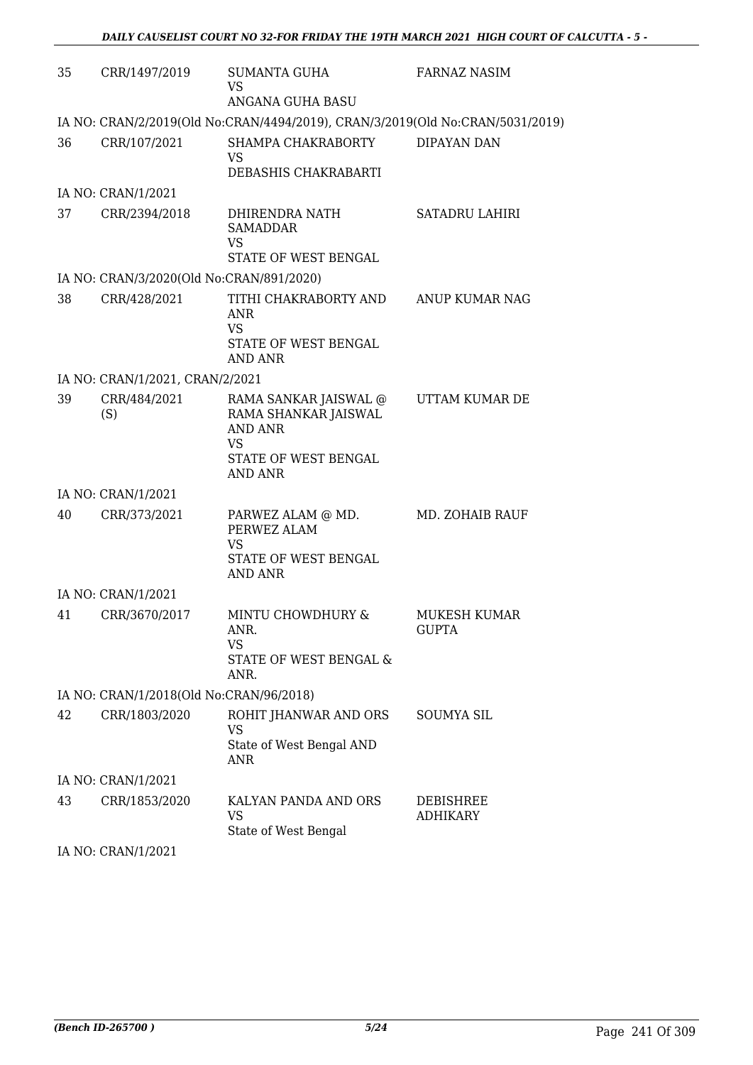| 35 | CRR/1497/2019 | SUMANTA GUHA<br>VS<br>ANGANA GUHA BASU | FARNAZ NASIM |
|---|---|---|---|
| IA NO: CRAN/2/2019(Old No:CRAN/4494/2019), CRAN/3/2019(Old No:CRAN/5031/2019) | | | |
| 36 | CRR/107/2021 | SHAMPA CHAKRABORTY<br>VS<br>DEBASHIS CHAKRABARTI | DIPAYAN DAN |
| IA NO: CRAN/1/2021 | | | |
| 37 | CRR/2394/2018 | DHIRENDRA NATH SAMADDAR<br>VS<br>STATE OF WEST BENGAL | SATADRU LAHIRI |
| IA NO: CRAN/3/2020(Old No:CRAN/891/2020) | | | |
| 38 | CRR/428/2021 | TITHI CHAKRABORTY AND ANR<br>VS<br>STATE OF WEST BENGAL AND ANR | ANUP KUMAR NAG |
| IA NO: CRAN/1/2021, CRAN/2/2021 | | | |
| 39 | CRR/484/2021 (S) | RAMA SANKAR JAISWAL @ RAMA SHANKAR JAISWAL AND ANR<br>VS<br>STATE OF WEST BENGAL AND ANR | UTTAM KUMAR DE |
| IA NO: CRAN/1/2021 | | | |
| 40 | CRR/373/2021 | PARWEZ ALAM @ MD. PERWEZ ALAM<br>VS<br>STATE OF WEST BENGAL AND ANR | MD. ZOHAIB RAUF |
| IA NO: CRAN/1/2021 | | | |
| 41 | CRR/3670/2017 | MINTU CHOWDHURY & ANR.<br>VS<br>STATE OF WEST BENGAL & ANR. | MUKESH KUMAR GUPTA |
| IA NO: CRAN/1/2018(Old No:CRAN/96/2018) | | | |
| 42 | CRR/1803/2020 | ROHIT JHANWAR AND ORS<br>VS<br>State of West Bengal AND ANR | SOUMYA SIL |
| IA NO: CRAN/1/2021 | | | |
| 43 | CRR/1853/2020 | KALYAN PANDA AND ORS<br>VS<br>State of West Bengal | DEBISHREE ADHIKARY |
| IA NO: CRAN/1/2021 | | | |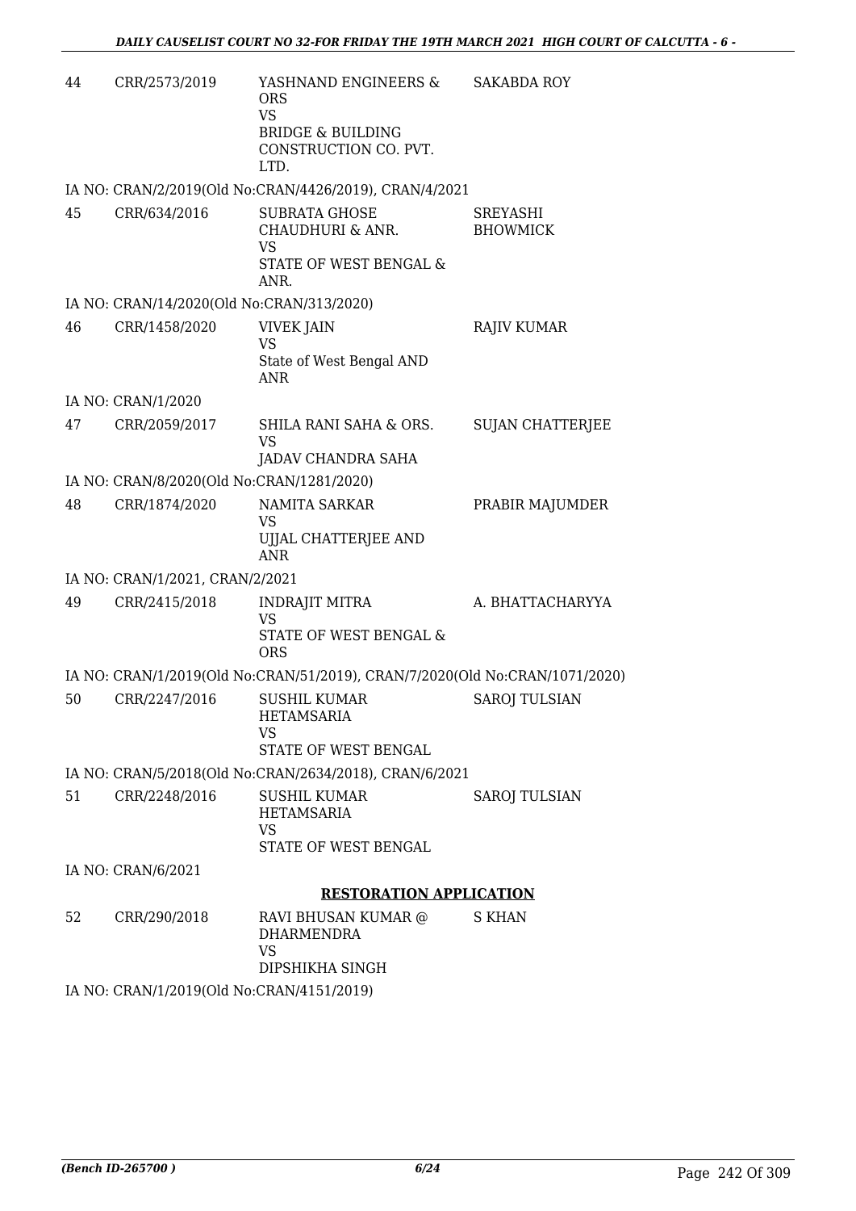| | | | |
|---|---|---|---|
| 44 | CRR/2573/2019 | YASHNAND ENGINEERS & ORS<br>VS<br>BRIDGE & BUILDING CONSTRUCTION CO. PVT. LTD. | SAKABDA ROY |

IA NO: CRAN/2/2019(Old No:CRAN/4426/2019), CRAN/4/2021

| | | | |
|---|---|---|---|
| 45 | CRR/634/2016 | SUBRATA GHOSE CHAUDHURI & ANR.<br>VS<br>STATE OF WEST BENGAL & ANR. | SREYASHI BHOWMICK |

IA NO: CRAN/14/2020(Old No:CRAN/313/2020)

| | | | |
|---|---|---|---|
| 46 | CRR/1458/2020 | VIVEK JAIN<br>VS<br>State of West Bengal AND ANR | RAJIV KUMAR |

IA NO: CRAN/1/2020

| | | | |
|---|---|---|---|
| 47 | CRR/2059/2017 | SHILA RANI SAHA & ORS.<br>VS<br>JADAV CHANDRA SAHA | SUJAN CHATTERJEE |

IA NO: CRAN/8/2020(Old No:CRAN/1281/2020)

| | | | |
|---|---|---|---|
| 48 | CRR/1874/2020 | NAMITA SARKAR<br>VS<br>UJJAL CHATTERJEE AND ANR | PRABIR MAJUMDER |

IA NO: CRAN/1/2021, CRAN/2/2021

| | | | |
|---|---|---|---|
| 49 | CRR/2415/2018 | INDRAJIT MITRA<br>VS<br>STATE OF WEST BENGAL & ORS | A. BHATTACHARYYA |

IA NO: CRAN/1/2019(Old No:CRAN/51/2019), CRAN/7/2020(Old No:CRAN/1071/2020)

| | | | |
|---|---|---|---|
| 50 | CRR/2247/2016 | SUSHIL KUMAR HETAMSARIA<br>VS<br>STATE OF WEST BENGAL | SAROJ TULSIAN |

IA NO: CRAN/5/2018(Old No:CRAN/2634/2018), CRAN/6/2021

| | | | |
|---|---|---|---|
| 51 | CRR/2248/2016 | SUSHIL KUMAR HETAMSARIA<br>VS<br>STATE OF WEST BENGAL | SAROJ TULSIAN |

IA NO: CRAN/6/2021

## RESTORATION APPLICATION

| | | | |
|---|---|---|---|
| 52 | CRR/290/2018 | RAVI BHUSAN KUMAR @ DHARMENDRA<br>VS<br>DIPSHIKHA SINGH | S KHAN |

IA NO: CRAN/1/2019(Old No:CRAN/4151/2019)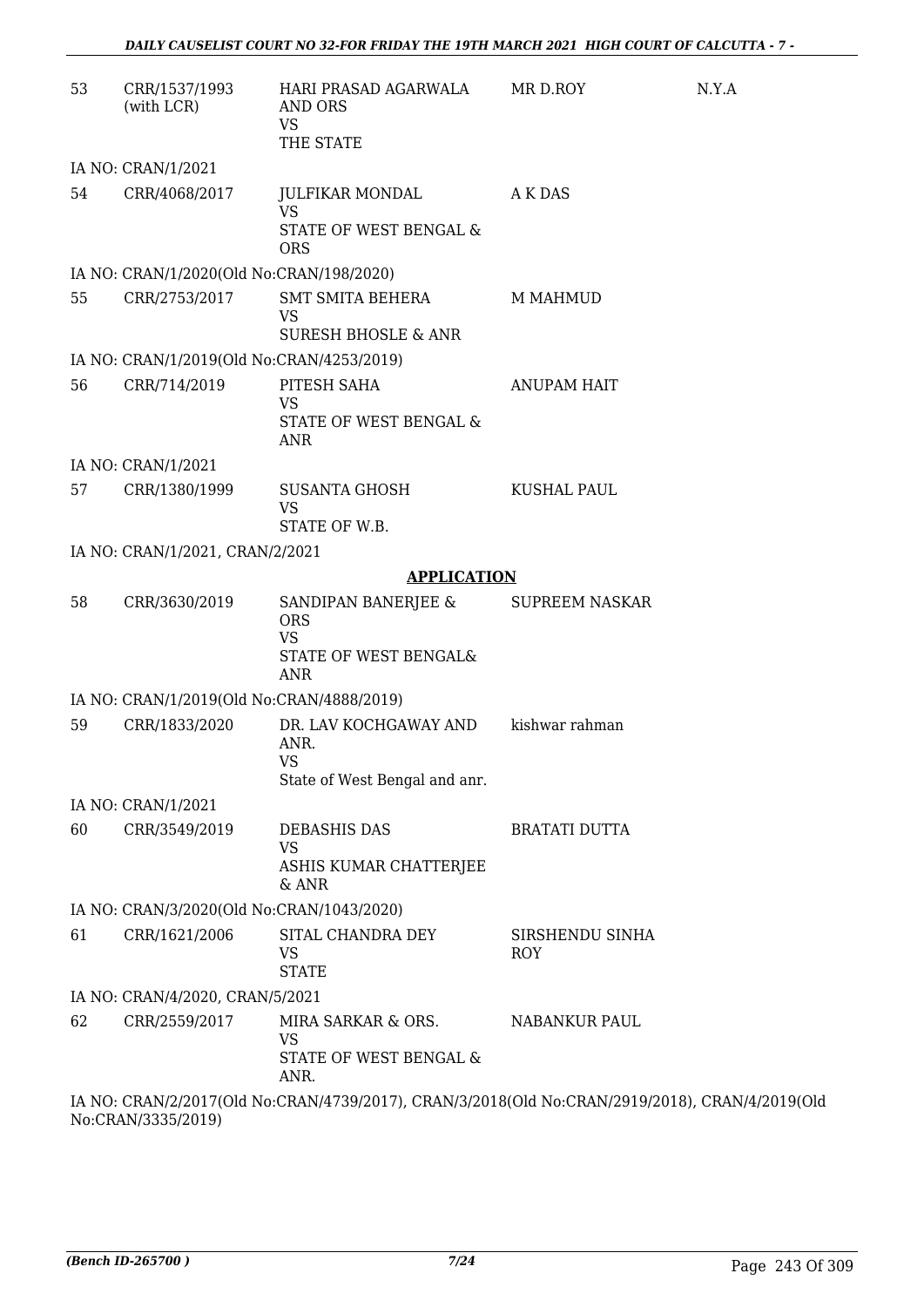| 53 | CRR/1537/1993 (with LCR) | HARI PRASAD AGARWALA AND ORS<br>VS<br>THE STATE | MR D.ROY | N.Y.A |
|---|---|---|---|---|

IA NO: CRAN/1/2021

| 54 | CRR/4068/2017 | JULFIKAR MONDAL<br>VS<br>STATE OF WEST BENGAL & ORS | A K DAS | |
|---|---|---|---|---|

IA NO: CRAN/1/2020(Old No:CRAN/198/2020)

| 55 | CRR/2753/2017 | SMT SMITA BEHERA<br>VS<br>SURESH BHOSLE & ANR | M MAHMUD | |
|---|---|---|---|---|

IA NO: CRAN/1/2019(Old No:CRAN/4253/2019)

| 56 | CRR/714/2019 | PITESH SAHA<br>VS<br>STATE OF WEST BENGAL & ANR | ANUPAM HAIT | |
|---|---|---|---|---|

IA NO: CRAN/1/2021

| 57 | CRR/1380/1999 | SUSANTA GHOSH<br>VS<br>STATE OF W.B. | KUSHAL PAUL | |
|---|---|---|---|---|

IA NO: CRAN/1/2021, CRAN/2/2021

**APPLICATION**

| 58 | CRR/3630/2019 | SANDIPAN BANERJEE & ORS<br>VS<br>STATE OF WEST BENGAL& ANR | SUPREEM NASKAR | |
|---|---|---|---|---|

IA NO: CRAN/1/2019(Old No:CRAN/4888/2019)

| 59 | CRR/1833/2020 | DR. LAV KOCHGAWAY AND ANR.<br>VS<br>State of West Bengal and anr. | kishwar rahman | |
|---|---|---|---|---|

IA NO: CRAN/1/2021

| 60 | CRR/3549/2019 | DEBASHIS DAS<br>VS<br>ASHIS KUMAR CHATTERJEE & ANR | BRATATI DUTTA | |
|---|---|---|---|---|

IA NO: CRAN/3/2020(Old No:CRAN/1043/2020)

| 61 | CRR/1621/2006 | SITAL CHANDRA DEY<br>VS<br>STATE | SIRSHENDU SINHA ROY | |
|---|---|---|---|---|

IA NO: CRAN/4/2020, CRAN/5/2021

| 62 | CRR/2559/2017 | MIRA SARKAR & ORS.<br>VS<br>STATE OF WEST BENGAL & ANR. | NABANKUR PAUL | |
|---|---|---|---|---|

IA NO: CRAN/2/2017(Old No:CRAN/4739/2017), CRAN/3/2018(Old No:CRAN/2919/2018), CRAN/4/2019(Old No:CRAN/3335/2019)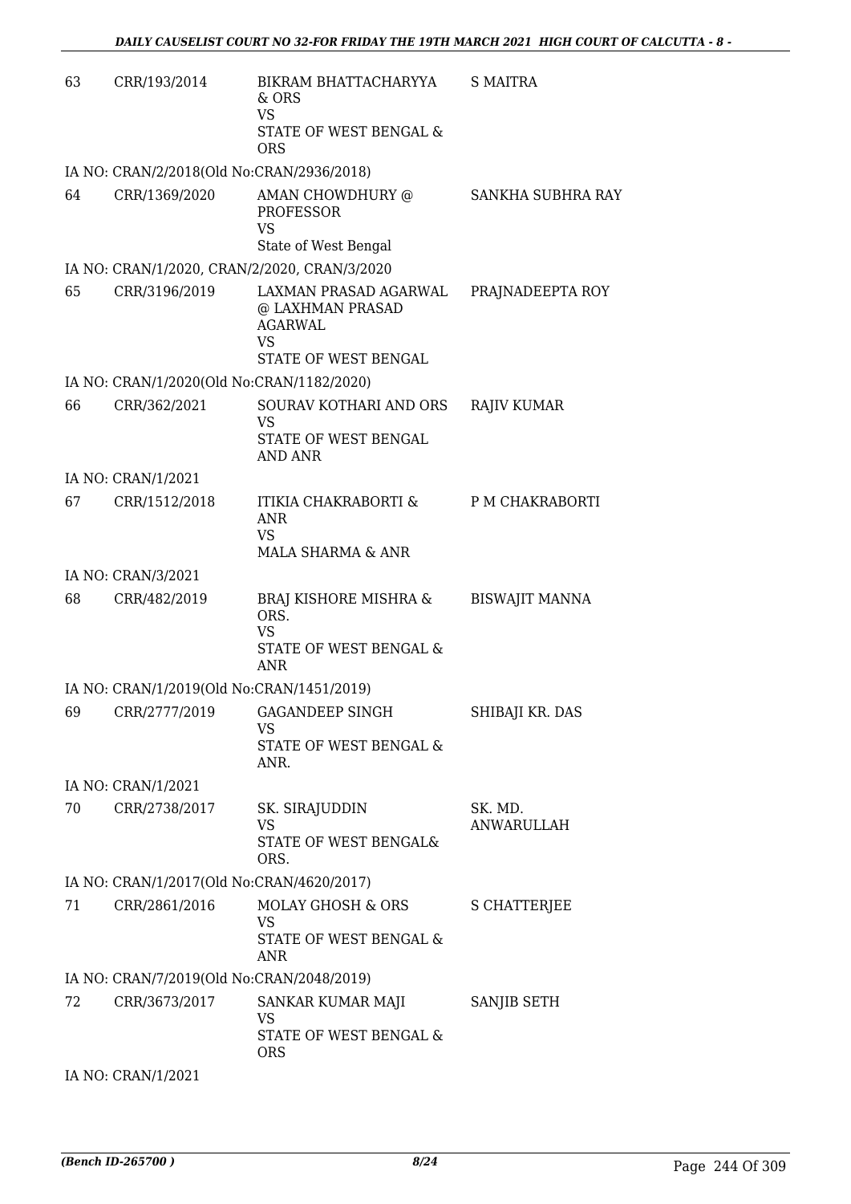| | | | |
|---|---|---|---|
| 63 | CRR/193/2014 | BIKRAM BHATTACHARYYA & ORS<br>VS<br>STATE OF WEST BENGAL & ORS | S MAITRA |
| IA NO: CRAN/2/2018(Old No:CRAN/2936/2018) | | | |
| 64 | CRR/1369/2020 | AMAN CHOWDHURY @ PROFESSOR<br>VS<br>State of West Bengal | SANKHA SUBHRA RAY |
| IA NO: CRAN/1/2020, CRAN/2/2020, CRAN/3/2020 | | | |
| 65 | CRR/3196/2019 | LAXMAN PRASAD AGARWAL @ LAXHMAN PRASAD AGARWAL<br>VS<br>STATE OF WEST BENGAL | PRAJNADEEPTA ROY |
| IA NO: CRAN/1/2020(Old No:CRAN/1182/2020) | | | |
| 66 | CRR/362/2021 | SOURAV KOTHARI AND ORS<br>VS<br>STATE OF WEST BENGAL AND ANR | RAJIV KUMAR |
| IA NO: CRAN/1/2021 | | | |
| 67 | CRR/1512/2018 | ITIKIA CHAKRABORTI & ANR<br>VS<br>MALA SHARMA & ANR | P M CHAKRABORTI |
| IA NO: CRAN/3/2021 | | | |
| 68 | CRR/482/2019 | BRAJ KISHORE MISHRA & ORS.<br>VS<br>STATE OF WEST BENGAL & ANR | BISWAJIT MANNA |
| IA NO: CRAN/1/2019(Old No:CRAN/1451/2019) | | | |
| 69 | CRR/2777/2019 | GAGANDEEP SINGH<br>VS<br>STATE OF WEST BENGAL & ANR. | SHIBAJI KR. DAS |
| IA NO: CRAN/1/2021 | | | |
| 70 | CRR/2738/2017 | SK. SIRAJUDDIN<br>VS<br>STATE OF WEST BENGAL& ORS. | SK. MD. ANWARULLAH |
| IA NO: CRAN/1/2017(Old No:CRAN/4620/2017) | | | |
| 71 | CRR/2861/2016 | MOLAY GHOSH & ORS<br>VS<br>STATE OF WEST BENGAL & ANR | S CHATTERJEE |
| IA NO: CRAN/7/2019(Old No:CRAN/2048/2019) | | | |
| 72 | CRR/3673/2017 | SANKAR KUMAR MAJI<br>VS<br>STATE OF WEST BENGAL & ORS | SANJIB SETH |
| IA NO: CRAN/1/2021 | | | |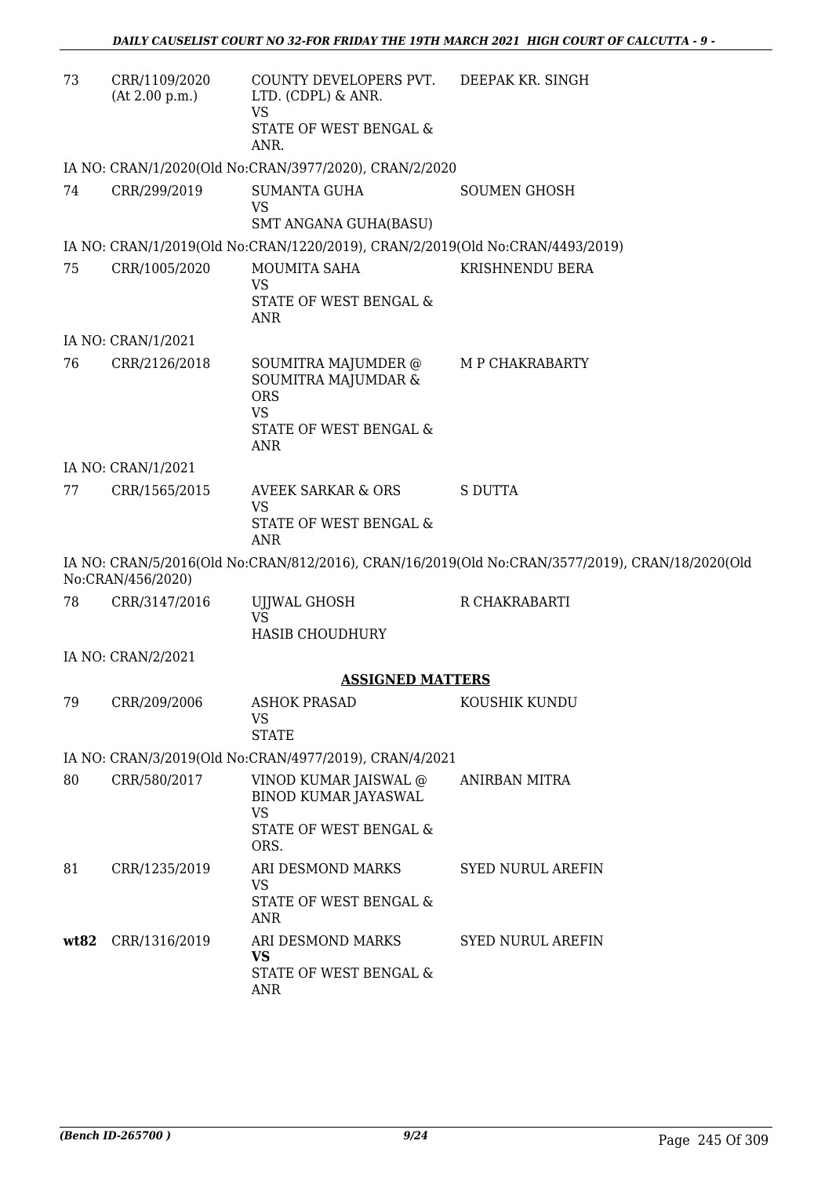| 73 | CRR/1109/2020 (At 2.00 p.m.) | COUNTY DEVELOPERS PVT. LTD. (CDPL) & ANR. VS STATE OF WEST BENGAL & ANR. | DEEPAK KR. SINGH |
|---|---|---|---|

IA NO: CRAN/1/2020(Old No:CRAN/3977/2020), CRAN/2/2020

| 74 | CRR/299/2019 | SUMANTA GUHA VS SMT ANGANA GUHA(BASU) | SOUMEN GHOSH |
|---|---|---|---|

IA NO: CRAN/1/2019(Old No:CRAN/1220/2019), CRAN/2/2019(Old No:CRAN/4493/2019)

| 75 | CRR/1005/2020 | MOUMITA SAHA VS STATE OF WEST BENGAL & ANR | KRISHNENDU BERA |
|---|---|---|---|

IA NO: CRAN/1/2021

| 76 | CRR/2126/2018 | SOUMITRA MAJUMDER @ SOUMITRA MAJUMDAR & ORS VS STATE OF WEST BENGAL & ANR | M P CHAKRABARTY |
|---|---|---|---|

IA NO: CRAN/1/2021

| 77 | CRR/1565/2015 | AVEEK SARKAR & ORS VS STATE OF WEST BENGAL & ANR | S DUTTA |
|---|---|---|---|

IA NO: CRAN/5/2016(Old No:CRAN/812/2016), CRAN/16/2019(Old No:CRAN/3577/2019), CRAN/18/2020(Old No:CRAN/456/2020)

| 78 | CRR/3147/2016 | UJJWAL GHOSH VS HASIB CHOUDHURY | R CHAKRABARTI |
|---|---|---|---|

IA NO: CRAN/2/2021

## ASSIGNED MATTERS

| 79 | CRR/209/2006 | ASHOK PRASAD VS STATE | KOUSHIK KUNDU |
|---|---|---|---|

IA NO: CRAN/3/2019(Old No:CRAN/4977/2019), CRAN/4/2021

| 80 | CRR/580/2017 | VINOD KUMAR JAISWAL @ BINOD KUMAR JAYASWAL VS STATE OF WEST BENGAL & ORS. | ANIRBAN MITRA |
|---|---|---|---|
| 81 | CRR/1235/2019 | ARI DESMOND MARKS VS STATE OF WEST BENGAL & ANR | SYED NURUL AREFIN |
| **wt82** | CRR/1316/2019 | ARI DESMOND MARKS **VS** STATE OF WEST BENGAL & ANR | SYED NURUL AREFIN |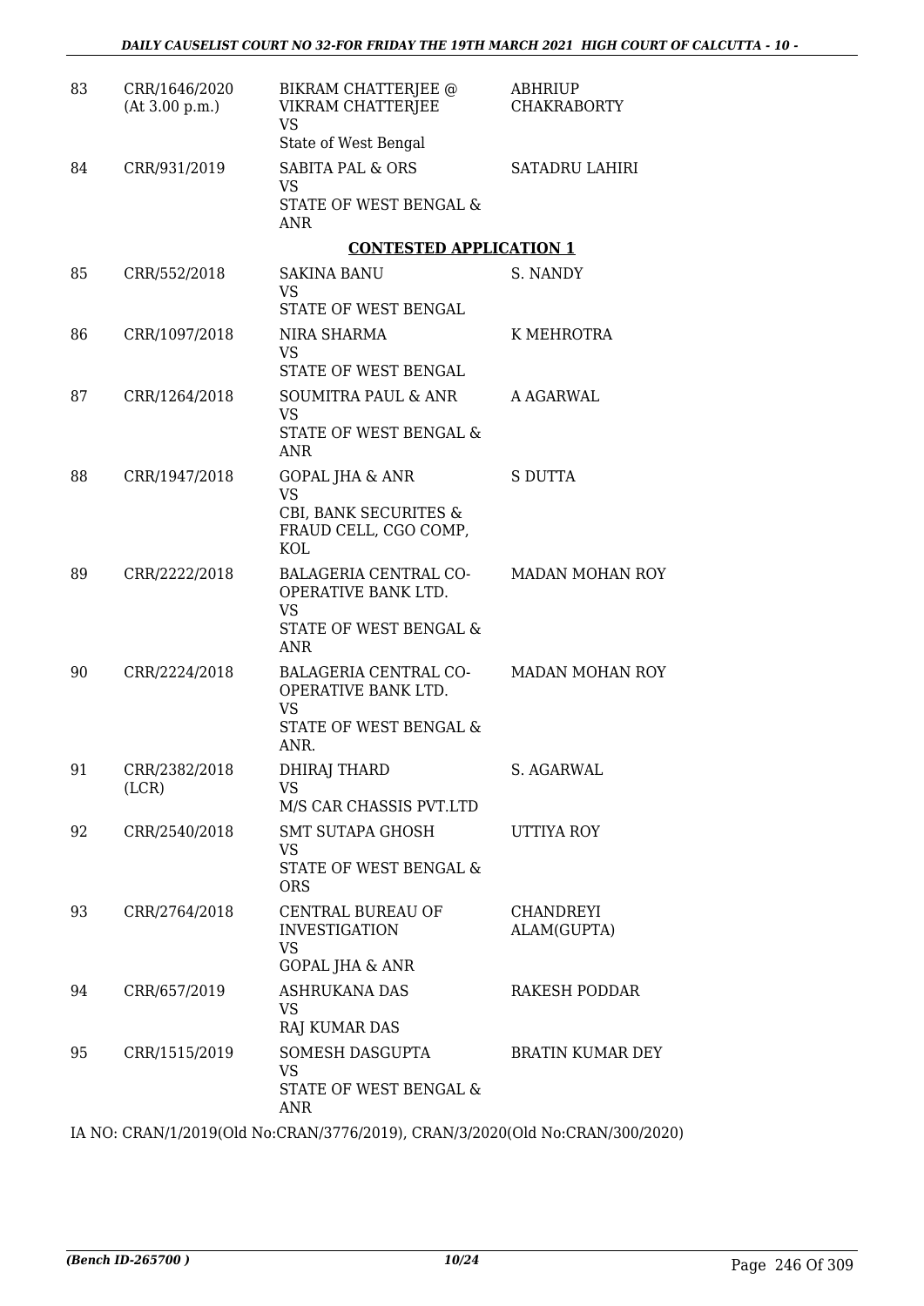| | | | |
|---|---|---|---|
| 83 | CRR/1646/2020 (At 3.00 p.m.) | BIKRAM CHATTERJEE @ VIKRAM CHATTERJEE VS State of West Bengal | ABHRIUP CHAKRABORTY |
| 84 | CRR/931/2019 | SABITA PAL & ORS VS STATE OF WEST BENGAL & ANR | SATADRU LAHIRI |

**CONTESTED APPLICATION 1**

| | | | |
|---|---|---|---|
| 85 | CRR/552/2018 | SAKINA BANU VS STATE OF WEST BENGAL | S. NANDY |
| 86 | CRR/1097/2018 | NIRA SHARMA VS STATE OF WEST BENGAL | K MEHROTRA |
| 87 | CRR/1264/2018 | SOUMITRA PAUL & ANR VS STATE OF WEST BENGAL & ANR | A AGARWAL |
| 88 | CRR/1947/2018 | GOPAL JHA & ANR VS CBI, BANK SECURITES & FRAUD CELL, CGO COMP, KOL | S DUTTA |
| 89 | CRR/2222/2018 | BALAGERIA CENTRAL CO-OPERATIVE BANK LTD. VS STATE OF WEST BENGAL & ANR | MADAN MOHAN ROY |
| 90 | CRR/2224/2018 | BALAGERIA CENTRAL CO-OPERATIVE BANK LTD. VS STATE OF WEST BENGAL & ANR. | MADAN MOHAN ROY |
| 91 | CRR/2382/2018 (LCR) | DHIRAJ THARD VS M/S CAR CHASSIS PVT.LTD | S. AGARWAL |
| 92 | CRR/2540/2018 | SMT SUTAPA GHOSH VS STATE OF WEST BENGAL & ORS | UTTIYA ROY |
| 93 | CRR/2764/2018 | CENTRAL BUREAU OF INVESTIGATION VS GOPAL JHA & ANR | CHANDREYI ALAM(GUPTA) |
| 94 | CRR/657/2019 | ASHRUKANA DAS VS RAJ KUMAR DAS | RAKESH PODDAR |
| 95 | CRR/1515/2019 | SOMESH DASGUPTA VS STATE OF WEST BENGAL & ANR | BRATIN KUMAR DEY |

IA NO: CRAN/1/2019(Old No:CRAN/3776/2019), CRAN/3/2020(Old No:CRAN/300/2020)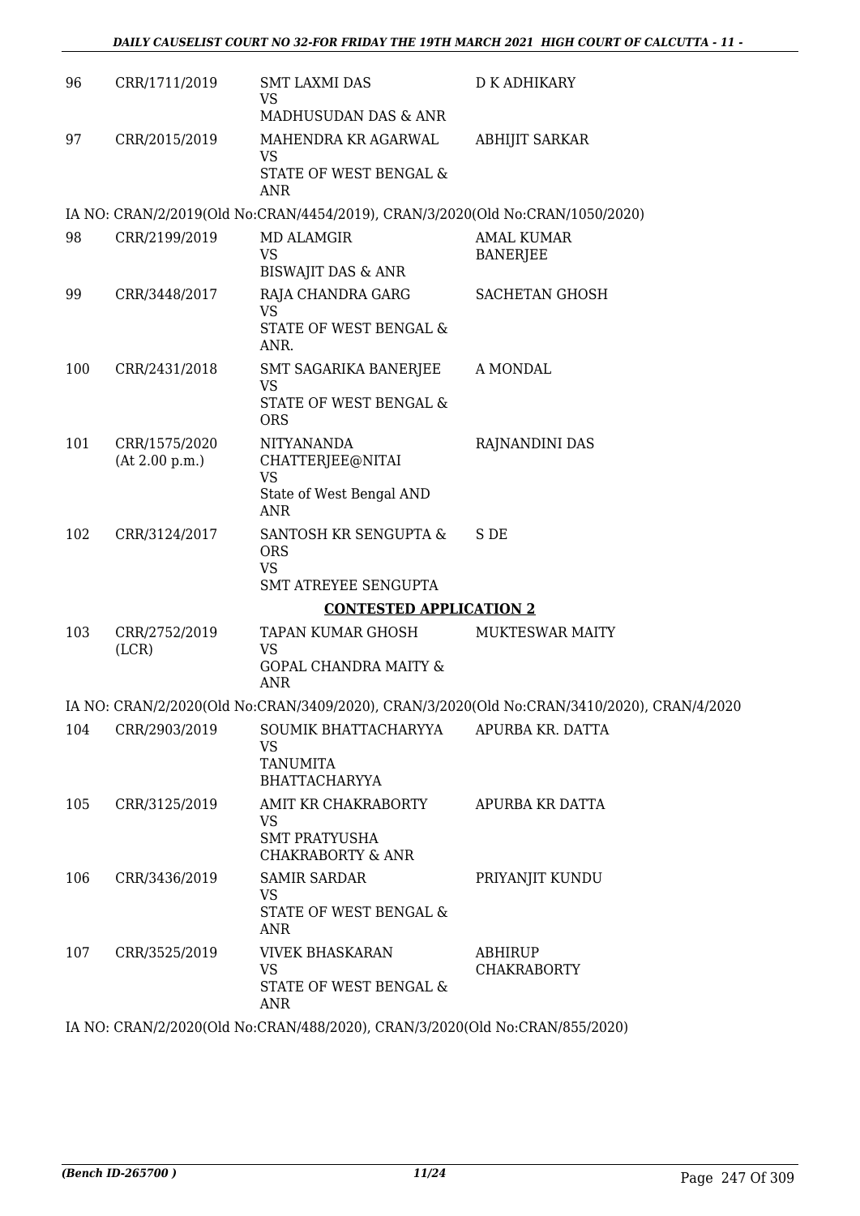| 96 | CRR/1711/2019 | SMT LAXMI DAS<br>VS<br>MADHUSUDAN DAS & ANR | D K ADHIKARY |
|---|---|---|---|
| 97 | CRR/2015/2019 | MAHENDRA KR AGARWAL<br>VS<br>STATE OF WEST BENGAL & ANR | ABHIJIT SARKAR |

IA NO: CRAN/2/2019(Old No:CRAN/4454/2019), CRAN/3/2020(Old No:CRAN/1050/2020)

| 98 | CRR/2199/2019 | MD ALAMGIR<br>VS<br>BISWAJIT DAS & ANR | AMAL KUMAR BANERJEE |
|---|---|---|---|
| 99 | CRR/3448/2017 | RAJA CHANDRA GARG<br>VS<br>STATE OF WEST BENGAL & ANR. | SACHETAN GHOSH |
| 100 | CRR/2431/2018 | SMT SAGARIKA BANERJEE<br>VS<br>STATE OF WEST BENGAL & ORS | A MONDAL |
| 101 | CRR/1575/2020<br>(At 2.00 p.m.) | NITYANANDA CHATTERJEE@NITAI<br>VS<br>State of West Bengal AND ANR | RAJNANDINI DAS |
| 102 | CRR/3124/2017 | SANTOSH KR SENGUPTA & ORS<br>VS<br>SMT ATREYEE SENGUPTA | S DE |

## CONTESTED APPLICATION 2

| 103 | CRR/2752/2019<br>(LCR) | TAPAN KUMAR GHOSH<br>VS<br>GOPAL CHANDRA MAITY & ANR | MUKTESWAR MAITY |
|---|---|---|---|

IA NO: CRAN/2/2020(Old No:CRAN/3409/2020), CRAN/3/2020(Old No:CRAN/3410/2020), CRAN/4/2020

| 104 | CRR/2903/2019 | SOUMIK BHATTACHARYYA<br>VS<br>TANUMITA BHATTACHARYYA | APURBA KR. DATTA |
|---|---|---|---|
| 105 | CRR/3125/2019 | AMIT KR CHAKRABORTY<br>VS<br>SMT PRATYUSHA CHAKRABORTY & ANR | APURBA KR DATTA |
| 106 | CRR/3436/2019 | SAMIR SARDAR<br>VS<br>STATE OF WEST BENGAL & ANR | PRIYANJIT KUNDU |
| 107 | CRR/3525/2019 | VIVEK BHASKARAN<br>VS<br>STATE OF WEST BENGAL & ANR | ABHIRUP CHAKRABORTY |

IA NO: CRAN/2/2020(Old No:CRAN/488/2020), CRAN/3/2020(Old No:CRAN/855/2020)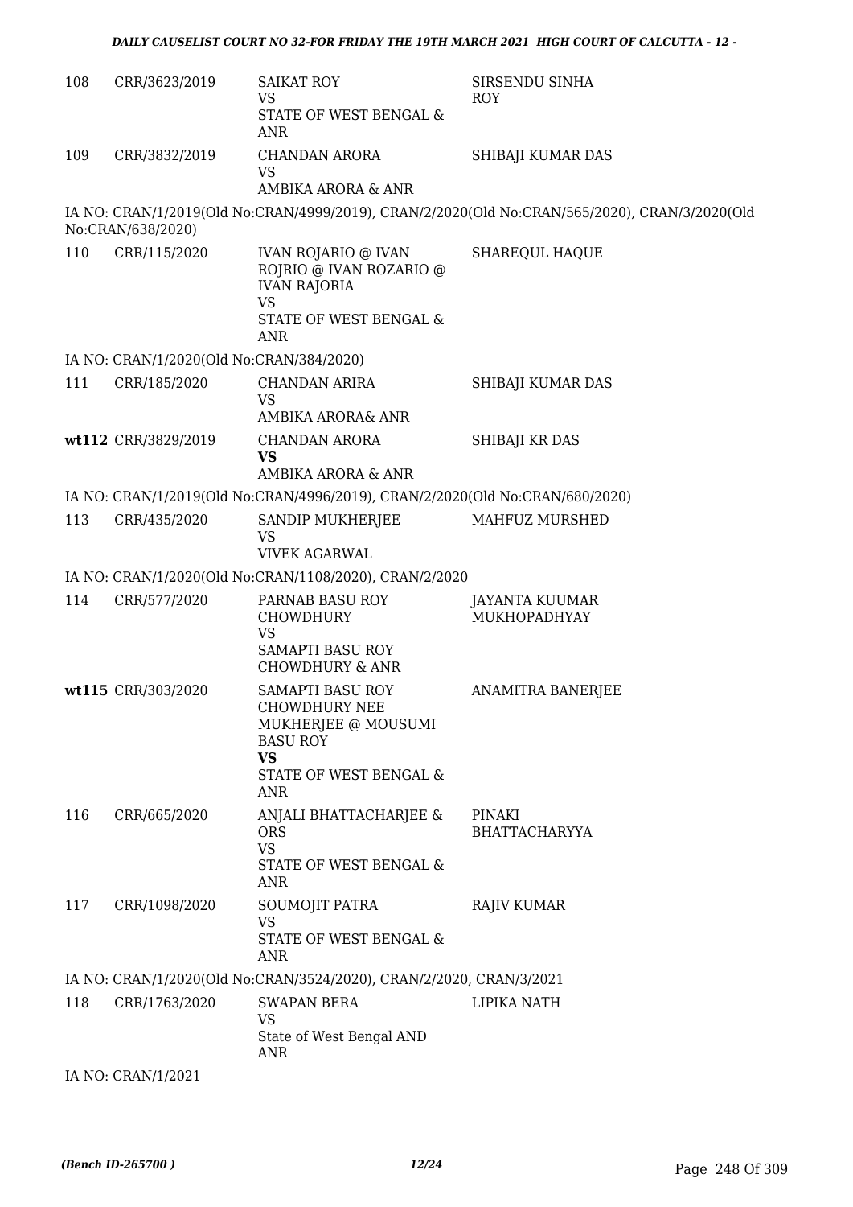| | | | |
|---|---|---|---|
| 108 | CRR/3623/2019 | SAIKAT ROY<br>VS<br>STATE OF WEST BENGAL & ANR | SIRSENDU SINHA ROY |
| 109 | CRR/3832/2019 | CHANDAN ARORA<br>VS<br>AMBIKA ARORA & ANR | SHIBAJI KUMAR DAS |

IA NO: CRAN/1/2019(Old No:CRAN/4999/2019), CRAN/2/2020(Old No:CRAN/565/2020), CRAN/3/2020(Old No:CRAN/638/2020)

| | | | |
|---|---|---|---|
| 110 | CRR/115/2020 | IVAN ROJARIO @ IVAN ROJRIO @ IVAN ROZARIO @ IVAN RAJORIA<br>VS<br>STATE OF WEST BENGAL & ANR | SHAREQUL HAQUE |

IA NO: CRAN/1/2020(Old No:CRAN/384/2020)

| | | | |
|---|---|---|---|
| 111 | CRR/185/2020 | CHANDAN ARIRA<br>VS<br>AMBIKA ARORA& ANR | SHIBAJI KUMAR DAS |
| **wt112** | CRR/3829/2019 | CHANDAN ARORA<br>**VS**<br>AMBIKA ARORA & ANR | SHIBAJI KR DAS |

IA NO: CRAN/1/2019(Old No:CRAN/4996/2019), CRAN/2/2020(Old No:CRAN/680/2020)

| | | | |
|---|---|---|---|
| 113 | CRR/435/2020 | SANDIP MUKHERJEE<br>VS<br>VIVEK AGARWAL | MAHFUZ MURSHED |

IA NO: CRAN/1/2020(Old No:CRAN/1108/2020), CRAN/2/2020

| | | | |
|---|---|---|---|
| 114 | CRR/577/2020 | PARNAB BASU ROY CHOWDHURY<br>VS<br>SAMAPTI BASU ROY CHOWDHURY & ANR | JAYANTA KUUMAR MUKHOPADHYAY |
| **wt115** | CRR/303/2020 | SAMAPTI BASU ROY CHOWDHURY NEE MUKHERJEE @ MOUSUMI BASU ROY<br>**VS**<br>STATE OF WEST BENGAL & ANR | ANAMITRA BANERJEE |
| 116 | CRR/665/2020 | ANJALI BHATTACHARJEE & ORS<br>VS<br>STATE OF WEST BENGAL & ANR | PINAKI BHATTACHARYYA |
| 117 | CRR/1098/2020 | SOUMOJIT PATRA<br>VS<br>STATE OF WEST BENGAL & ANR | RAJIV KUMAR |

IA NO: CRAN/1/2020(Old No:CRAN/3524/2020), CRAN/2/2020, CRAN/3/2021

| | | | |
|---|---|---|---|
| 118 | CRR/1763/2020 | SWAPAN BERA<br>VS<br>State of West Bengal AND ANR | LIPIKA NATH |

IA NO: CRAN/1/2021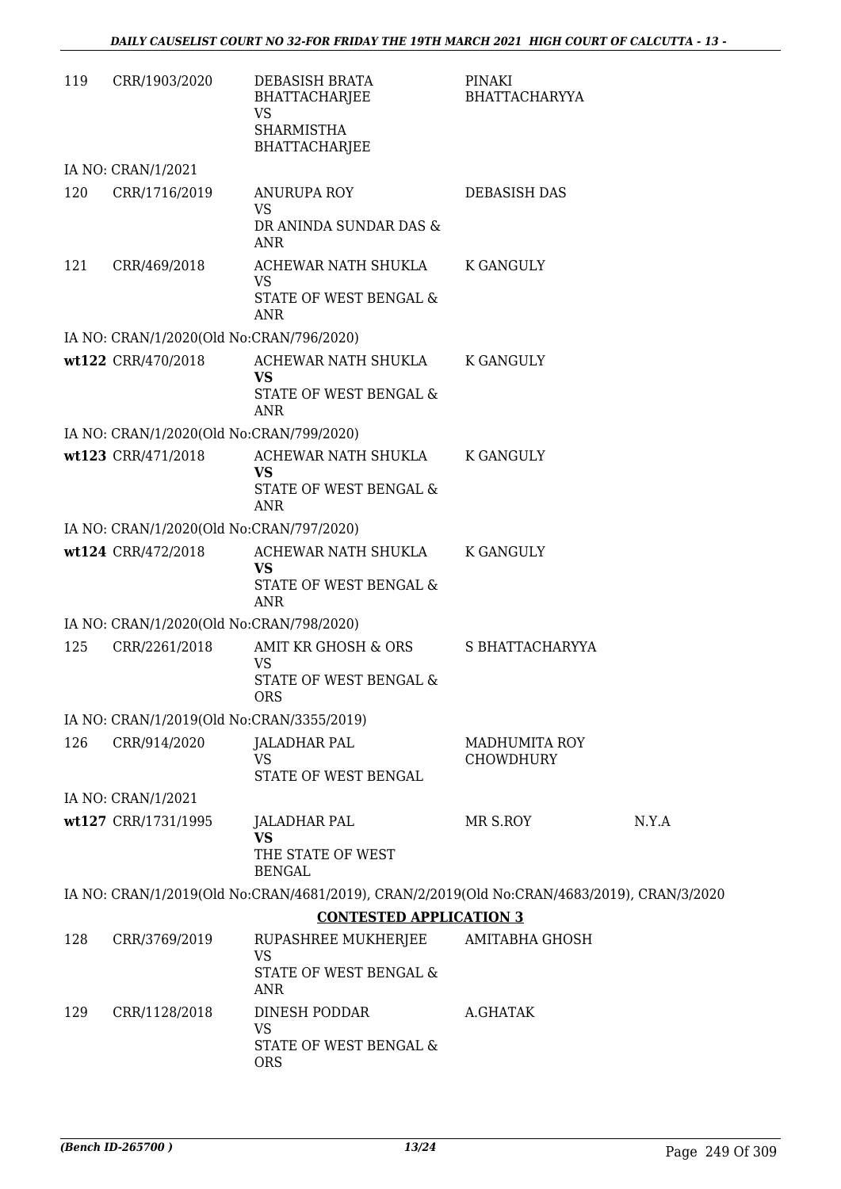| | | | | |
|---|---|---|---|---|
| 119 | CRR/1903/2020 | DEBASISH BRATA BHATTACHARJEE<br>VS<br>SHARMISTHA BHATTACHARJEE | PINAKI BHATTACHARYYA | |
| IA NO: CRAN/1/2021 | | | | |
| 120 | CRR/1716/2019 | ANURUPA ROY<br>VS<br>DR ANINDA SUNDAR DAS & ANR | DEBASISH DAS | |
| 121 | CRR/469/2018 | ACHEWAR NATH SHUKLA<br>VS<br>STATE OF WEST BENGAL & ANR | K GANGULY | |
| IA NO: CRAN/1/2020(Old No:CRAN/796/2020) | | | | |
| wt122 | CRR/470/2018 | ACHEWAR NATH SHUKLA<br>**VS**<br>STATE OF WEST BENGAL & ANR | K GANGULY | |
| IA NO: CRAN/1/2020(Old No:CRAN/799/2020) | | | | |
| wt123 | CRR/471/2018 | ACHEWAR NATH SHUKLA<br>**VS**<br>STATE OF WEST BENGAL & ANR | K GANGULY | |
| IA NO: CRAN/1/2020(Old No:CRAN/797/2020) | | | | |
| wt124 | CRR/472/2018 | ACHEWAR NATH SHUKLA<br>**VS**<br>STATE OF WEST BENGAL & ANR | K GANGULY | |
| IA NO: CRAN/1/2020(Old No:CRAN/798/2020) | | | | |
| 125 | CRR/2261/2018 | AMIT KR GHOSH & ORS<br>VS<br>STATE OF WEST BENGAL & ORS | S BHATTACHARYYA | |
| IA NO: CRAN/1/2019(Old No:CRAN/3355/2019) | | | | |
| 126 | CRR/914/2020 | JALADHAR PAL<br>VS<br>STATE OF WEST BENGAL | MADHUMITA ROY CHOWDHURY | |
| IA NO: CRAN/1/2021 | | | | |
| wt127 | CRR/1731/1995 | JALADHAR PAL<br>**VS**<br>THE STATE OF WEST BENGAL | MR S.ROY | N.Y.A |
| IA NO: CRAN/1/2019(Old No:CRAN/4681/2019), CRAN/2/2019(Old No:CRAN/4683/2019), CRAN/3/2020 | | | | |

**CONTESTED APPLICATION 3**

| | | | | |
|---|---|---|---|---|
| 128 | CRR/3769/2019 | RUPASHREE MUKHERJEE<br>VS<br>STATE OF WEST BENGAL & ANR | AMITABHA GHOSH | |
| 129 | CRR/1128/2018 | DINESH PODDAR<br>VS<br>STATE OF WEST BENGAL & ORS | A.GHATAK | |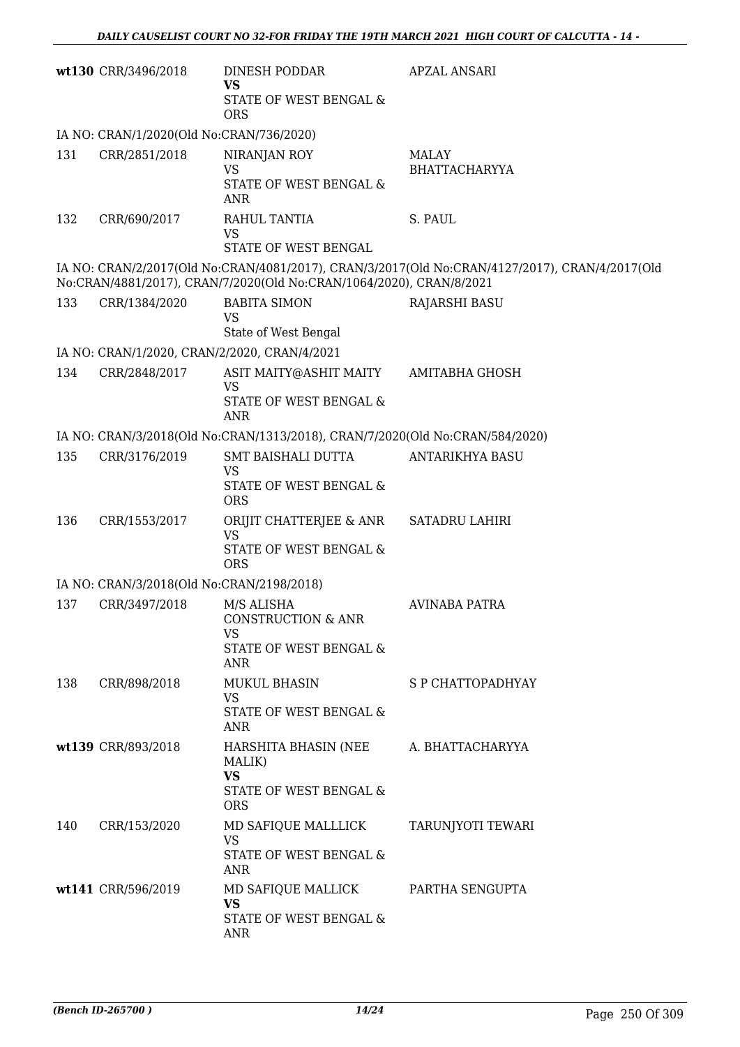| | | | |
|---|---|---|---|
| wt130 | CRR/3496/2018 | DINESH PODDAR **VS** STATE OF WEST BENGAL & ORS | APZAL ANSARI |

IA NO: CRAN/1/2020(Old No:CRAN/736/2020)

| | | | |
|---|---|---|---|
| 131 | CRR/2851/2018 | NIRANJAN ROY VS STATE OF WEST BENGAL & ANR | MALAY BHATTACHARYYA |
| 132 | CRR/690/2017 | RAHUL TANTIA VS STATE OF WEST BENGAL | S. PAUL |

IA NO: CRAN/2/2017(Old No:CRAN/4081/2017), CRAN/3/2017(Old No:CRAN/4127/2017), CRAN/4/2017(Old No:CRAN/4881/2017), CRAN/7/2020(Old No:CRAN/1064/2020), CRAN/8/2021

| | | | |
|---|---|---|---|
| 133 | CRR/1384/2020 | BABITA SIMON VS State of West Bengal | RAJARSHI BASU |

IA NO: CRAN/1/2020, CRAN/2/2020, CRAN/4/2021

| | | | |
|---|---|---|---|
| 134 | CRR/2848/2017 | ASIT MAITY@ASHIT MAITY VS STATE OF WEST BENGAL & ANR | AMITABHA GHOSH |

IA NO: CRAN/3/2018(Old No:CRAN/1313/2018), CRAN/7/2020(Old No:CRAN/584/2020)

| | | | |
|---|---|---|---|
| 135 | CRR/3176/2019 | SMT BAISHALI DUTTA VS STATE OF WEST BENGAL & ORS | ANTARIKHYA BASU |
| 136 | CRR/1553/2017 | ORIJIT CHATTERJEE & ANR VS STATE OF WEST BENGAL & ORS | SATADRU LAHIRI |

IA NO: CRAN/3/2018(Old No:CRAN/2198/2018)

| | | | |
|---|---|---|---|
| 137 | CRR/3497/2018 | M/S ALISHA CONSTRUCTION & ANR VS STATE OF WEST BENGAL & ANR | AVINABA PATRA |
| 138 | CRR/898/2018 | MUKUL BHASIN VS STATE OF WEST BENGAL & ANR | S P CHATTOPADHYAY |
| wt139 | CRR/893/2018 | HARSHITA BHASIN (NEE MALIK) **VS** STATE OF WEST BENGAL & ORS | A. BHATTACHARYYA |
| 140 | CRR/153/2020 | MD SAFIQUE MALLLICK VS STATE OF WEST BENGAL & ANR | TARUNJYOTI TEWARI |
| wt141 | CRR/596/2019 | MD SAFIQUE MALLICK **VS** STATE OF WEST BENGAL & ANR | PARTHA SENGUPTA |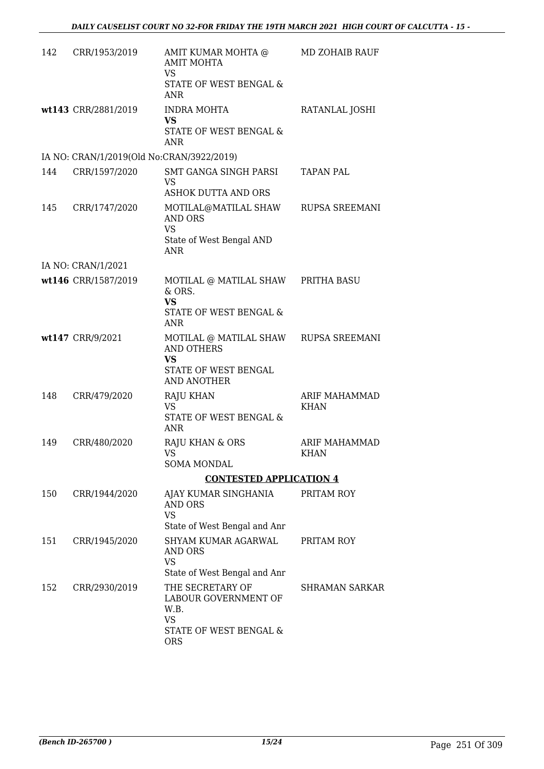| | | | |
|---|---|---|---|
| 142 | CRR/1953/2019 | AMIT KUMAR MOHTA @ AMIT MOHTA<br>VS<br>STATE OF WEST BENGAL & ANR | MD ZOHAIB RAUF |
| **wt143** | CRR/2881/2019 | INDRA MOHTA<br>**VS**<br>STATE OF WEST BENGAL & ANR | RATANLAL JOSHI |
| IA NO: CRAN/1/2019(Old No:CRAN/3922/2019) | | | |
| 144 | CRR/1597/2020 | SMT GANGA SINGH PARSI<br>VS<br>ASHOK DUTTA AND ORS | TAPAN PAL |
| 145 | CRR/1747/2020 | MOTILAL@MATILAL SHAW AND ORS<br>VS<br>State of West Bengal AND ANR | RUPSA SREEMANI |
| IA NO: CRAN/1/2021 | | | |
| **wt146** | CRR/1587/2019 | MOTILAL @ MATILAL SHAW & ORS.<br>**VS**<br>STATE OF WEST BENGAL & ANR | PRITHA BASU |
| **wt147** | CRR/9/2021 | MOTILAL @ MATILAL SHAW AND OTHERS<br>**VS**<br>STATE OF WEST BENGAL AND ANOTHER | RUPSA SREEMANI |
| 148 | CRR/479/2020 | RAJU KHAN<br>VS<br>STATE OF WEST BENGAL & ANR | ARIF MAHAMMAD KHAN |
| 149 | CRR/480/2020 | RAJU KHAN & ORS<br>VS<br>SOMA MONDAL | ARIF MAHAMMAD KHAN |

**CONTESTED APPLICATION 4**

| | | | |
|---|---|---|---|
| 150 | CRR/1944/2020 | AJAY KUMAR SINGHANIA AND ORS<br>VS<br>State of West Bengal and Anr | PRITAM ROY |
| 151 | CRR/1945/2020 | SHYAM KUMAR AGARWAL AND ORS<br>VS<br>State of West Bengal and Anr | PRITAM ROY |
| 152 | CRR/2930/2019 | THE SECRETARY OF LABOUR GOVERNMENT OF W.B.<br>VS<br>STATE OF WEST BENGAL & ORS | SHRAMAN SARKAR |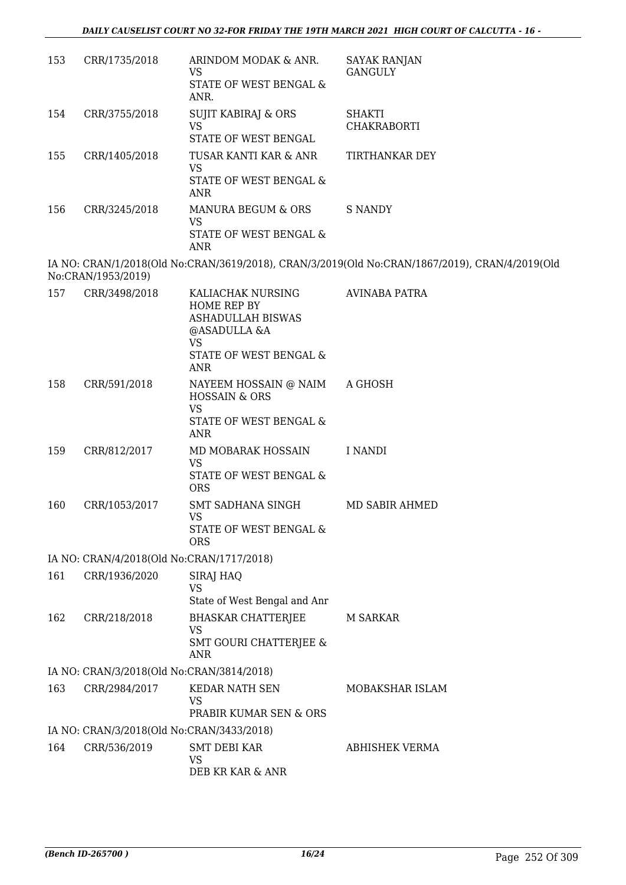| | | | |
|---|---|---|---|
| 153 | CRR/1735/2018 | ARINDOM MODAK & ANR.<br>VS<br>STATE OF WEST BENGAL & ANR. | SAYAK RANJAN GANGULY |
| 154 | CRR/3755/2018 | SUJIT KABIRAJ & ORS<br>VS<br>STATE OF WEST BENGAL | SHAKTI CHAKRABORTI |
| 155 | CRR/1405/2018 | TUSAR KANTI KAR & ANR<br>VS<br>STATE OF WEST BENGAL & ANR | TIRTHANKAR DEY |
| 156 | CRR/3245/2018 | MANURA BEGUM & ORS<br>VS<br>STATE OF WEST BENGAL & ANR | S NANDY |

IA NO: CRAN/1/2018(Old No:CRAN/3619/2018), CRAN/3/2019(Old No:CRAN/1867/2019), CRAN/4/2019(Old No:CRAN/1953/2019)

| | | | |
|---|---|---|---|
| 157 | CRR/3498/2018 | KALIACHAK NURSING HOME REP BY ASHADULLAH BISWAS @ASADULLA &A<br>VS<br>STATE OF WEST BENGAL & ANR | AVINABA PATRA |
| 158 | CRR/591/2018 | NAYEEM HOSSAIN @ NAIM HOSSAIN & ORS<br>VS<br>STATE OF WEST BENGAL & ANR | A GHOSH |
| 159 | CRR/812/2017 | MD MOBARAK HOSSAIN<br>VS<br>STATE OF WEST BENGAL & ORS | I NANDI |
| 160 | CRR/1053/2017 | SMT SADHANA SINGH<br>VS<br>STATE OF WEST BENGAL & ORS | MD SABIR AHMED |

IA NO: CRAN/4/2018(Old No:CRAN/1717/2018)

| | | | |
|---|---|---|---|
| 161 | CRR/1936/2020 | SIRAJ HAQ<br>VS<br>State of West Bengal and Anr | |
| 162 | CRR/218/2018 | BHASKAR CHATTERJEE<br>VS<br>SMT GOURI CHATTERJEE & ANR | M SARKAR |

IA NO: CRAN/3/2018(Old No:CRAN/3814/2018)

| | | | |
|---|---|---|---|
| 163 | CRR/2984/2017 | KEDAR NATH SEN<br>VS<br>PRABIR KUMAR SEN & ORS | MOBAKSHAR ISLAM |

IA NO: CRAN/3/2018(Old No:CRAN/3433/2018)

| | | | |
|---|---|---|---|
| 164 | CRR/536/2019 | SMT DEBI KAR<br>VS<br>DEB KR KAR & ANR | ABHISHEK VERMA |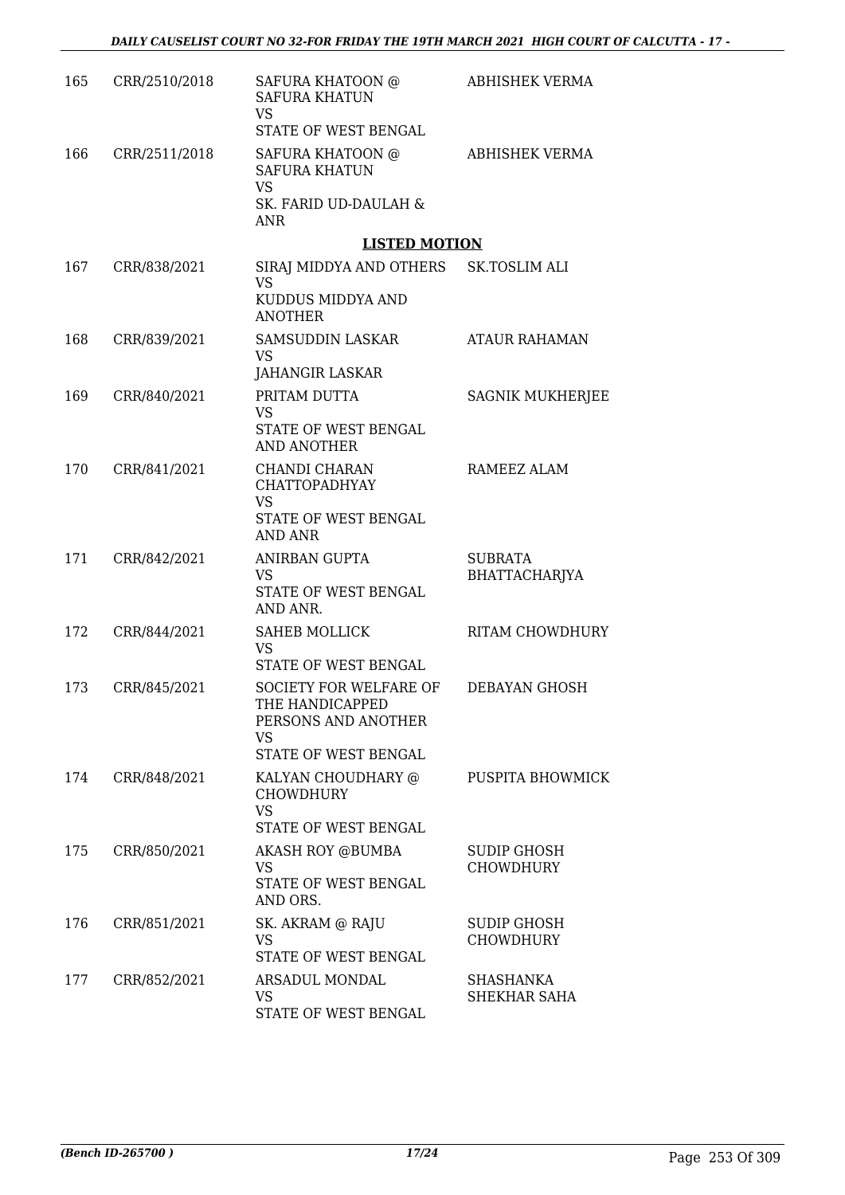| | | | |
|---|---|---|---|
| 165 | CRR/2510/2018 | SAFURA KHATOON @ SAFURA KHATUN<br>VS<br>STATE OF WEST BENGAL | ABHISHEK VERMA |
| 166 | CRR/2511/2018 | SAFURA KHATOON @ SAFURA KHATUN<br>VS<br>SK. FARID UD-DAULAH & ANR | ABHISHEK VERMA |

## LISTED MOTION

| | | | |
|---|---|---|---|
| 167 | CRR/838/2021 | SIRAJ MIDDYA AND OTHERS<br>VS<br>KUDDUS MIDDYA AND ANOTHER | SK.TOSLIM ALI |
| 168 | CRR/839/2021 | SAMSUDDIN LASKAR<br>VS<br>JAHANGIR LASKAR | ATAUR RAHAMAN |
| 169 | CRR/840/2021 | PRITAM DUTTA<br>VS<br>STATE OF WEST BENGAL AND ANOTHER | SAGNIK MUKHERJEE |
| 170 | CRR/841/2021 | CHANDI CHARAN CHATTOPADHYAY<br>VS<br>STATE OF WEST BENGAL AND ANR | RAMEEZ ALAM |
| 171 | CRR/842/2021 | ANIRBAN GUPTA<br>VS<br>STATE OF WEST BENGAL AND ANR. | SUBRATA BHATTACHARJYA |
| 172 | CRR/844/2021 | SAHEB MOLLICK<br>VS<br>STATE OF WEST BENGAL | RITAM CHOWDHURY |
| 173 | CRR/845/2021 | SOCIETY FOR WELFARE OF THE HANDICAPPED PERSONS AND ANOTHER<br>VS<br>STATE OF WEST BENGAL | DEBAYAN GHOSH |
| 174 | CRR/848/2021 | KALYAN CHOUDHARY @ CHOWDHURY<br>VS<br>STATE OF WEST BENGAL | PUSPITA BHOWMICK |
| 175 | CRR/850/2021 | AKASH ROY @BUMBA<br>VS<br>STATE OF WEST BENGAL AND ORS. | SUDIP GHOSH CHOWDHURY |
| 176 | CRR/851/2021 | SK. AKRAM @ RAJU<br>VS<br>STATE OF WEST BENGAL | SUDIP GHOSH CHOWDHURY |
| 177 | CRR/852/2021 | ARSADUL MONDAL<br>VS<br>STATE OF WEST BENGAL | SHASHANKA SHEKHAR SAHA |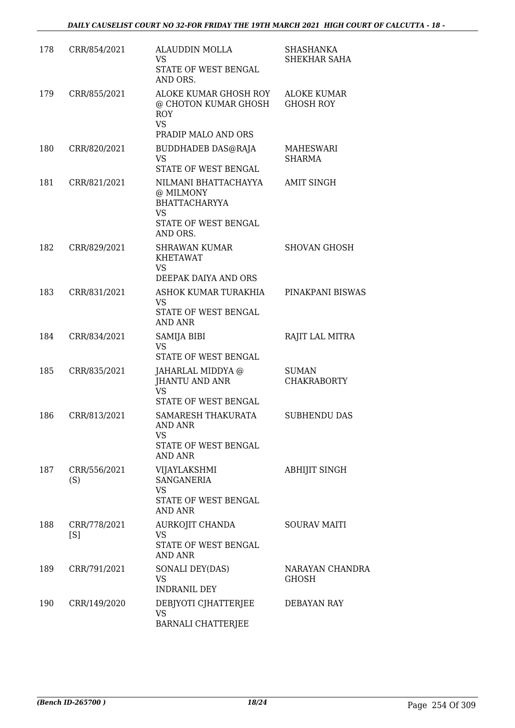| | | | |
|---|---|---|---|
| 178 | CRR/854/2021 | ALAUDDIN MOLLA<br>VS<br>STATE OF WEST BENGAL AND ORS. | SHASHANKA SHEKHAR SAHA |
| 179 | CRR/855/2021 | ALOKE KUMAR GHOSH ROY @ CHOTON KUMAR GHOSH ROY<br>VS<br>PRADIP MALO AND ORS | ALOKE KUMAR GHOSH ROY |
| 180 | CRR/820/2021 | BUDDHADEB DAS@RAJA<br>VS<br>STATE OF WEST BENGAL | MAHESWARI SHARMA |
| 181 | CRR/821/2021 | NILMANI BHATTACHAYYA @ MILMONY BHATTACHARYYA<br>VS<br>STATE OF WEST BENGAL AND ORS. | AMIT SINGH |
| 182 | CRR/829/2021 | SHRAWAN KUMAR KHETAWAT<br>VS<br>DEEPAK DAIYA AND ORS | SHOVAN GHOSH |
| 183 | CRR/831/2021 | ASHOK KUMAR TURAKHIA<br>VS<br>STATE OF WEST BENGAL AND ANR | PINAKPANI BISWAS |
| 184 | CRR/834/2021 | SAMIJA BIBI<br>VS<br>STATE OF WEST BENGAL | RAJIT LAL MITRA |
| 185 | CRR/835/2021 | JAHARLAL MIDDYA @ JHANTU AND ANR<br>VS<br>STATE OF WEST BENGAL | SUMAN CHAKRABORTY |
| 186 | CRR/813/2021 | SAMARESH THAKURATA AND ANR<br>VS<br>STATE OF WEST BENGAL AND ANR | SUBHENDU DAS |
| 187 | CRR/556/2021 (S) | VIJAYLAKSHMI SANGANERIA<br>VS<br>STATE OF WEST BENGAL AND ANR | ABHIJIT SINGH |
| 188 | CRR/778/2021 [S] | AURKOJIT CHANDA<br>VS<br>STATE OF WEST BENGAL AND ANR | SOURAV MAITI |
| 189 | CRR/791/2021 | SONALI DEY(DAS)<br>VS<br>INDRANIL DEY | NARAYAN CHANDRA GHOSH |
| 190 | CRR/149/2020 | DEBJYOTI CJHATTERJEE<br>VS<br>BARNALI CHATTERJEE | DEBAYAN RAY |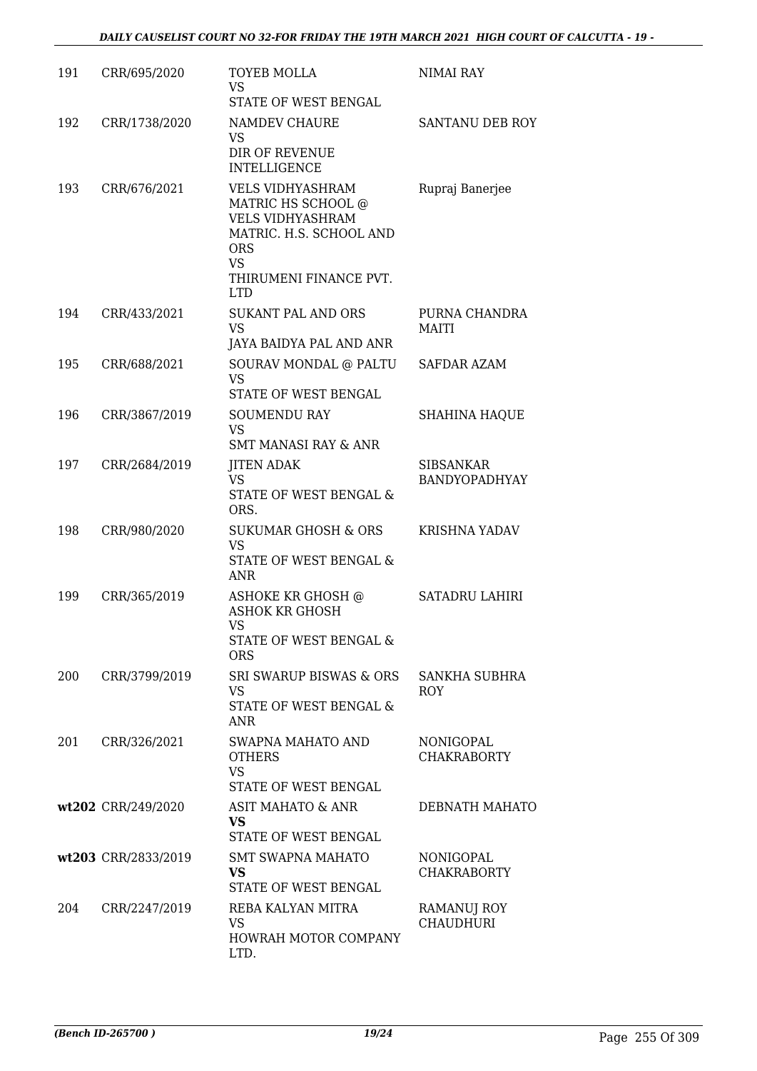| | | | |
|---|---|---|---|
| 191 | CRR/695/2020 | TOYEB MOLLA<br>VS<br>STATE OF WEST BENGAL | NIMAI RAY |
| 192 | CRR/1738/2020 | NAMDEV CHAURE<br>VS<br>DIR OF REVENUE INTELLIGENCE | SANTANU DEB ROY |
| 193 | CRR/676/2021 | VELS VIDHYASHRAM MATRIC HS SCHOOL @ VELS VIDHYASHRAM MATRIC. H.S. SCHOOL AND ORS<br>VS<br>THIRUMENI FINANCE PVT. LTD | Rupraj Banerjee |
| 194 | CRR/433/2021 | SUKANT PAL AND ORS<br>VS<br>JAYA BAIDYA PAL AND ANR | PURNA CHANDRA MAITI |
| 195 | CRR/688/2021 | SOURAV MONDAL @ PALTU<br>VS<br>STATE OF WEST BENGAL | SAFDAR AZAM |
| 196 | CRR/3867/2019 | SOUMENDU RAY<br>VS<br>SMT MANASI RAY & ANR | SHAHINA HAQUE |
| 197 | CRR/2684/2019 | JITEN ADAK<br>VS<br>STATE OF WEST BENGAL & ORS. | SIBSANKAR BANDYOPADHYAY |
| 198 | CRR/980/2020 | SUKUMAR GHOSH & ORS<br>VS<br>STATE OF WEST BENGAL & ANR | KRISHNA YADAV |
| 199 | CRR/365/2019 | ASHOKE KR GHOSH @ ASHOK KR GHOSH<br>VS<br>STATE OF WEST BENGAL & ORS | SATADRU LAHIRI |
| 200 | CRR/3799/2019 | SRI SWARUP BISWAS & ORS<br>VS<br>STATE OF WEST BENGAL & ANR | SANKHA SUBHRA ROY |
| 201 | CRR/326/2021 | SWAPNA MAHATO AND OTHERS<br>VS<br>STATE OF WEST BENGAL | NONIGOPAL CHAKRABORTY |
| wt202 | CRR/249/2020 | ASIT MAHATO & ANR<br>**VS**<br>STATE OF WEST BENGAL | DEBNATH MAHATO |
| wt203 | CRR/2833/2019 | SMT SWAPNA MAHATO<br>**VS**<br>STATE OF WEST BENGAL | NONIGOPAL CHAKRABORTY |
| 204 | CRR/2247/2019 | REBA KALYAN MITRA<br>VS<br>HOWRAH MOTOR COMPANY LTD. | RAMANUJ ROY CHAUDHURI |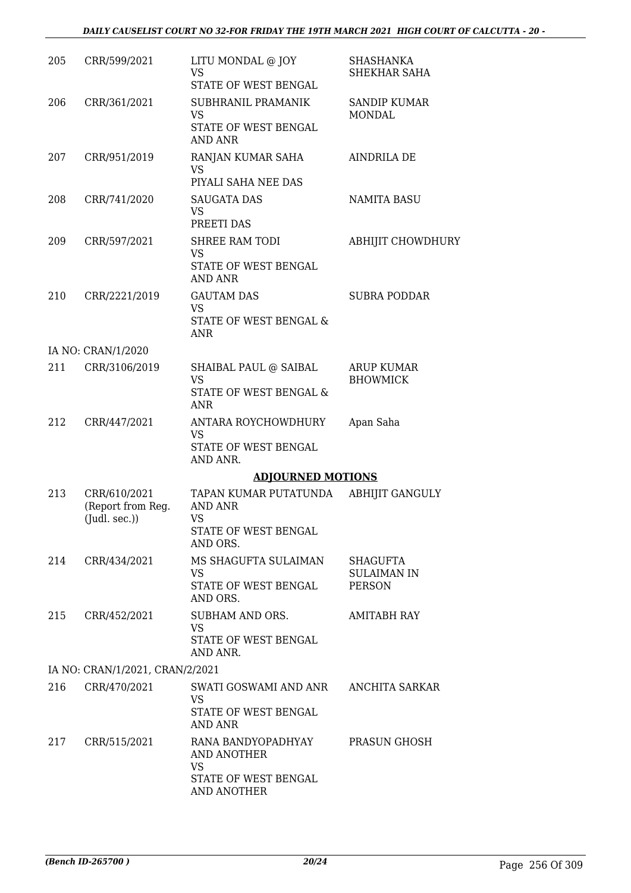| | | | |
|---|---|---|---|
| 205 | CRR/599/2021 | LITU MONDAL @ JOY<br>VS<br>STATE OF WEST BENGAL | SHASHANKA SHEKHAR SAHA |
| 206 | CRR/361/2021 | SUBHRANIL PRAMANIK<br>VS<br>STATE OF WEST BENGAL AND ANR | SANDIP KUMAR MONDAL |
| 207 | CRR/951/2019 | RANJAN KUMAR SAHA<br>VS<br>PIYALI SAHA NEE DAS | AINDRILA DE |
| 208 | CRR/741/2020 | SAUGATA DAS<br>VS<br>PREETI DAS | NAMITA BASU |
| 209 | CRR/597/2021 | SHREE RAM TODI<br>VS<br>STATE OF WEST BENGAL AND ANR | ABHIJIT CHOWDHURY |
| 210 | CRR/2221/2019 | GAUTAM DAS<br>VS<br>STATE OF WEST BENGAL & ANR | SUBRA PODDAR |
| | IA NO: CRAN/1/2020 | | |
| 211 | CRR/3106/2019 | SHAIBAL PAUL @ SAIBAL<br>VS<br>STATE OF WEST BENGAL & ANR | ARUP KUMAR BHOWMICK |
| 212 | CRR/447/2021 | ANTARA ROYCHOWDHURY<br>VS<br>STATE OF WEST BENGAL AND ANR. | Apan Saha |

**ADJOURNED MOTIONS**

| | | | |
|---|---|---|---|
| 213 | CRR/610/2021 (Report from Reg. (Judl. sec.)) | TAPAN KUMAR PUTATUNDA AND ANR<br>VS<br>STATE OF WEST BENGAL AND ORS. | ABHIJIT GANGULY |
| 214 | CRR/434/2021 | MS SHAGUFTA SULAIMAN<br>VS<br>STATE OF WEST BENGAL AND ORS. | SHAGUFTA SULAIMAN IN PERSON |
| 215 | CRR/452/2021 | SUBHAM AND ORS.<br>VS<br>STATE OF WEST BENGAL AND ANR. | AMITABH RAY |
| | IA NO: CRAN/1/2021, CRAN/2/2021 | | |
| 216 | CRR/470/2021 | SWATI GOSWAMI AND ANR<br>VS<br>STATE OF WEST BENGAL AND ANR | ANCHITA SARKAR |
| 217 | CRR/515/2021 | RANA BANDYOPADHYAY AND ANOTHER<br>VS<br>STATE OF WEST BENGAL AND ANOTHER | PRASUN GHOSH |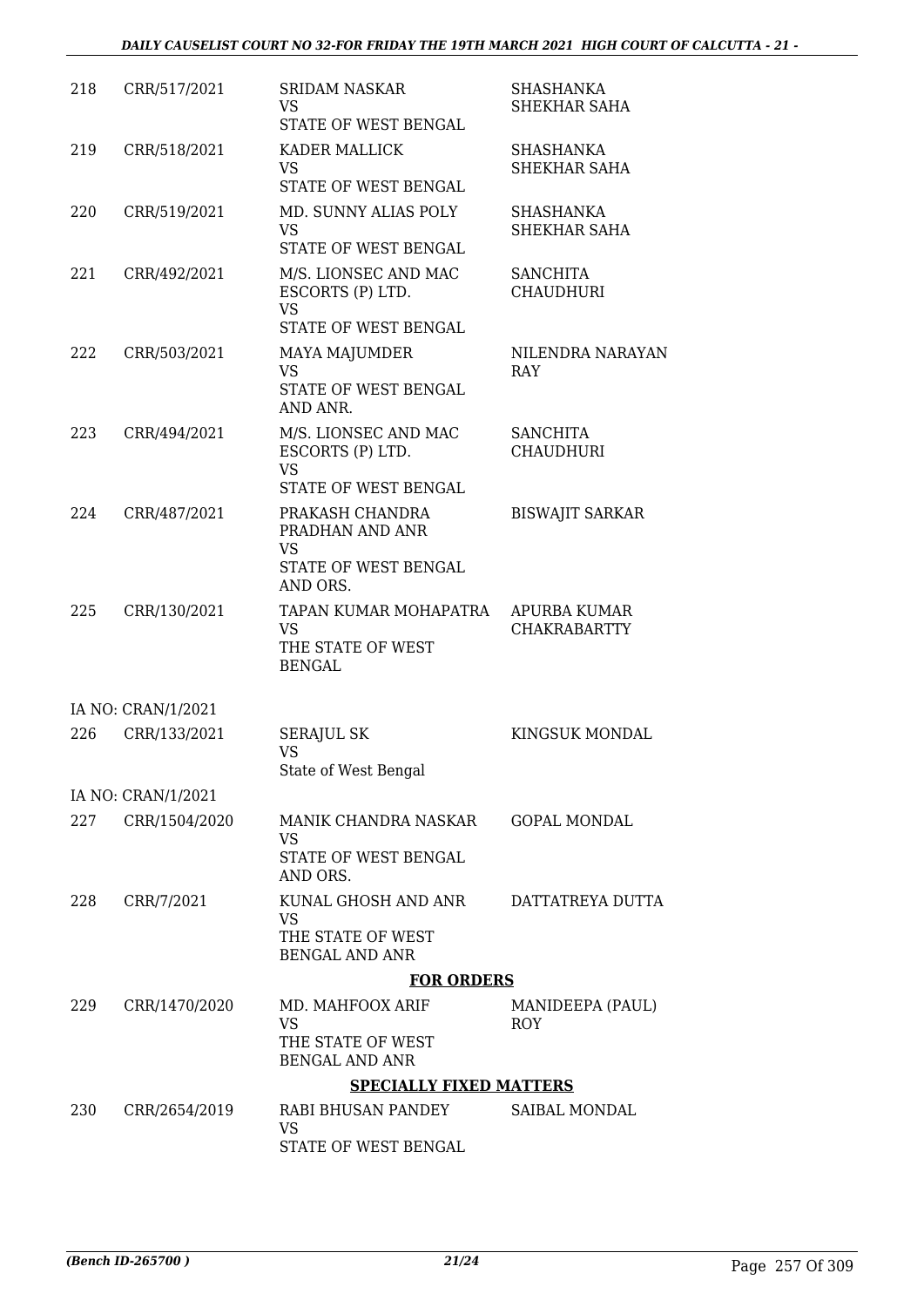| | | | |
|---|---|---|---|
| 218 | CRR/517/2021 | SRIDAM NASKAR<br>VS<br>STATE OF WEST BENGAL | SHASHANKA SHEKHAR SAHA |
| 219 | CRR/518/2021 | KADER MALLICK<br>VS<br>STATE OF WEST BENGAL | SHASHANKA SHEKHAR SAHA |
| 220 | CRR/519/2021 | MD. SUNNY ALIAS POLY<br>VS<br>STATE OF WEST BENGAL | SHASHANKA SHEKHAR SAHA |
| 221 | CRR/492/2021 | M/S. LIONSEC AND MAC ESCORTS (P) LTD.<br>VS<br>STATE OF WEST BENGAL | SANCHITA CHAUDHURI |
| 222 | CRR/503/2021 | MAYA MAJUMDER<br>VS<br>STATE OF WEST BENGAL AND ANR. | NILENDRA NARAYAN RAY |
| 223 | CRR/494/2021 | M/S. LIONSEC AND MAC ESCORTS (P) LTD.<br>VS<br>STATE OF WEST BENGAL | SANCHITA CHAUDHURI |
| 224 | CRR/487/2021 | PRAKASH CHANDRA PRADHAN AND ANR<br>VS<br>STATE OF WEST BENGAL AND ORS. | BISWAJIT SARKAR |
| 225 | CRR/130/2021 | TAPAN KUMAR MOHAPATRA<br>VS<br>THE STATE OF WEST BENGAL | APURBA KUMAR CHAKRABARTTY |
| | IA NO: CRAN/1/2021 | | |
| 226 | CRR/133/2021 | SERAJUL SK<br>VS<br>State of West Bengal | KINGSUK MONDAL |
| | IA NO: CRAN/1/2021 | | |
| 227 | CRR/1504/2020 | MANIK CHANDRA NASKAR<br>VS<br>STATE OF WEST BENGAL AND ORS. | GOPAL MONDAL |
| 228 | CRR/7/2021 | KUNAL GHOSH AND ANR<br>VS<br>THE STATE OF WEST BENGAL AND ANR | DATTATREYA DUTTA |

**FOR ORDERS**

| | | | |
|---|---|---|---|
| 229 | CRR/1470/2020 | MD. MAHFOOX ARIF<br>VS<br>THE STATE OF WEST BENGAL AND ANR | MANIDEEPA (PAUL) ROY |

**SPECIALLY FIXED MATTERS**

| | | | |
|---|---|---|---|
| 230 | CRR/2654/2019 | RABI BHUSAN PANDEY<br>VS<br>STATE OF WEST BENGAL | SAIBAL MONDAL |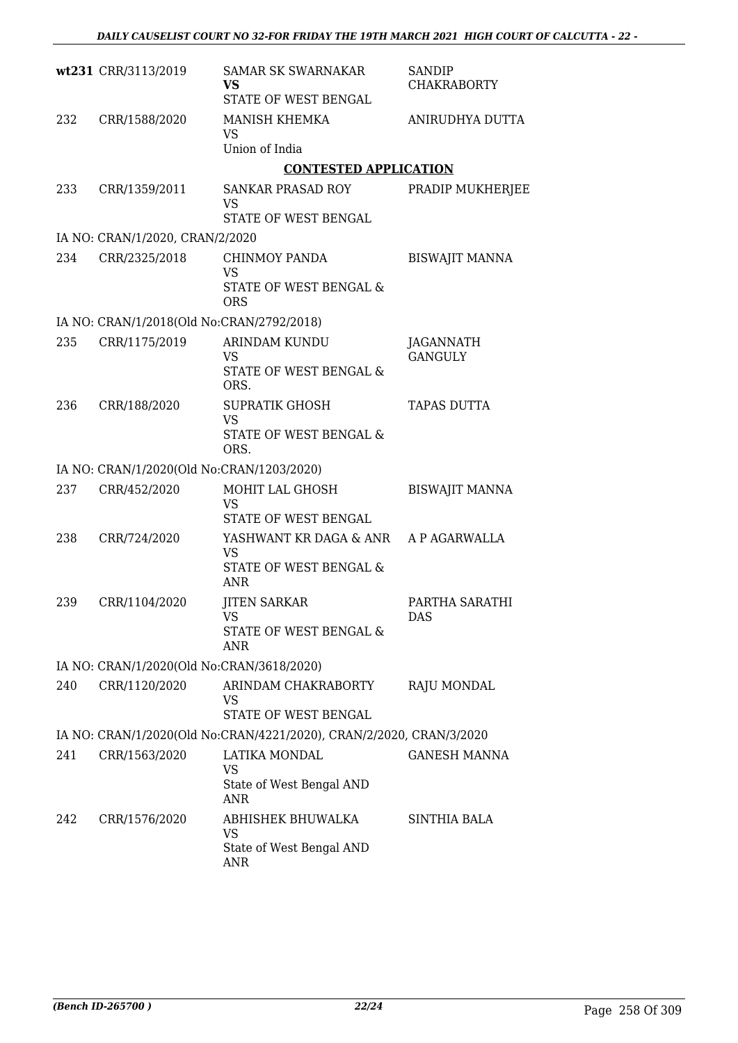| | | | |
|---|---|---|---|
| wt231 | CRR/3113/2019 | SAMAR SK SWARNAKAR **VS** STATE OF WEST BENGAL | SANDIP CHAKRABORTY |
| 232 | CRR/1588/2020 | MANISH KHEMKA VS Union of India | ANIRUDHYA DUTTA |

**CONTESTED APPLICATION**

| | | | |
|---|---|---|---|
| 233 | CRR/1359/2011 | SANKAR PRASAD ROY VS STATE OF WEST BENGAL | PRADIP MUKHERJEE |
| | IA NO: CRAN/1/2020, CRAN/2/2020 | | |
| 234 | CRR/2325/2018 | CHINMOY PANDA VS STATE OF WEST BENGAL & ORS | BISWAJIT MANNA |
| | IA NO: CRAN/1/2018(Old No:CRAN/2792/2018) | | |
| 235 | CRR/1175/2019 | ARINDAM KUNDU VS STATE OF WEST BENGAL & ORS. | JAGANNATH GANGULY |
| 236 | CRR/188/2020 | SUPRATIK GHOSH VS STATE OF WEST BENGAL & ORS. | TAPAS DUTTA |
| | IA NO: CRAN/1/2020(Old No:CRAN/1203/2020) | | |
| 237 | CRR/452/2020 | MOHIT LAL GHOSH VS STATE OF WEST BENGAL | BISWAJIT MANNA |
| 238 | CRR/724/2020 | YASHWANT KR DAGA & ANR VS STATE OF WEST BENGAL & ANR | A P AGARWALLA |
| 239 | CRR/1104/2020 | JITEN SARKAR VS STATE OF WEST BENGAL & ANR | PARTHA SARATHI DAS |
| | IA NO: CRAN/1/2020(Old No:CRAN/3618/2020) | | |
| 240 | CRR/1120/2020 | ARINDAM CHAKRABORTY VS STATE OF WEST BENGAL | RAJU MONDAL |
| | IA NO: CRAN/1/2020(Old No:CRAN/4221/2020), CRAN/2/2020, CRAN/3/2020 | | |
| 241 | CRR/1563/2020 | LATIKA MONDAL VS State of West Bengal AND ANR | GANESH MANNA |
| 242 | CRR/1576/2020 | ABHISHEK BHUWALKA VS State of West Bengal AND ANR | SINTHIA BALA |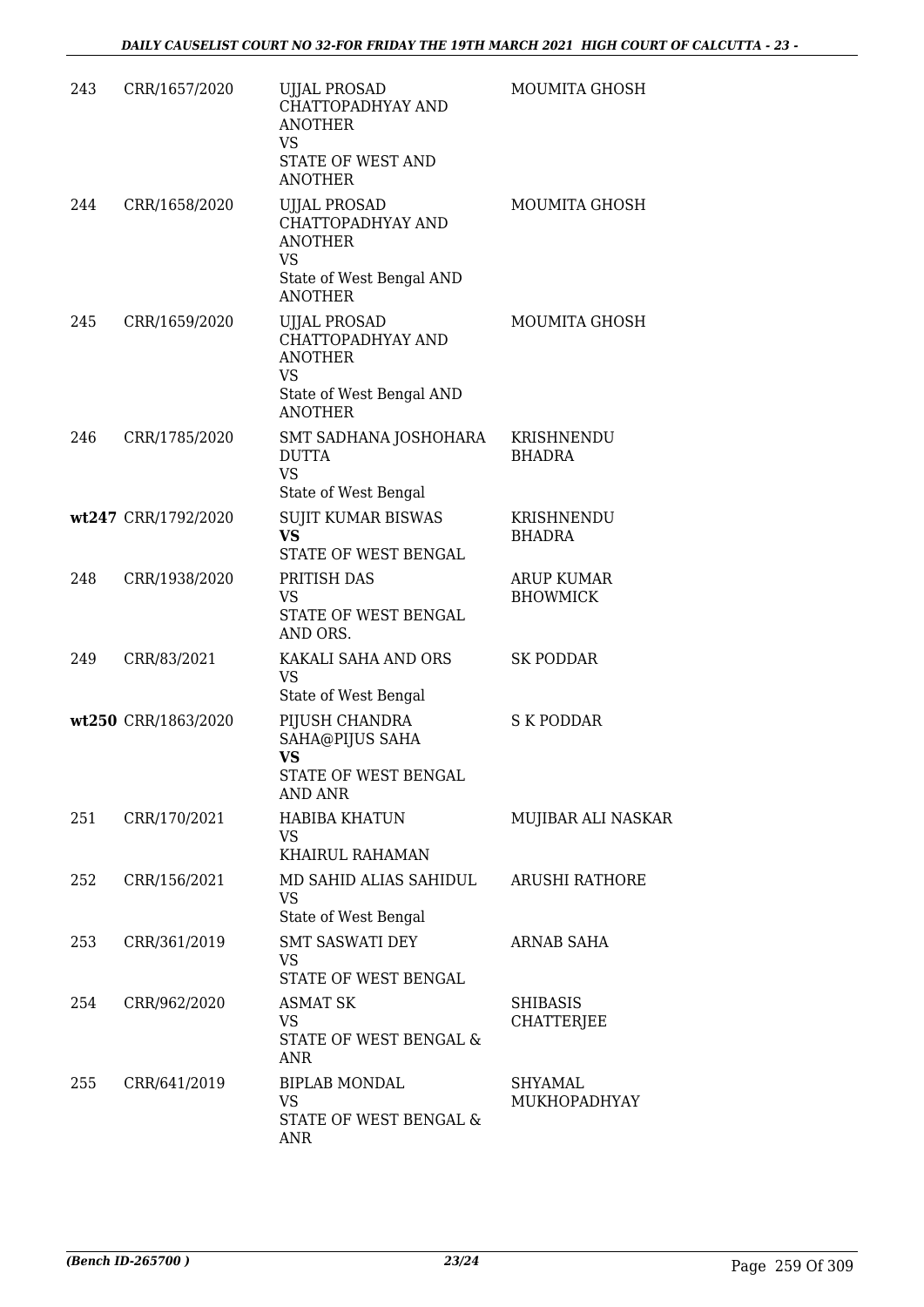| | | | |
|---|---|---|---|
| 243 | CRR/1657/2020 | UJJAL PROSAD CHATTOPADHYAY AND ANOTHER<br>VS<br>STATE OF WEST AND ANOTHER | MOUMITA GHOSH |
| 244 | CRR/1658/2020 | UJJAL PROSAD CHATTOPADHYAY AND ANOTHER<br>VS<br>State of West Bengal AND ANOTHER | MOUMITA GHOSH |
| 245 | CRR/1659/2020 | UJJAL PROSAD CHATTOPADHYAY AND ANOTHER<br>VS<br>State of West Bengal AND ANOTHER | MOUMITA GHOSH |
| 246 | CRR/1785/2020 | SMT SADHANA JOSHOHARA DUTTA<br>VS<br>State of West Bengal | KRISHNENDU BHADRA |
| wt247 | CRR/1792/2020 | SUJIT KUMAR BISWAS<br>**VS**<br>STATE OF WEST BENGAL | KRISHNENDU BHADRA |
| 248 | CRR/1938/2020 | PRITISH DAS<br>VS<br>STATE OF WEST BENGAL AND ORS. | ARUP KUMAR BHOWMICK |
| 249 | CRR/83/2021 | KAKALI SAHA AND ORS<br>VS<br>State of West Bengal | SK PODDAR |
| wt250 | CRR/1863/2020 | PIJUSH CHANDRA SAHA@PIJUS SAHA<br>**VS**<br>STATE OF WEST BENGAL AND ANR | S K PODDAR |
| 251 | CRR/170/2021 | HABIBA KHATUN<br>VS<br>KHAIRUL RAHAMAN | MUJIBAR ALI NASKAR |
| 252 | CRR/156/2021 | MD SAHID ALIAS SAHIDUL<br>VS<br>State of West Bengal | ARUSHI RATHORE |
| 253 | CRR/361/2019 | SMT SASWATI DEY<br>VS<br>STATE OF WEST BENGAL | ARNAB SAHA |
| 254 | CRR/962/2020 | ASMAT SK<br>VS<br>STATE OF WEST BENGAL & ANR | SHIBASIS CHATTERJEE |
| 255 | CRR/641/2019 | BIPLAB MONDAL<br>VS<br>STATE OF WEST BENGAL & ANR | SHYAMAL MUKHOPADHYAY |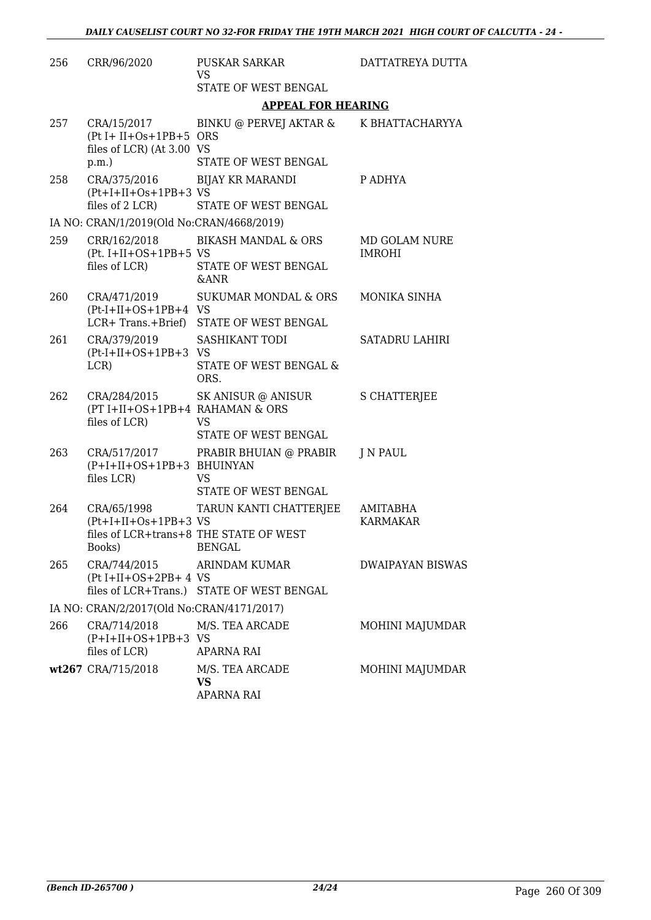| | | | |
|---|---|---|---|
| 256 | CRR/96/2020 | PUSKAR SARKAR<br>VS<br>STATE OF WEST BENGAL | DATTATREYA DUTTA |

## APPEAL FOR HEARING

| | | | |
|---|---|---|---|
| 257 | CRA/15/2017<br>(Pt I+ II+Os+1PB+5 files of LCR) (At 3.00 p.m.) | BINKU @ PERVEJ AKTAR & ORS<br>VS<br>STATE OF WEST BENGAL | K BHATTACHARYYA |
| 258 | CRA/375/2016<br>(Pt+I+II+Os+1PB+3 files of 2 LCR) | BIJAY KR MARANDI<br>VS<br>STATE OF WEST BENGAL | P ADHYA |
| | IA NO: CRAN/1/2019(Old No:CRAN/4668/2019) | | |
| 259 | CRR/162/2018<br>(Pt. I+II+OS+1PB+5 files of LCR) | BIKASH MANDAL & ORS<br>VS<br>STATE OF WEST BENGAL &ANR | MD GOLAM NURE IMROHI |
| 260 | CRA/471/2019<br>(Pt-I+II+OS+1PB+4 LCR+ Trans.+Brief) | SUKUMAR MONDAL & ORS<br>VS<br>STATE OF WEST BENGAL | MONIKA SINHA |
| 261 | CRA/379/2019<br>(Pt-I+II+OS+1PB+3 LCR) | SASHIKANT TODI<br>VS<br>STATE OF WEST BENGAL & ORS. | SATADRU LAHIRI |
| 262 | CRA/284/2015<br>(PT I+II+OS+1PB+4 files of LCR) | SK ANISUR @ ANISUR RAHAMAN & ORS<br>VS<br>STATE OF WEST BENGAL | S CHATTERJEE |
| 263 | CRA/517/2017<br>(P+I+II+OS+1PB+3 files LCR) | PRABIR BHUIAN @ PRABIR BHUINYAN<br>VS<br>STATE OF WEST BENGAL | J N PAUL |
| 264 | CRA/65/1998<br>(Pt+I+II+Os+1PB+3 files of LCR+trans+8 Books) | TARUN KANTI CHATTERJEE<br>VS<br>THE STATE OF WEST BENGAL | AMITABHA KARMAKAR |
| 265 | CRA/744/2015<br>(Pt I+II+OS+2PB+ 4 files of LCR+Trans.) | ARINDAM KUMAR<br>VS<br>STATE OF WEST BENGAL | DWAIPAYAN BISWAS |
| | IA NO: CRAN/2/2017(Old No:CRAN/4171/2017) | | |
| 266 | CRA/714/2018<br>(P+I+II+OS+1PB+3 files of LCR) | M/S. TEA ARCADE<br>VS<br>APARNA RAI | MOHINI MAJUMDAR |
| wt267 | CRA/715/2018 | M/S. TEA ARCADE<br>**VS**<br>APARNA RAI | MOHINI MAJUMDAR |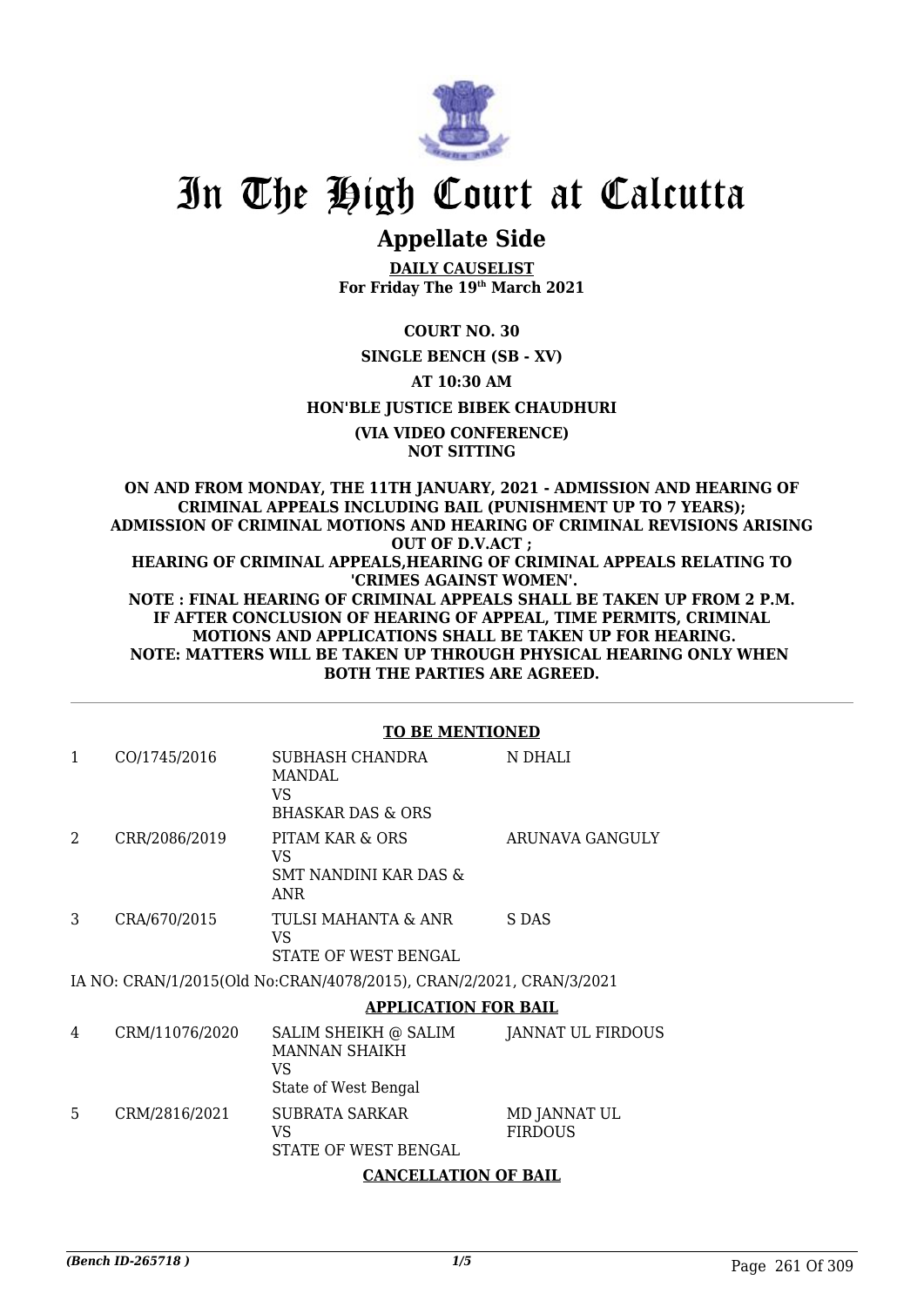# In The High Court at Calcutta

## Appellate Side

**DAILY CAUSELIST**
**For Friday The 19th March 2021**

**COURT NO. 30**

**SINGLE BENCH (SB - XV)**

**AT 10:30 AM**

**HON'BLE JUSTICE BIBEK CHAUDHURI**

**(VIA VIDEO CONFERENCE)**
**NOT SITTING**

**ON AND FROM MONDAY, THE 11TH JANUARY, 2021 - ADMISSION AND HEARING OF CRIMINAL APPEALS INCLUDING BAIL (PUNISHMENT UP TO 7 YEARS); ADMISSION OF CRIMINAL MOTIONS AND HEARING OF CRIMINAL REVISIONS ARISING OUT OF D.V.ACT ;**
**HEARING OF CRIMINAL APPEALS,HEARING OF CRIMINAL APPEALS RELATING TO 'CRIMES AGAINST WOMEN'.**
**NOTE : FINAL HEARING OF CRIMINAL APPEALS SHALL BE TAKEN UP FROM 2 P.M. IF AFTER CONCLUSION OF HEARING OF APPEAL, TIME PERMITS, CRIMINAL MOTIONS AND APPLICATIONS SHALL BE TAKEN UP FOR HEARING.**
**NOTE: MATTERS WILL BE TAKEN UP THROUGH PHYSICAL HEARING ONLY WHEN BOTH THE PARTIES ARE AGREED.**

**TO BE MENTIONED**

| | | | |
|---|---|---|---|
| 1 | CO/1745/2016 | SUBHASH CHANDRA MANDAL<br>VS<br>BHASKAR DAS & ORS | N DHALI |
| 2 | CRR/2086/2019 | PITAM KAR & ORS<br>VS<br>SMT NANDINI KAR DAS & ANR | ARUNAVA GANGULY |
| 3 | CRA/670/2015 | TULSI MAHANTA & ANR<br>VS<br>STATE OF WEST BENGAL | S DAS |

IA NO: CRAN/1/2015(Old No:CRAN/4078/2015), CRAN/2/2021, CRAN/3/2021

**APPLICATION FOR BAIL**

| | | | |
|---|---|---|---|
| 4 | CRM/11076/2020 | SALIM SHEIKH @ SALIM MANNAN SHAIKH<br>VS<br>State of West Bengal | JANNAT UL FIRDOUS |
| 5 | CRM/2816/2021 | SUBRATA SARKAR<br>VS<br>STATE OF WEST BENGAL | MD JANNAT UL FIRDOUS |

**CANCELLATION OF BAIL**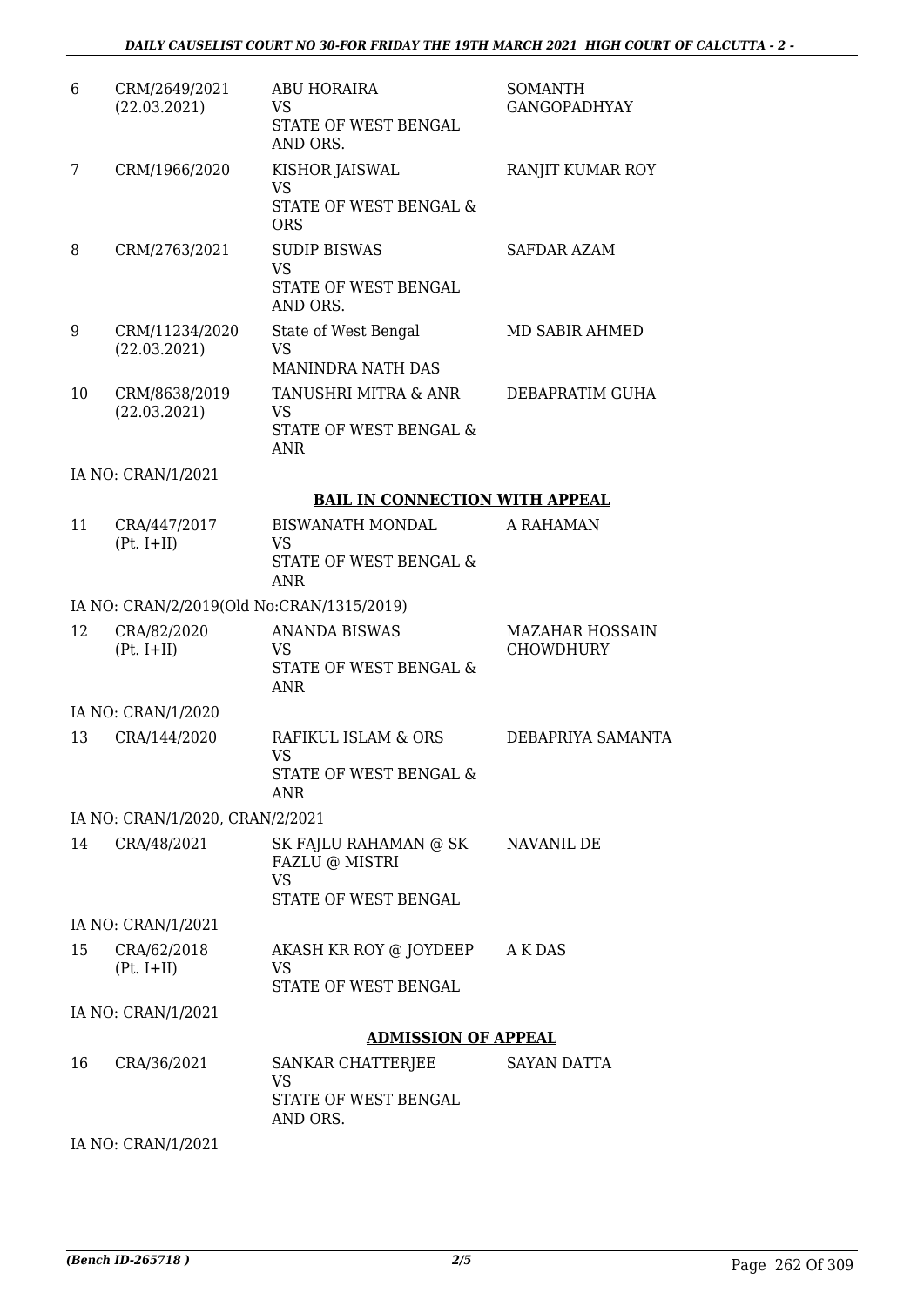| | | | |
|---|---|---|---|
| 6 | CRM/2649/2021 (22.03.2021) | ABU HORAIRA VS STATE OF WEST BENGAL AND ORS. | SOMANTH GANGOPADHYAY |
| 7 | CRM/1966/2020 | KISHOR JAISWAL VS STATE OF WEST BENGAL & ORS | RANJIT KUMAR ROY |
| 8 | CRM/2763/2021 | SUDIP BISWAS VS STATE OF WEST BENGAL AND ORS. | SAFDAR AZAM |
| 9 | CRM/11234/2020 (22.03.2021) | State of West Bengal VS MANINDRA NATH DAS | MD SABIR AHMED |
| 10 | CRM/8638/2019 (22.03.2021) | TANUSHRI MITRA & ANR VS STATE OF WEST BENGAL & ANR | DEBAPRATIM GUHA |

IA NO: CRAN/1/2021

**BAIL IN CONNECTION WITH APPEAL**

| | | | |
|---|---|---|---|
| 11 | CRA/447/2017 (Pt. I+II) | BISWANATH MONDAL VS STATE OF WEST BENGAL & ANR | A RAHAMAN |

IA NO: CRAN/2/2019(Old No:CRAN/1315/2019)

| | | | |
|---|---|---|---|
| 12 | CRA/82/2020 (Pt. I+II) | ANANDA BISWAS VS STATE OF WEST BENGAL & ANR | MAZAHAR HOSSAIN CHOWDHURY |

IA NO: CRAN/1/2020

| | | | |
|---|---|---|---|
| 13 | CRA/144/2020 | RAFIKUL ISLAM & ORS VS STATE OF WEST BENGAL & ANR | DEBAPRIYA SAMANTA |

IA NO: CRAN/1/2020, CRAN/2/2021

| | | | |
|---|---|---|---|
| 14 | CRA/48/2021 | SK FAJLU RAHAMAN @ SK FAZLU @ MISTRI VS STATE OF WEST BENGAL | NAVANIL DE |

IA NO: CRAN/1/2021

| | | | |
|---|---|---|---|
| 15 | CRA/62/2018 (Pt. I+II) | AKASH KR ROY @ JOYDEEP VS STATE OF WEST BENGAL | A K DAS |

IA NO: CRAN/1/2021

**ADMISSION OF APPEAL**

| | | | |
|---|---|---|---|
| 16 | CRA/36/2021 | SANKAR CHATTERJEE VS STATE OF WEST BENGAL AND ORS. | SAYAN DATTA |

IA NO: CRAN/1/2021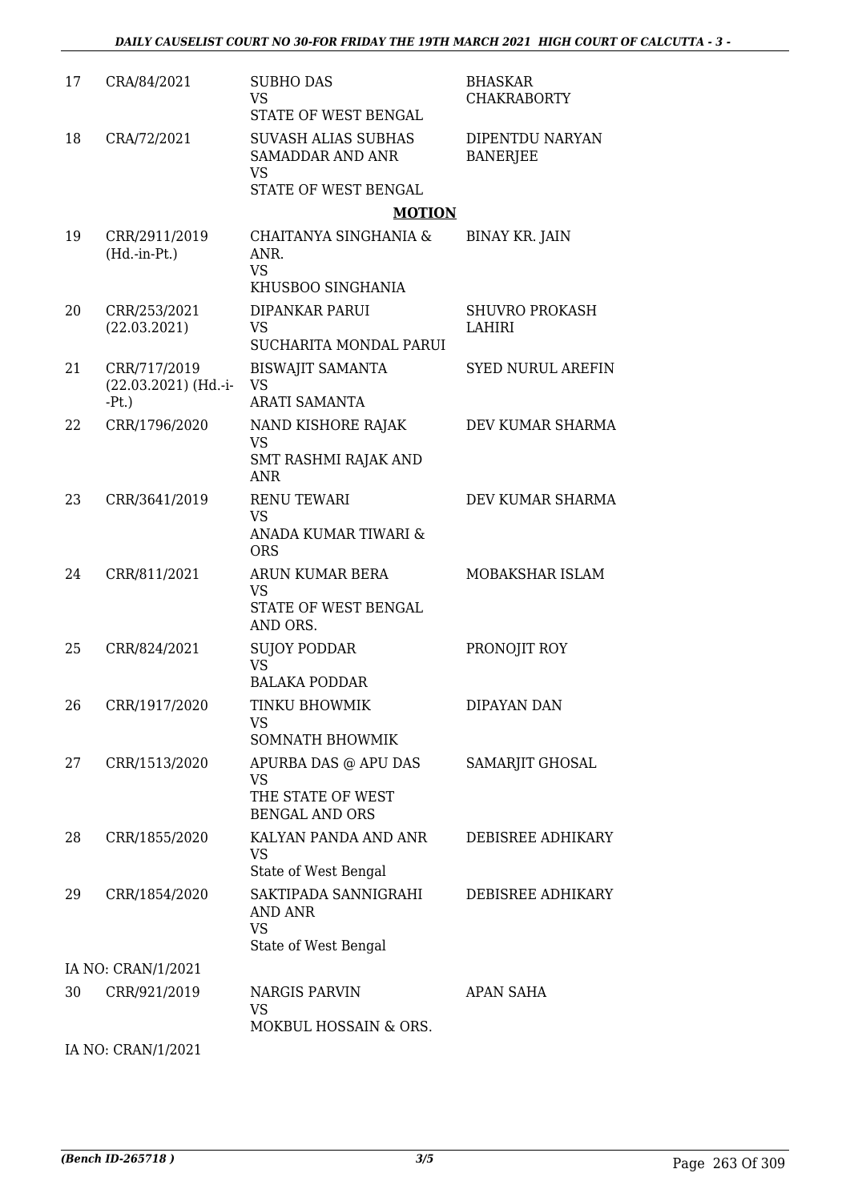| | | | |
|---|---|---|---|
| 17 | CRA/84/2021 | SUBHO DAS<br>VS<br>STATE OF WEST BENGAL | BHASKAR CHAKRABORTY |
| 18 | CRA/72/2021 | SUVASH ALIAS SUBHAS SAMADDAR AND ANR<br>VS<br>STATE OF WEST BENGAL | DIPENTDU NARYAN BANERJEE |

**MOTION**

| | | | |
|---|---|---|---|
| 19 | CRR/2911/2019 (Hd.-in-Pt.) | CHAITANYA SINGHANIA & ANR.<br>VS<br>KHUSBOO SINGHANIA | BINAY KR. JAIN |
| 20 | CRR/253/2021 (22.03.2021) | DIPANKAR PARUI<br>VS<br>SUCHARITA MONDAL PARUI | SHUVRO PROKASH LAHIRI |
| 21 | CRR/717/2019 (22.03.2021) (Hd.-i--Pt.) | BISWAJIT SAMANTA<br>VS<br>ARATI SAMANTA | SYED NURUL AREFIN |
| 22 | CRR/1796/2020 | NAND KISHORE RAJAK<br>VS<br>SMT RASHMI RAJAK AND ANR | DEV KUMAR SHARMA |
| 23 | CRR/3641/2019 | RENU TEWARI<br>VS<br>ANADA KUMAR TIWARI & ORS | DEV KUMAR SHARMA |
| 24 | CRR/811/2021 | ARUN KUMAR BERA<br>VS<br>STATE OF WEST BENGAL AND ORS. | MOBAKSHAR ISLAM |
| 25 | CRR/824/2021 | SUJOY PODDAR<br>VS<br>BALAKA PODDAR | PRONOJIT ROY |
| 26 | CRR/1917/2020 | TINKU BHOWMIK<br>VS<br>SOMNATH BHOWMIK | DIPAYAN DAN |
| 27 | CRR/1513/2020 | APURBA DAS @ APU DAS<br>VS<br>THE STATE OF WEST BENGAL AND ORS | SAMARJIT GHOSAL |
| 28 | CRR/1855/2020 | KALYAN PANDA AND ANR<br>VS<br>State of West Bengal | DEBISREE ADHIKARY |
| 29 | CRR/1854/2020 | SAKTIPADA SANNIGRAHI AND ANR<br>VS<br>State of West Bengal | DEBISREE ADHIKARY |
| | IA NO: CRAN/1/2021 | | |
| 30 | CRR/921/2019 | NARGIS PARVIN<br>VS<br>MOKBUL HOSSAIN & ORS. | APAN SAHA |
| | IA NO: CRAN/1/2021 | | |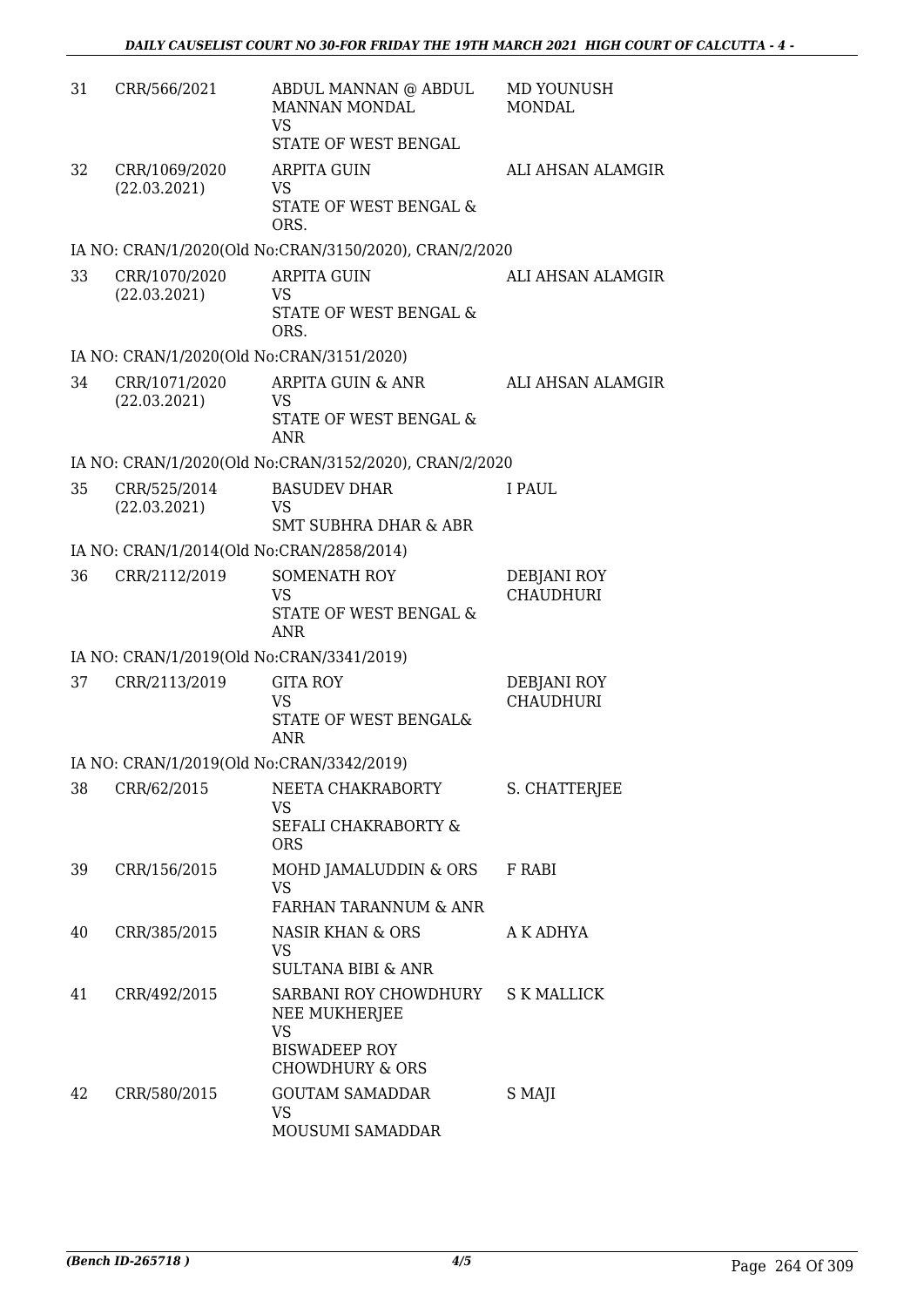| | | | |
|---|---|---|---|
| 31 | CRR/566/2021 | ABDUL MANNAN @ ABDUL MANNAN MONDAL<br>VS<br>STATE OF WEST BENGAL | MD YOUNUSH MONDAL |
| 32 | CRR/1069/2020<br>(22.03.2021) | ARPITA GUIN<br>VS<br>STATE OF WEST BENGAL & ORS. | ALI AHSAN ALAMGIR |
| | IA NO: CRAN/1/2020(Old No:CRAN/3150/2020), CRAN/2/2020 | | |
| 33 | CRR/1070/2020<br>(22.03.2021) | ARPITA GUIN<br>VS<br>STATE OF WEST BENGAL & ORS. | ALI AHSAN ALAMGIR |
| | IA NO: CRAN/1/2020(Old No:CRAN/3151/2020) | | |
| 34 | CRR/1071/2020<br>(22.03.2021) | ARPITA GUIN & ANR<br>VS<br>STATE OF WEST BENGAL & ANR | ALI AHSAN ALAMGIR |
| | IA NO: CRAN/1/2020(Old No:CRAN/3152/2020), CRAN/2/2020 | | |
| 35 | CRR/525/2014<br>(22.03.2021) | BASUDEV DHAR<br>VS<br>SMT SUBHRA DHAR & ABR | I PAUL |
| | IA NO: CRAN/1/2014(Old No:CRAN/2858/2014) | | |
| 36 | CRR/2112/2019 | SOMENATH ROY<br>VS<br>STATE OF WEST BENGAL & ANR | DEBJANI ROY CHAUDHURI |
| | IA NO: CRAN/1/2019(Old No:CRAN/3341/2019) | | |
| 37 | CRR/2113/2019 | GITA ROY<br>VS<br>STATE OF WEST BENGAL& ANR | DEBJANI ROY CHAUDHURI |
| | IA NO: CRAN/1/2019(Old No:CRAN/3342/2019) | | |
| 38 | CRR/62/2015 | NEETA CHAKRABORTY<br>VS<br>SEFALI CHAKRABORTY & ORS | S. CHATTERJEE |
| 39 | CRR/156/2015 | MOHD JAMALUDDIN & ORS<br>VS<br>FARHAN TARANNUM & ANR | F RABI |
| 40 | CRR/385/2015 | NASIR KHAN & ORS<br>VS<br>SULTANA BIBI & ANR | A K ADHYA |
| 41 | CRR/492/2015 | SARBANI ROY CHOWDHURY NEE MUKHERJEE<br>VS<br>BISWADEEP ROY CHOWDHURY & ORS | S K MALLICK |
| 42 | CRR/580/2015 | GOUTAM SAMADDAR<br>VS<br>MOUSUMI SAMADDAR | S MAJI |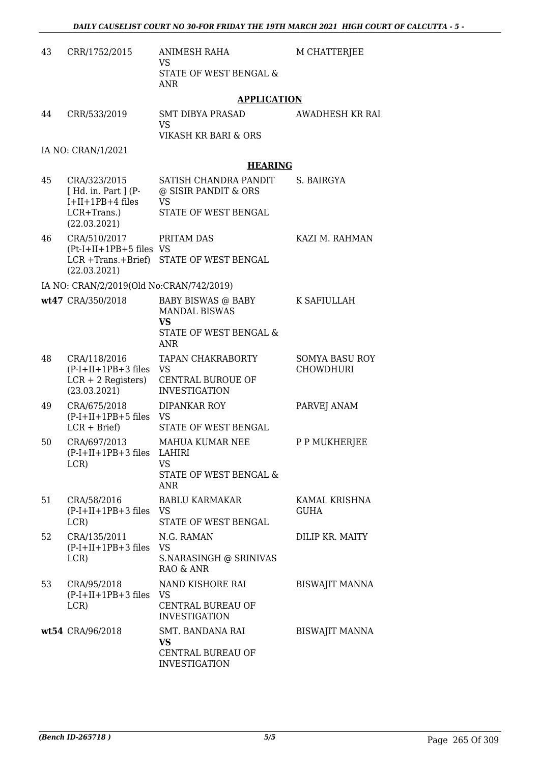| 43 | CRR/1752/2015 | ANIMESH RAHA<br>VS<br>STATE OF WEST BENGAL & ANR | M CHATTERJEE |
|---|---|---|---|

**APPLICATION**

| 44 | CRR/533/2019 | SMT DIBYA PRASAD<br>VS<br>VIKASH KR BARI & ORS | AWADHESH KR RAI |
|---|---|---|---|

IA NO: CRAN/1/2021

**HEARING**

| | | | |
|---|---|---|---|
| 45 | CRA/323/2015<br>[ Hd. in. Part ] (P-I+II+1PB+4 files LCR+Trans.)<br>(22.03.2021) | SATISH CHANDRA PANDIT @ SISIR PANDIT & ORS<br>VS<br>STATE OF WEST BENGAL | S. BAIRGYA |
| 46 | CRA/510/2017<br>(Pt-I+II+1PB+5 files LCR +Trans.+Brief)<br>(22.03.2021) | PRITAM DAS<br>VS<br>STATE OF WEST BENGAL | KAZI M. RAHMAN |

IA NO: CRAN/2/2019(Old No:CRAN/742/2019)

| | | | |
|---|---|---|---|
| wt47 | CRA/350/2018 | BABY BISWAS @ BABY MANDAL BISWAS<br>**VS**<br>STATE OF WEST BENGAL & ANR | K SAFIULLAH |
| 48 | CRA/118/2016<br>(P-I+II+1PB+3 files LCR + 2 Registers)<br>(23.03.2021) | TAPAN CHAKRABORTY<br>VS<br>CENTRAL BUROUE OF INVESTIGATION | SOMYA BASU ROY CHOWDHURI |
| 49 | CRA/675/2018<br>(P-I+II+1PB+5 files LCR + Brief) | DIPANKAR ROY<br>VS<br>STATE OF WEST BENGAL | PARVEJ ANAM |
| 50 | CRA/697/2013<br>(P-I+II+1PB+3 files LCR) | MAHUA KUMAR NEE LAHIRI<br>VS<br>STATE OF WEST BENGAL & ANR | P P MUKHERJEE |
| 51 | CRA/58/2016<br>(P-I+II+1PB+3 files LCR) | BABLU KARMAKAR<br>VS<br>STATE OF WEST BENGAL | KAMAL KRISHNA GUHA |
| 52 | CRA/135/2011<br>(P-I+II+1PB+3 files LCR) | N.G. RAMAN<br>VS<br>S.NARASINGH @ SRINIVAS RAO & ANR | DILIP KR. MAITY |
| 53 | CRA/95/2018<br>(P-I+II+1PB+3 files LCR) | NAND KISHORE RAI<br>VS<br>CENTRAL BUREAU OF INVESTIGATION | BISWAJIT MANNA |
| wt54 | CRA/96/2018 | SMT. BANDANA RAI<br>**VS**<br>CENTRAL BUREAU OF INVESTIGATION | BISWAJIT MANNA |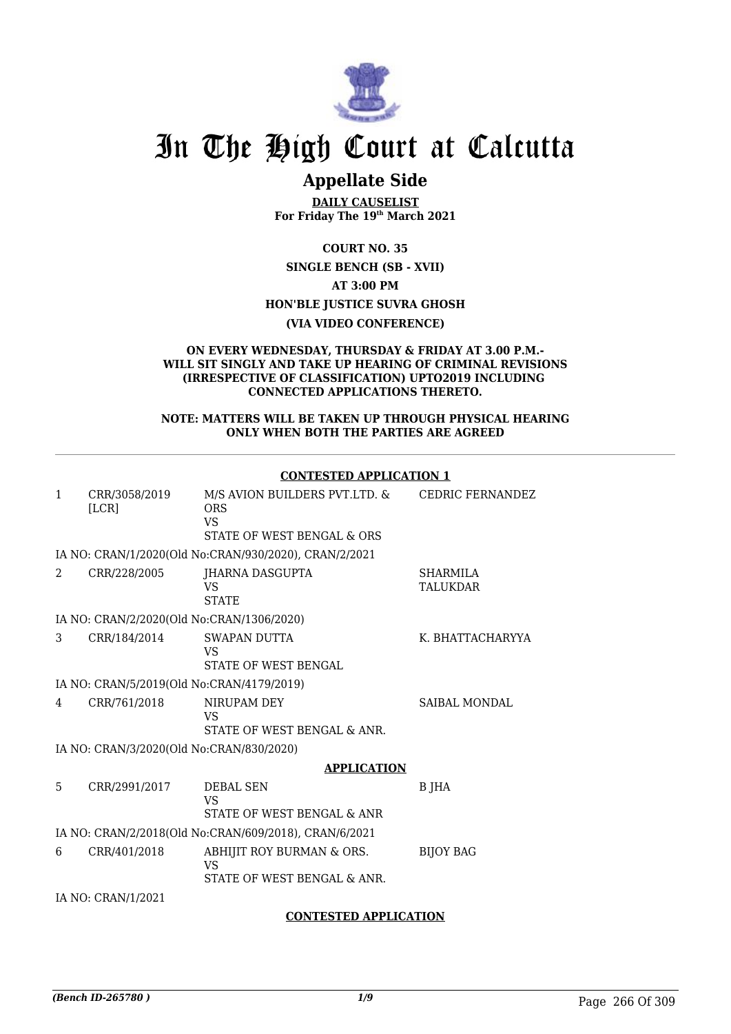# In The High Court at Calcutta

## Appellate Side

**DAILY CAUSELIST**
**For Friday The 19th March 2021**

**COURT NO. 35**

**SINGLE BENCH (SB - XVII)**

**AT 3:00 PM**

**HON'BLE JUSTICE SUVRA GHOSH**

**(VIA VIDEO CONFERENCE)**

**ON EVERY WEDNESDAY, THURSDAY & FRIDAY AT 3.00 P.M.- WILL SIT SINGLY AND TAKE UP HEARING OF CRIMINAL REVISIONS (IRRESPECTIVE OF CLASSIFICATION) UPTO2019 INCLUDING CONNECTED APPLICATIONS THERETO.**

**NOTE: MATTERS WILL BE TAKEN UP THROUGH PHYSICAL HEARING ONLY WHEN BOTH THE PARTIES ARE AGREED**

**CONTESTED APPLICATION 1**

| | | | |
|---|---|---|---|
| 1 | CRR/3058/2019 [LCR] | M/S AVION BUILDERS PVT.LTD. & ORS<br>VS<br>STATE OF WEST BENGAL & ORS | CEDRIC FERNANDEZ |
| | IA NO: CRAN/1/2020(Old No:CRAN/930/2020), CRAN/2/2021 | | |
| 2 | CRR/228/2005 | JHARNA DASGUPTA<br>VS<br>STATE | SHARMILA TALUKDAR |
| | IA NO: CRAN/2/2020(Old No:CRAN/1306/2020) | | |
| 3 | CRR/184/2014 | SWAPAN DUTTA<br>VS<br>STATE OF WEST BENGAL | K. BHATTACHARYYA |
| | IA NO: CRAN/5/2019(Old No:CRAN/4179/2019) | | |
| 4 | CRR/761/2018 | NIRUPAM DEY<br>VS<br>STATE OF WEST BENGAL & ANR. | SAIBAL MONDAL |
| | IA NO: CRAN/3/2020(Old No:CRAN/830/2020) | | |

**APPLICATION**

| | | | |
|---|---|---|---|
| 5 | CRR/2991/2017 | DEBAL SEN<br>VS<br>STATE OF WEST BENGAL & ANR | B JHA |
| | IA NO: CRAN/2/2018(Old No:CRAN/609/2018), CRAN/6/2021 | | |
| 6 | CRR/401/2018 | ABHIJIT ROY BURMAN & ORS.<br>VS<br>STATE OF WEST BENGAL & ANR. | BIJOY BAG |
| | IA NO: CRAN/1/2021 | | |

**CONTESTED APPLICATION**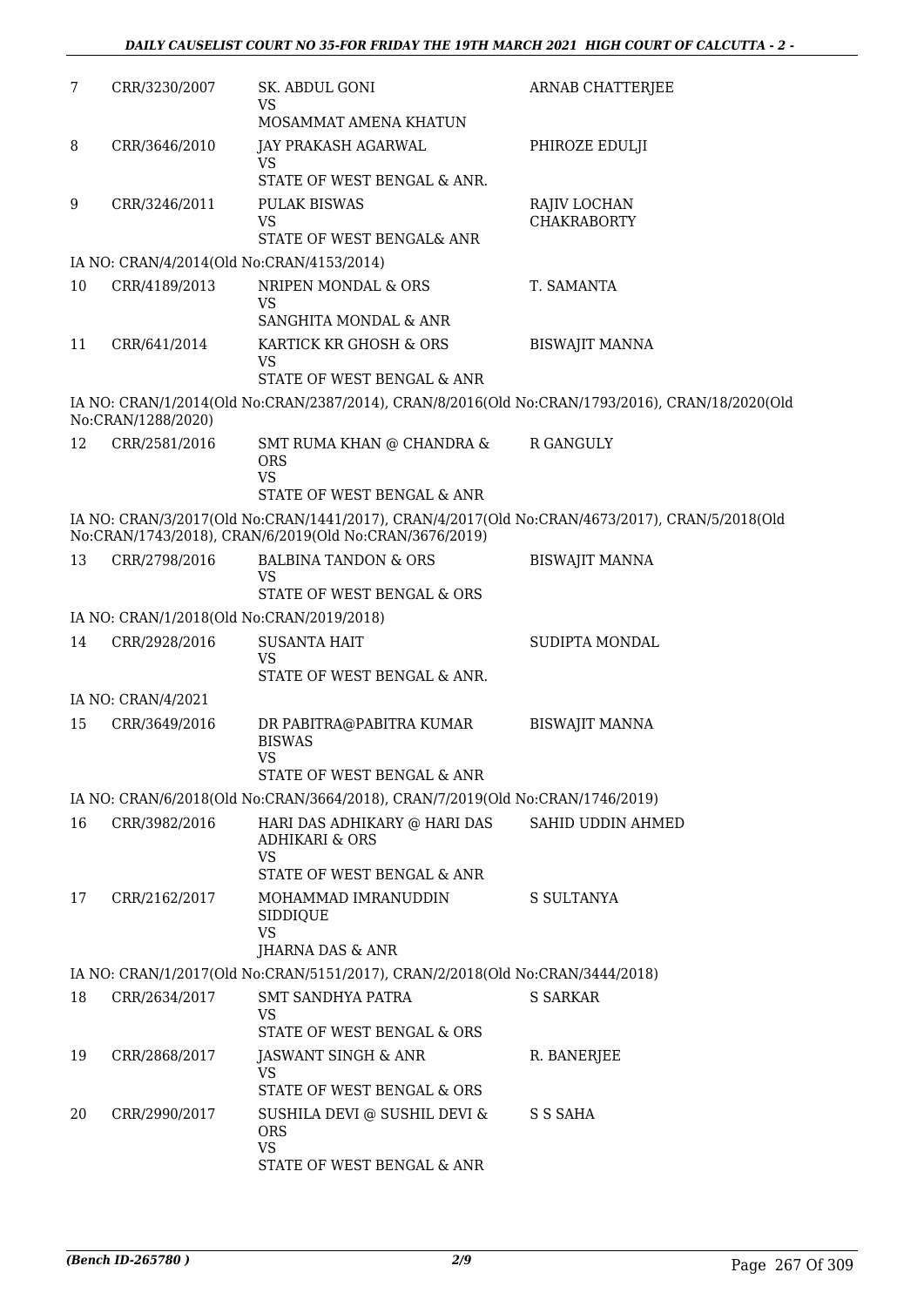| | | | |
|---|---|---|---|
| 7 | CRR/3230/2007 | SK. ABDUL GONI<br>VS<br>MOSAMMAT AMENA KHATUN | ARNAB CHATTERJEE |
| 8 | CRR/3646/2010 | JAY PRAKASH AGARWAL<br>VS<br>STATE OF WEST BENGAL & ANR. | PHIROZE EDULJI |
| 9 | CRR/3246/2011 | PULAK BISWAS<br>VS<br>STATE OF WEST BENGAL& ANR | RAJIV LOCHAN CHAKRABORTY |

IA NO: CRAN/4/2014(Old No:CRAN/4153/2014)

| | | | |
|---|---|---|---|
| 10 | CRR/4189/2013 | NRIPEN MONDAL & ORS<br>VS<br>SANGHITA MONDAL & ANR | T. SAMANTA |
| 11 | CRR/641/2014 | KARTICK KR GHOSH & ORS<br>VS<br>STATE OF WEST BENGAL & ANR | BISWAJIT MANNA |

IA NO: CRAN/1/2014(Old No:CRAN/2387/2014), CRAN/8/2016(Old No:CRAN/1793/2016), CRAN/18/2020(Old No:CRAN/1288/2020)

| | | | |
|---|---|---|---|
| 12 | CRR/2581/2016 | SMT RUMA KHAN @ CHANDRA & ORS<br>VS<br>STATE OF WEST BENGAL & ANR | R GANGULY |

IA NO: CRAN/3/2017(Old No:CRAN/1441/2017), CRAN/4/2017(Old No:CRAN/4673/2017), CRAN/5/2018(Old No:CRAN/1743/2018), CRAN/6/2019(Old No:CRAN/3676/2019)

| | | | |
|---|---|---|---|
| 13 | CRR/2798/2016 | BALBINA TANDON & ORS<br>VS<br>STATE OF WEST BENGAL & ORS | BISWAJIT MANNA |

IA NO: CRAN/1/2018(Old No:CRAN/2019/2018)

| | | | |
|---|---|---|---|
| 14 | CRR/2928/2016 | SUSANTA HAIT<br>VS<br>STATE OF WEST BENGAL & ANR. | SUDIPTA MONDAL |

IA NO: CRAN/4/2021

| | | | |
|---|---|---|---|
| 15 | CRR/3649/2016 | DR PABITRA@PABITRA KUMAR BISWAS<br>VS<br>STATE OF WEST BENGAL & ANR | BISWAJIT MANNA |

IA NO: CRAN/6/2018(Old No:CRAN/3664/2018), CRAN/7/2019(Old No:CRAN/1746/2019)

| | | | |
|---|---|---|---|
| 16 | CRR/3982/2016 | HARI DAS ADHIKARY @ HARI DAS ADHIKARI & ORS<br>VS<br>STATE OF WEST BENGAL & ANR | SAHID UDDIN AHMED |
| 17 | CRR/2162/2017 | MOHAMMAD IMRANUDDIN SIDDIQUE<br>VS<br>JHARNA DAS & ANR | S SULTANYA |

IA NO: CRAN/1/2017(Old No:CRAN/5151/2017), CRAN/2/2018(Old No:CRAN/3444/2018)

| | | | |
|---|---|---|---|
| 18 | CRR/2634/2017 | SMT SANDHYA PATRA<br>VS<br>STATE OF WEST BENGAL & ORS | S SARKAR |
| 19 | CRR/2868/2017 | JASWANT SINGH & ANR<br>VS<br>STATE OF WEST BENGAL & ORS | R. BANERJEE |
| 20 | CRR/2990/2017 | SUSHILA DEVI @ SUSHIL DEVI & ORS<br>VS<br>STATE OF WEST BENGAL & ANR | S S SAHA |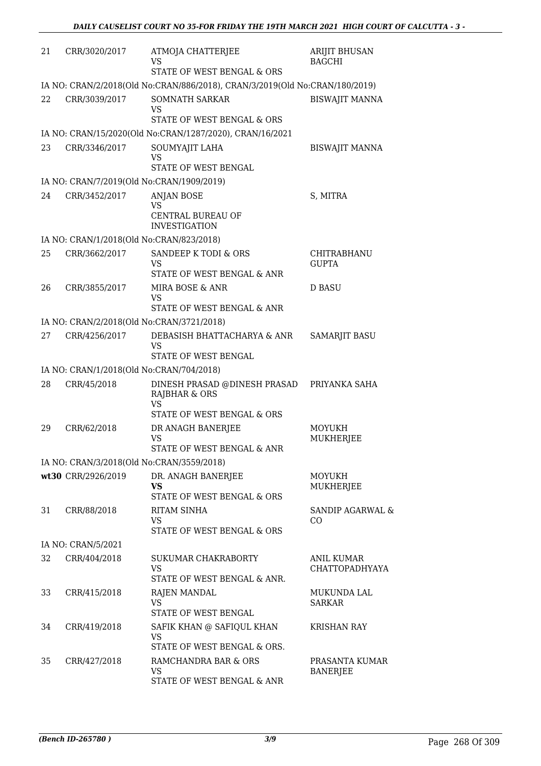| 21 | CRR/3020/2017 | ATMOJA CHATTERJEE<br>VS<br>STATE OF WEST BENGAL & ORS | ARIJIT BHUSAN BAGCHI |
|---|---|---|---|
| | IA NO: CRAN/2/2018(Old No:CRAN/886/2018), CRAN/3/2019(Old No:CRAN/180/2019) | | |
| 22 | CRR/3039/2017 | SOMNATH SARKAR<br>VS<br>STATE OF WEST BENGAL & ORS | BISWAJIT MANNA |
| | IA NO: CRAN/15/2020(Old No:CRAN/1287/2020), CRAN/16/2021 | | |
| 23 | CRR/3346/2017 | SOUMYAJIT LAHA<br>VS<br>STATE OF WEST BENGAL | BISWAJIT MANNA |
| | IA NO: CRAN/7/2019(Old No:CRAN/1909/2019) | | |
| 24 | CRR/3452/2017 | ANJAN BOSE<br>VS<br>CENTRAL BUREAU OF INVESTIGATION | S, MITRA |
| | IA NO: CRAN/1/2018(Old No:CRAN/823/2018) | | |
| 25 | CRR/3662/2017 | SANDEEP K TODI & ORS<br>VS<br>STATE OF WEST BENGAL & ANR | CHITRABHANU GUPTA |
| 26 | CRR/3855/2017 | MIRA BOSE & ANR<br>VS<br>STATE OF WEST BENGAL & ANR | D BASU |
| | IA NO: CRAN/2/2018(Old No:CRAN/3721/2018) | | |
| 27 | CRR/4256/2017 | DEBASISH BHATTACHARYA & ANR<br>VS<br>STATE OF WEST BENGAL | SAMARJIT BASU |
| | IA NO: CRAN/1/2018(Old No:CRAN/704/2018) | | |
| 28 | CRR/45/2018 | DINESH PRASAD @DINESH PRASAD RAJBHAR & ORS<br>VS<br>STATE OF WEST BENGAL & ORS | PRIYANKA SAHA |
| 29 | CRR/62/2018 | DR ANAGH BANERJEE<br>VS<br>STATE OF WEST BENGAL & ANR | MOYUKH MUKHERJEE |
| | IA NO: CRAN/3/2018(Old No:CRAN/3559/2018) | | |
| **wt30** | CRR/2926/2019 | DR. ANAGH BANERJEE<br>**VS**<br>STATE OF WEST BENGAL & ORS | MOYUKH MUKHERJEE |
| 31 | CRR/88/2018 | RITAM SINHA<br>VS<br>STATE OF WEST BENGAL & ORS | SANDIP AGARWAL & CO |
| | IA NO: CRAN/5/2021 | | |
| 32 | CRR/404/2018 | SUKUMAR CHAKRABORTY<br>VS<br>STATE OF WEST BENGAL & ANR. | ANIL KUMAR CHATTOPADHYAYA |
| 33 | CRR/415/2018 | RAJEN MANDAL<br>VS<br>STATE OF WEST BENGAL | MUKUNDA LAL SARKAR |
| 34 | CRR/419/2018 | SAFIK KHAN @ SAFIQUL KHAN<br>VS<br>STATE OF WEST BENGAL & ORS. | KRISHAN RAY |
| 35 | CRR/427/2018 | RAMCHANDRA BAR & ORS<br>VS<br>STATE OF WEST BENGAL & ANR | PRASANTA KUMAR BANERJEE |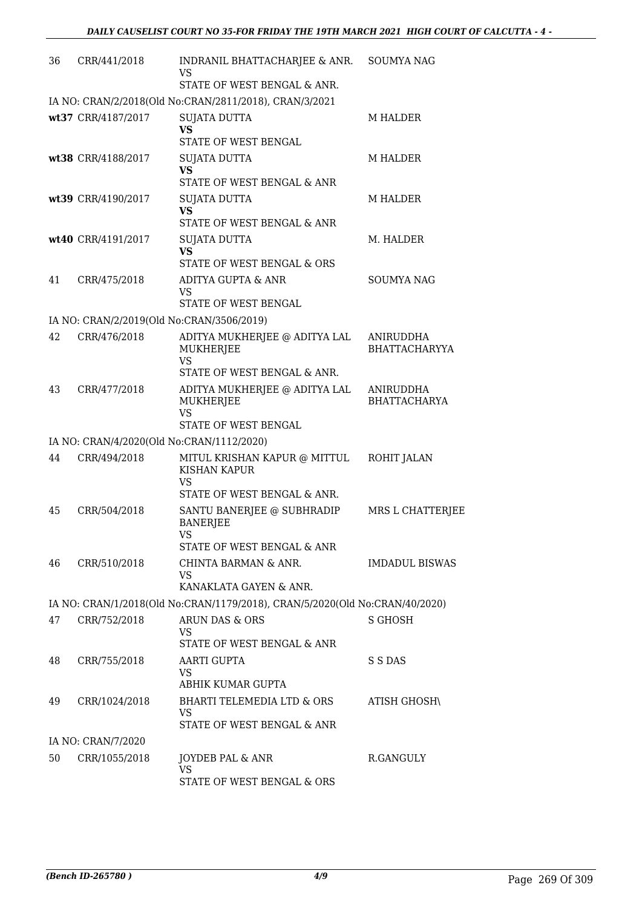| | | | |
|---|---|---|---|
| 36 | CRR/441/2018 | INDRANIL BHATTACHARJEE & ANR.<br>VS<br>STATE OF WEST BENGAL & ANR. | SOUMYA NAG |
| IA NO: CRAN/2/2018(Old No:CRAN/2811/2018), CRAN/3/2021 | | | |
| wt37 | CRR/4187/2017 | SUJATA DUTTA<br>**VS**<br>STATE OF WEST BENGAL | M HALDER |
| wt38 | CRR/4188/2017 | SUJATA DUTTA<br>**VS**<br>STATE OF WEST BENGAL & ANR | M HALDER |
| wt39 | CRR/4190/2017 | SUJATA DUTTA<br>**VS**<br>STATE OF WEST BENGAL & ANR | M HALDER |
| wt40 | CRR/4191/2017 | SUJATA DUTTA<br>**VS**<br>STATE OF WEST BENGAL & ORS | M. HALDER |
| 41 | CRR/475/2018 | ADITYA GUPTA & ANR<br>VS<br>STATE OF WEST BENGAL | SOUMYA NAG |
| IA NO: CRAN/2/2019(Old No:CRAN/3506/2019) | | | |
| 42 | CRR/476/2018 | ADITYA MUKHERJEE @ ADITYA LAL MUKHERJEE<br>VS<br>STATE OF WEST BENGAL & ANR. | ANIRUDDHA BHATTACHARYYA |
| 43 | CRR/477/2018 | ADITYA MUKHERJEE @ ADITYA LAL MUKHERJEE<br>VS<br>STATE OF WEST BENGAL | ANIRUDDHA BHATTACHARYA |
| IA NO: CRAN/4/2020(Old No:CRAN/1112/2020) | | | |
| 44 | CRR/494/2018 | MITUL KRISHAN KAPUR @ MITTUL KISHAN KAPUR<br>VS<br>STATE OF WEST BENGAL & ANR. | ROHIT JALAN |
| 45 | CRR/504/2018 | SANTU BANERJEE @ SUBHRADIP BANERJEE<br>VS<br>STATE OF WEST BENGAL & ANR | MRS L CHATTERJEE |
| 46 | CRR/510/2018 | CHINTA BARMAN & ANR.<br>VS<br>KANAKLATA GAYEN & ANR. | IMDADUL BISWAS |
| IA NO: CRAN/1/2018(Old No:CRAN/1179/2018), CRAN/5/2020(Old No:CRAN/40/2020) | | | |
| 47 | CRR/752/2018 | ARUN DAS & ORS<br>VS<br>STATE OF WEST BENGAL & ANR | S GHOSH |
| 48 | CRR/755/2018 | AARTI GUPTA<br>VS<br>ABHIK KUMAR GUPTA | S S DAS |
| 49 | CRR/1024/2018 | BHARTI TELEMEDIA LTD & ORS<br>VS<br>STATE OF WEST BENGAL & ANR | ATISH GHOSH\ |
| IA NO: CRAN/7/2020 | | | |
| 50 | CRR/1055/2018 | JOYDEB PAL & ANR<br>VS<br>STATE OF WEST BENGAL & ORS | R.GANGULY |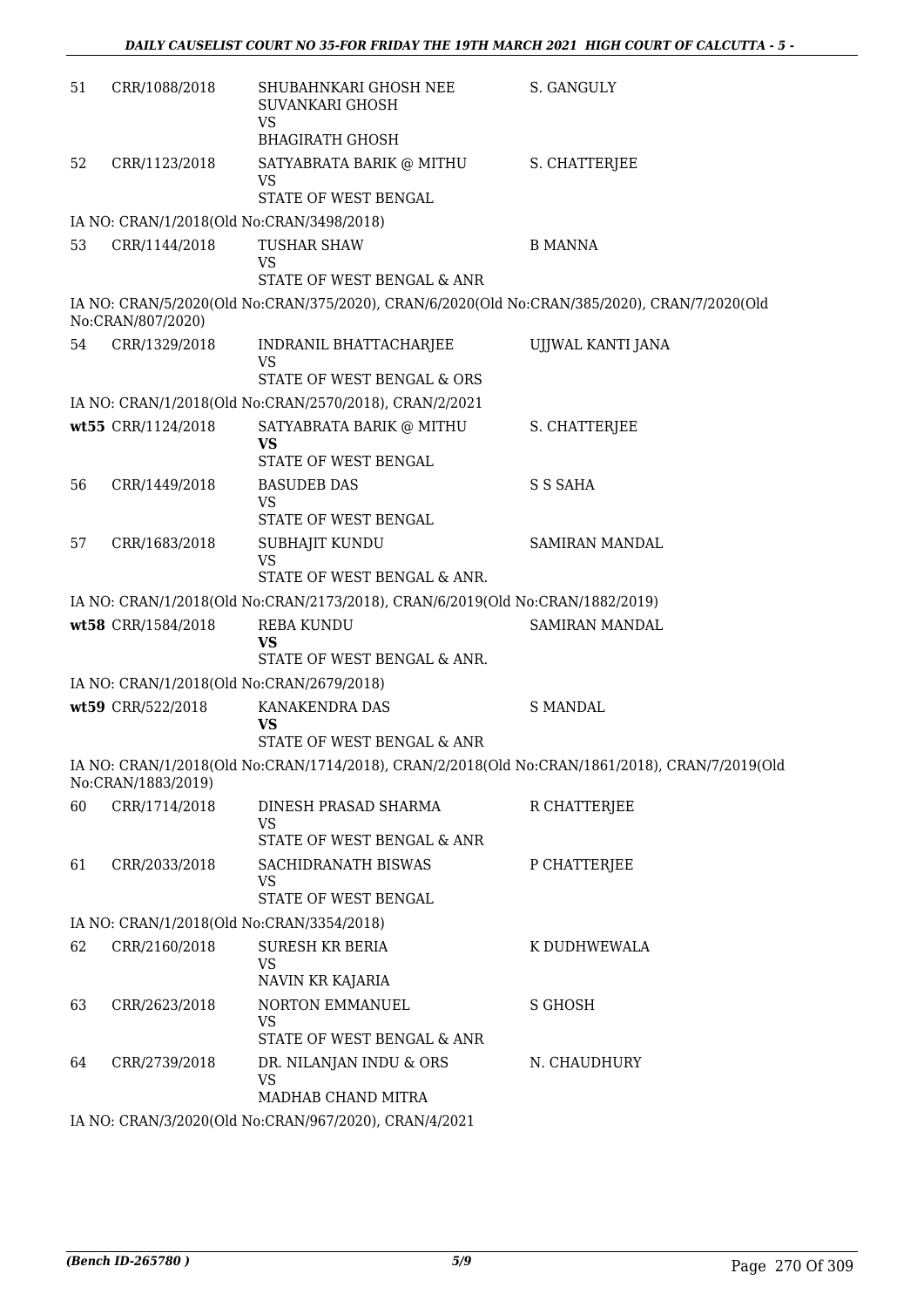| | | | |
|---|---|---|---|
| 51 | CRR/1088/2018 | SHUBAHNKARI GHOSH NEE SUVANKARI GHOSH<br>VS<br>BHAGIRATH GHOSH | S. GANGULY |
| 52 | CRR/1123/2018 | SATYABRATA BARIK @ MITHU<br>VS<br>STATE OF WEST BENGAL | S. CHATTERJEE |
| | IA NO: CRAN/1/2018(Old No:CRAN/3498/2018) | | |
| 53 | CRR/1144/2018 | TUSHAR SHAW<br>VS<br>STATE OF WEST BENGAL & ANR | B MANNA |
| | IA NO: CRAN/5/2020(Old No:CRAN/375/2020), CRAN/6/2020(Old No:CRAN/385/2020), CRAN/7/2020(Old No:CRAN/807/2020) | | |
| 54 | CRR/1329/2018 | INDRANIL BHATTACHARJEE<br>VS<br>STATE OF WEST BENGAL & ORS | UJJWAL KANTI JANA |
| | IA NO: CRAN/1/2018(Old No:CRAN/2570/2018), CRAN/2/2021 | | |
| wt55 | CRR/1124/2018 | SATYABRATA BARIK @ MITHU<br>**VS**<br>STATE OF WEST BENGAL | S. CHATTERJEE |
| 56 | CRR/1449/2018 | BASUDEB DAS<br>VS<br>STATE OF WEST BENGAL | S S SAHA |
| 57 | CRR/1683/2018 | SUBHAJIT KUNDU<br>VS<br>STATE OF WEST BENGAL & ANR. | SAMIRAN MANDAL |
| | IA NO: CRAN/1/2018(Old No:CRAN/2173/2018), CRAN/6/2019(Old No:CRAN/1882/2019) | | |
| wt58 | CRR/1584/2018 | REBA KUNDU<br>**VS**<br>STATE OF WEST BENGAL & ANR. | SAMIRAN MANDAL |
| | IA NO: CRAN/1/2018(Old No:CRAN/2679/2018) | | |
| wt59 | CRR/522/2018 | KANAKENDRA DAS<br>**VS**<br>STATE OF WEST BENGAL & ANR | S MANDAL |
| | IA NO: CRAN/1/2018(Old No:CRAN/1714/2018), CRAN/2/2018(Old No:CRAN/1861/2018), CRAN/7/2019(Old No:CRAN/1883/2019) | | |
| 60 | CRR/1714/2018 | DINESH PRASAD SHARMA<br>VS<br>STATE OF WEST BENGAL & ANR | R CHATTERJEE |
| 61 | CRR/2033/2018 | SACHIDRANATH BISWAS<br>VS<br>STATE OF WEST BENGAL | P CHATTERJEE |
| | IA NO: CRAN/1/2018(Old No:CRAN/3354/2018) | | |
| 62 | CRR/2160/2018 | SURESH KR BERIA<br>VS<br>NAVIN KR KAJARIA | K DUDHWEWALA |
| 63 | CRR/2623/2018 | NORTON EMMANUEL<br>VS<br>STATE OF WEST BENGAL & ANR | S GHOSH |
| 64 | CRR/2739/2018 | DR. NILANJAN INDU & ORS<br>VS<br>MADHAB CHAND MITRA | N. CHAUDHURY |
| | IA NO: CRAN/3/2020(Old No:CRAN/967/2020), CRAN/4/2021 | | |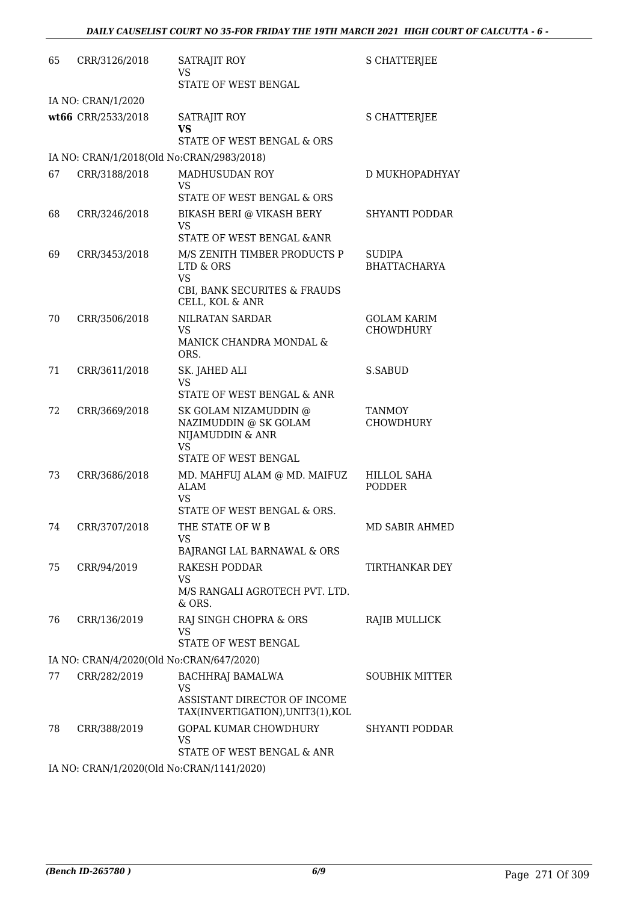| | | | |
|---|---|---|---|
| 65 | CRR/3126/2018 | SATRAJIT ROY<br>VS<br>STATE OF WEST BENGAL | S CHATTERJEE |
| IA NO: CRAN/1/2020 | | | |
| **wt66** | CRR/2533/2018 | SATRAJIT ROY<br>**VS**<br>STATE OF WEST BENGAL & ORS | S CHATTERJEE |
| IA NO: CRAN/1/2018(Old No:CRAN/2983/2018) | | | |
| 67 | CRR/3188/2018 | MADHUSUDAN ROY<br>VS<br>STATE OF WEST BENGAL & ORS | D MUKHOPADHYAY |
| 68 | CRR/3246/2018 | BIKASH BERI @ VIKASH BERY<br>VS<br>STATE OF WEST BENGAL &ANR | SHYANTI PODDAR |
| 69 | CRR/3453/2018 | M/S ZENITH TIMBER PRODUCTS P LTD & ORS<br>VS<br>CBI, BANK SECURITES & FRAUDS CELL, KOL & ANR | SUDIPA BHATTACHARYA |
| 70 | CRR/3506/2018 | NILRATAN SARDAR<br>VS<br>MANICK CHANDRA MONDAL & ORS. | GOLAM KARIM CHOWDHURY |
| 71 | CRR/3611/2018 | SK. JAHED ALI<br>VS<br>STATE OF WEST BENGAL & ANR | S.SABUD |
| 72 | CRR/3669/2018 | SK GOLAM NIZAMUDDIN @ NAZIMUDDIN @ SK GOLAM NIJAMUDDIN & ANR<br>VS<br>STATE OF WEST BENGAL | TANMOY CHOWDHURY |
| 73 | CRR/3686/2018 | MD. MAHFUJ ALAM @ MD. MAIFUZ ALAM<br>VS<br>STATE OF WEST BENGAL & ORS. | HILLOL SAHA PODDER |
| 74 | CRR/3707/2018 | THE STATE OF W B<br>VS<br>BAJRANGI LAL BARNAWAL & ORS | MD SABIR AHMED |
| 75 | CRR/94/2019 | RAKESH PODDAR<br>VS<br>M/S RANGALI AGROTECH PVT. LTD. & ORS. | TIRTHANKAR DEY |
| 76 | CRR/136/2019 | RAJ SINGH CHOPRA & ORS<br>VS<br>STATE OF WEST BENGAL | RAJIB MULLICK |
| IA NO: CRAN/4/2020(Old No:CRAN/647/2020) | | | |
| 77 | CRR/282/2019 | BACHHRAJ BAMALWA<br>VS<br>ASSISTANT DIRECTOR OF INCOME TAX(INVERTIGATION),UNIT3(1),KOL | SOUBHIK MITTER |
| 78 | CRR/388/2019 | GOPAL KUMAR CHOWDHURY<br>VS<br>STATE OF WEST BENGAL & ANR | SHYANTI PODDAR |
| IA NO: CRAN/1/2020(Old No:CRAN/1141/2020) | | | |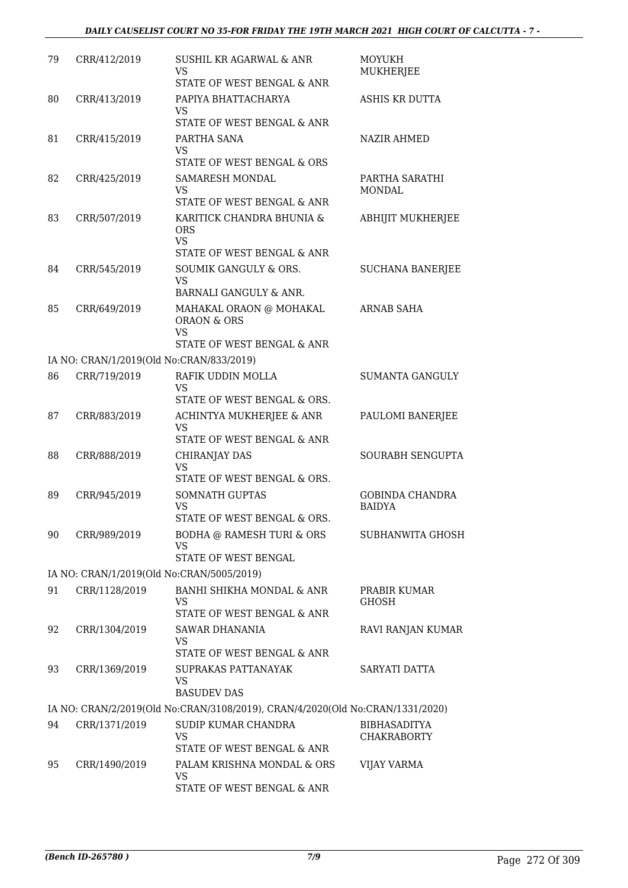| 79 | CRR/412/2019 | SUSHIL KR AGARWAL & ANR<br>VS<br>STATE OF WEST BENGAL & ANR | MOYUKH MUKHERJEE |
|---|---|---|---|
| 80 | CRR/413/2019 | PAPIYA BHATTACHARYA<br>VS<br>STATE OF WEST BENGAL & ANR | ASHIS KR DUTTA |
| 81 | CRR/415/2019 | PARTHA SANA<br>VS<br>STATE OF WEST BENGAL & ORS | NAZIR AHMED |
| 82 | CRR/425/2019 | SAMARESH MONDAL<br>VS<br>STATE OF WEST BENGAL & ANR | PARTHA SARATHI MONDAL |
| 83 | CRR/507/2019 | KARITICK CHANDRA BHUNIA & ORS<br>VS<br>STATE OF WEST BENGAL & ANR | ABHIJIT MUKHERJEE |
| 84 | CRR/545/2019 | SOUMIK GANGULY & ORS.<br>VS<br>BARNALI GANGULY & ANR. | SUCHANA BANERJEE |
| 85 | CRR/649/2019 | MAHAKAL ORAON @ MOHAKAL ORAON & ORS<br>VS<br>STATE OF WEST BENGAL & ANR | ARNAB SAHA |
| | IA NO: CRAN/1/2019(Old No:CRAN/833/2019) | | |
| 86 | CRR/719/2019 | RAFIK UDDIN MOLLA<br>VS<br>STATE OF WEST BENGAL & ORS. | SUMANTA GANGULY |
| 87 | CRR/883/2019 | ACHINTYA MUKHERJEE & ANR<br>VS<br>STATE OF WEST BENGAL & ANR | PAULOMI BANERJEE |
| 88 | CRR/888/2019 | CHIRANJAY DAS<br>VS<br>STATE OF WEST BENGAL & ORS. | SOURABH SENGUPTA |
| 89 | CRR/945/2019 | SOMNATH GUPTAS<br>VS<br>STATE OF WEST BENGAL & ORS. | GOBINDA CHANDRA BAIDYA |
| 90 | CRR/989/2019 | BODHA @ RAMESH TURI & ORS<br>VS<br>STATE OF WEST BENGAL | SUBHANWITA GHOSH |
| | IA NO: CRAN/1/2019(Old No:CRAN/5005/2019) | | |
| 91 | CRR/1128/2019 | BANHI SHIKHA MONDAL & ANR<br>VS<br>STATE OF WEST BENGAL & ANR | PRABIR KUMAR GHOSH |
| 92 | CRR/1304/2019 | SAWAR DHANANIA<br>VS<br>STATE OF WEST BENGAL & ANR | RAVI RANJAN KUMAR |
| 93 | CRR/1369/2019 | SUPRAKAS PATTANAYAK<br>VS<br>BASUDEV DAS | SARYATI DATTA |
| | IA NO: CRAN/2/2019(Old No:CRAN/3108/2019), CRAN/4/2020(Old No:CRAN/1331/2020) | | |
| 94 | CRR/1371/2019 | SUDIP KUMAR CHANDRA<br>VS<br>STATE OF WEST BENGAL & ANR | BIBHASADITYA CHAKRABORTY |
| 95 | CRR/1490/2019 | PALAM KRISHNA MONDAL & ORS<br>VS<br>STATE OF WEST BENGAL & ANR | VIJAY VARMA |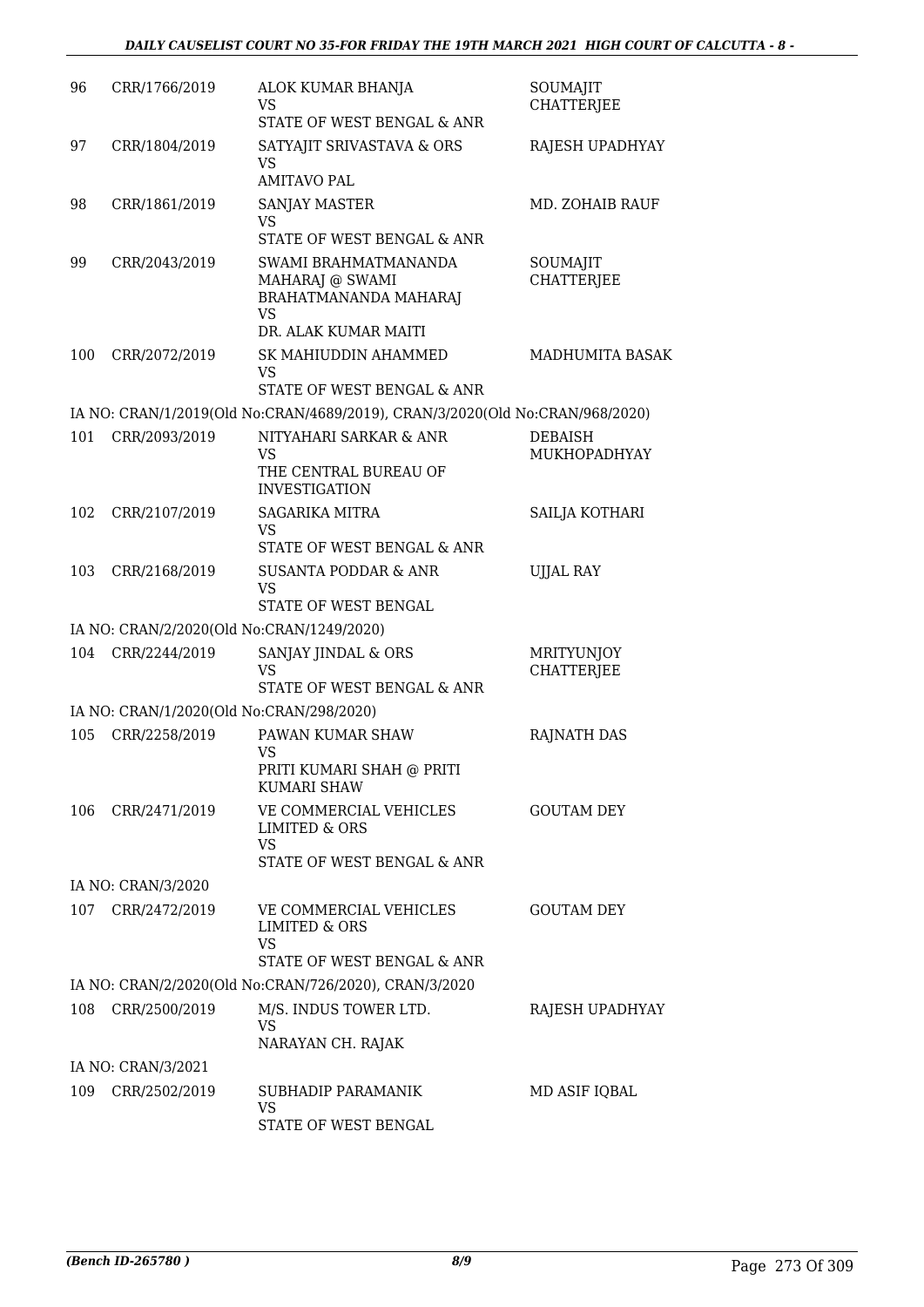| | | | |
|---|---|---|---|
| 96 | CRR/1766/2019 | ALOK KUMAR BHANJA<br>VS<br>STATE OF WEST BENGAL & ANR | SOUMAJIT CHATTERJEE |
| 97 | CRR/1804/2019 | SATYAJIT SRIVASTAVA & ORS<br>VS<br>AMITAVO PAL | RAJESH UPADHYAY |
| 98 | CRR/1861/2019 | SANJAY MASTER<br>VS<br>STATE OF WEST BENGAL & ANR | MD. ZOHAIB RAUF |
| 99 | CRR/2043/2019 | SWAMI BRAHMATMANANDA MAHARAJ @ SWAMI BRAHATMANANDA MAHARAJ<br>VS<br>DR. ALAK KUMAR MAITI | SOUMAJIT CHATTERJEE |
| 100 | CRR/2072/2019 | SK MAHIUDDIN AHAMMED<br>VS<br>STATE OF WEST BENGAL & ANR | MADHUMITA BASAK |
| | IA NO: CRAN/1/2019(Old No:CRAN/4689/2019), CRAN/3/2020(Old No:CRAN/968/2020) | | |
| 101 | CRR/2093/2019 | NITYAHARI SARKAR & ANR<br>VS<br>THE CENTRAL BUREAU OF INVESTIGATION | DEBAISH MUKHOPADHYAY |
| 102 | CRR/2107/2019 | SAGARIKA MITRA<br>VS<br>STATE OF WEST BENGAL & ANR | SAILJA KOTHARI |
| 103 | CRR/2168/2019 | SUSANTA PODDAR & ANR<br>VS<br>STATE OF WEST BENGAL | UJJAL RAY |
| | IA NO: CRAN/2/2020(Old No:CRAN/1249/2020) | | |
| 104 | CRR/2244/2019 | SANJAY JINDAL & ORS<br>VS<br>STATE OF WEST BENGAL & ANR | MRITYUNJOY CHATTERJEE |
| | IA NO: CRAN/1/2020(Old No:CRAN/298/2020) | | |
| 105 | CRR/2258/2019 | PAWAN KUMAR SHAW<br>VS<br>PRITI KUMARI SHAH @ PRITI KUMARI SHAW | RAJNATH DAS |
| 106 | CRR/2471/2019 | VE COMMERCIAL VEHICLES LIMITED & ORS<br>VS<br>STATE OF WEST BENGAL & ANR | GOUTAM DEY |
| | IA NO: CRAN/3/2020 | | |
| 107 | CRR/2472/2019 | VE COMMERCIAL VEHICLES LIMITED & ORS<br>VS<br>STATE OF WEST BENGAL & ANR | GOUTAM DEY |
| | IA NO: CRAN/2/2020(Old No:CRAN/726/2020), CRAN/3/2020 | | |
| 108 | CRR/2500/2019 | M/S. INDUS TOWER LTD.<br>VS<br>NARAYAN CH. RAJAK | RAJESH UPADHYAY |
| | IA NO: CRAN/3/2021 | | |
| 109 | CRR/2502/2019 | SUBHADIP PARAMANIK<br>VS<br>STATE OF WEST BENGAL | MD ASIF IQBAL |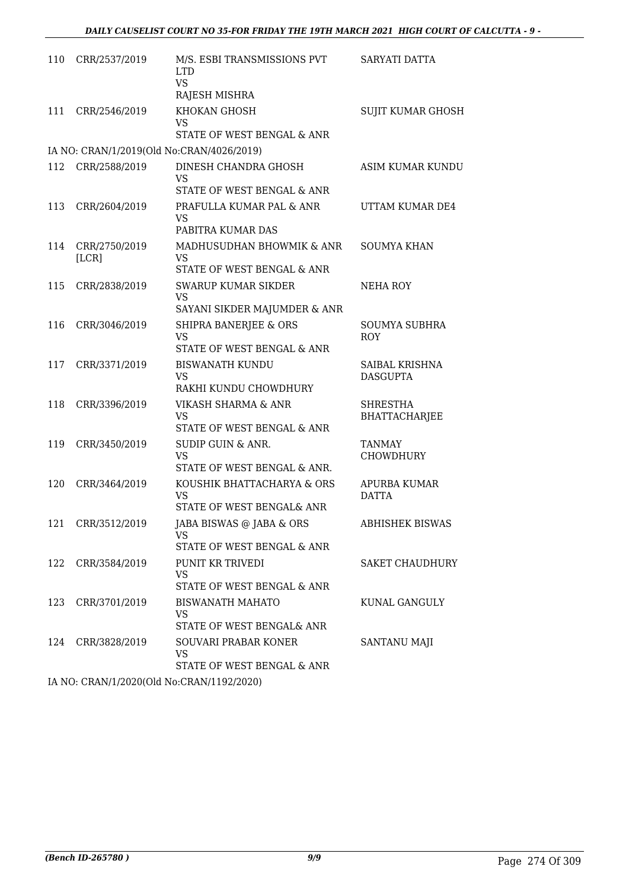| | | | |
|---|---|---|---|
| 110 | CRR/2537/2019 | M/S. ESBI TRANSMISSIONS PVT LTD<br>VS<br>RAJESH MISHRA | SARYATI DATTA |
| 111 | CRR/2546/2019 | KHOKAN GHOSH<br>VS<br>STATE OF WEST BENGAL & ANR | SUJIT KUMAR GHOSH |
| IA NO: CRAN/1/2019(Old No:CRAN/4026/2019) | | | |
| 112 | CRR/2588/2019 | DINESH CHANDRA GHOSH<br>VS<br>STATE OF WEST BENGAL & ANR | ASIM KUMAR KUNDU |
| 113 | CRR/2604/2019 | PRAFULLA KUMAR PAL & ANR<br>VS<br>PABITRA KUMAR DAS | UTTAM KUMAR DE4 |
| 114 | CRR/2750/2019 [LCR] | MADHUSUDHAN BHOWMIK & ANR<br>VS<br>STATE OF WEST BENGAL & ANR | SOUMYA KHAN |
| 115 | CRR/2838/2019 | SWARUP KUMAR SIKDER<br>VS<br>SAYANI SIKDER MAJUMDER & ANR | NEHA ROY |
| 116 | CRR/3046/2019 | SHIPRA BANERJEE & ORS<br>VS<br>STATE OF WEST BENGAL & ANR | SOUMYA SUBHRA ROY |
| 117 | CRR/3371/2019 | BISWANATH KUNDU<br>VS<br>RAKHI KUNDU CHOWDHURY | SAIBAL KRISHNA DASGUPTA |
| 118 | CRR/3396/2019 | VIKASH SHARMA & ANR<br>VS<br>STATE OF WEST BENGAL & ANR | SHRESTHA BHATTACHARJEE |
| 119 | CRR/3450/2019 | SUDIP GUIN & ANR.<br>VS<br>STATE OF WEST BENGAL & ANR. | TANMAY CHOWDHURY |
| 120 | CRR/3464/2019 | KOUSHIK BHATTACHARYA & ORS<br>VS<br>STATE OF WEST BENGAL& ANR | APURBA KUMAR DATTA |
| 121 | CRR/3512/2019 | JABA BISWAS @ JABA & ORS<br>VS<br>STATE OF WEST BENGAL & ANR | ABHISHEK BISWAS |
| 122 | CRR/3584/2019 | PUNIT KR TRIVEDI<br>VS<br>STATE OF WEST BENGAL & ANR | SAKET CHAUDHURY |
| 123 | CRR/3701/2019 | BISWANATH MAHATO<br>VS<br>STATE OF WEST BENGAL& ANR | KUNAL GANGULY |
| 124 | CRR/3828/2019 | SOUVARI PRABAR KONER<br>VS<br>STATE OF WEST BENGAL & ANR | SANTANU MAJI |
| IA NO: CRAN/1/2020(Old No:CRAN/1192/2020) | | | |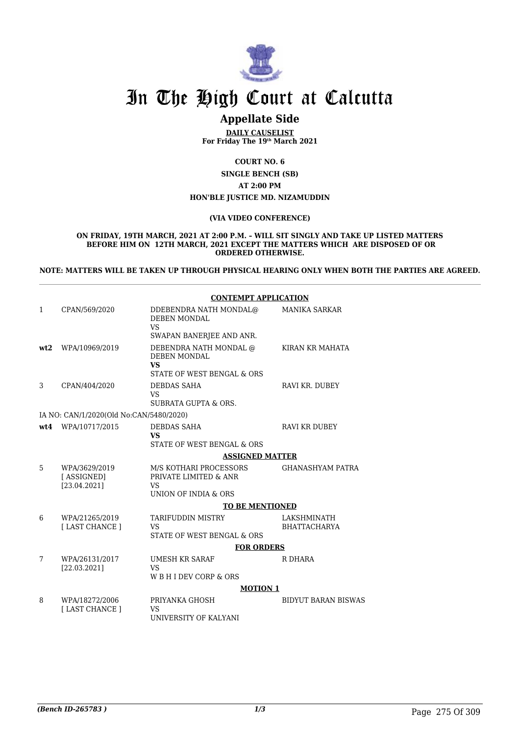# In The High Court at Calcutta

## Appellate Side

**DAILY CAUSELIST**
**For Friday The 19th March 2021**

**COURT NO. 6**

**SINGLE BENCH (SB)**

**AT 2:00 PM**

**HON'BLE JUSTICE MD. NIZAMUDDIN**

**(VIA VIDEO CONFERENCE)**

**ON FRIDAY, 19TH MARCH, 2021 AT 2:00 P.M. – WILL SIT SINGLY AND TAKE UP LISTED MATTERS BEFORE HIM ON 12TH MARCH, 2021 EXCEPT THE MATTERS WHICH ARE DISPOSED OF OR ORDERED OTHERWISE.**

**NOTE: MATTERS WILL BE TAKEN UP THROUGH PHYSICAL HEARING ONLY WHEN BOTH THE PARTIES ARE AGREED.**

**CONTEMPT APPLICATION**

| | | | |
|---|---|---|---|
| 1 | CPAN/569/2020 | DDEBENDRA NATH MONDAL@ DEBEN MONDAL VS SWAPAN BANERJEE AND ANR. | MANIKA SARKAR |
| **wt2** | WPA/10969/2019 | DEBENDRA NATH MONDAL @ DEBEN MONDAL **VS** STATE OF WEST BENGAL & ORS | KIRAN KR MAHATA |
| 3 | CPAN/404/2020 | DEBDAS SAHA VS SUBRATA GUPTA & ORS. | RAVI KR. DUBEY |
| | IA NO: CAN/1/2020(Old No:CAN/5480/2020) | | |
| **wt4** | WPA/10717/2015 | DEBDAS SAHA **VS** STATE OF WEST BENGAL & ORS | RAVI KR DUBEY |

**ASSIGNED MATTER**

| | | | |
|---|---|---|---|
| 5 | WPA/3629/2019 [ ASSIGNED] [23.04.2021] | M/S KOTHARI PROCESSORS PRIVATE LIMITED & ANR VS UNION OF INDIA & ORS | GHANASHYAM PATRA |

**TO BE MENTIONED**

| | | | |
|---|---|---|---|
| 6 | WPA/21265/2019 [ LAST CHANCE ] | TARIFUDDIN MISTRY VS STATE OF WEST BENGAL & ORS | LAKSHMINATH BHATTACHARYA |

**FOR ORDERS**

| | | | |
|---|---|---|---|
| 7 | WPA/26131/2017 [22.03.2021] | UMESH KR SARAF VS W B H I DEV CORP & ORS | R DHARA |

**MOTION 1**

| | | | |
|---|---|---|---|
| 8 | WPA/18272/2006 [ LAST CHANCE ] | PRIYANKA GHOSH VS UNIVERSITY OF KALYANI | BIDYUT BARAN BISWAS |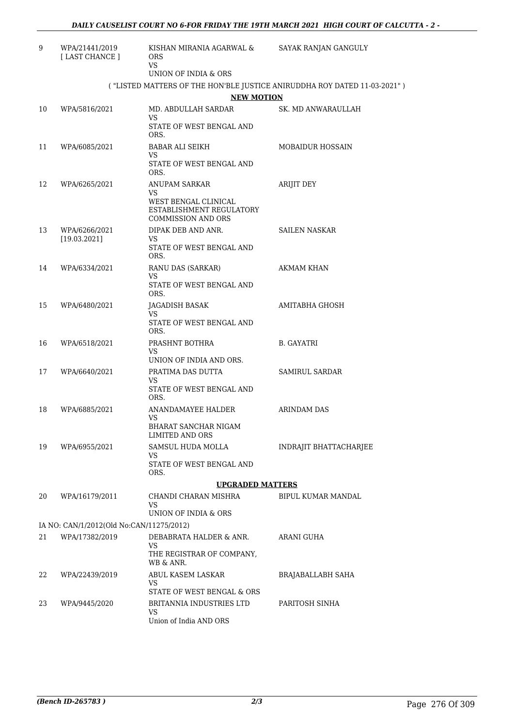| | | | |
|---|---|---|---|
| 9 | WPA/21441/2019 [ LAST CHANCE ] | KISHAN MIRANIA AGARWAL & ORS VS UNION OF INDIA & ORS | SAYAK RANJAN GANGULY |

( "LISTED MATTERS OF THE HON'BLE JUSTICE ANIRUDDHA ROY DATED 11-03-2021" )

**NEW MOTION**

| | | | |
|---|---|---|---|
| 10 | WPA/5816/2021 | MD. ABDULLAH SARDAR VS STATE OF WEST BENGAL AND ORS. | SK. MD ANWARAULLAH |
| 11 | WPA/6085/2021 | BABAR ALI SEIKH VS STATE OF WEST BENGAL AND ORS. | MOBAIDUR HOSSAIN |
| 12 | WPA/6265/2021 | ANUPAM SARKAR VS WEST BENGAL CLINICAL ESTABLISHMENT REGULATORY COMMISSION AND ORS | ARIJIT DEY |
| 13 | WPA/6266/2021 [19.03.2021] | DIPAK DEB AND ANR. VS STATE OF WEST BENGAL AND ORS. | SAILEN NASKAR |
| 14 | WPA/6334/2021 | RANU DAS (SARKAR) VS STATE OF WEST BENGAL AND ORS. | AKMAM KHAN |
| 15 | WPA/6480/2021 | JAGADISH BASAK VS STATE OF WEST BENGAL AND ORS. | AMITABHA GHOSH |
| 16 | WPA/6518/2021 | PRASHNT BOTHRA VS UNION OF INDIA AND ORS. | B. GAYATRI |
| 17 | WPA/6640/2021 | PRATIMA DAS DUTTA VS STATE OF WEST BENGAL AND ORS. | SAMIRUL SARDAR |
| 18 | WPA/6885/2021 | ANANDAMAYEE HALDER VS BHARAT SANCHAR NIGAM LIMITED AND ORS | ARINDAM DAS |
| 19 | WPA/6955/2021 | SAMSUL HUDA MOLLA VS STATE OF WEST BENGAL AND ORS. | INDRAJIT BHATTACHARJEE |

**UPGRADED MATTERS**

| | | | |
|---|---|---|---|
| 20 | WPA/16179/2011 | CHANDI CHARAN MISHRA VS UNION OF INDIA & ORS | BIPUL KUMAR MANDAL |

IA NO: CAN/1/2012(Old No:CAN/11275/2012)

| | | | |
|---|---|---|---|
| 21 | WPA/17382/2019 | DEBABRATA HALDER & ANR. VS THE REGISTRAR OF COMPANY, WB & ANR. | ARANI GUHA |
| 22 | WPA/22439/2019 | ABUL KASEM LASKAR VS STATE OF WEST BENGAL & ORS | BRAJABALLABH SAHA |
| 23 | WPA/9445/2020 | BRITANNIA INDUSTRIES LTD VS Union of India AND ORS | PARITOSH SINHA |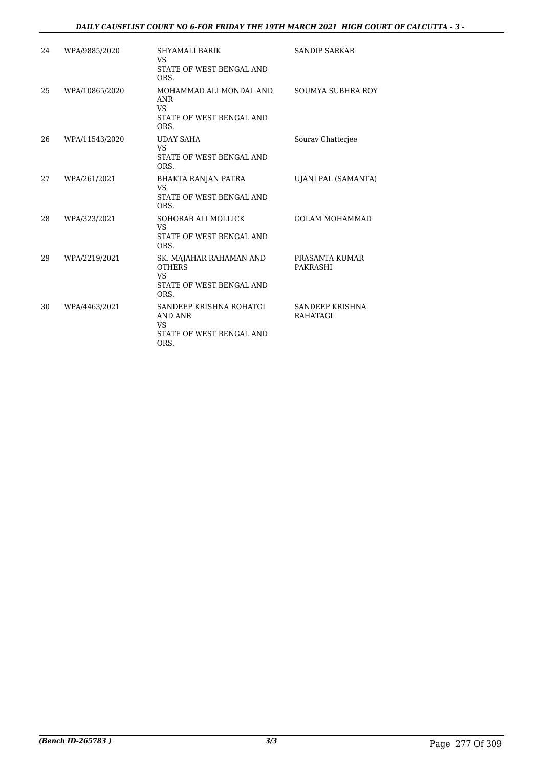| 24 | WPA/9885/2020 | SHYAMALI BARIK<br>VS<br>STATE OF WEST BENGAL AND ORS. | SANDIP SARKAR |
|---|---|---|---|
| 25 | WPA/10865/2020 | MOHAMMAD ALI MONDAL AND ANR<br>VS<br>STATE OF WEST BENGAL AND ORS. | SOUMYA SUBHRA ROY |
| 26 | WPA/11543/2020 | UDAY SAHA<br>VS<br>STATE OF WEST BENGAL AND ORS. | Sourav Chatterjee |
| 27 | WPA/261/2021 | BHAKTA RANJAN PATRA<br>VS<br>STATE OF WEST BENGAL AND ORS. | UJANI PAL (SAMANTA) |
| 28 | WPA/323/2021 | SOHORAB ALI MOLLICK<br>VS<br>STATE OF WEST BENGAL AND ORS. | GOLAM MOHAMMAD |
| 29 | WPA/2219/2021 | SK. MAJAHAR RAHAMAN AND OTHERS<br>VS<br>STATE OF WEST BENGAL AND ORS. | PRASANTA KUMAR PAKRASHI |
| 30 | WPA/4463/2021 | SANDEEP KRISHNA ROHATGI AND ANR<br>VS<br>STATE OF WEST BENGAL AND ORS. | SANDEEP KRISHNA RAHATAGI |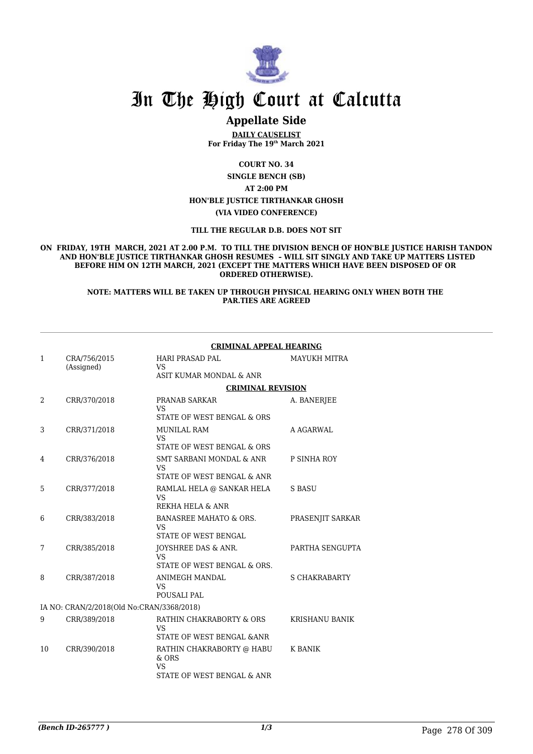# In The High Court at Calcutta

## Appellate Side

**DAILY CAUSELIST**
**For Friday The 19th March 2021**

**COURT NO. 34**

**SINGLE BENCH (SB)**

**AT 2:00 PM**

**HON'BLE JUSTICE TIRTHANKAR GHOSH**

**(VIA VIDEO CONFERENCE)**

**TILL THE REGULAR D.B. DOES NOT SIT**

**ON FRIDAY, 19TH MARCH, 2021 AT 2.00 P.M. TO TILL THE DIVISION BENCH OF HON'BLE JUSTICE HARISH TANDON AND HON'BLE JUSTICE TIRTHANKAR GHOSH RESUMES – WILL SIT SINGLY AND TAKE UP MATTERS LISTED BEFORE HIM ON 12TH MARCH, 2021 (EXCEPT THE MATTERS WHICH HAVE BEEN DISPOSED OF OR ORDERED OTHERWISE).**

**NOTE: MATTERS WILL BE TAKEN UP THROUGH PHYSICAL HEARING ONLY WHEN BOTH THE PAR.TIES ARE AGREED**

**CRIMINAL APPEAL HEARING**

| | | | |
|---|---|---|---|
| 1 | CRA/756/2015 (Assigned) | HARI PRASAD PAL<br>VS<br>ASIT KUMAR MONDAL & ANR | MAYUKH MITRA |

**CRIMINAL REVISION**

| | | | |
|---|---|---|---|
| 2 | CRR/370/2018 | PRANAB SARKAR<br>VS<br>STATE OF WEST BENGAL & ORS | A. BANERJEE |
| 3 | CRR/371/2018 | MUNILAL RAM<br>VS<br>STATE OF WEST BENGAL & ORS | A AGARWAL |
| 4 | CRR/376/2018 | SMT SARBANI MONDAL & ANR<br>VS<br>STATE OF WEST BENGAL & ANR | P SINHA ROY |
| 5 | CRR/377/2018 | RAMLAL HELA @ SANKAR HELA<br>VS<br>REKHA HELA & ANR | S BASU |
| 6 | CRR/383/2018 | BANASREE MAHATO & ORS.<br>VS<br>STATE OF WEST BENGAL | PRASENJIT SARKAR |
| 7 | CRR/385/2018 | JOYSHREE DAS & ANR.<br>VS<br>STATE OF WEST BENGAL & ORS. | PARTHA SENGUPTA |
| 8 | CRR/387/2018 | ANIMEGH MANDAL<br>VS<br>POUSALI PAL | S CHAKRABARTY |
| | IA NO: CRAN/2/2018(Old No:CRAN/3368/2018) | | |
| 9 | CRR/389/2018 | RATHIN CHAKRABORTY & ORS<br>VS<br>STATE OF WEST BENGAL &ANR | KRISHANU BANIK |
| 10 | CRR/390/2018 | RATHIN CHAKRABORTY @ HABU & ORS<br>VS<br>STATE OF WEST BENGAL & ANR | K BANIK |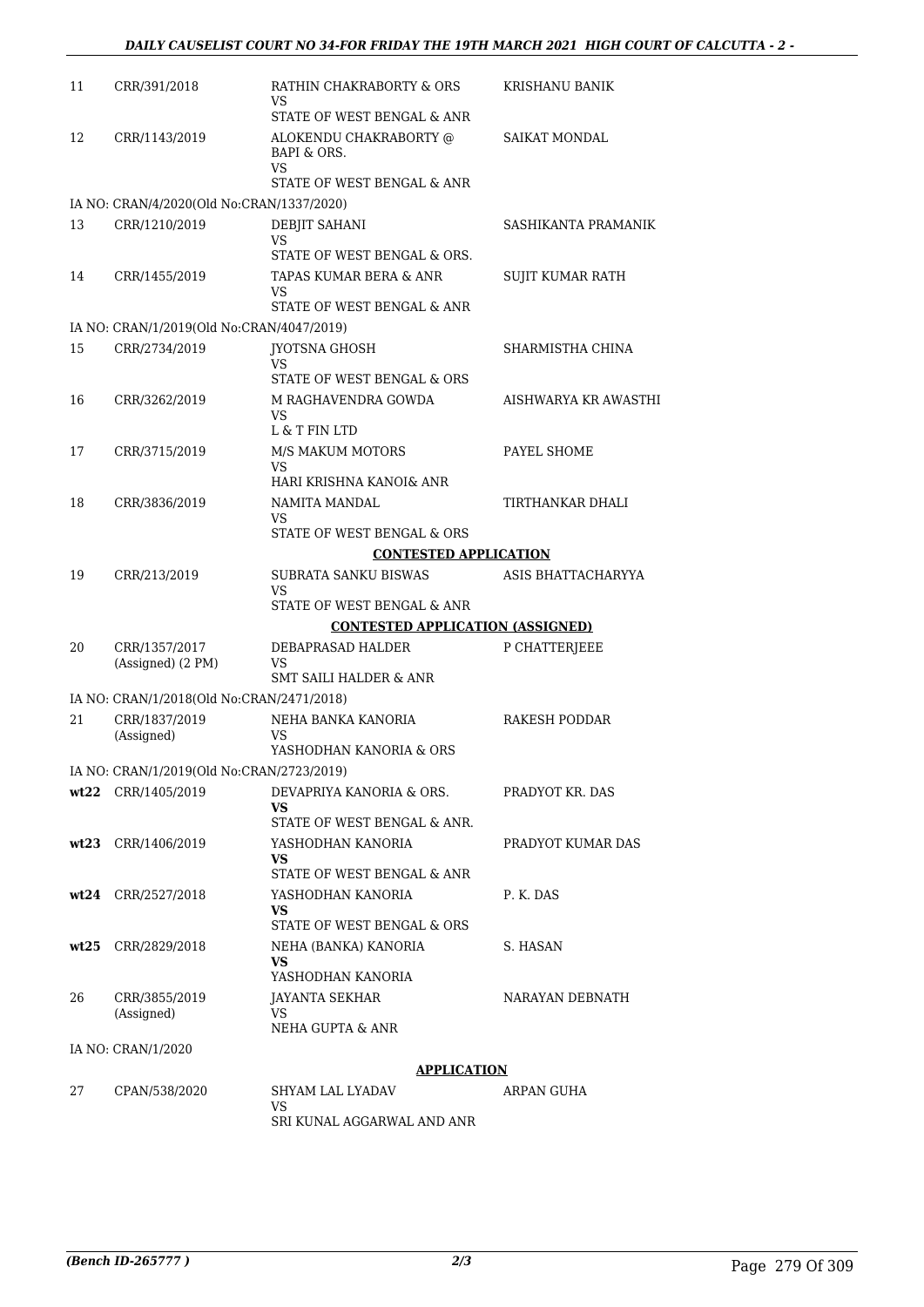| | | | |
|---|---|---|---|
| 11 | CRR/391/2018 | RATHIN CHAKRABORTY & ORS<br>VS<br>STATE OF WEST BENGAL & ANR | KRISHANU BANIK |
| 12 | CRR/1143/2019 | ALOKENDU CHAKRABORTY @ BAPI & ORS.<br>VS<br>STATE OF WEST BENGAL & ANR | SAIKAT MONDAL |
| | IA NO: CRAN/4/2020(Old No:CRAN/1337/2020) | | |
| 13 | CRR/1210/2019 | DEBJIT SAHANI<br>VS<br>STATE OF WEST BENGAL & ORS. | SASHIKANTA PRAMANIK |
| 14 | CRR/1455/2019 | TAPAS KUMAR BERA & ANR<br>VS<br>STATE OF WEST BENGAL & ANR | SUJIT KUMAR RATH |
| | IA NO: CRAN/1/2019(Old No:CRAN/4047/2019) | | |
| 15 | CRR/2734/2019 | JYOTSNA GHOSH<br>VS<br>STATE OF WEST BENGAL & ORS | SHARMISTHA CHINA |
| 16 | CRR/3262/2019 | M RAGHAVENDRA GOWDA<br>VS<br>L & T FIN LTD | AISHWARYA KR AWASTHI |
| 17 | CRR/3715/2019 | M/S MAKUM MOTORS<br>VS<br>HARI KRISHNA KANOI& ANR | PAYEL SHOME |
| 18 | CRR/3836/2019 | NAMITA MANDAL<br>VS<br>STATE OF WEST BENGAL & ORS | TIRTHANKAR DHALI |
| | | **CONTESTED APPLICATION** | |
| 19 | CRR/213/2019 | SUBRATA SANKU BISWAS<br>VS<br>STATE OF WEST BENGAL & ANR | ASIS BHATTACHARYYA |
| | | **CONTESTED APPLICATION (ASSIGNED)** | |
| 20 | CRR/1357/2017<br>(Assigned) (2 PM) | DEBAPRASAD HALDER<br>VS<br>SMT SAILI HALDER & ANR | P CHATTERJEEE |
| | IA NO: CRAN/1/2018(Old No:CRAN/2471/2018) | | |
| 21 | CRR/1837/2019<br>(Assigned) | NEHA BANKA KANORIA<br>VS<br>YASHODHAN KANORIA & ORS | RAKESH PODDAR |
| | IA NO: CRAN/1/2019(Old No:CRAN/2723/2019) | | |
| **wt22** | CRR/1405/2019 | DEVAPRIYA KANORIA & ORS.<br>**VS**<br>STATE OF WEST BENGAL & ANR. | PRADYOT KR. DAS |
| **wt23** | CRR/1406/2019 | YASHODHAN KANORIA<br>**VS**<br>STATE OF WEST BENGAL & ANR | PRADYOT KUMAR DAS |
| **wt24** | CRR/2527/2018 | YASHODHAN KANORIA<br>**VS**<br>STATE OF WEST BENGAL & ORS | P. K. DAS |
| **wt25** | CRR/2829/2018 | NEHA (BANKA) KANORIA<br>**VS**<br>YASHODHAN KANORIA | S. HASAN |
| 26 | CRR/3855/2019<br>(Assigned) | JAYANTA SEKHAR<br>VS<br>NEHA GUPTA & ANR | NARAYAN DEBNATH |
| | IA NO: CRAN/1/2020 | | |
| | | **APPLICATION** | |
| 27 | CPAN/538/2020 | SHYAM LAL LYADAV<br>VS<br>SRI KUNAL AGGARWAL AND ANR | ARPAN GUHA |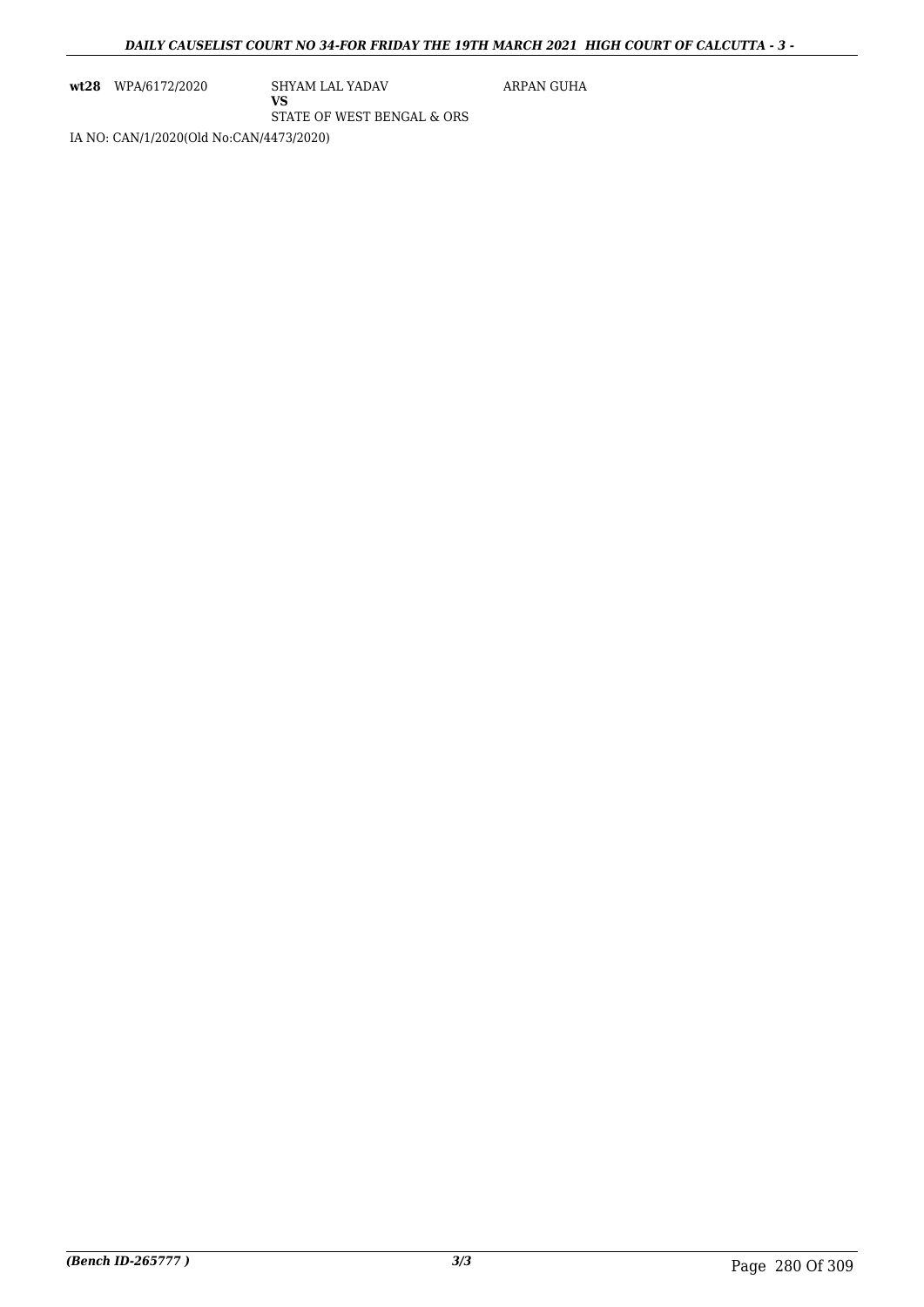| | | | |
|---|---|---|---|
| **wt28** | WPA/6172/2020 | SHYAM LAL YADAV<br>**VS**<br>STATE OF WEST BENGAL & ORS | ARPAN GUHA |

IA NO: CAN/1/2020(Old No:CAN/4473/2020)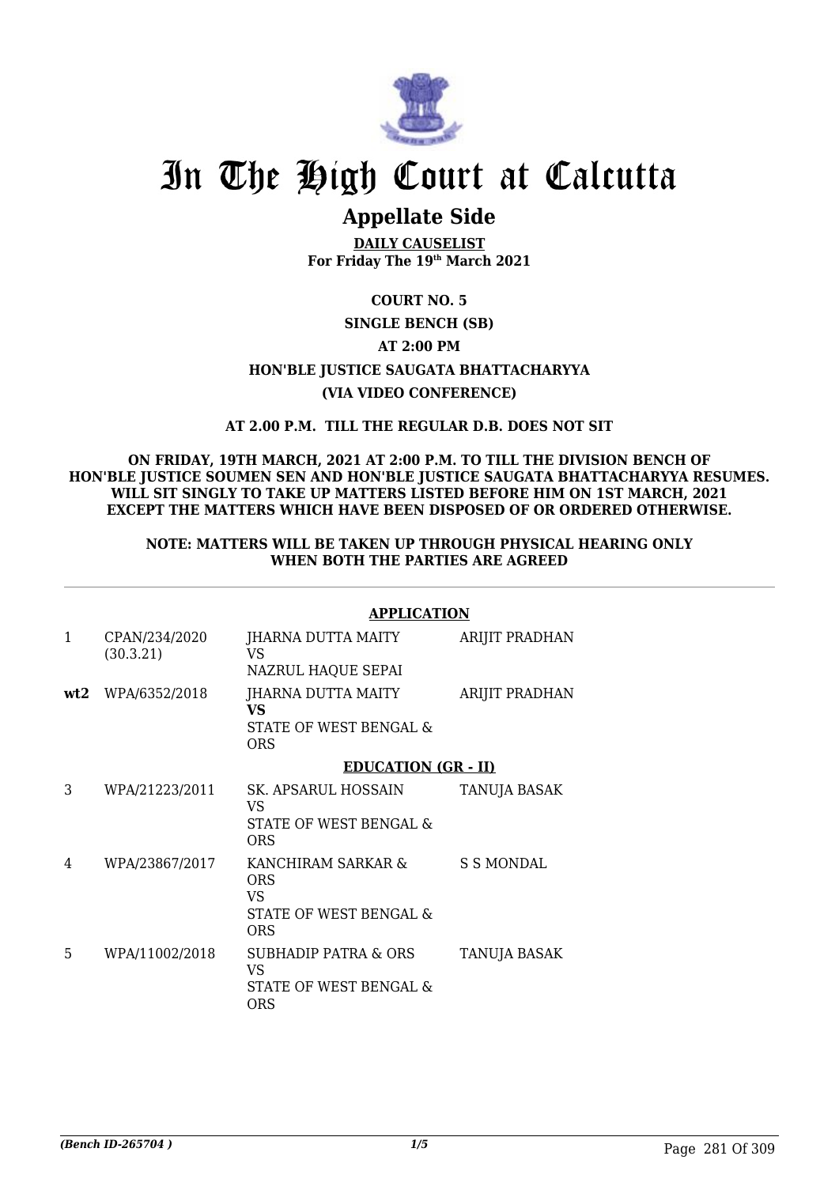# In The High Court at Calcutta

## Appellate Side

**DAILY CAUSELIST**
**For Friday The 19th March 2021**

**COURT NO. 5**

**SINGLE BENCH (SB)**

**AT 2:00 PM**

**HON'BLE JUSTICE SAUGATA BHATTACHARYYA**

**(VIA VIDEO CONFERENCE)**

**AT 2.00 P.M. TILL THE REGULAR D.B. DOES NOT SIT**

**ON FRIDAY, 19TH MARCH, 2021 AT 2:00 P.M. TO TILL THE DIVISION BENCH OF HON'BLE JUSTICE SOUMEN SEN AND HON'BLE JUSTICE SAUGATA BHATTACHARYYA RESUMES. WILL SIT SINGLY TO TAKE UP MATTERS LISTED BEFORE HIM ON 1ST MARCH, 2021 EXCEPT THE MATTERS WHICH HAVE BEEN DISPOSED OF OR ORDERED OTHERWISE.**

**NOTE: MATTERS WILL BE TAKEN UP THROUGH PHYSICAL HEARING ONLY WHEN BOTH THE PARTIES ARE AGREED**

**APPLICATION**

| | | | |
|---|---|---|---|
| 1 | CPAN/234/2020 (30.3.21) | JHARNA DUTTA MAITY VS NAZRUL HAQUE SEPAI | ARIJIT PRADHAN |
| **wt2** | WPA/6352/2018 | JHARNA DUTTA MAITY **VS** STATE OF WEST BENGAL & ORS | ARIJIT PRADHAN |

**EDUCATION (GR - II)**

| | | | |
|---|---|---|---|
| 3 | WPA/21223/2011 | SK. APSARUL HOSSAIN VS STATE OF WEST BENGAL & ORS | TANUJA BASAK |
| 4 | WPA/23867/2017 | KANCHIRAM SARKAR & ORS VS STATE OF WEST BENGAL & ORS | S S MONDAL |
| 5 | WPA/11002/2018 | SUBHADIP PATRA & ORS VS STATE OF WEST BENGAL & ORS | TANUJA BASAK |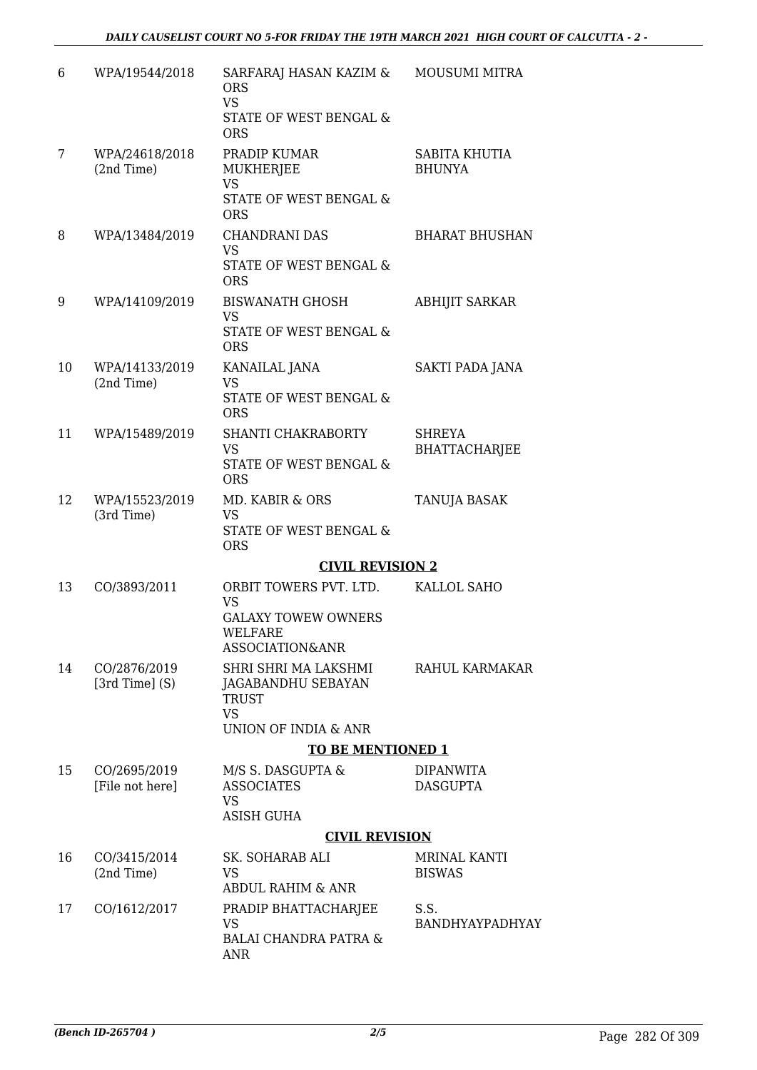| | | | |
|---|---|---|---|
| 6 | WPA/19544/2018 | SARFARAJ HASAN KAZIM & ORS<br>VS<br>STATE OF WEST BENGAL & ORS | MOUSUMI MITRA |
| 7 | WPA/24618/2018<br>(2nd Time) | PRADIP KUMAR MUKHERJEE<br>VS<br>STATE OF WEST BENGAL & ORS | SABITA KHUTIA BHUNYA |
| 8 | WPA/13484/2019 | CHANDRANI DAS<br>VS<br>STATE OF WEST BENGAL & ORS | BHARAT BHUSHAN |
| 9 | WPA/14109/2019 | BISWANATH GHOSH<br>VS<br>STATE OF WEST BENGAL & ORS | ABHIJIT SARKAR |
| 10 | WPA/14133/2019<br>(2nd Time) | KANAILAL JANA<br>VS<br>STATE OF WEST BENGAL & ORS | SAKTI PADA JANA |
| 11 | WPA/15489/2019 | SHANTI CHAKRABORTY<br>VS<br>STATE OF WEST BENGAL & ORS | SHREYA BHATTACHARJEE |
| 12 | WPA/15523/2019<br>(3rd Time) | MD. KABIR & ORS<br>VS<br>STATE OF WEST BENGAL & ORS | TANUJA BASAK |

**CIVIL REVISION 2**

| | | | |
|---|---|---|---|
| 13 | CO/3893/2011 | ORBIT TOWERS PVT. LTD.<br>VS<br>GALAXY TOWEW OWNERS WELFARE ASSOCIATION&ANR | KALLOL SAHO |
| 14 | CO/2876/2019<br>[3rd Time] (S) | SHRI SHRI MA LAKSHMI JAGABANDHU SEBAYAN TRUST<br>VS<br>UNION OF INDIA & ANR | RAHUL KARMAKAR |

**TO BE MENTIONED 1**

| | | | |
|---|---|---|---|
| 15 | CO/2695/2019<br>[File not here] | M/S S. DASGUPTA & ASSOCIATES<br>VS<br>ASISH GUHA | DIPANWITA DASGUPTA |

**CIVIL REVISION**

| | | | |
|---|---|---|---|
| 16 | CO/3415/2014<br>(2nd Time) | SK. SOHARAB ALI<br>VS<br>ABDUL RAHIM & ANR | MRINAL KANTI BISWAS |
| 17 | CO/1612/2017 | PRADIP BHATTACHARJEE<br>VS<br>BALAI CHANDRA PATRA & ANR | S.S. BANDHYAYPADHYAY |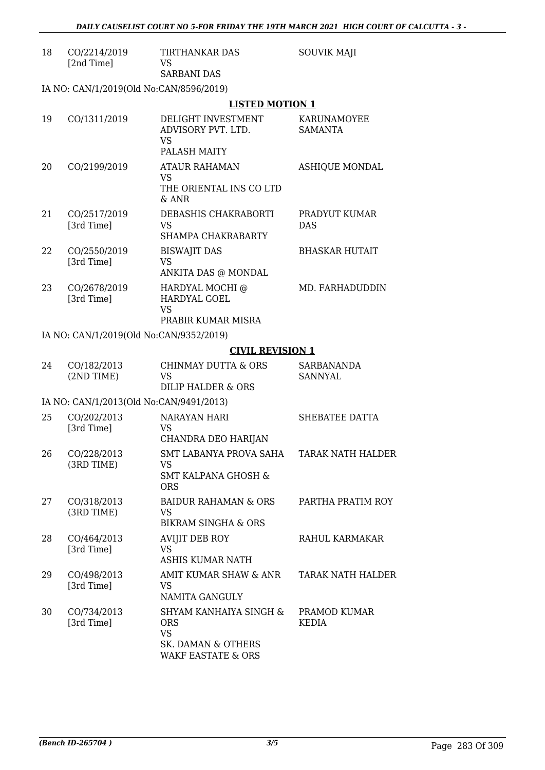| | | | |
|---|---|---|---|
| 18 | CO/2214/2019 [2nd Time] | TIRTHANKAR DAS VS SARBANI DAS | SOUVIK MAJI |

IA NO: CAN/1/2019(Old No:CAN/8596/2019)

**LISTED MOTION 1**

| | | | |
|---|---|---|---|
| 19 | CO/1311/2019 | DELIGHT INVESTMENT ADVISORY PVT. LTD. VS PALASH MAITY | KARUNAMOYEE SAMANTA |
| 20 | CO/2199/2019 | ATAUR RAHAMAN VS THE ORIENTAL INS CO LTD & ANR | ASHIQUE MONDAL |
| 21 | CO/2517/2019 [3rd Time] | DEBASHIS CHAKRABORTI VS SHAMPA CHAKRABARTY | PRADYUT KUMAR DAS |
| 22 | CO/2550/2019 [3rd Time] | BISWAJIT DAS VS ANKITA DAS @ MONDAL | BHASKAR HUTAIT |
| 23 | CO/2678/2019 [3rd Time] | HARDYAL MOCHI @ HARDYAL GOEL VS PRABIR KUMAR MISRA | MD. FARHADUDDIN |

IA NO: CAN/1/2019(Old No:CAN/9352/2019)

**CIVIL REVISION 1**

| | | | |
|---|---|---|---|
| 24 | CO/182/2013 (2ND TIME) | CHINMAY DUTTA & ORS VS DILIP HALDER & ORS | SARBANANDA SANNYAL |

IA NO: CAN/1/2013(Old No:CAN/9491/2013)

| | | | |
|---|---|---|---|
| 25 | CO/202/2013 [3rd Time] | NARAYAN HARI VS CHANDRA DEO HARIJAN | SHEBATEE DATTA |
| 26 | CO/228/2013 (3RD TIME) | SMT LABANYA PROVA SAHA VS SMT KALPANA GHOSH & ORS | TARAK NATH HALDER |
| 27 | CO/318/2013 (3RD TIME) | BAIDUR RAHAMAN & ORS VS BIKRAM SINGHA & ORS | PARTHA PRATIM ROY |
| 28 | CO/464/2013 [3rd Time] | AVIJIT DEB ROY VS ASHIS KUMAR NATH | RAHUL KARMAKAR |
| 29 | CO/498/2013 [3rd Time] | AMIT KUMAR SHAW & ANR VS NAMITA GANGULY | TARAK NATH HALDER |
| 30 | CO/734/2013 [3rd Time] | SHYAM KANHAIYA SINGH & ORS VS SK. DAMAN & OTHERS WAKF EASTATE & ORS | PRAMOD KUMAR KEDIA |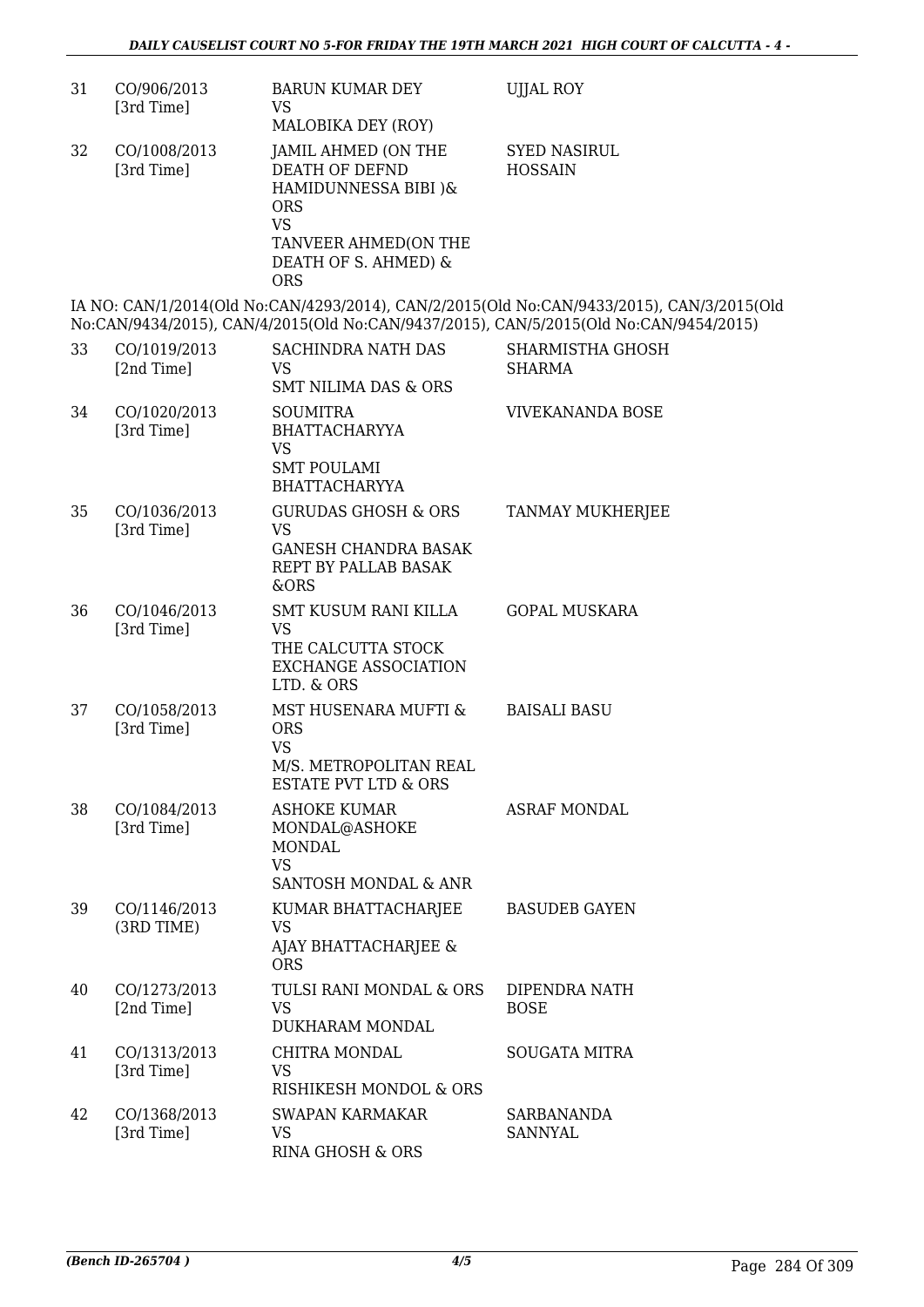| 31 | CO/906/2013 [3rd Time] | BARUN KUMAR DEY VS MALOBIKA DEY (ROY) | UJJAL ROY |
|---|---|---|---|
| 32 | CO/1008/2013 [3rd Time] | JAMIL AHMED (ON THE DEATH OF DEFND HAMIDUNNESSA BIBI )& ORS VS TANVEER AHMED(ON THE DEATH OF S. AHMED) & ORS | SYED NASIRUL HOSSAIN |

IA NO: CAN/1/2014(Old No:CAN/4293/2014), CAN/2/2015(Old No:CAN/9433/2015), CAN/3/2015(Old No:CAN/9434/2015), CAN/4/2015(Old No:CAN/9437/2015), CAN/5/2015(Old No:CAN/9454/2015)

| 33 | CO/1019/2013 [2nd Time] | SACHINDRA NATH DAS VS SMT NILIMA DAS & ORS | SHARMISTHA GHOSH SHARMA |
|---|---|---|---|
| 34 | CO/1020/2013 [3rd Time] | SOUMITRA BHATTACHARYYA VS SMT POULAMI BHATTACHARYYA | VIVEKANANDA BOSE |
| 35 | CO/1036/2013 [3rd Time] | GURUDAS GHOSH & ORS VS GANESH CHANDRA BASAK REPT BY PALLAB BASAK &ORS | TANMAY MUKHERJEE |
| 36 | CO/1046/2013 [3rd Time] | SMT KUSUM RANI KILLA VS THE CALCUTTA STOCK EXCHANGE ASSOCIATION LTD. & ORS | GOPAL MUSKARA |
| 37 | CO/1058/2013 [3rd Time] | MST HUSENARA MUFTI & ORS VS M/S. METROPOLITAN REAL ESTATE PVT LTD & ORS | BAISALI BASU |
| 38 | CO/1084/2013 [3rd Time] | ASHOKE KUMAR MONDAL@ASHOKE MONDAL VS SANTOSH MONDAL & ANR | ASRAF MONDAL |
| 39 | CO/1146/2013 (3RD TIME) | KUMAR BHATTACHARJEE VS AJAY BHATTACHARJEE & ORS | BASUDEB GAYEN |
| 40 | CO/1273/2013 [2nd Time] | TULSI RANI MONDAL & ORS VS DUKHARAM MONDAL | DIPENDRA NATH BOSE |
| 41 | CO/1313/2013 [3rd Time] | CHITRA MONDAL VS RISHIKESH MONDOL & ORS | SOUGATA MITRA |
| 42 | CO/1368/2013 [3rd Time] | SWAPAN KARMAKAR VS RINA GHOSH & ORS | SARBANANDA SANNYAL |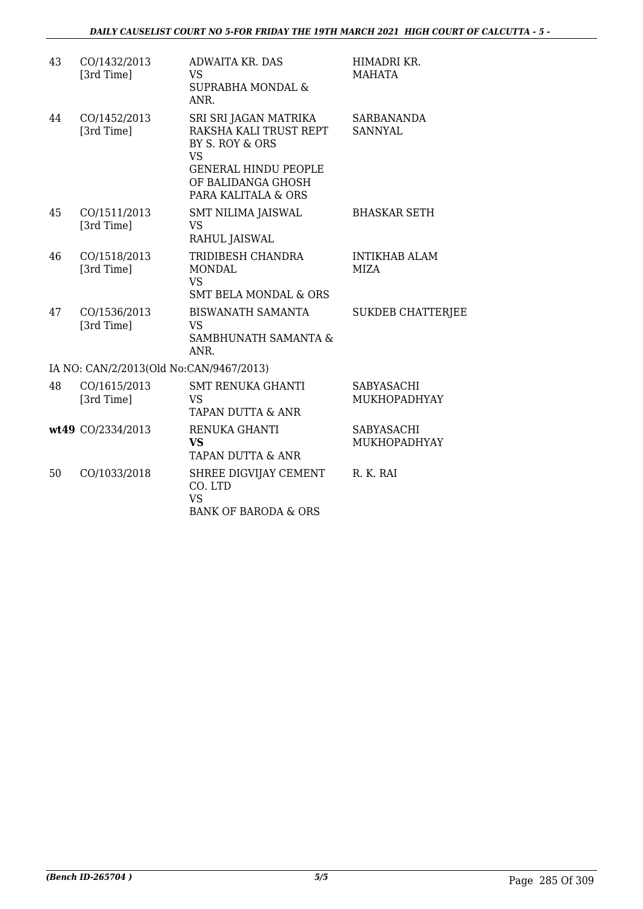| | | | |
|---|---|---|---|
| 43 | CO/1432/2013 [3rd Time] | ADWAITA KR. DAS VS SUPRABHA MONDAL & ANR. | HIMADRI KR. MAHATA |
| 44 | CO/1452/2013 [3rd Time] | SRI SRI JAGAN MATRIKA RAKSHA KALI TRUST REPT BY S. ROY & ORS VS GENERAL HINDU PEOPLE OF BALIDANGA GHOSH PARA KALITALA & ORS | SARBANANDA SANNYAL |
| 45 | CO/1511/2013 [3rd Time] | SMT NILIMA JAISWAL VS RAHUL JAISWAL | BHASKAR SETH |
| 46 | CO/1518/2013 [3rd Time] | TRIDIBESH CHANDRA MONDAL VS SMT BELA MONDAL & ORS | INTIKHAB ALAM MIZA |
| 47 | CO/1536/2013 [3rd Time] | BISWANATH SAMANTA VS SAMBHUNATH SAMANTA & ANR. | SUKDEB CHATTERJEE |

IA NO: CAN/2/2013(Old No:CAN/9467/2013)

| | | | |
|---|---|---|---|
| 48 | CO/1615/2013 [3rd Time] | SMT RENUKA GHANTI VS TAPAN DUTTA & ANR | SABYASACHI MUKHOPADHYAY |
| **wt49** | CO/2334/2013 | RENUKA GHANTI **VS** TAPAN DUTTA & ANR | SABYASACHI MUKHOPADHYAY |
| 50 | CO/1033/2018 | SHREE DIGVIJAY CEMENT CO. LTD VS BANK OF BARODA & ORS | R. K. RAI |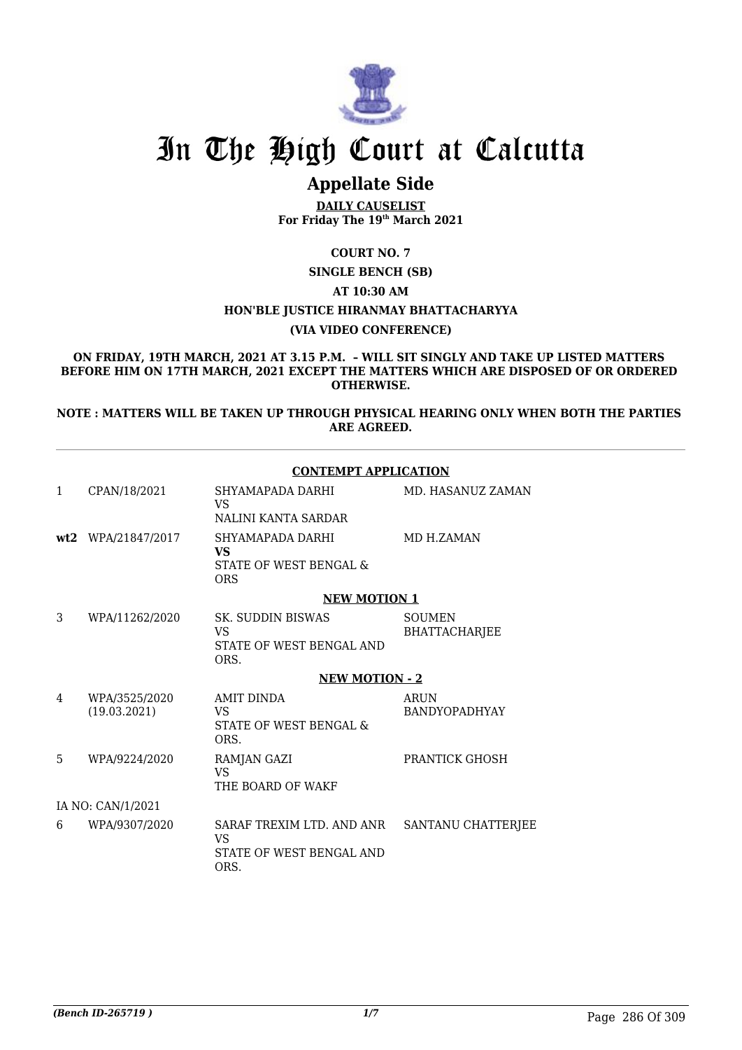# In The High Court at Calcutta

## Appellate Side

**DAILY CAUSELIST**
**For Friday The 19th March 2021**

**COURT NO. 7**

**SINGLE BENCH (SB)**

**AT 10:30 AM**

**HON'BLE JUSTICE HIRANMAY BHATTACHARYYA**

**(VIA VIDEO CONFERENCE)**

**ON FRIDAY, 19TH MARCH, 2021 AT 3.15 P.M. – WILL SIT SINGLY AND TAKE UP LISTED MATTERS BEFORE HIM ON 17TH MARCH, 2021 EXCEPT THE MATTERS WHICH ARE DISPOSED OF OR ORDERED OTHERWISE.**

**NOTE : MATTERS WILL BE TAKEN UP THROUGH PHYSICAL HEARING ONLY WHEN BOTH THE PARTIES ARE AGREED.**

**CONTEMPT APPLICATION**

| | | | |
|---|---|---|---|
| 1 | CPAN/18/2021 | SHYAMAPADA DARHI<br>VS<br>NALINI KANTA SARDAR | MD. HASANUZ ZAMAN |
| **wt2** | WPA/21847/2017 | SHYAMAPADA DARHI<br>**VS**<br>STATE OF WEST BENGAL & ORS | MD H.ZAMAN |

**NEW MOTION 1**

| | | | |
|---|---|---|---|
| 3 | WPA/11262/2020 | SK. SUDDIN BISWAS<br>VS<br>STATE OF WEST BENGAL AND ORS. | SOUMEN BHATTACHARJEE |

**NEW MOTION - 2**

| | | | |
|---|---|---|---|
| 4 | WPA/3525/2020<br>(19.03.2021) | AMIT DINDA<br>VS<br>STATE OF WEST BENGAL & ORS. | ARUN BANDYOPADHYAY |
| 5 | WPA/9224/2020 | RAMJAN GAZI<br>VS<br>THE BOARD OF WAKF | PRANTICK GHOSH |
| IA NO: CAN/1/2021 | | | |
| 6 | WPA/9307/2020 | SARAF TREXIM LTD. AND ANR<br>VS<br>STATE OF WEST BENGAL AND ORS. | SANTANU CHATTERJEE |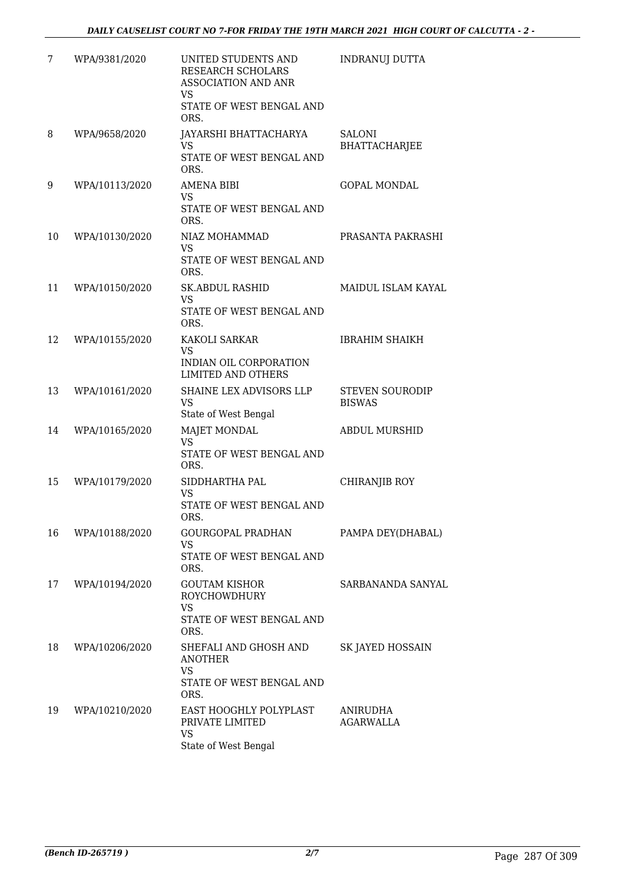| 7 | WPA/9381/2020 | UNITED STUDENTS AND RESEARCH SCHOLARS ASSOCIATION AND ANR VS STATE OF WEST BENGAL AND ORS. | INDRANUJ DUTTA |
|---|---|---|---|
| 8 | WPA/9658/2020 | JAYARSHI BHATTACHARYA VS STATE OF WEST BENGAL AND ORS. | SALONI BHATTACHARJEE |
| 9 | WPA/10113/2020 | AMENA BIBI VS STATE OF WEST BENGAL AND ORS. | GOPAL MONDAL |
| 10 | WPA/10130/2020 | NIAZ MOHAMMAD VS STATE OF WEST BENGAL AND ORS. | PRASANTA PAKRASHI |
| 11 | WPA/10150/2020 | SK.ABDUL RASHID VS STATE OF WEST BENGAL AND ORS. | MAIDUL ISLAM KAYAL |
| 12 | WPA/10155/2020 | KAKOLI SARKAR VS INDIAN OIL CORPORATION LIMITED AND OTHERS | IBRAHIM SHAIKH |
| 13 | WPA/10161/2020 | SHAINE LEX ADVISORS LLP VS State of West Bengal | STEVEN SOURODIP BISWAS |
| 14 | WPA/10165/2020 | MAJET MONDAL VS STATE OF WEST BENGAL AND ORS. | ABDUL MURSHID |
| 15 | WPA/10179/2020 | SIDDHARTHA PAL VS STATE OF WEST BENGAL AND ORS. | CHIRANJIB ROY |
| 16 | WPA/10188/2020 | GOURGOPAL PRADHAN VS STATE OF WEST BENGAL AND ORS. | PAMPA DEY(DHABAL) |
| 17 | WPA/10194/2020 | GOUTAM KISHOR ROYCHOWDHURY VS STATE OF WEST BENGAL AND ORS. | SARBANANDA SANYAL |
| 18 | WPA/10206/2020 | SHEFALI AND GHOSH AND ANOTHER VS STATE OF WEST BENGAL AND ORS. | SK JAYED HOSSAIN |
| 19 | WPA/10210/2020 | EAST HOOGHLY POLYPLAST PRIVATE LIMITED VS State of West Bengal | ANIRUDHA AGARWALLA |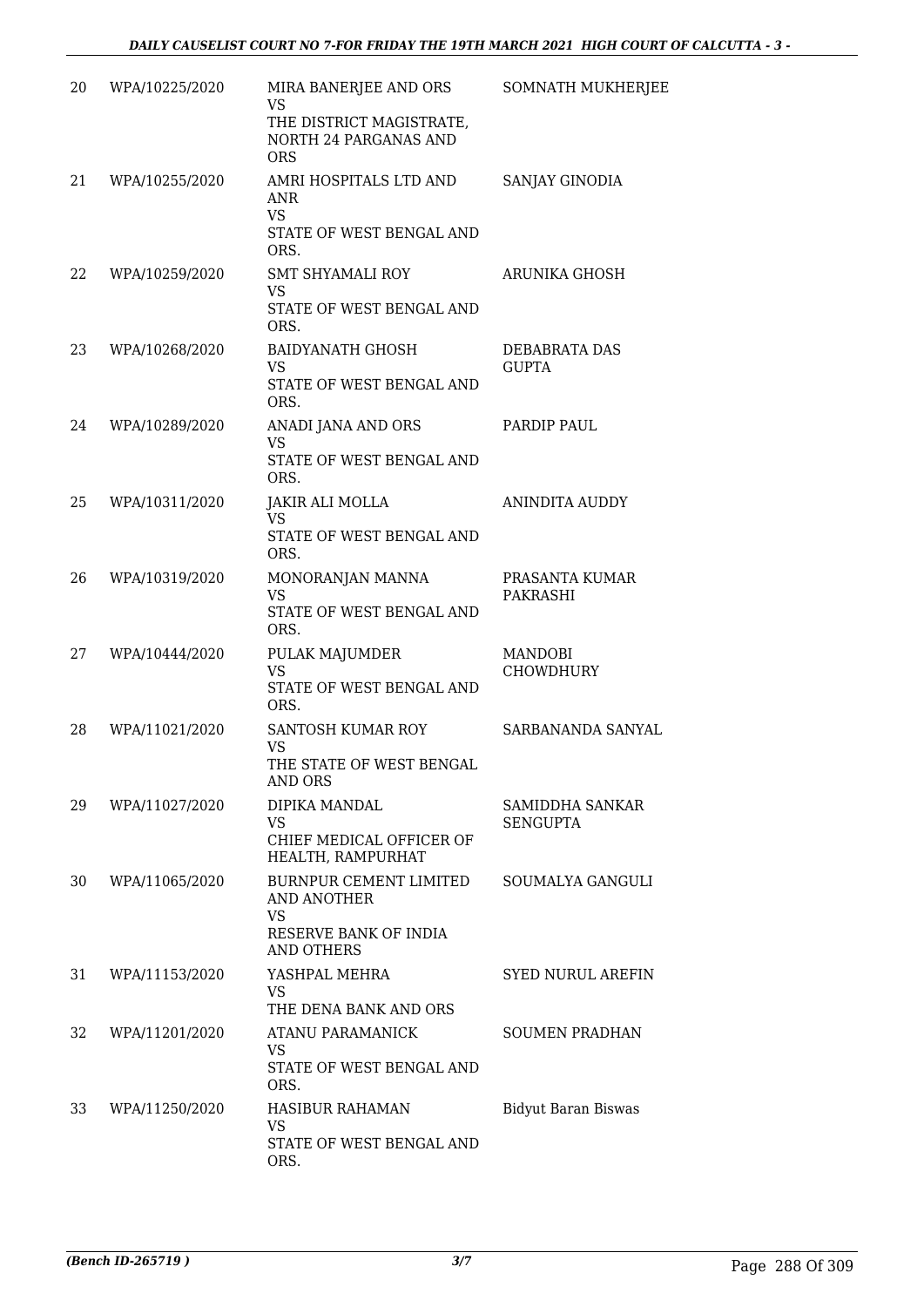| 20 | WPA/10225/2020 | MIRA BANERJEE AND ORS<br>VS<br>THE DISTRICT MAGISTRATE, NORTH 24 PARGANAS AND ORS | SOMNATH MUKHERJEE |
|---|---|---|---|
| 21 | WPA/10255/2020 | AMRI HOSPITALS LTD AND ANR<br>VS<br>STATE OF WEST BENGAL AND ORS. | SANJAY GINODIA |
| 22 | WPA/10259/2020 | SMT SHYAMALI ROY<br>VS<br>STATE OF WEST BENGAL AND ORS. | ARUNIKA GHOSH |
| 23 | WPA/10268/2020 | BAIDYANATH GHOSH<br>VS<br>STATE OF WEST BENGAL AND ORS. | DEBABRATA DAS GUPTA |
| 24 | WPA/10289/2020 | ANADI JANA AND ORS<br>VS<br>STATE OF WEST BENGAL AND ORS. | PARDIP PAUL |
| 25 | WPA/10311/2020 | JAKIR ALI MOLLA<br>VS<br>STATE OF WEST BENGAL AND ORS. | ANINDITA AUDDY |
| 26 | WPA/10319/2020 | MONORANJAN MANNA<br>VS<br>STATE OF WEST BENGAL AND ORS. | PRASANTA KUMAR PAKRASHI |
| 27 | WPA/10444/2020 | PULAK MAJUMDER<br>VS<br>STATE OF WEST BENGAL AND ORS. | MANDOBI CHOWDHURY |
| 28 | WPA/11021/2020 | SANTOSH KUMAR ROY<br>VS<br>THE STATE OF WEST BENGAL AND ORS | SARBANANDA SANYAL |
| 29 | WPA/11027/2020 | DIPIKA MANDAL<br>VS<br>CHIEF MEDICAL OFFICER OF HEALTH, RAMPURHAT | SAMIDDHA SANKAR SENGUPTA |
| 30 | WPA/11065/2020 | BURNPUR CEMENT LIMITED AND ANOTHER<br>VS<br>RESERVE BANK OF INDIA AND OTHERS | SOUMALYA GANGULI |
| 31 | WPA/11153/2020 | YASHPAL MEHRA<br>VS<br>THE DENA BANK AND ORS | SYED NURUL AREFIN |
| 32 | WPA/11201/2020 | ATANU PARAMANICK<br>VS<br>STATE OF WEST BENGAL AND ORS. | SOUMEN PRADHAN |
| 33 | WPA/11250/2020 | HASIBUR RAHAMAN<br>VS<br>STATE OF WEST BENGAL AND ORS. | Bidyut Baran Biswas |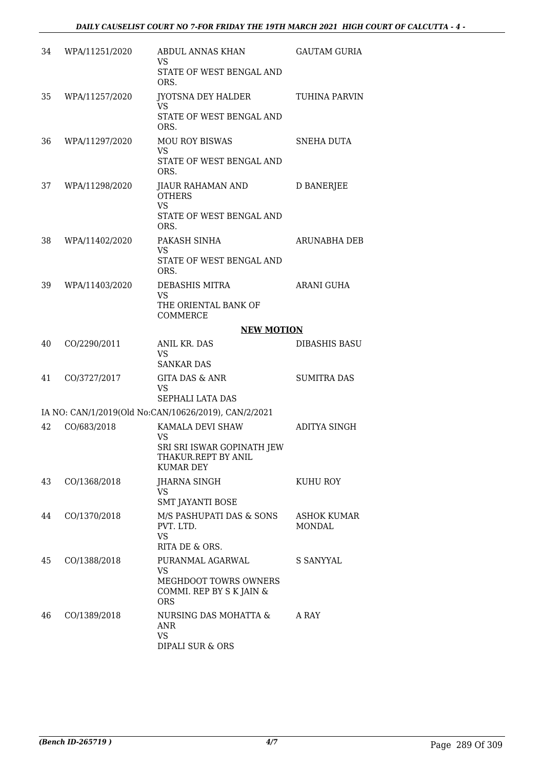| | | | |
|---|---|---|---|
| 34 | WPA/11251/2020 | ABDUL ANNAS KHAN<br>VS<br>STATE OF WEST BENGAL AND ORS. | GAUTAM GURIA |
| 35 | WPA/11257/2020 | JYOTSNA DEY HALDER<br>VS<br>STATE OF WEST BENGAL AND ORS. | TUHINA PARVIN |
| 36 | WPA/11297/2020 | MOU ROY BISWAS<br>VS<br>STATE OF WEST BENGAL AND ORS. | SNEHA DUTA |
| 37 | WPA/11298/2020 | JIAUR RAHAMAN AND OTHERS<br>VS<br>STATE OF WEST BENGAL AND ORS. | D BANERJEE |
| 38 | WPA/11402/2020 | PAKASH SINHA<br>VS<br>STATE OF WEST BENGAL AND ORS. | ARUNABHA DEB |
| 39 | WPA/11403/2020 | DEBASHIS MITRA<br>VS<br>THE ORIENTAL BANK OF COMMERCE | ARANI GUHA |

**NEW MOTION**

| | | | |
|---|---|---|---|
| 40 | CO/2290/2011 | ANIL KR. DAS<br>VS<br>SANKAR DAS | DIBASHIS BASU |
| 41 | CO/3727/2017 | GITA DAS & ANR<br>VS<br>SEPHALI LATA DAS | SUMITRA DAS |
| | IA NO: CAN/1/2019(Old No:CAN/10626/2019), CAN/2/2021 | | |
| 42 | CO/683/2018 | KAMALA DEVI SHAW<br>VS<br>SRI SRI ISWAR GOPINATH JEW THAKUR.REPT BY ANIL KUMAR DEY | ADITYA SINGH |
| 43 | CO/1368/2018 | JHARNA SINGH<br>VS<br>SMT JAYANTI BOSE | KUHU ROY |
| 44 | CO/1370/2018 | M/S PASHUPATI DAS & SONS PVT. LTD.<br>VS<br>RITA DE & ORS. | ASHOK KUMAR MONDAL |
| 45 | CO/1388/2018 | PURANMAL AGARWAL<br>VS<br>MEGHDOOT TOWRS OWNERS COMMI. REP BY S K JAIN & ORS | S SANYYAL |
| 46 | CO/1389/2018 | NURSING DAS MOHATTA & ANR<br>VS<br>DIPALI SUR & ORS | A RAY |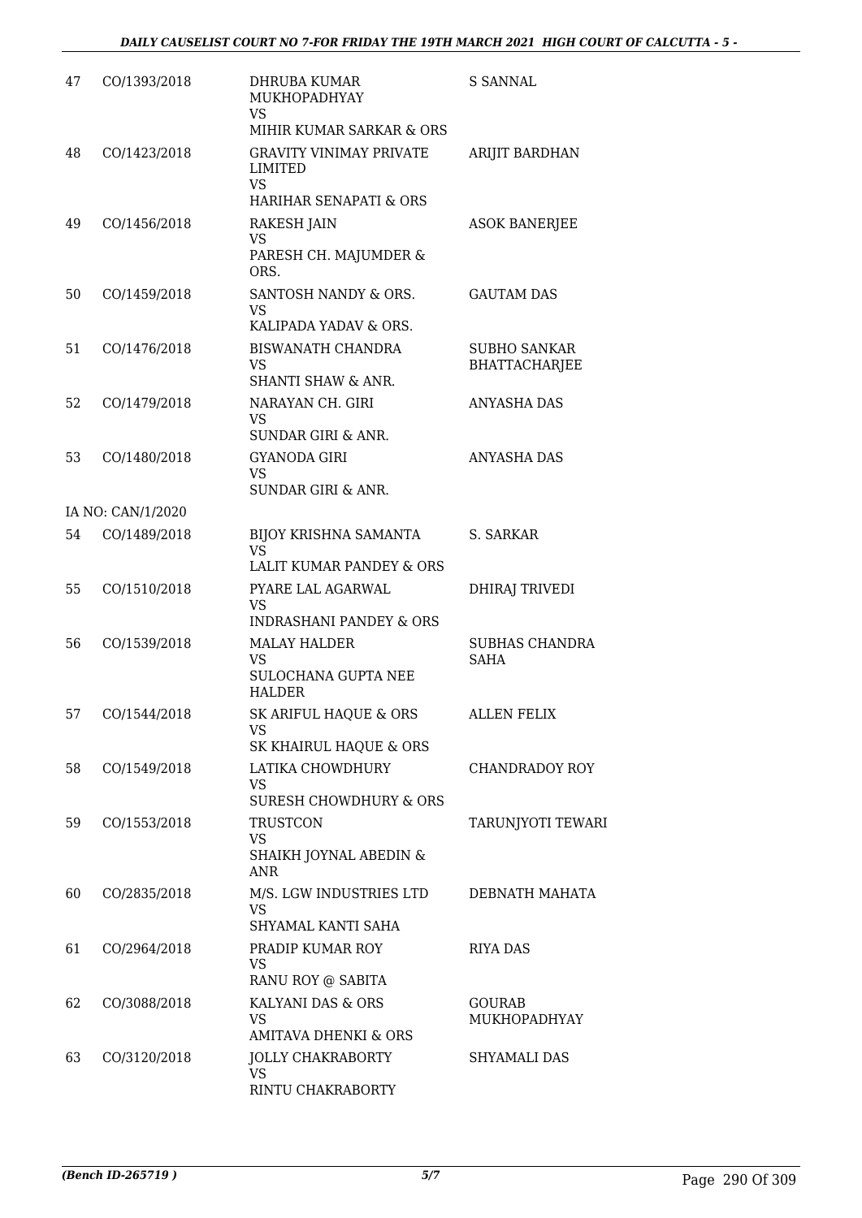| | | | |
|---|---|---|---|
| 47 | CO/1393/2018 | DHRUBA KUMAR MUKHOPADHYAY<br>VS<br>MIHIR KUMAR SARKAR & ORS | S SANNAL |
| 48 | CO/1423/2018 | GRAVITY VINIMAY PRIVATE LIMITED<br>VS<br>HARIHAR SENAPATI & ORS | ARIJIT BARDHAN |
| 49 | CO/1456/2018 | RAKESH JAIN<br>VS<br>PARESH CH. MAJUMDER & ORS. | ASOK BANERJEE |
| 50 | CO/1459/2018 | SANTOSH NANDY & ORS.<br>VS<br>KALIPADA YADAV & ORS. | GAUTAM DAS |
| 51 | CO/1476/2018 | BISWANATH CHANDRA<br>VS<br>SHANTI SHAW & ANR. | SUBHO SANKAR BHATTACHARJEE |
| 52 | CO/1479/2018 | NARAYAN CH. GIRI<br>VS<br>SUNDAR GIRI & ANR. | ANYASHA DAS |
| 53 | CO/1480/2018 | GYANODA GIRI<br>VS<br>SUNDAR GIRI & ANR. | ANYASHA DAS |
| | IA NO: CAN/1/2020 | | |
| 54 | CO/1489/2018 | BIJOY KRISHNA SAMANTA<br>VS<br>LALIT KUMAR PANDEY & ORS | S. SARKAR |
| 55 | CO/1510/2018 | PYARE LAL AGARWAL<br>VS<br>INDRASHANI PANDEY & ORS | DHIRAJ TRIVEDI |
| 56 | CO/1539/2018 | MALAY HALDER<br>VS<br>SULOCHANA GUPTA NEE HALDER | SUBHAS CHANDRA SAHA |
| 57 | CO/1544/2018 | SK ARIFUL HAQUE & ORS<br>VS<br>SK KHAIRUL HAQUE & ORS | ALLEN FELIX |
| 58 | CO/1549/2018 | LATIKA CHOWDHURY<br>VS<br>SURESH CHOWDHURY & ORS | CHANDRADOY ROY |
| 59 | CO/1553/2018 | TRUSTCON<br>VS<br>SHAIKH JOYNAL ABEDIN & ANR | TARUNJYOTI TEWARI |
| 60 | CO/2835/2018 | M/S. LGW INDUSTRIES LTD<br>VS<br>SHYAMAL KANTI SAHA | DEBNATH MAHATA |
| 61 | CO/2964/2018 | PRADIP KUMAR ROY<br>VS<br>RANU ROY @ SABITA | RIYA DAS |
| 62 | CO/3088/2018 | KALYANI DAS & ORS<br>VS<br>AMITAVA DHENKI & ORS | GOURAB MUKHOPADHYAY |
| 63 | CO/3120/2018 | JOLLY CHAKRABORTY<br>VS<br>RINTU CHAKRABORTY | SHYAMALI DAS |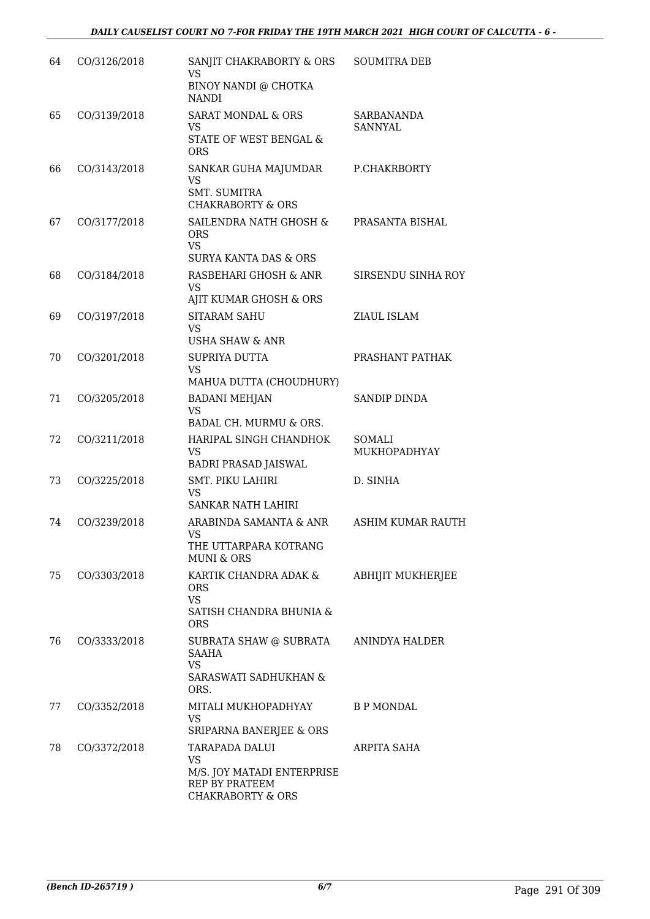| | | | |
|---|---|---|---|
| 64 | CO/3126/2018 | SANJIT CHAKRABORTY & ORS<br>VS<br>BINOY NANDI @ CHOTKA NANDI | SOUMITRA DEB |
| 65 | CO/3139/2018 | SARAT MONDAL & ORS<br>VS<br>STATE OF WEST BENGAL & ORS | SARBANANDA SANNYAL |
| 66 | CO/3143/2018 | SANKAR GUHA MAJUMDAR<br>VS<br>SMT. SUMITRA CHAKRABORTY & ORS | P.CHAKRBORTY |
| 67 | CO/3177/2018 | SAILENDRA NATH GHOSH & ORS<br>VS<br>SURYA KANTA DAS & ORS | PRASANTA BISHAL |
| 68 | CO/3184/2018 | RASBEHARI GHOSH & ANR<br>VS<br>AJIT KUMAR GHOSH & ORS | SIRSENDU SINHA ROY |
| 69 | CO/3197/2018 | SITARAM SAHU<br>VS<br>USHA SHAW & ANR | ZIAUL ISLAM |
| 70 | CO/3201/2018 | SUPRIYA DUTTA<br>VS<br>MAHUA DUTTA (CHOUDHURY) | PRASHANT PATHAK |
| 71 | CO/3205/2018 | BADANI MEHJAN<br>VS<br>BADAL CH. MURMU & ORS. | SANDIP DINDA |
| 72 | CO/3211/2018 | HARIPAL SINGH CHANDHOK<br>VS<br>BADRI PRASAD JAISWAL | SOMALI MUKHOPADHYAY |
| 73 | CO/3225/2018 | SMT. PIKU LAHIRI<br>VS<br>SANKAR NATH LAHIRI | D. SINHA |
| 74 | CO/3239/2018 | ARABINDA SAMANTA & ANR<br>VS<br>THE UTTARPARA KOTRANG MUNI & ORS | ASHIM KUMAR RAUTH |
| 75 | CO/3303/2018 | KARTIK CHANDRA ADAK & ORS<br>VS<br>SATISH CHANDRA BHUNIA & ORS | ABHIJIT MUKHERJEE |
| 76 | CO/3333/2018 | SUBRATA SHAW @ SUBRATA SAAHA<br>VS<br>SARASWATI SADHUKHAN & ORS. | ANINDYA HALDER |
| 77 | CO/3352/2018 | MITALI MUKHOPADHYAY<br>VS<br>SRIPARNA BANERJEE & ORS | B P MONDAL |
| 78 | CO/3372/2018 | TARAPADA DALUI<br>VS<br>M/S. JOY MATADI ENTERPRISE REP BY PRATEEM CHAKRABORTY & ORS | ARPITA SAHA |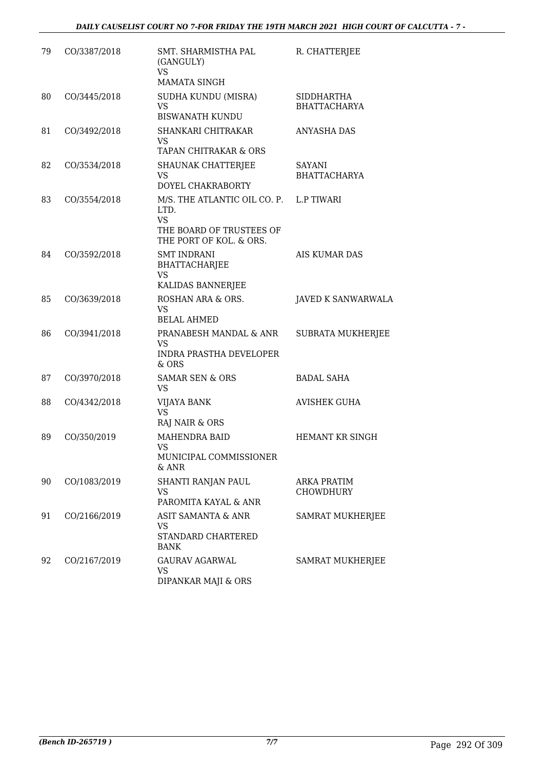| | | | |
|---|---|---|---|
| 79 | CO/3387/2018 | SMT. SHARMISTHA PAL (GANGULY)<br>VS<br>MAMATA SINGH | R. CHATTERJEE |
| 80 | CO/3445/2018 | SUDHA KUNDU (MISRA)<br>VS<br>BISWANATH KUNDU | SIDDHARTHA BHATTACHARYA |
| 81 | CO/3492/2018 | SHANKARI CHITRAKAR<br>VS<br>TAPAN CHITRAKAR & ORS | ANYASHA DAS |
| 82 | CO/3534/2018 | SHAUNAK CHATTERJEE<br>VS<br>DOYEL CHAKRABORTY | SAYANI BHATTACHARYA |
| 83 | CO/3554/2018 | M/S. THE ATLANTIC OIL CO. P. LTD.<br>VS<br>THE BOARD OF TRUSTEES OF THE PORT OF KOL. & ORS. | L.P TIWARI |
| 84 | CO/3592/2018 | SMT INDRANI BHATTACHARJEE<br>VS<br>KALIDAS BANNERJEE | AIS KUMAR DAS |
| 85 | CO/3639/2018 | ROSHAN ARA & ORS.<br>VS<br>BELAL AHMED | JAVED K SANWARWALA |
| 86 | CO/3941/2018 | PRANABESH MANDAL & ANR<br>VS<br>INDRA PRASTHA DEVELOPER & ORS | SUBRATA MUKHERJEE |
| 87 | CO/3970/2018 | SAMAR SEN & ORS<br>VS | BADAL SAHA |
| 88 | CO/4342/2018 | VIJAYA BANK<br>VS<br>RAJ NAIR & ORS | AVISHEK GUHA |
| 89 | CO/350/2019 | MAHENDRA BAID<br>VS<br>MUNICIPAL COMMISSIONER & ANR | HEMANT KR SINGH |
| 90 | CO/1083/2019 | SHANTI RANJAN PAUL<br>VS<br>PAROMITA KAYAL & ANR | ARKA PRATIM CHOWDHURY |
| 91 | CO/2166/2019 | ASIT SAMANTA & ANR<br>VS<br>STANDARD CHARTERED BANK | SAMRAT MUKHERJEE |
| 92 | CO/2167/2019 | GAURAV AGARWAL<br>VS<br>DIPANKAR MAJI & ORS | SAMRAT MUKHERJEE |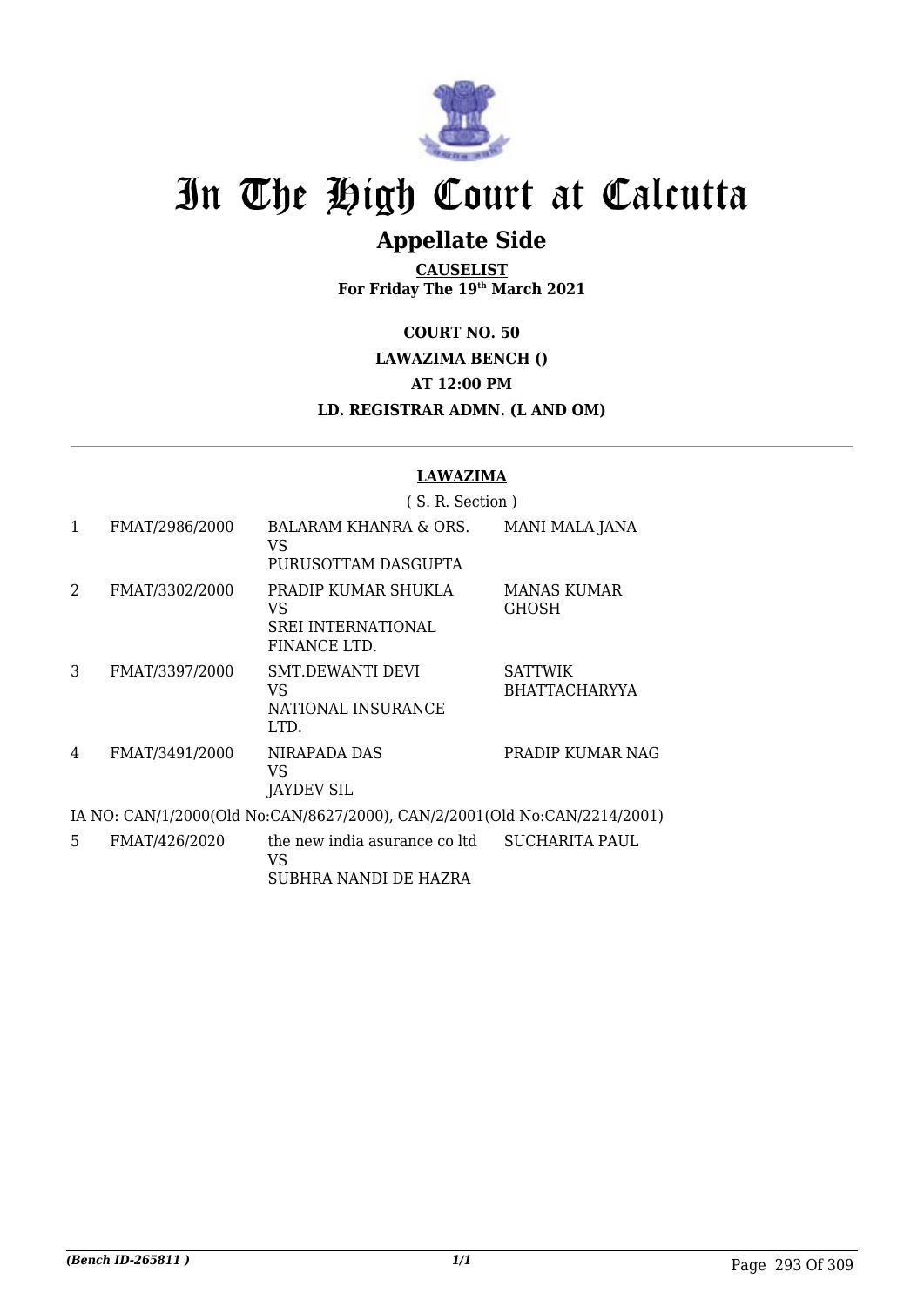# In The High Court at Calcutta

## Appellate Side

**CAUSELIST**
**For Friday The 19th March 2021**

**COURT NO. 50**

**LAWAZIMA BENCH ()**

**AT 12:00 PM**

**LD. REGISTRAR ADMN. (L AND OM)**

---

**LAWAZIMA**

( S. R. Section )

| | | | |
|---|---|---|---|
| 1 | FMAT/2986/2000 | BALARAM KHANRA & ORS.<br>VS<br>PURUSOTTAM DASGUPTA | MANI MALA JANA |
| 2 | FMAT/3302/2000 | PRADIP KUMAR SHUKLA<br>VS<br>SREI INTERNATIONAL FINANCE LTD. | MANAS KUMAR GHOSH |
| 3 | FMAT/3397/2000 | SMT.DEWANTI DEVI<br>VS<br>NATIONAL INSURANCE LTD. | SATTWIK BHATTACHARYYA |
| 4 | FMAT/3491/2000 | NIRAPADA DAS<br>VS<br>JAYDEV SIL | PRADIP KUMAR NAG |

IA NO: CAN/1/2000(Old No:CAN/8627/2000), CAN/2/2001(Old No:CAN/2214/2001)

| | | | |
|---|---|---|---|
| 5 | FMAT/426/2020 | the new india asurance co ltd<br>VS<br>SUBHRA NANDI DE HAZRA | SUCHARITA PAUL |

*(Bench ID-265811 )*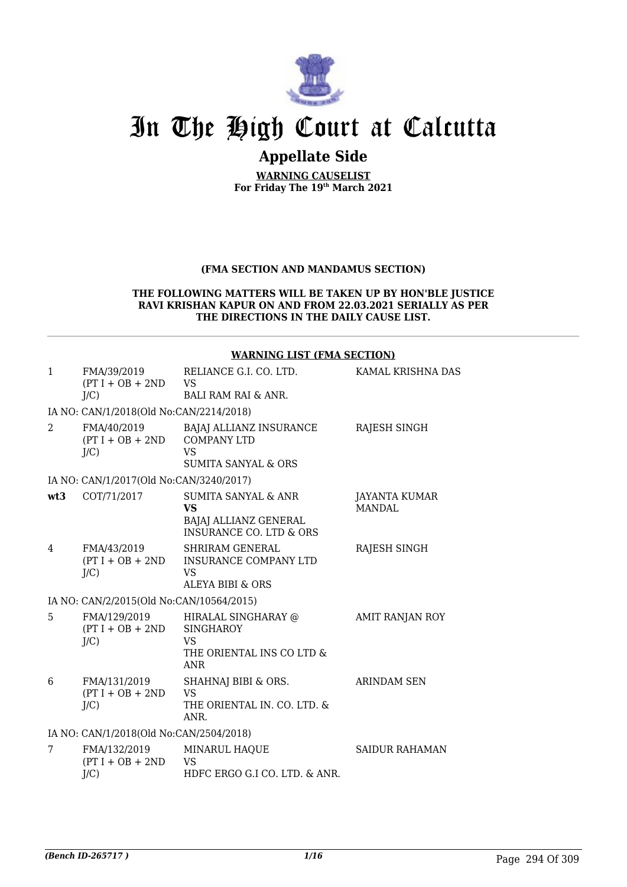# In The High Court at Calcutta

## Appellate Side

**WARNING CAUSELIST**
**For Friday The 19th March 2021**

**(FMA SECTION AND MANDAMUS SECTION)**

**THE FOLLOWING MATTERS WILL BE TAKEN UP BY HON'BLE JUSTICE RAVI KRISHAN KAPUR ON AND FROM 22.03.2021 SERIALLY AS PER THE DIRECTIONS IN THE DAILY CAUSE LIST.**

**WARNING LIST (FMA SECTION)**

| | | | |
|---|---|---|---|
| 1 | FMA/39/2019 (PT I + OB + 2ND J/C) | RELIANCE G.I. CO. LTD. VS BALI RAM RAI & ANR. | KAMAL KRISHNA DAS |
| IA NO: CAN/1/2018(Old No:CAN/2214/2018) | | | |
| 2 | FMA/40/2019 (PT I + OB + 2ND J/C) | BAJAJ ALLIANZ INSURANCE COMPANY LTD VS SUMITA SANYAL & ORS | RAJESH SINGH |
| IA NO: CAN/1/2017(Old No:CAN/3240/2017) | | | |
| **wt3** | COT/71/2017 | SUMITA SANYAL & ANR **VS** BAJAJ ALLIANZ GENERAL INSURANCE CO. LTD & ORS | JAYANTA KUMAR MANDAL |
| 4 | FMA/43/2019 (PT I + OB + 2ND J/C) | SHRIRAM GENERAL INSURANCE COMPANY LTD VS ALEYA BIBI & ORS | RAJESH SINGH |
| IA NO: CAN/2/2015(Old No:CAN/10564/2015) | | | |
| 5 | FMA/129/2019 (PT I + OB + 2ND J/C) | HIRALAL SINGHARAY @ SINGHAROY VS THE ORIENTAL INS CO LTD & ANR | AMIT RANJAN ROY |
| 6 | FMA/131/2019 (PT I + OB + 2ND J/C) | SHAHNAJ BIBI & ORS. VS THE ORIENTAL IN. CO. LTD. & ANR. | ARINDAM SEN |
| IA NO: CAN/1/2018(Old No:CAN/2504/2018) | | | |
| 7 | FMA/132/2019 (PT I + OB + 2ND J/C) | MINARUL HAQUE VS HDFC ERGO G.I CO. LTD. & ANR. | SAIDUR RAHAMAN |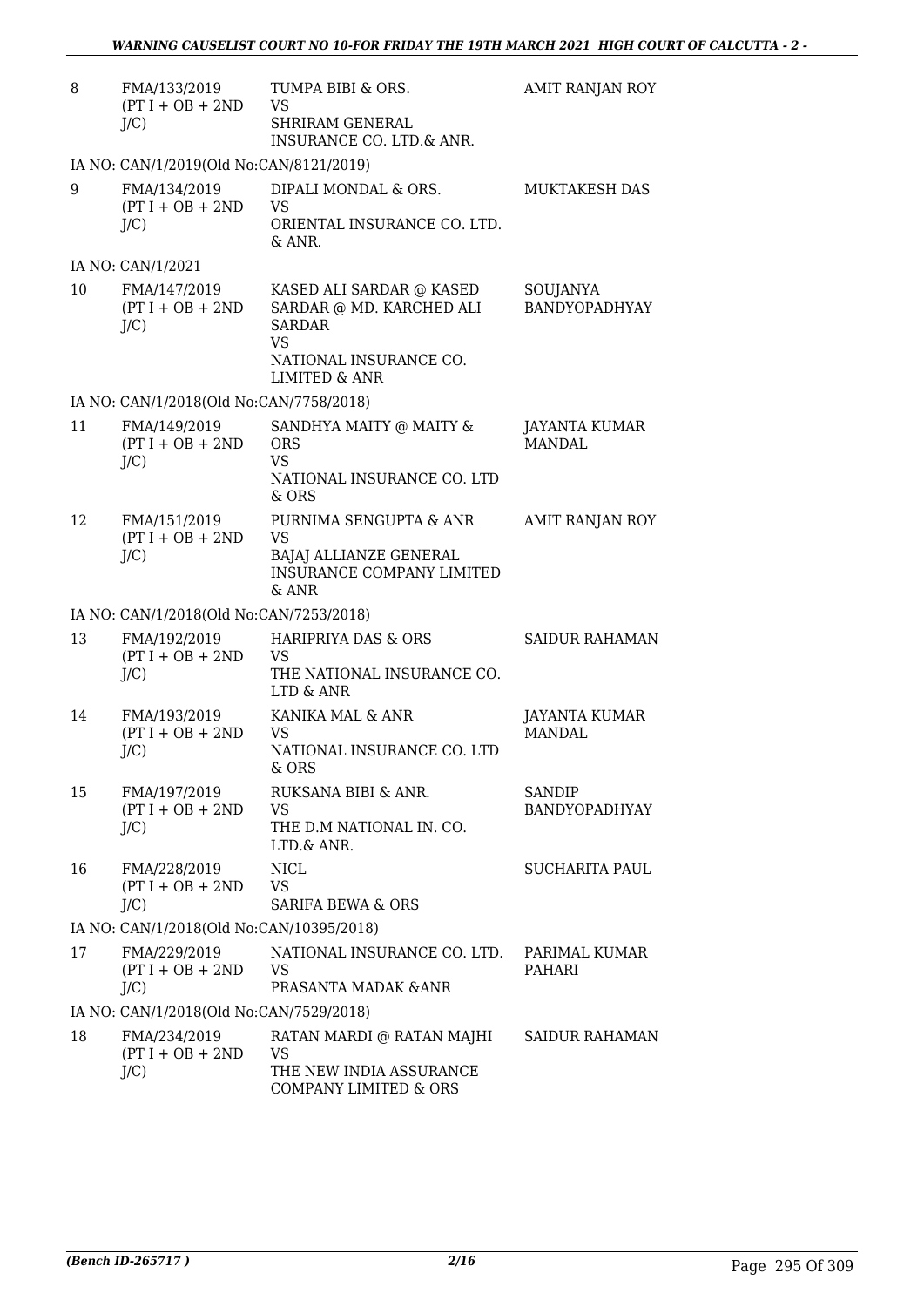| 8 | FMA/133/2019 (PT I + OB + 2ND J/C) | TUMPA BIBI & ORS. VS SHRIRAM GENERAL INSURANCE CO. LTD.& ANR. | AMIT RANJAN ROY |
|---|---|---|---|
| | IA NO: CAN/1/2019(Old No:CAN/8121/2019) | | |
| 9 | FMA/134/2019 (PT I + OB + 2ND J/C) | DIPALI MONDAL & ORS. VS ORIENTAL INSURANCE CO. LTD. & ANR. | MUKTAKESH DAS |
| | IA NO: CAN/1/2021 | | |
| 10 | FMA/147/2019 (PT I + OB + 2ND J/C) | KASED ALI SARDAR @ KASED SARDAR @ MD. KARCHED ALI SARDAR VS NATIONAL INSURANCE CO. LIMITED & ANR | SOUJANYA BANDYOPADHYAY |
| | IA NO: CAN/1/2018(Old No:CAN/7758/2018) | | |
| 11 | FMA/149/2019 (PT I + OB + 2ND J/C) | SANDHYA MAITY @ MAITY & ORS VS NATIONAL INSURANCE CO. LTD & ORS | JAYANTA KUMAR MANDAL |
| 12 | FMA/151/2019 (PT I + OB + 2ND J/C) | PURNIMA SENGUPTA & ANR VS BAJAJ ALLIANZE GENERAL INSURANCE COMPANY LIMITED & ANR | AMIT RANJAN ROY |
| | IA NO: CAN/1/2018(Old No:CAN/7253/2018) | | |
| 13 | FMA/192/2019 (PT I + OB + 2ND J/C) | HARIPRIYA DAS & ORS VS THE NATIONAL INSURANCE CO. LTD & ANR | SAIDUR RAHAMAN |
| 14 | FMA/193/2019 (PT I + OB + 2ND J/C) | KANIKA MAL & ANR VS NATIONAL INSURANCE CO. LTD & ORS | JAYANTA KUMAR MANDAL |
| 15 | FMA/197/2019 (PT I + OB + 2ND J/C) | RUKSANA BIBI & ANR. VS THE D.M NATIONAL IN. CO. LTD.& ANR. | SANDIP BANDYOPADHYAY |
| 16 | FMA/228/2019 (PT I + OB + 2ND J/C) | NICL VS SARIFA BEWA & ORS | SUCHARITA PAUL |
| | IA NO: CAN/1/2018(Old No:CAN/10395/2018) | | |
| 17 | FMA/229/2019 (PT I + OB + 2ND J/C) | NATIONAL INSURANCE CO. LTD. VS PRASANTA MADAK &ANR | PARIMAL KUMAR PAHARI |
| | IA NO: CAN/1/2018(Old No:CAN/7529/2018) | | |
| 18 | FMA/234/2019 (PT I + OB + 2ND J/C) | RATAN MARDI @ RATAN MAJHI VS THE NEW INDIA ASSURANCE COMPANY LIMITED & ORS | SAIDUR RAHAMAN |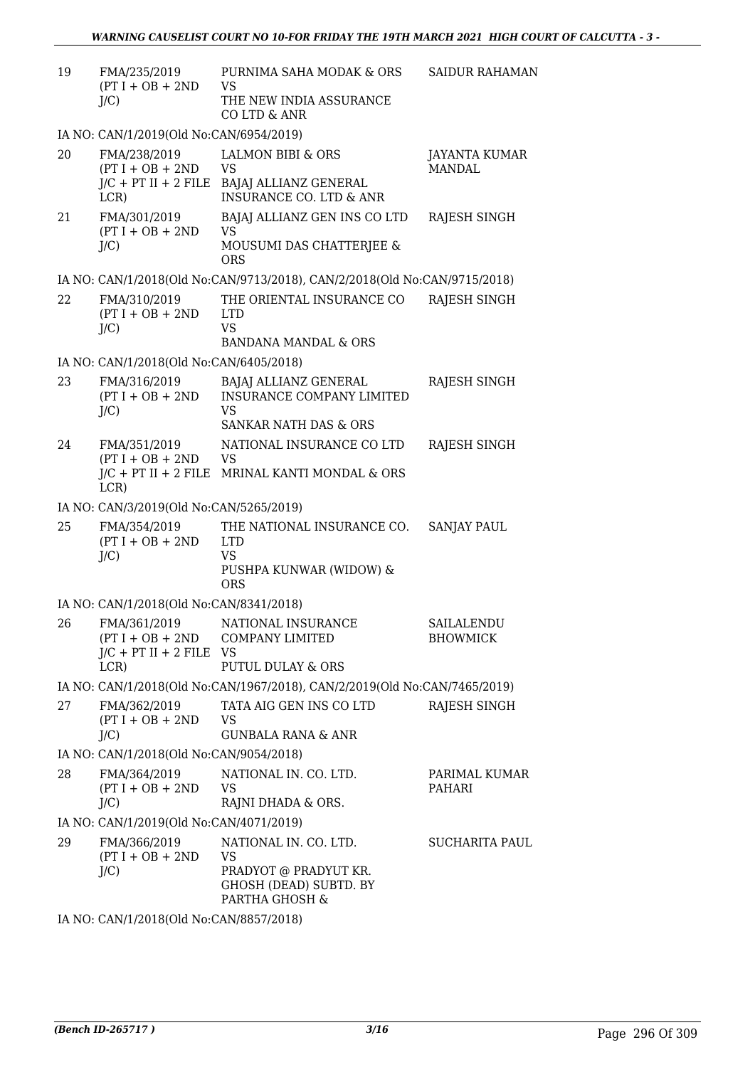| | | | |
|---|---|---|---|
| 19 | FMA/235/2019 (PT I + OB + 2ND J/C) | PURNIMA SAHA MODAK & ORS VS THE NEW INDIA ASSURANCE CO LTD & ANR | SAIDUR RAHAMAN |

IA NO: CAN/1/2019(Old No:CAN/6954/2019)

| | | | |
|---|---|---|---|
| 20 | FMA/238/2019 (PT I + OB + 2ND J/C + PT II + 2 FILE LCR) | LALMON BIBI & ORS VS BAJAJ ALLIANZ GENERAL INSURANCE CO. LTD & ANR | JAYANTA KUMAR MANDAL |
| 21 | FMA/301/2019 (PT I + OB + 2ND J/C) | BAJAJ ALLIANZ GEN INS CO LTD VS MOUSUMI DAS CHATTERJEE & ORS | RAJESH SINGH |

IA NO: CAN/1/2018(Old No:CAN/9713/2018), CAN/2/2018(Old No:CAN/9715/2018)

| | | | |
|---|---|---|---|
| 22 | FMA/310/2019 (PT I + OB + 2ND J/C) | THE ORIENTAL INSURANCE CO LTD VS BANDANA MANDAL & ORS | RAJESH SINGH |

IA NO: CAN/1/2018(Old No:CAN/6405/2018)

| | | | |
|---|---|---|---|
| 23 | FMA/316/2019 (PT I + OB + 2ND J/C) | BAJAJ ALLIANZ GENERAL INSURANCE COMPANY LIMITED VS SANKAR NATH DAS & ORS | RAJESH SINGH |
| 24 | FMA/351/2019 (PT I + OB + 2ND J/C + PT II + 2 FILE LCR) | NATIONAL INSURANCE CO LTD VS MRINAL KANTI MONDAL & ORS | RAJESH SINGH |

IA NO: CAN/3/2019(Old No:CAN/5265/2019)

| | | | |
|---|---|---|---|
| 25 | FMA/354/2019 (PT I + OB + 2ND J/C) | THE NATIONAL INSURANCE CO. LTD VS PUSHPA KUNWAR (WIDOW) & ORS | SANJAY PAUL |

IA NO: CAN/1/2018(Old No:CAN/8341/2018)

| | | | |
|---|---|---|---|
| 26 | FMA/361/2019 (PT I + OB + 2ND J/C + PT II + 2 FILE LCR) | NATIONAL INSURANCE COMPANY LIMITED VS PUTUL DULAY & ORS | SAILALENDU BHOWMICK |

IA NO: CAN/1/2018(Old No:CAN/1967/2018), CAN/2/2019(Old No:CAN/7465/2019)

| | | | |
|---|---|---|---|
| 27 | FMA/362/2019 (PT I + OB + 2ND J/C) | TATA AIG GEN INS CO LTD VS GUNBALA RANA & ANR | RAJESH SINGH |

IA NO: CAN/1/2018(Old No:CAN/9054/2018)

| | | | |
|---|---|---|---|
| 28 | FMA/364/2019 (PT I + OB + 2ND J/C) | NATIONAL IN. CO. LTD. VS RAJNI DHADA & ORS. | PARIMAL KUMAR PAHARI |

IA NO: CAN/1/2019(Old No:CAN/4071/2019)

| | | | |
|---|---|---|---|
| 29 | FMA/366/2019 (PT I + OB + 2ND J/C) | NATIONAL IN. CO. LTD. VS PRADYOT @ PRADYUT KR. GHOSH (DEAD) SUBTD. BY PARTHA GHOSH & | SUCHARITA PAUL |

IA NO: CAN/1/2018(Old No:CAN/8857/2018)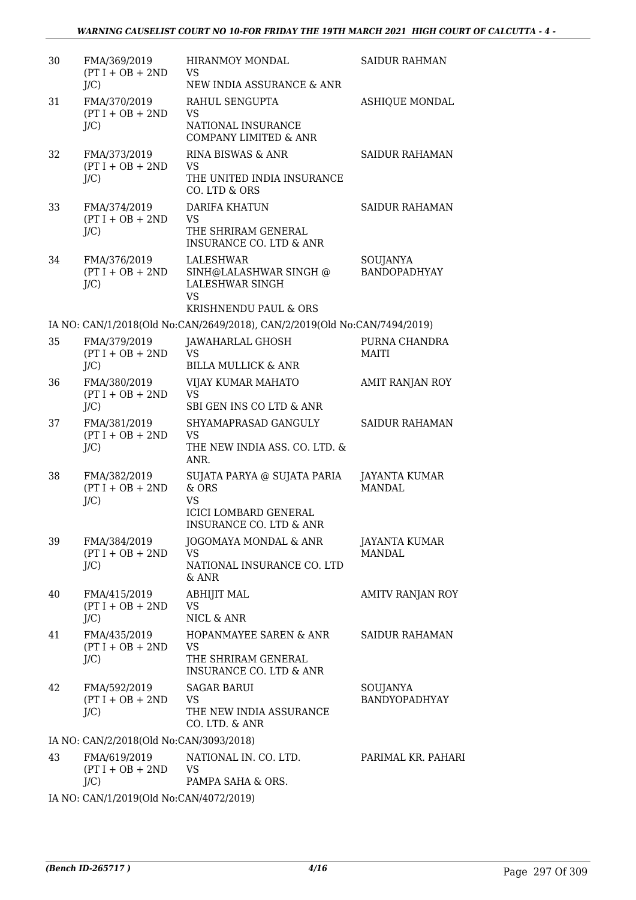| 30 | FMA/369/2019 (PT I + OB + 2ND J/C) | HIRANMOY MONDAL VS NEW INDIA ASSURANCE & ANR | SAIDUR RAHMAN |
|---|---|---|---|
| 31 | FMA/370/2019 (PT I + OB + 2ND J/C) | RAHUL SENGUPTA VS NATIONAL INSURANCE COMPANY LIMITED & ANR | ASHIQUE MONDAL |
| 32 | FMA/373/2019 (PT I + OB + 2ND J/C) | RINA BISWAS & ANR VS THE UNITED INDIA INSURANCE CO. LTD & ORS | SAIDUR RAHAMAN |
| 33 | FMA/374/2019 (PT I + OB + 2ND J/C) | DARIFA KHATUN VS THE SHRIRAM GENERAL INSURANCE CO. LTD & ANR | SAIDUR RAHAMAN |
| 34 | FMA/376/2019 (PT I + OB + 2ND J/C) | LALESHWAR SINH@LALASHWAR SINGH @ LALESHWAR SINGH VS KRISHNENDU PAUL & ORS | SOUJANYA BANDOPADHYAY |

IA NO: CAN/1/2018(Old No:CAN/2649/2018), CAN/2/2019(Old No:CAN/7494/2019)

| 35 | FMA/379/2019 (PT I + OB + 2ND J/C) | JAWAHARLAL GHOSH VS BILLA MULLICK & ANR | PURNA CHANDRA MAITI |
|---|---|---|---|
| 36 | FMA/380/2019 (PT I + OB + 2ND J/C) | VIJAY KUMAR MAHATO VS SBI GEN INS CO LTD & ANR | AMIT RANJAN ROY |
| 37 | FMA/381/2019 (PT I + OB + 2ND J/C) | SHYAMAPRASAD GANGULY VS THE NEW INDIA ASS. CO. LTD. & ANR. | SAIDUR RAHAMAN |
| 38 | FMA/382/2019 (PT I + OB + 2ND J/C) | SUJATA PARYA @ SUJATA PARIA & ORS VS ICICI LOMBARD GENERAL INSURANCE CO. LTD & ANR | JAYANTA KUMAR MANDAL |
| 39 | FMA/384/2019 (PT I + OB + 2ND J/C) | JOGOMAYA MONDAL & ANR VS NATIONAL INSURANCE CO. LTD & ANR | JAYANTA KUMAR MANDAL |
| 40 | FMA/415/2019 (PT I + OB + 2ND J/C) | ABHIJIT MAL VS NICL & ANR | AMITV RANJAN ROY |
| 41 | FMA/435/2019 (PT I + OB + 2ND J/C) | HOPANMAYEE SAREN & ANR VS THE SHRIRAM GENERAL INSURANCE CO. LTD & ANR | SAIDUR RAHAMAN |
| 42 | FMA/592/2019 (PT I + OB + 2ND J/C) | SAGAR BARUI VS THE NEW INDIA ASSURANCE CO. LTD. & ANR | SOUJANYA BANDYOPADHYAY |

IA NO: CAN/2/2018(Old No:CAN/3093/2018)

| 43 | FMA/619/2019 (PT I + OB + 2ND J/C) | NATIONAL IN. CO. LTD. VS PAMPA SAHA & ORS. | PARIMAL KR. PAHARI |
|---|---|---|---|

IA NO: CAN/1/2019(Old No:CAN/4072/2019)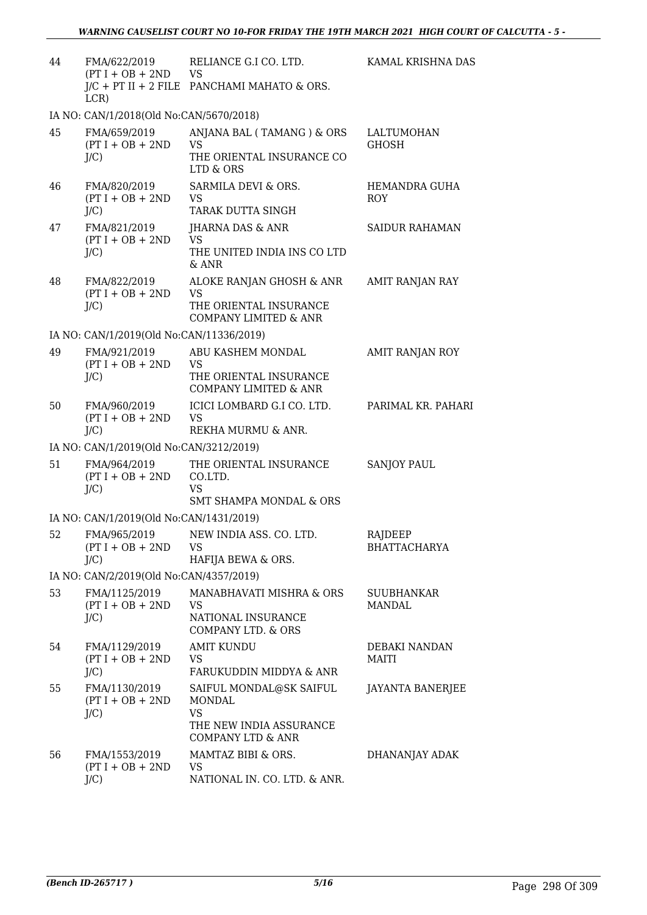| | | | |
|---|---|---|---|
| 44 | FMA/622/2019 (PT I + OB + 2ND J/C + PT II + 2 FILE LCR) | RELIANCE G.I CO. LTD. VS PANCHAMI MAHATO & ORS. | KAMAL KRISHNA DAS |
| | IA NO: CAN/1/2018(Old No:CAN/5670/2018) | | |
| 45 | FMA/659/2019 (PT I + OB + 2ND J/C) | ANJANA BAL ( TAMANG ) & ORS VS THE ORIENTAL INSURANCE CO LTD & ORS | LALTUMOHAN GHOSH |
| 46 | FMA/820/2019 (PT I + OB + 2ND J/C) | SARMILA DEVI & ORS. VS TARAK DUTTA SINGH | HEMANDRA GUHA ROY |
| 47 | FMA/821/2019 (PT I + OB + 2ND J/C) | JHARNA DAS & ANR VS THE UNITED INDIA INS CO LTD & ANR | SAIDUR RAHAMAN |
| 48 | FMA/822/2019 (PT I + OB + 2ND J/C) | ALOKE RANJAN GHOSH & ANR VS THE ORIENTAL INSURANCE COMPANY LIMITED & ANR | AMIT RANJAN RAY |
| | IA NO: CAN/1/2019(Old No:CAN/11336/2019) | | |
| 49 | FMA/921/2019 (PT I + OB + 2ND J/C) | ABU KASHEM MONDAL VS THE ORIENTAL INSURANCE COMPANY LIMITED & ANR | AMIT RANJAN ROY |
| 50 | FMA/960/2019 (PT I + OB + 2ND J/C) | ICICI LOMBARD G.I CO. LTD. VS REKHA MURMU & ANR. | PARIMAL KR. PAHARI |
| | IA NO: CAN/1/2019(Old No:CAN/3212/2019) | | |
| 51 | FMA/964/2019 (PT I + OB + 2ND J/C) | THE ORIENTAL INSURANCE CO.LTD. VS SMT SHAMPA MONDAL & ORS | SANJOY PAUL |
| | IA NO: CAN/1/2019(Old No:CAN/1431/2019) | | |
| 52 | FMA/965/2019 (PT I + OB + 2ND J/C) | NEW INDIA ASS. CO. LTD. VS HAFIJA BEWA & ORS. | RAJDEEP BHATTACHARYA |
| | IA NO: CAN/2/2019(Old No:CAN/4357/2019) | | |
| 53 | FMA/1125/2019 (PT I + OB + 2ND J/C) | MANABHAVATI MISHRA & ORS VS NATIONAL INSURANCE COMPANY LTD. & ORS | SUUBHANKAR MANDAL |
| 54 | FMA/1129/2019 (PT I + OB + 2ND J/C) | AMIT KUNDU VS FARUKUDDIN MIDDYA & ANR | DEBAKI NANDAN MAITI |
| 55 | FMA/1130/2019 (PT I + OB + 2ND J/C) | SAIFUL MONDAL@SK SAIFUL MONDAL VS THE NEW INDIA ASSURANCE COMPANY LTD & ANR | JAYANTA BANERJEE |
| 56 | FMA/1553/2019 (PT I + OB + 2ND J/C) | MAMTAZ BIBI & ORS. VS NATIONAL IN. CO. LTD. & ANR. | DHANANJAY ADAK |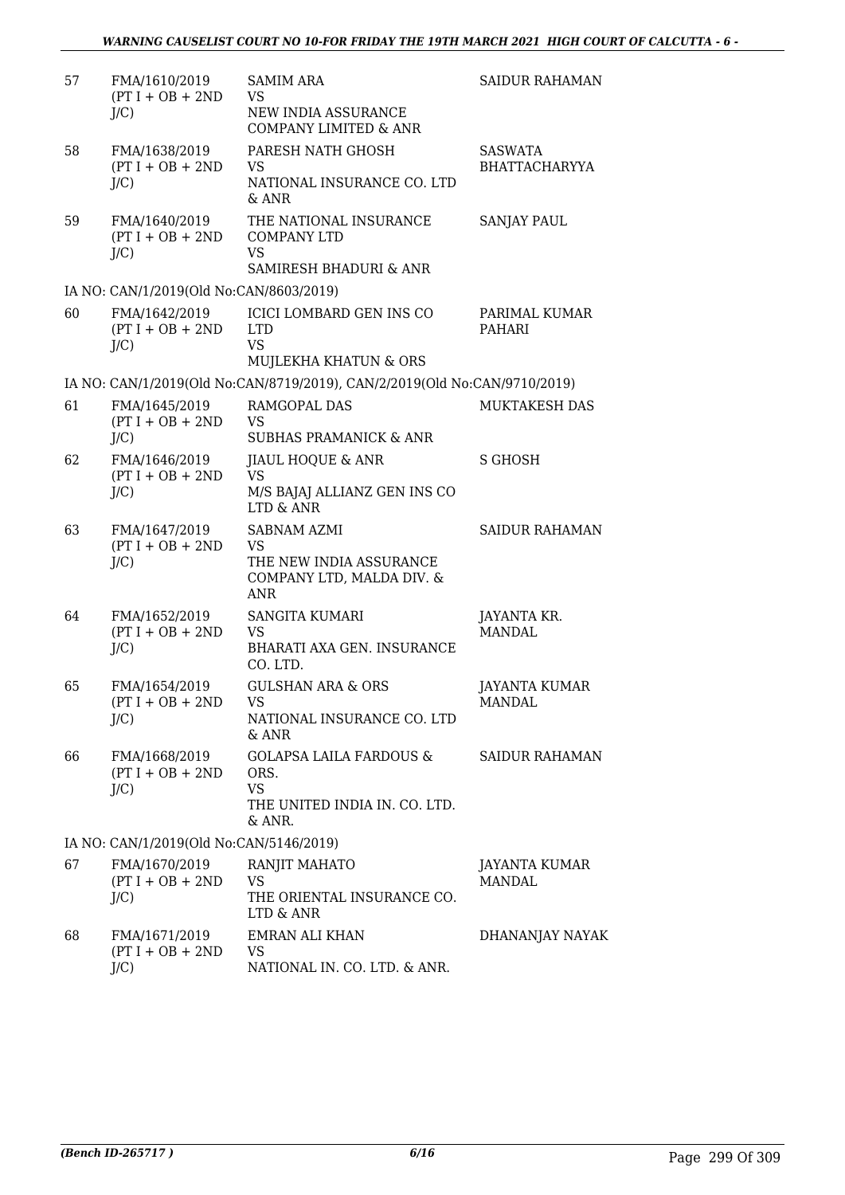| | | | |
|---|---|---|---|
| 57 | FMA/1610/2019 (PT I + OB + 2ND J/C) | SAMIM ARA VS NEW INDIA ASSURANCE COMPANY LIMITED & ANR | SAIDUR RAHAMAN |
| 58 | FMA/1638/2019 (PT I + OB + 2ND J/C) | PARESH NATH GHOSH VS NATIONAL INSURANCE CO. LTD & ANR | SASWATA BHATTACHARYYA |
| 59 | FMA/1640/2019 (PT I + OB + 2ND J/C) | THE NATIONAL INSURANCE COMPANY LTD VS SAMIRESH BHADURI & ANR | SANJAY PAUL |
| | IA NO: CAN/1/2019(Old No:CAN/8603/2019) | | |
| 60 | FMA/1642/2019 (PT I + OB + 2ND J/C) | ICICI LOMBARD GEN INS CO LTD VS MUJLEKHA KHATUN & ORS | PARIMAL KUMAR PAHARI |
| | IA NO: CAN/1/2019(Old No:CAN/8719/2019), CAN/2/2019(Old No:CAN/9710/2019) | | |
| 61 | FMA/1645/2019 (PT I + OB + 2ND J/C) | RAMGOPAL DAS VS SUBHAS PRAMANICK & ANR | MUKTAKESH DAS |
| 62 | FMA/1646/2019 (PT I + OB + 2ND J/C) | JIAUL HOQUE & ANR VS M/S BAJAJ ALLIANZ GEN INS CO LTD & ANR | S GHOSH |
| 63 | FMA/1647/2019 (PT I + OB + 2ND J/C) | SABNAM AZMI VS THE NEW INDIA ASSURANCE COMPANY LTD, MALDA DIV. & ANR | SAIDUR RAHAMAN |
| 64 | FMA/1652/2019 (PT I + OB + 2ND J/C) | SANGITA KUMARI VS BHARATI AXA GEN. INSURANCE CO. LTD. | JAYANTA KR. MANDAL |
| 65 | FMA/1654/2019 (PT I + OB + 2ND J/C) | GULSHAN ARA & ORS VS NATIONAL INSURANCE CO. LTD & ANR | JAYANTA KUMAR MANDAL |
| 66 | FMA/1668/2019 (PT I + OB + 2ND J/C) | GOLAPSA LAILA FARDOUS & ORS. VS THE UNITED INDIA IN. CO. LTD. & ANR. | SAIDUR RAHAMAN |
| | IA NO: CAN/1/2019(Old No:CAN/5146/2019) | | |
| 67 | FMA/1670/2019 (PT I + OB + 2ND J/C) | RANJIT MAHATO VS THE ORIENTAL INSURANCE CO. LTD & ANR | JAYANTA KUMAR MANDAL |
| 68 | FMA/1671/2019 (PT I + OB + 2ND J/C) | EMRAN ALI KHAN VS NATIONAL IN. CO. LTD. & ANR. | DHANANJAY NAYAK |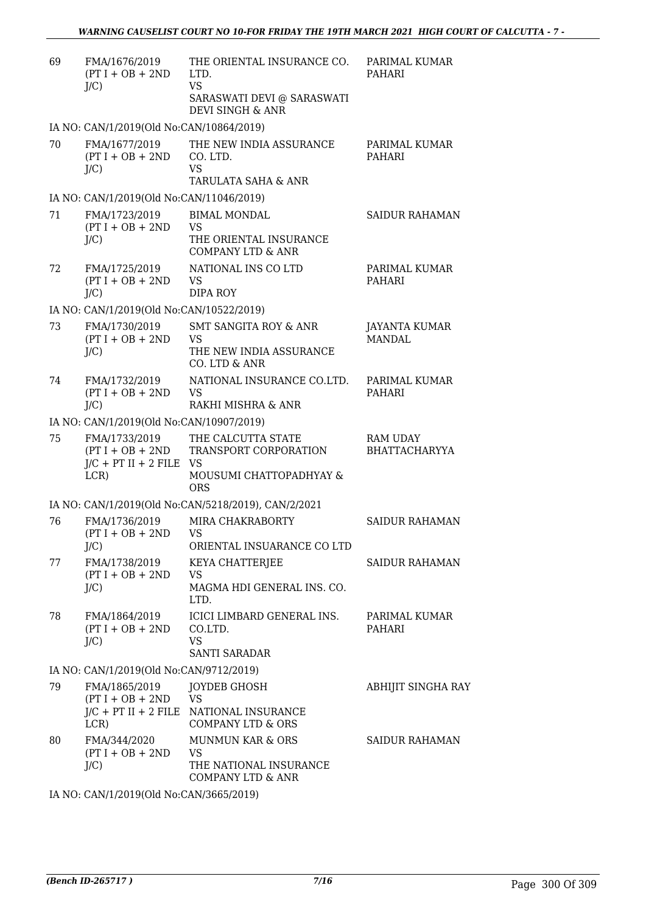| | | | |
|---|---|---|---|
| 69 | FMA/1676/2019 (PT I + OB + 2ND J/C) | THE ORIENTAL INSURANCE CO. LTD.<br>VS<br>SARASWATI DEVI @ SARASWATI DEVI SINGH & ANR | PARIMAL KUMAR PAHARI |
| | IA NO: CAN/1/2019(Old No:CAN/10864/2019) | | |
| 70 | FMA/1677/2019 (PT I + OB + 2ND J/C) | THE NEW INDIA ASSURANCE CO. LTD.<br>VS<br>TARULATA SAHA & ANR | PARIMAL KUMAR PAHARI |
| | IA NO: CAN/1/2019(Old No:CAN/11046/2019) | | |
| 71 | FMA/1723/2019 (PT I + OB + 2ND J/C) | BIMAL MONDAL<br>VS<br>THE ORIENTAL INSURANCE COMPANY LTD & ANR | SAIDUR RAHAMAN |
| 72 | FMA/1725/2019 (PT I + OB + 2ND J/C) | NATIONAL INS CO LTD<br>VS<br>DIPA ROY | PARIMAL KUMAR PAHARI |
| | IA NO: CAN/1/2019(Old No:CAN/10522/2019) | | |
| 73 | FMA/1730/2019 (PT I + OB + 2ND J/C) | SMT SANGITA ROY & ANR<br>VS<br>THE NEW INDIA ASSURANCE CO. LTD & ANR | JAYANTA KUMAR MANDAL |
| 74 | FMA/1732/2019 (PT I + OB + 2ND J/C) | NATIONAL INSURANCE CO.LTD.<br>VS<br>RAKHI MISHRA & ANR | PARIMAL KUMAR PAHARI |
| | IA NO: CAN/1/2019(Old No:CAN/10907/2019) | | |
| 75 | FMA/1733/2019 (PT I + OB + 2ND J/C + PT II + 2 FILE LCR) | THE CALCUTTA STATE TRANSPORT CORPORATION<br>VS<br>MOUSUMI CHATTOPADHYAY & ORS | RAM UDAY BHATTACHARYYA |
| | IA NO: CAN/1/2019(Old No:CAN/5218/2019), CAN/2/2021 | | |
| 76 | FMA/1736/2019 (PT I + OB + 2ND J/C) | MIRA CHAKRABORTY<br>VS<br>ORIENTAL INSUARANCE CO LTD | SAIDUR RAHAMAN |
| 77 | FMA/1738/2019 (PT I + OB + 2ND J/C) | KEYA CHATTERJEE<br>VS<br>MAGMA HDI GENERAL INS. CO. LTD. | SAIDUR RAHAMAN |
| 78 | FMA/1864/2019 (PT I + OB + 2ND J/C) | ICICI LIMBARD GENERAL INS. CO.LTD.<br>VS<br>SANTI SARADAR | PARIMAL KUMAR PAHARI |
| | IA NO: CAN/1/2019(Old No:CAN/9712/2019) | | |
| 79 | FMA/1865/2019 (PT I + OB + 2ND J/C + PT II + 2 FILE LCR) | JOYDEB GHOSH<br>VS<br>NATIONAL INSURANCE COMPANY LTD & ORS | ABHIJIT SINGHA RAY |
| 80 | FMA/344/2020 (PT I + OB + 2ND J/C) | MUNMUN KAR & ORS<br>VS<br>THE NATIONAL INSURANCE COMPANY LTD & ANR | SAIDUR RAHAMAN |
| | IA NO: CAN/1/2019(Old No:CAN/3665/2019) | | |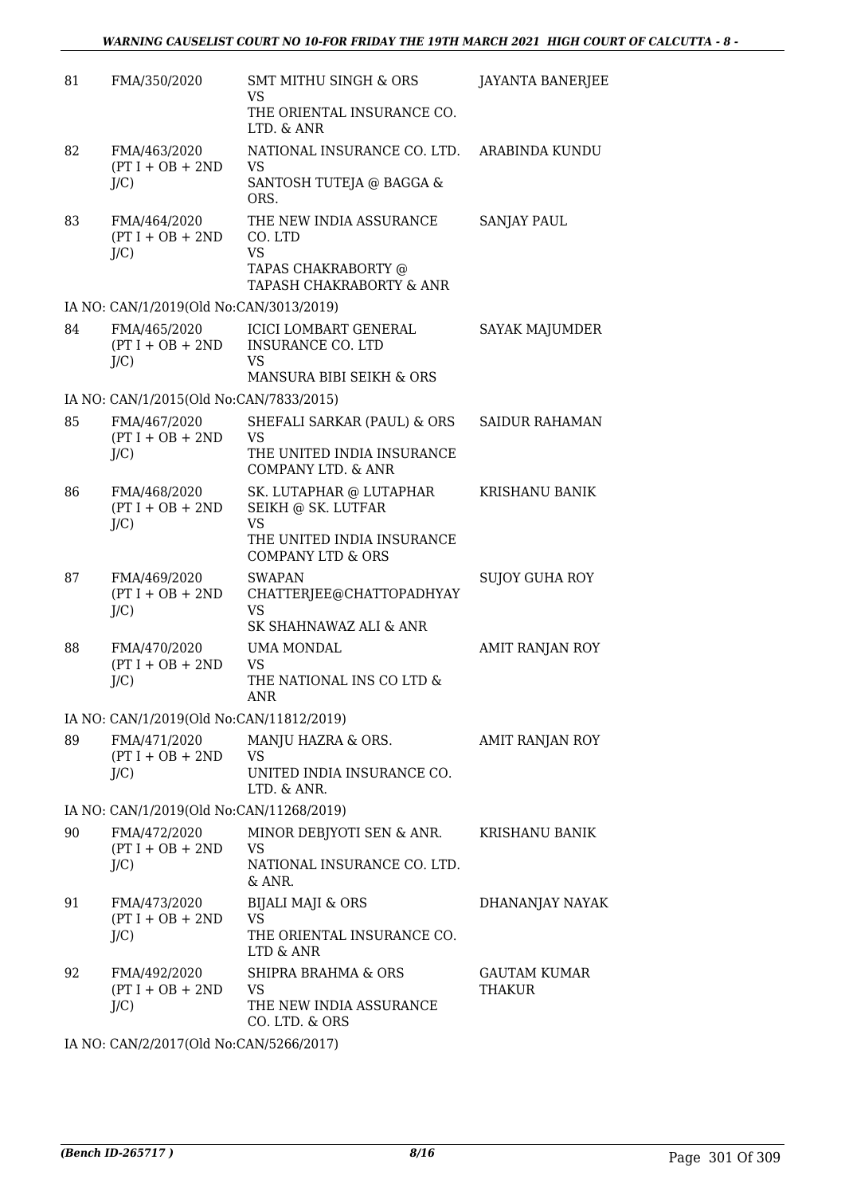| 81 | FMA/350/2020 | SMT MITHU SINGH & ORS<br>VS<br>THE ORIENTAL INSURANCE CO. LTD. & ANR | JAYANTA BANERJEE |
|---|---|---|---|
| 82 | FMA/463/2020<br>(PT I + OB + 2ND J/C) | NATIONAL INSURANCE CO. LTD.<br>VS<br>SANTOSH TUTEJA @ BAGGA & ORS. | ARABINDA KUNDU |
| 83 | FMA/464/2020<br>(PT I + OB + 2ND J/C) | THE NEW INDIA ASSURANCE CO. LTD<br>VS<br>TAPAS CHAKRABORTY @ TAPASH CHAKRABORTY & ANR | SANJAY PAUL |
| | IA NO: CAN/1/2019(Old No:CAN/3013/2019) | | |
| 84 | FMA/465/2020<br>(PT I + OB + 2ND J/C) | ICICI LOMBART GENERAL INSURANCE CO. LTD<br>VS<br>MANSURA BIBI SEIKH & ORS | SAYAK MAJUMDER |
| | IA NO: CAN/1/2015(Old No:CAN/7833/2015) | | |
| 85 | FMA/467/2020<br>(PT I + OB + 2ND J/C) | SHEFALI SARKAR (PAUL) & ORS<br>VS<br>THE UNITED INDIA INSURANCE COMPANY LTD. & ANR | SAIDUR RAHAMAN |
| 86 | FMA/468/2020<br>(PT I + OB + 2ND J/C) | SK. LUTAPHAR @ LUTAPHAR SEIKH @ SK. LUTFAR<br>VS<br>THE UNITED INDIA INSURANCE COMPANY LTD & ORS | KRISHANU BANIK |
| 87 | FMA/469/2020<br>(PT I + OB + 2ND J/C) | SWAPAN CHATTERJEE@CHATTOPADHYAY<br>VS<br>SK SHAHNAWAZ ALI & ANR | SUJOY GUHA ROY |
| 88 | FMA/470/2020<br>(PT I + OB + 2ND J/C) | UMA MONDAL<br>VS<br>THE NATIONAL INS CO LTD & ANR | AMIT RANJAN ROY |
| | IA NO: CAN/1/2019(Old No:CAN/11812/2019) | | |
| 89 | FMA/471/2020<br>(PT I + OB + 2ND J/C) | MANJU HAZRA & ORS.<br>VS<br>UNITED INDIA INSURANCE CO. LTD. & ANR. | AMIT RANJAN ROY |
| | IA NO: CAN/1/2019(Old No:CAN/11268/2019) | | |
| 90 | FMA/472/2020<br>(PT I + OB + 2ND J/C) | MINOR DEBJYOTI SEN & ANR.<br>VS<br>NATIONAL INSURANCE CO. LTD. & ANR. | KRISHANU BANIK |
| 91 | FMA/473/2020<br>(PT I + OB + 2ND J/C) | BIJALI MAJI & ORS<br>VS<br>THE ORIENTAL INSURANCE CO. LTD & ANR | DHANANJAY NAYAK |
| 92 | FMA/492/2020<br>(PT I + OB + 2ND J/C) | SHIPRA BRAHMA & ORS<br>VS<br>THE NEW INDIA ASSURANCE CO. LTD. & ORS | GAUTAM KUMAR THAKUR |
| | IA NO: CAN/2/2017(Old No:CAN/5266/2017) | | |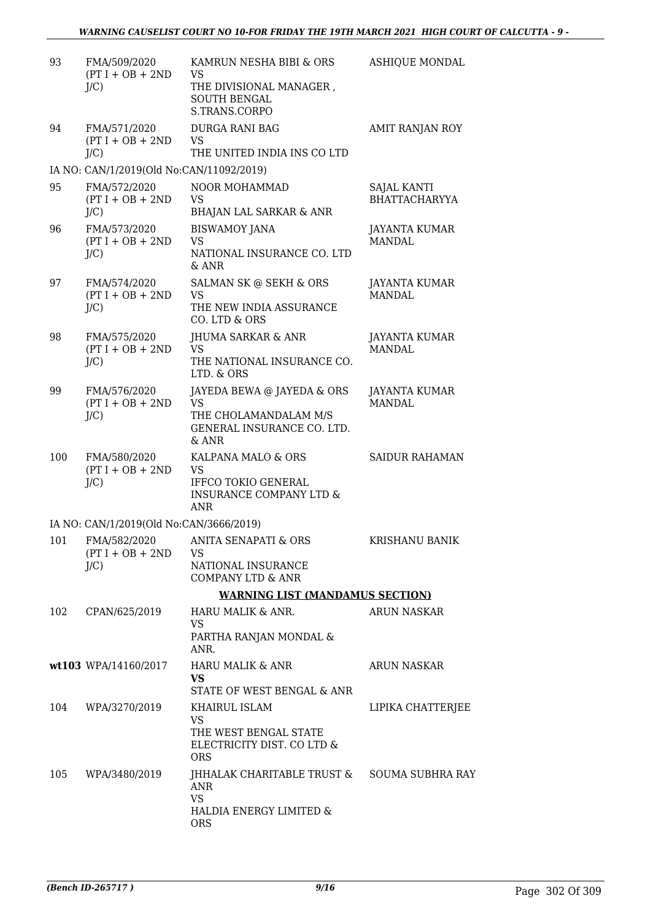| | | | |
|---|---|---|---|
| 93 | FMA/509/2020 (PT I + OB + 2ND J/C) | KAMRUN NESHA BIBI & ORS VS THE DIVISIONAL MANAGER , SOUTH BENGAL S.TRANS.CORPO | ASHIQUE MONDAL |
| 94 | FMA/571/2020 (PT I + OB + 2ND J/C) | DURGA RANI BAG VS THE UNITED INDIA INS CO LTD | AMIT RANJAN ROY |
| | IA NO: CAN/1/2019(Old No:CAN/11092/2019) | | |
| 95 | FMA/572/2020 (PT I + OB + 2ND J/C) | NOOR MOHAMMAD VS BHAJAN LAL SARKAR & ANR | SAJAL KANTI BHATTACHARYYA |
| 96 | FMA/573/2020 (PT I + OB + 2ND J/C) | BISWAMOY JANA VS NATIONAL INSURANCE CO. LTD & ANR | JAYANTA KUMAR MANDAL |
| 97 | FMA/574/2020 (PT I + OB + 2ND J/C) | SALMAN SK @ SEKH & ORS VS THE NEW INDIA ASSURANCE CO. LTD & ORS | JAYANTA KUMAR MANDAL |
| 98 | FMA/575/2020 (PT I + OB + 2ND J/C) | JHUMA SARKAR & ANR VS THE NATIONAL INSURANCE CO. LTD. & ORS | JAYANTA KUMAR MANDAL |
| 99 | FMA/576/2020 (PT I + OB + 2ND J/C) | JAYEDA BEWA @ JAYEDA & ORS VS THE CHOLAMANDALAM M/S GENERAL INSURANCE CO. LTD. & ANR | JAYANTA KUMAR MANDAL |
| 100 | FMA/580/2020 (PT I + OB + 2ND J/C) | KALPANA MALO & ORS VS IFFCO TOKIO GENERAL INSURANCE COMPANY LTD & ANR | SAIDUR RAHAMAN |
| | IA NO: CAN/1/2019(Old No:CAN/3666/2019) | | |
| 101 | FMA/582/2020 (PT I + OB + 2ND J/C) | ANITA SENAPATI & ORS VS NATIONAL INSURANCE COMPANY LTD & ANR | KRISHANU BANIK |

**WARNING LIST (MANDAMUS SECTION)**

| | | | |
|---|---|---|---|
| 102 | CPAN/625/2019 | HARU MALIK & ANR. VS PARTHA RANJAN MONDAL & ANR. | ARUN NASKAR |
| **wt103** | WPA/14160/2017 | HARU MALIK & ANR **VS** STATE OF WEST BENGAL & ANR | ARUN NASKAR |
| 104 | WPA/3270/2019 | KHAIRUL ISLAM VS THE WEST BENGAL STATE ELECTRICITY DIST. CO LTD & ORS | LIPIKA CHATTERJEE |
| 105 | WPA/3480/2019 | JHHALAK CHARITABLE TRUST & ANR VS HALDIA ENERGY LIMITED & ORS | SOUMA SUBHRA RAY |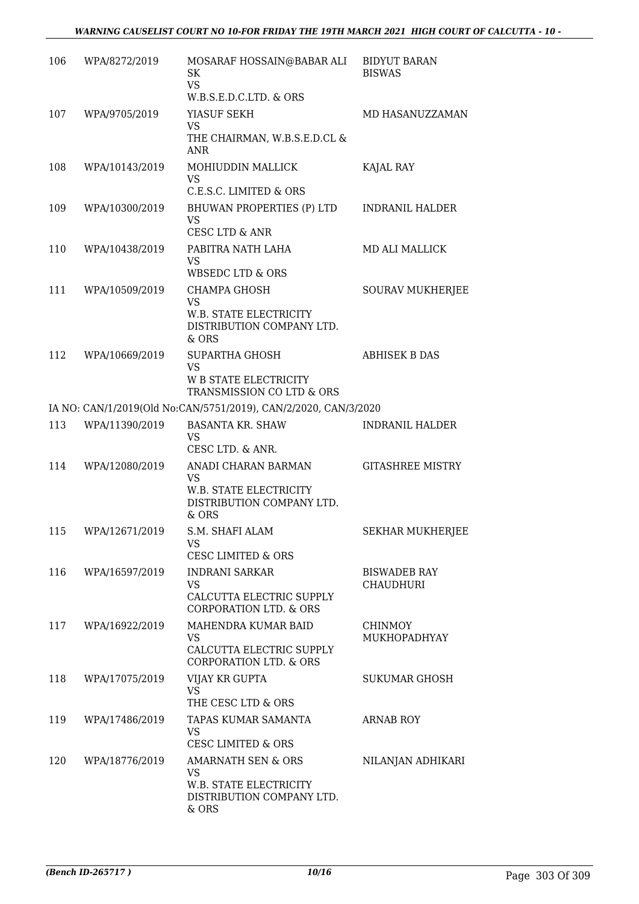| 106 | WPA/8272/2019 | MOSARAF HOSSAIN@BABAR ALI SK<br>VS<br>W.B.S.E.D.C.LTD. & ORS | BIDYUT BARAN BISWAS |
|---|---|---|---|
| 107 | WPA/9705/2019 | YIASUF SEKH<br>VS<br>THE CHAIRMAN, W.B.S.E.D.CL & ANR | MD HASANUZZAMAN |
| 108 | WPA/10143/2019 | MOHIUDDIN MALLICK<br>VS<br>C.E.S.C. LIMITED & ORS | KAJAL RAY |
| 109 | WPA/10300/2019 | BHUWAN PROPERTIES (P) LTD<br>VS<br>CESC LTD & ANR | INDRANIL HALDER |
| 110 | WPA/10438/2019 | PABITRA NATH LAHA<br>VS<br>WBSEDC LTD & ORS | MD ALI MALLICK |
| 111 | WPA/10509/2019 | CHAMPA GHOSH<br>VS<br>W.B. STATE ELECTRICITY DISTRIBUTION COMPANY LTD. & ORS | SOURAV MUKHERJEE |
| 112 | WPA/10669/2019 | SUPARTHA GHOSH<br>VS<br>W B STATE ELECTRICITY TRANSMISSION CO LTD & ORS | ABHISEK B DAS |
| | IA NO: CAN/1/2019(Old No:CAN/5751/2019), CAN/2/2020, CAN/3/2020 | | |
| 113 | WPA/11390/2019 | BASANTA KR. SHAW<br>VS<br>CESC LTD. & ANR. | INDRANIL HALDER |
| 114 | WPA/12080/2019 | ANADI CHARAN BARMAN<br>VS<br>W.B. STATE ELECTRICITY DISTRIBUTION COMPANY LTD. & ORS | GITASHREE MISTRY |
| 115 | WPA/12671/2019 | S.M. SHAFI ALAM<br>VS<br>CESC LIMITED & ORS | SEKHAR MUKHERJEE |
| 116 | WPA/16597/2019 | INDRANI SARKAR<br>VS<br>CALCUTTA ELECTRIC SUPPLY CORPORATION LTD. & ORS | BISWADEB RAY CHAUDHURI |
| 117 | WPA/16922/2019 | MAHENDRA KUMAR BAID<br>VS<br>CALCUTTA ELECTRIC SUPPLY CORPORATION LTD. & ORS | CHINMOY MUKHOPADHYAY |
| 118 | WPA/17075/2019 | VIJAY KR GUPTA<br>VS<br>THE CESC LTD & ORS | SUKUMAR GHOSH |
| 119 | WPA/17486/2019 | TAPAS KUMAR SAMANTA<br>VS<br>CESC LIMITED & ORS | ARNAB ROY |
| 120 | WPA/18776/2019 | AMARNATH SEN & ORS<br>VS<br>W.B. STATE ELECTRICITY DISTRIBUTION COMPANY LTD. & ORS | NILANJAN ADHIKARI |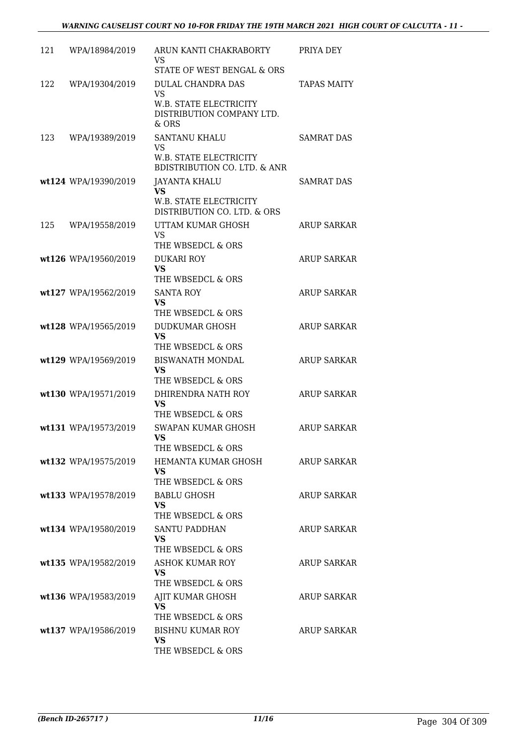| | | | |
|---|---|---|---|
| 121 | WPA/18984/2019 | ARUN KANTI CHAKRABORTY<br>VS<br>STATE OF WEST BENGAL & ORS | PRIYA DEY |
| 122 | WPA/19304/2019 | DULAL CHANDRA DAS<br>VS<br>W.B. STATE ELECTRICITY DISTRIBUTION COMPANY LTD. & ORS | TAPAS MAITY |
| 123 | WPA/19389/2019 | SANTANU KHALU<br>VS<br>W.B. STATE ELECTRICITY BDISTRIBUTION CO. LTD. & ANR | SAMRAT DAS |
| wt124 | WPA/19390/2019 | JAYANTA KHALU<br>**VS**<br>W.B. STATE ELECTRICITY DISTRIBUTION CO. LTD. & ORS | SAMRAT DAS |
| 125 | WPA/19558/2019 | UTTAM KUMAR GHOSH<br>VS<br>THE WBSEDCL & ORS | ARUP SARKAR |
| wt126 | WPA/19560/2019 | DUKARI ROY<br>**VS**<br>THE WBSEDCL & ORS | ARUP SARKAR |
| wt127 | WPA/19562/2019 | SANTA ROY<br>**VS**<br>THE WBSEDCL & ORS | ARUP SARKAR |
| wt128 | WPA/19565/2019 | DUDKUMAR GHOSH<br>**VS**<br>THE WBSEDCL & ORS | ARUP SARKAR |
| wt129 | WPA/19569/2019 | BISWANATH MONDAL<br>**VS**<br>THE WBSEDCL & ORS | ARUP SARKAR |
| wt130 | WPA/19571/2019 | DHIRENDRA NATH ROY<br>**VS**<br>THE WBSEDCL & ORS | ARUP SARKAR |
| wt131 | WPA/19573/2019 | SWAPAN KUMAR GHOSH<br>**VS**<br>THE WBSEDCL & ORS | ARUP SARKAR |
| wt132 | WPA/19575/2019 | HEMANTA KUMAR GHOSH<br>**VS**<br>THE WBSEDCL & ORS | ARUP SARKAR |
| wt133 | WPA/19578/2019 | BABLU GHOSH<br>**VS**<br>THE WBSEDCL & ORS | ARUP SARKAR |
| wt134 | WPA/19580/2019 | SANTU PADDHAN<br>**VS**<br>THE WBSEDCL & ORS | ARUP SARKAR |
| wt135 | WPA/19582/2019 | ASHOK KUMAR ROY<br>**VS**<br>THE WBSEDCL & ORS | ARUP SARKAR |
| wt136 | WPA/19583/2019 | AJIT KUMAR GHOSH<br>**VS**<br>THE WBSEDCL & ORS | ARUP SARKAR |
| wt137 | WPA/19586/2019 | BISHNU KUMAR ROY<br>**VS**<br>THE WBSEDCL & ORS | ARUP SARKAR |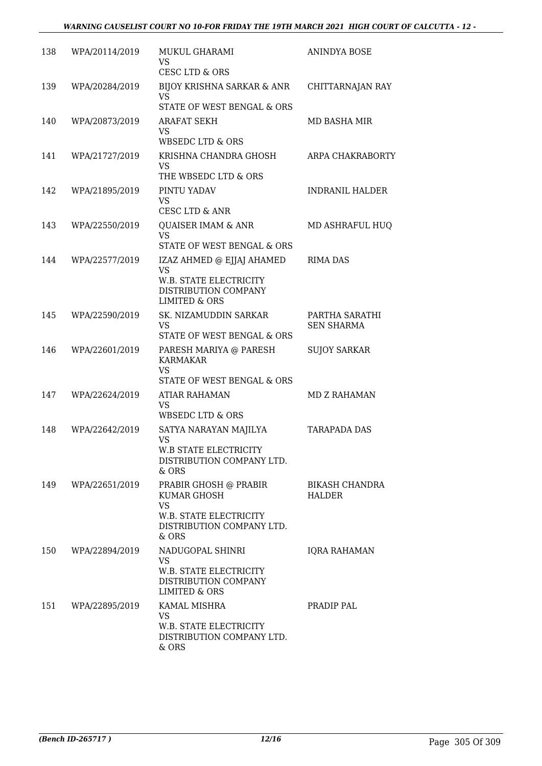| 138 | WPA/20114/2019 | MUKUL GHARAMI<br>VS<br>CESC LTD & ORS | ANINDYA BOSE |
|---|---|---|---|
| 139 | WPA/20284/2019 | BIJOY KRISHNA SARKAR & ANR<br>VS<br>STATE OF WEST BENGAL & ORS | CHITTARNAJAN RAY |
| 140 | WPA/20873/2019 | ARAFAT SEKH<br>VS<br>WBSEDC LTD & ORS | MD BASHA MIR |
| 141 | WPA/21727/2019 | KRISHNA CHANDRA GHOSH<br>VS<br>THE WBSEDC LTD & ORS | ARPA CHAKRABORTY |
| 142 | WPA/21895/2019 | PINTU YADAV<br>VS<br>CESC LTD & ANR | INDRANIL HALDER |
| 143 | WPA/22550/2019 | QUAISER IMAM & ANR<br>VS<br>STATE OF WEST BENGAL & ORS | MD ASHRAFUL HUQ |
| 144 | WPA/22577/2019 | IZAZ AHMED @ EJJAJ AHAMED<br>VS<br>W.B. STATE ELECTRICITY DISTRIBUTION COMPANY LIMITED & ORS | RIMA DAS |
| 145 | WPA/22590/2019 | SK. NIZAMUDDIN SARKAR<br>VS<br>STATE OF WEST BENGAL & ORS | PARTHA SARATHI SEN SHARMA |
| 146 | WPA/22601/2019 | PARESH MARIYA @ PARESH KARMAKAR<br>VS<br>STATE OF WEST BENGAL & ORS | SUJOY SARKAR |
| 147 | WPA/22624/2019 | ATIAR RAHAMAN<br>VS<br>WBSEDC LTD & ORS | MD Z RAHAMAN |
| 148 | WPA/22642/2019 | SATYA NARAYAN MAJILYA<br>VS<br>W.B STATE ELECTRICITY DISTRIBUTION COMPANY LTD. & ORS | TARAPADA DAS |
| 149 | WPA/22651/2019 | PRABIR GHOSH @ PRABIR KUMAR GHOSH<br>VS<br>W.B. STATE ELECTRICITY DISTRIBUTION COMPANY LTD. & ORS | BIKASH CHANDRA HALDER |
| 150 | WPA/22894/2019 | NADUGOPAL SHINRI<br>VS<br>W.B. STATE ELECTRICITY DISTRIBUTION COMPANY LIMITED & ORS | IQRA RAHAMAN |
| 151 | WPA/22895/2019 | KAMAL MISHRA<br>VS<br>W.B. STATE ELECTRICITY DISTRIBUTION COMPANY LTD. & ORS | PRADIP PAL |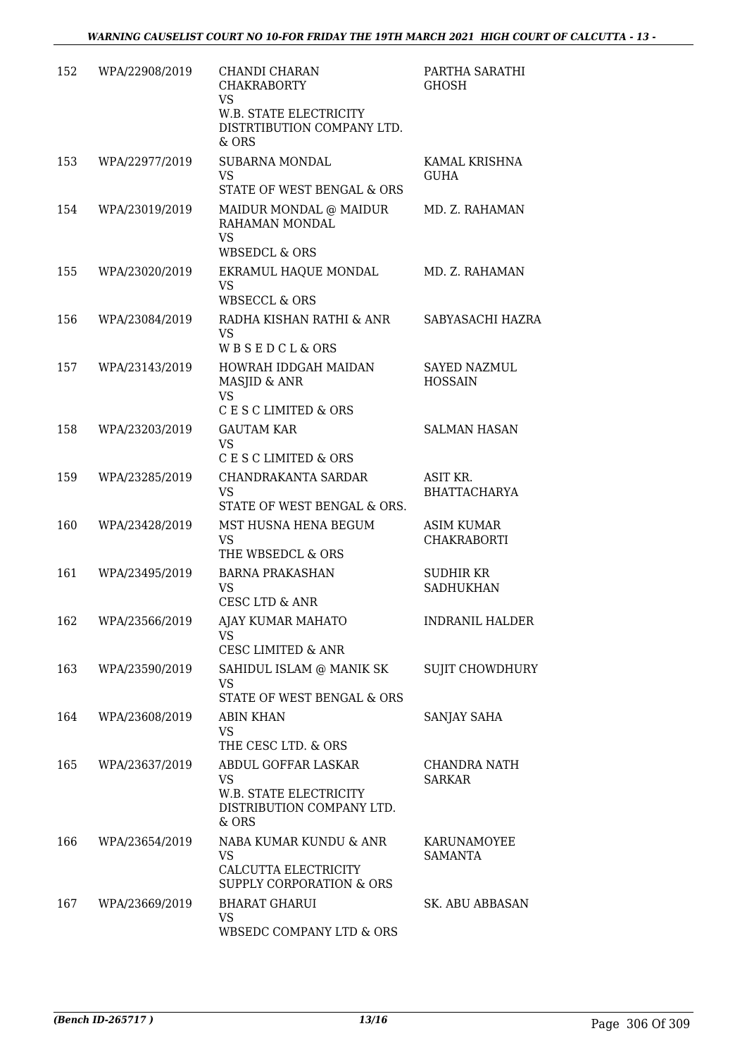| 152 | WPA/22908/2019 | CHANDI CHARAN CHAKRABORTY VS W.B. STATE ELECTRICITY DISTRTIBUTION COMPANY LTD. & ORS | PARTHA SARATHI GHOSH |
|---|---|---|---|
| 153 | WPA/22977/2019 | SUBARNA MONDAL VS STATE OF WEST BENGAL & ORS | KAMAL KRISHNA GUHA |
| 154 | WPA/23019/2019 | MAIDUR MONDAL @ MAIDUR RAHAMAN MONDAL VS WBSEDCL & ORS | MD. Z. RAHAMAN |
| 155 | WPA/23020/2019 | EKRAMUL HAQUE MONDAL VS WBSECCL & ORS | MD. Z. RAHAMAN |
| 156 | WPA/23084/2019 | RADHA KISHAN RATHI & ANR VS W B S E D C L & ORS | SABYASACHI HAZRA |
| 157 | WPA/23143/2019 | HOWRAH IDDGAH MAIDAN MASJID & ANR VS C E S C LIMITED & ORS | SAYED NAZMUL HOSSAIN |
| 158 | WPA/23203/2019 | GAUTAM KAR VS C E S C LIMITED & ORS | SALMAN HASAN |
| 159 | WPA/23285/2019 | CHANDRAKANTA SARDAR VS STATE OF WEST BENGAL & ORS. | ASIT KR. BHATTACHARYA |
| 160 | WPA/23428/2019 | MST HUSNA HENA BEGUM VS THE WBSEDCL & ORS | ASIM KUMAR CHAKRABORTI |
| 161 | WPA/23495/2019 | BARNA PRAKASHAN VS CESC LTD & ANR | SUDHIR KR SADHUKHAN |
| 162 | WPA/23566/2019 | AJAY KUMAR MAHATO VS CESC LIMITED & ANR | INDRANIL HALDER |
| 163 | WPA/23590/2019 | SAHIDUL ISLAM @ MANIK SK VS STATE OF WEST BENGAL & ORS | SUJIT CHOWDHURY |
| 164 | WPA/23608/2019 | ABIN KHAN VS THE CESC LTD. & ORS | SANJAY SAHA |
| 165 | WPA/23637/2019 | ABDUL GOFFAR LASKAR VS W.B. STATE ELECTRICITY DISTRIBUTION COMPANY LTD. & ORS | CHANDRA NATH SARKAR |
| 166 | WPA/23654/2019 | NABA KUMAR KUNDU & ANR VS CALCUTTA ELECTRICITY SUPPLY CORPORATION & ORS | KARUNAMOYEE SAMANTA |
| 167 | WPA/23669/2019 | BHARAT GHARUI VS WBSEDC COMPANY LTD & ORS | SK. ABU ABBASAN |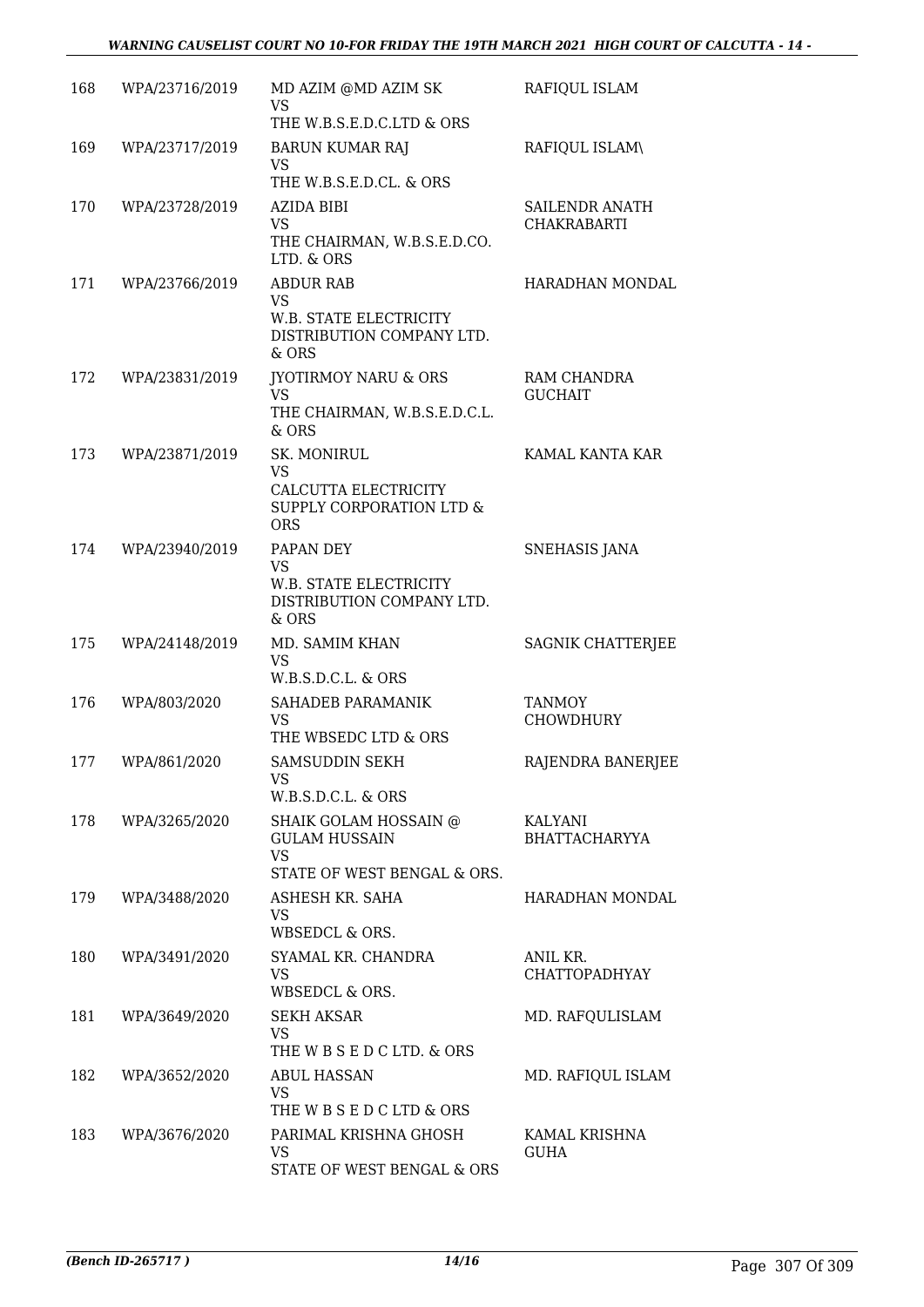| 168 | WPA/23716/2019 | MD AZIM @MD AZIM SK<br>VS<br>THE W.B.S.E.D.C.LTD & ORS | RAFIQUL ISLAM |
|---|---|---|---|
| 169 | WPA/23717/2019 | BARUN KUMAR RAJ<br>VS<br>THE W.B.S.E.D.CL. & ORS | RAFIQUL ISLAM\ |
| 170 | WPA/23728/2019 | AZIDA BIBI<br>VS<br>THE CHAIRMAN, W.B.S.E.D.CO. LTD. & ORS | SAILENDR ANATH CHAKRABARTI |
| 171 | WPA/23766/2019 | ABDUR RAB<br>VS<br>W.B. STATE ELECTRICITY DISTRIBUTION COMPANY LTD. & ORS | HARADHAN MONDAL |
| 172 | WPA/23831/2019 | JYOTIRMOY NARU & ORS<br>VS<br>THE CHAIRMAN, W.B.S.E.D.C.L. & ORS | RAM CHANDRA GUCHAIT |
| 173 | WPA/23871/2019 | SK. MONIRUL<br>VS<br>CALCUTTA ELECTRICITY SUPPLY CORPORATION LTD & ORS | KAMAL KANTA KAR |
| 174 | WPA/23940/2019 | PAPAN DEY<br>VS<br>W.B. STATE ELECTRICITY DISTRIBUTION COMPANY LTD. & ORS | SNEHASIS JANA |
| 175 | WPA/24148/2019 | MD. SAMIM KHAN<br>VS<br>W.B.S.D.C.L. & ORS | SAGNIK CHATTERJEE |
| 176 | WPA/803/2020 | SAHADEB PARAMANIK<br>VS<br>THE WBSEDC LTD & ORS | TANMOY CHOWDHURY |
| 177 | WPA/861/2020 | SAMSUDDIN SEKH<br>VS<br>W.B.S.D.C.L. & ORS | RAJENDRA BANERJEE |
| 178 | WPA/3265/2020 | SHAIK GOLAM HOSSAIN @ GULAM HUSSAIN<br>VS<br>STATE OF WEST BENGAL & ORS. | KALYANI BHATTACHARYYA |
| 179 | WPA/3488/2020 | ASHESH KR. SAHA<br>VS<br>WBSEDCL & ORS. | HARADHAN MONDAL |
| 180 | WPA/3491/2020 | SYAMAL KR. CHANDRA<br>VS<br>WBSEDCL & ORS. | ANIL KR. CHATTOPADHYAY |
| 181 | WPA/3649/2020 | SEKH AKSAR<br>VS<br>THE W B S E D C LTD. & ORS | MD. RAFQULISLAM |
| 182 | WPA/3652/2020 | ABUL HASSAN<br>VS<br>THE W B S E D C LTD & ORS | MD. RAFIQUL ISLAM |
| 183 | WPA/3676/2020 | PARIMAL KRISHNA GHOSH<br>VS<br>STATE OF WEST BENGAL & ORS | KAMAL KRISHNA GUHA |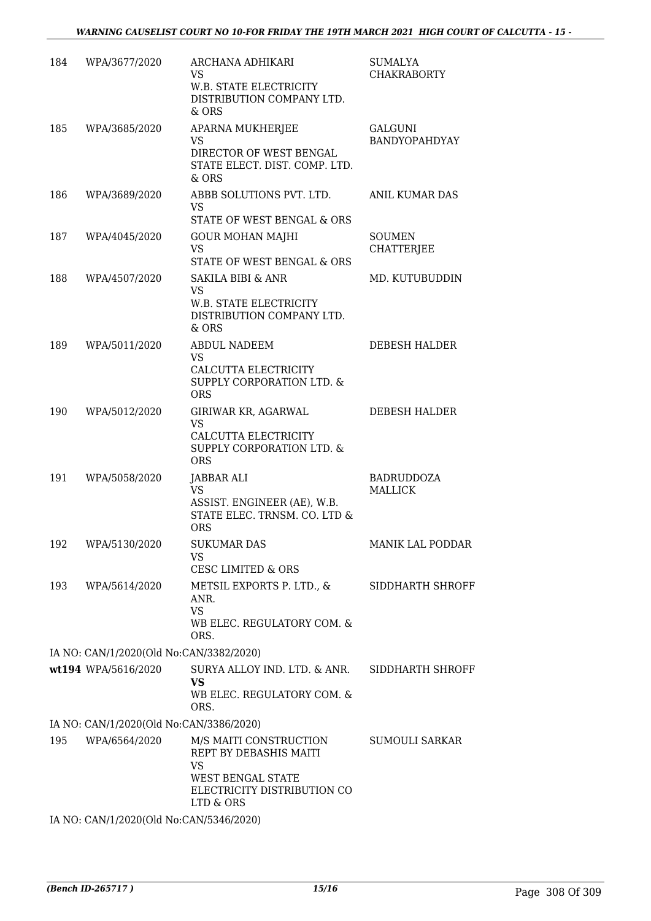| | | | |
|---|---|---|---|
| 184 | WPA/3677/2020 | ARCHANA ADHIKARI<br>VS<br>W.B. STATE ELECTRICITY DISTRIBUTION COMPANY LTD. & ORS | SUMALYA CHAKRABORTY |
| 185 | WPA/3685/2020 | APARNA MUKHERJEE<br>VS<br>DIRECTOR OF WEST BENGAL STATE ELECT. DIST. COMP. LTD. & ORS | GALGUNI BANDYOPAHDYAY |
| 186 | WPA/3689/2020 | ABBB SOLUTIONS PVT. LTD.<br>VS<br>STATE OF WEST BENGAL & ORS | ANIL KUMAR DAS |
| 187 | WPA/4045/2020 | GOUR MOHAN MAJHI<br>VS<br>STATE OF WEST BENGAL & ORS | SOUMEN CHATTERJEE |
| 188 | WPA/4507/2020 | SAKILA BIBI & ANR<br>VS<br>W.B. STATE ELECTRICITY DISTRIBUTION COMPANY LTD. & ORS | MD. KUTUBUDDIN |
| 189 | WPA/5011/2020 | ABDUL NADEEM<br>VS<br>CALCUTTA ELECTRICITY SUPPLY CORPORATION LTD. & ORS | DEBESH HALDER |
| 190 | WPA/5012/2020 | GIRIWAR KR, AGARWAL<br>VS<br>CALCUTTA ELECTRICITY SUPPLY CORPORATION LTD. & ORS | DEBESH HALDER |
| 191 | WPA/5058/2020 | JABBAR ALI<br>VS<br>ASSIST. ENGINEER (AE), W.B. STATE ELEC. TRNSM. CO. LTD & ORS | BADRUDDOZA MALLICK |
| 192 | WPA/5130/2020 | SUKUMAR DAS<br>VS<br>CESC LIMITED & ORS | MANIK LAL PODDAR |
| 193 | WPA/5614/2020 | METSIL EXPORTS P. LTD., & ANR.<br>VS<br>WB ELEC. REGULATORY COM. & ORS. | SIDDHARTH SHROFF |
| | IA NO: CAN/1/2020(Old No:CAN/3382/2020) | | |
| wt194 | WPA/5616/2020 | SURYA ALLOY IND. LTD. & ANR.<br>**VS**<br>WB ELEC. REGULATORY COM. & ORS. | SIDDHARTH SHROFF |
| | IA NO: CAN/1/2020(Old No:CAN/3386/2020) | | |
| 195 | WPA/6564/2020 | M/S MAITI CONSTRUCTION REPT BY DEBASHIS MAITI<br>VS<br>WEST BENGAL STATE ELECTRICITY DISTRIBUTION CO LTD & ORS | SUMOULI SARKAR |
| | IA NO: CAN/1/2020(Old No:CAN/5346/2020) | | |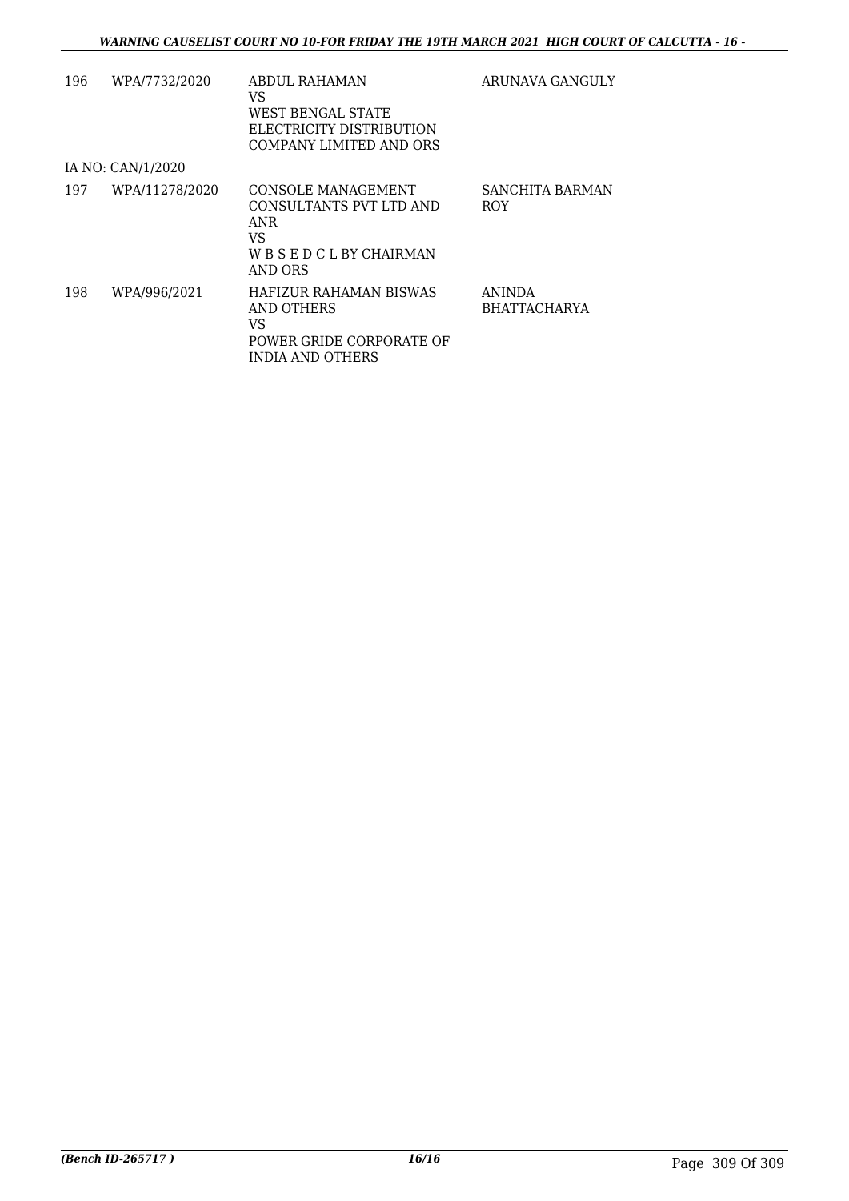| | | | |
|---|---|---|---|
| 196 | WPA/7732/2020 | ABDUL RAHAMAN<br>VS<br>WEST BENGAL STATE ELECTRICITY DISTRIBUTION COMPANY LIMITED AND ORS | ARUNAVA GANGULY |
| | IA NO: CAN/1/2020 | | |
| 197 | WPA/11278/2020 | CONSOLE MANAGEMENT CONSULTANTS PVT LTD AND ANR<br>VS<br>W B S E D C L BY CHAIRMAN AND ORS | SANCHITA BARMAN ROY |
| 198 | WPA/996/2021 | HAFIZUR RAHAMAN BISWAS AND OTHERS<br>VS<br>POWER GRIDE CORPORATE OF INDIA AND OTHERS | ANINDA BHATTACHARYA |